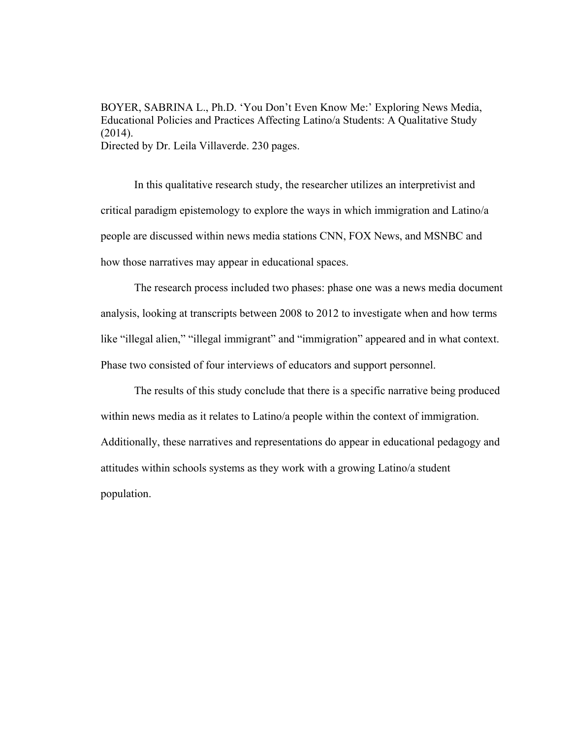BOYER, SABRINA L., Ph.D. 'You Don't Even Know Me:' Exploring News Media, Educational Policies and Practices Affecting Latino/a Students: A Qualitative Study (2014).
Directed by Dr. Leila Villaverde. 230 pages.

In this qualitative research study, the researcher utilizes an interpretivist and critical paradigm epistemology to explore the ways in which immigration and Latino/a people are discussed within news media stations CNN, FOX News, and MSNBC and how those narratives may appear in educational spaces.

The research process included two phases: phase one was a news media document analysis, looking at transcripts between 2008 to 2012 to investigate when and how terms like "illegal alien," "illegal immigrant" and "immigration" appeared and in what context. Phase two consisted of four interviews of educators and support personnel.

The results of this study conclude that there is a specific narrative being produced within news media as it relates to Latino/a people within the context of immigration. Additionally, these narratives and representations do appear in educational pedagogy and attitudes within schools systems as they work with a growing Latino/a student population.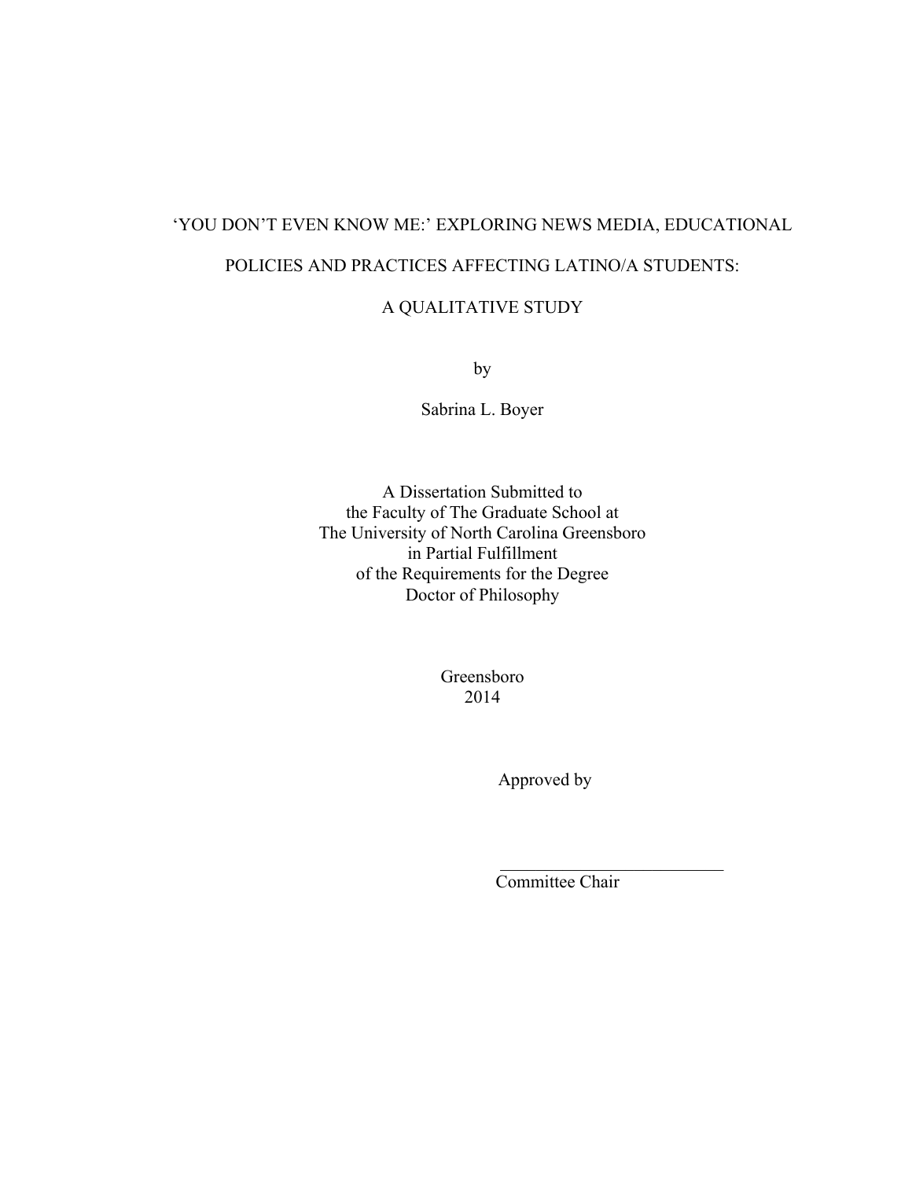# 'YOU DON'T EVEN KNOW ME:' EXPLORING NEWS MEDIA, EDUCATIONAL POLICIES AND PRACTICES AFFECTING LATINO/A STUDENTS: A QUALITATIVE STUDY

by

Sabrina L. Boyer

A Dissertation Submitted to
the Faculty of The Graduate School at
The University of North Carolina Greensboro
in Partial Fulfillment
of the Requirements for the Degree
Doctor of Philosophy

Greensboro
2014

Approved by

___________________________
Committee Chair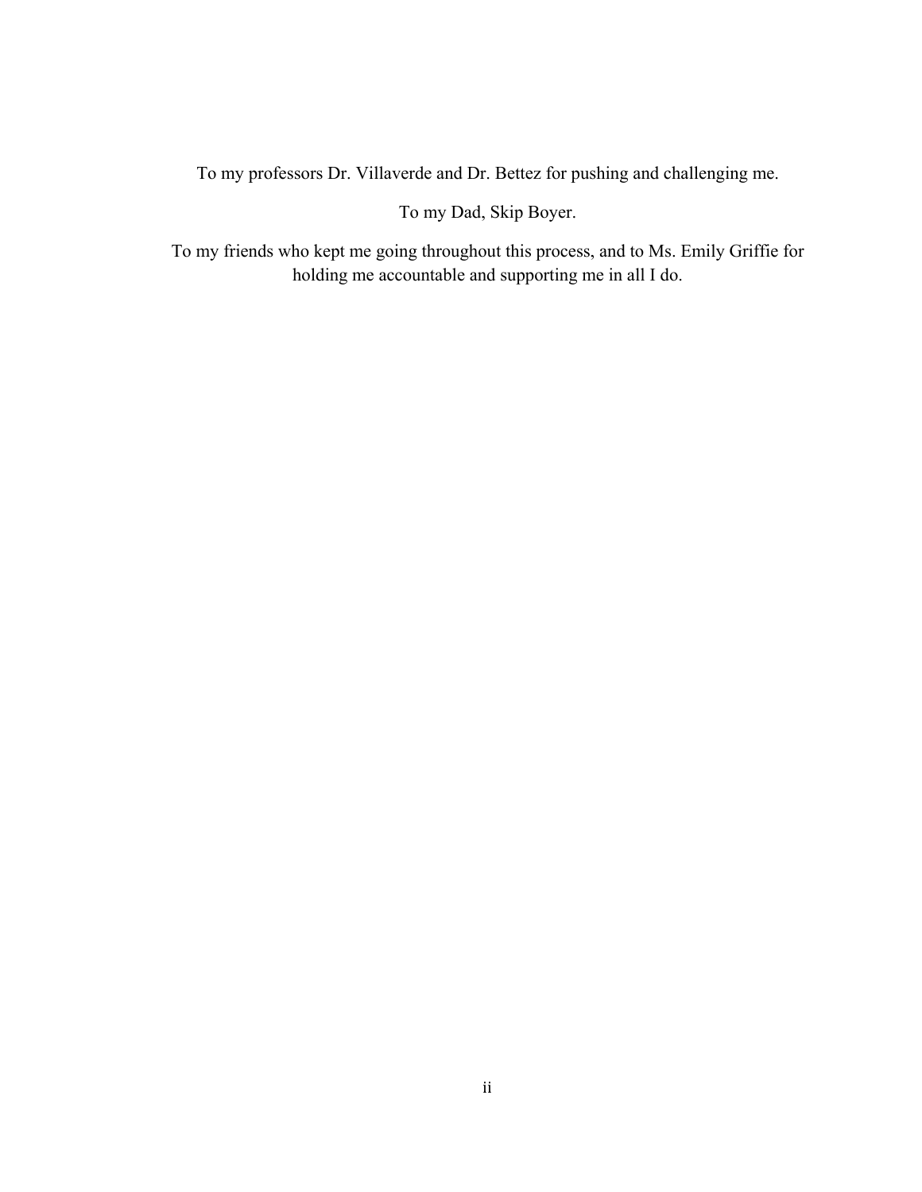To my professors Dr. Villaverde and Dr. Bettez for pushing and challenging me.

To my Dad, Skip Boyer.

To my friends who kept me going throughout this process, and to Ms. Emily Griffie for holding me accountable and supporting me in all I do.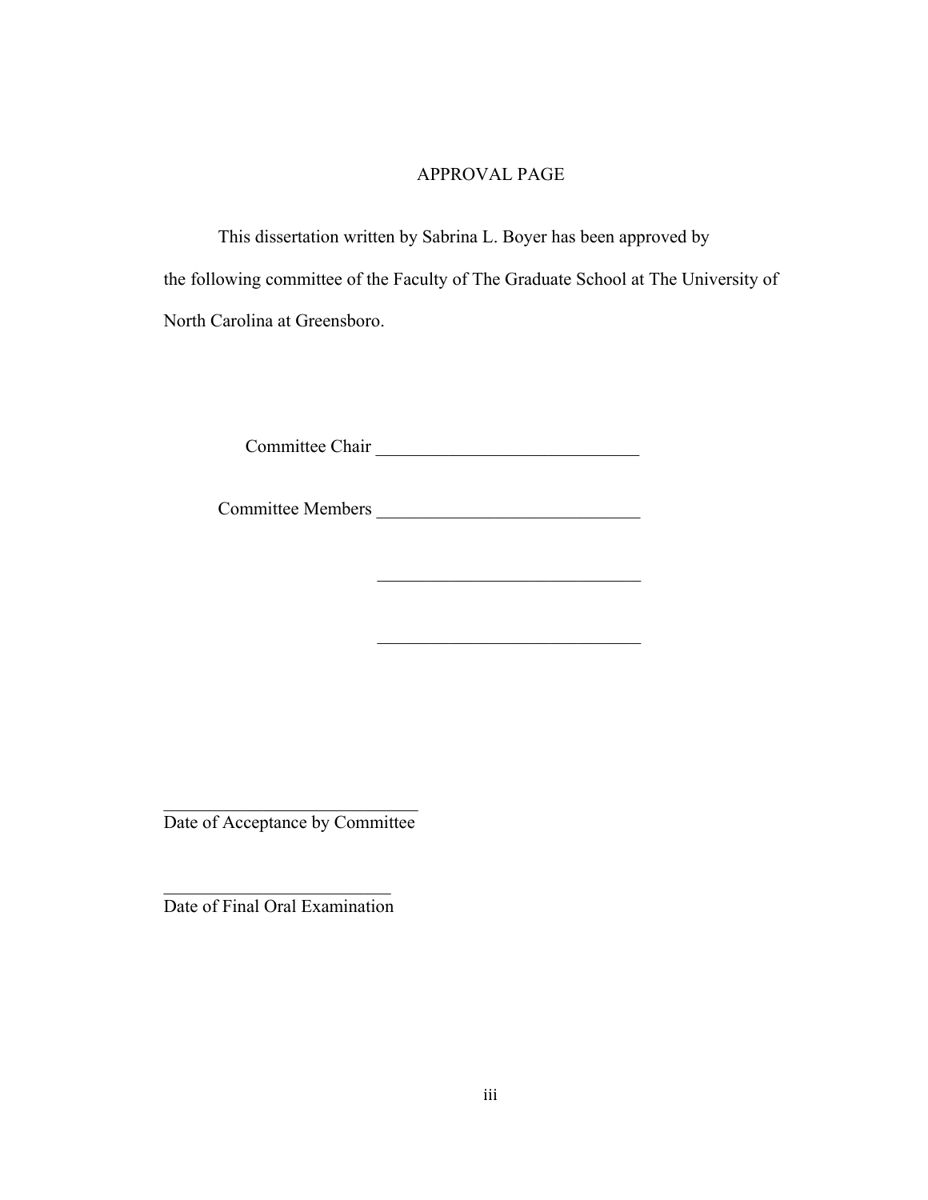# APPROVAL PAGE

This dissertation written by Sabrina L. Boyer has been approved by the following committee of the Faculty of The Graduate School at The University of North Carolina at Greensboro.

Committee Chair ______________________________

Committee Members ______________________________

______________________________

______________________________

______________________________
Date of Acceptance by Committee

______________________________
Date of Final Oral Examination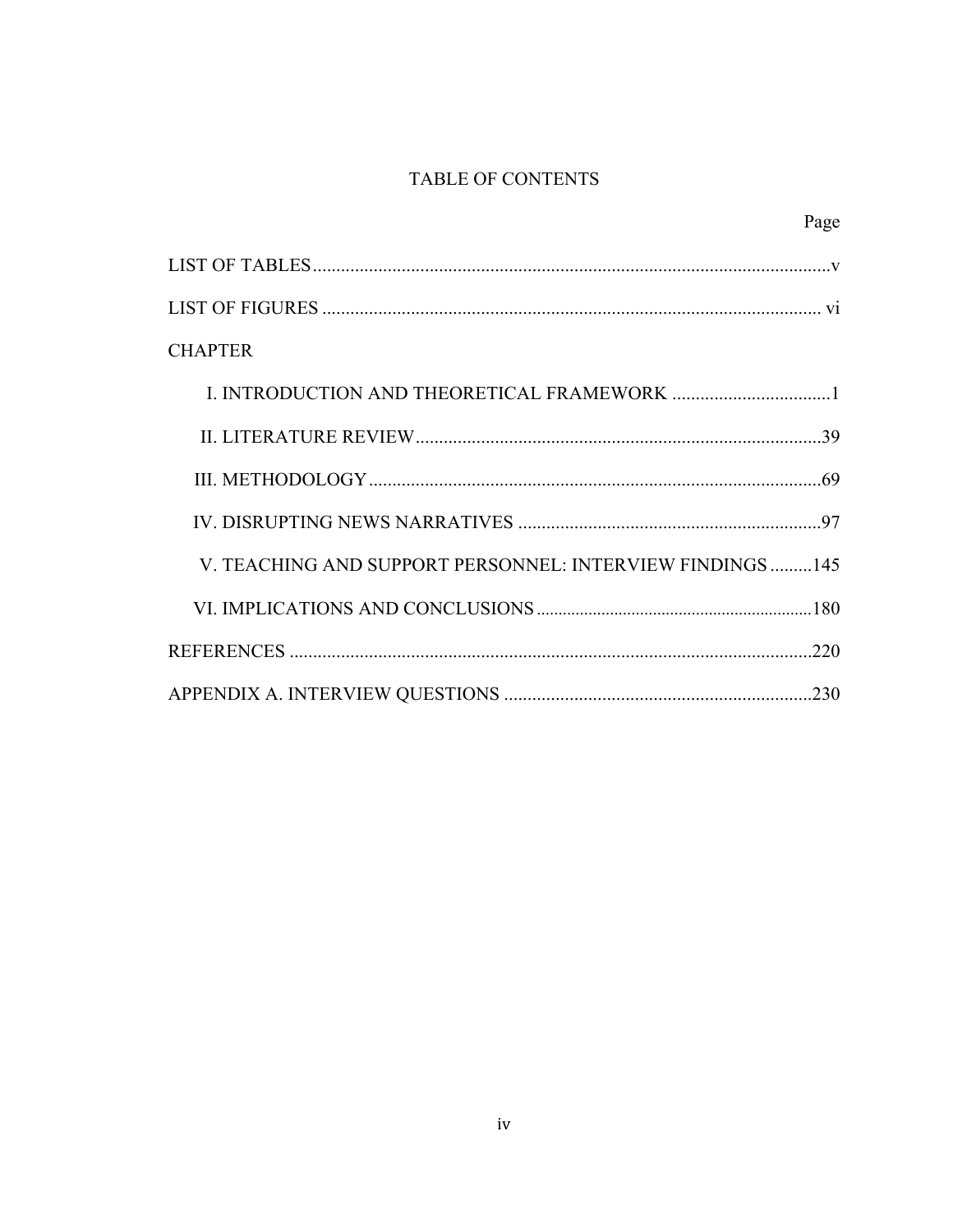# TABLE OF CONTENTS

| | Page |
|---|---|
| LIST OF TABLES | v |
| LIST OF FIGURES | vi |
| CHAPTER | |
| I. INTRODUCTION AND THEORETICAL FRAMEWORK | 1 |
| II. LITERATURE REVIEW | 39 |
| III. METHODOLOGY | 69 |
| IV. DISRUPTING NEWS NARRATIVES | 97 |
| V. TEACHING AND SUPPORT PERSONNEL: INTERVIEW FINDINGS | 145 |
| VI. IMPLICATIONS AND CONCLUSIONS | 180 |
| REFERENCES | 220 |
| APPENDIX A. INTERVIEW QUESTIONS | 230 |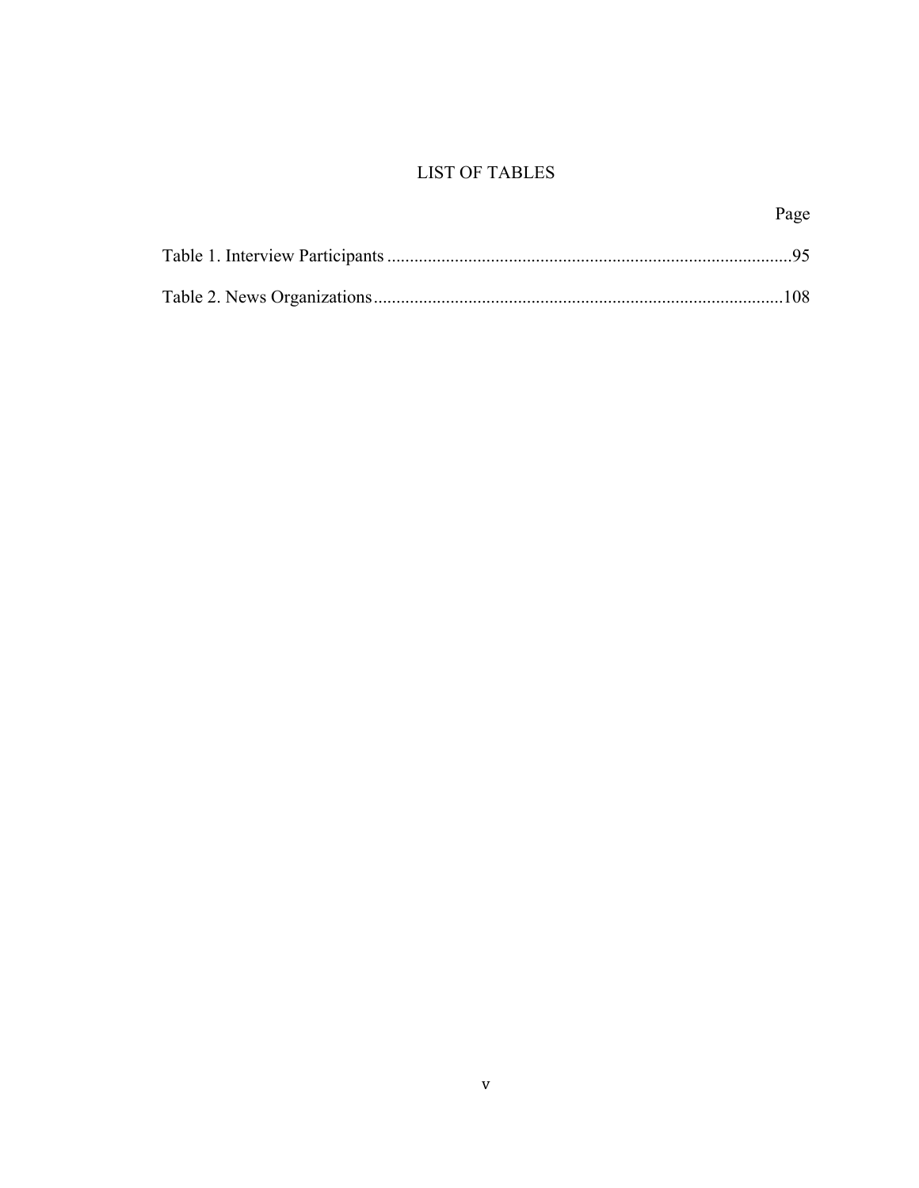# LIST OF TABLES

Page

Table 1. Interview Participants ..........................................................................................95

Table 2. News Organizations..........................................................................................108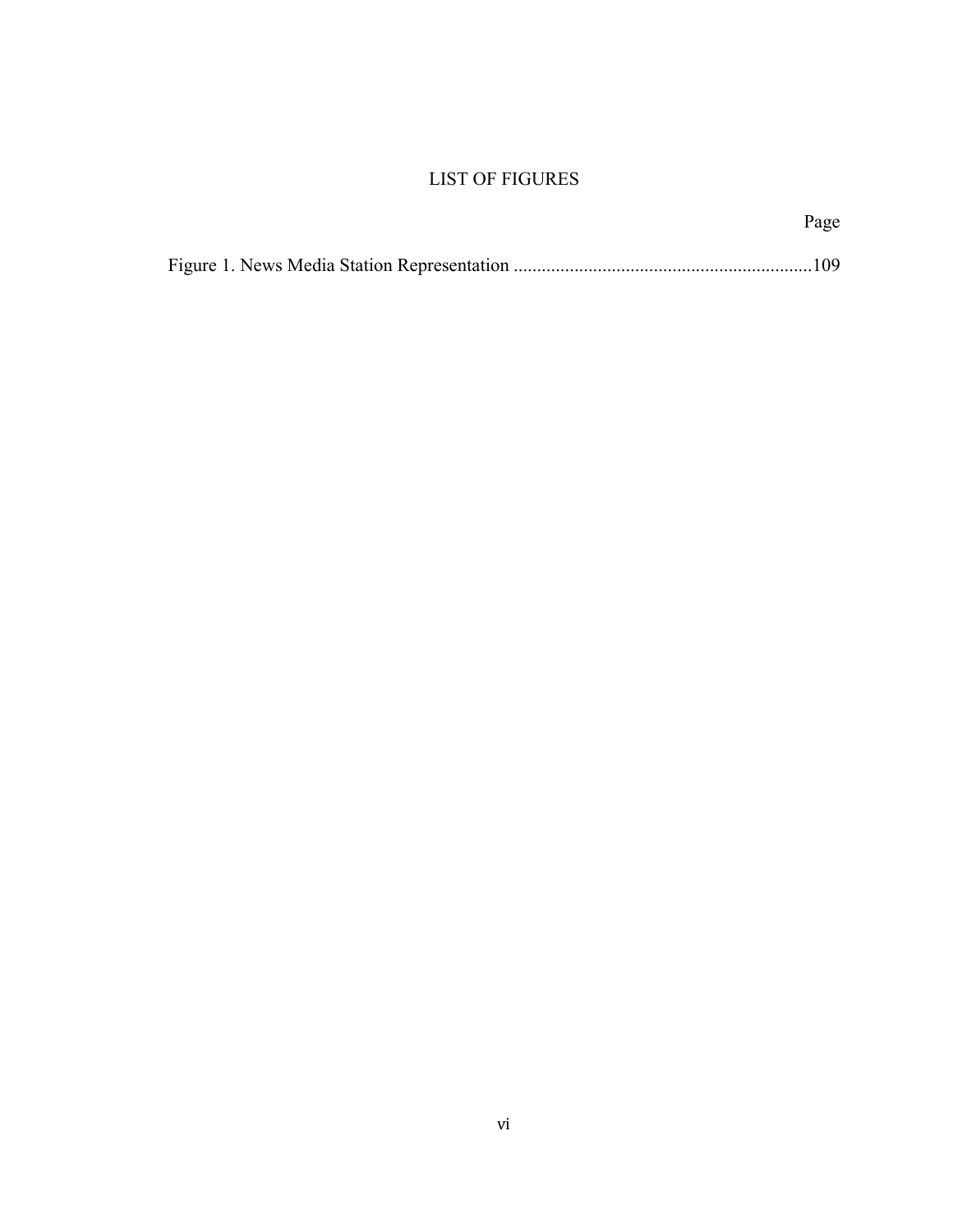# LIST OF FIGURES

Page

Figure 1. News Media Station Representation ...............................................................109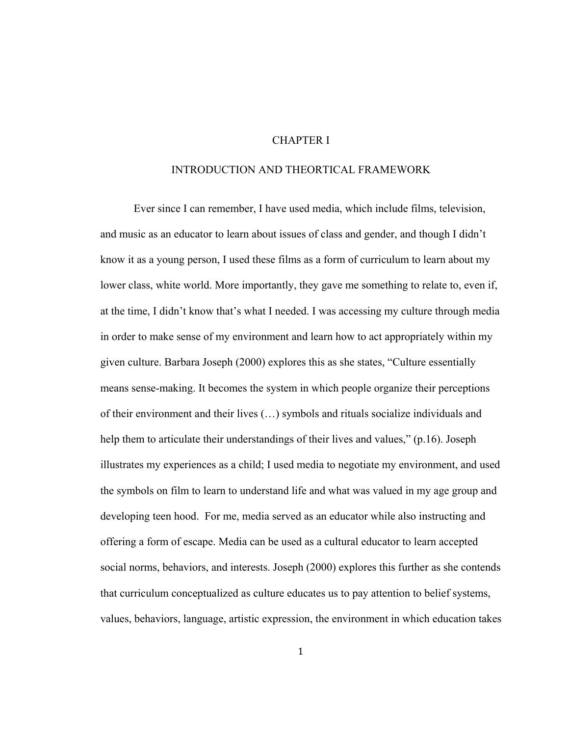# CHAPTER I

## INTRODUCTION AND THEORTICAL FRAMEWORK

Ever since I can remember, I have used media, which include films, television, and music as an educator to learn about issues of class and gender, and though I didn't know it as a young person, I used these films as a form of curriculum to learn about my lower class, white world. More importantly, they gave me something to relate to, even if, at the time, I didn't know that's what I needed. I was accessing my culture through media in order to make sense of my environment and learn how to act appropriately within my given culture. Barbara Joseph (2000) explores this as she states, "Culture essentially means sense-making. It becomes the system in which people organize their perceptions of their environment and their lives (…) symbols and rituals socialize individuals and help them to articulate their understandings of their lives and values," (p.16). Joseph illustrates my experiences as a child; I used media to negotiate my environment, and used the symbols on film to learn to understand life and what was valued in my age group and developing teen hood. For me, media served as an educator while also instructing and offering a form of escape. Media can be used as a cultural educator to learn accepted social norms, behaviors, and interests. Joseph (2000) explores this further as she contends that curriculum conceptualized as culture educates us to pay attention to belief systems, values, behaviors, language, artistic expression, the environment in which education takes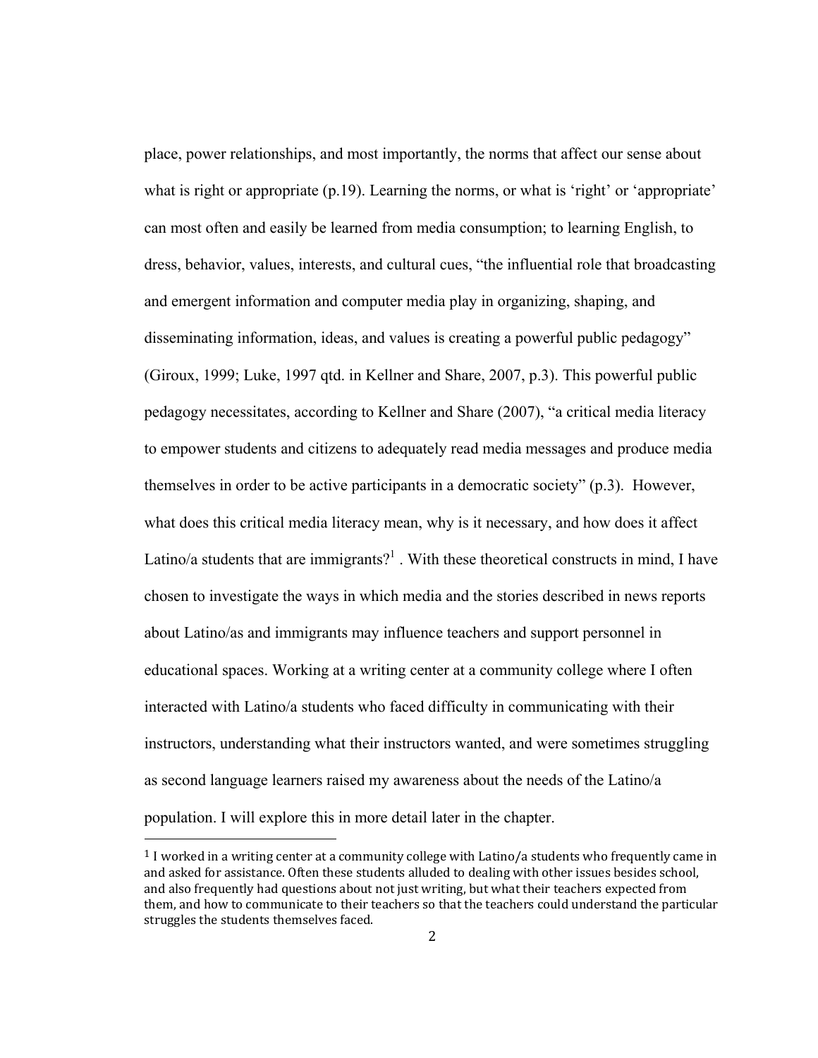place, power relationships, and most importantly, the norms that affect our sense about what is right or appropriate (p.19). Learning the norms, or what is 'right' or 'appropriate' can most often and easily be learned from media consumption; to learning English, to dress, behavior, values, interests, and cultural cues, "the influential role that broadcasting and emergent information and computer media play in organizing, shaping, and disseminating information, ideas, and values is creating a powerful public pedagogy" (Giroux, 1999; Luke, 1997 qtd. in Kellner and Share, 2007, p.3). This powerful public pedagogy necessitates, according to Kellner and Share (2007), "a critical media literacy to empower students and citizens to adequately read media messages and produce media themselves in order to be active participants in a democratic society" (p.3). However, what does this critical media literacy mean, why is it necessary, and how does it affect Latino/a students that are immigrants?[1] . With these theoretical constructs in mind, I have chosen to investigate the ways in which media and the stories described in news reports about Latino/as and immigrants may influence teachers and support personnel in educational spaces. Working at a writing center at a community college where I often interacted with Latino/a students who faced difficulty in communicating with their instructors, understanding what their instructors wanted, and were sometimes struggling as second language learners raised my awareness about the needs of the Latino/a population. I will explore this in more detail later in the chapter.

[1] I worked in a writing center at a community college with Latino/a students who frequently came in and asked for assistance. Often these students alluded to dealing with other issues besides school, and also frequently had questions about not just writing, but what their teachers expected from them, and how to communicate to their teachers so that the teachers could understand the particular struggles the students themselves faced.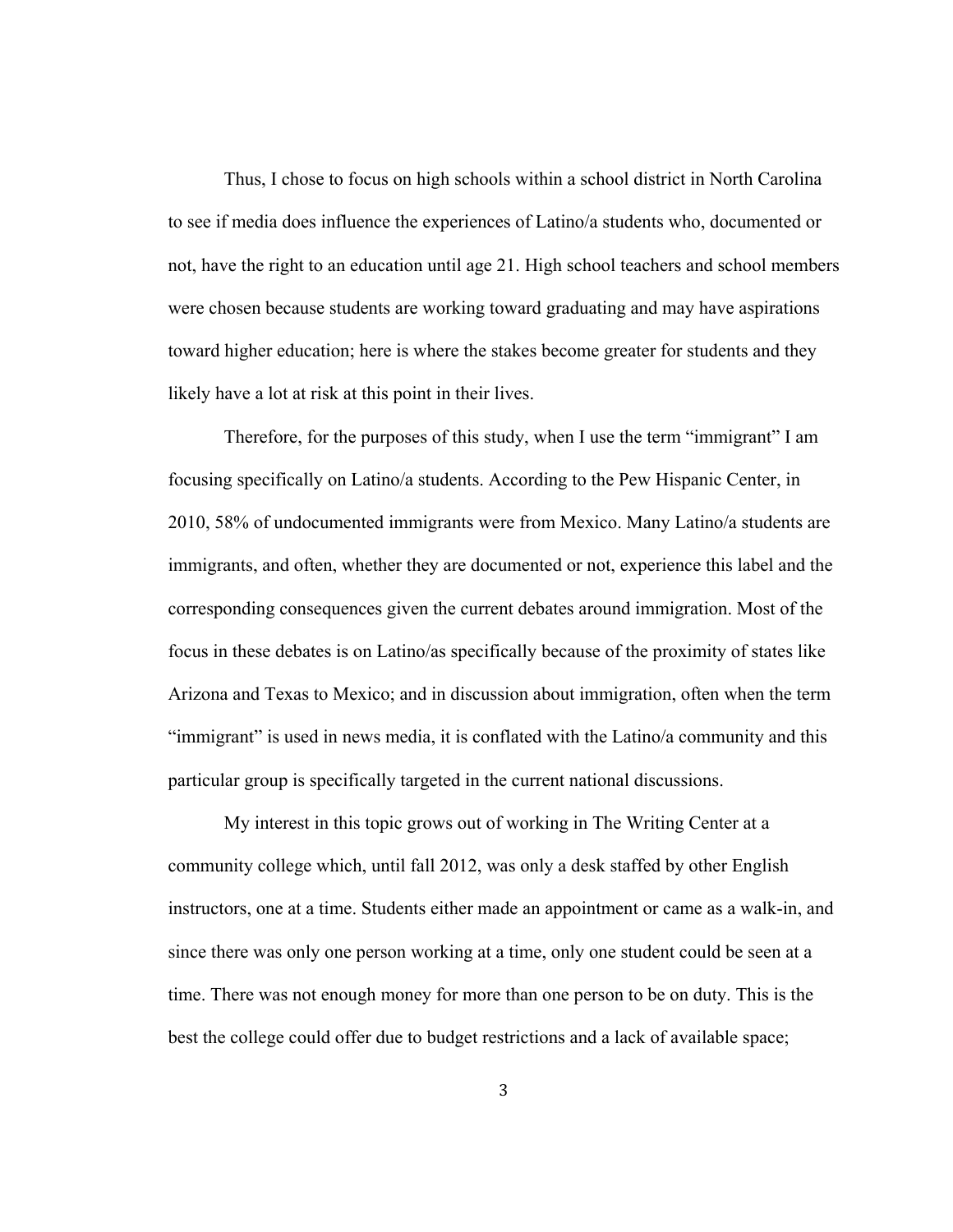Thus, I chose to focus on high schools within a school district in North Carolina to see if media does influence the experiences of Latino/a students who, documented or not, have the right to an education until age 21. High school teachers and school members were chosen because students are working toward graduating and may have aspirations toward higher education; here is where the stakes become greater for students and they likely have a lot at risk at this point in their lives.

Therefore, for the purposes of this study, when I use the term "immigrant" I am focusing specifically on Latino/a students. According to the Pew Hispanic Center, in 2010, 58% of undocumented immigrants were from Mexico. Many Latino/a students are immigrants, and often, whether they are documented or not, experience this label and the corresponding consequences given the current debates around immigration. Most of the focus in these debates is on Latino/as specifically because of the proximity of states like Arizona and Texas to Mexico; and in discussion about immigration, often when the term "immigrant" is used in news media, it is conflated with the Latino/a community and this particular group is specifically targeted in the current national discussions.

My interest in this topic grows out of working in The Writing Center at a community college which, until fall 2012, was only a desk staffed by other English instructors, one at a time. Students either made an appointment or came as a walk-in, and since there was only one person working at a time, only one student could be seen at a time. There was not enough money for more than one person to be on duty. This is the best the college could offer due to budget restrictions and a lack of available space;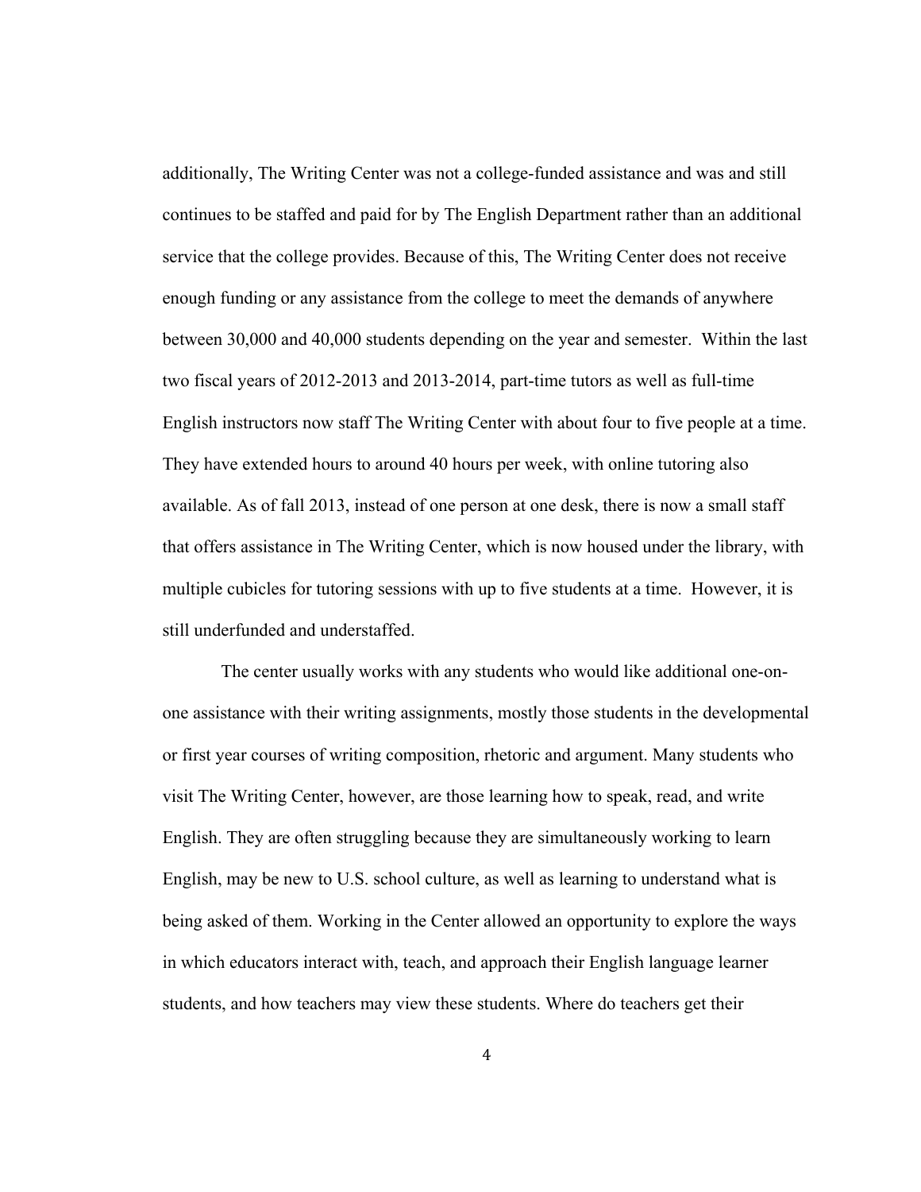additionally, The Writing Center was not a college-funded assistance and was and still continues to be staffed and paid for by The English Department rather than an additional service that the college provides. Because of this, The Writing Center does not receive enough funding or any assistance from the college to meet the demands of anywhere between 30,000 and 40,000 students depending on the year and semester. Within the last two fiscal years of 2012-2013 and 2013-2014, part-time tutors as well as full-time English instructors now staff The Writing Center with about four to five people at a time. They have extended hours to around 40 hours per week, with online tutoring also available. As of fall 2013, instead of one person at one desk, there is now a small staff that offers assistance in The Writing Center, which is now housed under the library, with multiple cubicles for tutoring sessions with up to five students at a time. However, it is still underfunded and understaffed.

The center usually works with any students who would like additional one-on-one assistance with their writing assignments, mostly those students in the developmental or first year courses of writing composition, rhetoric and argument. Many students who visit The Writing Center, however, are those learning how to speak, read, and write English. They are often struggling because they are simultaneously working to learn English, may be new to U.S. school culture, as well as learning to understand what is being asked of them. Working in the Center allowed an opportunity to explore the ways in which educators interact with, teach, and approach their English language learner students, and how teachers may view these students. Where do teachers get their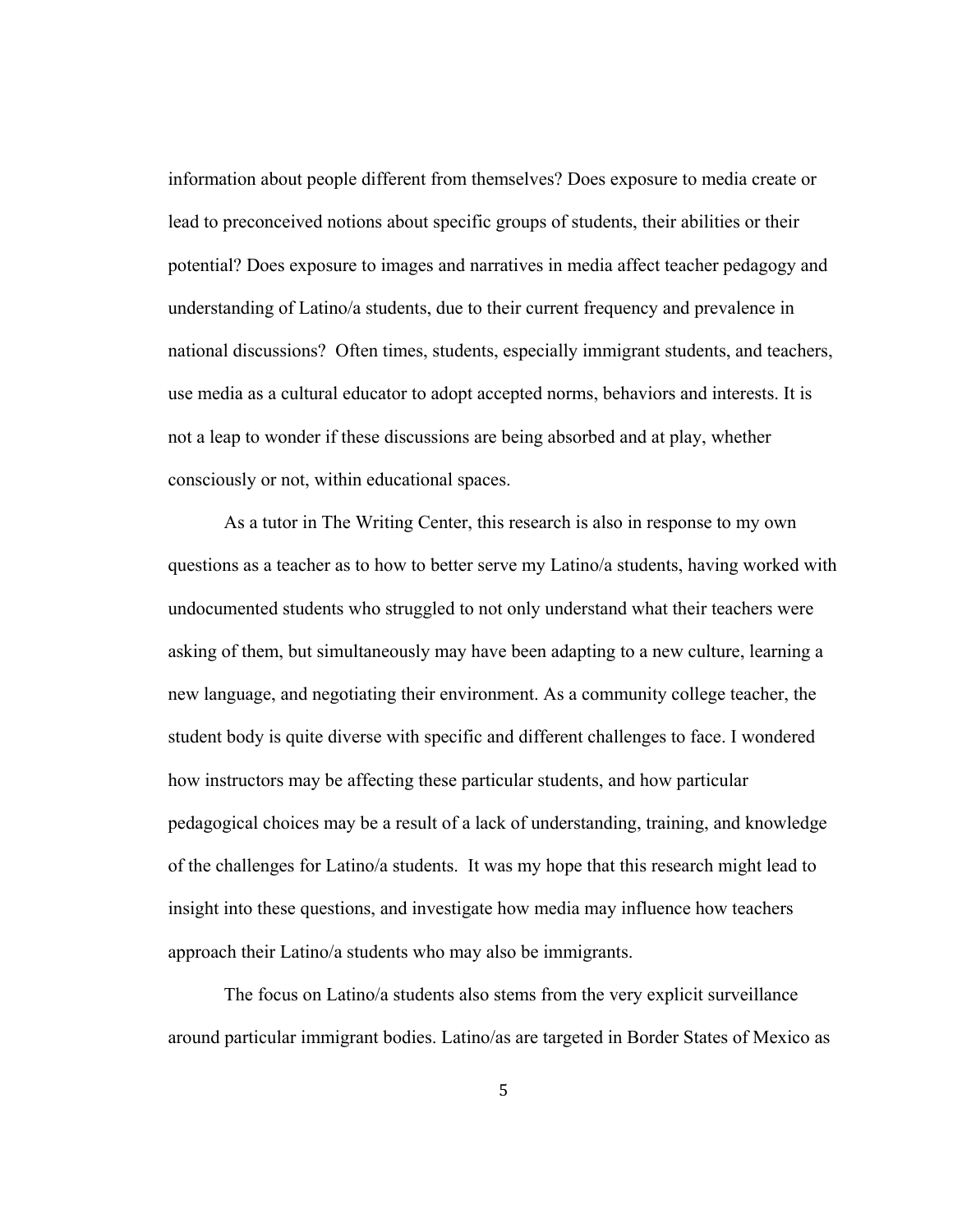information about people different from themselves? Does exposure to media create or lead to preconceived notions about specific groups of students, their abilities or their potential? Does exposure to images and narratives in media affect teacher pedagogy and understanding of Latino/a students, due to their current frequency and prevalence in national discussions?  Often times, students, especially immigrant students, and teachers, use media as a cultural educator to adopt accepted norms, behaviors and interests. It is not a leap to wonder if these discussions are being absorbed and at play, whether consciously or not, within educational spaces.

As a tutor in The Writing Center, this research is also in response to my own questions as a teacher as to how to better serve my Latino/a students, having worked with undocumented students who struggled to not only understand what their teachers were asking of them, but simultaneously may have been adapting to a new culture, learning a new language, and negotiating their environment. As a community college teacher, the student body is quite diverse with specific and different challenges to face. I wondered how instructors may be affecting these particular students, and how particular pedagogical choices may be a result of a lack of understanding, training, and knowledge of the challenges for Latino/a students.  It was my hope that this research might lead to insight into these questions, and investigate how media may influence how teachers approach their Latino/a students who may also be immigrants.

The focus on Latino/a students also stems from the very explicit surveillance around particular immigrant bodies. Latino/as are targeted in Border States of Mexico as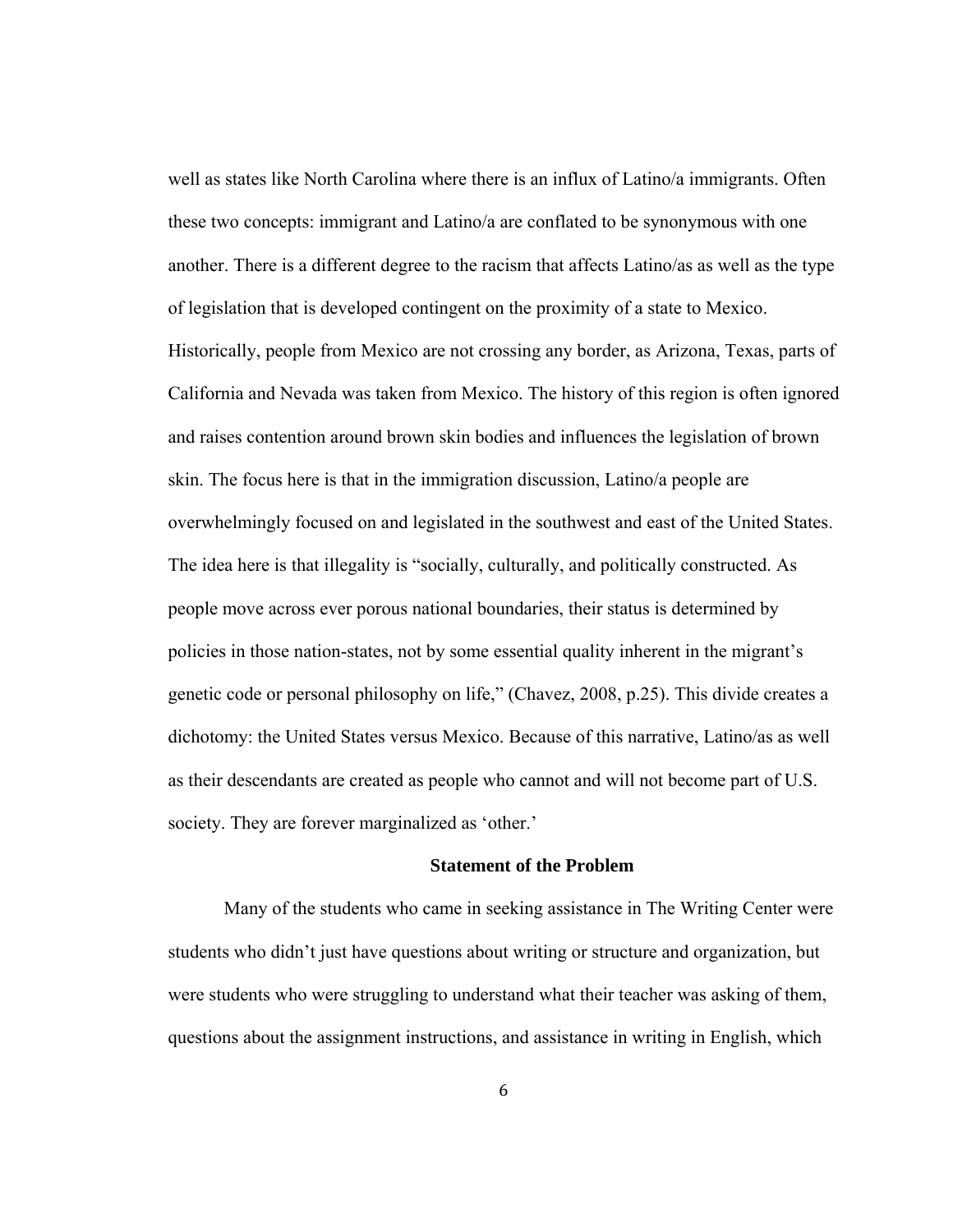well as states like North Carolina where there is an influx of Latino/a immigrants. Often these two concepts: immigrant and Latino/a are conflated to be synonymous with one another. There is a different degree to the racism that affects Latino/as as well as the type of legislation that is developed contingent on the proximity of a state to Mexico. Historically, people from Mexico are not crossing any border, as Arizona, Texas, parts of California and Nevada was taken from Mexico. The history of this region is often ignored and raises contention around brown skin bodies and influences the legislation of brown skin. The focus here is that in the immigration discussion, Latino/a people are overwhelmingly focused on and legislated in the southwest and east of the United States. The idea here is that illegality is "socially, culturally, and politically constructed. As people move across ever porous national boundaries, their status is determined by policies in those nation-states, not by some essential quality inherent in the migrant's genetic code or personal philosophy on life," (Chavez, 2008, p.25). This divide creates a dichotomy: the United States versus Mexico. Because of this narrative, Latino/as as well as their descendants are created as people who cannot and will not become part of U.S. society. They are forever marginalized as 'other.'

## Statement of the Problem

Many of the students who came in seeking assistance in The Writing Center were students who didn't just have questions about writing or structure and organization, but were students who were struggling to understand what their teacher was asking of them, questions about the assignment instructions, and assistance in writing in English, which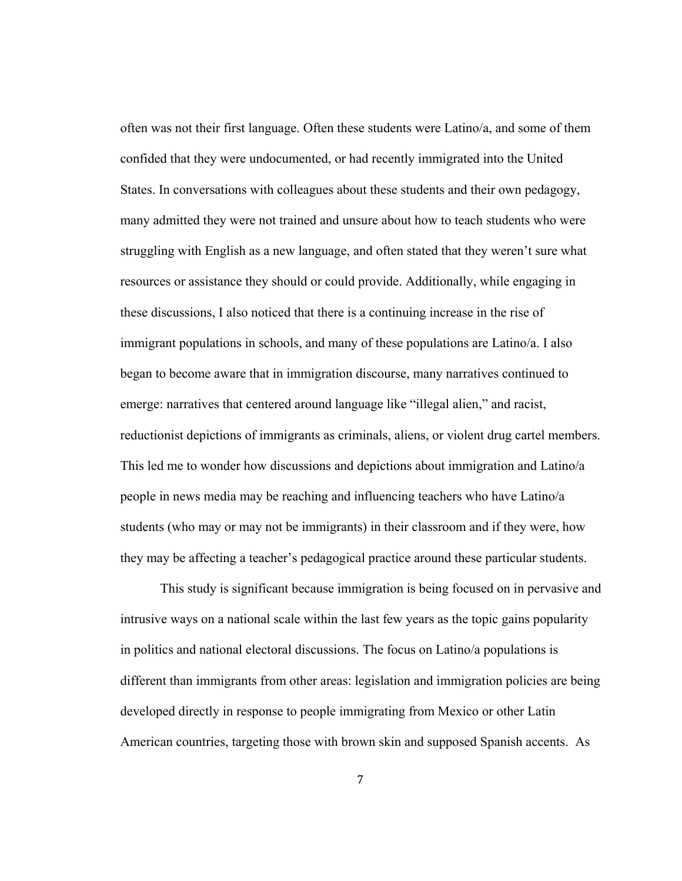often was not their first language. Often these students were Latino/a, and some of them confided that they were undocumented, or had recently immigrated into the United States. In conversations with colleagues about these students and their own pedagogy, many admitted they were not trained and unsure about how to teach students who were struggling with English as a new language, and often stated that they weren't sure what resources or assistance they should or could provide. Additionally, while engaging in these discussions, I also noticed that there is a continuing increase in the rise of immigrant populations in schools, and many of these populations are Latino/a. I also began to become aware that in immigration discourse, many narratives continued to emerge: narratives that centered around language like "illegal alien," and racist, reductionist depictions of immigrants as criminals, aliens, or violent drug cartel members. This led me to wonder how discussions and depictions about immigration and Latino/a people in news media may be reaching and influencing teachers who have Latino/a students (who may or may not be immigrants) in their classroom and if they were, how they may be affecting a teacher's pedagogical practice around these particular students.

This study is significant because immigration is being focused on in pervasive and intrusive ways on a national scale within the last few years as the topic gains popularity in politics and national electoral discussions. The focus on Latino/a populations is different than immigrants from other areas: legislation and immigration policies are being developed directly in response to people immigrating from Mexico or other Latin American countries, targeting those with brown skin and supposed Spanish accents. As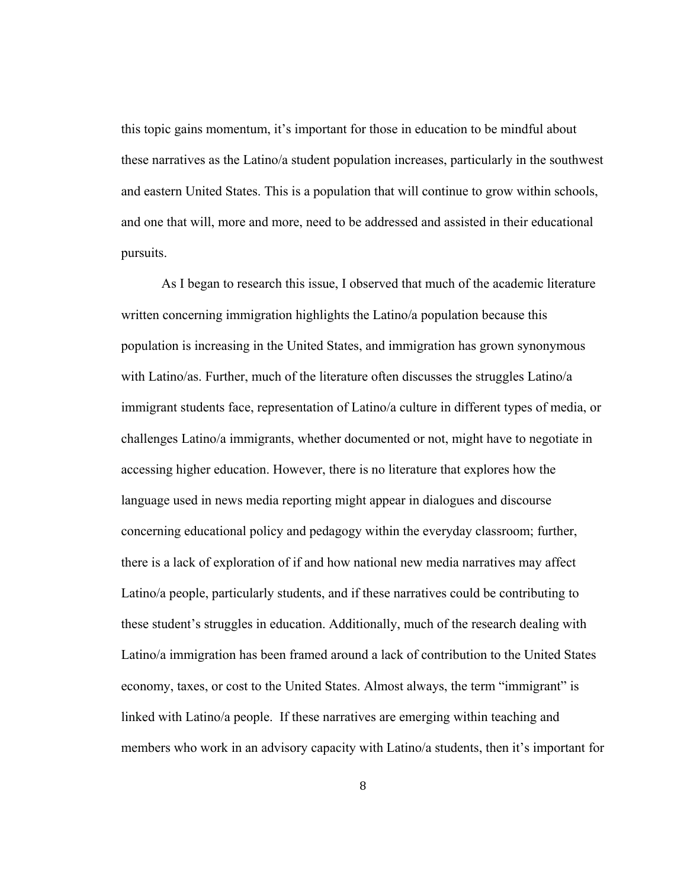this topic gains momentum, it's important for those in education to be mindful about these narratives as the Latino/a student population increases, particularly in the southwest and eastern United States. This is a population that will continue to grow within schools, and one that will, more and more, need to be addressed and assisted in their educational pursuits.

As I began to research this issue, I observed that much of the academic literature written concerning immigration highlights the Latino/a population because this population is increasing in the United States, and immigration has grown synonymous with Latino/as. Further, much of the literature often discusses the struggles Latino/a immigrant students face, representation of Latino/a culture in different types of media, or challenges Latino/a immigrants, whether documented or not, might have to negotiate in accessing higher education. However, there is no literature that explores how the language used in news media reporting might appear in dialogues and discourse concerning educational policy and pedagogy within the everyday classroom; further, there is a lack of exploration of if and how national new media narratives may affect Latino/a people, particularly students, and if these narratives could be contributing to these student's struggles in education. Additionally, much of the research dealing with Latino/a immigration has been framed around a lack of contribution to the United States economy, taxes, or cost to the United States. Almost always, the term "immigrant" is linked with Latino/a people. If these narratives are emerging within teaching and members who work in an advisory capacity with Latino/a students, then it's important for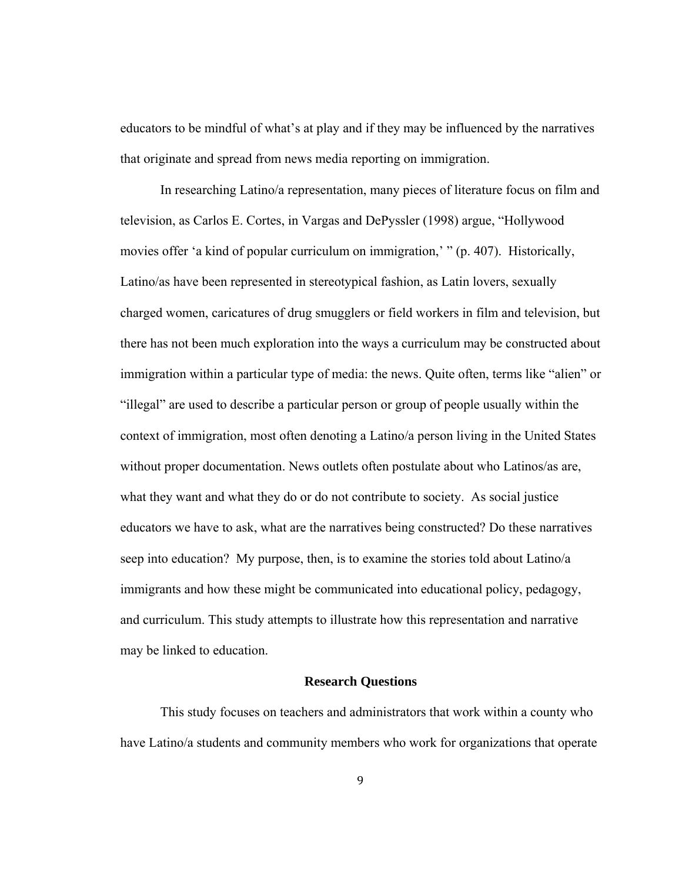educators to be mindful of what's at play and if they may be influenced by the narratives that originate and spread from news media reporting on immigration.

In researching Latino/a representation, many pieces of literature focus on film and television, as Carlos E. Cortes, in Vargas and DePyssler (1998) argue, "Hollywood movies offer 'a kind of popular curriculum on immigration,' " (p. 407). Historically, Latino/as have been represented in stereotypical fashion, as Latin lovers, sexually charged women, caricatures of drug smugglers or field workers in film and television, but there has not been much exploration into the ways a curriculum may be constructed about immigration within a particular type of media: the news. Quite often, terms like "alien" or "illegal" are used to describe a particular person or group of people usually within the context of immigration, most often denoting a Latino/a person living in the United States without proper documentation. News outlets often postulate about who Latinos/as are, what they want and what they do or do not contribute to society. As social justice educators we have to ask, what are the narratives being constructed? Do these narratives seep into education? My purpose, then, is to examine the stories told about Latino/a immigrants and how these might be communicated into educational policy, pedagogy, and curriculum. This study attempts to illustrate how this representation and narrative may be linked to education.

## Research Questions

This study focuses on teachers and administrators that work within a county who have Latino/a students and community members who work for organizations that operate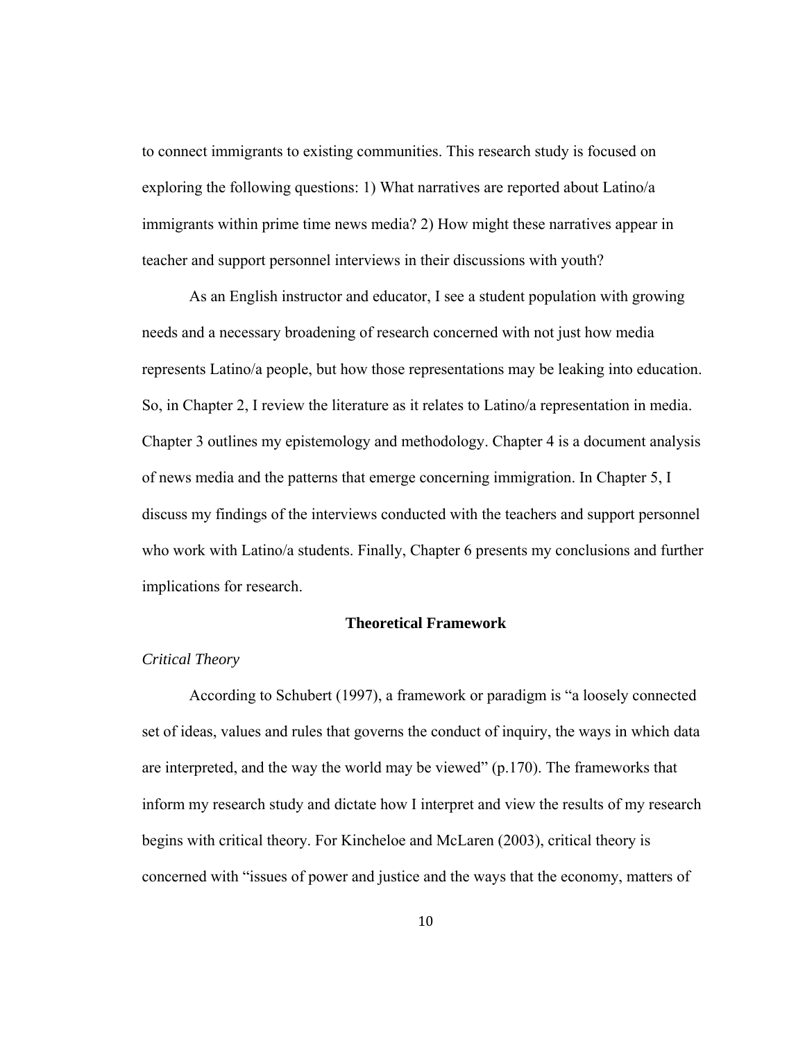to connect immigrants to existing communities. This research study is focused on exploring the following questions: 1) What narratives are reported about Latino/a immigrants within prime time news media? 2) How might these narratives appear in teacher and support personnel interviews in their discussions with youth?

As an English instructor and educator, I see a student population with growing needs and a necessary broadening of research concerned with not just how media represents Latino/a people, but how those representations may be leaking into education. So, in Chapter 2, I review the literature as it relates to Latino/a representation in media. Chapter 3 outlines my epistemology and methodology. Chapter 4 is a document analysis of news media and the patterns that emerge concerning immigration. In Chapter 5, I discuss my findings of the interviews conducted with the teachers and support personnel who work with Latino/a students. Finally, Chapter 6 presents my conclusions and further implications for research.

## Theoretical Framework

### *Critical Theory*

According to Schubert (1997), a framework or paradigm is "a loosely connected set of ideas, values and rules that governs the conduct of inquiry, the ways in which data are interpreted, and the way the world may be viewed" (p.170). The frameworks that inform my research study and dictate how I interpret and view the results of my research begins with critical theory. For Kincheloe and McLaren (2003), critical theory is concerned with "issues of power and justice and the ways that the economy, matters of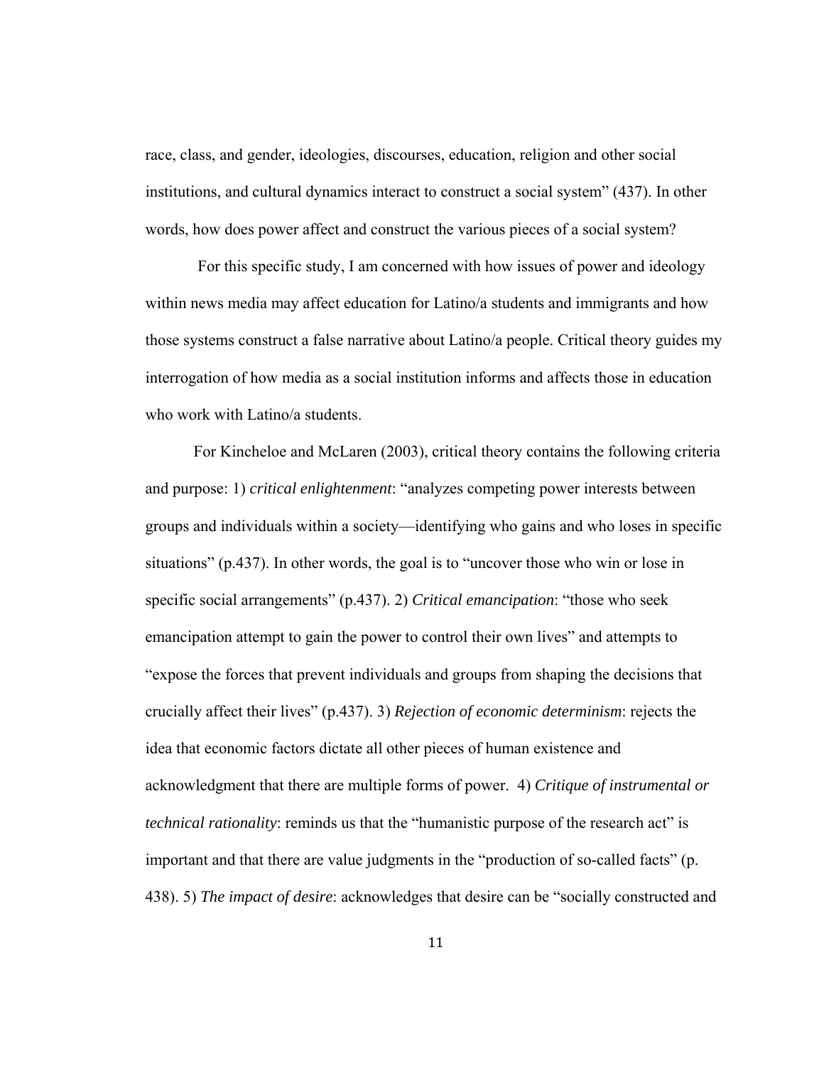race, class, and gender, ideologies, discourses, education, religion and other social institutions, and cultural dynamics interact to construct a social system" (437). In other words, how does power affect and construct the various pieces of a social system?

For this specific study, I am concerned with how issues of power and ideology within news media may affect education for Latino/a students and immigrants and how those systems construct a false narrative about Latino/a people. Critical theory guides my interrogation of how media as a social institution informs and affects those in education who work with Latino/a students.

For Kincheloe and McLaren (2003), critical theory contains the following criteria and purpose: 1) *critical enlightenment*: "analyzes competing power interests between groups and individuals within a society—identifying who gains and who loses in specific situations" (p.437). In other words, the goal is to "uncover those who win or lose in specific social arrangements" (p.437). 2) *Critical emancipation*: "those who seek emancipation attempt to gain the power to control their own lives" and attempts to "expose the forces that prevent individuals and groups from shaping the decisions that crucially affect their lives" (p.437). 3) *Rejection of economic determinism*: rejects the idea that economic factors dictate all other pieces of human existence and acknowledgment that there are multiple forms of power. 4) *Critique of instrumental or technical rationality*: reminds us that the "humanistic purpose of the research act" is important and that there are value judgments in the "production of so-called facts" (p. 438). 5) *The impact of desire*: acknowledges that desire can be "socially constructed and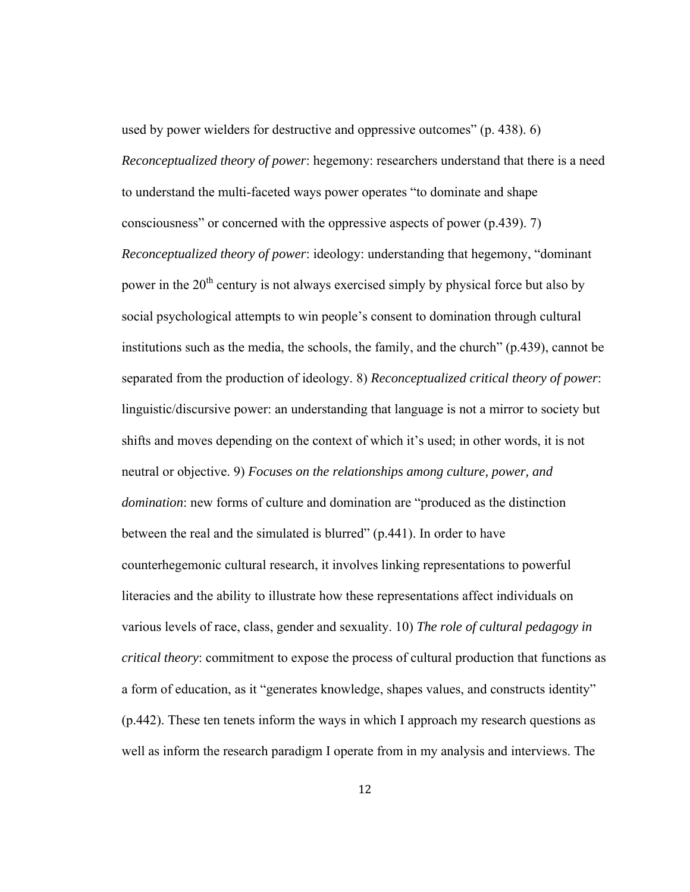used by power wielders for destructive and oppressive outcomes" (p. 438). 6) *Reconceptualized theory of power*: hegemony: researchers understand that there is a need to understand the multi-faceted ways power operates "to dominate and shape consciousness" or concerned with the oppressive aspects of power (p.439). 7) *Reconceptualized theory of power*: ideology: understanding that hegemony, "dominant power in the 20th century is not always exercised simply by physical force but also by social psychological attempts to win people's consent to domination through cultural institutions such as the media, the schools, the family, and the church" (p.439), cannot be separated from the production of ideology. 8) *Reconceptualized critical theory of power*: linguistic/discursive power: an understanding that language is not a mirror to society but shifts and moves depending on the context of which it's used; in other words, it is not neutral or objective. 9) *Focuses on the relationships among culture, power, and domination*: new forms of culture and domination are "produced as the distinction between the real and the simulated is blurred" (p.441). In order to have counterhegemonic cultural research, it involves linking representations to powerful literacies and the ability to illustrate how these representations affect individuals on various levels of race, class, gender and sexuality. 10) *The role of cultural pedagogy in critical theory*: commitment to expose the process of cultural production that functions as a form of education, as it "generates knowledge, shapes values, and constructs identity" (p.442). These ten tenets inform the ways in which I approach my research questions as well as inform the research paradigm I operate from in my analysis and interviews. The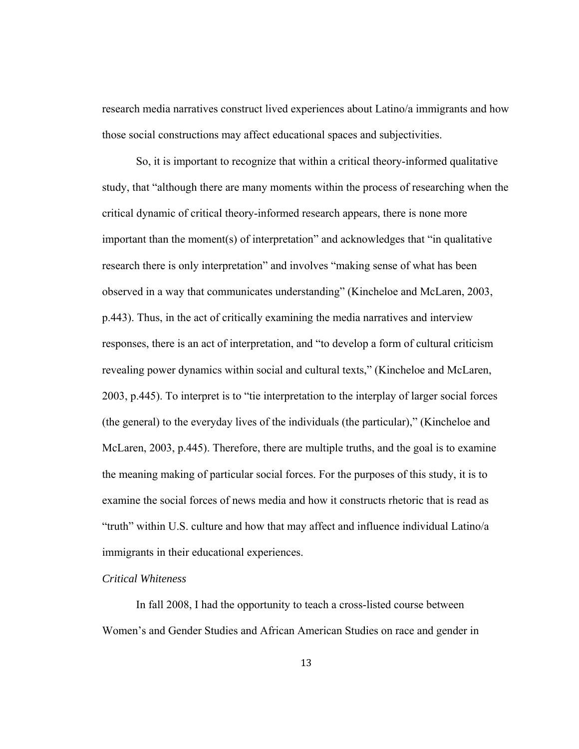research media narratives construct lived experiences about Latino/a immigrants and how those social constructions may affect educational spaces and subjectivities.

So, it is important to recognize that within a critical theory-informed qualitative study, that "although there are many moments within the process of researching when the critical dynamic of critical theory-informed research appears, there is none more important than the moment(s) of interpretation" and acknowledges that "in qualitative research there is only interpretation" and involves "making sense of what has been observed in a way that communicates understanding" (Kincheloe and McLaren, 2003, p.443). Thus, in the act of critically examining the media narratives and interview responses, there is an act of interpretation, and "to develop a form of cultural criticism revealing power dynamics within social and cultural texts," (Kincheloe and McLaren, 2003, p.445). To interpret is to "tie interpretation to the interplay of larger social forces (the general) to the everyday lives of the individuals (the particular)," (Kincheloe and McLaren, 2003, p.445). Therefore, there are multiple truths, and the goal is to examine the meaning making of particular social forces. For the purposes of this study, it is to examine the social forces of news media and how it constructs rhetoric that is read as "truth" within U.S. culture and how that may affect and influence individual Latino/a immigrants in their educational experiences.

*Critical Whiteness*

In fall 2008, I had the opportunity to teach a cross-listed course between Women's and Gender Studies and African American Studies on race and gender in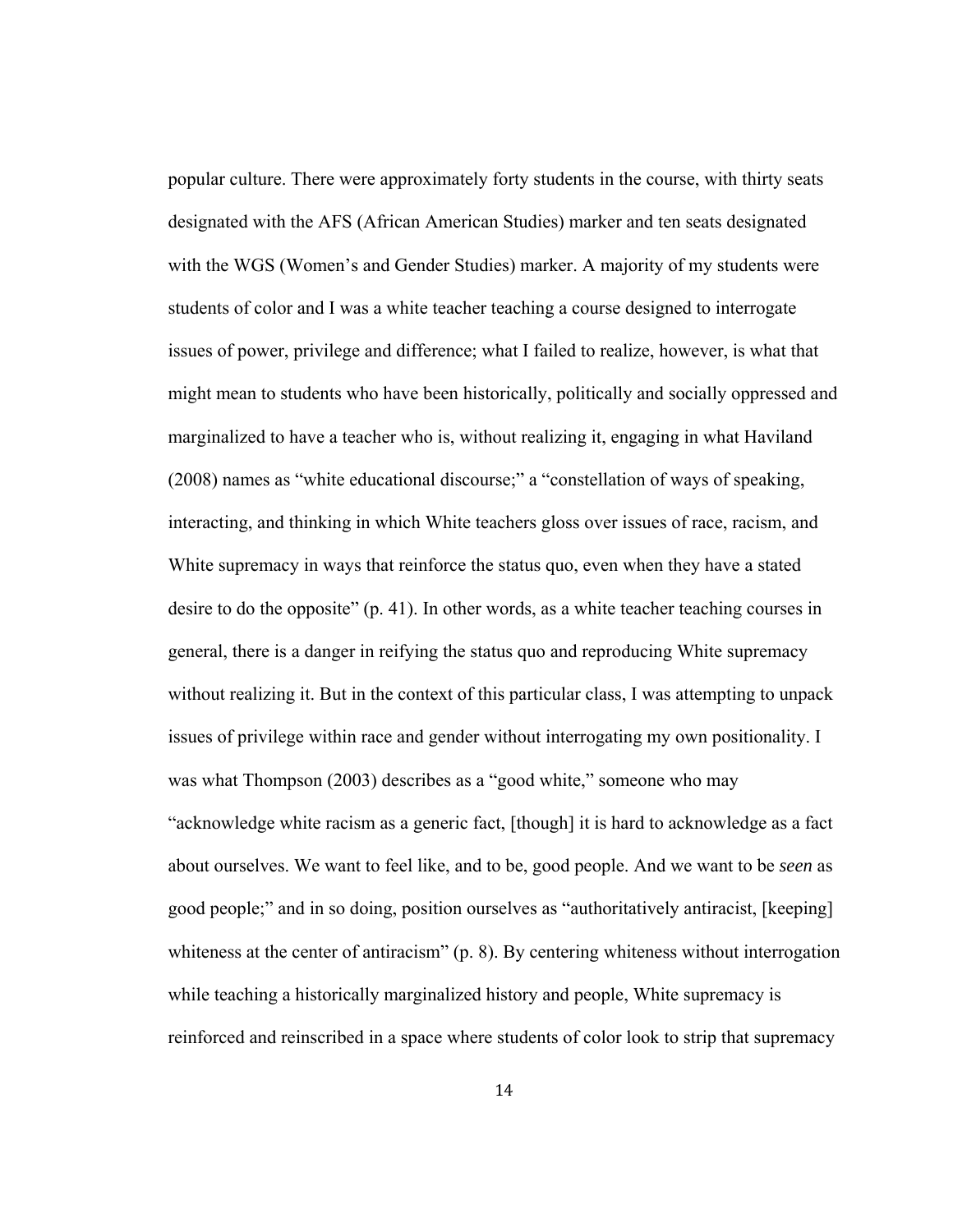popular culture. There were approximately forty students in the course, with thirty seats designated with the AFS (African American Studies) marker and ten seats designated with the WGS (Women's and Gender Studies) marker. A majority of my students were students of color and I was a white teacher teaching a course designed to interrogate issues of power, privilege and difference; what I failed to realize, however, is what that might mean to students who have been historically, politically and socially oppressed and marginalized to have a teacher who is, without realizing it, engaging in what Haviland (2008) names as "white educational discourse;" a "constellation of ways of speaking, interacting, and thinking in which White teachers gloss over issues of race, racism, and White supremacy in ways that reinforce the status quo, even when they have a stated desire to do the opposite" (p. 41). In other words, as a white teacher teaching courses in general, there is a danger in reifying the status quo and reproducing White supremacy without realizing it. But in the context of this particular class, I was attempting to unpack issues of privilege within race and gender without interrogating my own positionality. I was what Thompson (2003) describes as a "good white," someone who may "acknowledge white racism as a generic fact, [though] it is hard to acknowledge as a fact about ourselves. We want to feel like, and to be, good people. And we want to be *seen* as good people;" and in so doing, position ourselves as "authoritatively antiracist, [keeping] whiteness at the center of antiracism" (p. 8). By centering whiteness without interrogation while teaching a historically marginalized history and people, White supremacy is reinforced and reinscribed in a space where students of color look to strip that supremacy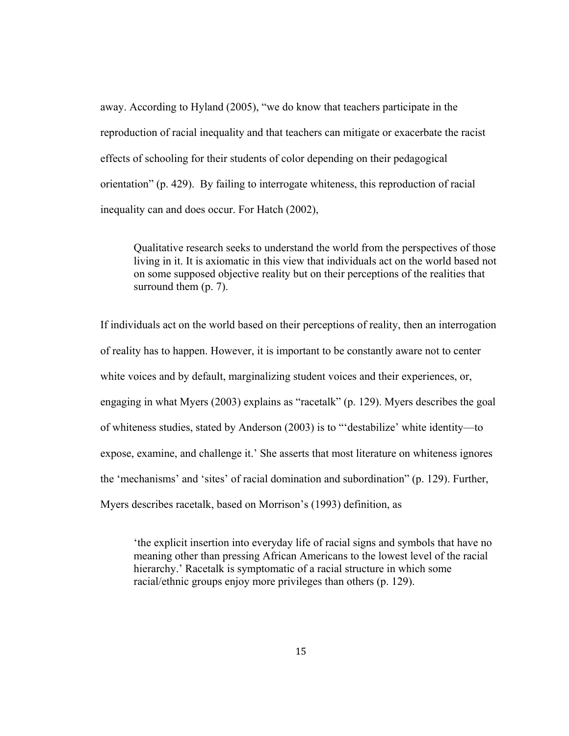away. According to Hyland (2005), "we do know that teachers participate in the reproduction of racial inequality and that teachers can mitigate or exacerbate the racist effects of schooling for their students of color depending on their pedagogical orientation" (p. 429). By failing to interrogate whiteness, this reproduction of racial inequality can and does occur. For Hatch (2002),

> Qualitative research seeks to understand the world from the perspectives of those living in it. It is axiomatic in this view that individuals act on the world based not on some supposed objective reality but on their perceptions of the realities that surround them (p. 7).

If individuals act on the world based on their perceptions of reality, then an interrogation of reality has to happen. However, it is important to be constantly aware not to center white voices and by default, marginalizing student voices and their experiences, or, engaging in what Myers (2003) explains as "racetalk" (p. 129). Myers describes the goal of whiteness studies, stated by Anderson (2003) is to "'destabilize' white identity—to expose, examine, and challenge it.' She asserts that most literature on whiteness ignores the 'mechanisms' and 'sites' of racial domination and subordination" (p. 129). Further, Myers describes racetalk, based on Morrison's (1993) definition, as

> 'the explicit insertion into everyday life of racial signs and symbols that have no meaning other than pressing African Americans to the lowest level of the racial hierarchy.' Racetalk is symptomatic of a racial structure in which some racial/ethnic groups enjoy more privileges than others (p. 129).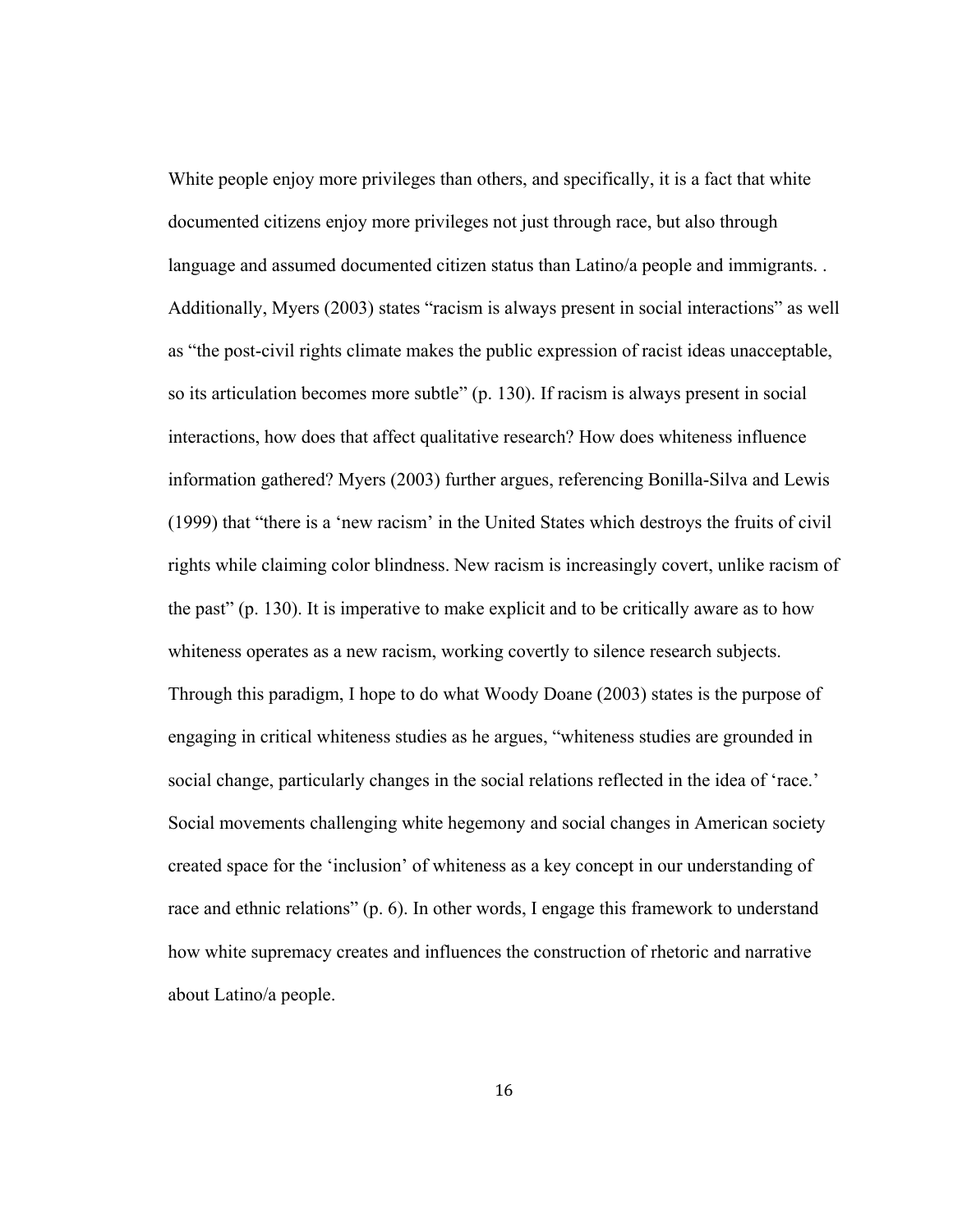White people enjoy more privileges than others, and specifically, it is a fact that white documented citizens enjoy more privileges not just through race, but also through language and assumed documented citizen status than Latino/a people and immigrants. . Additionally, Myers (2003) states "racism is always present in social interactions" as well as "the post-civil rights climate makes the public expression of racist ideas unacceptable, so its articulation becomes more subtle" (p. 130). If racism is always present in social interactions, how does that affect qualitative research? How does whiteness influence information gathered? Myers (2003) further argues, referencing Bonilla-Silva and Lewis (1999) that "there is a 'new racism' in the United States which destroys the fruits of civil rights while claiming color blindness. New racism is increasingly covert, unlike racism of the past" (p. 130). It is imperative to make explicit and to be critically aware as to how whiteness operates as a new racism, working covertly to silence research subjects. Through this paradigm, I hope to do what Woody Doane (2003) states is the purpose of engaging in critical whiteness studies as he argues, "whiteness studies are grounded in social change, particularly changes in the social relations reflected in the idea of 'race.' Social movements challenging white hegemony and social changes in American society created space for the 'inclusion' of whiteness as a key concept in our understanding of race and ethnic relations" (p. 6). In other words, I engage this framework to understand how white supremacy creates and influences the construction of rhetoric and narrative about Latino/a people.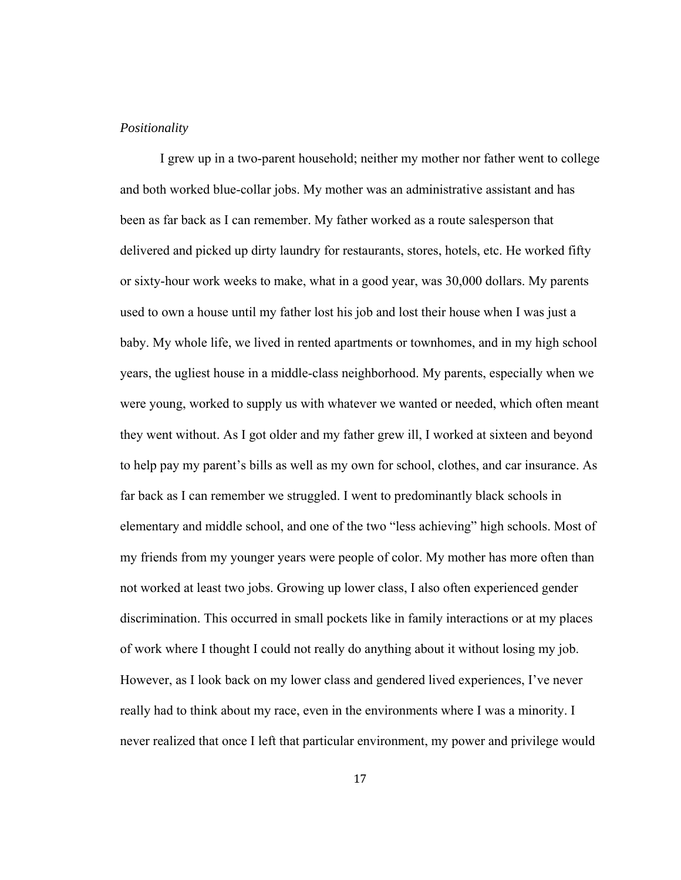*Positionality*

I grew up in a two-parent household; neither my mother nor father went to college and both worked blue-collar jobs. My mother was an administrative assistant and has been as far back as I can remember. My father worked as a route salesperson that delivered and picked up dirty laundry for restaurants, stores, hotels, etc. He worked fifty or sixty-hour work weeks to make, what in a good year, was 30,000 dollars. My parents used to own a house until my father lost his job and lost their house when I was just a baby. My whole life, we lived in rented apartments or townhomes, and in my high school years, the ugliest house in a middle-class neighborhood. My parents, especially when we were young, worked to supply us with whatever we wanted or needed, which often meant they went without. As I got older and my father grew ill, I worked at sixteen and beyond to help pay my parent's bills as well as my own for school, clothes, and car insurance. As far back as I can remember we struggled. I went to predominantly black schools in elementary and middle school, and one of the two "less achieving" high schools. Most of my friends from my younger years were people of color. My mother has more often than not worked at least two jobs. Growing up lower class, I also often experienced gender discrimination. This occurred in small pockets like in family interactions or at my places of work where I thought I could not really do anything about it without losing my job. However, as I look back on my lower class and gendered lived experiences, I've never really had to think about my race, even in the environments where I was a minority. I never realized that once I left that particular environment, my power and privilege would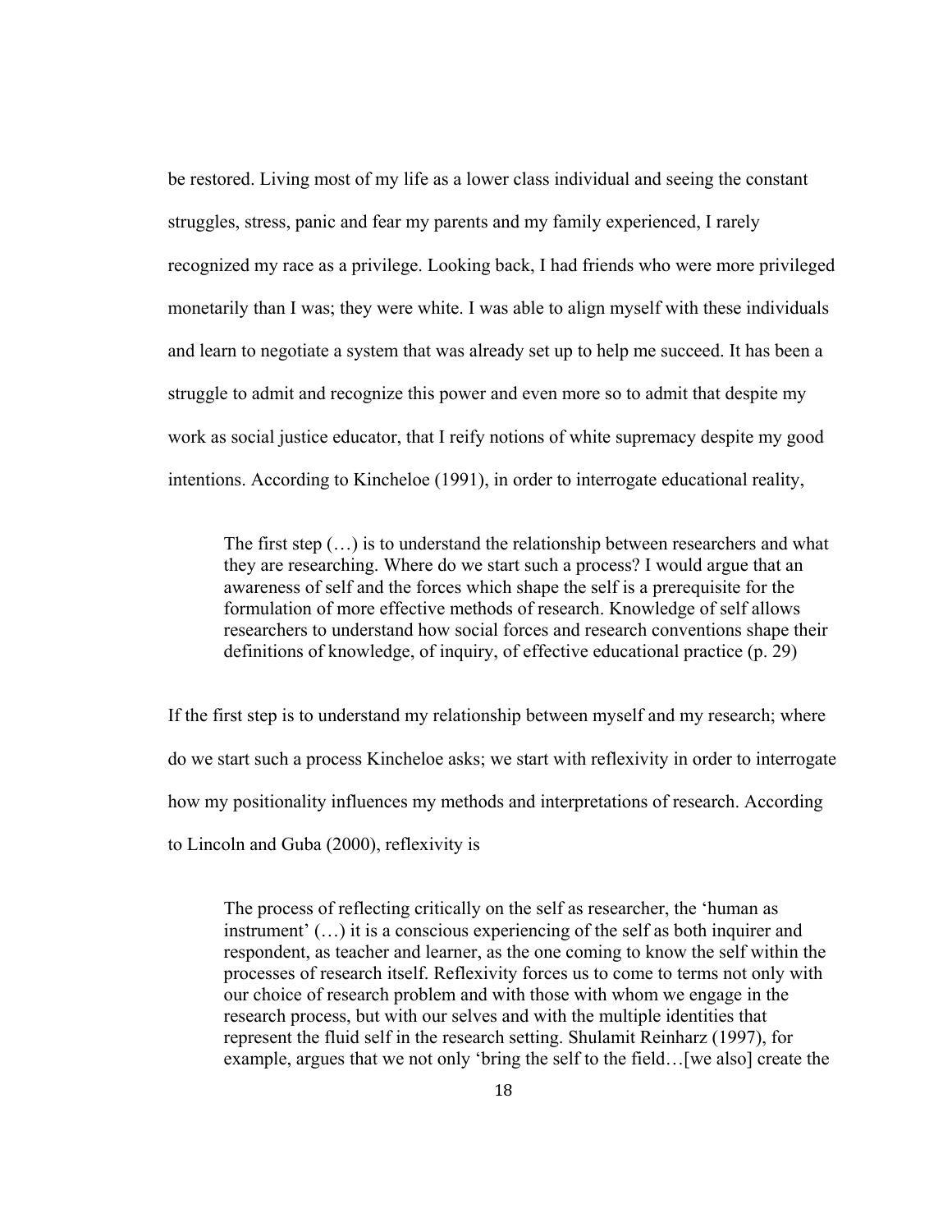be restored. Living most of my life as a lower class individual and seeing the constant struggles, stress, panic and fear my parents and my family experienced, I rarely recognized my race as a privilege. Looking back, I had friends who were more privileged monetarily than I was; they were white. I was able to align myself with these individuals and learn to negotiate a system that was already set up to help me succeed. It has been a struggle to admit and recognize this power and even more so to admit that despite my work as social justice educator, that I reify notions of white supremacy despite my good intentions. According to Kincheloe (1991), in order to interrogate educational reality,

> The first step (…) is to understand the relationship between researchers and what they are researching. Where do we start such a process? I would argue that an awareness of self and the forces which shape the self is a prerequisite for the formulation of more effective methods of research. Knowledge of self allows researchers to understand how social forces and research conventions shape their definitions of knowledge, of inquiry, of effective educational practice (p. 29)

If the first step is to understand my relationship between myself and my research; where do we start such a process Kincheloe asks; we start with reflexivity in order to interrogate how my positionality influences my methods and interpretations of research. According to Lincoln and Guba (2000), reflexivity is

> The process of reflecting critically on the self as researcher, the 'human as instrument' (…) it is a conscious experiencing of the self as both inquirer and respondent, as teacher and learner, as the one coming to know the self within the processes of research itself. Reflexivity forces us to come to terms not only with our choice of research problem and with those with whom we engage in the research process, but with our selves and with the multiple identities that represent the fluid self in the research setting. Shulamit Reinharz (1997), for example, argues that we not only 'bring the self to the field…[we also] create the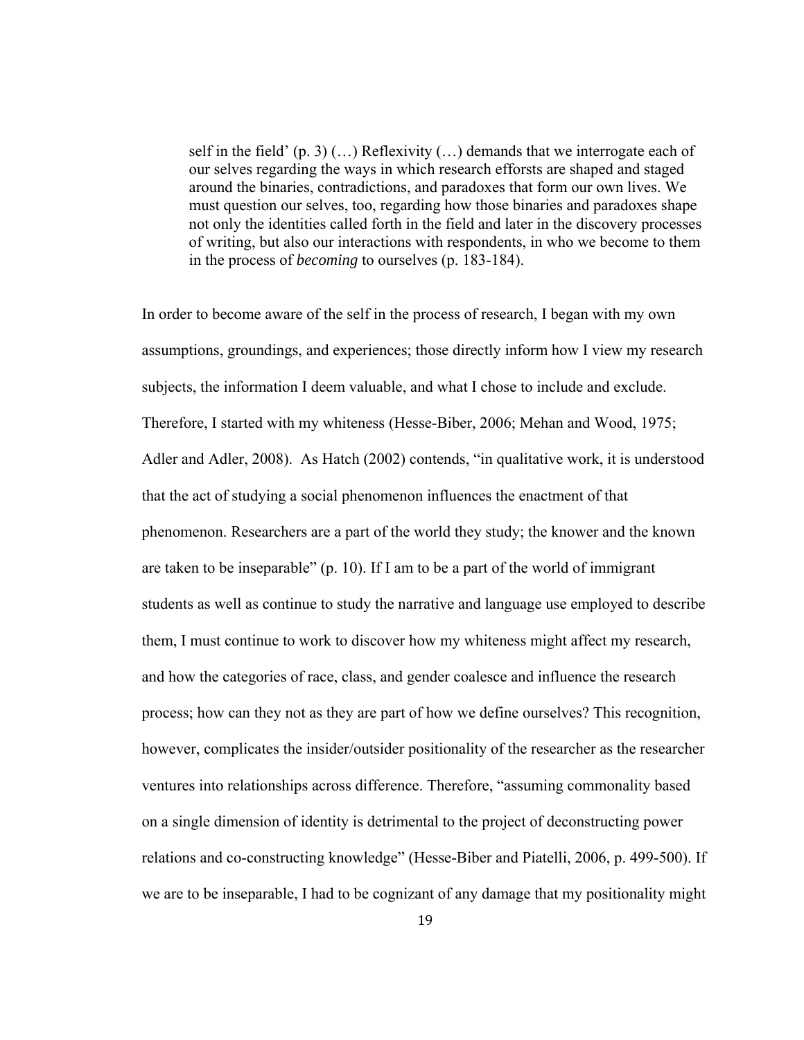> self in the field' (p. 3) (…) Reflexivity (…) demands that we interrogate each of our selves regarding the ways in which research efforsts are shaped and staged around the binaries, contradictions, and paradoxes that form our own lives. We must question our selves, too, regarding how those binaries and paradoxes shape not only the identities called forth in the field and later in the discovery processes of writing, but also our interactions with respondents, in who we become to them in the process of *becoming* to ourselves (p. 183-184).

In order to become aware of the self in the process of research, I began with my own assumptions, groundings, and experiences; those directly inform how I view my research subjects, the information I deem valuable, and what I chose to include and exclude. Therefore, I started with my whiteness (Hesse-Biber, 2006; Mehan and Wood, 1975; Adler and Adler, 2008). As Hatch (2002) contends, "in qualitative work, it is understood that the act of studying a social phenomenon influences the enactment of that phenomenon. Researchers are a part of the world they study; the knower and the known are taken to be inseparable" (p. 10). If I am to be a part of the world of immigrant students as well as continue to study the narrative and language use employed to describe them, I must continue to work to discover how my whiteness might affect my research, and how the categories of race, class, and gender coalesce and influence the research process; how can they not as they are part of how we define ourselves? This recognition, however, complicates the insider/outsider positionality of the researcher as the researcher ventures into relationships across difference. Therefore, "assuming commonality based on a single dimension of identity is detrimental to the project of deconstructing power relations and co-constructing knowledge" (Hesse-Biber and Piatelli, 2006, p. 499-500). If we are to be inseparable, I had to be cognizant of any damage that my positionality might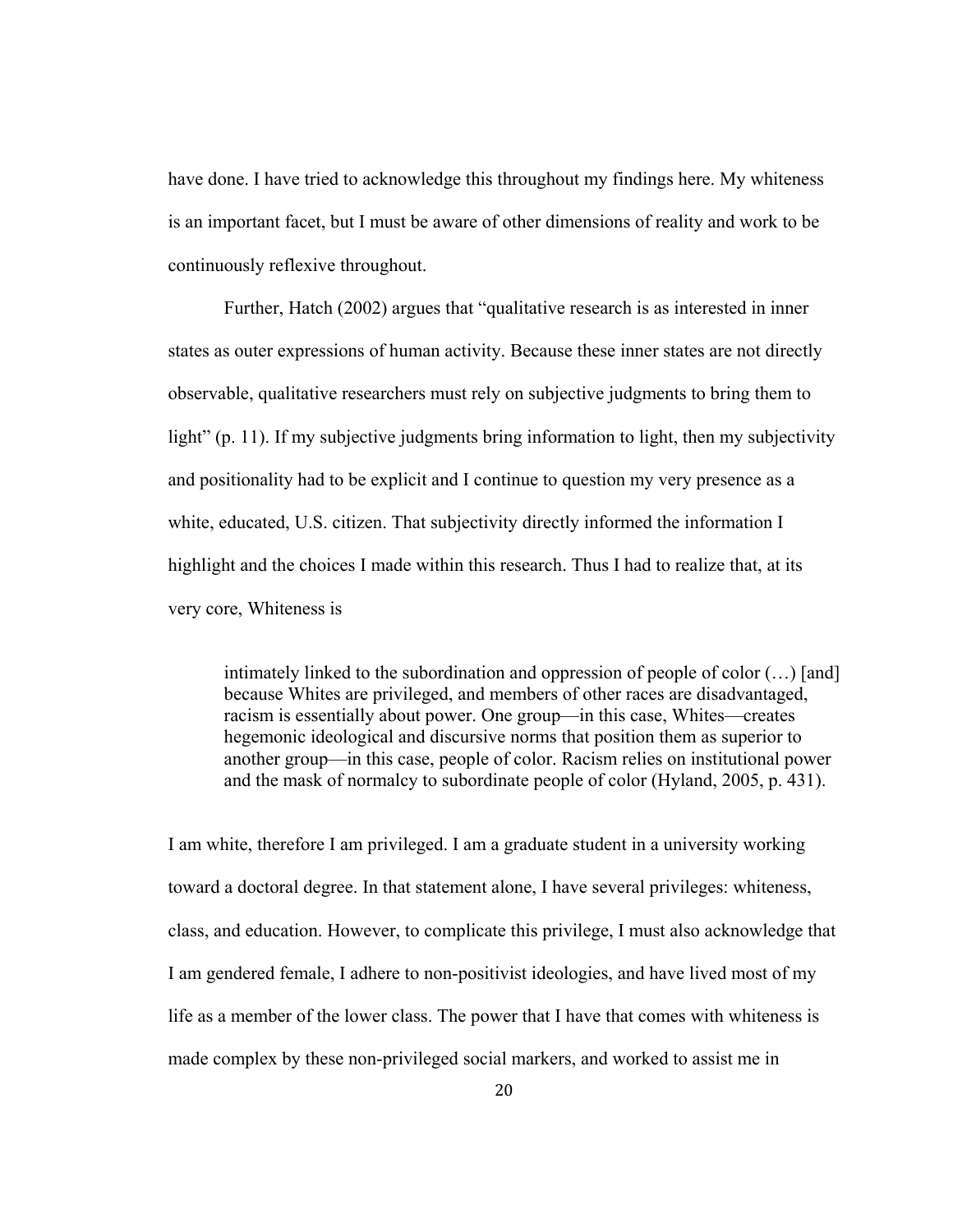have done. I have tried to acknowledge this throughout my findings here. My whiteness is an important facet, but I must be aware of other dimensions of reality and work to be continuously reflexive throughout.

Further, Hatch (2002) argues that "qualitative research is as interested in inner states as outer expressions of human activity. Because these inner states are not directly observable, qualitative researchers must rely on subjective judgments to bring them to light" (p. 11). If my subjective judgments bring information to light, then my subjectivity and positionality had to be explicit and I continue to question my very presence as a white, educated, U.S. citizen. That subjectivity directly informed the information I highlight and the choices I made within this research. Thus I had to realize that, at its very core, Whiteness is

> intimately linked to the subordination and oppression of people of color (…) [and] because Whites are privileged, and members of other races are disadvantaged, racism is essentially about power. One group—in this case, Whites—creates hegemonic ideological and discursive norms that position them as superior to another group—in this case, people of color. Racism relies on institutional power and the mask of normalcy to subordinate people of color (Hyland, 2005, p. 431).

I am white, therefore I am privileged. I am a graduate student in a university working toward a doctoral degree. In that statement alone, I have several privileges: whiteness, class, and education. However, to complicate this privilege, I must also acknowledge that I am gendered female, I adhere to non-positivist ideologies, and have lived most of my life as a member of the lower class. The power that I have that comes with whiteness is made complex by these non-privileged social markers, and worked to assist me in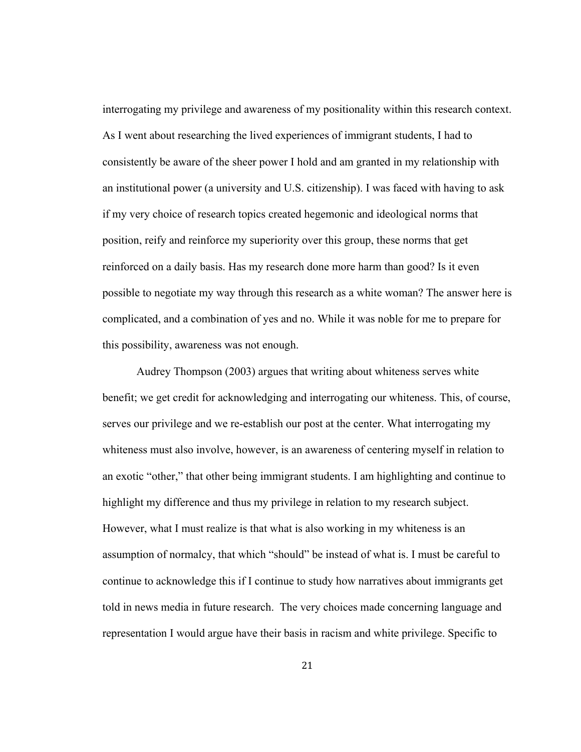interrogating my privilege and awareness of my positionality within this research context. As I went about researching the lived experiences of immigrant students, I had to consistently be aware of the sheer power I hold and am granted in my relationship with an institutional power (a university and U.S. citizenship). I was faced with having to ask if my very choice of research topics created hegemonic and ideological norms that position, reify and reinforce my superiority over this group, these norms that get reinforced on a daily basis. Has my research done more harm than good? Is it even possible to negotiate my way through this research as a white woman? The answer here is complicated, and a combination of yes and no. While it was noble for me to prepare for this possibility, awareness was not enough.

Audrey Thompson (2003) argues that writing about whiteness serves white benefit; we get credit for acknowledging and interrogating our whiteness. This, of course, serves our privilege and we re-establish our post at the center. What interrogating my whiteness must also involve, however, is an awareness of centering myself in relation to an exotic "other," that other being immigrant students. I am highlighting and continue to highlight my difference and thus my privilege in relation to my research subject. However, what I must realize is that what is also working in my whiteness is an assumption of normalcy, that which "should" be instead of what is. I must be careful to continue to acknowledge this if I continue to study how narratives about immigrants get told in news media in future research. The very choices made concerning language and representation I would argue have their basis in racism and white privilege. Specific to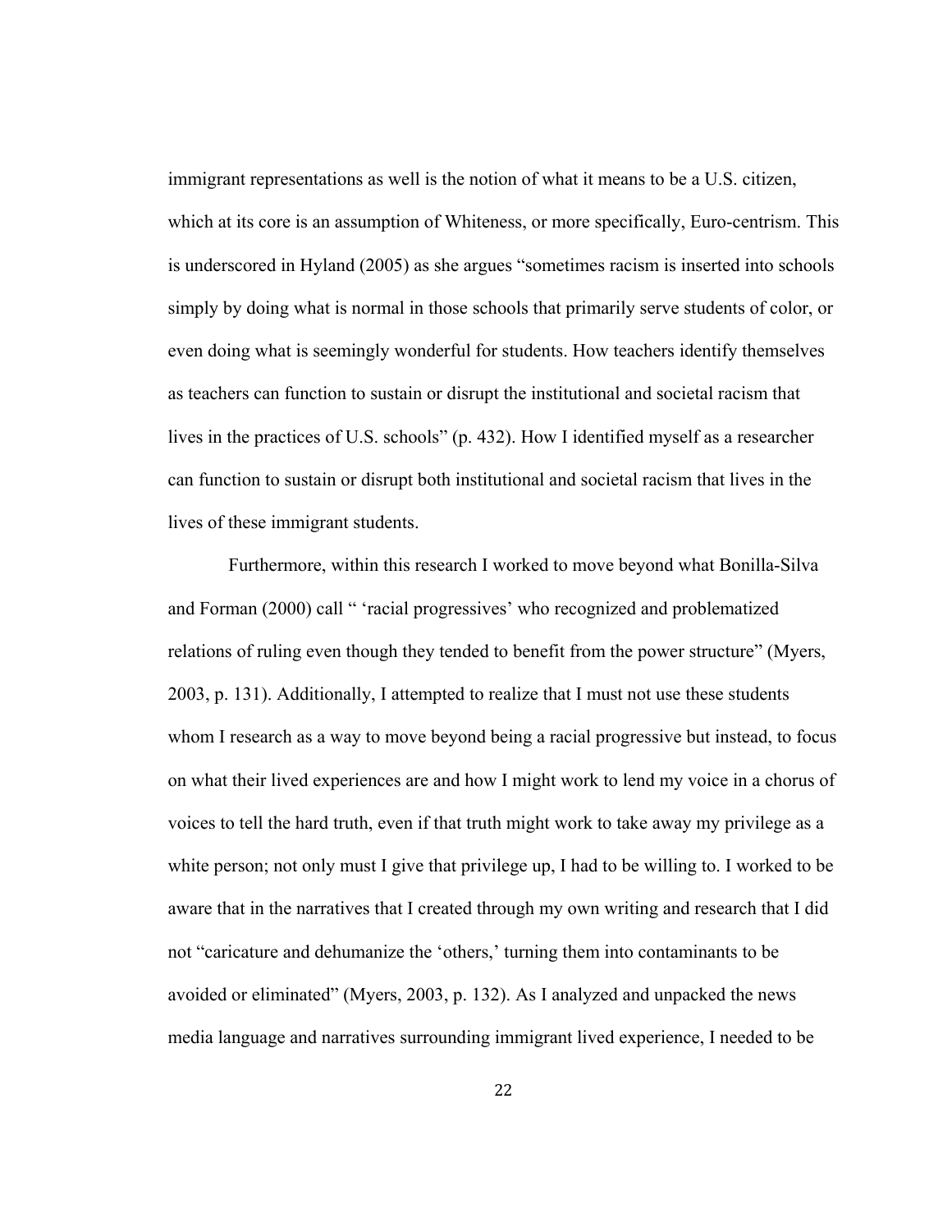immigrant representations as well is the notion of what it means to be a U.S. citizen, which at its core is an assumption of Whiteness, or more specifically, Euro-centrism. This is underscored in Hyland (2005) as she argues "sometimes racism is inserted into schools simply by doing what is normal in those schools that primarily serve students of color, or even doing what is seemingly wonderful for students. How teachers identify themselves as teachers can function to sustain or disrupt the institutional and societal racism that lives in the practices of U.S. schools" (p. 432). How I identified myself as a researcher can function to sustain or disrupt both institutional and societal racism that lives in the lives of these immigrant students.

Furthermore, within this research I worked to move beyond what Bonilla-Silva and Forman (2000) call " 'racial progressives' who recognized and problematized relations of ruling even though they tended to benefit from the power structure" (Myers, 2003, p. 131). Additionally, I attempted to realize that I must not use these students whom I research as a way to move beyond being a racial progressive but instead, to focus on what their lived experiences are and how I might work to lend my voice in a chorus of voices to tell the hard truth, even if that truth might work to take away my privilege as a white person; not only must I give that privilege up, I had to be willing to. I worked to be aware that in the narratives that I created through my own writing and research that I did not "caricature and dehumanize the 'others,' turning them into contaminants to be avoided or eliminated" (Myers, 2003, p. 132). As I analyzed and unpacked the news media language and narratives surrounding immigrant lived experience, I needed to be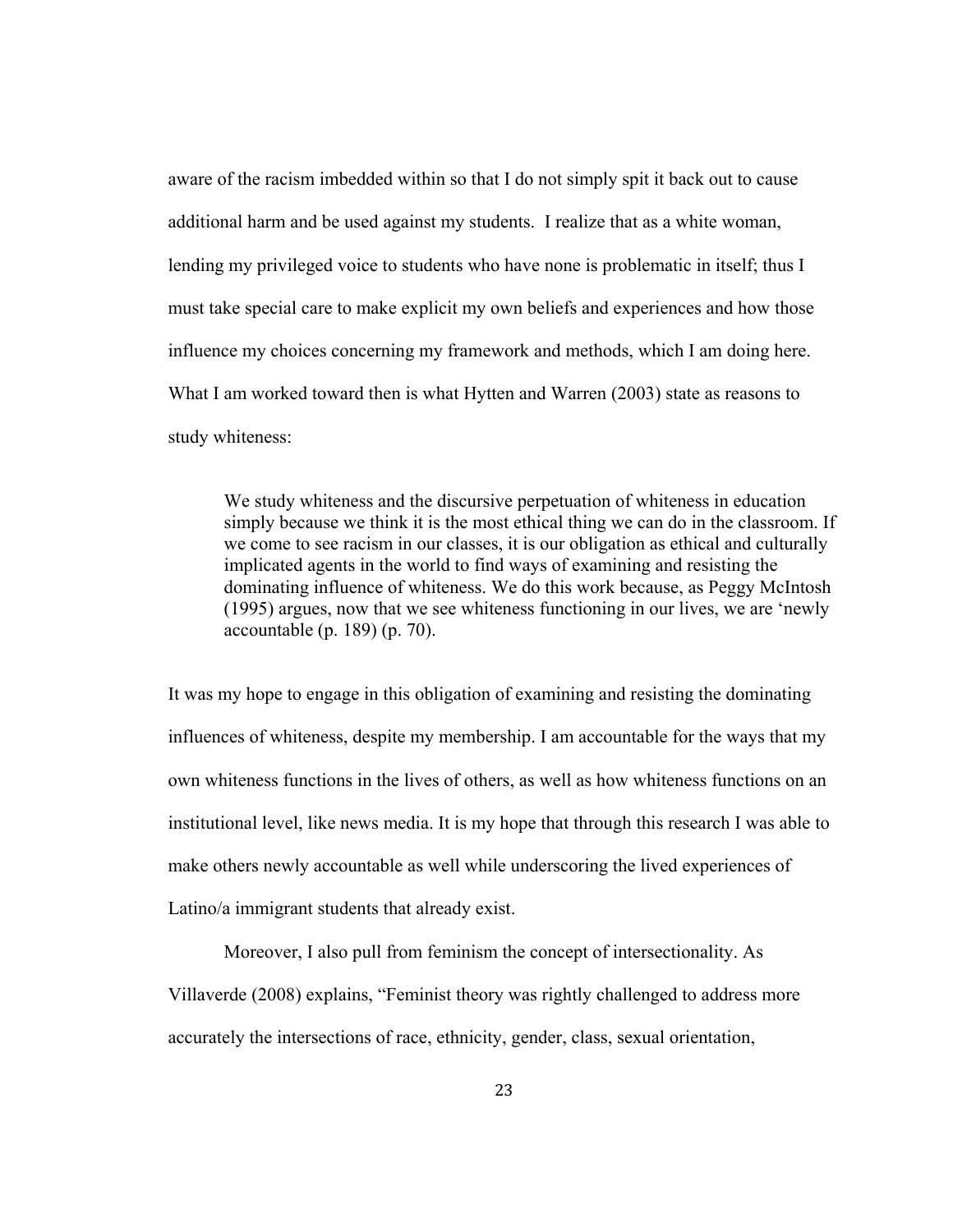aware of the racism imbedded within so that I do not simply spit it back out to cause additional harm and be used against my students. I realize that as a white woman, lending my privileged voice to students who have none is problematic in itself; thus I must take special care to make explicit my own beliefs and experiences and how those influence my choices concerning my framework and methods, which I am doing here. What I am worked toward then is what Hytten and Warren (2003) state as reasons to study whiteness:

> We study whiteness and the discursive perpetuation of whiteness in education simply because we think it is the most ethical thing we can do in the classroom. If we come to see racism in our classes, it is our obligation as ethical and culturally implicated agents in the world to find ways of examining and resisting the dominating influence of whiteness. We do this work because, as Peggy McIntosh (1995) argues, now that we see whiteness functioning in our lives, we are 'newly accountable (p. 189) (p. 70).

It was my hope to engage in this obligation of examining and resisting the dominating influences of whiteness, despite my membership. I am accountable for the ways that my own whiteness functions in the lives of others, as well as how whiteness functions on an institutional level, like news media. It is my hope that through this research I was able to make others newly accountable as well while underscoring the lived experiences of Latino/a immigrant students that already exist.

Moreover, I also pull from feminism the concept of intersectionality. As Villaverde (2008) explains, "Feminist theory was rightly challenged to address more accurately the intersections of race, ethnicity, gender, class, sexual orientation,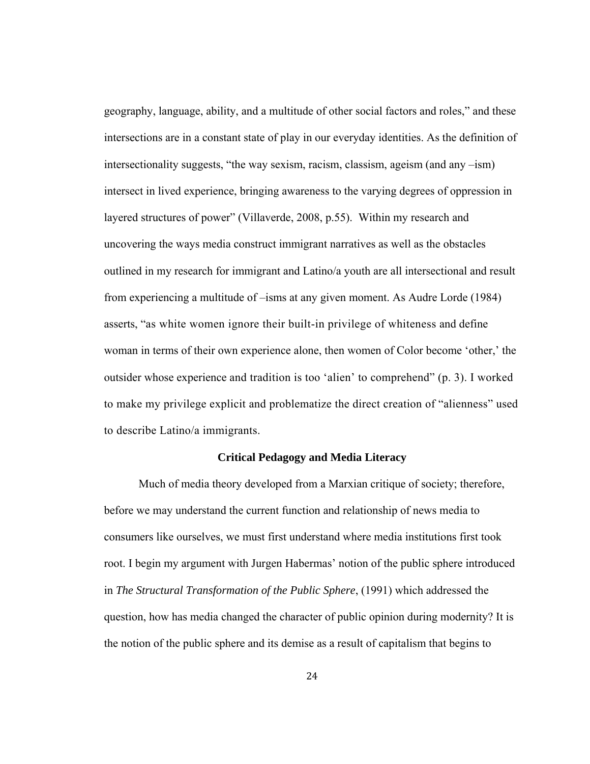geography, language, ability, and a multitude of other social factors and roles," and these intersections are in a constant state of play in our everyday identities. As the definition of intersectionality suggests, "the way sexism, racism, classism, ageism (and any –ism) intersect in lived experience, bringing awareness to the varying degrees of oppression in layered structures of power" (Villaverde, 2008, p.55). Within my research and uncovering the ways media construct immigrant narratives as well as the obstacles outlined in my research for immigrant and Latino/a youth are all intersectional and result from experiencing a multitude of –isms at any given moment. As Audre Lorde (1984) asserts, "as white women ignore their built-in privilege of whiteness and define woman in terms of their own experience alone, then women of Color become 'other,' the outsider whose experience and tradition is too 'alien' to comprehend" (p. 3). I worked to make my privilege explicit and problematize the direct creation of "alienness" used to describe Latino/a immigrants.

## Critical Pedagogy and Media Literacy

Much of media theory developed from a Marxian critique of society; therefore, before we may understand the current function and relationship of news media to consumers like ourselves, we must first understand where media institutions first took root. I begin my argument with Jurgen Habermas' notion of the public sphere introduced in *The Structural Transformation of the Public Sphere*, (1991) which addressed the question, how has media changed the character of public opinion during modernity? It is the notion of the public sphere and its demise as a result of capitalism that begins to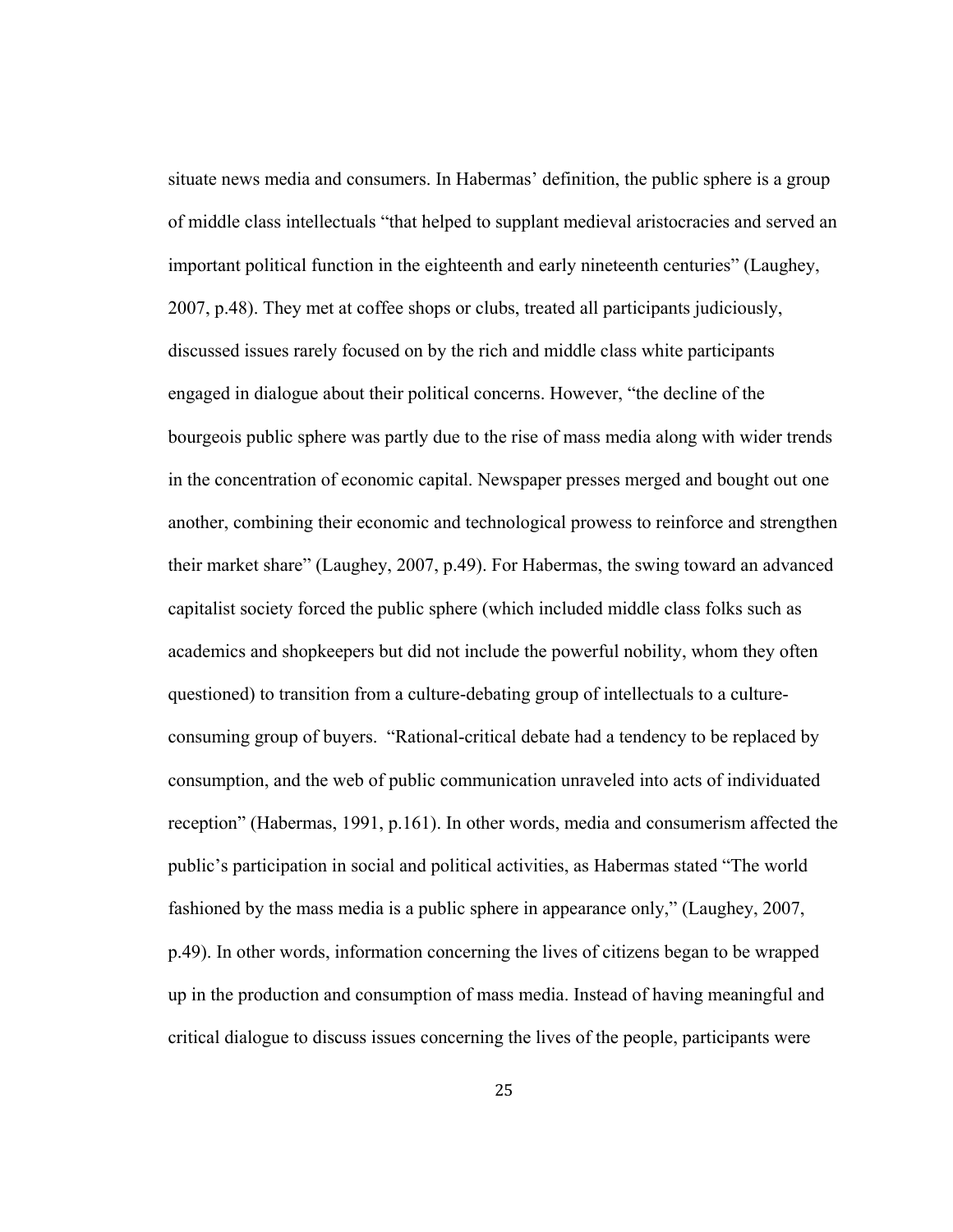situate news media and consumers. In Habermas' definition, the public sphere is a group of middle class intellectuals "that helped to supplant medieval aristocracies and served an important political function in the eighteenth and early nineteenth centuries" (Laughey, 2007, p.48). They met at coffee shops or clubs, treated all participants judiciously, discussed issues rarely focused on by the rich and middle class white participants engaged in dialogue about their political concerns. However, "the decline of the bourgeois public sphere was partly due to the rise of mass media along with wider trends in the concentration of economic capital. Newspaper presses merged and bought out one another, combining their economic and technological prowess to reinforce and strengthen their market share" (Laughey, 2007, p.49). For Habermas, the swing toward an advanced capitalist society forced the public sphere (which included middle class folks such as academics and shopkeepers but did not include the powerful nobility, whom they often questioned) to transition from a culture-debating group of intellectuals to a culture-consuming group of buyers. "Rational-critical debate had a tendency to be replaced by consumption, and the web of public communication unraveled into acts of individuated reception" (Habermas, 1991, p.161). In other words, media and consumerism affected the public's participation in social and political activities, as Habermas stated "The world fashioned by the mass media is a public sphere in appearance only," (Laughey, 2007, p.49). In other words, information concerning the lives of citizens began to be wrapped up in the production and consumption of mass media. Instead of having meaningful and critical dialogue to discuss issues concerning the lives of the people, participants were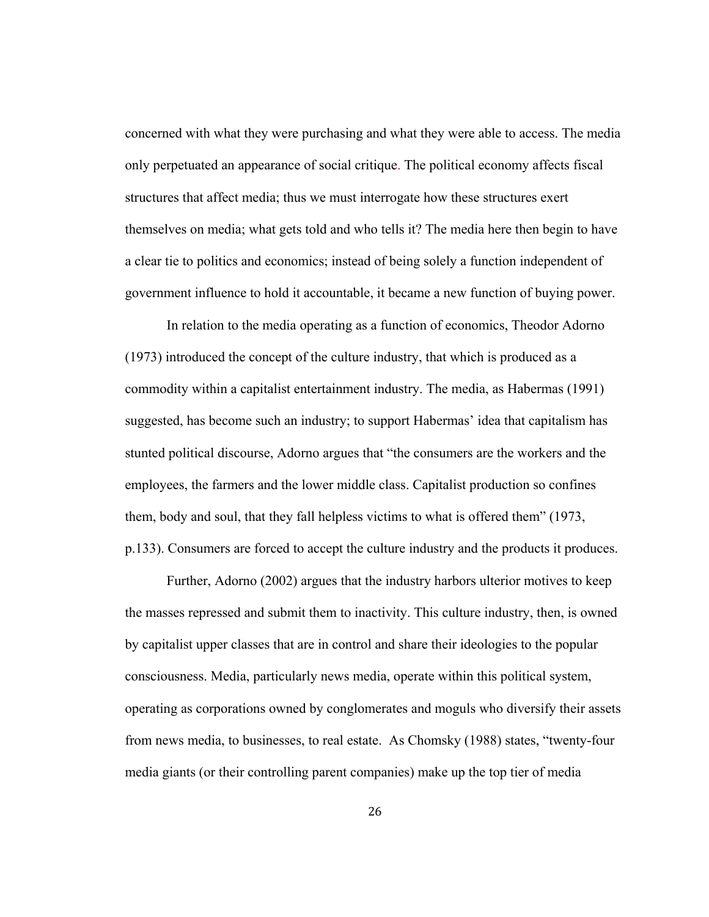concerned with what they were purchasing and what they were able to access. The media only perpetuated an appearance of social critique. The political economy affects fiscal structures that affect media; thus we must interrogate how these structures exert themselves on media; what gets told and who tells it? The media here then begin to have a clear tie to politics and economics; instead of being solely a function independent of government influence to hold it accountable, it became a new function of buying power.

In relation to the media operating as a function of economics, Theodor Adorno (1973) introduced the concept of the culture industry, that which is produced as a commodity within a capitalist entertainment industry. The media, as Habermas (1991) suggested, has become such an industry; to support Habermas' idea that capitalism has stunted political discourse, Adorno argues that "the consumers are the workers and the employees, the farmers and the lower middle class. Capitalist production so confines them, body and soul, that they fall helpless victims to what is offered them" (1973, p.133). Consumers are forced to accept the culture industry and the products it produces.

Further, Adorno (2002) argues that the industry harbors ulterior motives to keep the masses repressed and submit them to inactivity. This culture industry, then, is owned by capitalist upper classes that are in control and share their ideologies to the popular consciousness. Media, particularly news media, operate within this political system, operating as corporations owned by conglomerates and moguls who diversify their assets from news media, to businesses, to real estate. As Chomsky (1988) states, "twenty-four media giants (or their controlling parent companies) make up the top tier of media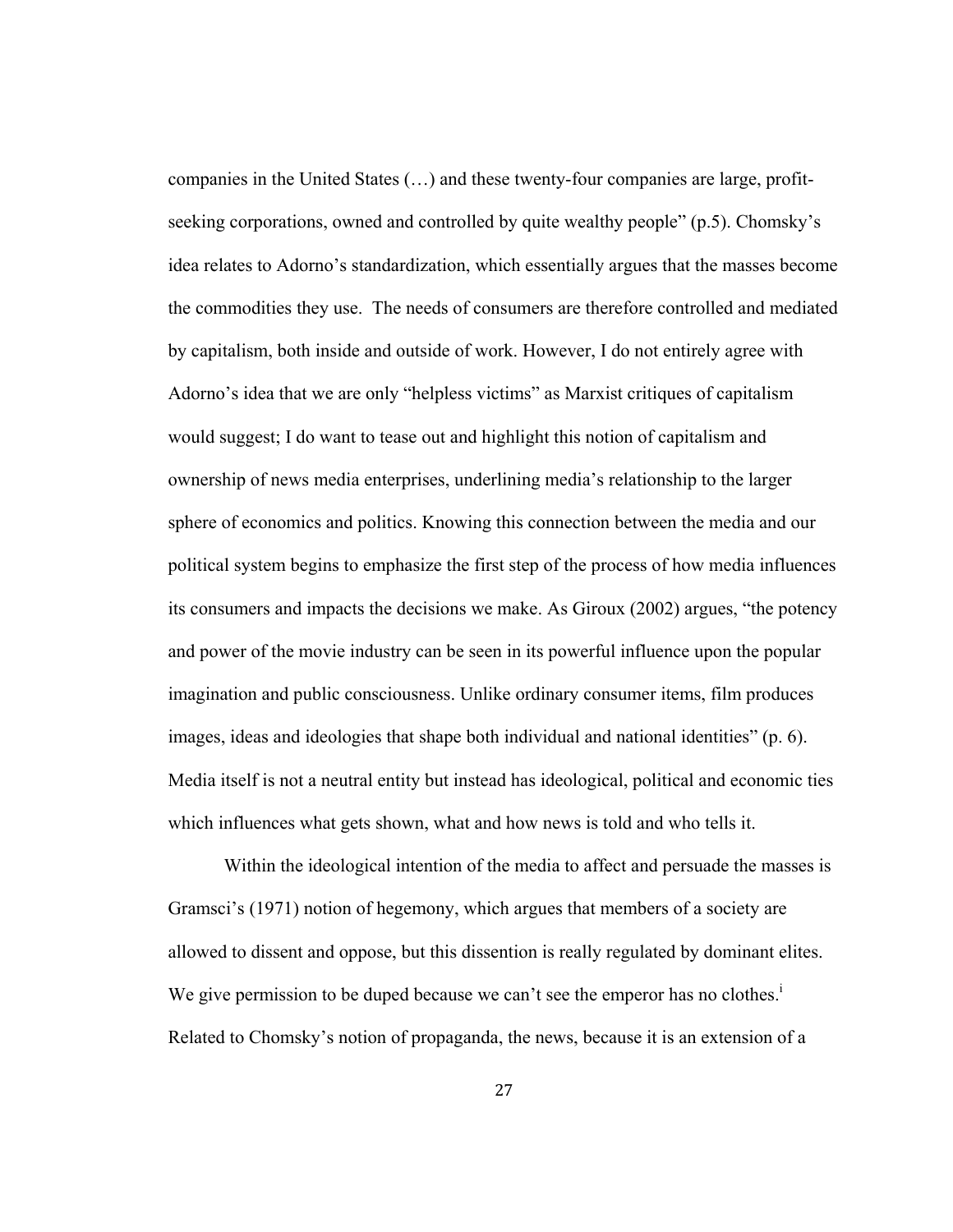companies in the United States (…) and these twenty-four companies are large, profit-seeking corporations, owned and controlled by quite wealthy people" (p.5). Chomsky's idea relates to Adorno's standardization, which essentially argues that the masses become the commodities they use. The needs of consumers are therefore controlled and mediated by capitalism, both inside and outside of work. However, I do not entirely agree with Adorno's idea that we are only "helpless victims" as Marxist critiques of capitalism would suggest; I do want to tease out and highlight this notion of capitalism and ownership of news media enterprises, underlining media's relationship to the larger sphere of economics and politics. Knowing this connection between the media and our political system begins to emphasize the first step of the process of how media influences its consumers and impacts the decisions we make. As Giroux (2002) argues, "the potency and power of the movie industry can be seen in its powerful influence upon the popular imagination and public consciousness. Unlike ordinary consumer items, film produces images, ideas and ideologies that shape both individual and national identities" (p. 6). Media itself is not a neutral entity but instead has ideological, political and economic ties which influences what gets shown, what and how news is told and who tells it.

Within the ideological intention of the media to affect and persuade the masses is Gramsci's (1971) notion of hegemony, which argues that members of a society are allowed to dissent and oppose, but this dissention is really regulated by dominant elites. We give permission to be duped because we can't see the emperor has no clothes.[i] Related to Chomsky's notion of propaganda, the news, because it is an extension of a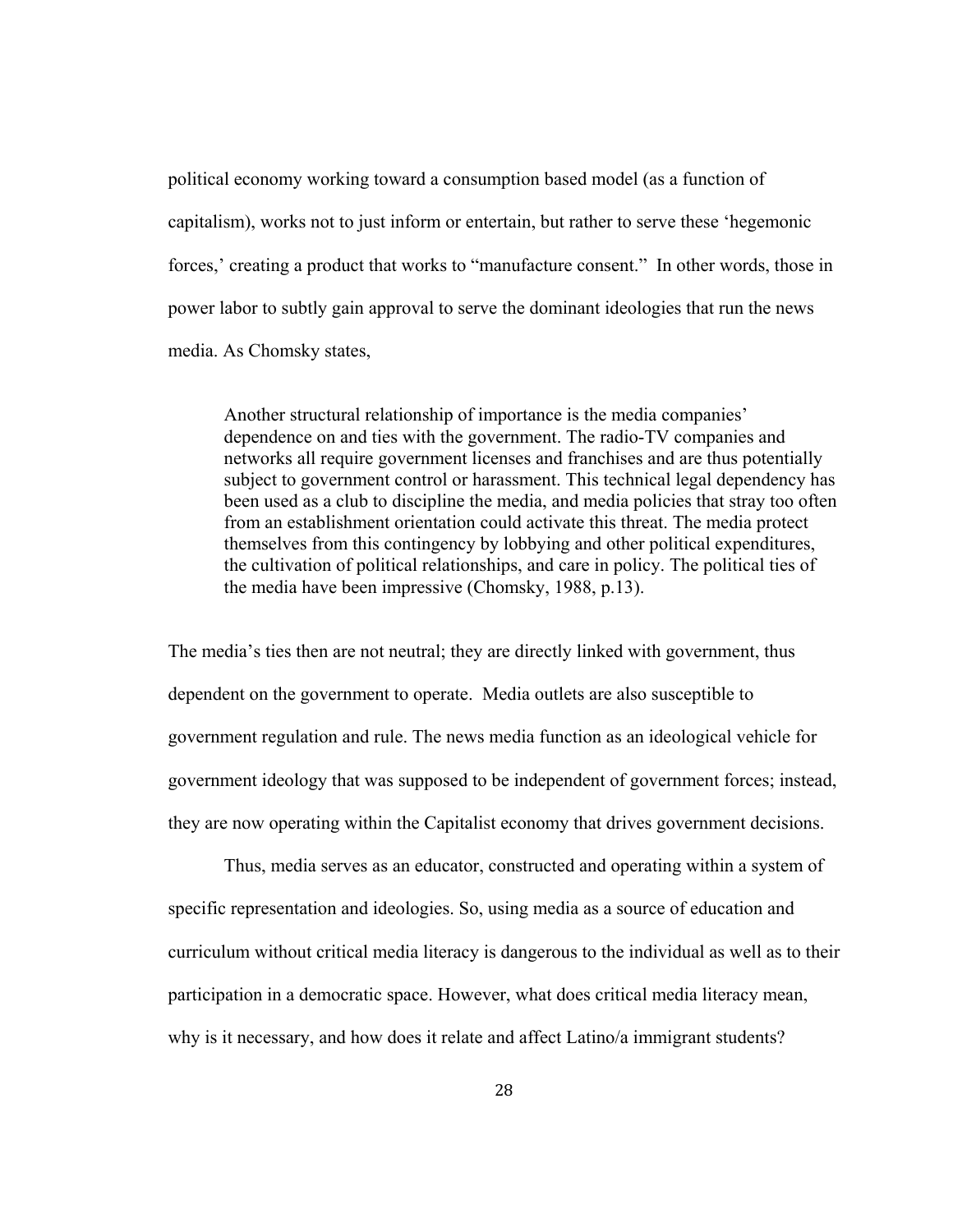political economy working toward a consumption based model (as a function of capitalism), works not to just inform or entertain, but rather to serve these 'hegemonic forces,' creating a product that works to "manufacture consent." In other words, those in power labor to subtly gain approval to serve the dominant ideologies that run the news media. As Chomsky states,

> Another structural relationship of importance is the media companies' dependence on and ties with the government. The radio-TV companies and networks all require government licenses and franchises and are thus potentially subject to government control or harassment. This technical legal dependency has been used as a club to discipline the media, and media policies that stray too often from an establishment orientation could activate this threat. The media protect themselves from this contingency by lobbying and other political expenditures, the cultivation of political relationships, and care in policy. The political ties of the media have been impressive (Chomsky, 1988, p.13).

The media's ties then are not neutral; they are directly linked with government, thus dependent on the government to operate. Media outlets are also susceptible to government regulation and rule. The news media function as an ideological vehicle for government ideology that was supposed to be independent of government forces; instead, they are now operating within the Capitalist economy that drives government decisions.

Thus, media serves as an educator, constructed and operating within a system of specific representation and ideologies. So, using media as a source of education and curriculum without critical media literacy is dangerous to the individual as well as to their participation in a democratic space. However, what does critical media literacy mean, why is it necessary, and how does it relate and affect Latino/a immigrant students?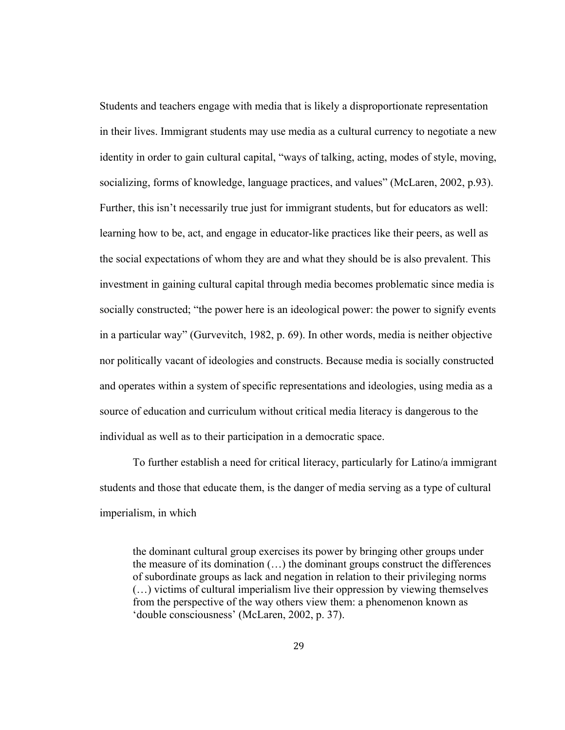Students and teachers engage with media that is likely a disproportionate representation in their lives. Immigrant students may use media as a cultural currency to negotiate a new identity in order to gain cultural capital, "ways of talking, acting, modes of style, moving, socializing, forms of knowledge, language practices, and values" (McLaren, 2002, p.93). Further, this isn't necessarily true just for immigrant students, but for educators as well: learning how to be, act, and engage in educator-like practices like their peers, as well as the social expectations of whom they are and what they should be is also prevalent. This investment in gaining cultural capital through media becomes problematic since media is socially constructed; "the power here is an ideological power: the power to signify events in a particular way" (Gurvevitch, 1982, p. 69). In other words, media is neither objective nor politically vacant of ideologies and constructs. Because media is socially constructed and operates within a system of specific representations and ideologies, using media as a source of education and curriculum without critical media literacy is dangerous to the individual as well as to their participation in a democratic space.

To further establish a need for critical literacy, particularly for Latino/a immigrant students and those that educate them, is the danger of media serving as a type of cultural imperialism, in which

> the dominant cultural group exercises its power by bringing other groups under the measure of its domination (…) the dominant groups construct the differences of subordinate groups as lack and negation in relation to their privileging norms (…) victims of cultural imperialism live their oppression by viewing themselves from the perspective of the way others view them: a phenomenon known as 'double consciousness' (McLaren, 2002, p. 37).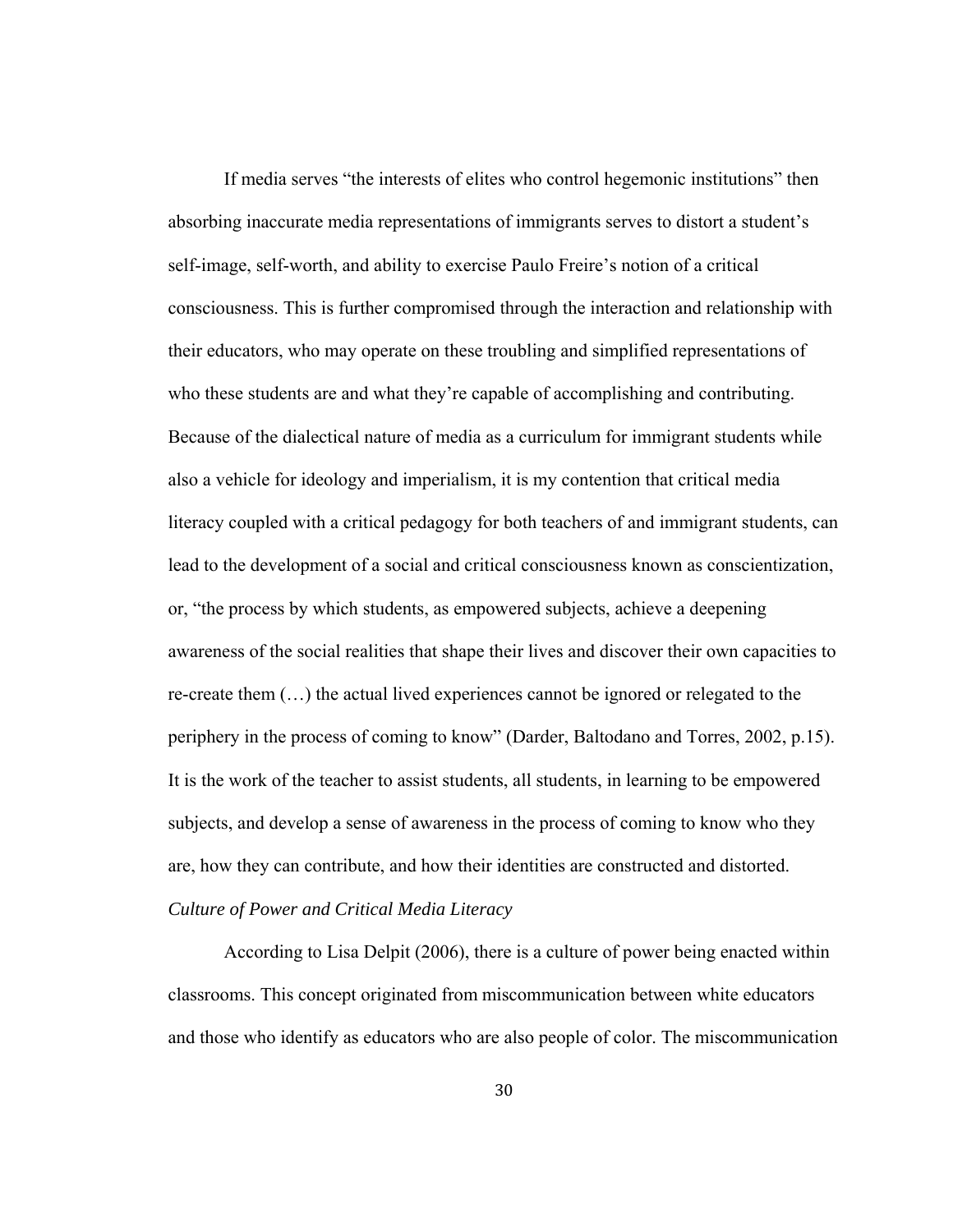If media serves "the interests of elites who control hegemonic institutions" then absorbing inaccurate media representations of immigrants serves to distort a student's self-image, self-worth, and ability to exercise Paulo Freire's notion of a critical consciousness. This is further compromised through the interaction and relationship with their educators, who may operate on these troubling and simplified representations of who these students are and what they're capable of accomplishing and contributing. Because of the dialectical nature of media as a curriculum for immigrant students while also a vehicle for ideology and imperialism, it is my contention that critical media literacy coupled with a critical pedagogy for both teachers of and immigrant students, can lead to the development of a social and critical consciousness known as conscientization, or, "the process by which students, as empowered subjects, achieve a deepening awareness of the social realities that shape their lives and discover their own capacities to re-create them (…) the actual lived experiences cannot be ignored or relegated to the periphery in the process of coming to know" (Darder, Baltodano and Torres, 2002, p.15). It is the work of the teacher to assist students, all students, in learning to be empowered subjects, and develop a sense of awareness in the process of coming to know who they are, how they can contribute, and how their identities are constructed and distorted.

*Culture of Power and Critical Media Literacy*

According to Lisa Delpit (2006), there is a culture of power being enacted within classrooms. This concept originated from miscommunication between white educators and those who identify as educators who are also people of color. The miscommunication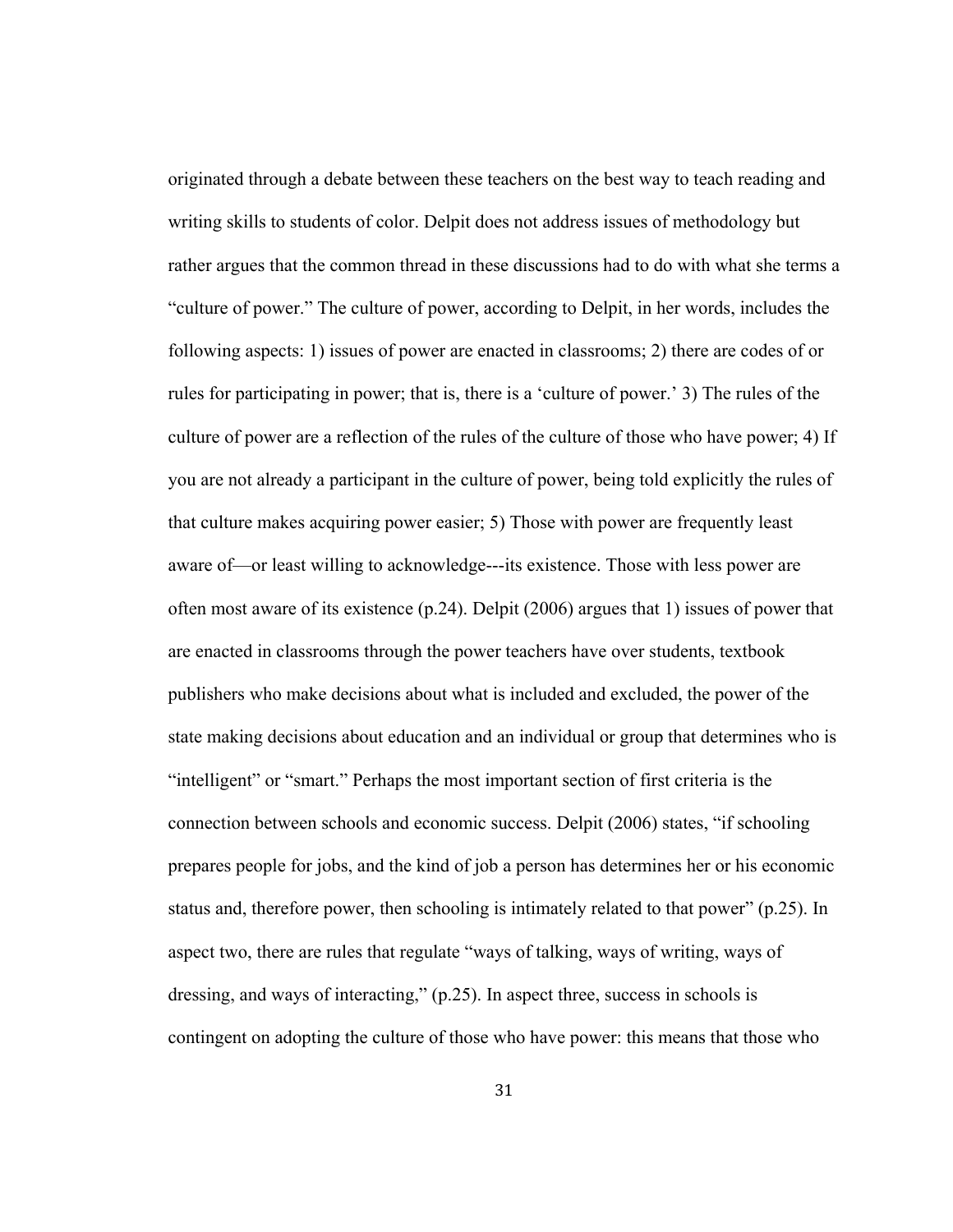originated through a debate between these teachers on the best way to teach reading and writing skills to students of color. Delpit does not address issues of methodology but rather argues that the common thread in these discussions had to do with what she terms a "culture of power." The culture of power, according to Delpit, in her words, includes the following aspects: 1) issues of power are enacted in classrooms; 2) there are codes of or rules for participating in power; that is, there is a 'culture of power.' 3) The rules of the culture of power are a reflection of the rules of the culture of those who have power; 4) If you are not already a participant in the culture of power, being told explicitly the rules of that culture makes acquiring power easier; 5) Those with power are frequently least aware of—or least willing to acknowledge---its existence. Those with less power are often most aware of its existence (p.24). Delpit (2006) argues that 1) issues of power that are enacted in classrooms through the power teachers have over students, textbook publishers who make decisions about what is included and excluded, the power of the state making decisions about education and an individual or group that determines who is "intelligent" or "smart." Perhaps the most important section of first criteria is the connection between schools and economic success. Delpit (2006) states, "if schooling prepares people for jobs, and the kind of job a person has determines her or his economic status and, therefore power, then schooling is intimately related to that power" (p.25). In aspect two, there are rules that regulate "ways of talking, ways of writing, ways of dressing, and ways of interacting," (p.25). In aspect three, success in schools is contingent on adopting the culture of those who have power: this means that those who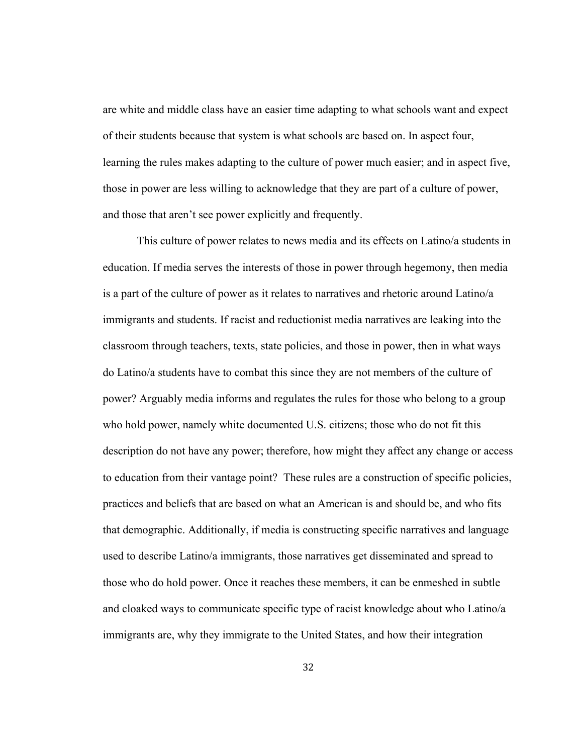are white and middle class have an easier time adapting to what schools want and expect of their students because that system is what schools are based on. In aspect four, learning the rules makes adapting to the culture of power much easier; and in aspect five, those in power are less willing to acknowledge that they are part of a culture of power, and those that aren't see power explicitly and frequently.

This culture of power relates to news media and its effects on Latino/a students in education. If media serves the interests of those in power through hegemony, then media is a part of the culture of power as it relates to narratives and rhetoric around Latino/a immigrants and students. If racist and reductionist media narratives are leaking into the classroom through teachers, texts, state policies, and those in power, then in what ways do Latino/a students have to combat this since they are not members of the culture of power? Arguably media informs and regulates the rules for those who belong to a group who hold power, namely white documented U.S. citizens; those who do not fit this description do not have any power; therefore, how might they affect any change or access to education from their vantage point? These rules are a construction of specific policies, practices and beliefs that are based on what an American is and should be, and who fits that demographic. Additionally, if media is constructing specific narratives and language used to describe Latino/a immigrants, those narratives get disseminated and spread to those who do hold power. Once it reaches these members, it can be enmeshed in subtle and cloaked ways to communicate specific type of racist knowledge about who Latino/a immigrants are, why they immigrate to the United States, and how their integration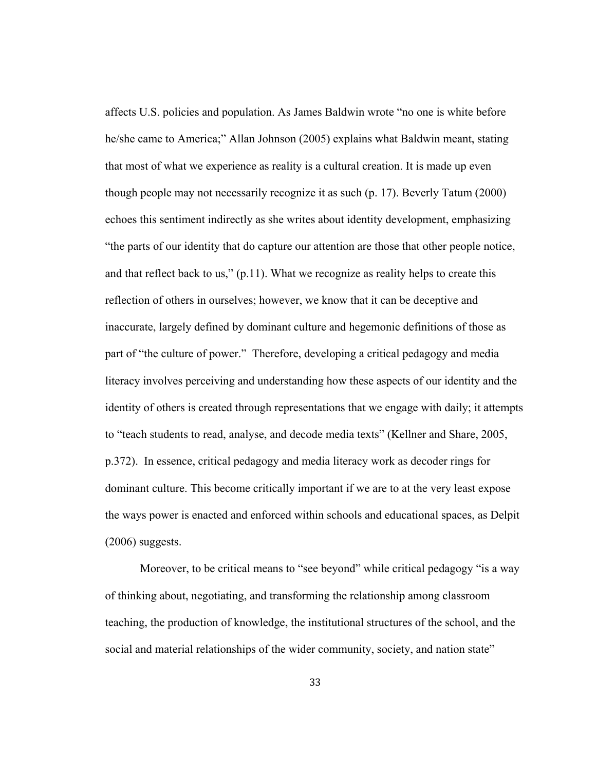affects U.S. policies and population. As James Baldwin wrote "no one is white before he/she came to America;" Allan Johnson (2005) explains what Baldwin meant, stating that most of what we experience as reality is a cultural creation. It is made up even though people may not necessarily recognize it as such (p. 17). Beverly Tatum (2000) echoes this sentiment indirectly as she writes about identity development, emphasizing "the parts of our identity that do capture our attention are those that other people notice, and that reflect back to us," (p.11). What we recognize as reality helps to create this reflection of others in ourselves; however, we know that it can be deceptive and inaccurate, largely defined by dominant culture and hegemonic definitions of those as part of "the culture of power." Therefore, developing a critical pedagogy and media literacy involves perceiving and understanding how these aspects of our identity and the identity of others is created through representations that we engage with daily; it attempts to "teach students to read, analyse, and decode media texts" (Kellner and Share, 2005, p.372). In essence, critical pedagogy and media literacy work as decoder rings for dominant culture. This become critically important if we are to at the very least expose the ways power is enacted and enforced within schools and educational spaces, as Delpit (2006) suggests.

Moreover, to be critical means to "see beyond" while critical pedagogy "is a way of thinking about, negotiating, and transforming the relationship among classroom teaching, the production of knowledge, the institutional structures of the school, and the social and material relationships of the wider community, society, and nation state"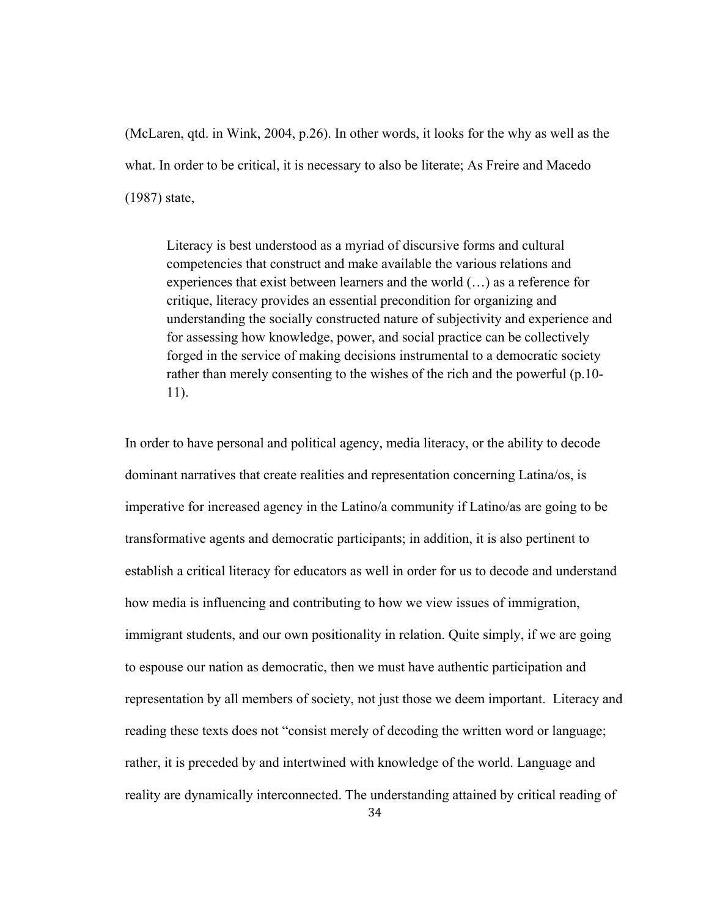(McLaren, qtd. in Wink, 2004, p.26). In other words, it looks for the why as well as the what. In order to be critical, it is necessary to also be literate; As Freire and Macedo (1987) state,

> Literacy is best understood as a myriad of discursive forms and cultural competencies that construct and make available the various relations and experiences that exist between learners and the world (…) as a reference for critique, literacy provides an essential precondition for organizing and understanding the socially constructed nature of subjectivity and experience and for assessing how knowledge, power, and social practice can be collectively forged in the service of making decisions instrumental to a democratic society rather than merely consenting to the wishes of the rich and the powerful (p.10-11).

In order to have personal and political agency, media literacy, or the ability to decode dominant narratives that create realities and representation concerning Latina/os, is imperative for increased agency in the Latino/a community if Latino/as are going to be transformative agents and democratic participants; in addition, it is also pertinent to establish a critical literacy for educators as well in order for us to decode and understand how media is influencing and contributing to how we view issues of immigration, immigrant students, and our own positionality in relation. Quite simply, if we are going to espouse our nation as democratic, then we must have authentic participation and representation by all members of society, not just those we deem important. Literacy and reading these texts does not "consist merely of decoding the written word or language; rather, it is preceded by and intertwined with knowledge of the world. Language and reality are dynamically interconnected. The understanding attained by critical reading of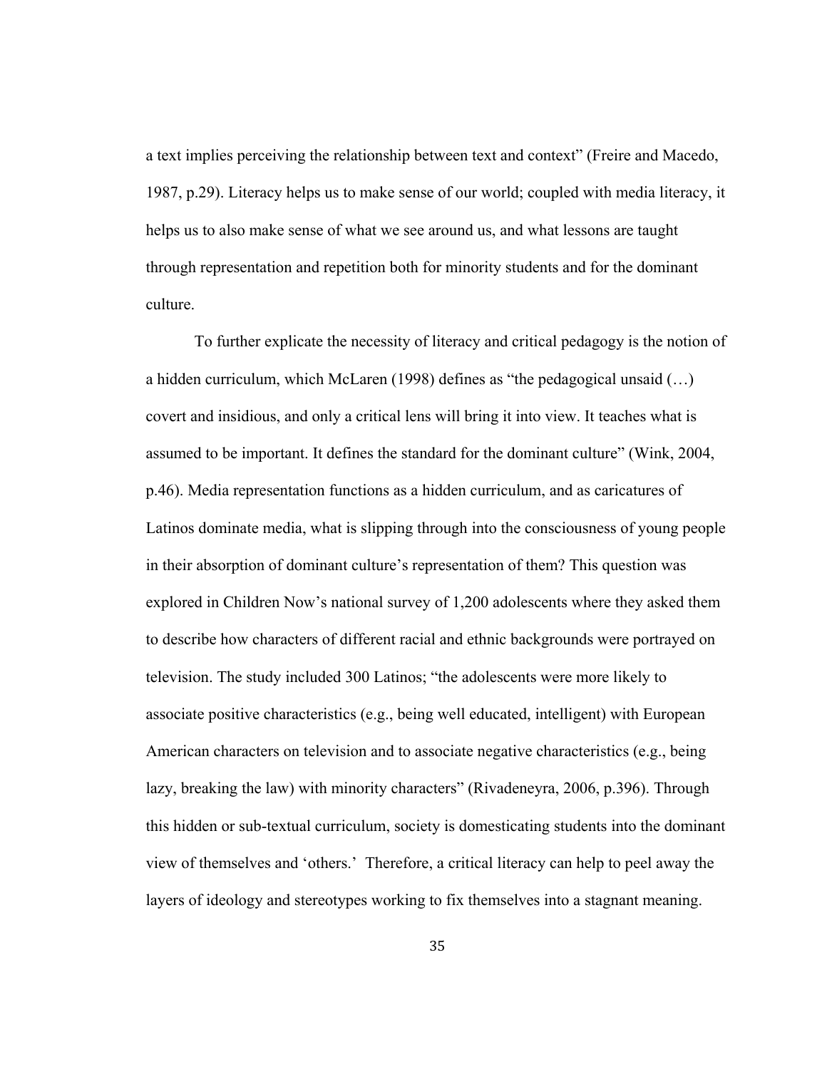a text implies perceiving the relationship between text and context" (Freire and Macedo, 1987, p.29). Literacy helps us to make sense of our world; coupled with media literacy, it helps us to also make sense of what we see around us, and what lessons are taught through representation and repetition both for minority students and for the dominant culture.

To further explicate the necessity of literacy and critical pedagogy is the notion of a hidden curriculum, which McLaren (1998) defines as "the pedagogical unsaid (…) covert and insidious, and only a critical lens will bring it into view. It teaches what is assumed to be important. It defines the standard for the dominant culture" (Wink, 2004, p.46). Media representation functions as a hidden curriculum, and as caricatures of Latinos dominate media, what is slipping through into the consciousness of young people in their absorption of dominant culture's representation of them? This question was explored in Children Now's national survey of 1,200 adolescents where they asked them to describe how characters of different racial and ethnic backgrounds were portrayed on television. The study included 300 Latinos; "the adolescents were more likely to associate positive characteristics (e.g., being well educated, intelligent) with European American characters on television and to associate negative characteristics (e.g., being lazy, breaking the law) with minority characters" (Rivadeneyra, 2006, p.396). Through this hidden or sub-textual curriculum, society is domesticating students into the dominant view of themselves and 'others.' Therefore, a critical literacy can help to peel away the layers of ideology and stereotypes working to fix themselves into a stagnant meaning.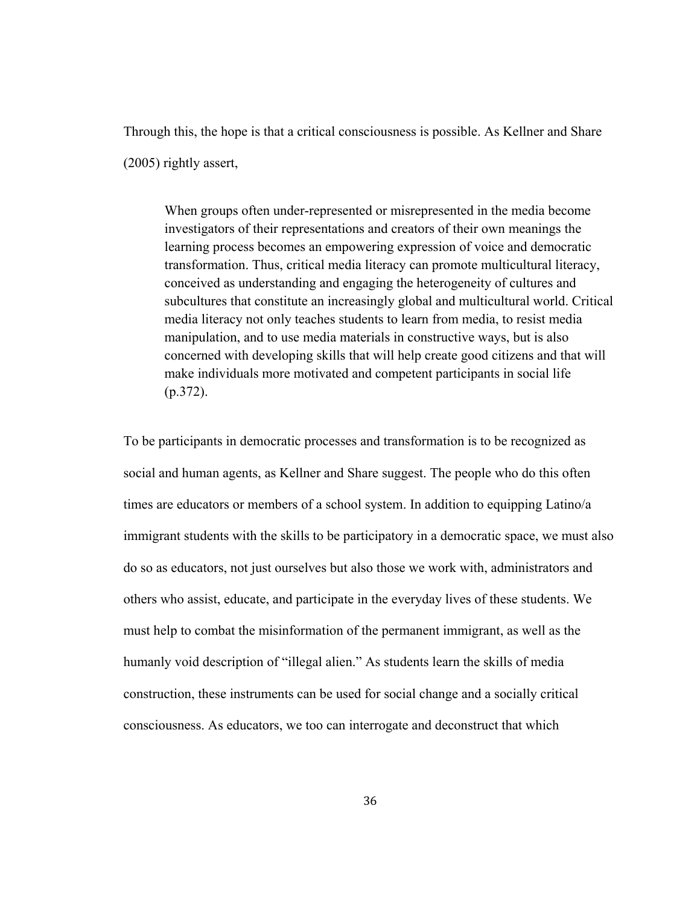Through this, the hope is that a critical consciousness is possible. As Kellner and Share (2005) rightly assert,

> When groups often under-represented or misrepresented in the media become investigators of their representations and creators of their own meanings the learning process becomes an empowering expression of voice and democratic transformation. Thus, critical media literacy can promote multicultural literacy, conceived as understanding and engaging the heterogeneity of cultures and subcultures that constitute an increasingly global and multicultural world. Critical media literacy not only teaches students to learn from media, to resist media manipulation, and to use media materials in constructive ways, but is also concerned with developing skills that will help create good citizens and that will make individuals more motivated and competent participants in social life (p.372).

To be participants in democratic processes and transformation is to be recognized as social and human agents, as Kellner and Share suggest. The people who do this often times are educators or members of a school system. In addition to equipping Latino/a immigrant students with the skills to be participatory in a democratic space, we must also do so as educators, not just ourselves but also those we work with, administrators and others who assist, educate, and participate in the everyday lives of these students. We must help to combat the misinformation of the permanent immigrant, as well as the humanly void description of "illegal alien." As students learn the skills of media construction, these instruments can be used for social change and a socially critical consciousness. As educators, we too can interrogate and deconstruct that which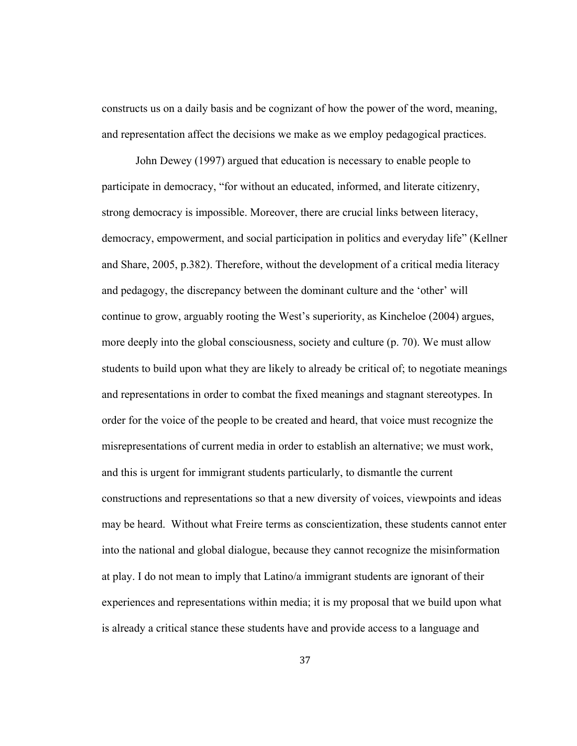constructs us on a daily basis and be cognizant of how the power of the word, meaning, and representation affect the decisions we make as we employ pedagogical practices.

John Dewey (1997) argued that education is necessary to enable people to participate in democracy, "for without an educated, informed, and literate citizenry, strong democracy is impossible. Moreover, there are crucial links between literacy, democracy, empowerment, and social participation in politics and everyday life" (Kellner and Share, 2005, p.382). Therefore, without the development of a critical media literacy and pedagogy, the discrepancy between the dominant culture and the 'other' will continue to grow, arguably rooting the West's superiority, as Kincheloe (2004) argues, more deeply into the global consciousness, society and culture (p. 70). We must allow students to build upon what they are likely to already be critical of; to negotiate meanings and representations in order to combat the fixed meanings and stagnant stereotypes. In order for the voice of the people to be created and heard, that voice must recognize the misrepresentations of current media in order to establish an alternative; we must work, and this is urgent for immigrant students particularly, to dismantle the current constructions and representations so that a new diversity of voices, viewpoints and ideas may be heard. Without what Freire terms as conscientization, these students cannot enter into the national and global dialogue, because they cannot recognize the misinformation at play. I do not mean to imply that Latino/a immigrant students are ignorant of their experiences and representations within media; it is my proposal that we build upon what is already a critical stance these students have and provide access to a language and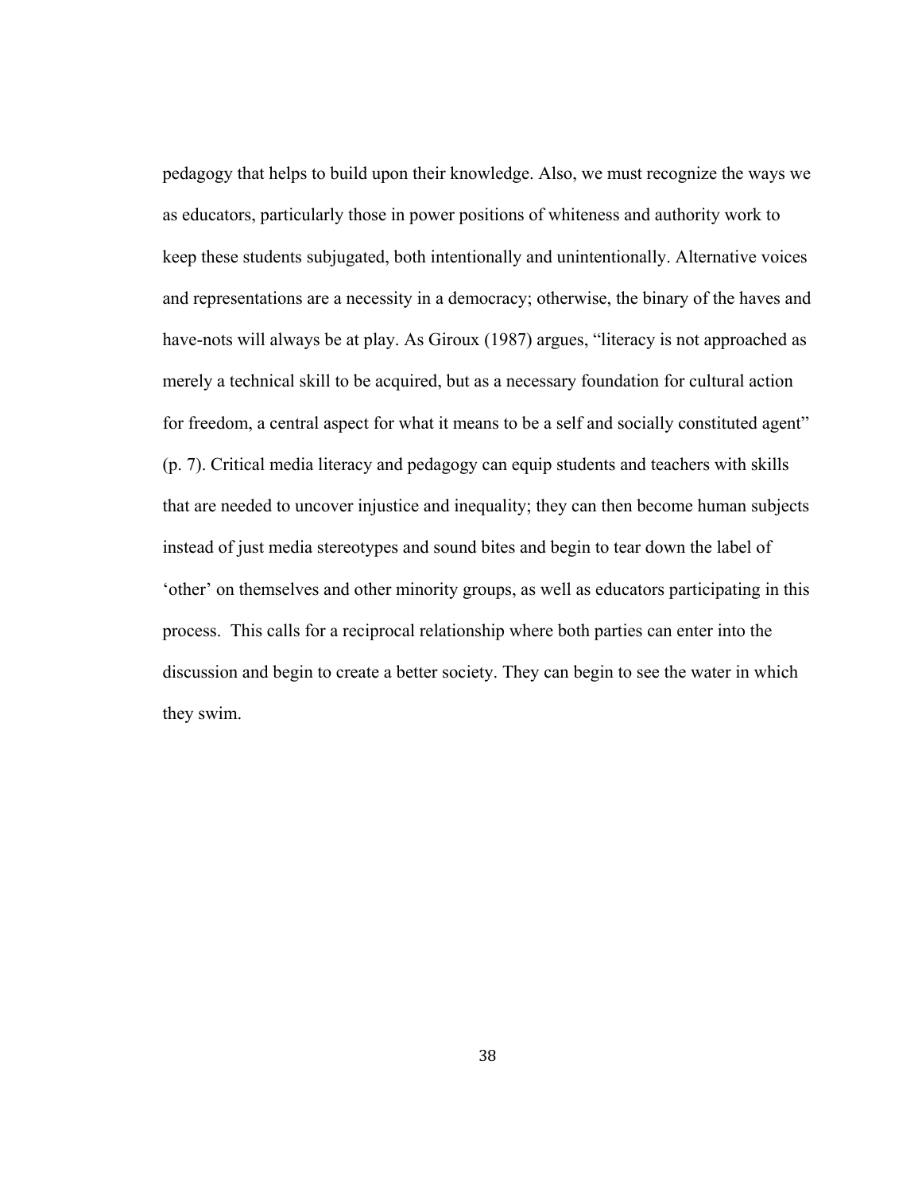pedagogy that helps to build upon their knowledge. Also, we must recognize the ways we as educators, particularly those in power positions of whiteness and authority work to keep these students subjugated, both intentionally and unintentionally. Alternative voices and representations are a necessity in a democracy; otherwise, the binary of the haves and have-nots will always be at play. As Giroux (1987) argues, "literacy is not approached as merely a technical skill to be acquired, but as a necessary foundation for cultural action for freedom, a central aspect for what it means to be a self and socially constituted agent" (p. 7). Critical media literacy and pedagogy can equip students and teachers with skills that are needed to uncover injustice and inequality; they can then become human subjects instead of just media stereotypes and sound bites and begin to tear down the label of 'other' on themselves and other minority groups, as well as educators participating in this process. This calls for a reciprocal relationship where both parties can enter into the discussion and begin to create a better society. They can begin to see the water in which they swim.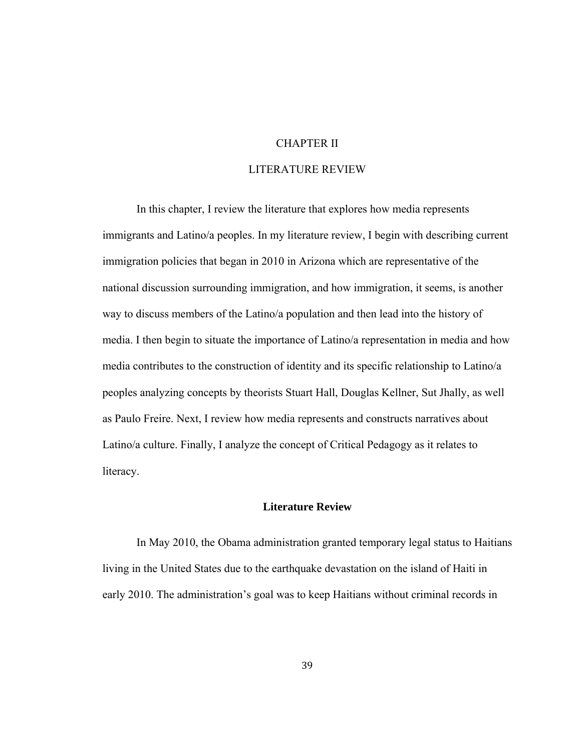# CHAPTER II

# LITERATURE REVIEW

In this chapter, I review the literature that explores how media represents immigrants and Latino/a peoples. In my literature review, I begin with describing current immigration policies that began in 2010 in Arizona which are representative of the national discussion surrounding immigration, and how immigration, it seems, is another way to discuss members of the Latino/a population and then lead into the history of media. I then begin to situate the importance of Latino/a representation in media and how media contributes to the construction of identity and its specific relationship to Latino/a peoples analyzing concepts by theorists Stuart Hall, Douglas Kellner, Sut Jhally, as well as Paulo Freire. Next, I review how media represents and constructs narratives about Latino/a culture. Finally, I analyze the concept of Critical Pedagogy as it relates to literacy.

## Literature Review

In May 2010, the Obama administration granted temporary legal status to Haitians living in the United States due to the earthquake devastation on the island of Haiti in early 2010. The administration's goal was to keep Haitians without criminal records in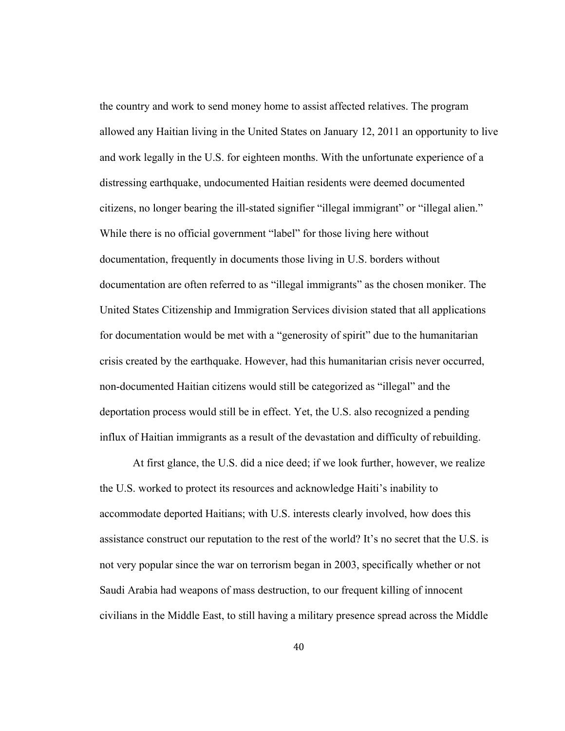the country and work to send money home to assist affected relatives. The program allowed any Haitian living in the United States on January 12, 2011 an opportunity to live and work legally in the U.S. for eighteen months. With the unfortunate experience of a distressing earthquake, undocumented Haitian residents were deemed documented citizens, no longer bearing the ill-stated signifier "illegal immigrant" or "illegal alien." While there is no official government "label" for those living here without documentation, frequently in documents those living in U.S. borders without documentation are often referred to as "illegal immigrants" as the chosen moniker. The United States Citizenship and Immigration Services division stated that all applications for documentation would be met with a "generosity of spirit" due to the humanitarian crisis created by the earthquake. However, had this humanitarian crisis never occurred, non-documented Haitian citizens would still be categorized as "illegal" and the deportation process would still be in effect. Yet, the U.S. also recognized a pending influx of Haitian immigrants as a result of the devastation and difficulty of rebuilding.

At first glance, the U.S. did a nice deed; if we look further, however, we realize the U.S. worked to protect its resources and acknowledge Haiti's inability to accommodate deported Haitians; with U.S. interests clearly involved, how does this assistance construct our reputation to the rest of the world? It's no secret that the U.S. is not very popular since the war on terrorism began in 2003, specifically whether or not Saudi Arabia had weapons of mass destruction, to our frequent killing of innocent civilians in the Middle East, to still having a military presence spread across the Middle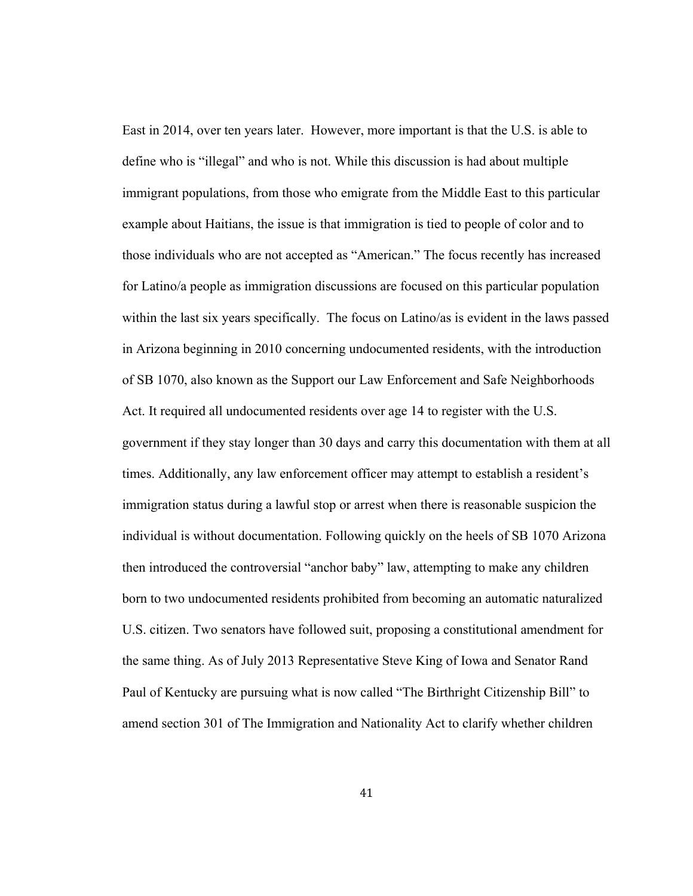East in 2014, over ten years later. However, more important is that the U.S. is able to define who is "illegal" and who is not. While this discussion is had about multiple immigrant populations, from those who emigrate from the Middle East to this particular example about Haitians, the issue is that immigration is tied to people of color and to those individuals who are not accepted as "American." The focus recently has increased for Latino/a people as immigration discussions are focused on this particular population within the last six years specifically. The focus on Latino/as is evident in the laws passed in Arizona beginning in 2010 concerning undocumented residents, with the introduction of SB 1070, also known as the Support our Law Enforcement and Safe Neighborhoods Act. It required all undocumented residents over age 14 to register with the U.S. government if they stay longer than 30 days and carry this documentation with them at all times. Additionally, any law enforcement officer may attempt to establish a resident's immigration status during a lawful stop or arrest when there is reasonable suspicion the individual is without documentation. Following quickly on the heels of SB 1070 Arizona then introduced the controversial "anchor baby" law, attempting to make any children born to two undocumented residents prohibited from becoming an automatic naturalized U.S. citizen. Two senators have followed suit, proposing a constitutional amendment for the same thing. As of July 2013 Representative Steve King of Iowa and Senator Rand Paul of Kentucky are pursuing what is now called "The Birthright Citizenship Bill" to amend section 301 of The Immigration and Nationality Act to clarify whether children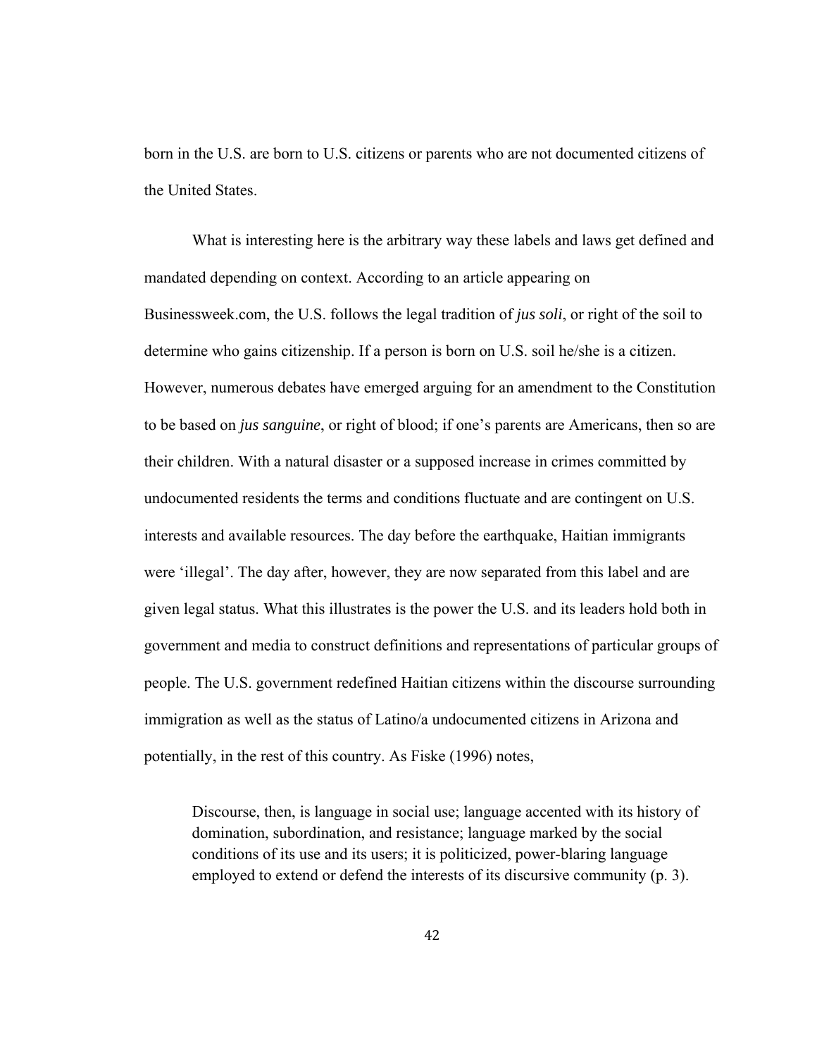born in the U.S. are born to U.S. citizens or parents who are not documented citizens of the United States.

What is interesting here is the arbitrary way these labels and laws get defined and mandated depending on context. According to an article appearing on Businessweek.com, the U.S. follows the legal tradition of *jus soli*, or right of the soil to determine who gains citizenship. If a person is born on U.S. soil he/she is a citizen. However, numerous debates have emerged arguing for an amendment to the Constitution to be based on *jus sanguine*, or right of blood; if one's parents are Americans, then so are their children. With a natural disaster or a supposed increase in crimes committed by undocumented residents the terms and conditions fluctuate and are contingent on U.S. interests and available resources. The day before the earthquake, Haitian immigrants were 'illegal'. The day after, however, they are now separated from this label and are given legal status. What this illustrates is the power the U.S. and its leaders hold both in government and media to construct definitions and representations of particular groups of people. The U.S. government redefined Haitian citizens within the discourse surrounding immigration as well as the status of Latino/a undocumented citizens in Arizona and potentially, in the rest of this country. As Fiske (1996) notes,

> Discourse, then, is language in social use; language accented with its history of domination, subordination, and resistance; language marked by the social conditions of its use and its users; it is politicized, power-blaring language employed to extend or defend the interests of its discursive community (p. 3).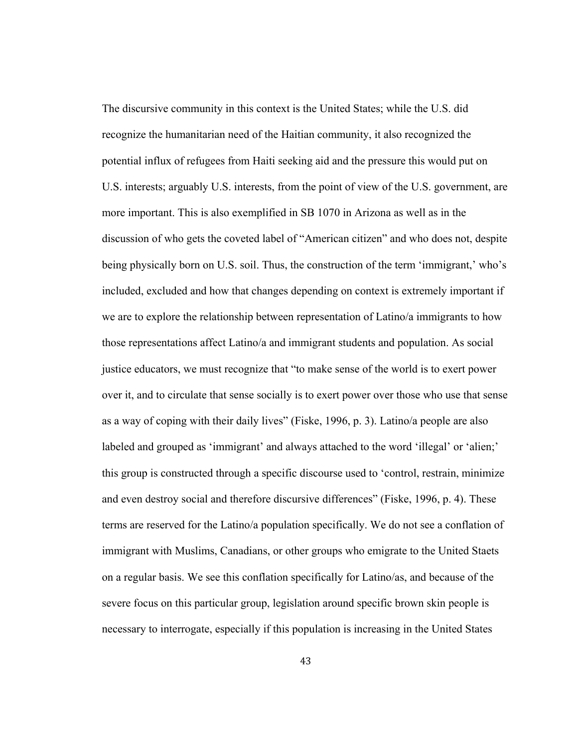The discursive community in this context is the United States; while the U.S. did recognize the humanitarian need of the Haitian community, it also recognized the potential influx of refugees from Haiti seeking aid and the pressure this would put on U.S. interests; arguably U.S. interests, from the point of view of the U.S. government, are more important. This is also exemplified in SB 1070 in Arizona as well as in the discussion of who gets the coveted label of "American citizen" and who does not, despite being physically born on U.S. soil. Thus, the construction of the term 'immigrant,' who's included, excluded and how that changes depending on context is extremely important if we are to explore the relationship between representation of Latino/a immigrants to how those representations affect Latino/a and immigrant students and population. As social justice educators, we must recognize that "to make sense of the world is to exert power over it, and to circulate that sense socially is to exert power over those who use that sense as a way of coping with their daily lives" (Fiske, 1996, p. 3). Latino/a people are also labeled and grouped as 'immigrant' and always attached to the word 'illegal' or 'alien;' this group is constructed through a specific discourse used to 'control, restrain, minimize and even destroy social and therefore discursive differences" (Fiske, 1996, p. 4). These terms are reserved for the Latino/a population specifically. We do not see a conflation of immigrant with Muslims, Canadians, or other groups who emigrate to the United Staets on a regular basis. We see this conflation specifically for Latino/as, and because of the severe focus on this particular group, legislation around specific brown skin people is necessary to interrogate, especially if this population is increasing in the United States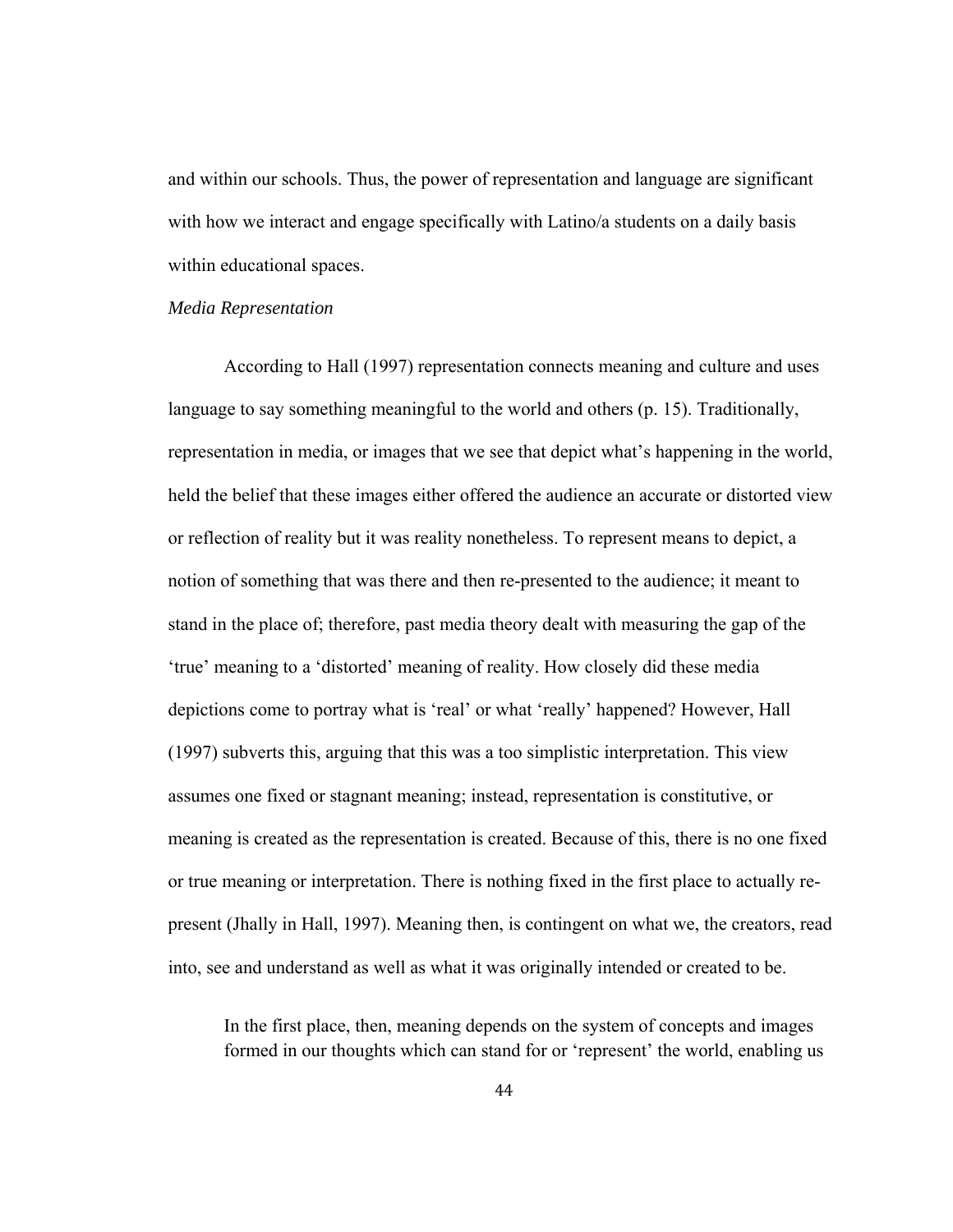and within our schools. Thus, the power of representation and language are significant with how we interact and engage specifically with Latino/a students on a daily basis within educational spaces.

*Media Representation*

According to Hall (1997) representation connects meaning and culture and uses language to say something meaningful to the world and others (p. 15). Traditionally, representation in media, or images that we see that depict what's happening in the world, held the belief that these images either offered the audience an accurate or distorted view or reflection of reality but it was reality nonetheless. To represent means to depict, a notion of something that was there and then re-presented to the audience; it meant to stand in the place of; therefore, past media theory dealt with measuring the gap of the 'true' meaning to a 'distorted' meaning of reality. How closely did these media depictions come to portray what is 'real' or what 'really' happened? However, Hall (1997) subverts this, arguing that this was a too simplistic interpretation. This view assumes one fixed or stagnant meaning; instead, representation is constitutive, or meaning is created as the representation is created. Because of this, there is no one fixed or true meaning or interpretation. There is nothing fixed in the first place to actually re-present (Jhally in Hall, 1997). Meaning then, is contingent on what we, the creators, read into, see and understand as well as what it was originally intended or created to be.

> In the first place, then, meaning depends on the system of concepts and images formed in our thoughts which can stand for or 'represent' the world, enabling us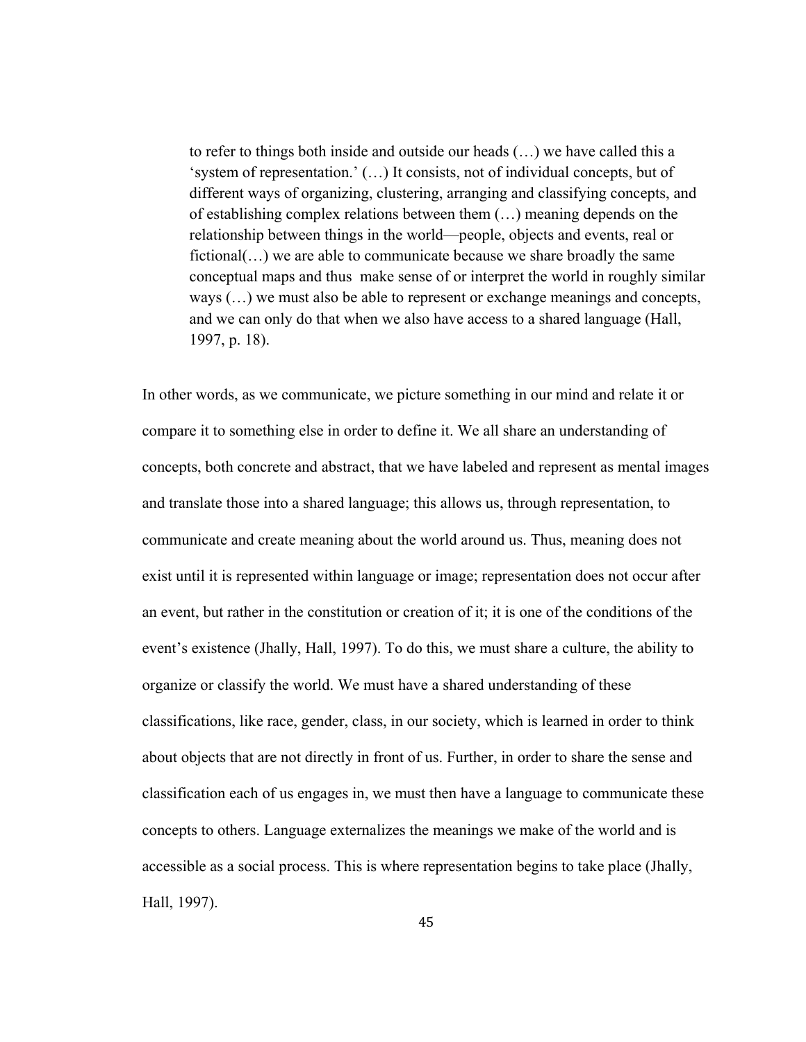> to refer to things both inside and outside our heads (…) we have called this a 'system of representation.' (…) It consists, not of individual concepts, but of different ways of organizing, clustering, arranging and classifying concepts, and of establishing complex relations between them (…) meaning depends on the relationship between things in the world—people, objects and events, real or fictional(…) we are able to communicate because we share broadly the same conceptual maps and thus make sense of or interpret the world in roughly similar ways (…) we must also be able to represent or exchange meanings and concepts, and we can only do that when we also have access to a shared language (Hall, 1997, p. 18).

In other words, as we communicate, we picture something in our mind and relate it or compare it to something else in order to define it. We all share an understanding of concepts, both concrete and abstract, that we have labeled and represent as mental images and translate those into a shared language; this allows us, through representation, to communicate and create meaning about the world around us. Thus, meaning does not exist until it is represented within language or image; representation does not occur after an event, but rather in the constitution or creation of it; it is one of the conditions of the event's existence (Jhally, Hall, 1997). To do this, we must share a culture, the ability to organize or classify the world. We must have a shared understanding of these classifications, like race, gender, class, in our society, which is learned in order to think about objects that are not directly in front of us. Further, in order to share the sense and classification each of us engages in, we must then have a language to communicate these concepts to others. Language externalizes the meanings we make of the world and is accessible as a social process. This is where representation begins to take place (Jhally, Hall, 1997).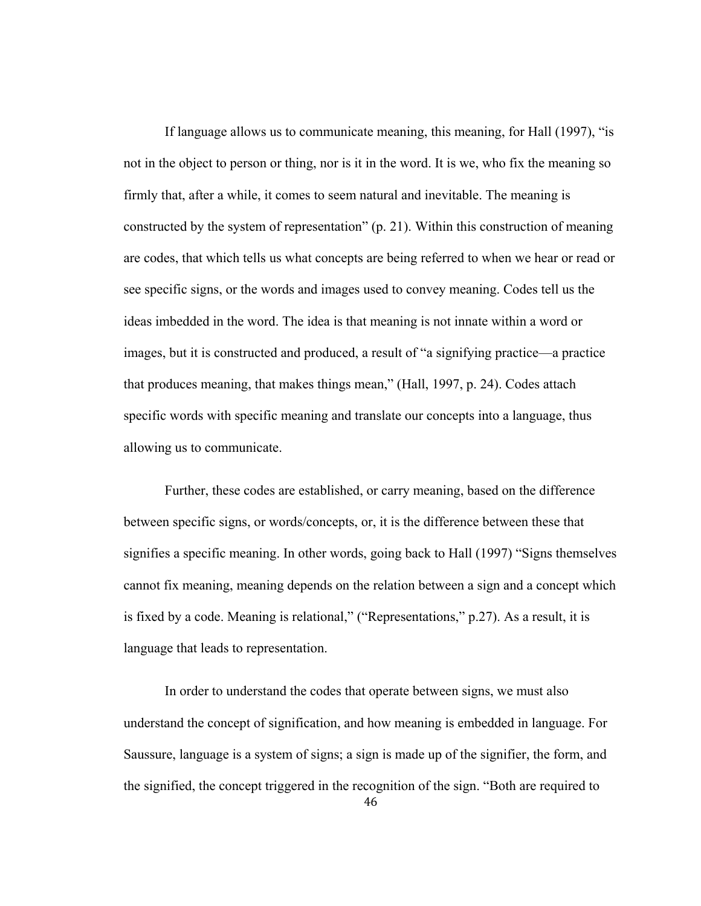If language allows us to communicate meaning, this meaning, for Hall (1997), "is not in the object to person or thing, nor is it in the word. It is we, who fix the meaning so firmly that, after a while, it comes to seem natural and inevitable. The meaning is constructed by the system of representation" (p. 21). Within this construction of meaning are codes, that which tells us what concepts are being referred to when we hear or read or see specific signs, or the words and images used to convey meaning. Codes tell us the ideas imbedded in the word. The idea is that meaning is not innate within a word or images, but it is constructed and produced, a result of "a signifying practice—a practice that produces meaning, that makes things mean," (Hall, 1997, p. 24). Codes attach specific words with specific meaning and translate our concepts into a language, thus allowing us to communicate.

Further, these codes are established, or carry meaning, based on the difference between specific signs, or words/concepts, or, it is the difference between these that signifies a specific meaning. In other words, going back to Hall (1997) "Signs themselves cannot fix meaning, meaning depends on the relation between a sign and a concept which is fixed by a code. Meaning is relational," ("Representations," p.27). As a result, it is language that leads to representation.

In order to understand the codes that operate between signs, we must also understand the concept of signification, and how meaning is embedded in language. For Saussure, language is a system of signs; a sign is made up of the signifier, the form, and the signified, the concept triggered in the recognition of the sign. "Both are required to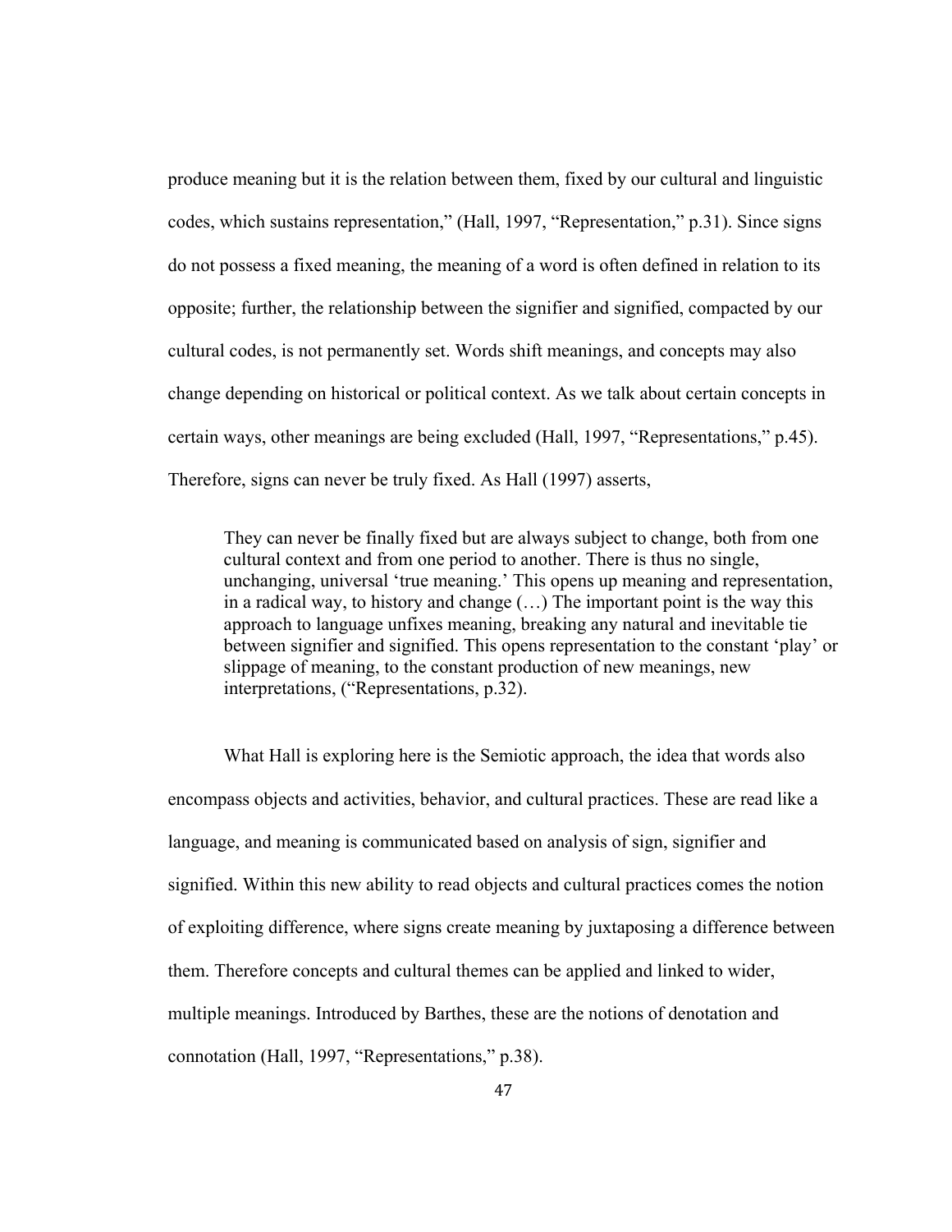produce meaning but it is the relation between them, fixed by our cultural and linguistic codes, which sustains representation," (Hall, 1997, "Representation," p.31). Since signs do not possess a fixed meaning, the meaning of a word is often defined in relation to its opposite; further, the relationship between the signifier and signified, compacted by our cultural codes, is not permanently set. Words shift meanings, and concepts may also change depending on historical or political context. As we talk about certain concepts in certain ways, other meanings are being excluded (Hall, 1997, "Representations," p.45). Therefore, signs can never be truly fixed. As Hall (1997) asserts,

> They can never be finally fixed but are always subject to change, both from one cultural context and from one period to another. There is thus no single, unchanging, universal 'true meaning.' This opens up meaning and representation, in a radical way, to history and change (…) The important point is the way this approach to language unfixes meaning, breaking any natural and inevitable tie between signifier and signified. This opens representation to the constant 'play' or slippage of meaning, to the constant production of new meanings, new interpretations, ("Representations, p.32).

What Hall is exploring here is the Semiotic approach, the idea that words also encompass objects and activities, behavior, and cultural practices. These are read like a language, and meaning is communicated based on analysis of sign, signifier and signified. Within this new ability to read objects and cultural practices comes the notion of exploiting difference, where signs create meaning by juxtaposing a difference between them. Therefore concepts and cultural themes can be applied and linked to wider, multiple meanings. Introduced by Barthes, these are the notions of denotation and connotation (Hall, 1997, "Representations," p.38).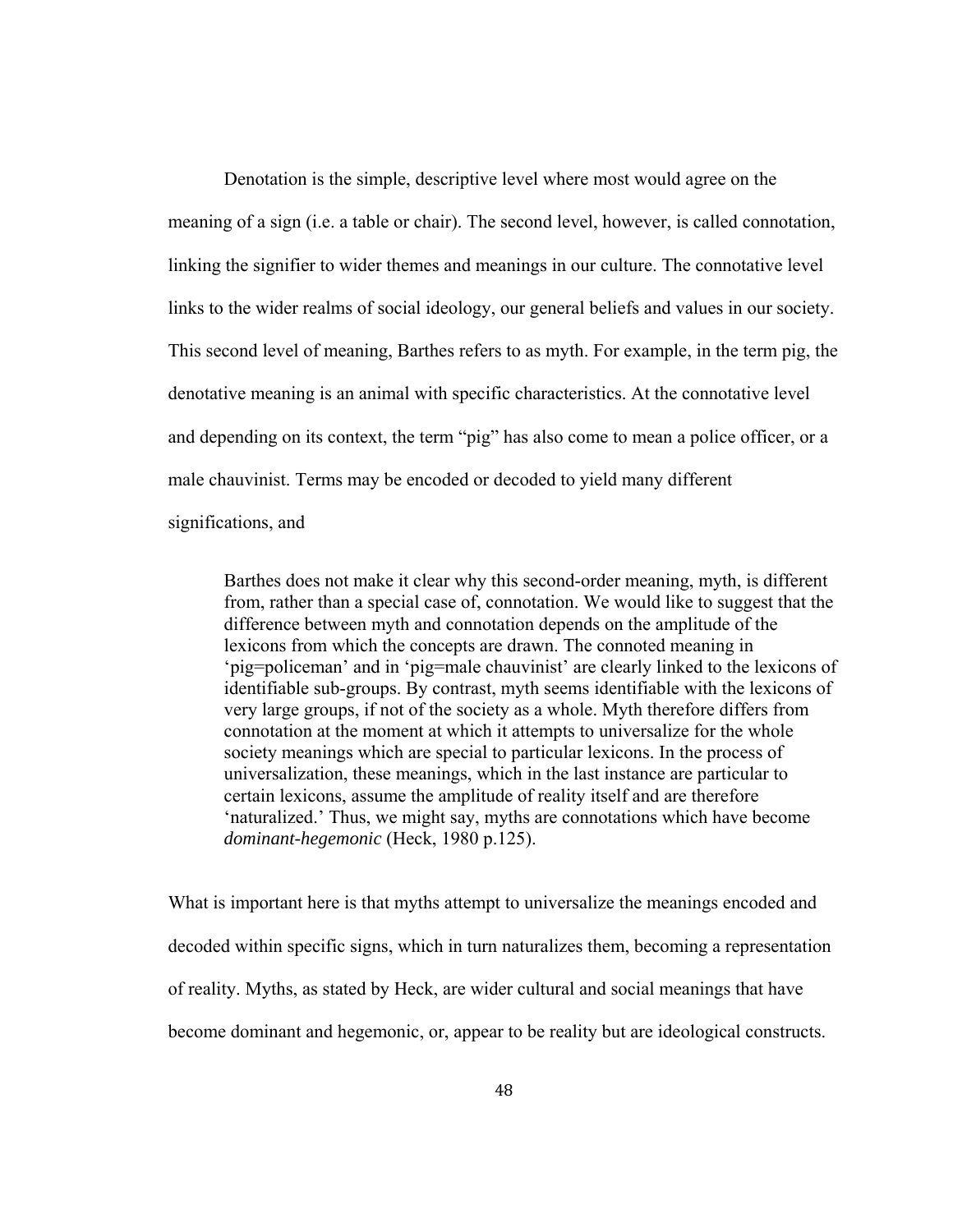Denotation is the simple, descriptive level where most would agree on the meaning of a sign (i.e. a table or chair). The second level, however, is called connotation, linking the signifier to wider themes and meanings in our culture. The connotative level links to the wider realms of social ideology, our general beliefs and values in our society. This second level of meaning, Barthes refers to as myth. For example, in the term pig, the denotative meaning is an animal with specific characteristics. At the connotative level and depending on its context, the term "pig" has also come to mean a police officer, or a male chauvinist. Terms may be encoded or decoded to yield many different significations, and

> Barthes does not make it clear why this second-order meaning, myth, is different from, rather than a special case of, connotation. We would like to suggest that the difference between myth and connotation depends on the amplitude of the lexicons from which the concepts are drawn. The connoted meaning in 'pig=policeman' and in 'pig=male chauvinist' are clearly linked to the lexicons of identifiable sub-groups. By contrast, myth seems identifiable with the lexicons of very large groups, if not of the society as a whole. Myth therefore differs from connotation at the moment at which it attempts to universalize for the whole society meanings which are special to particular lexicons. In the process of universalization, these meanings, which in the last instance are particular to certain lexicons, assume the amplitude of reality itself and are therefore 'naturalized.' Thus, we might say, myths are connotations which have become *dominant-hegemonic* (Heck, 1980 p.125).

What is important here is that myths attempt to universalize the meanings encoded and decoded within specific signs, which in turn naturalizes them, becoming a representation of reality. Myths, as stated by Heck, are wider cultural and social meanings that have become dominant and hegemonic, or, appear to be reality but are ideological constructs.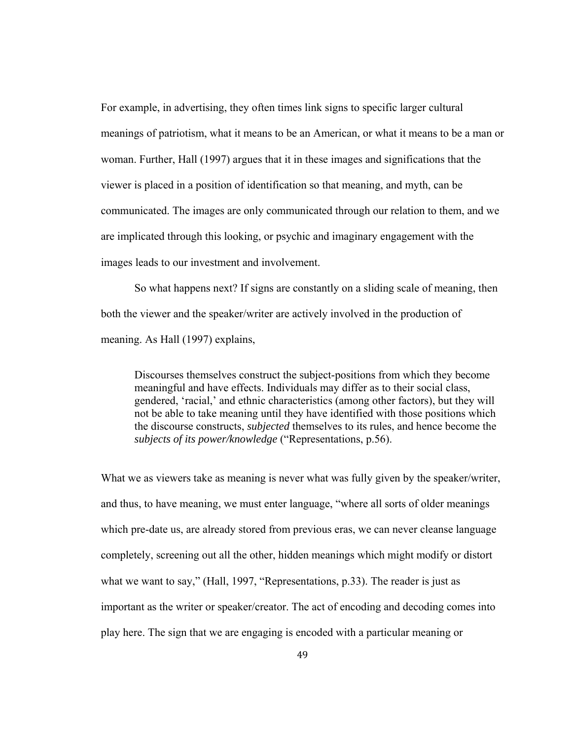For example, in advertising, they often times link signs to specific larger cultural meanings of patriotism, what it means to be an American, or what it means to be a man or woman. Further, Hall (1997) argues that it in these images and significations that the viewer is placed in a position of identification so that meaning, and myth, can be communicated. The images are only communicated through our relation to them, and we are implicated through this looking, or psychic and imaginary engagement with the images leads to our investment and involvement.

So what happens next? If signs are constantly on a sliding scale of meaning, then both the viewer and the speaker/writer are actively involved in the production of meaning. As Hall (1997) explains,

> Discourses themselves construct the subject-positions from which they become meaningful and have effects. Individuals may differ as to their social class, gendered, 'racial,' and ethnic characteristics (among other factors), but they will not be able to take meaning until they have identified with those positions which the discourse constructs, *subjected* themselves to its rules, and hence become the *subjects of its power/knowledge* ("Representations, p.56).

What we as viewers take as meaning is never what was fully given by the speaker/writer, and thus, to have meaning, we must enter language, "where all sorts of older meanings which pre-date us, are already stored from previous eras, we can never cleanse language completely, screening out all the other, hidden meanings which might modify or distort what we want to say," (Hall, 1997, "Representations, p.33). The reader is just as important as the writer or speaker/creator. The act of encoding and decoding comes into play here. The sign that we are engaging is encoded with a particular meaning or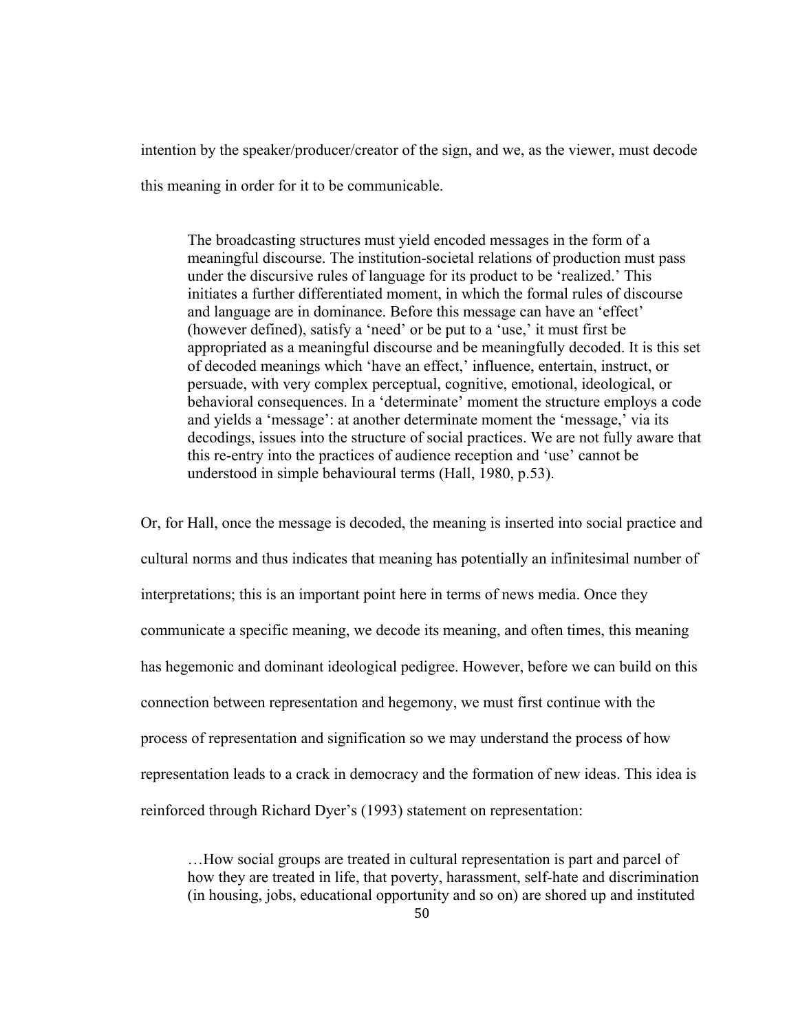intention by the speaker/producer/creator of the sign, and we, as the viewer, must decode this meaning in order for it to be communicable.

> The broadcasting structures must yield encoded messages in the form of a meaningful discourse. The institution-societal relations of production must pass under the discursive rules of language for its product to be 'realized.' This initiates a further differentiated moment, in which the formal rules of discourse and language are in dominance. Before this message can have an 'effect' (however defined), satisfy a 'need' or be put to a 'use,' it must first be appropriated as a meaningful discourse and be meaningfully decoded. It is this set of decoded meanings which 'have an effect,' influence, entertain, instruct, or persuade, with very complex perceptual, cognitive, emotional, ideological, or behavioral consequences. In a 'determinate' moment the structure employs a code and yields a 'message': at another determinate moment the 'message,' via its decodings, issues into the structure of social practices. We are not fully aware that this re-entry into the practices of audience reception and 'use' cannot be understood in simple behavioural terms (Hall, 1980, p.53).

Or, for Hall, once the message is decoded, the meaning is inserted into social practice and cultural norms and thus indicates that meaning has potentially an infinitesimal number of interpretations; this is an important point here in terms of news media. Once they communicate a specific meaning, we decode its meaning, and often times, this meaning has hegemonic and dominant ideological pedigree. However, before we can build on this connection between representation and hegemony, we must first continue with the process of representation and signification so we may understand the process of how representation leads to a crack in democracy and the formation of new ideas. This idea is reinforced through Richard Dyer's (1993) statement on representation:

> …How social groups are treated in cultural representation is part and parcel of how they are treated in life, that poverty, harassment, self-hate and discrimination (in housing, jobs, educational opportunity and so on) are shored up and instituted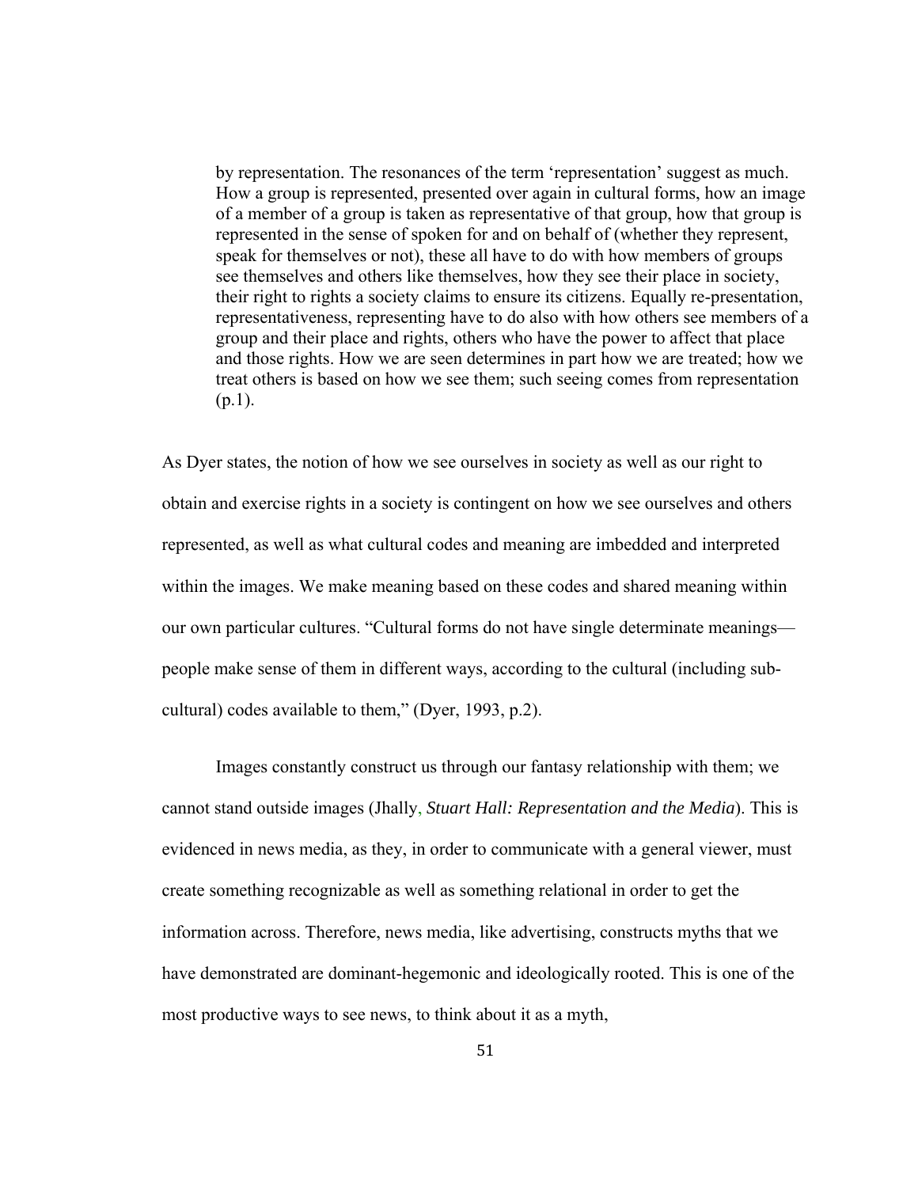> by representation. The resonances of the term 'representation' suggest as much. How a group is represented, presented over again in cultural forms, how an image of a member of a group is taken as representative of that group, how that group is represented in the sense of spoken for and on behalf of (whether they represent, speak for themselves or not), these all have to do with how members of groups see themselves and others like themselves, how they see their place in society, their right to rights a society claims to ensure its citizens. Equally re-presentation, representativeness, representing have to do also with how others see members of a group and their place and rights, others who have the power to affect that place and those rights. How we are seen determines in part how we are treated; how we treat others is based on how we see them; such seeing comes from representation (p.1).

As Dyer states, the notion of how we see ourselves in society as well as our right to obtain and exercise rights in a society is contingent on how we see ourselves and others represented, as well as what cultural codes and meaning are imbedded and interpreted within the images. We make meaning based on these codes and shared meaning within our own particular cultures. "Cultural forms do not have single determinate meanings—people make sense of them in different ways, according to the cultural (including sub-cultural) codes available to them," (Dyer, 1993, p.2).

Images constantly construct us through our fantasy relationship with them; we cannot stand outside images (Jhally, *Stuart Hall: Representation and the Media*). This is evidenced in news media, as they, in order to communicate with a general viewer, must create something recognizable as well as something relational in order to get the information across. Therefore, news media, like advertising, constructs myths that we have demonstrated are dominant-hegemonic and ideologically rooted. This is one of the most productive ways to see news, to think about it as a myth,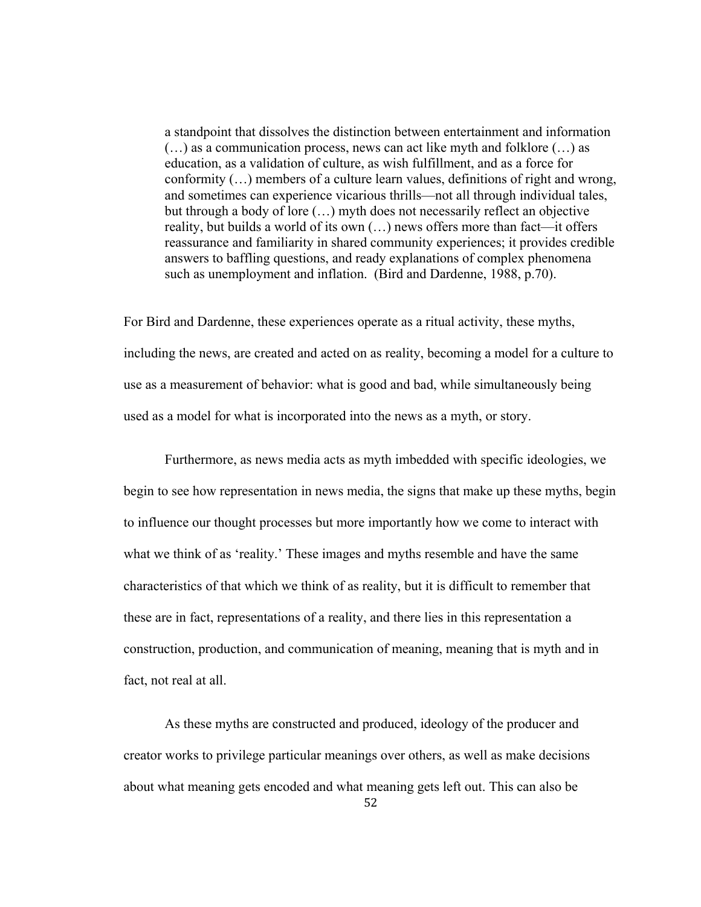> a standpoint that dissolves the distinction between entertainment and information (…) as a communication process, news can act like myth and folklore (…) as education, as a validation of culture, as wish fulfillment, and as a force for conformity (…) members of a culture learn values, definitions of right and wrong, and sometimes can experience vicarious thrills—not all through individual tales, but through a body of lore (…) myth does not necessarily reflect an objective reality, but builds a world of its own (…) news offers more than fact—it offers reassurance and familiarity in shared community experiences; it provides credible answers to baffling questions, and ready explanations of complex phenomena such as unemployment and inflation. (Bird and Dardenne, 1988, p.70).

For Bird and Dardenne, these experiences operate as a ritual activity, these myths, including the news, are created and acted on as reality, becoming a model for a culture to use as a measurement of behavior: what is good and bad, while simultaneously being used as a model for what is incorporated into the news as a myth, or story.

Furthermore, as news media acts as myth imbedded with specific ideologies, we begin to see how representation in news media, the signs that make up these myths, begin to influence our thought processes but more importantly how we come to interact with what we think of as 'reality.' These images and myths resemble and have the same characteristics of that which we think of as reality, but it is difficult to remember that these are in fact, representations of a reality, and there lies in this representation a construction, production, and communication of meaning, meaning that is myth and in fact, not real at all.

As these myths are constructed and produced, ideology of the producer and creator works to privilege particular meanings over others, as well as make decisions about what meaning gets encoded and what meaning gets left out. This can also be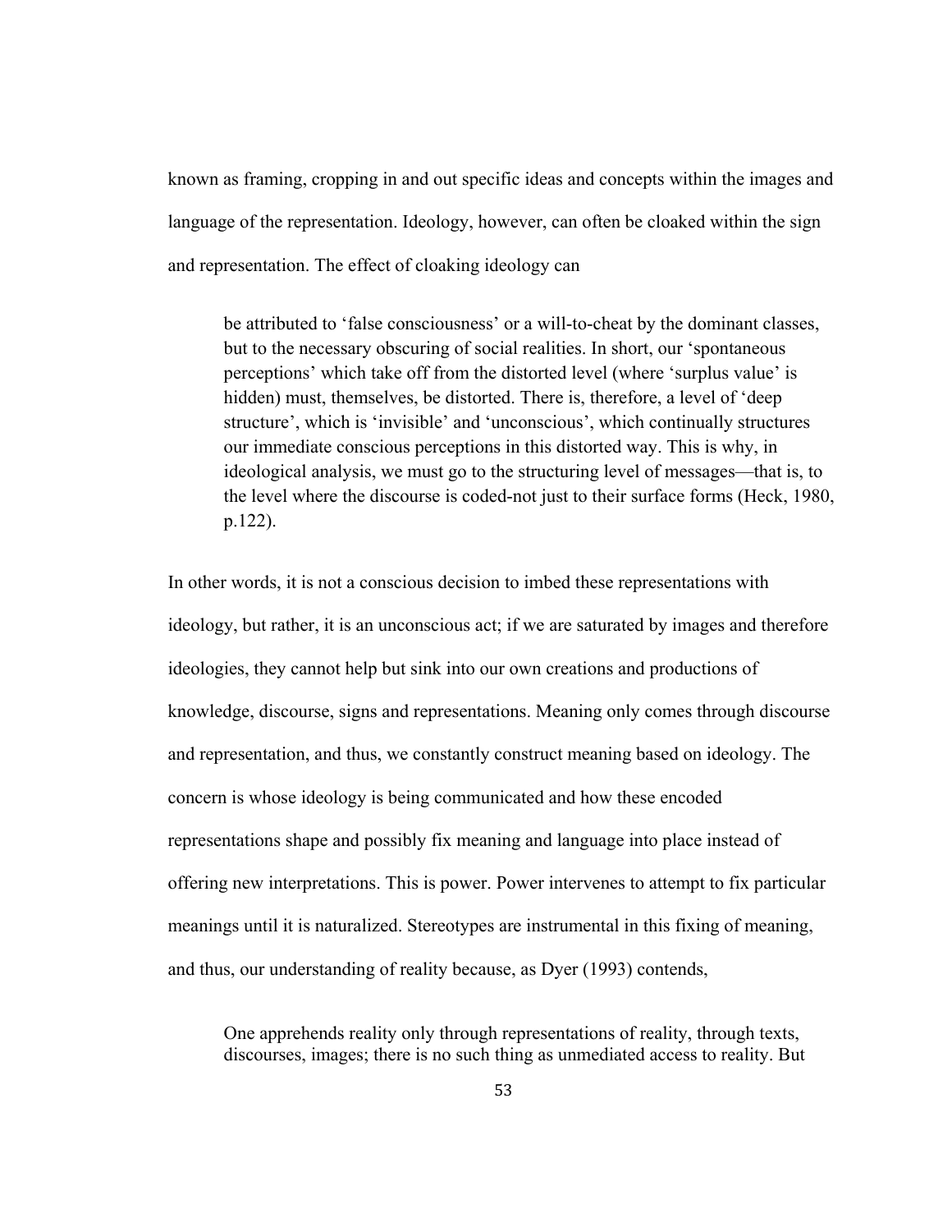known as framing, cropping in and out specific ideas and concepts within the images and language of the representation. Ideology, however, can often be cloaked within the sign and representation. The effect of cloaking ideology can

> be attributed to 'false consciousness' or a will-to-cheat by the dominant classes, but to the necessary obscuring of social realities. In short, our 'spontaneous perceptions' which take off from the distorted level (where 'surplus value' is hidden) must, themselves, be distorted. There is, therefore, a level of 'deep structure', which is 'invisible' and 'unconscious', which continually structures our immediate conscious perceptions in this distorted way. This is why, in ideological analysis, we must go to the structuring level of messages—that is, to the level where the discourse is coded-not just to their surface forms (Heck, 1980, p.122).

In other words, it is not a conscious decision to imbed these representations with ideology, but rather, it is an unconscious act; if we are saturated by images and therefore ideologies, they cannot help but sink into our own creations and productions of knowledge, discourse, signs and representations. Meaning only comes through discourse and representation, and thus, we constantly construct meaning based on ideology. The concern is whose ideology is being communicated and how these encoded representations shape and possibly fix meaning and language into place instead of offering new interpretations. This is power. Power intervenes to attempt to fix particular meanings until it is naturalized. Stereotypes are instrumental in this fixing of meaning, and thus, our understanding of reality because, as Dyer (1993) contends,

> One apprehends reality only through representations of reality, through texts, discourses, images; there is no such thing as unmediated access to reality. But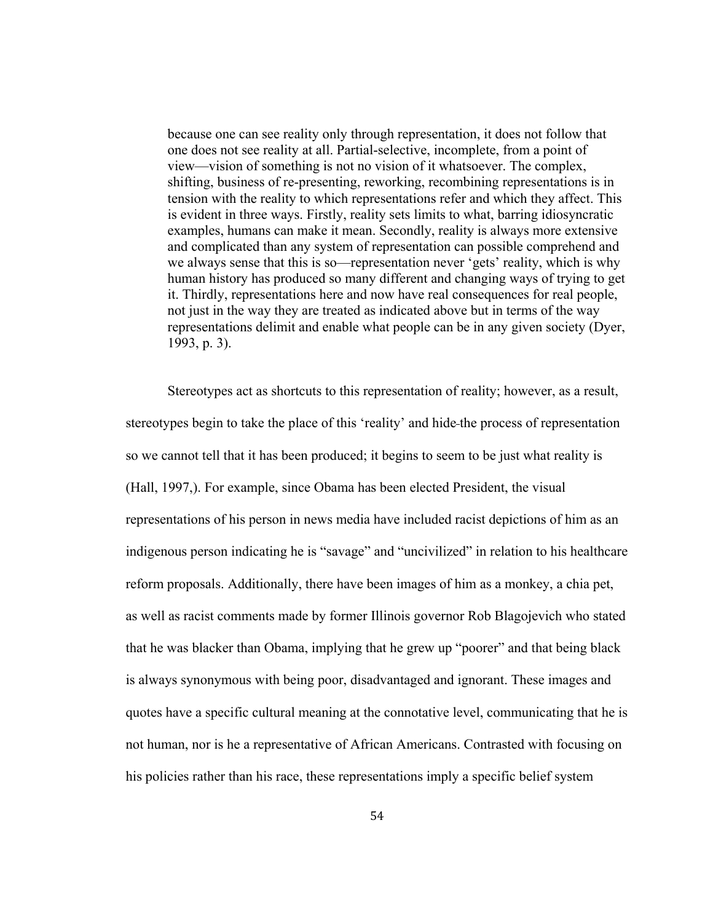> because one can see reality only through representation, it does not follow that one does not see reality at all. Partial-selective, incomplete, from a point of view—vision of something is not no vision of it whatsoever. The complex, shifting, business of re-presenting, reworking, recombining representations is in tension with the reality to which representations refer and which they affect. This is evident in three ways. Firstly, reality sets limits to what, barring idiosyncratic examples, humans can make it mean. Secondly, reality is always more extensive and complicated than any system of representation can possible comprehend and we always sense that this is so—representation never 'gets' reality, which is why human history has produced so many different and changing ways of trying to get it. Thirdly, representations here and now have real consequences for real people, not just in the way they are treated as indicated above but in terms of the way representations delimit and enable what people can be in any given society (Dyer, 1993, p. 3).

Stereotypes act as shortcuts to this representation of reality; however, as a result, stereotypes begin to take the place of this 'reality' and hide the process of representation so we cannot tell that it has been produced; it begins to seem to be just what reality is (Hall, 1997,). For example, since Obama has been elected President, the visual representations of his person in news media have included racist depictions of him as an indigenous person indicating he is "savage" and "uncivilized" in relation to his healthcare reform proposals. Additionally, there have been images of him as a monkey, a chia pet, as well as racist comments made by former Illinois governor Rob Blagojevich who stated that he was blacker than Obama, implying that he grew up "poorer" and that being black is always synonymous with being poor, disadvantaged and ignorant. These images and quotes have a specific cultural meaning at the connotative level, communicating that he is not human, nor is he a representative of African Americans. Contrasted with focusing on his policies rather than his race, these representations imply a specific belief system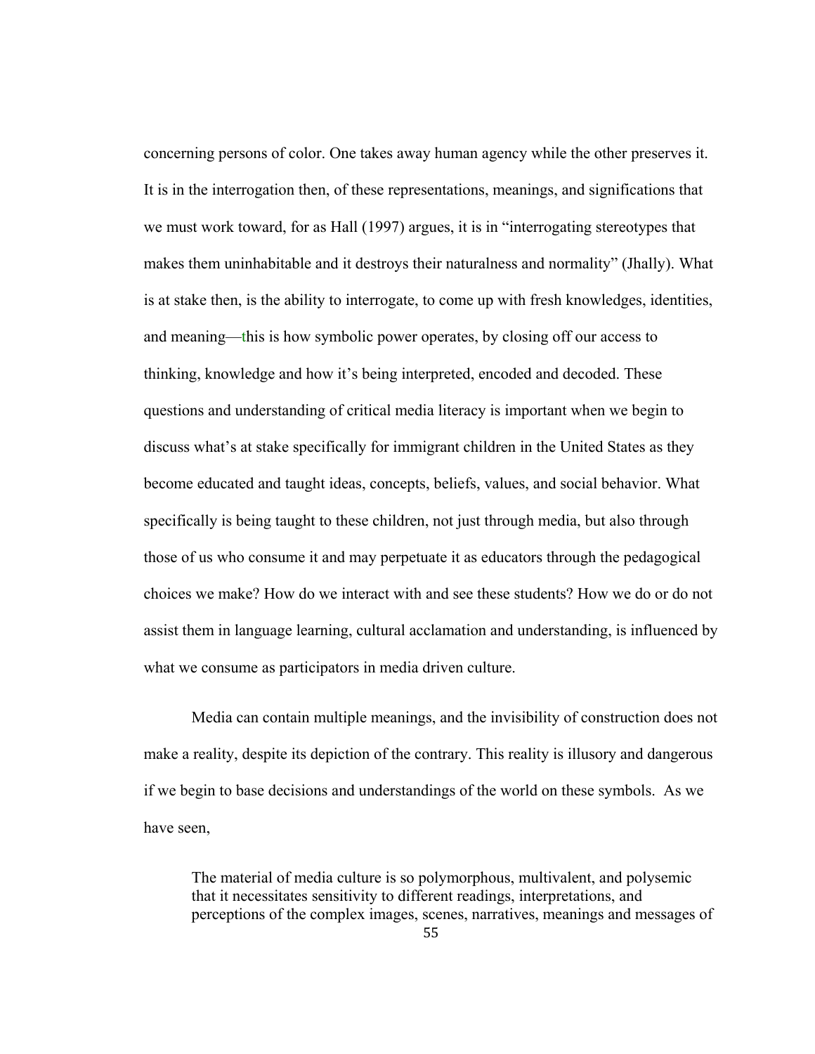concerning persons of color. One takes away human agency while the other preserves it. It is in the interrogation then, of these representations, meanings, and significations that we must work toward, for as Hall (1997) argues, it is in "interrogating stereotypes that makes them uninhabitable and it destroys their naturalness and normality" (Jhally). What is at stake then, is the ability to interrogate, to come up with fresh knowledges, identities, and meaning—this is how symbolic power operates, by closing off our access to thinking, knowledge and how it's being interpreted, encoded and decoded. These questions and understanding of critical media literacy is important when we begin to discuss what's at stake specifically for immigrant children in the United States as they become educated and taught ideas, concepts, beliefs, values, and social behavior. What specifically is being taught to these children, not just through media, but also through those of us who consume it and may perpetuate it as educators through the pedagogical choices we make? How do we interact with and see these students? How we do or do not assist them in language learning, cultural acclamation and understanding, is influenced by what we consume as participators in media driven culture.

Media can contain multiple meanings, and the invisibility of construction does not make a reality, despite its depiction of the contrary. This reality is illusory and dangerous if we begin to base decisions and understandings of the world on these symbols. As we have seen,

> The material of media culture is so polymorphous, multivalent, and polysemic that it necessitates sensitivity to different readings, interpretations, and perceptions of the complex images, scenes, narratives, meanings and messages of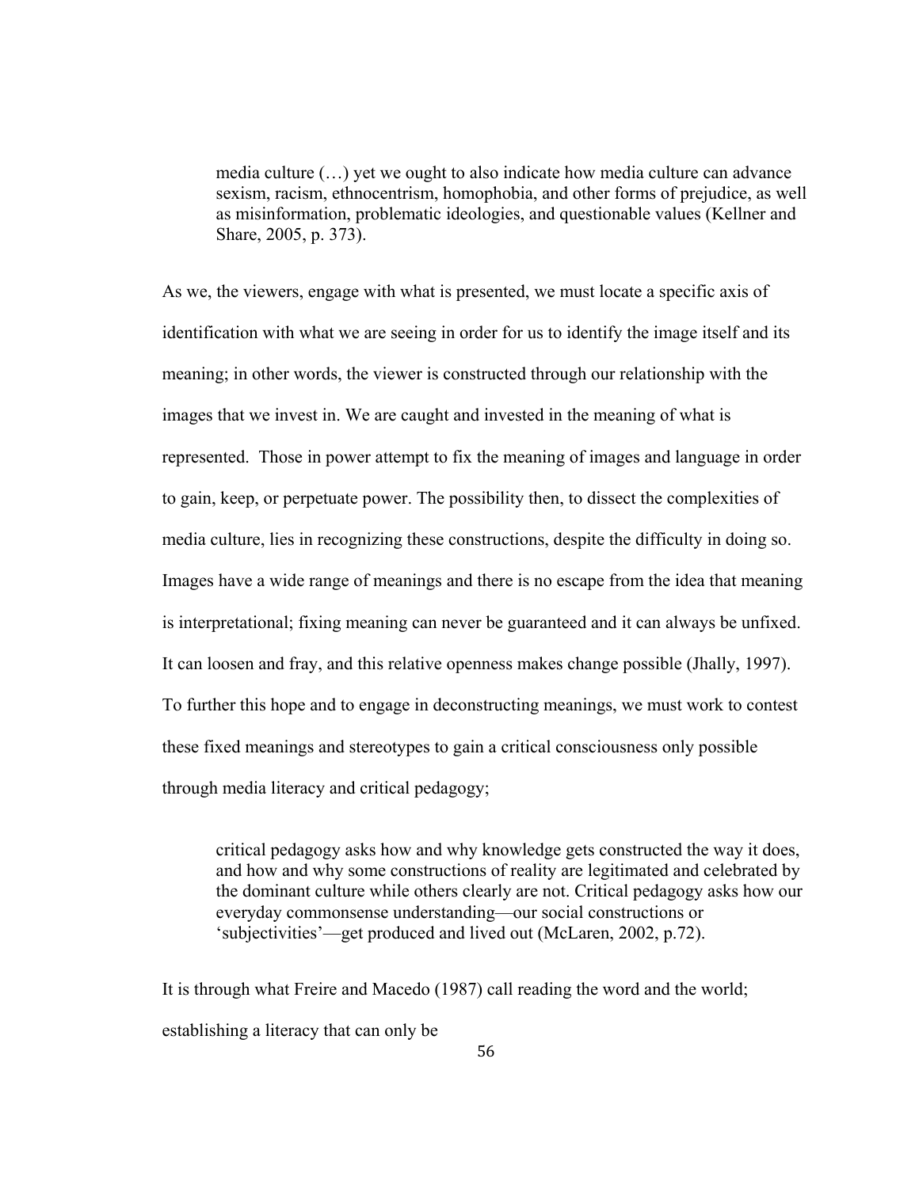> media culture (…) yet we ought to also indicate how media culture can advance sexism, racism, ethnocentrism, homophobia, and other forms of prejudice, as well as misinformation, problematic ideologies, and questionable values (Kellner and Share, 2005, p. 373).

As we, the viewers, engage with what is presented, we must locate a specific axis of identification with what we are seeing in order for us to identify the image itself and its meaning; in other words, the viewer is constructed through our relationship with the images that we invest in. We are caught and invested in the meaning of what is represented. Those in power attempt to fix the meaning of images and language in order to gain, keep, or perpetuate power. The possibility then, to dissect the complexities of media culture, lies in recognizing these constructions, despite the difficulty in doing so. Images have a wide range of meanings and there is no escape from the idea that meaning is interpretational; fixing meaning can never be guaranteed and it can always be unfixed. It can loosen and fray, and this relative openness makes change possible (Jhally, 1997). To further this hope and to engage in deconstructing meanings, we must work to contest these fixed meanings and stereotypes to gain a critical consciousness only possible through media literacy and critical pedagogy;

> critical pedagogy asks how and why knowledge gets constructed the way it does, and how and why some constructions of reality are legitimated and celebrated by the dominant culture while others clearly are not. Critical pedagogy asks how our everyday commonsense understanding—our social constructions or 'subjectivities'—get produced and lived out (McLaren, 2002, p.72).

It is through what Freire and Macedo (1987) call reading the word and the world; establishing a literacy that can only be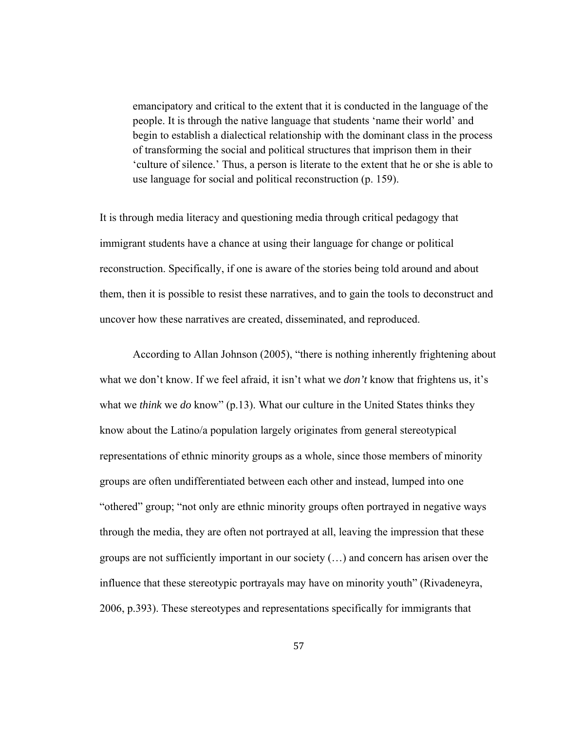> emancipatory and critical to the extent that it is conducted in the language of the people. It is through the native language that students 'name their world' and begin to establish a dialectical relationship with the dominant class in the process of transforming the social and political structures that imprison them in their 'culture of silence.' Thus, a person is literate to the extent that he or she is able to use language for social and political reconstruction (p. 159).

It is through media literacy and questioning media through critical pedagogy that immigrant students have a chance at using their language for change or political reconstruction. Specifically, if one is aware of the stories being told around and about them, then it is possible to resist these narratives, and to gain the tools to deconstruct and uncover how these narratives are created, disseminated, and reproduced.

According to Allan Johnson (2005), "there is nothing inherently frightening about what we don't know. If we feel afraid, it isn't what we *don't* know that frightens us, it's what we *think* we *do* know" (p.13). What our culture in the United States thinks they know about the Latino/a population largely originates from general stereotypical representations of ethnic minority groups as a whole, since those members of minority groups are often undifferentiated between each other and instead, lumped into one "othered" group; "not only are ethnic minority groups often portrayed in negative ways through the media, they are often not portrayed at all, leaving the impression that these groups are not sufficiently important in our society (…) and concern has arisen over the influence that these stereotypic portrayals may have on minority youth" (Rivadeneyra, 2006, p.393). These stereotypes and representations specifically for immigrants that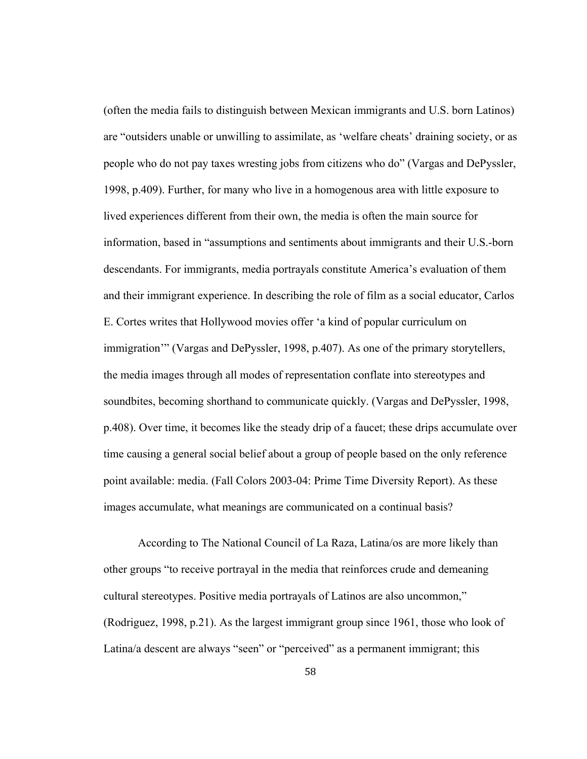(often the media fails to distinguish between Mexican immigrants and U.S. born Latinos) are “outsiders unable or unwilling to assimilate, as ‘welfare cheats’ draining society, or as people who do not pay taxes wresting jobs from citizens who do” (Vargas and DePyssler, 1998, p.409). Further, for many who live in a homogenous area with little exposure to lived experiences different from their own, the media is often the main source for information, based in “assumptions and sentiments about immigrants and their U.S.-born descendants. For immigrants, media portrayals constitute America’s evaluation of them and their immigrant experience. In describing the role of film as a social educator, Carlos E. Cortes writes that Hollywood movies offer ‘a kind of popular curriculum on immigration’” (Vargas and DePyssler, 1998, p.407). As one of the primary storytellers, the media images through all modes of representation conflate into stereotypes and soundbites, becoming shorthand to communicate quickly. (Vargas and DePyssler, 1998, p.408). Over time, it becomes like the steady drip of a faucet; these drips accumulate over time causing a general social belief about a group of people based on the only reference point available: media. (Fall Colors 2003-04: Prime Time Diversity Report). As these images accumulate, what meanings are communicated on a continual basis?

According to The National Council of La Raza, Latina/os are more likely than other groups “to receive portrayal in the media that reinforces crude and demeaning cultural stereotypes. Positive media portrayals of Latinos are also uncommon,” (Rodriguez, 1998, p.21). As the largest immigrant group since 1961, those who look of Latina/a descent are always “seen” or “perceived” as a permanent immigrant; this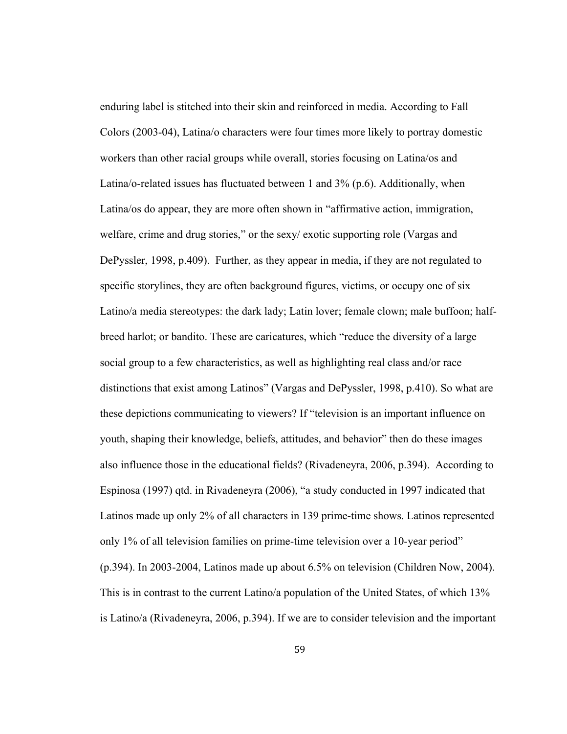enduring label is stitched into their skin and reinforced in media. According to Fall Colors (2003-04), Latina/o characters were four times more likely to portray domestic workers than other racial groups while overall, stories focusing on Latina/os and Latina/o-related issues has fluctuated between 1 and 3% (p.6). Additionally, when Latina/os do appear, they are more often shown in "affirmative action, immigration, welfare, crime and drug stories," or the sexy/ exotic supporting role (Vargas and DePyssler, 1998, p.409). Further, as they appear in media, if they are not regulated to specific storylines, they are often background figures, victims, or occupy one of six Latino/a media stereotypes: the dark lady; Latin lover; female clown; male buffoon; half-breed harlot; or bandito. These are caricatures, which "reduce the diversity of a large social group to a few characteristics, as well as highlighting real class and/or race distinctions that exist among Latinos" (Vargas and DePyssler, 1998, p.410). So what are these depictions communicating to viewers? If "television is an important influence on youth, shaping their knowledge, beliefs, attitudes, and behavior" then do these images also influence those in the educational fields? (Rivadeneyra, 2006, p.394). According to Espinosa (1997) qtd. in Rivadeneyra (2006), "a study conducted in 1997 indicated that Latinos made up only 2% of all characters in 139 prime-time shows. Latinos represented only 1% of all television families on prime-time television over a 10-year period" (p.394). In 2003-2004, Latinos made up about 6.5% on television (Children Now, 2004). This is in contrast to the current Latino/a population of the United States, of which 13% is Latino/a (Rivadeneyra, 2006, p.394). If we are to consider television and the important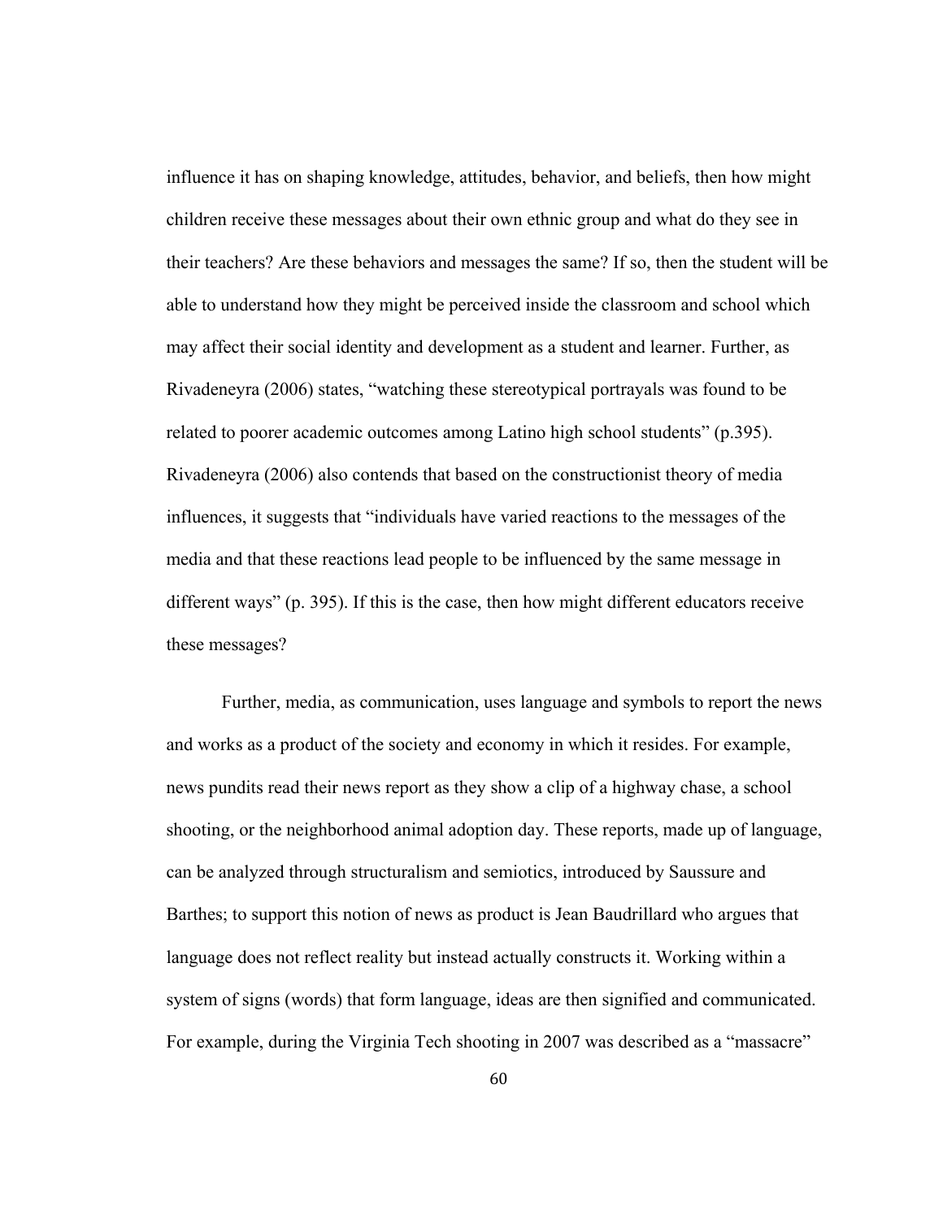influence it has on shaping knowledge, attitudes, behavior, and beliefs, then how might children receive these messages about their own ethnic group and what do they see in their teachers? Are these behaviors and messages the same? If so, then the student will be able to understand how they might be perceived inside the classroom and school which may affect their social identity and development as a student and learner. Further, as Rivadeneyra (2006) states, "watching these stereotypical portrayals was found to be related to poorer academic outcomes among Latino high school students" (p.395). Rivadeneyra (2006) also contends that based on the constructionist theory of media influences, it suggests that "individuals have varied reactions to the messages of the media and that these reactions lead people to be influenced by the same message in different ways" (p. 395). If this is the case, then how might different educators receive these messages?

Further, media, as communication, uses language and symbols to report the news and works as a product of the society and economy in which it resides. For example, news pundits read their news report as they show a clip of a highway chase, a school shooting, or the neighborhood animal adoption day. These reports, made up of language, can be analyzed through structuralism and semiotics, introduced by Saussure and Barthes; to support this notion of news as product is Jean Baudrillard who argues that language does not reflect reality but instead actually constructs it. Working within a system of signs (words) that form language, ideas are then signified and communicated. For example, during the Virginia Tech shooting in 2007 was described as a "massacre"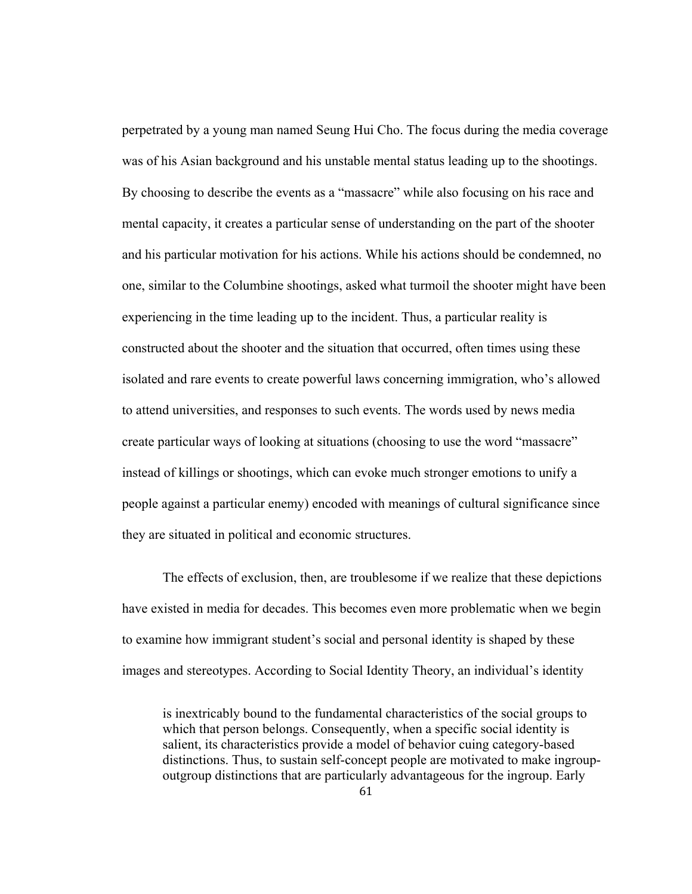perpetrated by a young man named Seung Hui Cho. The focus during the media coverage was of his Asian background and his unstable mental status leading up to the shootings. By choosing to describe the events as a "massacre" while also focusing on his race and mental capacity, it creates a particular sense of understanding on the part of the shooter and his particular motivation for his actions. While his actions should be condemned, no one, similar to the Columbine shootings, asked what turmoil the shooter might have been experiencing in the time leading up to the incident. Thus, a particular reality is constructed about the shooter and the situation that occurred, often times using these isolated and rare events to create powerful laws concerning immigration, who's allowed to attend universities, and responses to such events. The words used by news media create particular ways of looking at situations (choosing to use the word "massacre" instead of killings or shootings, which can evoke much stronger emotions to unify a people against a particular enemy) encoded with meanings of cultural significance since they are situated in political and economic structures.

The effects of exclusion, then, are troublesome if we realize that these depictions have existed in media for decades. This becomes even more problematic when we begin to examine how immigrant student's social and personal identity is shaped by these images and stereotypes. According to Social Identity Theory, an individual's identity

> is inextricably bound to the fundamental characteristics of the social groups to which that person belongs. Consequently, when a specific social identity is salient, its characteristics provide a model of behavior cuing category-based distinctions. Thus, to sustain self-concept people are motivated to make ingroup-outgroup distinctions that are particularly advantageous for the ingroup. Early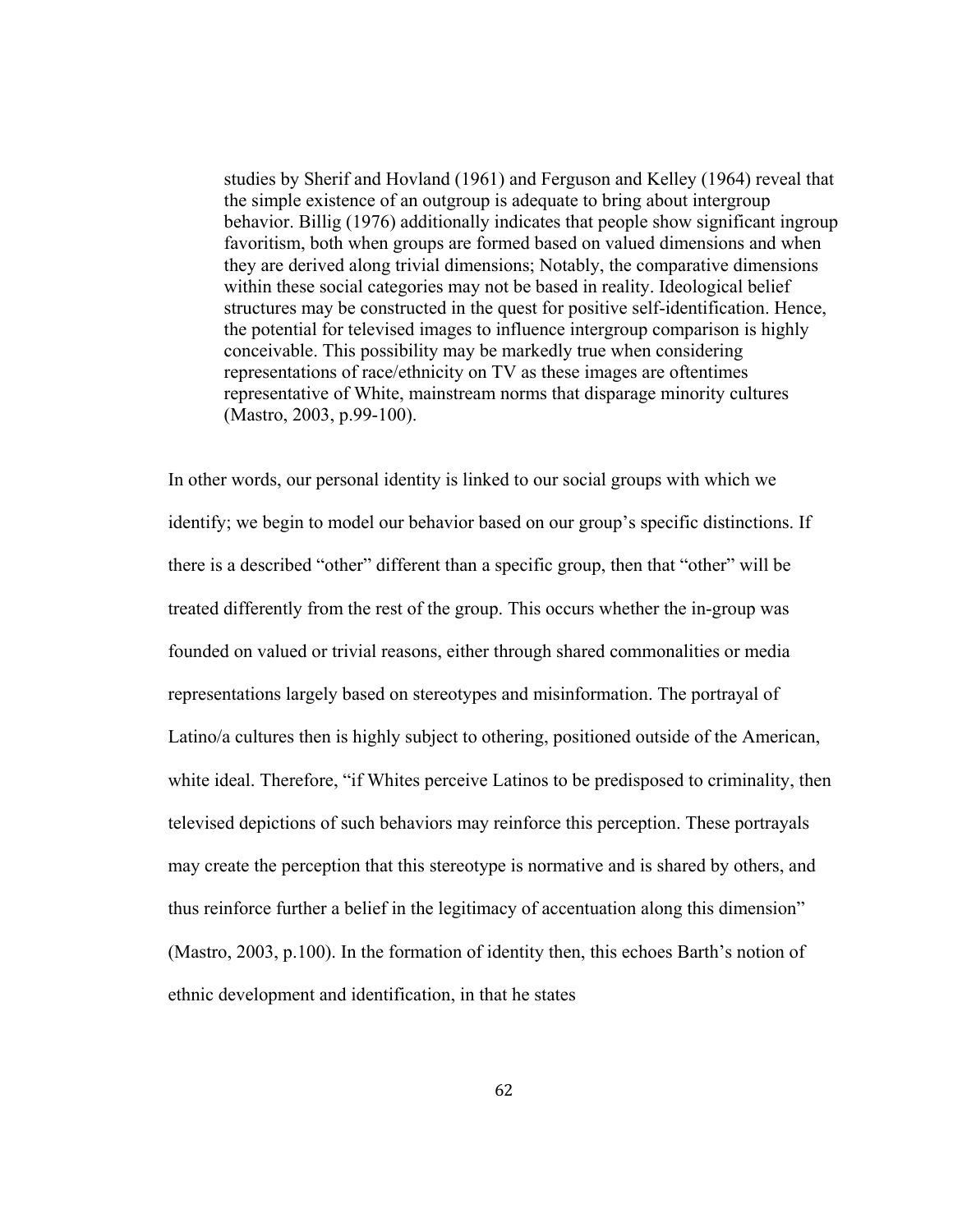> studies by Sherif and Hovland (1961) and Ferguson and Kelley (1964) reveal that the simple existence of an outgroup is adequate to bring about intergroup behavior. Billig (1976) additionally indicates that people show significant ingroup favoritism, both when groups are formed based on valued dimensions and when they are derived along trivial dimensions; Notably, the comparative dimensions within these social categories may not be based in reality. Ideological belief structures may be constructed in the quest for positive self-identification. Hence, the potential for televised images to influence intergroup comparison is highly conceivable. This possibility may be markedly true when considering representations of race/ethnicity on TV as these images are oftentimes representative of White, mainstream norms that disparage minority cultures (Mastro, 2003, p.99-100).

In other words, our personal identity is linked to our social groups with which we identify; we begin to model our behavior based on our group's specific distinctions. If there is a described "other" different than a specific group, then that "other" will be treated differently from the rest of the group. This occurs whether the in-group was founded on valued or trivial reasons, either through shared commonalities or media representations largely based on stereotypes and misinformation. The portrayal of Latino/a cultures then is highly subject to othering, positioned outside of the American, white ideal. Therefore, "if Whites perceive Latinos to be predisposed to criminality, then televised depictions of such behaviors may reinforce this perception. These portrayals may create the perception that this stereotype is normative and is shared by others, and thus reinforce further a belief in the legitimacy of accentuation along this dimension" (Mastro, 2003, p.100). In the formation of identity then, this echoes Barth's notion of ethnic development and identification, in that he states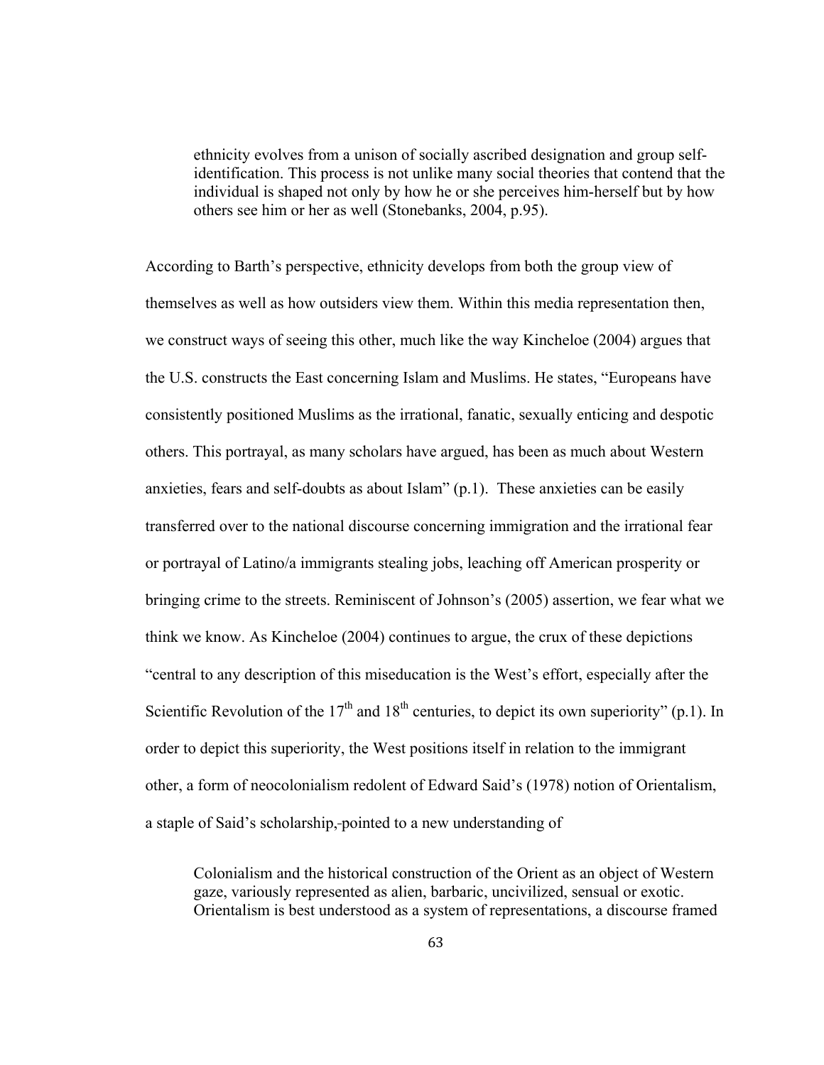> ethnicity evolves from a unison of socially ascribed designation and group self-identification. This process is not unlike many social theories that contend that the individual is shaped not only by how he or she perceives him-herself but by how others see him or her as well (Stonebanks, 2004, p.95).

According to Barth's perspective, ethnicity develops from both the group view of themselves as well as how outsiders view them. Within this media representation then, we construct ways of seeing this other, much like the way Kincheloe (2004) argues that the U.S. constructs the East concerning Islam and Muslims. He states, "Europeans have consistently positioned Muslims as the irrational, fanatic, sexually enticing and despotic others. This portrayal, as many scholars have argued, has been as much about Western anxieties, fears and self-doubts as about Islam" (p.1). These anxieties can be easily transferred over to the national discourse concerning immigration and the irrational fear or portrayal of Latino/a immigrants stealing jobs, leaching off American prosperity or bringing crime to the streets. Reminiscent of Johnson's (2005) assertion, we fear what we think we know. As Kincheloe (2004) continues to argue, the crux of these depictions "central to any description of this miseducation is the West's effort, especially after the Scientific Revolution of the 17th and 18th centuries, to depict its own superiority" (p.1). In order to depict this superiority, the West positions itself in relation to the immigrant other, a form of neocolonialism redolent of Edward Said's (1978) notion of Orientalism, a staple of Said's scholarship, pointed to a new understanding of

> Colonialism and the historical construction of the Orient as an object of Western gaze, variously represented as alien, barbaric, uncivilized, sensual or exotic. Orientalism is best understood as a system of representations, a discourse framed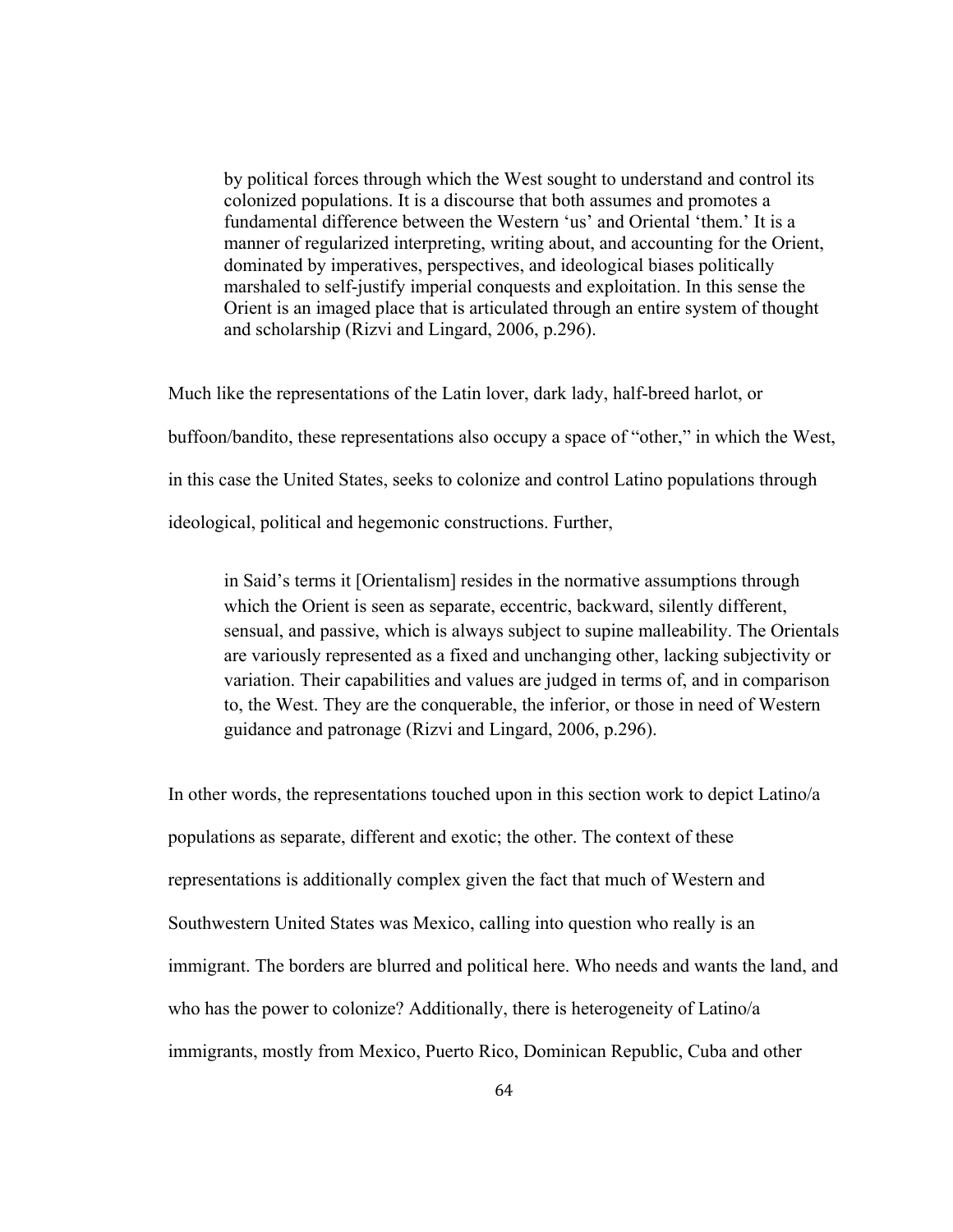> by political forces through which the West sought to understand and control its colonized populations. It is a discourse that both assumes and promotes a fundamental difference between the Western 'us' and Oriental 'them.' It is a manner of regularized interpreting, writing about, and accounting for the Orient, dominated by imperatives, perspectives, and ideological biases politically marshaled to self-justify imperial conquests and exploitation. In this sense the Orient is an imaged place that is articulated through an entire system of thought and scholarship (Rizvi and Lingard, 2006, p.296).

Much like the representations of the Latin lover, dark lady, half-breed harlot, or buffoon/bandito, these representations also occupy a space of "other," in which the West, in this case the United States, seeks to colonize and control Latino populations through ideological, political and hegemonic constructions. Further,

> in Said's terms it [Orientalism] resides in the normative assumptions through which the Orient is seen as separate, eccentric, backward, silently different, sensual, and passive, which is always subject to supine malleability. The Orientals are variously represented as a fixed and unchanging other, lacking subjectivity or variation. Their capabilities and values are judged in terms of, and in comparison to, the West. They are the conquerable, the inferior, or those in need of Western guidance and patronage (Rizvi and Lingard, 2006, p.296).

In other words, the representations touched upon in this section work to depict Latino/a populations as separate, different and exotic; the other. The context of these representations is additionally complex given the fact that much of Western and Southwestern United States was Mexico, calling into question who really is an immigrant. The borders are blurred and political here. Who needs and wants the land, and who has the power to colonize? Additionally, there is heterogeneity of Latino/a immigrants, mostly from Mexico, Puerto Rico, Dominican Republic, Cuba and other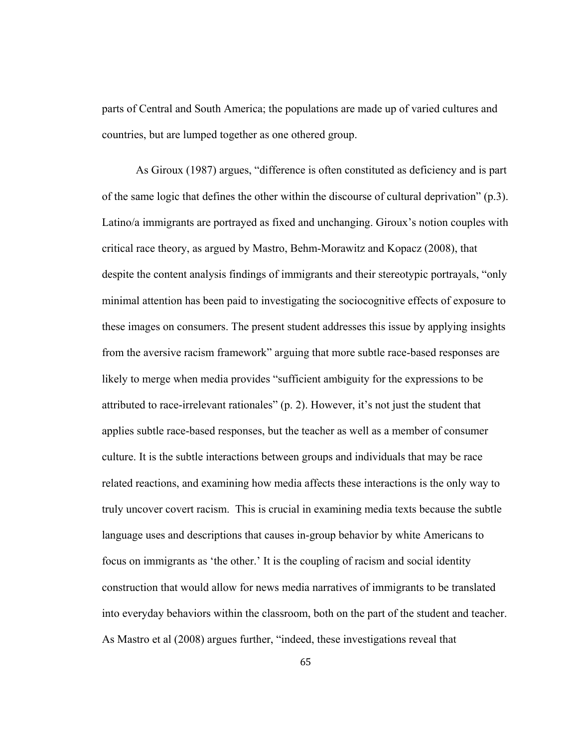parts of Central and South America; the populations are made up of varied cultures and countries, but are lumped together as one othered group.

As Giroux (1987) argues, “difference is often constituted as deficiency and is part of the same logic that defines the other within the discourse of cultural deprivation” (p.3). Latino/a immigrants are portrayed as fixed and unchanging. Giroux’s notion couples with critical race theory, as argued by Mastro, Behm-Morawitz and Kopacz (2008), that despite the content analysis findings of immigrants and their stereotypic portrayals, “only minimal attention has been paid to investigating the sociocognitive effects of exposure to these images on consumers. The present student addresses this issue by applying insights from the aversive racism framework” arguing that more subtle race-based responses are likely to merge when media provides “sufficient ambiguity for the expressions to be attributed to race-irrelevant rationales” (p. 2). However, it’s not just the student that applies subtle race-based responses, but the teacher as well as a member of consumer culture. It is the subtle interactions between groups and individuals that may be race related reactions, and examining how media affects these interactions is the only way to truly uncover covert racism. This is crucial in examining media texts because the subtle language uses and descriptions that causes in-group behavior by white Americans to focus on immigrants as ‘the other.’ It is the coupling of racism and social identity construction that would allow for news media narratives of immigrants to be translated into everyday behaviors within the classroom, both on the part of the student and teacher. As Mastro et al (2008) argues further, “indeed, these investigations reveal that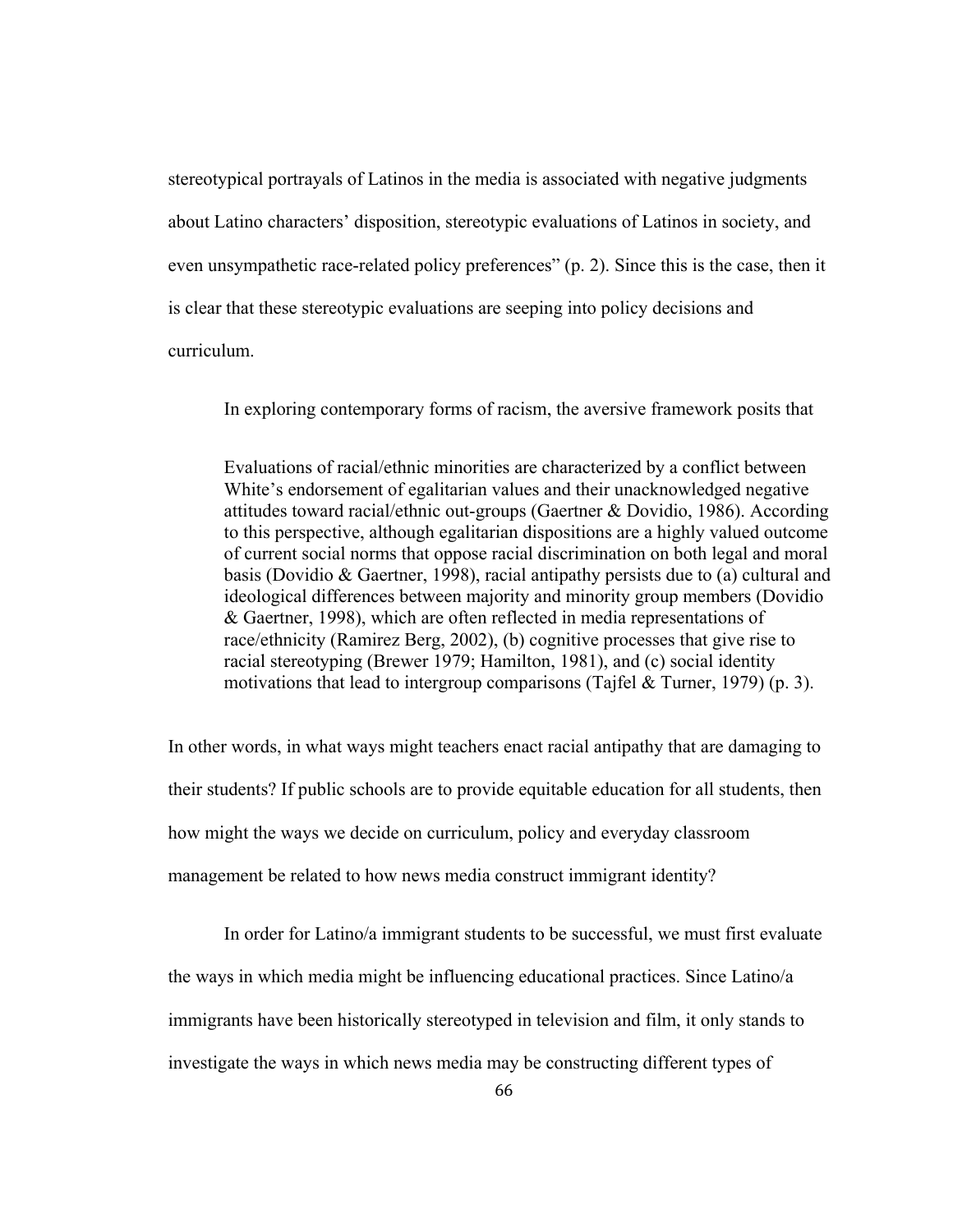stereotypical portrayals of Latinos in the media is associated with negative judgments about Latino characters' disposition, stereotypic evaluations of Latinos in society, and even unsympathetic race-related policy preferences" (p. 2). Since this is the case, then it is clear that these stereotypic evaluations are seeping into policy decisions and curriculum.

In exploring contemporary forms of racism, the aversive framework posits that

> Evaluations of racial/ethnic minorities are characterized by a conflict between White's endorsement of egalitarian values and their unacknowledged negative attitudes toward racial/ethnic out-groups (Gaertner & Dovidio, 1986). According to this perspective, although egalitarian dispositions are a highly valued outcome of current social norms that oppose racial discrimination on both legal and moral basis (Dovidio & Gaertner, 1998), racial antipathy persists due to (a) cultural and ideological differences between majority and minority group members (Dovidio & Gaertner, 1998), which are often reflected in media representations of race/ethnicity (Ramirez Berg, 2002), (b) cognitive processes that give rise to racial stereotyping (Brewer 1979; Hamilton, 1981), and (c) social identity motivations that lead to intergroup comparisons (Tajfel & Turner, 1979) (p. 3).

In other words, in what ways might teachers enact racial antipathy that are damaging to their students? If public schools are to provide equitable education for all students, then how might the ways we decide on curriculum, policy and everyday classroom management be related to how news media construct immigrant identity?

In order for Latino/a immigrant students to be successful, we must first evaluate the ways in which media might be influencing educational practices. Since Latino/a immigrants have been historically stereotyped in television and film, it only stands to investigate the ways in which news media may be constructing different types of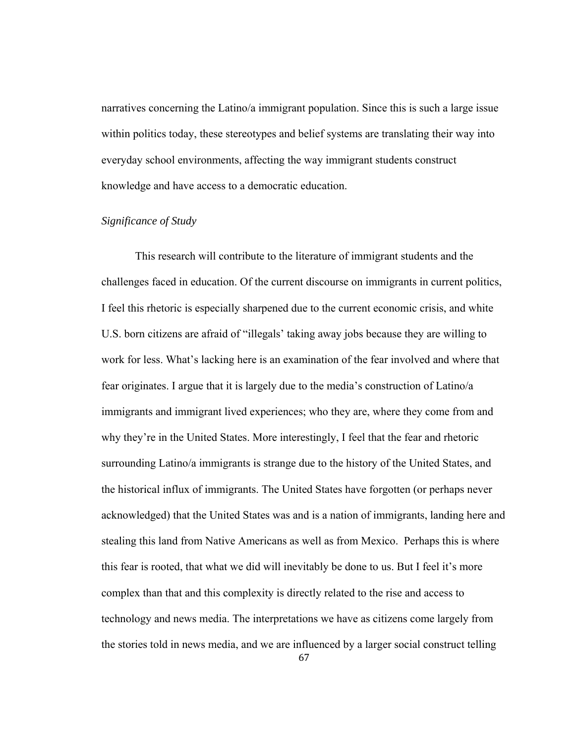narratives concerning the Latino/a immigrant population. Since this is such a large issue within politics today, these stereotypes and belief systems are translating their way into everyday school environments, affecting the way immigrant students construct knowledge and have access to a democratic education.

*Significance of Study*

This research will contribute to the literature of immigrant students and the challenges faced in education. Of the current discourse on immigrants in current politics, I feel this rhetoric is especially sharpened due to the current economic crisis, and white U.S. born citizens are afraid of "illegals' taking away jobs because they are willing to work for less. What's lacking here is an examination of the fear involved and where that fear originates. I argue that it is largely due to the media's construction of Latino/a immigrants and immigrant lived experiences; who they are, where they come from and why they're in the United States. More interestingly, I feel that the fear and rhetoric surrounding Latino/a immigrants is strange due to the history of the United States, and the historical influx of immigrants. The United States have forgotten (or perhaps never acknowledged) that the United States was and is a nation of immigrants, landing here and stealing this land from Native Americans as well as from Mexico. Perhaps this is where this fear is rooted, that what we did will inevitably be done to us. But I feel it's more complex than that and this complexity is directly related to the rise and access to technology and news media. The interpretations we have as citizens come largely from the stories told in news media, and we are influenced by a larger social construct telling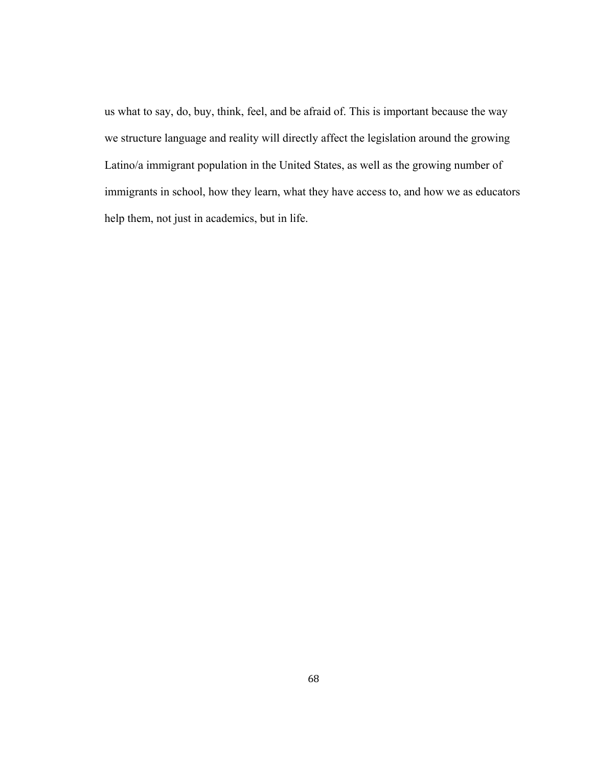us what to say, do, buy, think, feel, and be afraid of. This is important because the way we structure language and reality will directly affect the legislation around the growing Latino/a immigrant population in the United States, as well as the growing number of immigrants in school, how they learn, what they have access to, and how we as educators help them, not just in academics, but in life.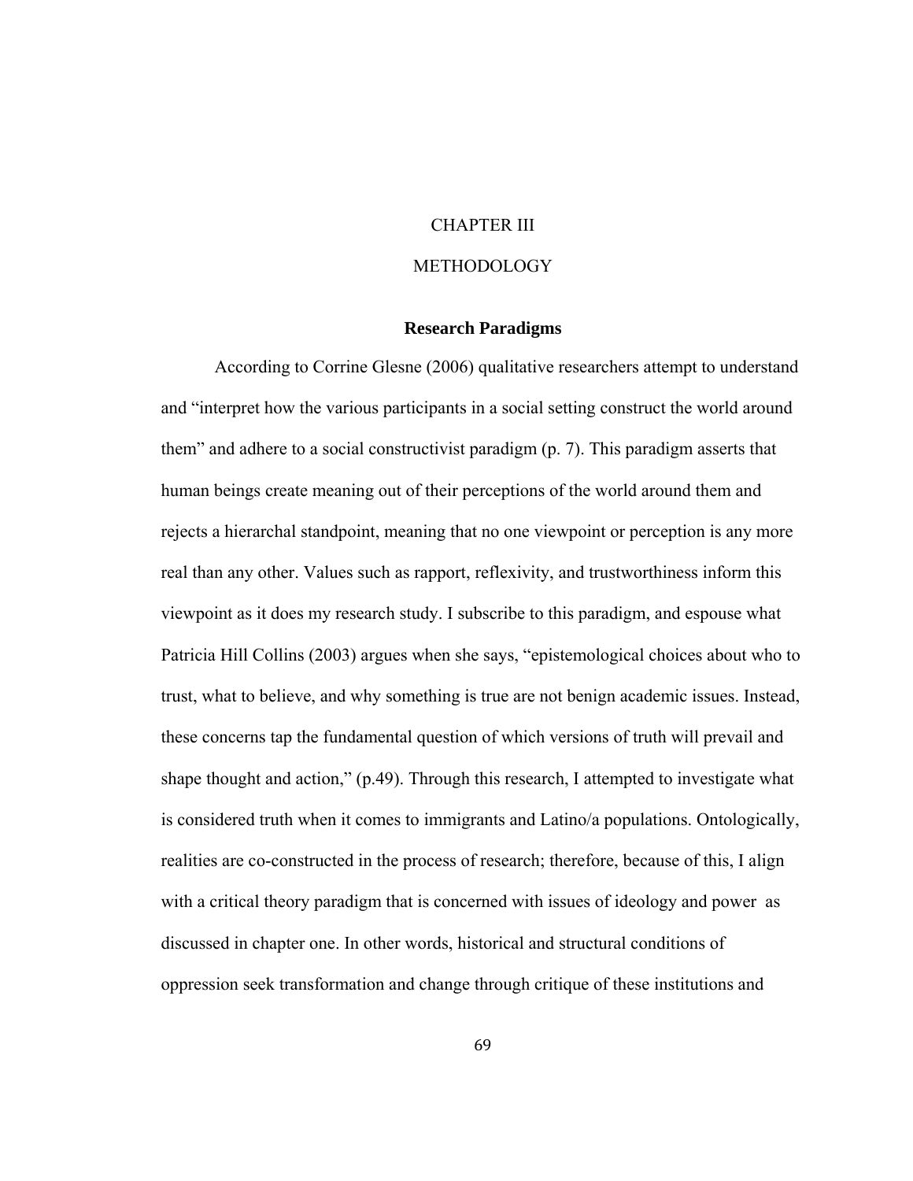# CHAPTER III

# METHODOLOGY

## Research Paradigms

According to Corrine Glesne (2006) qualitative researchers attempt to understand and "interpret how the various participants in a social setting construct the world around them" and adhere to a social constructivist paradigm (p. 7). This paradigm asserts that human beings create meaning out of their perceptions of the world around them and rejects a hierarchal standpoint, meaning that no one viewpoint or perception is any more real than any other. Values such as rapport, reflexivity, and trustworthiness inform this viewpoint as it does my research study. I subscribe to this paradigm, and espouse what Patricia Hill Collins (2003) argues when she says, "epistemological choices about who to trust, what to believe, and why something is true are not benign academic issues. Instead, these concerns tap the fundamental question of which versions of truth will prevail and shape thought and action," (p.49). Through this research, I attempted to investigate what is considered truth when it comes to immigrants and Latino/a populations. Ontologically, realities are co-constructed in the process of research; therefore, because of this, I align with a critical theory paradigm that is concerned with issues of ideology and power as discussed in chapter one. In other words, historical and structural conditions of oppression seek transformation and change through critique of these institutions and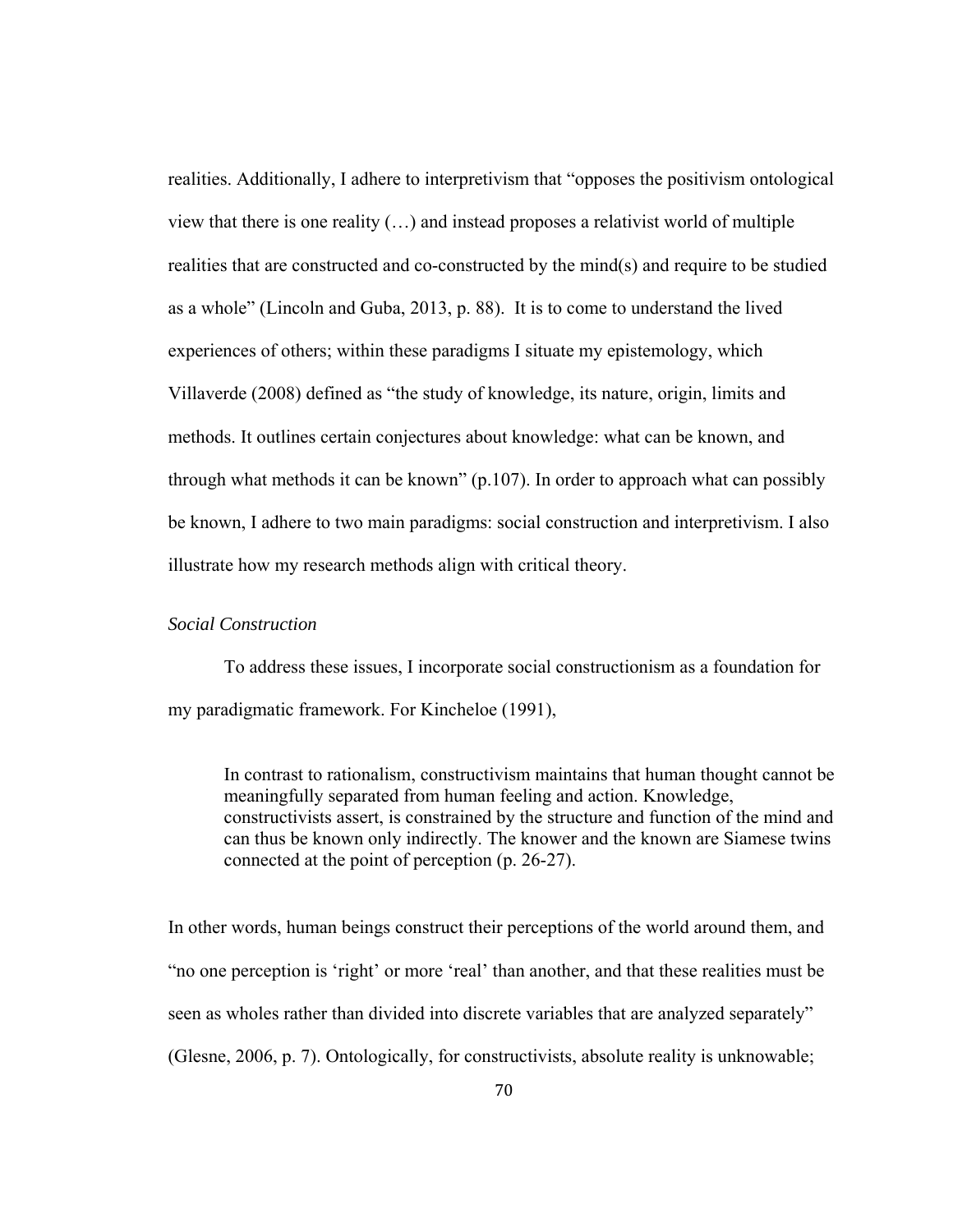realities. Additionally, I adhere to interpretivism that "opposes the positivism ontological view that there is one reality (…) and instead proposes a relativist world of multiple realities that are constructed and co-constructed by the mind(s) and require to be studied as a whole" (Lincoln and Guba, 2013, p. 88). It is to come to understand the lived experiences of others; within these paradigms I situate my epistemology, which Villaverde (2008) defined as "the study of knowledge, its nature, origin, limits and methods. It outlines certain conjectures about knowledge: what can be known, and through what methods it can be known" (p.107). In order to approach what can possibly be known, I adhere to two main paradigms: social construction and interpretivism. I also illustrate how my research methods align with critical theory.

*Social Construction*

To address these issues, I incorporate social constructionism as a foundation for my paradigmatic framework. For Kincheloe (1991),

> In contrast to rationalism, constructivism maintains that human thought cannot be meaningfully separated from human feeling and action. Knowledge, constructivists assert, is constrained by the structure and function of the mind and can thus be known only indirectly. The knower and the known are Siamese twins connected at the point of perception (p. 26-27).

In other words, human beings construct their perceptions of the world around them, and "no one perception is 'right' or more 'real' than another, and that these realities must be seen as wholes rather than divided into discrete variables that are analyzed separately" (Glesne, 2006, p. 7). Ontologically, for constructivists, absolute reality is unknowable;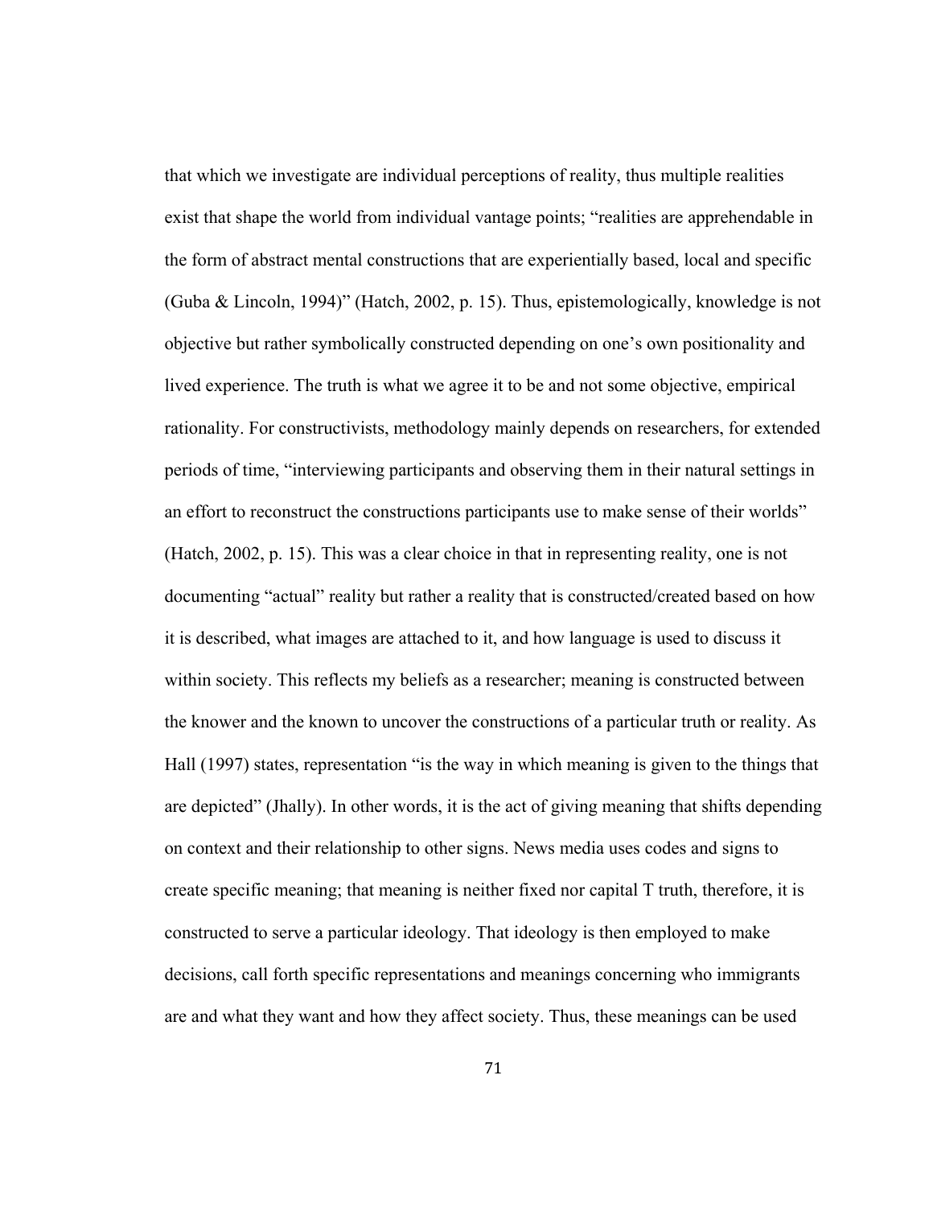that which we investigate are individual perceptions of reality, thus multiple realities exist that shape the world from individual vantage points; "realities are apprehendable in the form of abstract mental constructions that are experientially based, local and specific (Guba & Lincoln, 1994)" (Hatch, 2002, p. 15). Thus, epistemologically, knowledge is not objective but rather symbolically constructed depending on one's own positionality and lived experience. The truth is what we agree it to be and not some objective, empirical rationality. For constructivists, methodology mainly depends on researchers, for extended periods of time, "interviewing participants and observing them in their natural settings in an effort to reconstruct the constructions participants use to make sense of their worlds" (Hatch, 2002, p. 15). This was a clear choice in that in representing reality, one is not documenting "actual" reality but rather a reality that is constructed/created based on how it is described, what images are attached to it, and how language is used to discuss it within society. This reflects my beliefs as a researcher; meaning is constructed between the knower and the known to uncover the constructions of a particular truth or reality. As Hall (1997) states, representation "is the way in which meaning is given to the things that are depicted" (Jhally). In other words, it is the act of giving meaning that shifts depending on context and their relationship to other signs. News media uses codes and signs to create specific meaning; that meaning is neither fixed nor capital T truth, therefore, it is constructed to serve a particular ideology. That ideology is then employed to make decisions, call forth specific representations and meanings concerning who immigrants are and what they want and how they affect society. Thus, these meanings can be used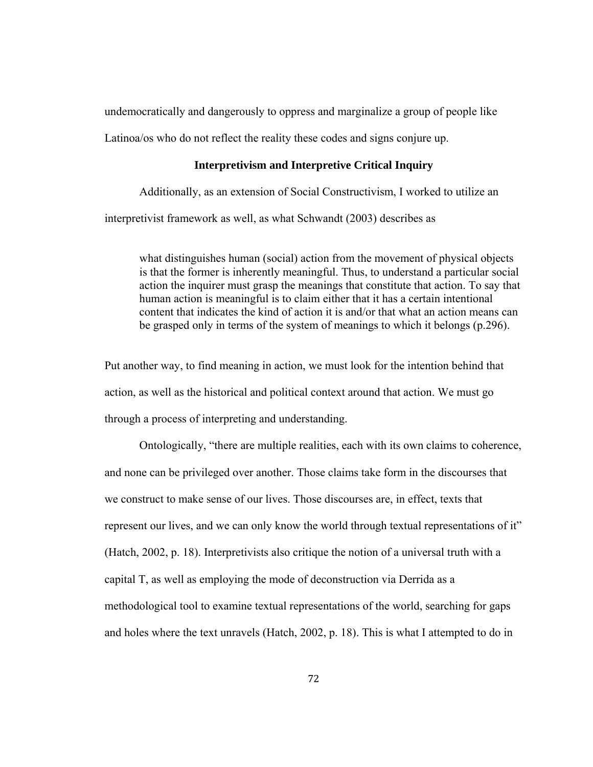undemocratically and dangerously to oppress and marginalize a group of people like Latinoa/os who do not reflect the reality these codes and signs conjure up.

### Interpretivism and Interpretive Critical Inquiry

Additionally, as an extension of Social Constructivism, I worked to utilize an interpretivist framework as well, as what Schwandt (2003) describes as

> what distinguishes human (social) action from the movement of physical objects is that the former is inherently meaningful. Thus, to understand a particular social action the inquirer must grasp the meanings that constitute that action. To say that human action is meaningful is to claim either that it has a certain intentional content that indicates the kind of action it is and/or that what an action means can be grasped only in terms of the system of meanings to which it belongs (p.296).

Put another way, to find meaning in action, we must look for the intention behind that action, as well as the historical and political context around that action. We must go through a process of interpreting and understanding.

Ontologically, "there are multiple realities, each with its own claims to coherence, and none can be privileged over another. Those claims take form in the discourses that we construct to make sense of our lives. Those discourses are, in effect, texts that represent our lives, and we can only know the world through textual representations of it" (Hatch, 2002, p. 18). Interpretivists also critique the notion of a universal truth with a capital T, as well as employing the mode of deconstruction via Derrida as a methodological tool to examine textual representations of the world, searching for gaps and holes where the text unravels (Hatch, 2002, p. 18). This is what I attempted to do in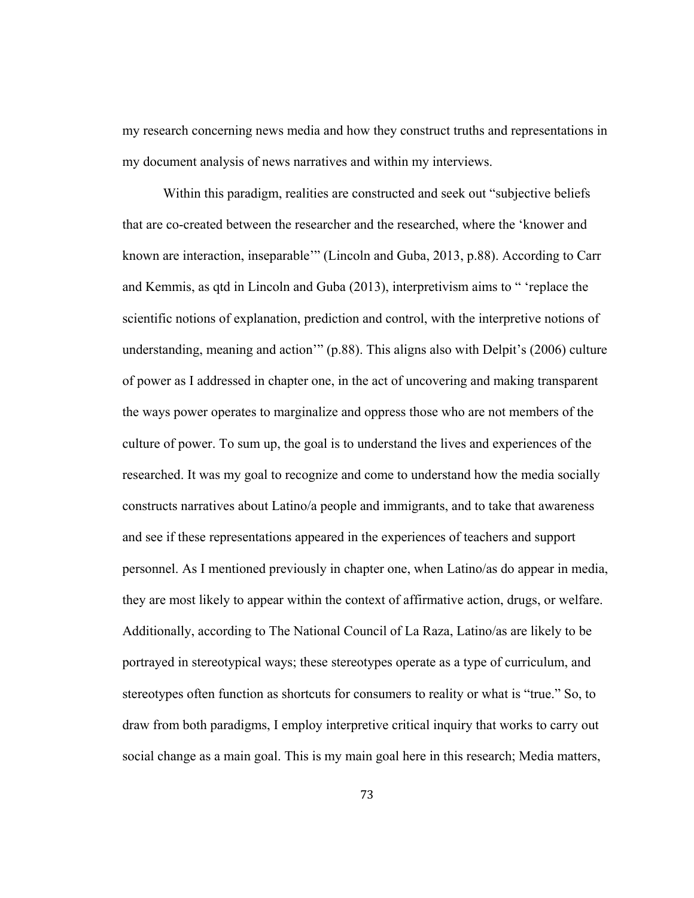my research concerning news media and how they construct truths and representations in my document analysis of news narratives and within my interviews.

Within this paradigm, realities are constructed and seek out "subjective beliefs that are co-created between the researcher and the researched, where the 'knower and known are interaction, inseparable'" (Lincoln and Guba, 2013, p.88). According to Carr and Kemmis, as qtd in Lincoln and Guba (2013), interpretivism aims to " 'replace the scientific notions of explanation, prediction and control, with the interpretive notions of understanding, meaning and action'" (p.88). This aligns also with Delpit's (2006) culture of power as I addressed in chapter one, in the act of uncovering and making transparent the ways power operates to marginalize and oppress those who are not members of the culture of power. To sum up, the goal is to understand the lives and experiences of the researched. It was my goal to recognize and come to understand how the media socially constructs narratives about Latino/a people and immigrants, and to take that awareness and see if these representations appeared in the experiences of teachers and support personnel. As I mentioned previously in chapter one, when Latino/as do appear in media, they are most likely to appear within the context of affirmative action, drugs, or welfare. Additionally, according to The National Council of La Raza, Latino/as are likely to be portrayed in stereotypical ways; these stereotypes operate as a type of curriculum, and stereotypes often function as shortcuts for consumers to reality or what is "true." So, to draw from both paradigms, I employ interpretive critical inquiry that works to carry out social change as a main goal. This is my main goal here in this research; Media matters,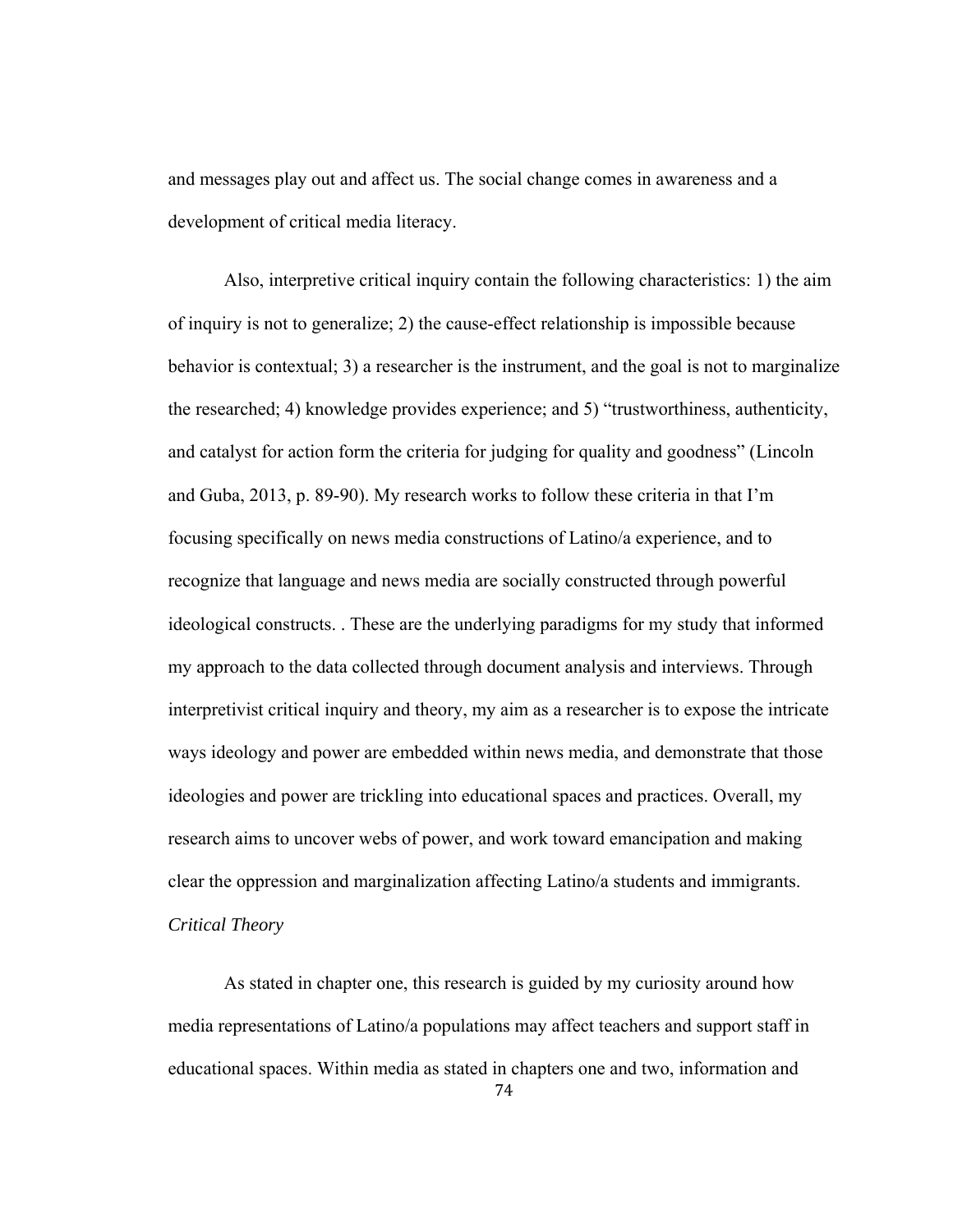and messages play out and affect us. The social change comes in awareness and a development of critical media literacy.

Also, interpretive critical inquiry contain the following characteristics: 1) the aim of inquiry is not to generalize; 2) the cause-effect relationship is impossible because behavior is contextual; 3) a researcher is the instrument, and the goal is not to marginalize the researched; 4) knowledge provides experience; and 5) "trustworthiness, authenticity, and catalyst for action form the criteria for judging for quality and goodness" (Lincoln and Guba, 2013, p. 89-90). My research works to follow these criteria in that I'm focusing specifically on news media constructions of Latino/a experience, and to recognize that language and news media are socially constructed through powerful ideological constructs. . These are the underlying paradigms for my study that informed my approach to the data collected through document analysis and interviews. Through interpretivist critical inquiry and theory, my aim as a researcher is to expose the intricate ways ideology and power are embedded within news media, and demonstrate that those ideologies and power are trickling into educational spaces and practices. Overall, my research aims to uncover webs of power, and work toward emancipation and making clear the oppression and marginalization affecting Latino/a students and immigrants.

*Critical Theory*

As stated in chapter one, this research is guided by my curiosity around how media representations of Latino/a populations may affect teachers and support staff in educational spaces. Within media as stated in chapters one and two, information and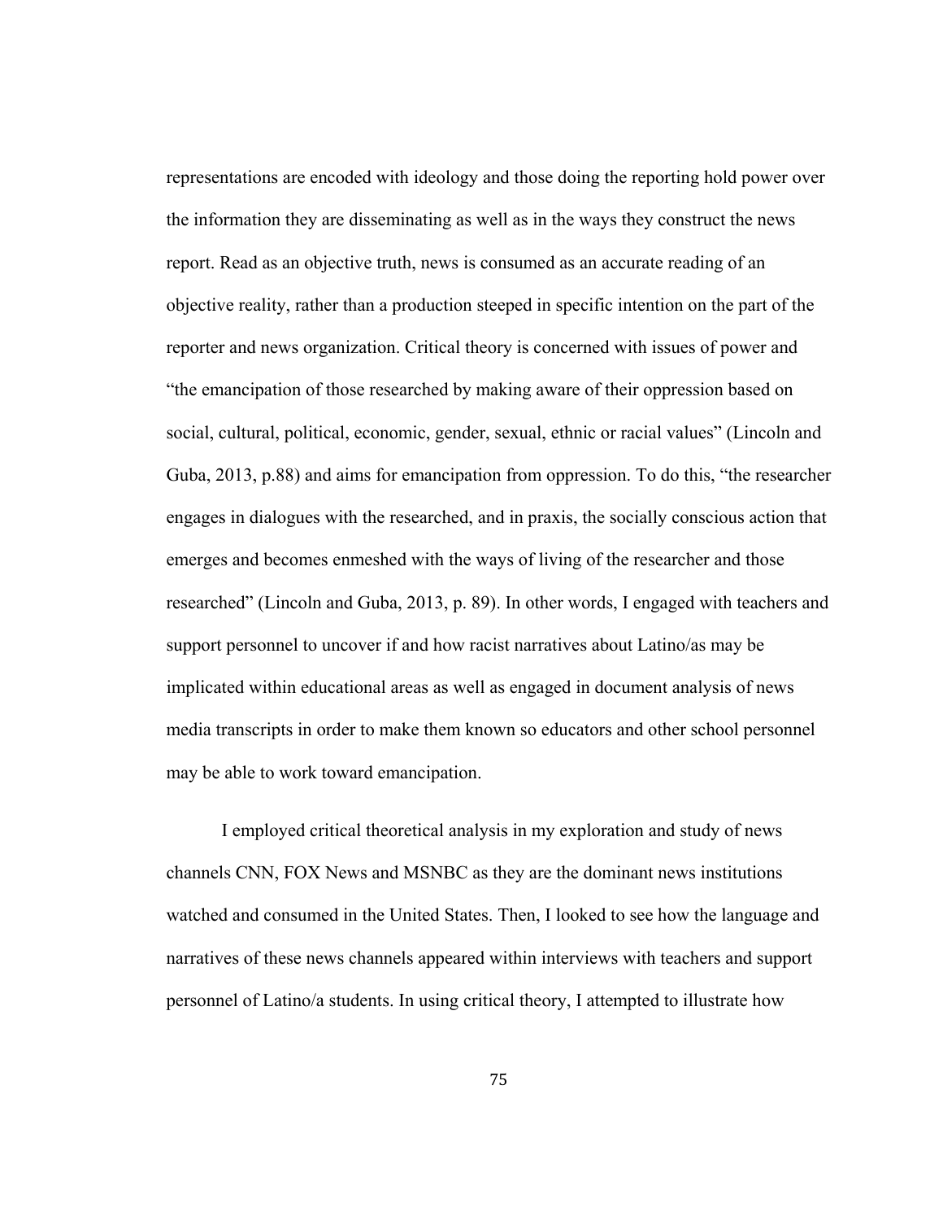representations are encoded with ideology and those doing the reporting hold power over the information they are disseminating as well as in the ways they construct the news report. Read as an objective truth, news is consumed as an accurate reading of an objective reality, rather than a production steeped in specific intention on the part of the reporter and news organization. Critical theory is concerned with issues of power and "the emancipation of those researched by making aware of their oppression based on social, cultural, political, economic, gender, sexual, ethnic or racial values" (Lincoln and Guba, 2013, p.88) and aims for emancipation from oppression. To do this, "the researcher engages in dialogues with the researched, and in praxis, the socially conscious action that emerges and becomes enmeshed with the ways of living of the researcher and those researched" (Lincoln and Guba, 2013, p. 89). In other words, I engaged with teachers and support personnel to uncover if and how racist narratives about Latino/as may be implicated within educational areas as well as engaged in document analysis of news media transcripts in order to make them known so educators and other school personnel may be able to work toward emancipation.

I employed critical theoretical analysis in my exploration and study of news channels CNN, FOX News and MSNBC as they are the dominant news institutions watched and consumed in the United States. Then, I looked to see how the language and narratives of these news channels appeared within interviews with teachers and support personnel of Latino/a students. In using critical theory, I attempted to illustrate how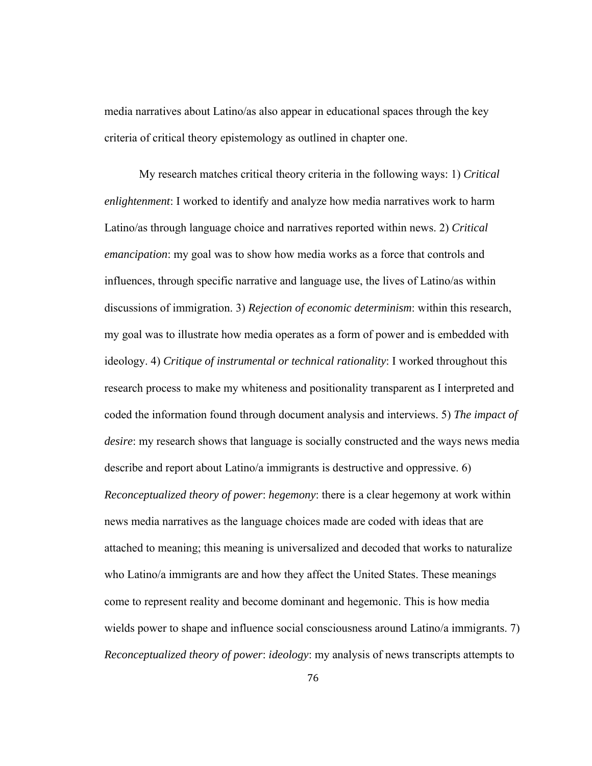media narratives about Latino/as also appear in educational spaces through the key criteria of critical theory epistemology as outlined in chapter one.

My research matches critical theory criteria in the following ways: 1) *Critical enlightenment*: I worked to identify and analyze how media narratives work to harm Latino/as through language choice and narratives reported within news. 2) *Critical emancipation*: my goal was to show how media works as a force that controls and influences, through specific narrative and language use, the lives of Latino/as within discussions of immigration. 3) *Rejection of economic determinism*: within this research, my goal was to illustrate how media operates as a form of power and is embedded with ideology. 4) *Critique of instrumental or technical rationality*: I worked throughout this research process to make my whiteness and positionality transparent as I interpreted and coded the information found through document analysis and interviews. 5) *The impact of desire*: my research shows that language is socially constructed and the ways news media describe and report about Latino/a immigrants is destructive and oppressive. 6) *Reconceptualized theory of power*: *hegemony*: there is a clear hegemony at work within news media narratives as the language choices made are coded with ideas that are attached to meaning; this meaning is universalized and decoded that works to naturalize who Latino/a immigrants are and how they affect the United States. These meanings come to represent reality and become dominant and hegemonic. This is how media wields power to shape and influence social consciousness around Latino/a immigrants. 7) *Reconceptualized theory of power*: *ideology*: my analysis of news transcripts attempts to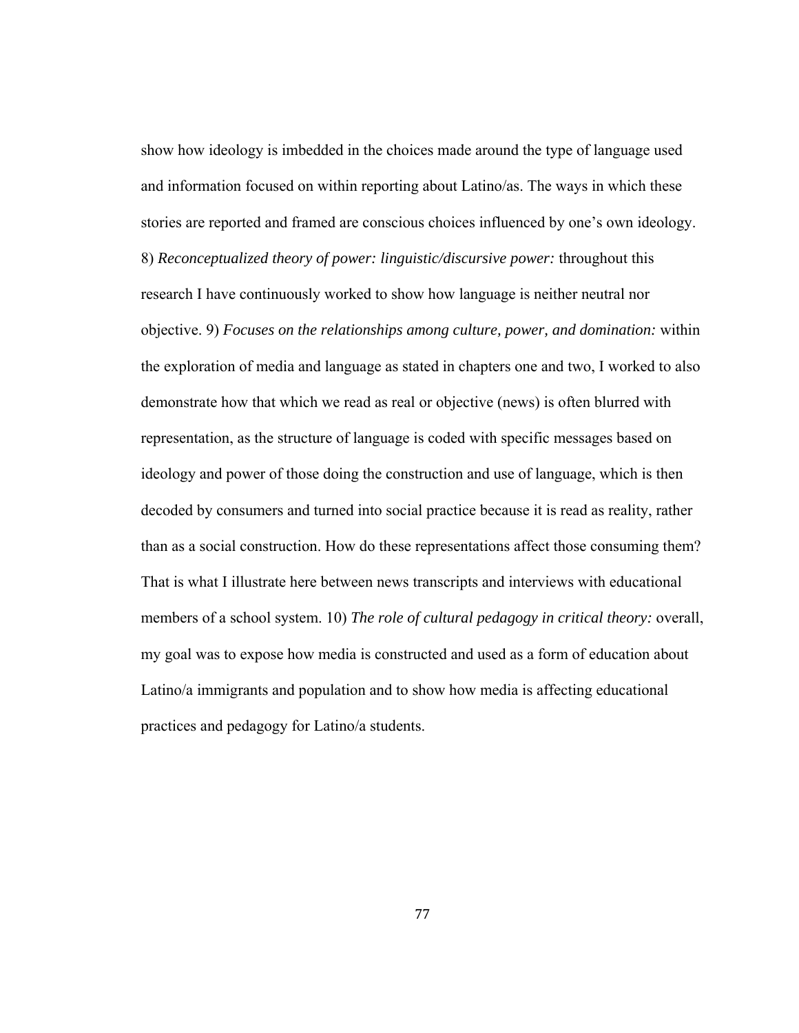show how ideology is imbedded in the choices made around the type of language used and information focused on within reporting about Latino/as. The ways in which these stories are reported and framed are conscious choices influenced by one's own ideology. 8) *Reconceptualized theory of power: linguistic/discursive power:* throughout this research I have continuously worked to show how language is neither neutral nor objective. 9) *Focuses on the relationships among culture, power, and domination:* within the exploration of media and language as stated in chapters one and two, I worked to also demonstrate how that which we read as real or objective (news) is often blurred with representation, as the structure of language is coded with specific messages based on ideology and power of those doing the construction and use of language, which is then decoded by consumers and turned into social practice because it is read as reality, rather than as a social construction. How do these representations affect those consuming them? That is what I illustrate here between news transcripts and interviews with educational members of a school system. 10) *The role of cultural pedagogy in critical theory:* overall, my goal was to expose how media is constructed and used as a form of education about Latino/a immigrants and population and to show how media is affecting educational practices and pedagogy for Latino/a students.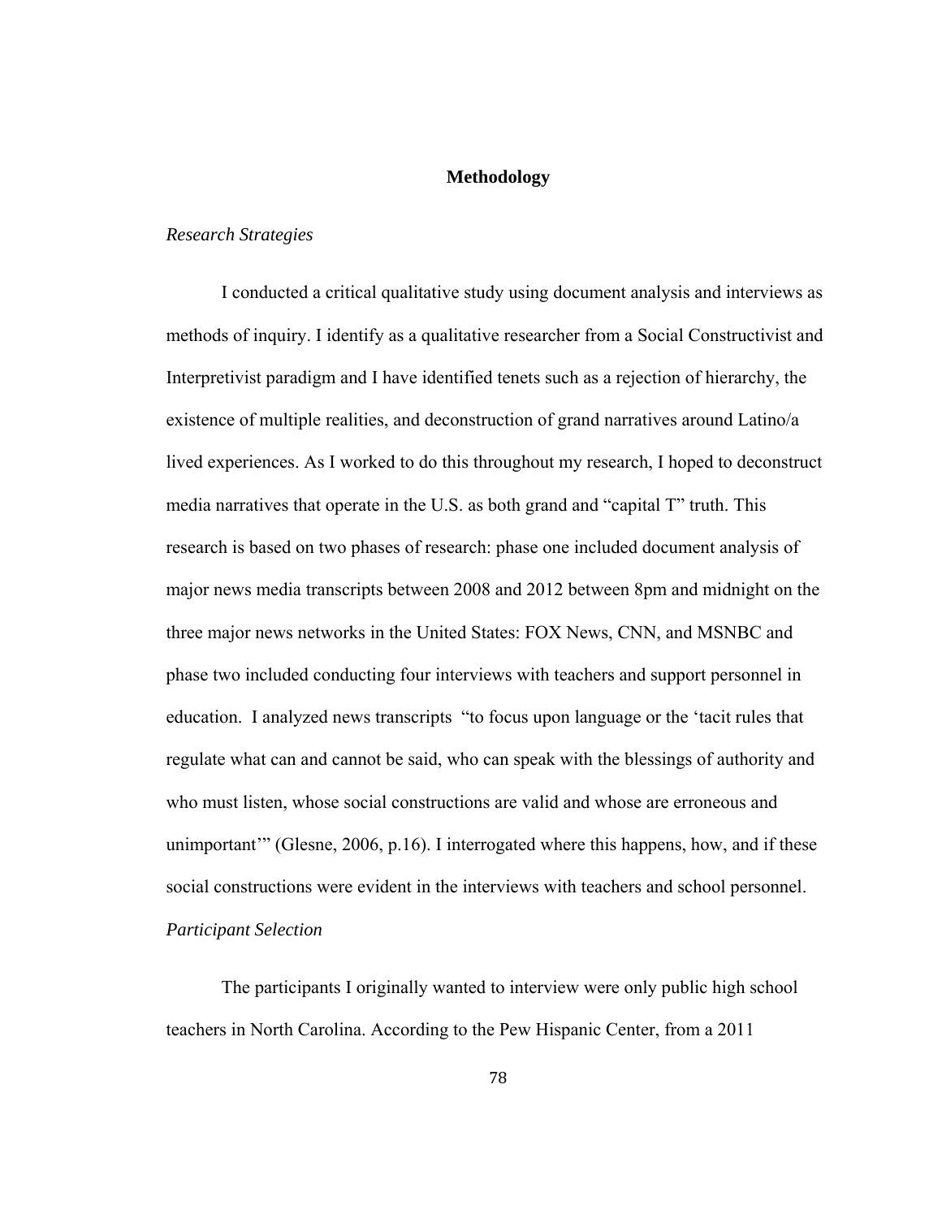## Methodology

### *Research Strategies*

I conducted a critical qualitative study using document analysis and interviews as methods of inquiry. I identify as a qualitative researcher from a Social Constructivist and Interpretivist paradigm and I have identified tenets such as a rejection of hierarchy, the existence of multiple realities, and deconstruction of grand narratives around Latino/a lived experiences. As I worked to do this throughout my research, I hoped to deconstruct media narratives that operate in the U.S. as both grand and "capital T" truth. This research is based on two phases of research: phase one included document analysis of major news media transcripts between 2008 and 2012 between 8pm and midnight on the three major news networks in the United States: FOX News, CNN, and MSNBC and phase two included conducting four interviews with teachers and support personnel in education. I analyzed news transcripts "to focus upon language or the 'tacit rules that regulate what can and cannot be said, who can speak with the blessings of authority and who must listen, whose social constructions are valid and whose are erroneous and unimportant'" (Glesne, 2006, p.16). I interrogated where this happens, how, and if these social constructions were evident in the interviews with teachers and school personnel.

### *Participant Selection*

The participants I originally wanted to interview were only public high school teachers in North Carolina. According to the Pew Hispanic Center, from a 2011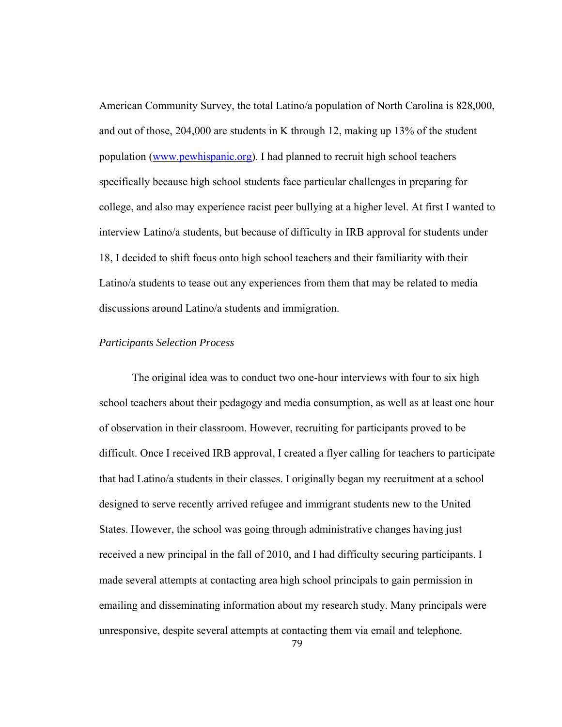American Community Survey, the total Latino/a population of North Carolina is 828,000, and out of those, 204,000 are students in K through 12, making up 13% of the student population (www.pewhispanic.org). I had planned to recruit high school teachers specifically because high school students face particular challenges in preparing for college, and also may experience racist peer bullying at a higher level. At first I wanted to interview Latino/a students, but because of difficulty in IRB approval for students under 18, I decided to shift focus onto high school teachers and their familiarity with their Latino/a students to tease out any experiences from them that may be related to media discussions around Latino/a students and immigration.

*Participants Selection Process*

The original idea was to conduct two one-hour interviews with four to six high school teachers about their pedagogy and media consumption, as well as at least one hour of observation in their classroom. However, recruiting for participants proved to be difficult. Once I received IRB approval, I created a flyer calling for teachers to participate that had Latino/a students in their classes. I originally began my recruitment at a school designed to serve recently arrived refugee and immigrant students new to the United States. However, the school was going through administrative changes having just received a new principal in the fall of 2010, and I had difficulty securing participants. I made several attempts at contacting area high school principals to gain permission in emailing and disseminating information about my research study. Many principals were unresponsive, despite several attempts at contacting them via email and telephone.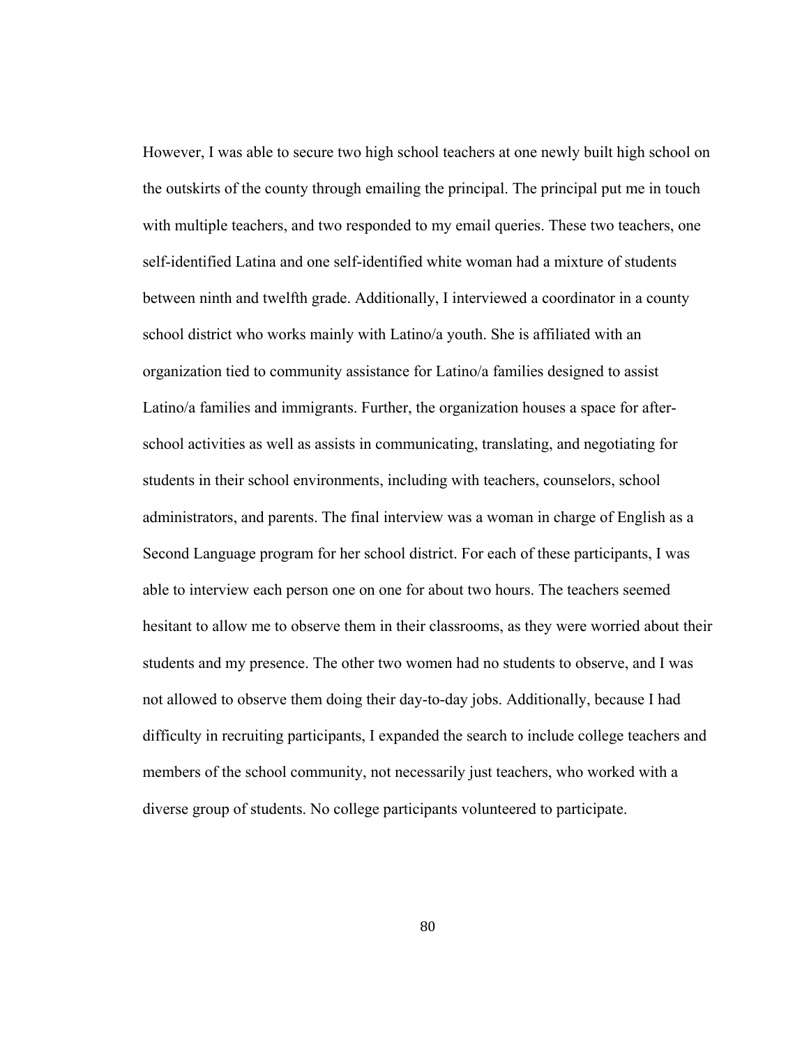However, I was able to secure two high school teachers at one newly built high school on the outskirts of the county through emailing the principal. The principal put me in touch with multiple teachers, and two responded to my email queries. These two teachers, one self-identified Latina and one self-identified white woman had a mixture of students between ninth and twelfth grade. Additionally, I interviewed a coordinator in a county school district who works mainly with Latino/a youth. She is affiliated with an organization tied to community assistance for Latino/a families designed to assist Latino/a families and immigrants. Further, the organization houses a space for after-school activities as well as assists in communicating, translating, and negotiating for students in their school environments, including with teachers, counselors, school administrators, and parents. The final interview was a woman in charge of English as a Second Language program for her school district. For each of these participants, I was able to interview each person one on one for about two hours. The teachers seemed hesitant to allow me to observe them in their classrooms, as they were worried about their students and my presence. The other two women had no students to observe, and I was not allowed to observe them doing their day-to-day jobs. Additionally, because I had difficulty in recruiting participants, I expanded the search to include college teachers and members of the school community, not necessarily just teachers, who worked with a diverse group of students. No college participants volunteered to participate.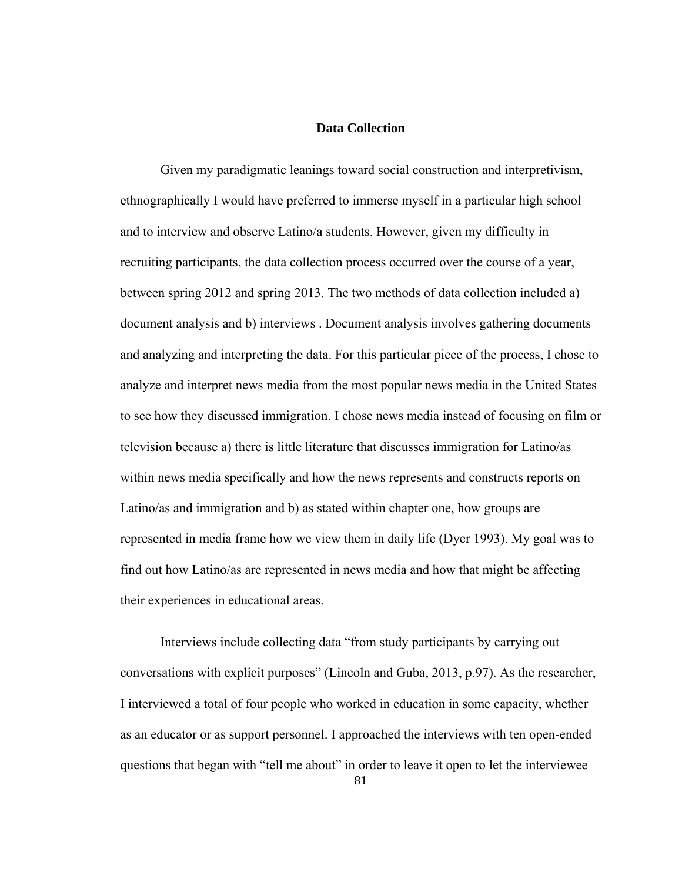## Data Collection

Given my paradigmatic leanings toward social construction and interpretivism, ethnographically I would have preferred to immerse myself in a particular high school and to interview and observe Latino/a students. However, given my difficulty in recruiting participants, the data collection process occurred over the course of a year, between spring 2012 and spring 2013. The two methods of data collection included a) document analysis and b) interviews . Document analysis involves gathering documents and analyzing and interpreting the data. For this particular piece of the process, I chose to analyze and interpret news media from the most popular news media in the United States to see how they discussed immigration. I chose news media instead of focusing on film or television because a) there is little literature that discusses immigration for Latino/as within news media specifically and how the news represents and constructs reports on Latino/as and immigration and b) as stated within chapter one, how groups are represented in media frame how we view them in daily life (Dyer 1993). My goal was to find out how Latino/as are represented in news media and how that might be affecting their experiences in educational areas.

Interviews include collecting data "from study participants by carrying out conversations with explicit purposes" (Lincoln and Guba, 2013, p.97). As the researcher, I interviewed a total of four people who worked in education in some capacity, whether as an educator or as support personnel. I approached the interviews with ten open-ended questions that began with "tell me about" in order to leave it open to let the interviewee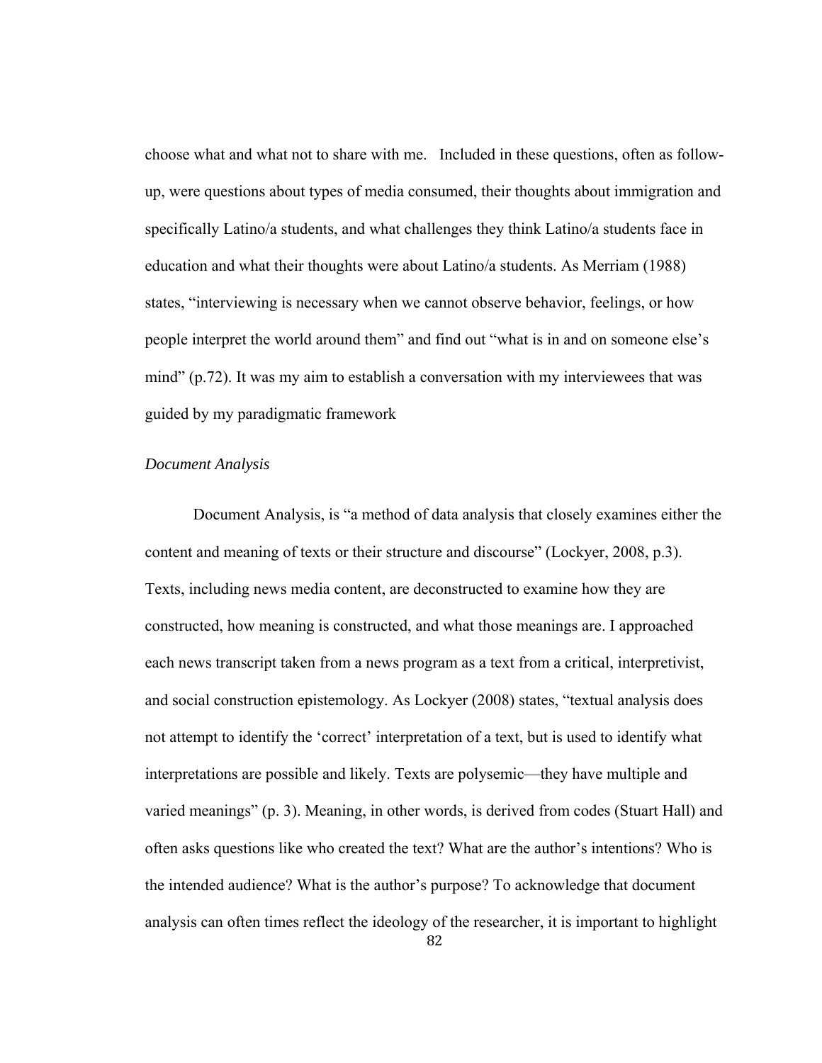choose what and what not to share with me.   Included in these questions, often as follow-up, were questions about types of media consumed, their thoughts about immigration and specifically Latino/a students, and what challenges they think Latino/a students face in education and what their thoughts were about Latino/a students. As Merriam (1988) states, "interviewing is necessary when we cannot observe behavior, feelings, or how people interpret the world around them" and find out "what is in and on someone else's mind" (p.72). It was my aim to establish a conversation with my interviewees that was guided by my paradigmatic framework

*Document Analysis*

Document Analysis, is "a method of data analysis that closely examines either the content and meaning of texts or their structure and discourse" (Lockyer, 2008, p.3). Texts, including news media content, are deconstructed to examine how they are constructed, how meaning is constructed, and what those meanings are. I approached each news transcript taken from a news program as a text from a critical, interpretivist, and social construction epistemology. As Lockyer (2008) states, "textual analysis does not attempt to identify the 'correct' interpretation of a text, but is used to identify what interpretations are possible and likely. Texts are polysemic—they have multiple and varied meanings" (p. 3). Meaning, in other words, is derived from codes (Stuart Hall) and often asks questions like who created the text? What are the author's intentions? Who is the intended audience? What is the author's purpose? To acknowledge that document analysis can often times reflect the ideology of the researcher, it is important to highlight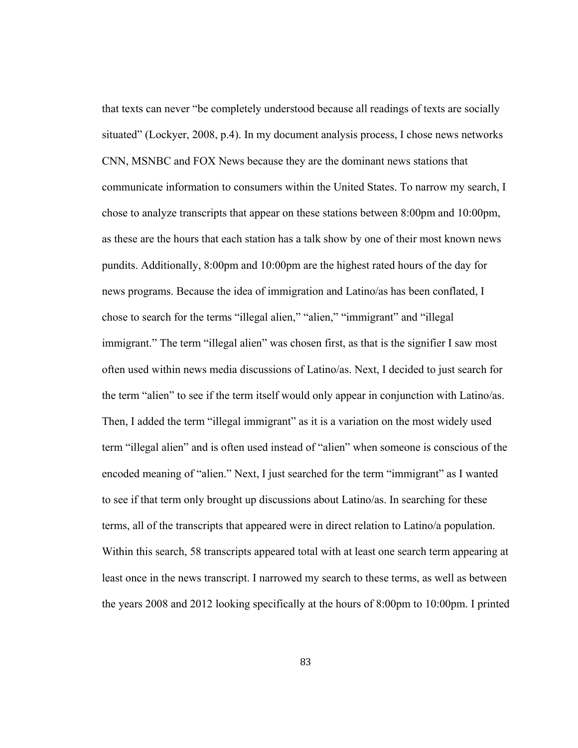that texts can never “be completely understood because all readings of texts are socially situated” (Lockyer, 2008, p.4). In my document analysis process, I chose news networks CNN, MSNBC and FOX News because they are the dominant news stations that communicate information to consumers within the United States. To narrow my search, I chose to analyze transcripts that appear on these stations between 8:00pm and 10:00pm, as these are the hours that each station has a talk show by one of their most known news pundits. Additionally, 8:00pm and 10:00pm are the highest rated hours of the day for news programs. Because the idea of immigration and Latino/as has been conflated, I chose to search for the terms “illegal alien,” “alien,” “immigrant” and “illegal immigrant.” The term “illegal alien” was chosen first, as that is the signifier I saw most often used within news media discussions of Latino/as. Next, I decided to just search for the term “alien” to see if the term itself would only appear in conjunction with Latino/as. Then, I added the term “illegal immigrant” as it is a variation on the most widely used term “illegal alien” and is often used instead of “alien” when someone is conscious of the encoded meaning of “alien.” Next, I just searched for the term “immigrant” as I wanted to see if that term only brought up discussions about Latino/as. In searching for these terms, all of the transcripts that appeared were in direct relation to Latino/a population. Within this search, 58 transcripts appeared total with at least one search term appearing at least once in the news transcript. I narrowed my search to these terms, as well as between the years 2008 and 2012 looking specifically at the hours of 8:00pm to 10:00pm. I printed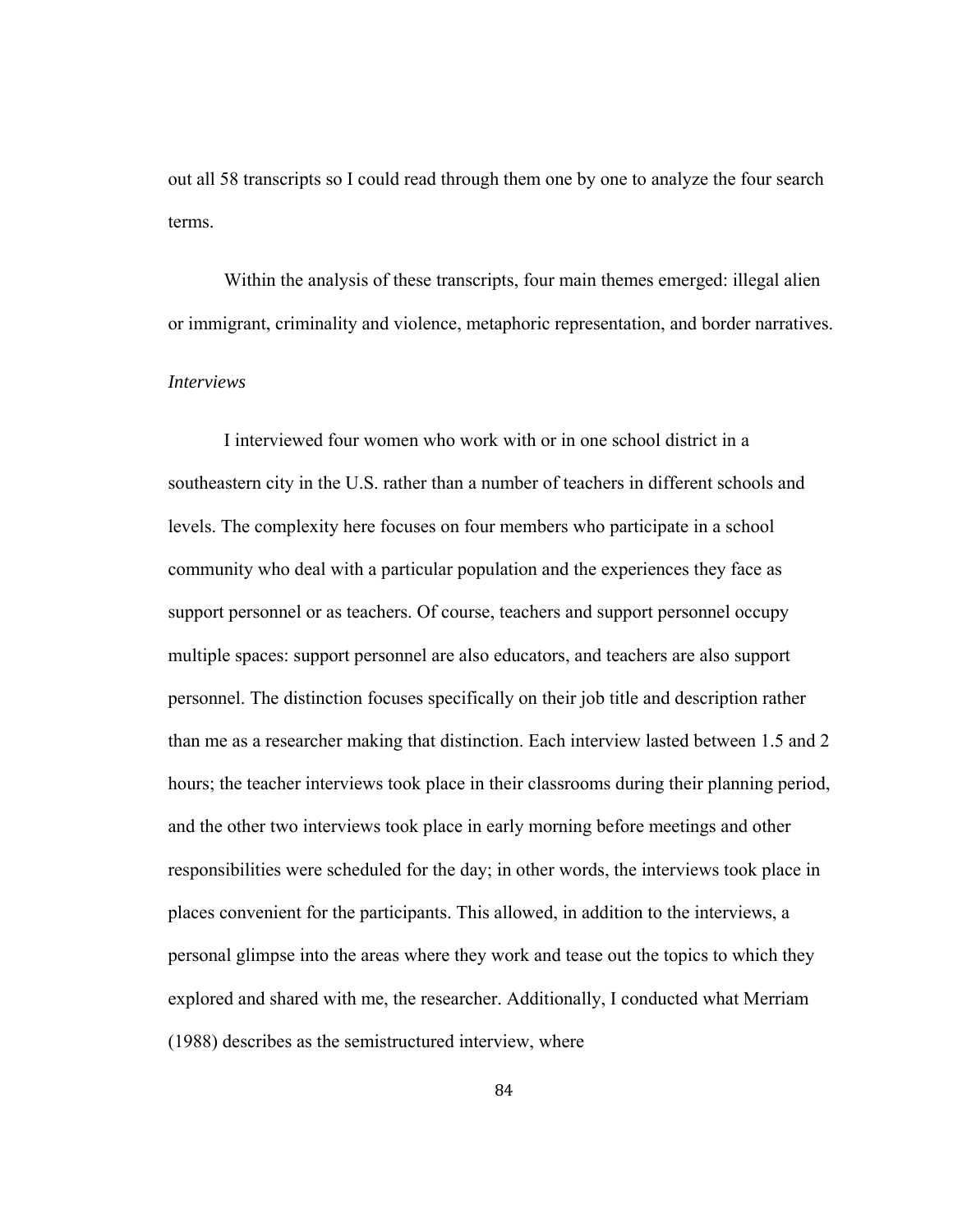out all 58 transcripts so I could read through them one by one to analyze the four search terms.

Within the analysis of these transcripts, four main themes emerged: illegal alien or immigrant, criminality and violence, metaphoric representation, and border narratives.

*Interviews*

I interviewed four women who work with or in one school district in a southeastern city in the U.S. rather than a number of teachers in different schools and levels. The complexity here focuses on four members who participate in a school community who deal with a particular population and the experiences they face as support personnel or as teachers. Of course, teachers and support personnel occupy multiple spaces: support personnel are also educators, and teachers are also support personnel. The distinction focuses specifically on their job title and description rather than me as a researcher making that distinction. Each interview lasted between 1.5 and 2 hours; the teacher interviews took place in their classrooms during their planning period, and the other two interviews took place in early morning before meetings and other responsibilities were scheduled for the day; in other words, the interviews took place in places convenient for the participants. This allowed, in addition to the interviews, a personal glimpse into the areas where they work and tease out the topics to which they explored and shared with me, the researcher. Additionally, I conducted what Merriam (1988) describes as the semistructured interview, where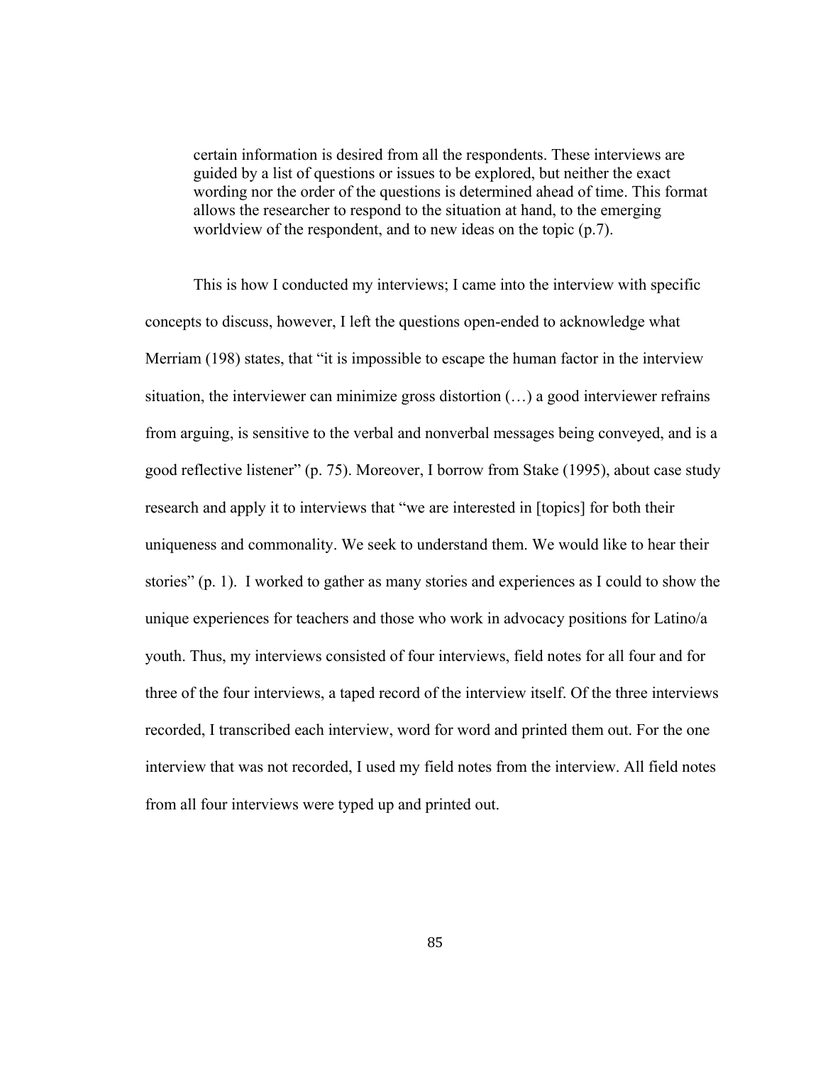> certain information is desired from all the respondents. These interviews are guided by a list of questions or issues to be explored, but neither the exact wording nor the order of the questions is determined ahead of time. This format allows the researcher to respond to the situation at hand, to the emerging worldview of the respondent, and to new ideas on the topic (p.7).

This is how I conducted my interviews; I came into the interview with specific concepts to discuss, however, I left the questions open-ended to acknowledge what Merriam (198) states, that "it is impossible to escape the human factor in the interview situation, the interviewer can minimize gross distortion (…) a good interviewer refrains from arguing, is sensitive to the verbal and nonverbal messages being conveyed, and is a good reflective listener" (p. 75). Moreover, I borrow from Stake (1995), about case study research and apply it to interviews that "we are interested in [topics] for both their uniqueness and commonality. We seek to understand them. We would like to hear their stories" (p. 1). I worked to gather as many stories and experiences as I could to show the unique experiences for teachers and those who work in advocacy positions for Latino/a youth. Thus, my interviews consisted of four interviews, field notes for all four and for three of the four interviews, a taped record of the interview itself. Of the three interviews recorded, I transcribed each interview, word for word and printed them out. For the one interview that was not recorded, I used my field notes from the interview. All field notes from all four interviews were typed up and printed out.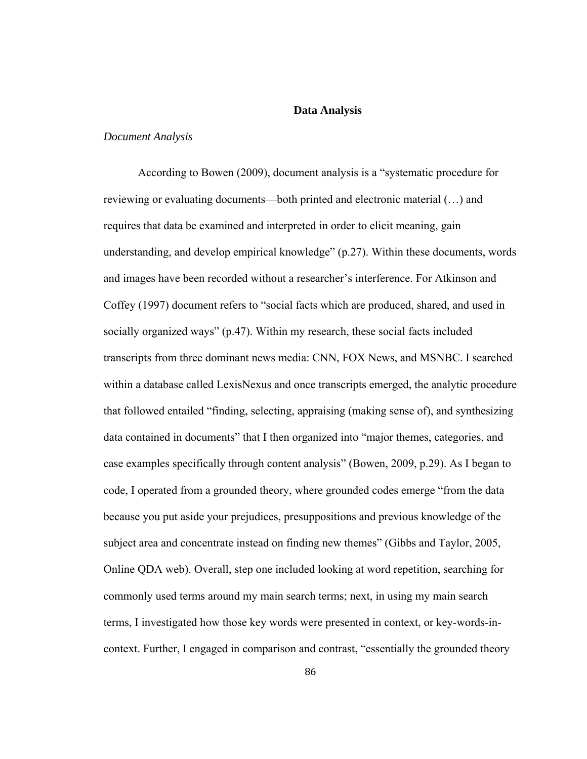## Data Analysis

*Document Analysis*

According to Bowen (2009), document analysis is a "systematic procedure for reviewing or evaluating documents—both printed and electronic material (…) and requires that data be examined and interpreted in order to elicit meaning, gain understanding, and develop empirical knowledge" (p.27). Within these documents, words and images have been recorded without a researcher's interference. For Atkinson and Coffey (1997) document refers to "social facts which are produced, shared, and used in socially organized ways" (p.47). Within my research, these social facts included transcripts from three dominant news media: CNN, FOX News, and MSNBC. I searched within a database called LexisNexus and once transcripts emerged, the analytic procedure that followed entailed "finding, selecting, appraising (making sense of), and synthesizing data contained in documents" that I then organized into "major themes, categories, and case examples specifically through content analysis" (Bowen, 2009, p.29). As I began to code, I operated from a grounded theory, where grounded codes emerge "from the data because you put aside your prejudices, presuppositions and previous knowledge of the subject area and concentrate instead on finding new themes" (Gibbs and Taylor, 2005, Online QDA web). Overall, step one included looking at word repetition, searching for commonly used terms around my main search terms; next, in using my main search terms, I investigated how those key words were presented in context, or key-words-in-context. Further, I engaged in comparison and contrast, "essentially the grounded theory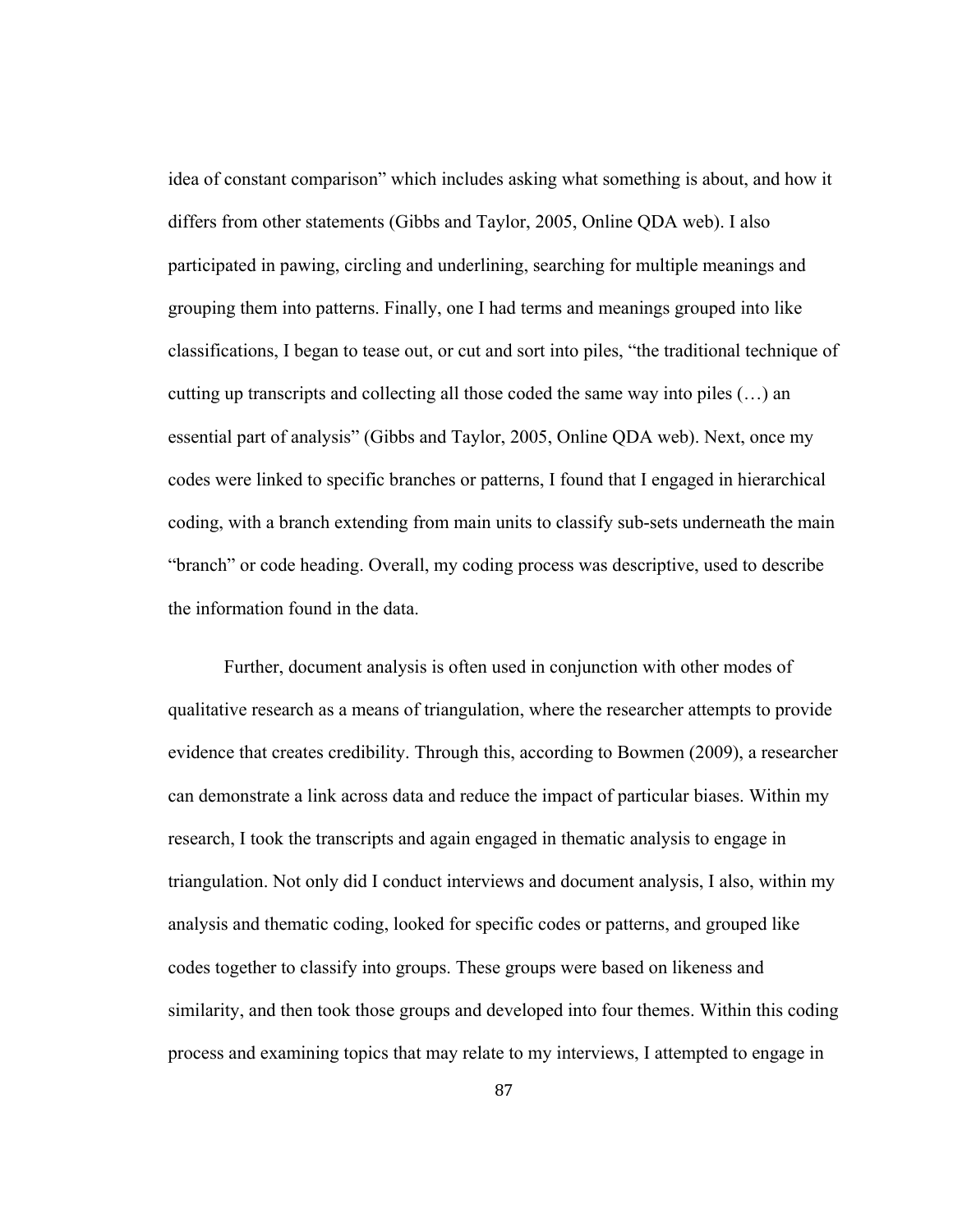idea of constant comparison" which includes asking what something is about, and how it differs from other statements (Gibbs and Taylor, 2005, Online QDA web). I also participated in pawing, circling and underlining, searching for multiple meanings and grouping them into patterns. Finally, one I had terms and meanings grouped into like classifications, I began to tease out, or cut and sort into piles, "the traditional technique of cutting up transcripts and collecting all those coded the same way into piles (…) an essential part of analysis" (Gibbs and Taylor, 2005, Online QDA web). Next, once my codes were linked to specific branches or patterns, I found that I engaged in hierarchical coding, with a branch extending from main units to classify sub-sets underneath the main "branch" or code heading. Overall, my coding process was descriptive, used to describe the information found in the data.

Further, document analysis is often used in conjunction with other modes of qualitative research as a means of triangulation, where the researcher attempts to provide evidence that creates credibility. Through this, according to Bowmen (2009), a researcher can demonstrate a link across data and reduce the impact of particular biases. Within my research, I took the transcripts and again engaged in thematic analysis to engage in triangulation. Not only did I conduct interviews and document analysis, I also, within my analysis and thematic coding, looked for specific codes or patterns, and grouped like codes together to classify into groups. These groups were based on likeness and similarity, and then took those groups and developed into four themes. Within this coding process and examining topics that may relate to my interviews, I attempted to engage in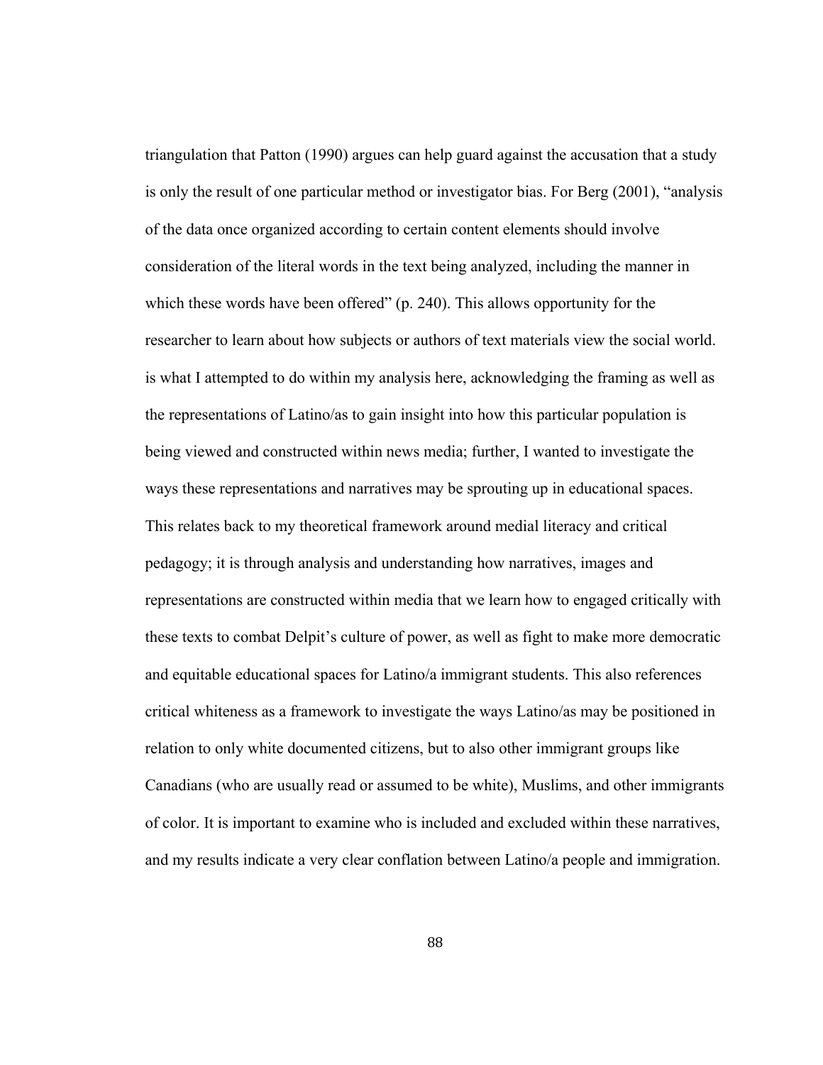triangulation that Patton (1990) argues can help guard against the accusation that a study is only the result of one particular method or investigator bias. For Berg (2001), "analysis of the data once organized according to certain content elements should involve consideration of the literal words in the text being analyzed, including the manner in which these words have been offered" (p. 240). This allows opportunity for the researcher to learn about how subjects or authors of text materials view the social world. is what I attempted to do within my analysis here, acknowledging the framing as well as the representations of Latino/as to gain insight into how this particular population is being viewed and constructed within news media; further, I wanted to investigate the ways these representations and narratives may be sprouting up in educational spaces. This relates back to my theoretical framework around medial literacy and critical pedagogy; it is through analysis and understanding how narratives, images and representations are constructed within media that we learn how to engaged critically with these texts to combat Delpit's culture of power, as well as fight to make more democratic and equitable educational spaces for Latino/a immigrant students. This also references critical whiteness as a framework to investigate the ways Latino/as may be positioned in relation to only white documented citizens, but to also other immigrant groups like Canadians (who are usually read or assumed to be white), Muslims, and other immigrants of color. It is important to examine who is included and excluded within these narratives, and my results indicate a very clear conflation between Latino/a people and immigration.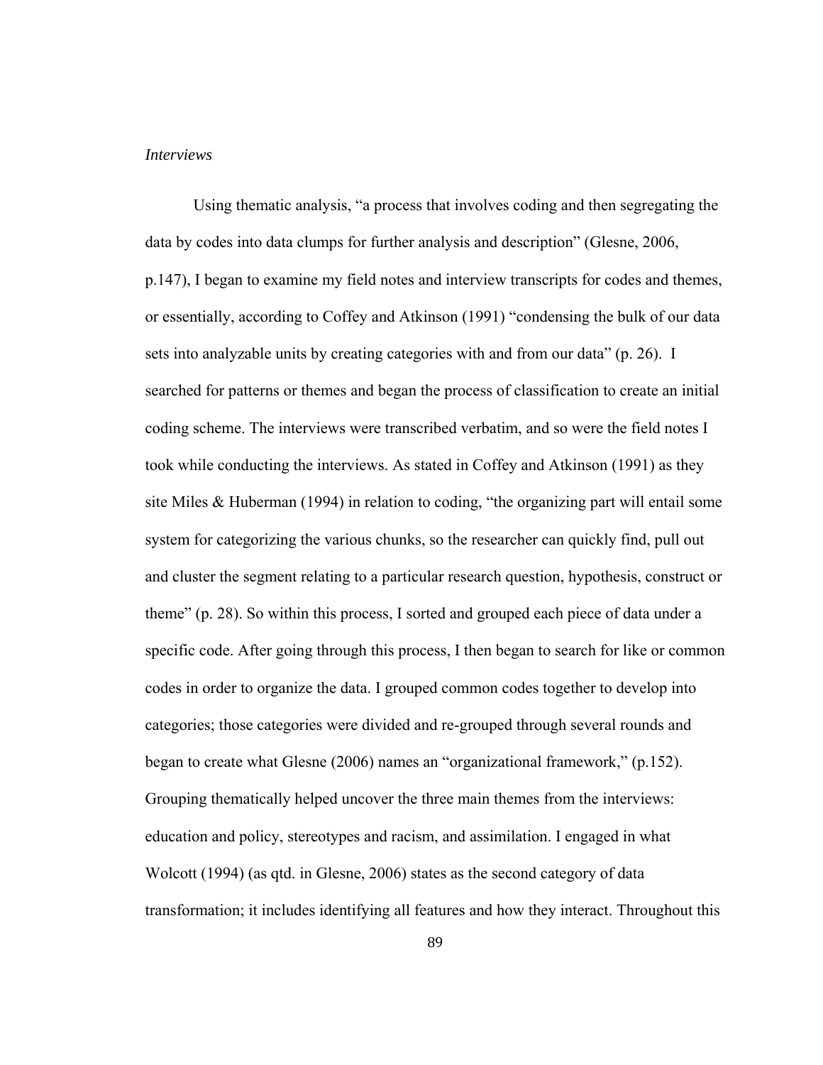*Interviews*

Using thematic analysis, "a process that involves coding and then segregating the data by codes into data clumps for further analysis and description" (Glesne, 2006, p.147), I began to examine my field notes and interview transcripts for codes and themes, or essentially, according to Coffey and Atkinson (1991) "condensing the bulk of our data sets into analyzable units by creating categories with and from our data" (p. 26). I searched for patterns or themes and began the process of classification to create an initial coding scheme. The interviews were transcribed verbatim, and so were the field notes I took while conducting the interviews. As stated in Coffey and Atkinson (1991) as they site Miles & Huberman (1994) in relation to coding, "the organizing part will entail some system for categorizing the various chunks, so the researcher can quickly find, pull out and cluster the segment relating to a particular research question, hypothesis, construct or theme" (p. 28). So within this process, I sorted and grouped each piece of data under a specific code. After going through this process, I then began to search for like or common codes in order to organize the data. I grouped common codes together to develop into categories; those categories were divided and re-grouped through several rounds and began to create what Glesne (2006) names an "organizational framework," (p.152). Grouping thematically helped uncover the three main themes from the interviews: education and policy, stereotypes and racism, and assimilation. I engaged in what Wolcott (1994) (as qtd. in Glesne, 2006) states as the second category of data transformation; it includes identifying all features and how they interact. Throughout this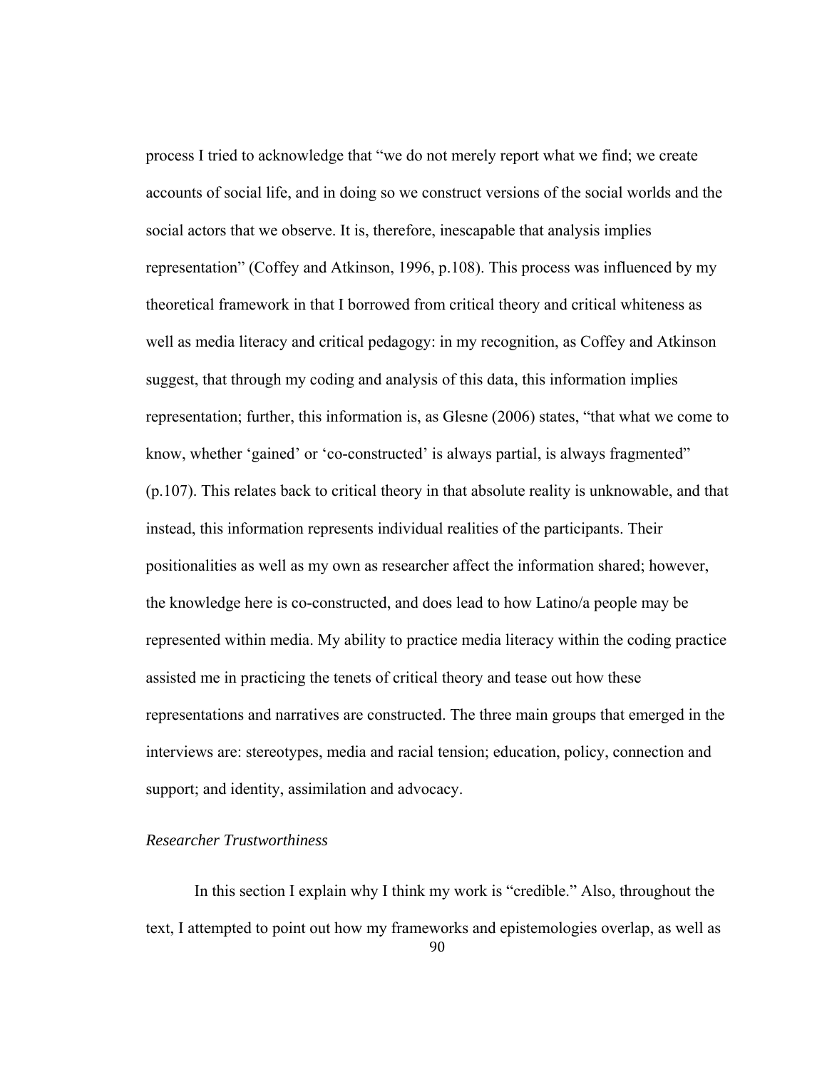process I tried to acknowledge that "we do not merely report what we find; we create accounts of social life, and in doing so we construct versions of the social worlds and the social actors that we observe. It is, therefore, inescapable that analysis implies representation" (Coffey and Atkinson, 1996, p.108). This process was influenced by my theoretical framework in that I borrowed from critical theory and critical whiteness as well as media literacy and critical pedagogy: in my recognition, as Coffey and Atkinson suggest, that through my coding and analysis of this data, this information implies representation; further, this information is, as Glesne (2006) states, "that what we come to know, whether 'gained' or 'co-constructed' is always partial, is always fragmented" (p.107). This relates back to critical theory in that absolute reality is unknowable, and that instead, this information represents individual realities of the participants. Their positionalities as well as my own as researcher affect the information shared; however, the knowledge here is co-constructed, and does lead to how Latino/a people may be represented within media. My ability to practice media literacy within the coding practice assisted me in practicing the tenets of critical theory and tease out how these representations and narratives are constructed. The three main groups that emerged in the interviews are: stereotypes, media and racial tension; education, policy, connection and support; and identity, assimilation and advocacy.

*Researcher Trustworthiness*

In this section I explain why I think my work is "credible." Also, throughout the text, I attempted to point out how my frameworks and epistemologies overlap, as well as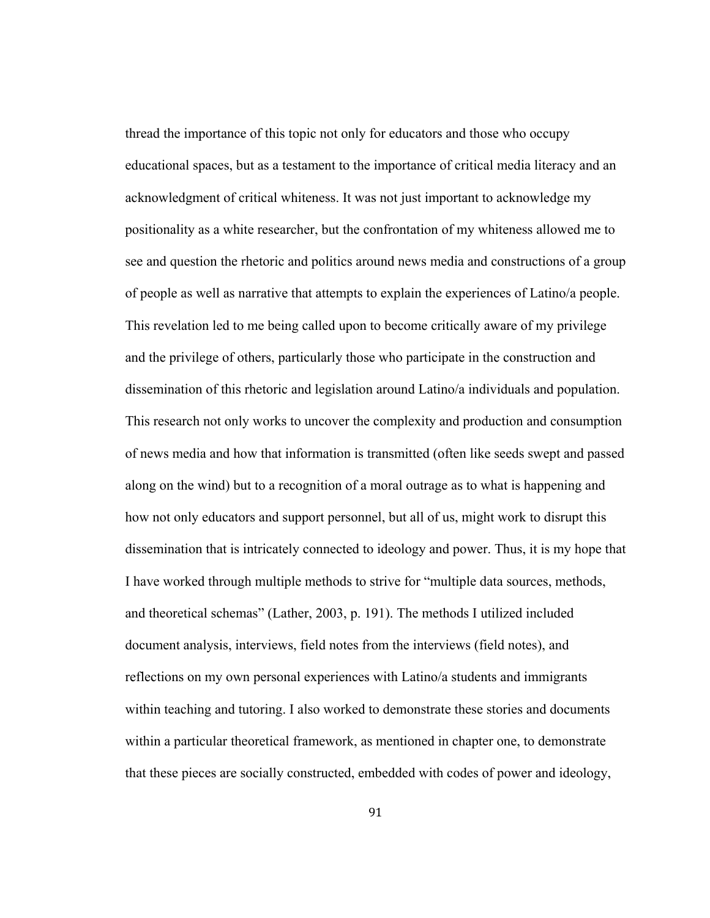thread the importance of this topic not only for educators and those who occupy educational spaces, but as a testament to the importance of critical media literacy and an acknowledgment of critical whiteness. It was not just important to acknowledge my positionality as a white researcher, but the confrontation of my whiteness allowed me to see and question the rhetoric and politics around news media and constructions of a group of people as well as narrative that attempts to explain the experiences of Latino/a people. This revelation led to me being called upon to become critically aware of my privilege and the privilege of others, particularly those who participate in the construction and dissemination of this rhetoric and legislation around Latino/a individuals and population. This research not only works to uncover the complexity and production and consumption of news media and how that information is transmitted (often like seeds swept and passed along on the wind) but to a recognition of a moral outrage as to what is happening and how not only educators and support personnel, but all of us, might work to disrupt this dissemination that is intricately connected to ideology and power. Thus, it is my hope that I have worked through multiple methods to strive for "multiple data sources, methods, and theoretical schemas" (Lather, 2003, p. 191). The methods I utilized included document analysis, interviews, field notes from the interviews (field notes), and reflections on my own personal experiences with Latino/a students and immigrants within teaching and tutoring. I also worked to demonstrate these stories and documents within a particular theoretical framework, as mentioned in chapter one, to demonstrate that these pieces are socially constructed, embedded with codes of power and ideology,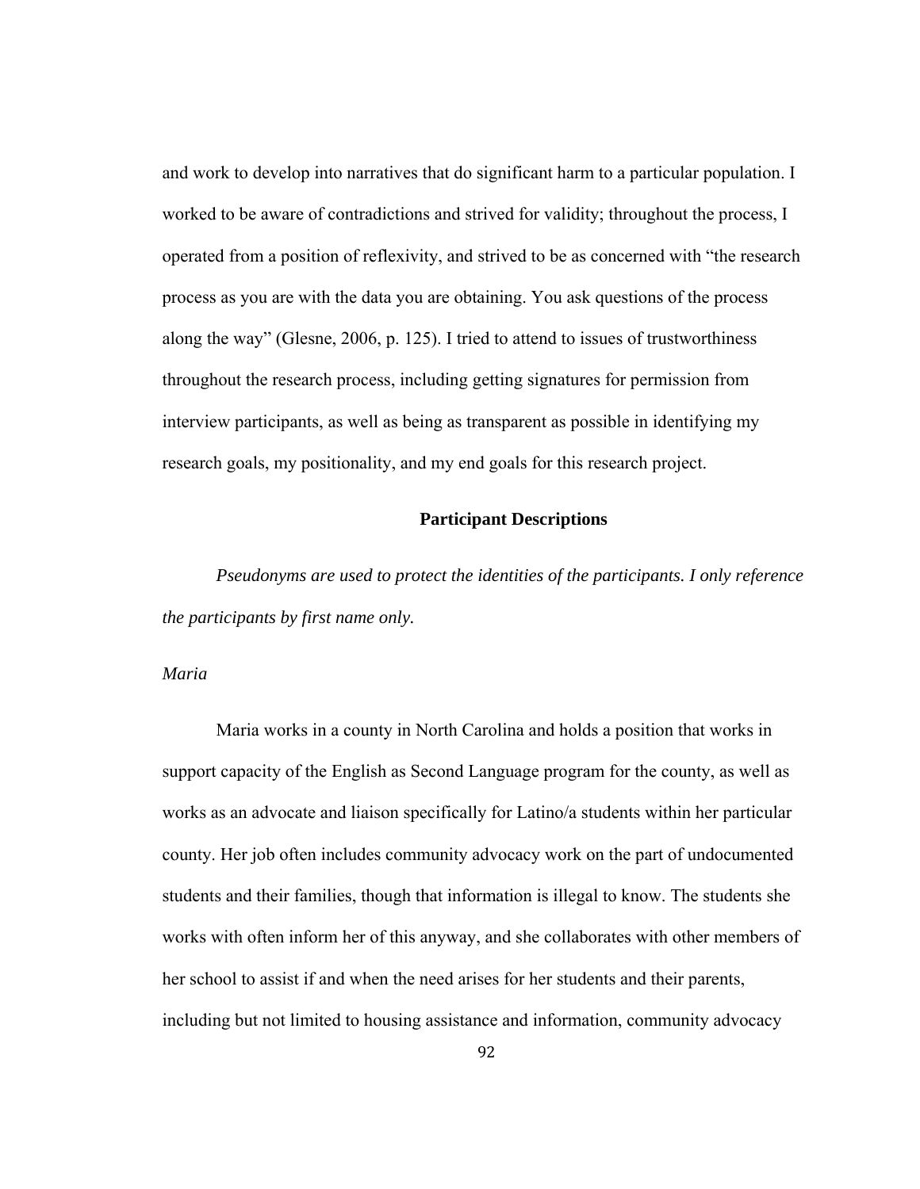and work to develop into narratives that do significant harm to a particular population. I worked to be aware of contradictions and strived for validity; throughout the process, I operated from a position of reflexivity, and strived to be as concerned with "the research process as you are with the data you are obtaining. You ask questions of the process along the way" (Glesne, 2006, p. 125). I tried to attend to issues of trustworthiness throughout the research process, including getting signatures for permission from interview participants, as well as being as transparent as possible in identifying my research goals, my positionality, and my end goals for this research project.

## Participant Descriptions

*Pseudonyms are used to protect the identities of the participants. I only reference the participants by first name only.*

### *Maria*

Maria works in a county in North Carolina and holds a position that works in support capacity of the English as Second Language program for the county, as well as works as an advocate and liaison specifically for Latino/a students within her particular county. Her job often includes community advocacy work on the part of undocumented students and their families, though that information is illegal to know. The students she works with often inform her of this anyway, and she collaborates with other members of her school to assist if and when the need arises for her students and their parents, including but not limited to housing assistance and information, community advocacy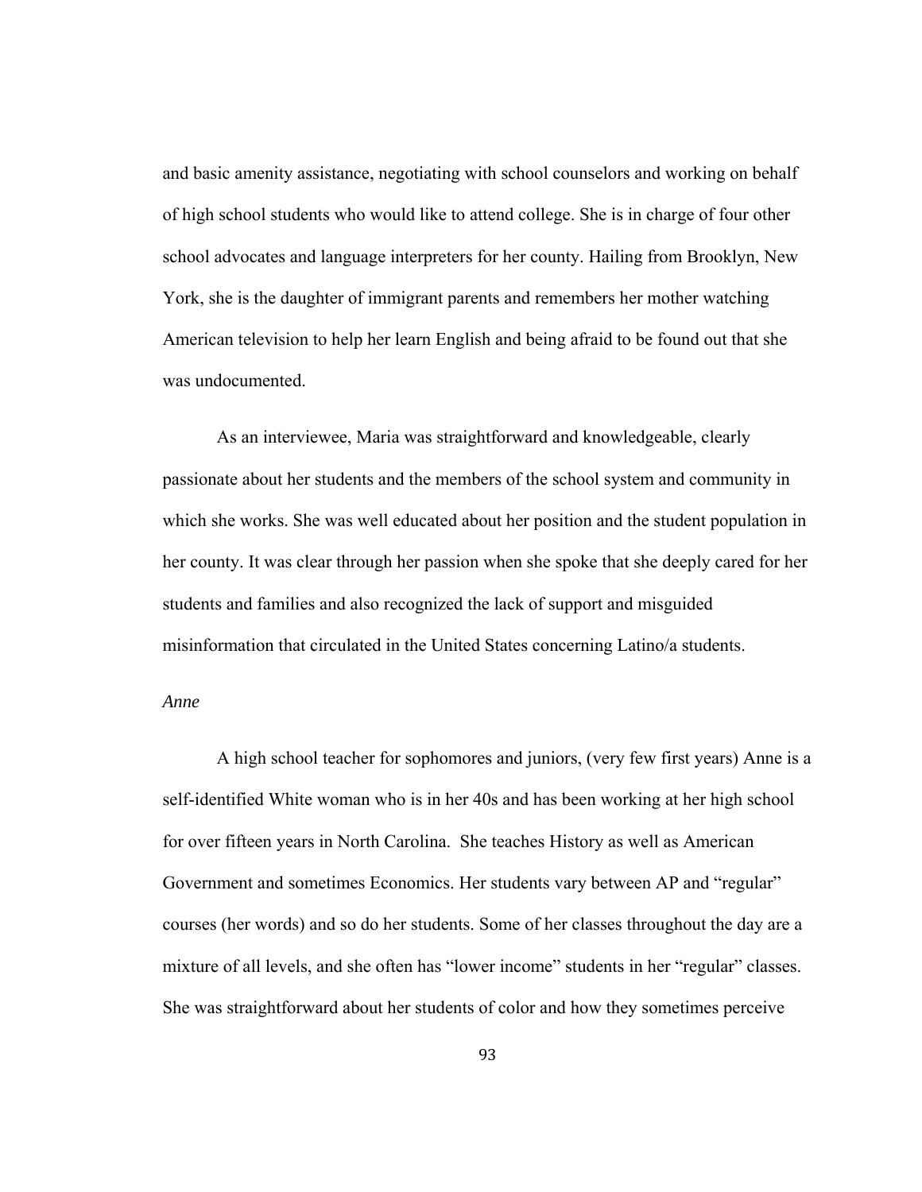and basic amenity assistance, negotiating with school counselors and working on behalf of high school students who would like to attend college. She is in charge of four other school advocates and language interpreters for her county. Hailing from Brooklyn, New York, she is the daughter of immigrant parents and remembers her mother watching American television to help her learn English and being afraid to be found out that she was undocumented.

As an interviewee, Maria was straightforward and knowledgeable, clearly passionate about her students and the members of the school system and community in which she works. She was well educated about her position and the student population in her county. It was clear through her passion when she spoke that she deeply cared for her students and families and also recognized the lack of support and misguided misinformation that circulated in the United States concerning Latino/a students.

*Anne*

A high school teacher for sophomores and juniors, (very few first years) Anne is a self-identified White woman who is in her 40s and has been working at her high school for over fifteen years in North Carolina. She teaches History as well as American Government and sometimes Economics. Her students vary between AP and "regular" courses (her words) and so do her students. Some of her classes throughout the day are a mixture of all levels, and she often has "lower income" students in her "regular" classes. She was straightforward about her students of color and how they sometimes perceive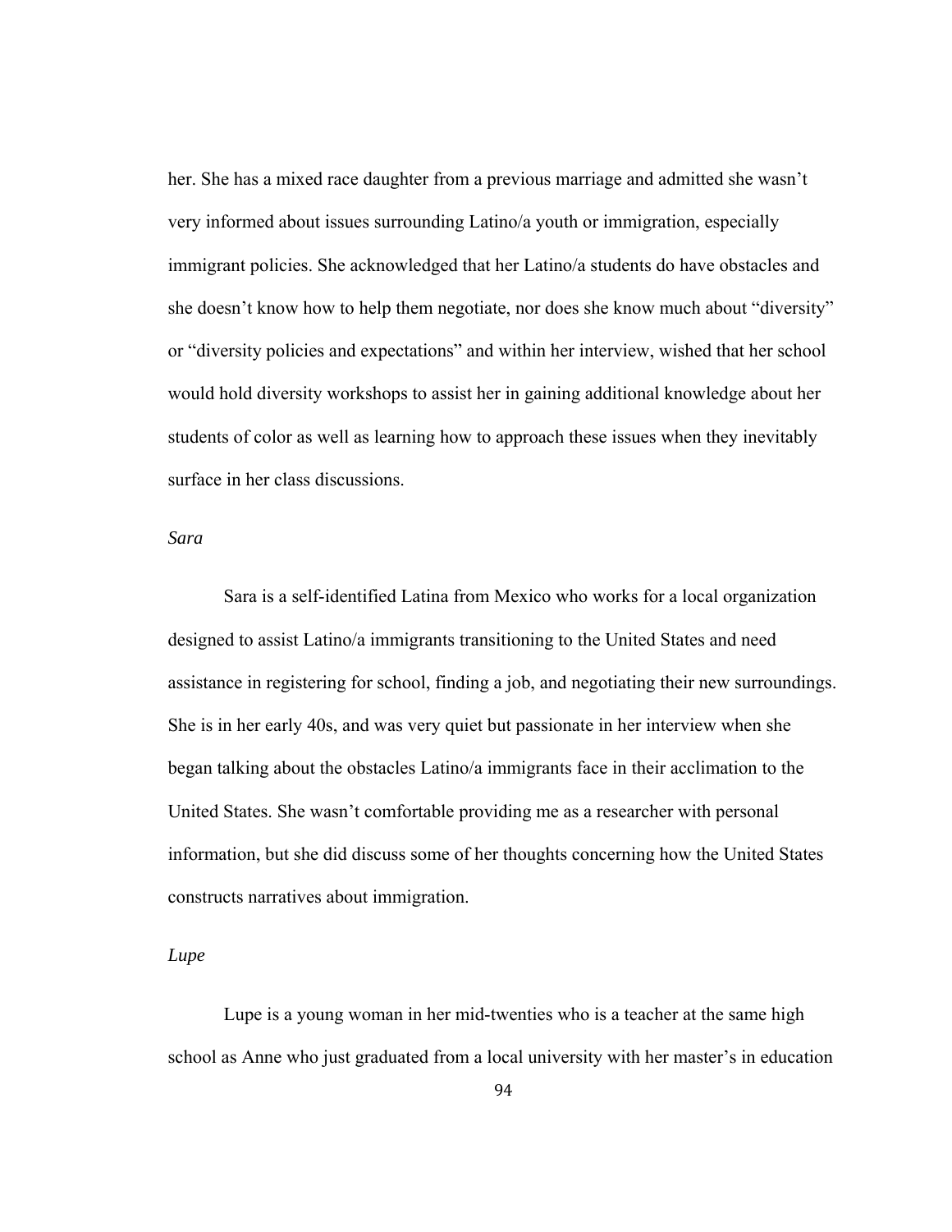her. She has a mixed race daughter from a previous marriage and admitted she wasn't very informed about issues surrounding Latino/a youth or immigration, especially immigrant policies. She acknowledged that her Latino/a students do have obstacles and she doesn't know how to help them negotiate, nor does she know much about "diversity" or "diversity policies and expectations" and within her interview, wished that her school would hold diversity workshops to assist her in gaining additional knowledge about her students of color as well as learning how to approach these issues when they inevitably surface in her class discussions.

*Sara*

Sara is a self-identified Latina from Mexico who works for a local organization designed to assist Latino/a immigrants transitioning to the United States and need assistance in registering for school, finding a job, and negotiating their new surroundings. She is in her early 40s, and was very quiet but passionate in her interview when she began talking about the obstacles Latino/a immigrants face in their acclimation to the United States. She wasn't comfortable providing me as a researcher with personal information, but she did discuss some of her thoughts concerning how the United States constructs narratives about immigration.

*Lupe*

Lupe is a young woman in her mid-twenties who is a teacher at the same high school as Anne who just graduated from a local university with her master's in education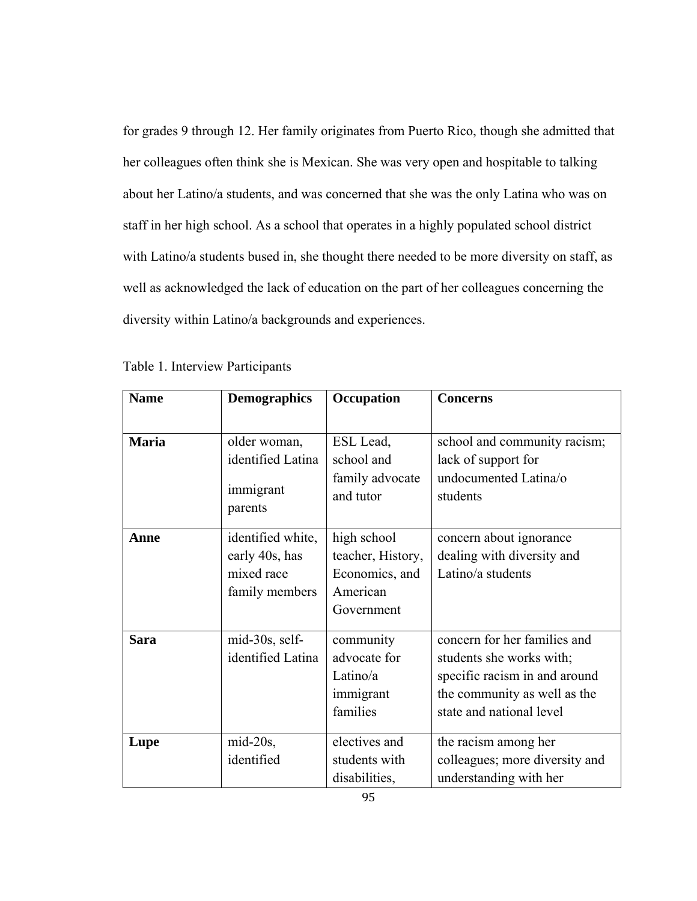for grades 9 through 12. Her family originates from Puerto Rico, though she admitted that her colleagues often think she is Mexican. She was very open and hospitable to talking about her Latino/a students, and was concerned that she was the only Latina who was on staff in her high school. As a school that operates in a highly populated school district with Latino/a students bused in, she thought there needed to be more diversity on staff, as well as acknowledged the lack of education on the part of her colleagues concerning the diversity within Latino/a backgrounds and experiences.

Table 1. Interview Participants

| **Name** | **Demographics** | **Occupation** | **Concerns** |
|---|---|---|---|
| **Maria** | older woman, identified Latina immigrant parents | ESL Lead, school and family advocate and tutor | school and community racism; lack of support for undocumented Latina/o students |
| **Anne** | identified white, early 40s, has mixed race family members | high school teacher, History, Economics, and American Government | concern about ignorance dealing with diversity and Latino/a students |
| **Sara** | mid-30s, self-identified Latina | community advocate for Latino/a immigrant families | concern for her families and students she works with; specific racism in and around the community as well as the state and national level |
| **Lupe** | mid-20s, identified | electives and students with disabilities, | the racism among her colleagues; more diversity and understanding with her |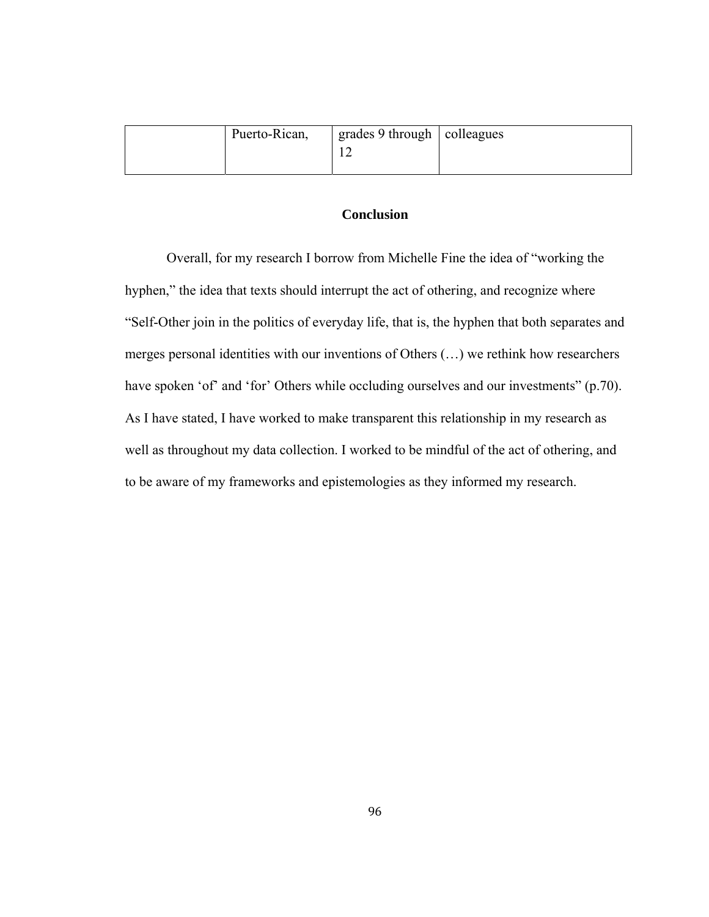| | Puerto-Rican, | grades 9 through 12 | colleagues |
|---|---|---|---|

## Conclusion

Overall, for my research I borrow from Michelle Fine the idea of "working the hyphen," the idea that texts should interrupt the act of othering, and recognize where "Self-Other join in the politics of everyday life, that is, the hyphen that both separates and merges personal identities with our inventions of Others (…) we rethink how researchers have spoken 'of' and 'for' Others while occluding ourselves and our investments" (p.70). As I have stated, I have worked to make transparent this relationship in my research as well as throughout my data collection. I worked to be mindful of the act of othering, and to be aware of my frameworks and epistemologies as they informed my research.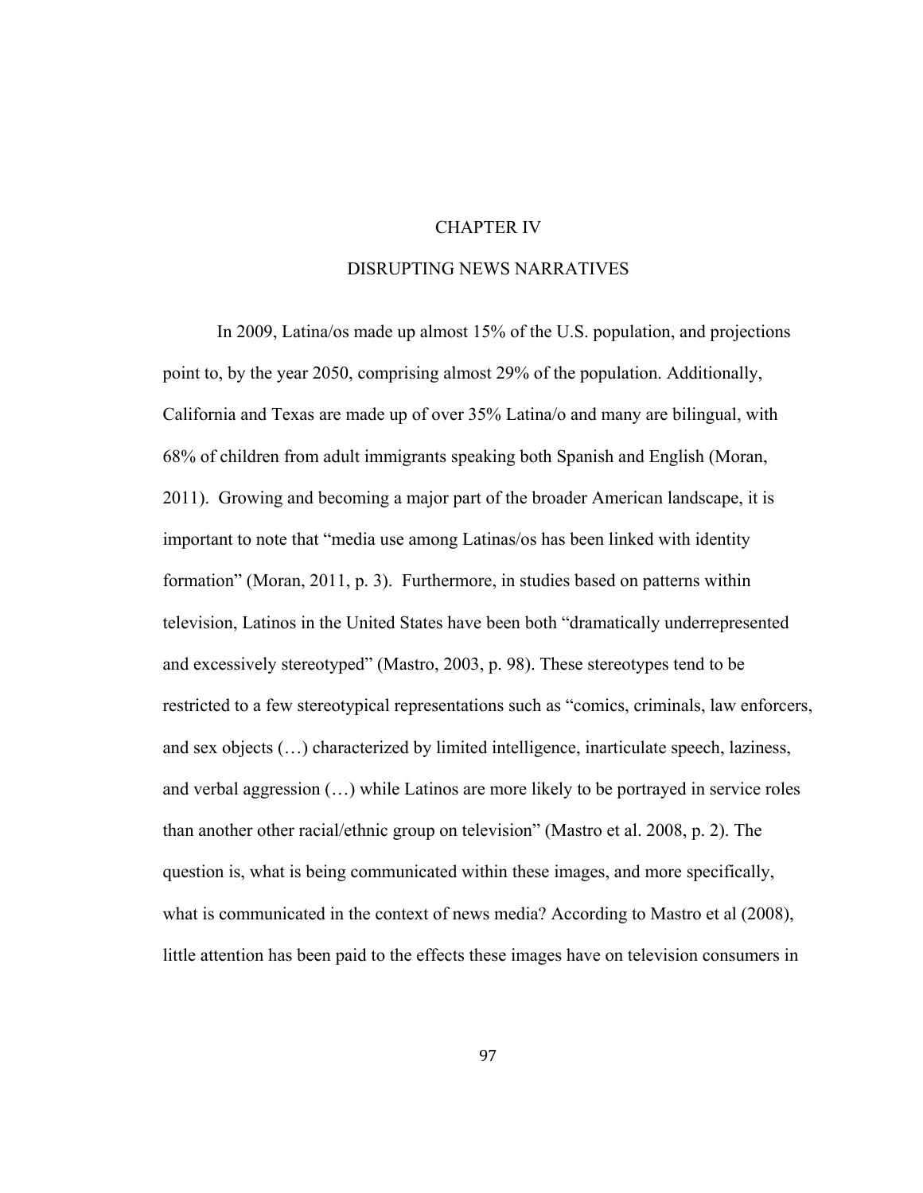# CHAPTER IV

# DISRUPTING NEWS NARRATIVES

In 2009, Latina/os made up almost 15% of the U.S. population, and projections point to, by the year 2050, comprising almost 29% of the population. Additionally, California and Texas are made up of over 35% Latina/o and many are bilingual, with 68% of children from adult immigrants speaking both Spanish and English (Moran, 2011). Growing and becoming a major part of the broader American landscape, it is important to note that "media use among Latinas/os has been linked with identity formation" (Moran, 2011, p. 3). Furthermore, in studies based on patterns within television, Latinos in the United States have been both "dramatically underrepresented and excessively stereotyped" (Mastro, 2003, p. 98). These stereotypes tend to be restricted to a few stereotypical representations such as "comics, criminals, law enforcers, and sex objects (…) characterized by limited intelligence, inarticulate speech, laziness, and verbal aggression (…) while Latinos are more likely to be portrayed in service roles than another other racial/ethnic group on television" (Mastro et al. 2008, p. 2). The question is, what is being communicated within these images, and more specifically, what is communicated in the context of news media? According to Mastro et al (2008), little attention has been paid to the effects these images have on television consumers in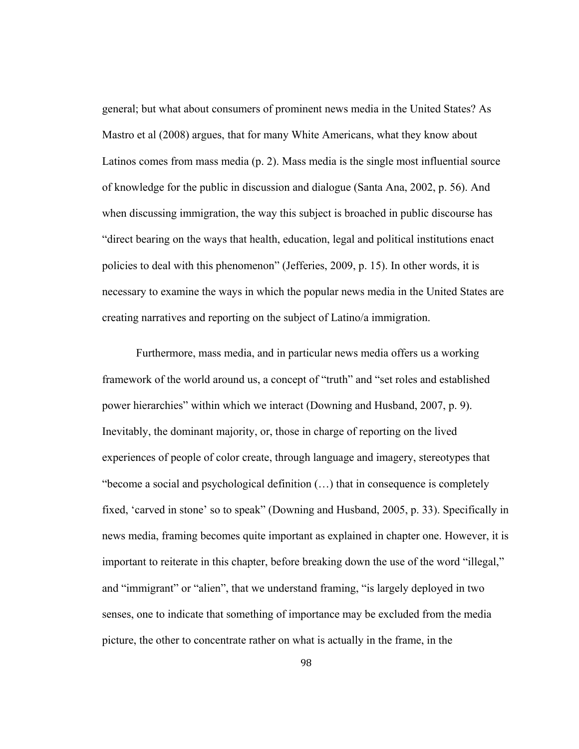general; but what about consumers of prominent news media in the United States? As Mastro et al (2008) argues, that for many White Americans, what they know about Latinos comes from mass media (p. 2). Mass media is the single most influential source of knowledge for the public in discussion and dialogue (Santa Ana, 2002, p. 56). And when discussing immigration, the way this subject is broached in public discourse has "direct bearing on the ways that health, education, legal and political institutions enact policies to deal with this phenomenon" (Jefferies, 2009, p. 15). In other words, it is necessary to examine the ways in which the popular news media in the United States are creating narratives and reporting on the subject of Latino/a immigration.

Furthermore, mass media, and in particular news media offers us a working framework of the world around us, a concept of "truth" and "set roles and established power hierarchies" within which we interact (Downing and Husband, 2007, p. 9). Inevitably, the dominant majority, or, those in charge of reporting on the lived experiences of people of color create, through language and imagery, stereotypes that "become a social and psychological definition (…) that in consequence is completely fixed, 'carved in stone' so to speak" (Downing and Husband, 2005, p. 33). Specifically in news media, framing becomes quite important as explained in chapter one. However, it is important to reiterate in this chapter, before breaking down the use of the word "illegal," and "immigrant" or "alien", that we understand framing, "is largely deployed in two senses, one to indicate that something of importance may be excluded from the media picture, the other to concentrate rather on what is actually in the frame, in the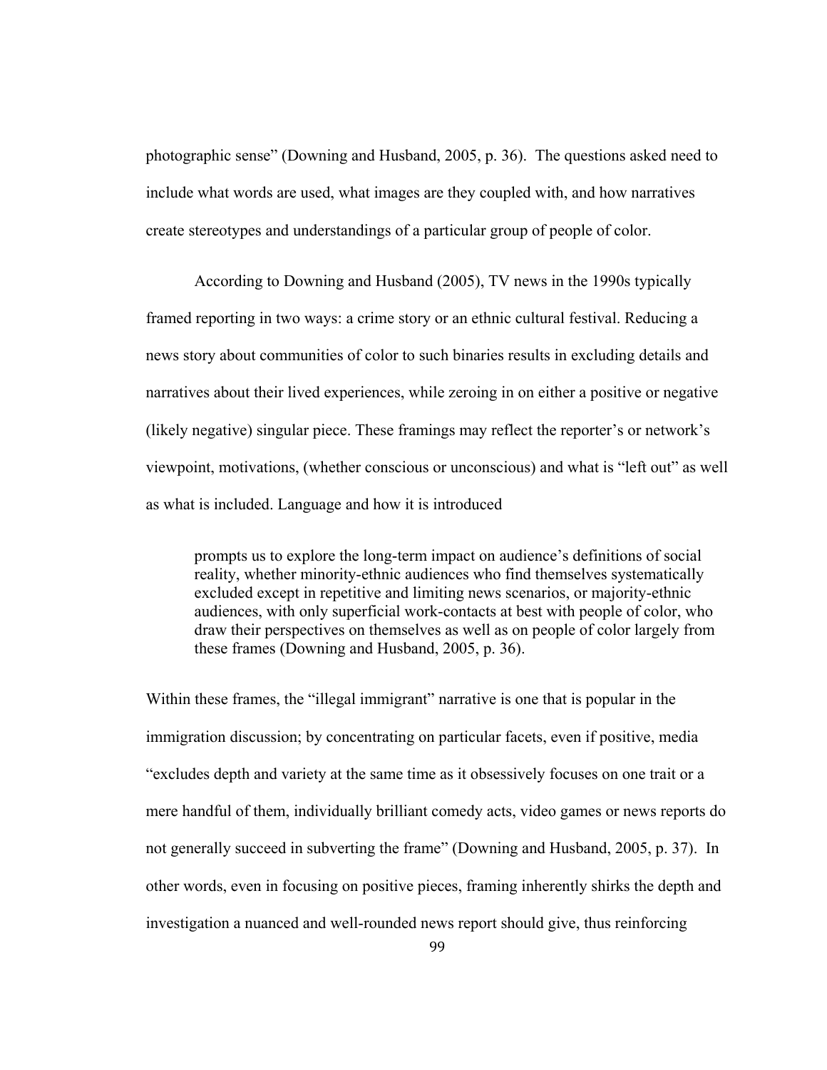photographic sense" (Downing and Husband, 2005, p. 36). The questions asked need to include what words are used, what images are they coupled with, and how narratives create stereotypes and understandings of a particular group of people of color.

According to Downing and Husband (2005), TV news in the 1990s typically framed reporting in two ways: a crime story or an ethnic cultural festival. Reducing a news story about communities of color to such binaries results in excluding details and narratives about their lived experiences, while zeroing in on either a positive or negative (likely negative) singular piece. These framings may reflect the reporter's or network's viewpoint, motivations, (whether conscious or unconscious) and what is "left out" as well as what is included. Language and how it is introduced

> prompts us to explore the long-term impact on audience's definitions of social reality, whether minority-ethnic audiences who find themselves systematically excluded except in repetitive and limiting news scenarios, or majority-ethnic audiences, with only superficial work-contacts at best with people of color, who draw their perspectives on themselves as well as on people of color largely from these frames (Downing and Husband, 2005, p. 36).

Within these frames, the "illegal immigrant" narrative is one that is popular in the immigration discussion; by concentrating on particular facets, even if positive, media "excludes depth and variety at the same time as it obsessively focuses on one trait or a mere handful of them, individually brilliant comedy acts, video games or news reports do not generally succeed in subverting the frame" (Downing and Husband, 2005, p. 37). In other words, even in focusing on positive pieces, framing inherently shirks the depth and investigation a nuanced and well-rounded news report should give, thus reinforcing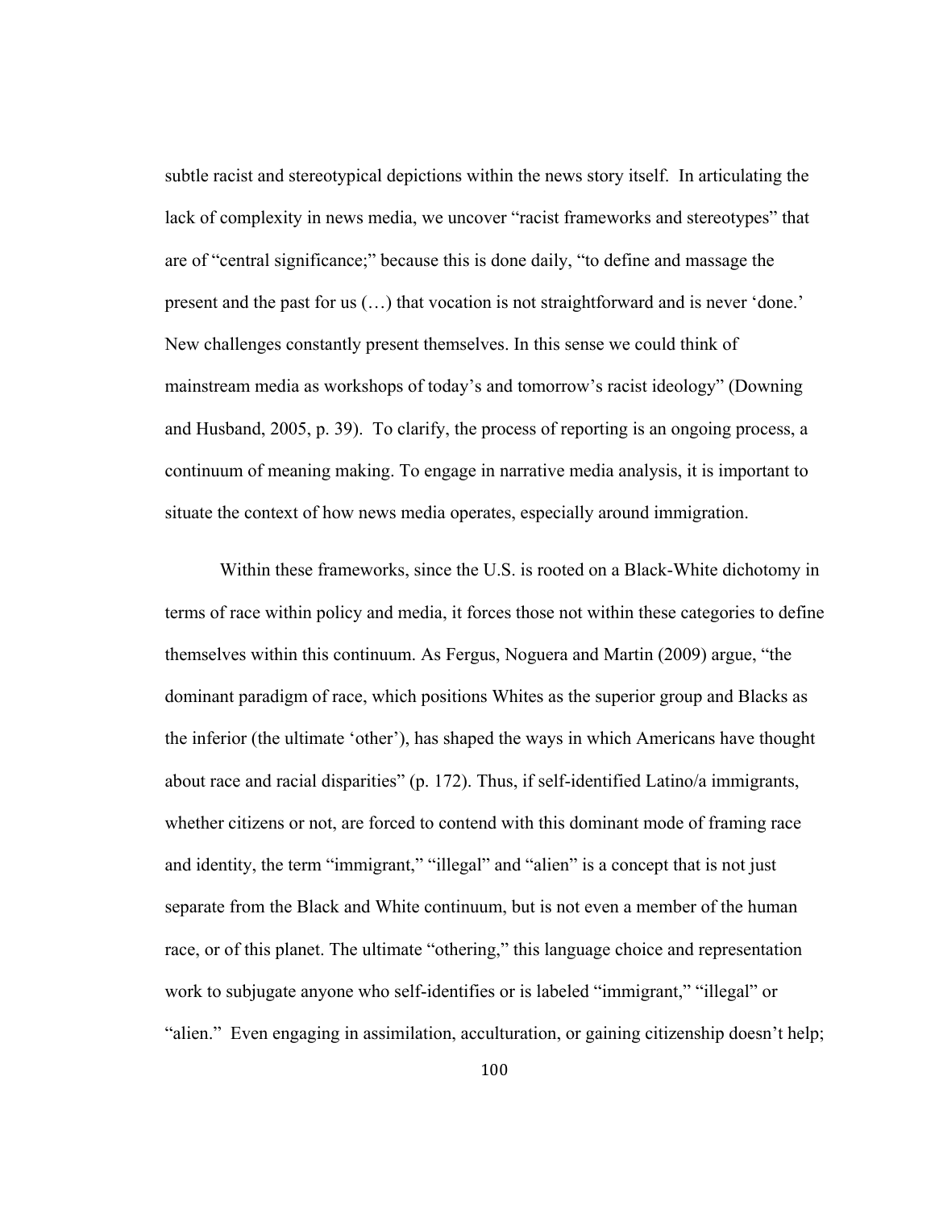subtle racist and stereotypical depictions within the news story itself. In articulating the lack of complexity in news media, we uncover "racist frameworks and stereotypes" that are of "central significance;" because this is done daily, "to define and massage the present and the past for us (…) that vocation is not straightforward and is never 'done.' New challenges constantly present themselves. In this sense we could think of mainstream media as workshops of today's and tomorrow's racist ideology" (Downing and Husband, 2005, p. 39). To clarify, the process of reporting is an ongoing process, a continuum of meaning making. To engage in narrative media analysis, it is important to situate the context of how news media operates, especially around immigration.

Within these frameworks, since the U.S. is rooted on a Black-White dichotomy in terms of race within policy and media, it forces those not within these categories to define themselves within this continuum. As Fergus, Noguera and Martin (2009) argue, "the dominant paradigm of race, which positions Whites as the superior group and Blacks as the inferior (the ultimate 'other'), has shaped the ways in which Americans have thought about race and racial disparities" (p. 172). Thus, if self-identified Latino/a immigrants, whether citizens or not, are forced to contend with this dominant mode of framing race and identity, the term "immigrant," "illegal" and "alien" is a concept that is not just separate from the Black and White continuum, but is not even a member of the human race, or of this planet. The ultimate "othering," this language choice and representation work to subjugate anyone who self-identifies or is labeled "immigrant," "illegal" or "alien." Even engaging in assimilation, acculturation, or gaining citizenship doesn't help;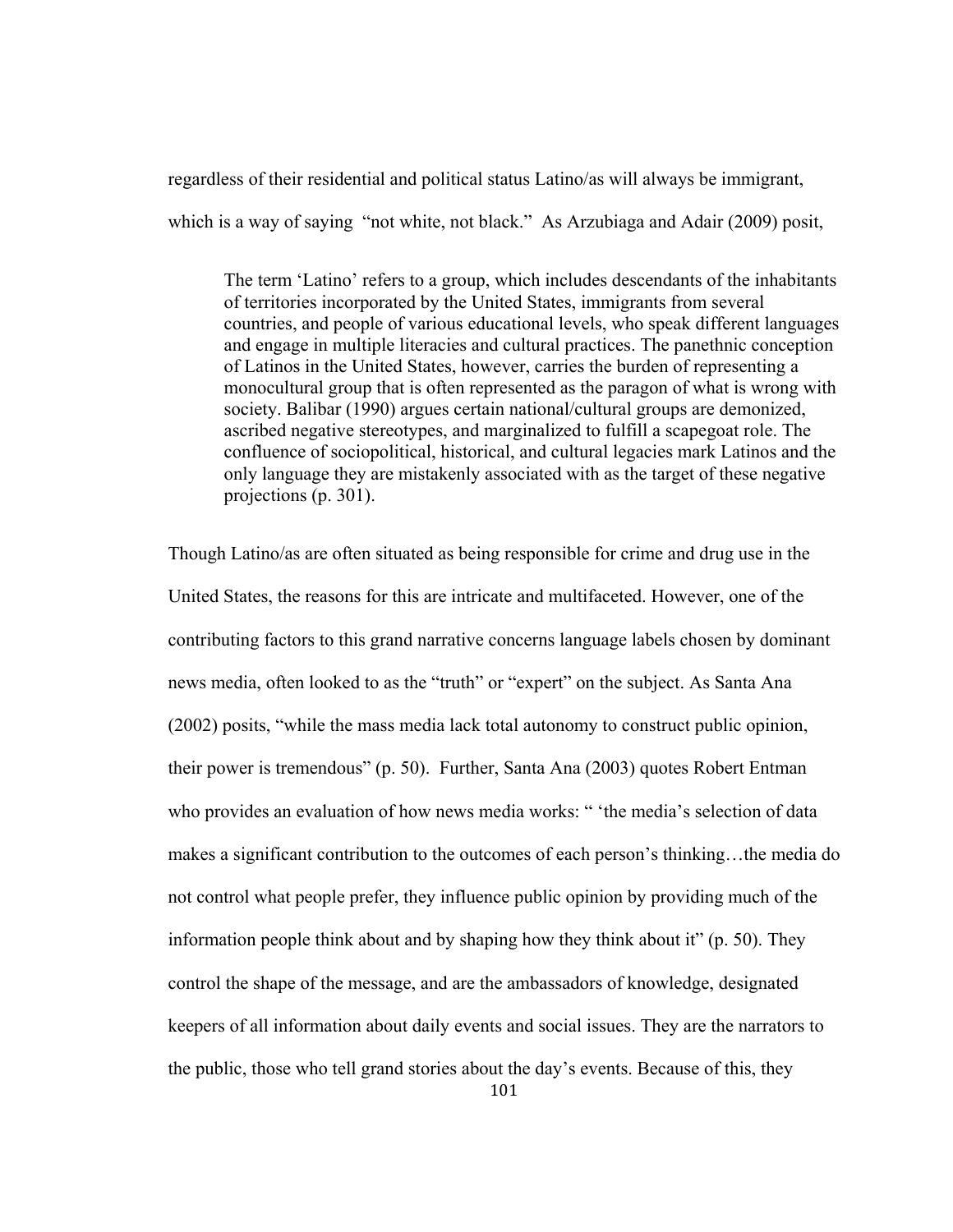regardless of their residential and political status Latino/as will always be immigrant, which is a way of saying "not white, not black." As Arzubiaga and Adair (2009) posit,

> The term 'Latino' refers to a group, which includes descendants of the inhabitants of territories incorporated by the United States, immigrants from several countries, and people of various educational levels, who speak different languages and engage in multiple literacies and cultural practices. The panethnic conception of Latinos in the United States, however, carries the burden of representing a monocultural group that is often represented as the paragon of what is wrong with society. Balibar (1990) argues certain national/cultural groups are demonized, ascribed negative stereotypes, and marginalized to fulfill a scapegoat role. The confluence of sociopolitical, historical, and cultural legacies mark Latinos and the only language they are mistakenly associated with as the target of these negative projections (p. 301).

Though Latino/as are often situated as being responsible for crime and drug use in the United States, the reasons for this are intricate and multifaceted. However, one of the contributing factors to this grand narrative concerns language labels chosen by dominant news media, often looked to as the "truth" or "expert" on the subject. As Santa Ana (2002) posits, "while the mass media lack total autonomy to construct public opinion, their power is tremendous" (p. 50). Further, Santa Ana (2003) quotes Robert Entman who provides an evaluation of how news media works: " 'the media's selection of data makes a significant contribution to the outcomes of each person's thinking…the media do not control what people prefer, they influence public opinion by providing much of the information people think about and by shaping how they think about it" (p. 50). They control the shape of the message, and are the ambassadors of knowledge, designated keepers of all information about daily events and social issues. They are the narrators to the public, those who tell grand stories about the day's events. Because of this, they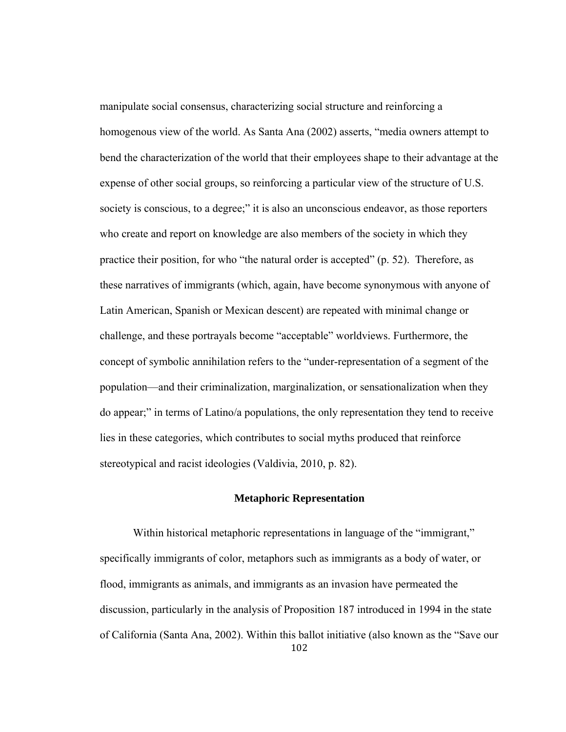manipulate social consensus, characterizing social structure and reinforcing a homogenous view of the world. As Santa Ana (2002) asserts, "media owners attempt to bend the characterization of the world that their employees shape to their advantage at the expense of other social groups, so reinforcing a particular view of the structure of U.S. society is conscious, to a degree;" it is also an unconscious endeavor, as those reporters who create and report on knowledge are also members of the society in which they practice their position, for who "the natural order is accepted" (p. 52). Therefore, as these narratives of immigrants (which, again, have become synonymous with anyone of Latin American, Spanish or Mexican descent) are repeated with minimal change or challenge, and these portrayals become "acceptable" worldviews. Furthermore, the concept of symbolic annihilation refers to the "under-representation of a segment of the population—and their criminalization, marginalization, or sensationalization when they do appear;" in terms of Latino/a populations, the only representation they tend to receive lies in these categories, which contributes to social myths produced that reinforce stereotypical and racist ideologies (Valdivia, 2010, p. 82).

## Metaphoric Representation

Within historical metaphoric representations in language of the "immigrant," specifically immigrants of color, metaphors such as immigrants as a body of water, or flood, immigrants as animals, and immigrants as an invasion have permeated the discussion, particularly in the analysis of Proposition 187 introduced in 1994 in the state of California (Santa Ana, 2002). Within this ballot initiative (also known as the "Save our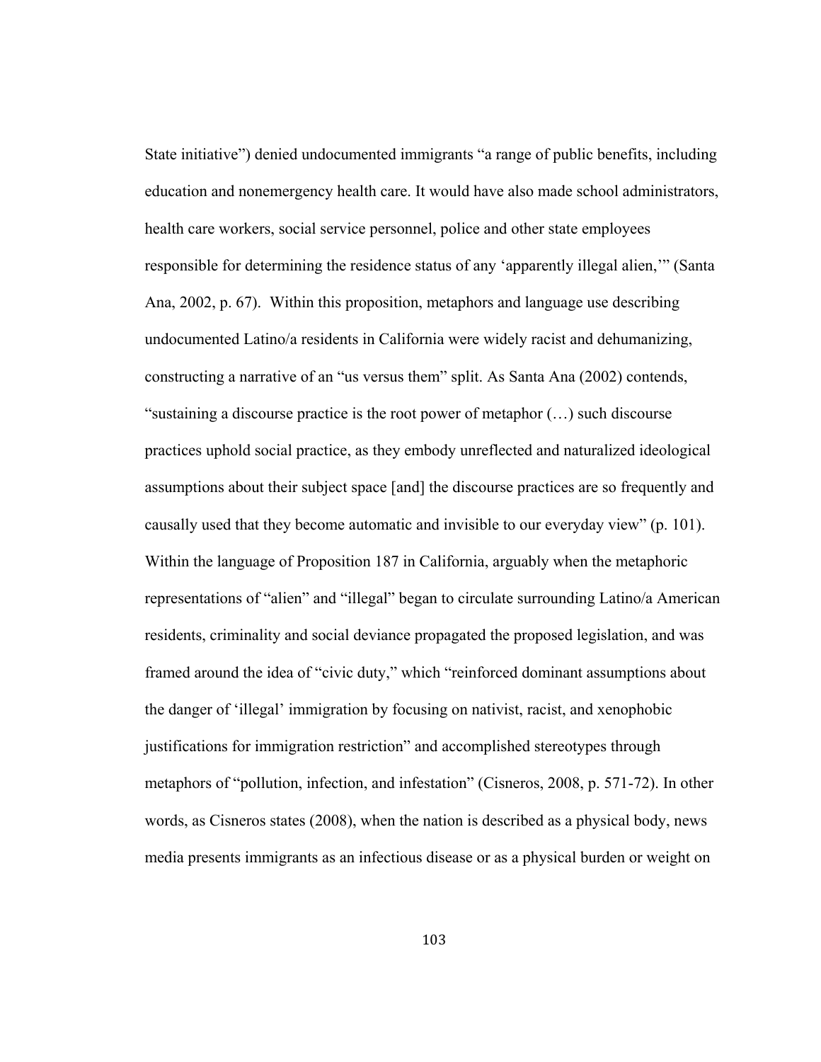State initiative") denied undocumented immigrants "a range of public benefits, including education and nonemergency health care. It would have also made school administrators, health care workers, social service personnel, police and other state employees responsible for determining the residence status of any 'apparently illegal alien,'" (Santa Ana, 2002, p. 67). Within this proposition, metaphors and language use describing undocumented Latino/a residents in California were widely racist and dehumanizing, constructing a narrative of an "us versus them" split. As Santa Ana (2002) contends, "sustaining a discourse practice is the root power of metaphor (…) such discourse practices uphold social practice, as they embody unreflected and naturalized ideological assumptions about their subject space [and] the discourse practices are so frequently and causally used that they become automatic and invisible to our everyday view" (p. 101). Within the language of Proposition 187 in California, arguably when the metaphoric representations of "alien" and "illegal" began to circulate surrounding Latino/a American residents, criminality and social deviance propagated the proposed legislation, and was framed around the idea of "civic duty," which "reinforced dominant assumptions about the danger of 'illegal' immigration by focusing on nativist, racist, and xenophobic justifications for immigration restriction" and accomplished stereotypes through metaphors of "pollution, infection, and infestation" (Cisneros, 2008, p. 571-72). In other words, as Cisneros states (2008), when the nation is described as a physical body, news media presents immigrants as an infectious disease or as a physical burden or weight on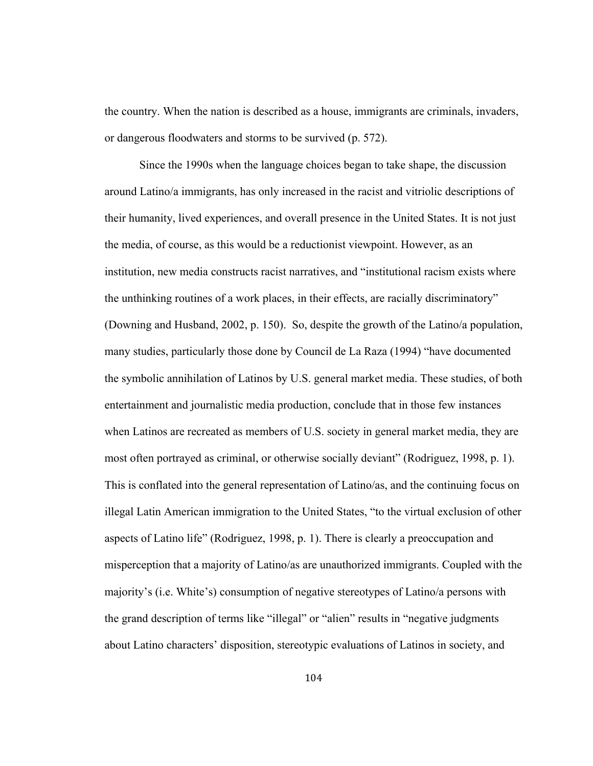the country. When the nation is described as a house, immigrants are criminals, invaders, or dangerous floodwaters and storms to be survived (p. 572).

Since the 1990s when the language choices began to take shape, the discussion around Latino/a immigrants, has only increased in the racist and vitriolic descriptions of their humanity, lived experiences, and overall presence in the United States. It is not just the media, of course, as this would be a reductionist viewpoint. However, as an institution, new media constructs racist narratives, and "institutional racism exists where the unthinking routines of a work places, in their effects, are racially discriminatory" (Downing and Husband, 2002, p. 150). So, despite the growth of the Latino/a population, many studies, particularly those done by Council de La Raza (1994) "have documented the symbolic annihilation of Latinos by U.S. general market media. These studies, of both entertainment and journalistic media production, conclude that in those few instances when Latinos are recreated as members of U.S. society in general market media, they are most often portrayed as criminal, or otherwise socially deviant" (Rodriguez, 1998, p. 1). This is conflated into the general representation of Latino/as, and the continuing focus on illegal Latin American immigration to the United States, "to the virtual exclusion of other aspects of Latino life" (Rodriguez, 1998, p. 1). There is clearly a preoccupation and misperception that a majority of Latino/as are unauthorized immigrants. Coupled with the majority's (i.e. White's) consumption of negative stereotypes of Latino/a persons with the grand description of terms like "illegal" or "alien" results in "negative judgments about Latino characters' disposition, stereotypic evaluations of Latinos in society, and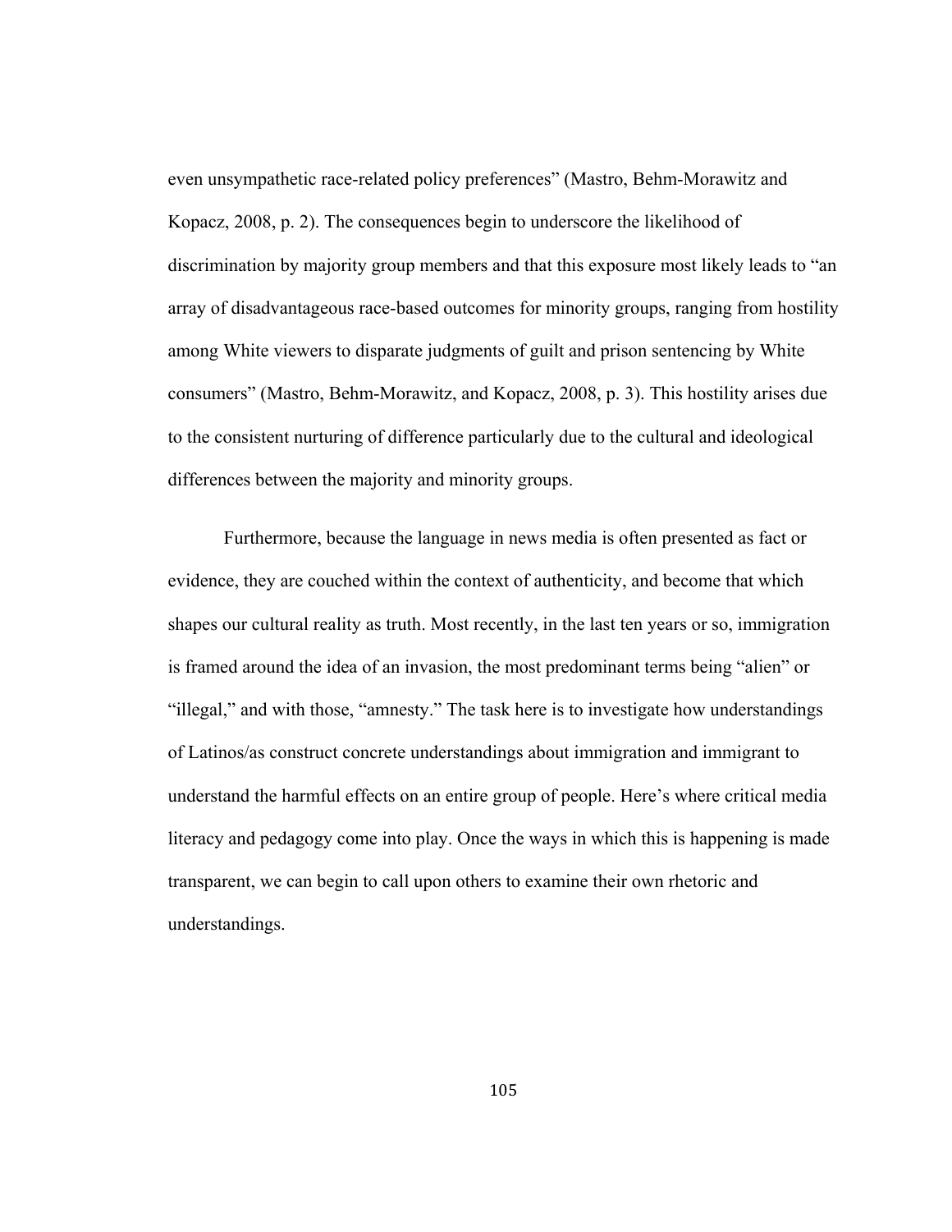even unsympathetic race-related policy preferences" (Mastro, Behm-Morawitz and Kopacz, 2008, p. 2). The consequences begin to underscore the likelihood of discrimination by majority group members and that this exposure most likely leads to "an array of disadvantageous race-based outcomes for minority groups, ranging from hostility among White viewers to disparate judgments of guilt and prison sentencing by White consumers" (Mastro, Behm-Morawitz, and Kopacz, 2008, p. 3). This hostility arises due to the consistent nurturing of difference particularly due to the cultural and ideological differences between the majority and minority groups.

Furthermore, because the language in news media is often presented as fact or evidence, they are couched within the context of authenticity, and become that which shapes our cultural reality as truth. Most recently, in the last ten years or so, immigration is framed around the idea of an invasion, the most predominant terms being "alien" or "illegal," and with those, "amnesty." The task here is to investigate how understandings of Latinos/as construct concrete understandings about immigration and immigrant to understand the harmful effects on an entire group of people. Here's where critical media literacy and pedagogy come into play. Once the ways in which this is happening is made transparent, we can begin to call upon others to examine their own rhetoric and understandings.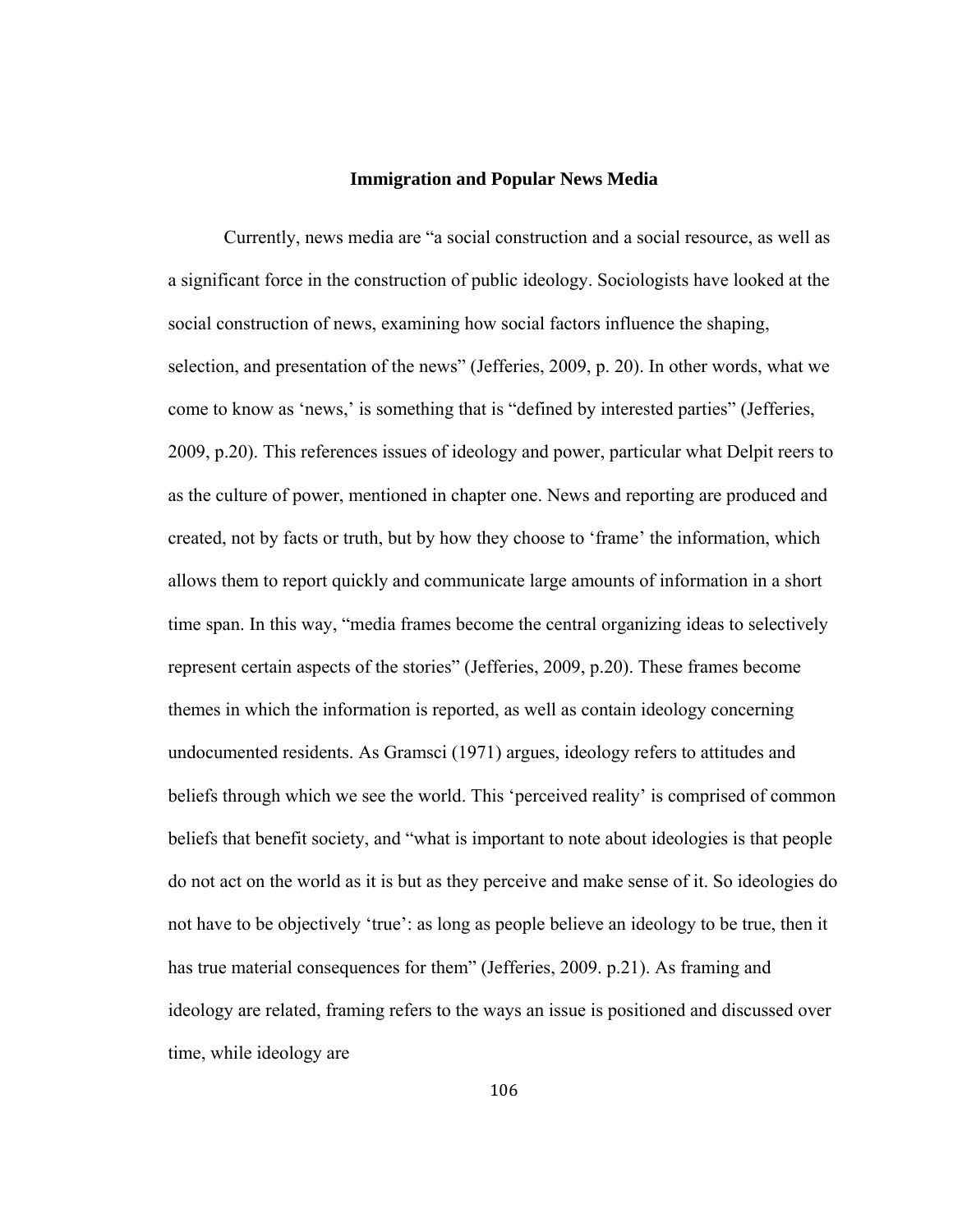## Immigration and Popular News Media

Currently, news media are "a social construction and a social resource, as well as a significant force in the construction of public ideology. Sociologists have looked at the social construction of news, examining how social factors influence the shaping, selection, and presentation of the news" (Jefferies, 2009, p. 20). In other words, what we come to know as 'news,' is something that is "defined by interested parties" (Jefferies, 2009, p.20). This references issues of ideology and power, particular what Delpit reers to as the culture of power, mentioned in chapter one. News and reporting are produced and created, not by facts or truth, but by how they choose to 'frame' the information, which allows them to report quickly and communicate large amounts of information in a short time span. In this way, "media frames become the central organizing ideas to selectively represent certain aspects of the stories" (Jefferies, 2009, p.20). These frames become themes in which the information is reported, as well as contain ideology concerning undocumented residents. As Gramsci (1971) argues, ideology refers to attitudes and beliefs through which we see the world. This 'perceived reality' is comprised of common beliefs that benefit society, and "what is important to note about ideologies is that people do not act on the world as it is but as they perceive and make sense of it. So ideologies do not have to be objectively 'true': as long as people believe an ideology to be true, then it has true material consequences for them" (Jefferies, 2009. p.21). As framing and ideology are related, framing refers to the ways an issue is positioned and discussed over time, while ideology are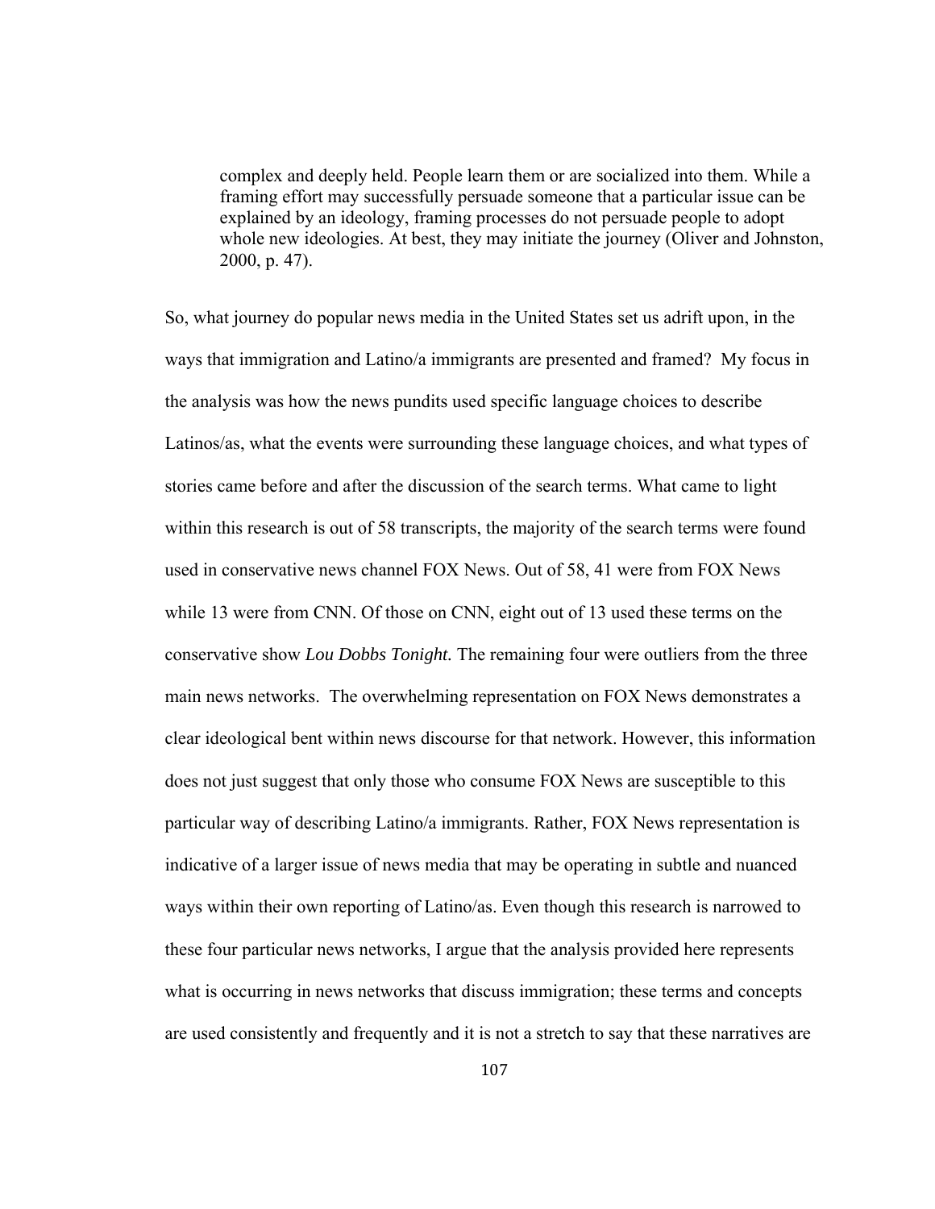> complex and deeply held. People learn them or are socialized into them. While a framing effort may successfully persuade someone that a particular issue can be explained by an ideology, framing processes do not persuade people to adopt whole new ideologies. At best, they may initiate the journey (Oliver and Johnston, 2000, p. 47).

So, what journey do popular news media in the United States set us adrift upon, in the ways that immigration and Latino/a immigrants are presented and framed? My focus in the analysis was how the news pundits used specific language choices to describe Latinos/as, what the events were surrounding these language choices, and what types of stories came before and after the discussion of the search terms. What came to light within this research is out of 58 transcripts, the majority of the search terms were found used in conservative news channel FOX News. Out of 58, 41 were from FOX News while 13 were from CNN. Of those on CNN, eight out of 13 used these terms on the conservative show *Lou Dobbs Tonight.* The remaining four were outliers from the three main news networks. The overwhelming representation on FOX News demonstrates a clear ideological bent within news discourse for that network. However, this information does not just suggest that only those who consume FOX News are susceptible to this particular way of describing Latino/a immigrants. Rather, FOX News representation is indicative of a larger issue of news media that may be operating in subtle and nuanced ways within their own reporting of Latino/as. Even though this research is narrowed to these four particular news networks, I argue that the analysis provided here represents what is occurring in news networks that discuss immigration; these terms and concepts are used consistently and frequently and it is not a stretch to say that these narratives are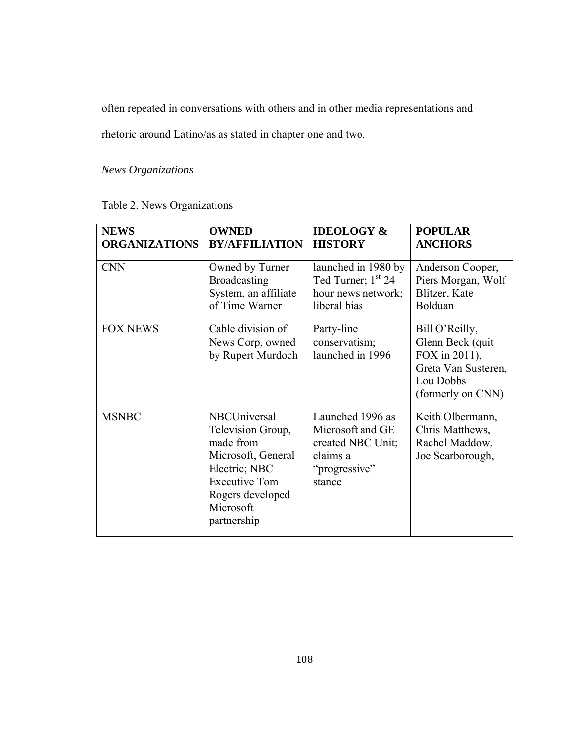often repeated in conversations with others and in other media representations and rhetoric around Latino/as as stated in chapter one and two.

*News Organizations*

Table 2. News Organizations

| NEWS ORGANIZATIONS | OWNED BY/AFFILIATION | IDEOLOGY & HISTORY | POPULAR ANCHORS |
|---|---|---|---|
| CNN | Owned by Turner Broadcasting System, an affiliate of Time Warner | launched in 1980 by Ted Turner; 1st 24 hour news network; liberal bias | Anderson Cooper, Piers Morgan, Wolf Blitzer, Kate Bolduan |
| FOX NEWS | Cable division of News Corp, owned by Rupert Murdoch | Party-line conservatism; launched in 1996 | Bill O'Reilly, Glenn Beck (quit FOX in 2011), Greta Van Susteren, Lou Dobbs (formerly on CNN) |
| MSNBC | NBCUniversal Television Group, made from Microsoft, General Electric; NBC Executive Tom Rogers developed Microsoft partnership | Launched 1996 as Microsoft and GE created NBC Unit; claims a "progressive" stance | Keith Olbermann, Chris Matthews, Rachel Maddow, Joe Scarborough, |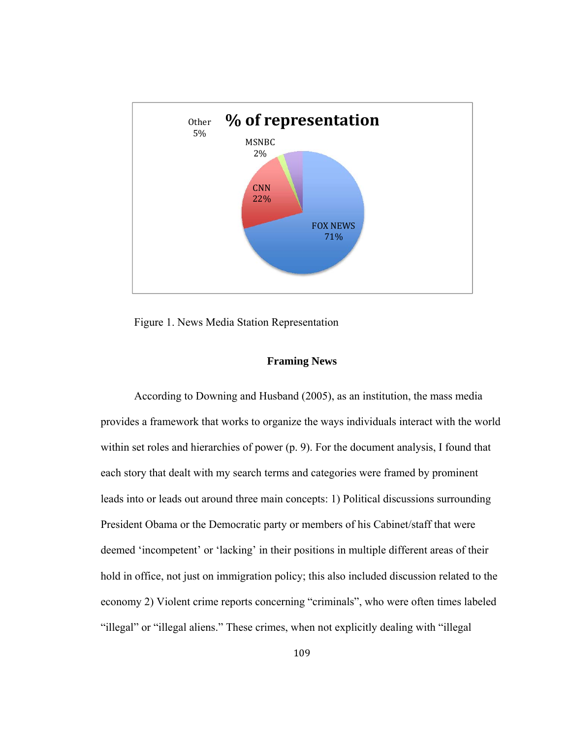% of representation

Other 5%

MSNBC 2%

CNN 22%

FOX NEWS 71%

Figure 1. News Media Station Representation

**Framing News**

According to Downing and Husband (2005), as an institution, the mass media provides a framework that works to organize the ways individuals interact with the world within set roles and hierarchies of power (p. 9). For the document analysis, I found that each story that dealt with my search terms and categories were framed by prominent leads into or leads out around three main concepts: 1) Political discussions surrounding President Obama or the Democratic party or members of his Cabinet/staff that were deemed 'incompetent' or 'lacking' in their positions in multiple different areas of their hold in office, not just on immigration policy; this also included discussion related to the economy 2) Violent crime reports concerning "criminals", who were often times labeled "illegal" or "illegal aliens." These crimes, when not explicitly dealing with "illegal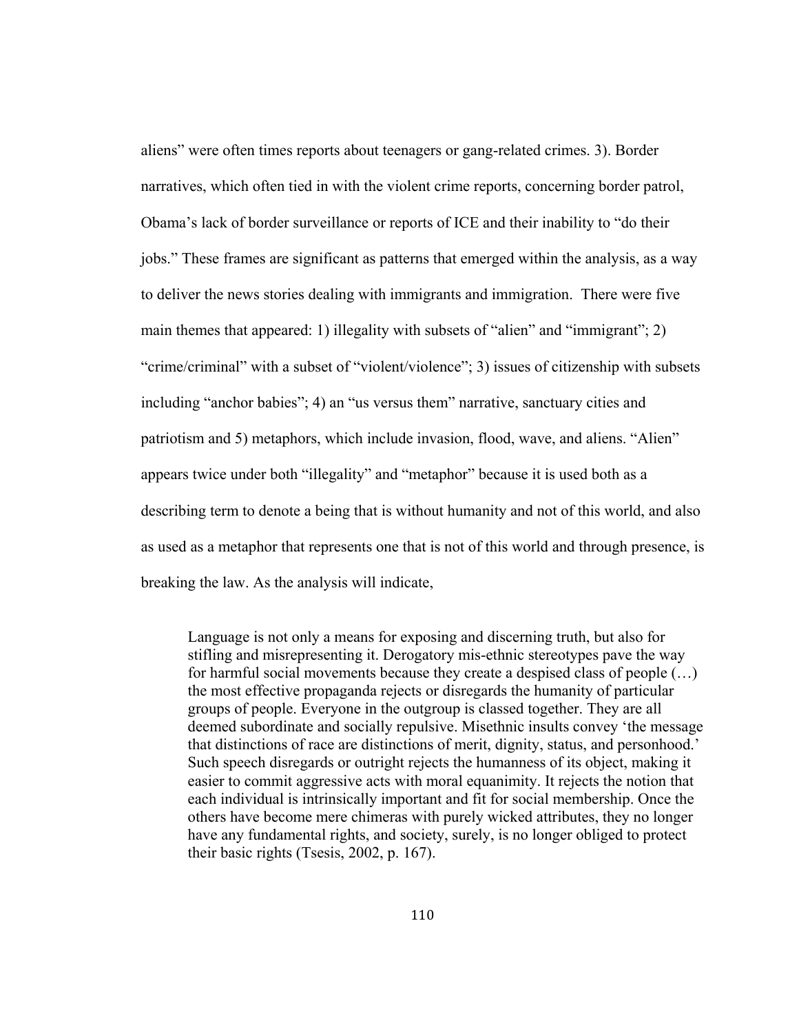aliens" were often times reports about teenagers or gang-related crimes. 3). Border narratives, which often tied in with the violent crime reports, concerning border patrol, Obama's lack of border surveillance or reports of ICE and their inability to "do their jobs." These frames are significant as patterns that emerged within the analysis, as a way to deliver the news stories dealing with immigrants and immigration. There were five main themes that appeared: 1) illegality with subsets of "alien" and "immigrant"; 2) "crime/criminal" with a subset of "violent/violence"; 3) issues of citizenship with subsets including "anchor babies"; 4) an "us versus them" narrative, sanctuary cities and patriotism and 5) metaphors, which include invasion, flood, wave, and aliens. "Alien" appears twice under both "illegality" and "metaphor" because it is used both as a describing term to denote a being that is without humanity and not of this world, and also as used as a metaphor that represents one that is not of this world and through presence, is breaking the law. As the analysis will indicate,

> Language is not only a means for exposing and discerning truth, but also for stifling and misrepresenting it. Derogatory mis-ethnic stereotypes pave the way for harmful social movements because they create a despised class of people (…) the most effective propaganda rejects or disregards the humanity of particular groups of people. Everyone in the outgroup is classed together. They are all deemed subordinate and socially repulsive. Misethnic insults convey 'the message that distinctions of race are distinctions of merit, dignity, status, and personhood.' Such speech disregards or outright rejects the humanness of its object, making it easier to commit aggressive acts with moral equanimity. It rejects the notion that each individual is intrinsically important and fit for social membership. Once the others have become mere chimeras with purely wicked attributes, they no longer have any fundamental rights, and society, surely, is no longer obliged to protect their basic rights (Tsesis, 2002, p. 167).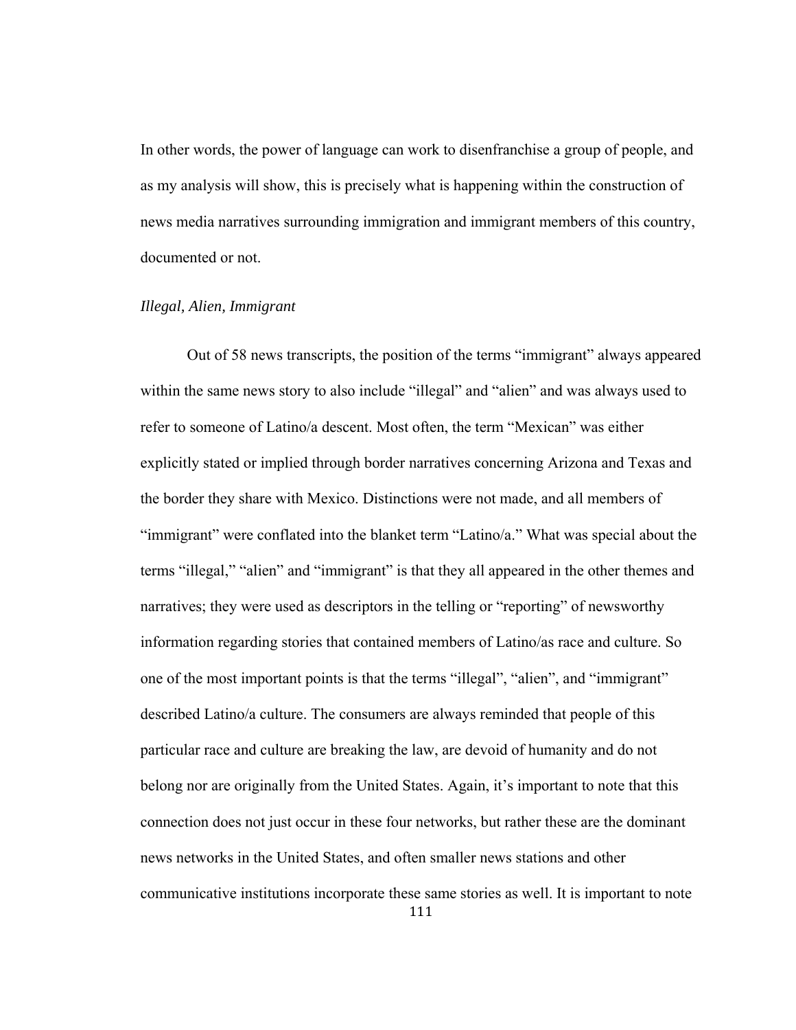In other words, the power of language can work to disenfranchise a group of people, and as my analysis will show, this is precisely what is happening within the construction of news media narratives surrounding immigration and immigrant members of this country, documented or not.

*Illegal, Alien, Immigrant*

Out of 58 news transcripts, the position of the terms “immigrant” always appeared within the same news story to also include “illegal” and “alien” and was always used to refer to someone of Latino/a descent. Most often, the term “Mexican” was either explicitly stated or implied through border narratives concerning Arizona and Texas and the border they share with Mexico. Distinctions were not made, and all members of “immigrant” were conflated into the blanket term “Latino/a.” What was special about the terms “illegal,” “alien” and “immigrant” is that they all appeared in the other themes and narratives; they were used as descriptors in the telling or “reporting” of newsworthy information regarding stories that contained members of Latino/as race and culture. So one of the most important points is that the terms “illegal”, “alien”, and “immigrant” described Latino/a culture. The consumers are always reminded that people of this particular race and culture are breaking the law, are devoid of humanity and do not belong nor are originally from the United States. Again, it’s important to note that this connection does not just occur in these four networks, but rather these are the dominant news networks in the United States, and often smaller news stations and other communicative institutions incorporate these same stories as well. It is important to note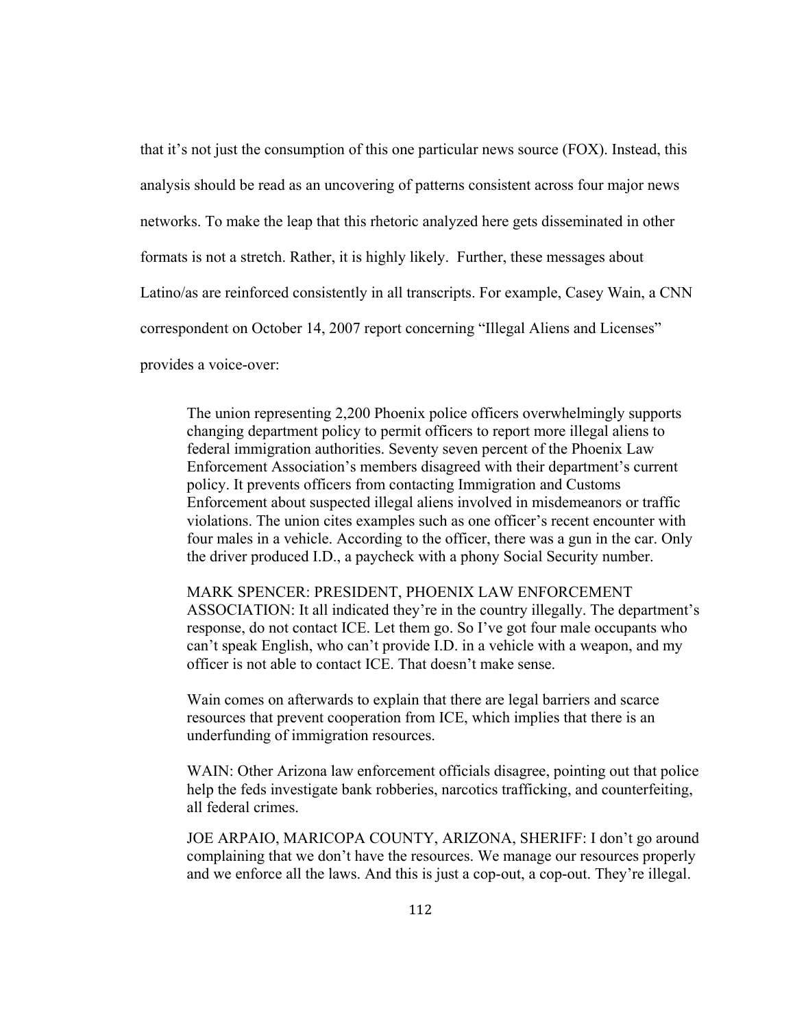that it's not just the consumption of this one particular news source (FOX). Instead, this analysis should be read as an uncovering of patterns consistent across four major news networks. To make the leap that this rhetoric analyzed here gets disseminated in other formats is not a stretch. Rather, it is highly likely. Further, these messages about Latino/as are reinforced consistently in all transcripts. For example, Casey Wain, a CNN correspondent on October 14, 2007 report concerning "Illegal Aliens and Licenses" provides a voice-over:

> The union representing 2,200 Phoenix police officers overwhelmingly supports changing department policy to permit officers to report more illegal aliens to federal immigration authorities. Seventy seven percent of the Phoenix Law Enforcement Association's members disagreed with their department's current policy. It prevents officers from contacting Immigration and Customs Enforcement about suspected illegal aliens involved in misdemeanors or traffic violations. The union cites examples such as one officer's recent encounter with four males in a vehicle. According to the officer, there was a gun in the car. Only the driver produced I.D., a paycheck with a phony Social Security number.
>
> MARK SPENCER: PRESIDENT, PHOENIX LAW ENFORCEMENT ASSOCIATION: It all indicated they're in the country illegally. The department's response, do not contact ICE. Let them go. So I've got four male occupants who can't speak English, who can't provide I.D. in a vehicle with a weapon, and my officer is not able to contact ICE. That doesn't make sense.
>
> Wain comes on afterwards to explain that there are legal barriers and scarce resources that prevent cooperation from ICE, which implies that there is an underfunding of immigration resources.
>
> WAIN: Other Arizona law enforcement officials disagree, pointing out that police help the feds investigate bank robberies, narcotics trafficking, and counterfeiting, all federal crimes.
>
> JOE ARPAIO, MARICOPA COUNTY, ARIZONA, SHERIFF: I don't go around complaining that we don't have the resources. We manage our resources properly and we enforce all the laws. And this is just a cop-out, a cop-out. They're illegal.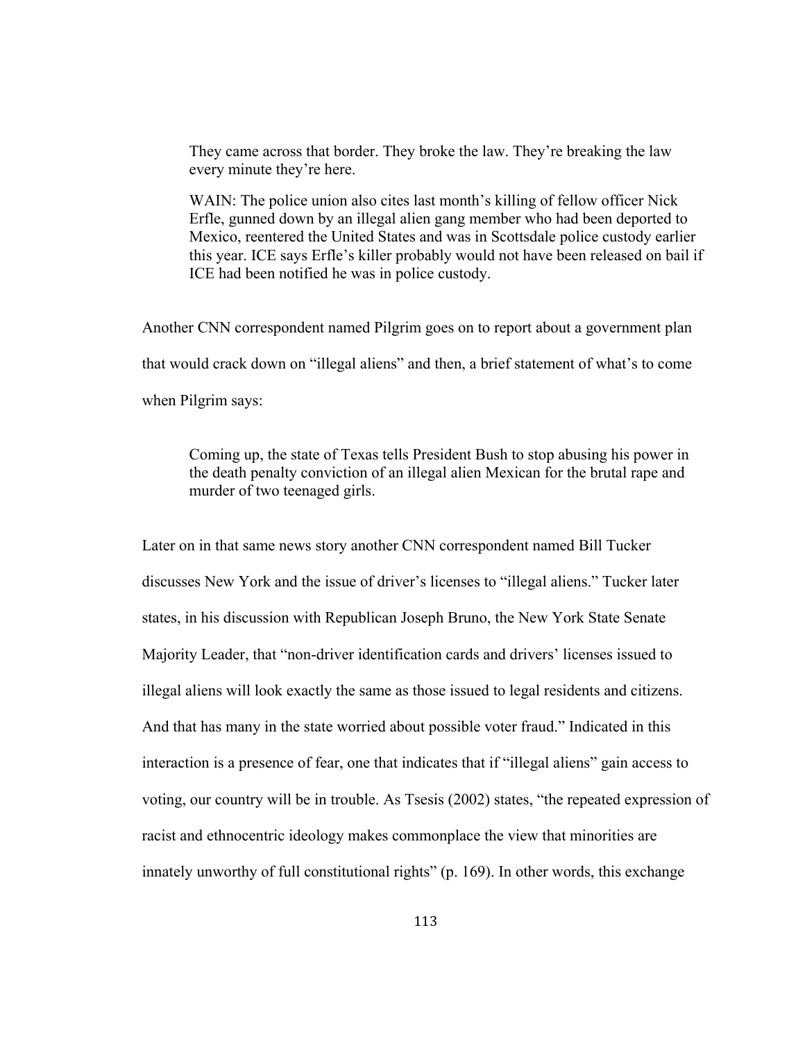> They came across that border. They broke the law. They're breaking the law every minute they're here.
>
> WAIN: The police union also cites last month's killing of fellow officer Nick Erfle, gunned down by an illegal alien gang member who had been deported to Mexico, reentered the United States and was in Scottsdale police custody earlier this year. ICE says Erfle's killer probably would not have been released on bail if ICE had been notified he was in police custody.

Another CNN correspondent named Pilgrim goes on to report about a government plan that would crack down on "illegal aliens" and then, a brief statement of what's to come when Pilgrim says:

> Coming up, the state of Texas tells President Bush to stop abusing his power in the death penalty conviction of an illegal alien Mexican for the brutal rape and murder of two teenaged girls.

Later on in that same news story another CNN correspondent named Bill Tucker discusses New York and the issue of driver's licenses to "illegal aliens." Tucker later states, in his discussion with Republican Joseph Bruno, the New York State Senate Majority Leader, that "non-driver identification cards and drivers' licenses issued to illegal aliens will look exactly the same as those issued to legal residents and citizens. And that has many in the state worried about possible voter fraud." Indicated in this interaction is a presence of fear, one that indicates that if "illegal aliens" gain access to voting, our country will be in trouble. As Tsesis (2002) states, "the repeated expression of racist and ethnocentric ideology makes commonplace the view that minorities are innately unworthy of full constitutional rights" (p. 169). In other words, this exchange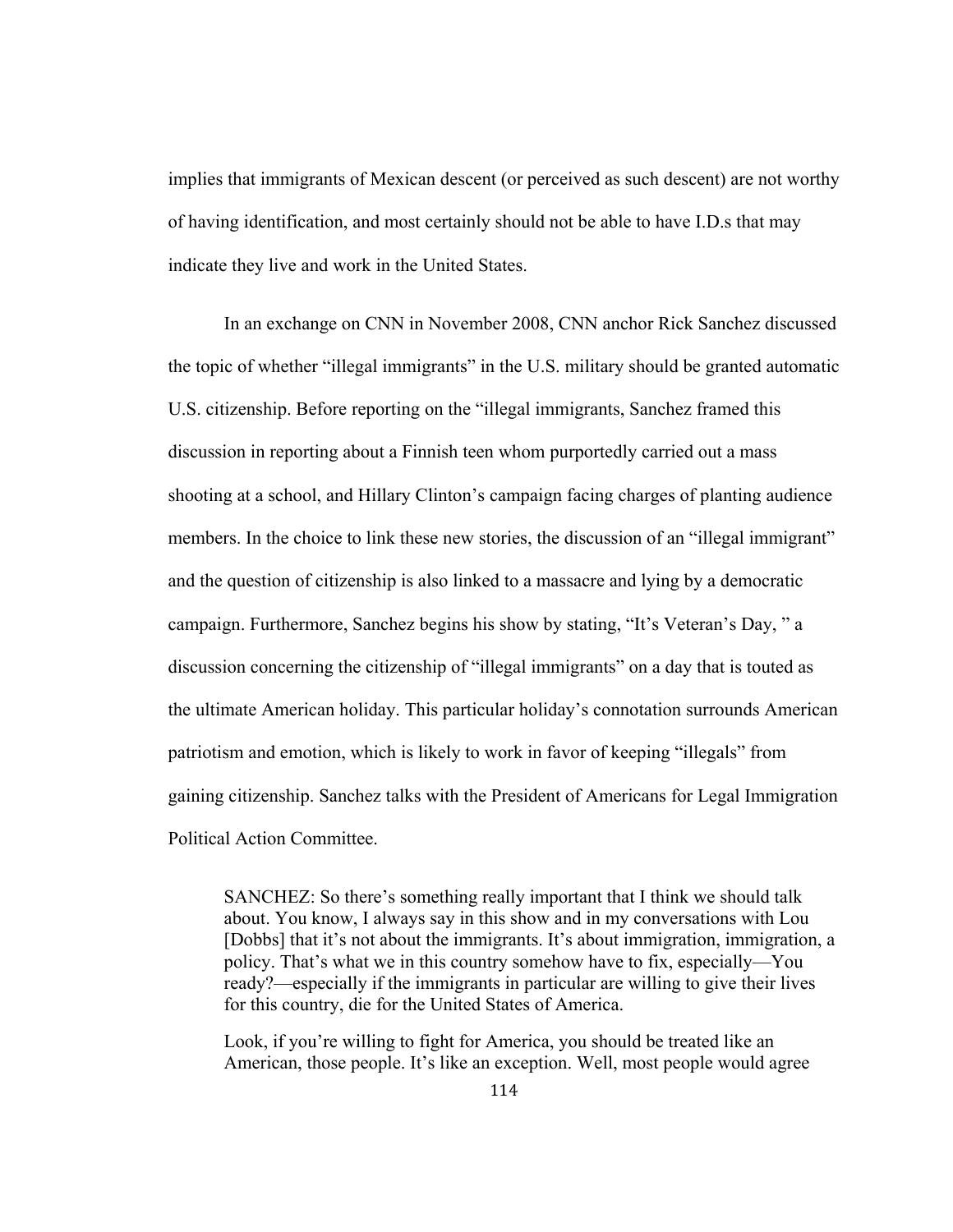implies that immigrants of Mexican descent (or perceived as such descent) are not worthy of having identification, and most certainly should not be able to have I.D.s that may indicate they live and work in the United States.

In an exchange on CNN in November 2008, CNN anchor Rick Sanchez discussed the topic of whether "illegal immigrants" in the U.S. military should be granted automatic U.S. citizenship. Before reporting on the "illegal immigrants, Sanchez framed this discussion in reporting about a Finnish teen whom purportedly carried out a mass shooting at a school, and Hillary Clinton's campaign facing charges of planting audience members. In the choice to link these new stories, the discussion of an "illegal immigrant" and the question of citizenship is also linked to a massacre and lying by a democratic campaign. Furthermore, Sanchez begins his show by stating, "It's Veteran's Day, " a discussion concerning the citizenship of "illegal immigrants" on a day that is touted as the ultimate American holiday. This particular holiday's connotation surrounds American patriotism and emotion, which is likely to work in favor of keeping "illegals" from gaining citizenship. Sanchez talks with the President of Americans for Legal Immigration Political Action Committee.

> SANCHEZ: So there's something really important that I think we should talk about. You know, I always say in this show and in my conversations with Lou [Dobbs] that it's not about the immigrants. It's about immigration, immigration, a policy. That's what we in this country somehow have to fix, especially—You ready?—especially if the immigrants in particular are willing to give their lives for this country, die for the United States of America.
>
> Look, if you're willing to fight for America, you should be treated like an American, those people. It's like an exception. Well, most people would agree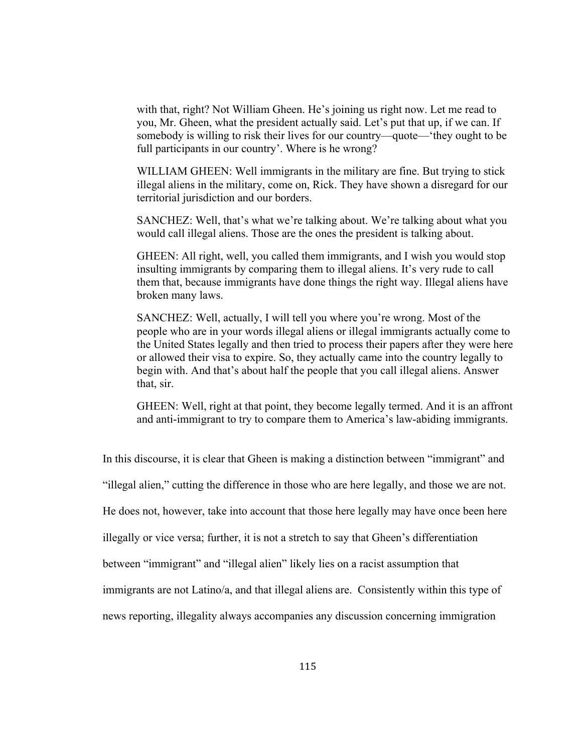> with that, right? Not William Gheen. He's joining us right now. Let me read to you, Mr. Gheen, what the president actually said. Let's put that up, if we can. If somebody is willing to risk their lives for our country—quote—'they ought to be full participants in our country'. Where is he wrong?
>
> WILLIAM GHEEN: Well immigrants in the military are fine. But trying to stick illegal aliens in the military, come on, Rick. They have shown a disregard for our territorial jurisdiction and our borders.
>
> SANCHEZ: Well, that's what we're talking about. We're talking about what you would call illegal aliens. Those are the ones the president is talking about.
>
> GHEEN: All right, well, you called them immigrants, and I wish you would stop insulting immigrants by comparing them to illegal aliens. It's very rude to call them that, because immigrants have done things the right way. Illegal aliens have broken many laws.
>
> SANCHEZ: Well, actually, I will tell you where you're wrong. Most of the people who are in your words illegal aliens or illegal immigrants actually come to the United States legally and then tried to process their papers after they were here or allowed their visa to expire. So, they actually came into the country legally to begin with. And that's about half the people that you call illegal aliens. Answer that, sir.
>
> GHEEN: Well, right at that point, they become legally termed. And it is an affront and anti-immigrant to try to compare them to America's law-abiding immigrants.

In this discourse, it is clear that Gheen is making a distinction between "immigrant" and "illegal alien," cutting the difference in those who are here legally, and those we are not. He does not, however, take into account that those here legally may have once been here illegally or vice versa; further, it is not a stretch to say that Gheen's differentiation between "immigrant" and "illegal alien" likely lies on a racist assumption that immigrants are not Latino/a, and that illegal aliens are. Consistently within this type of news reporting, illegality always accompanies any discussion concerning immigration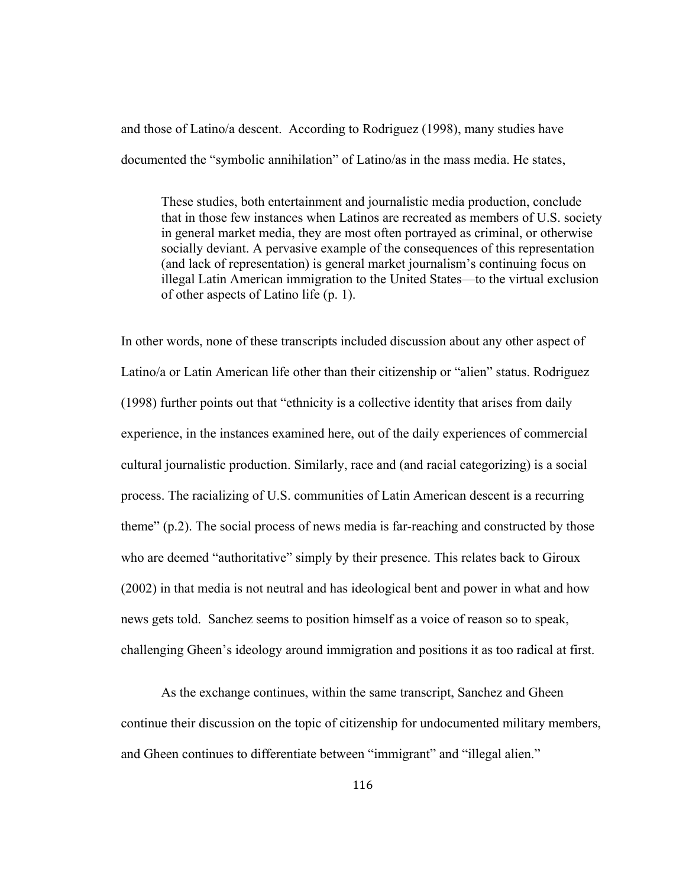and those of Latino/a descent. According to Rodriguez (1998), many studies have documented the "symbolic annihilation" of Latino/as in the mass media. He states,

> These studies, both entertainment and journalistic media production, conclude that in those few instances when Latinos are recreated as members of U.S. society in general market media, they are most often portrayed as criminal, or otherwise socially deviant. A pervasive example of the consequences of this representation (and lack of representation) is general market journalism's continuing focus on illegal Latin American immigration to the United States—to the virtual exclusion of other aspects of Latino life (p. 1).

In other words, none of these transcripts included discussion about any other aspect of Latino/a or Latin American life other than their citizenship or "alien" status. Rodriguez (1998) further points out that "ethnicity is a collective identity that arises from daily experience, in the instances examined here, out of the daily experiences of commercial cultural journalistic production. Similarly, race and (and racial categorizing) is a social process. The racializing of U.S. communities of Latin American descent is a recurring theme" (p.2). The social process of news media is far-reaching and constructed by those who are deemed "authoritative" simply by their presence. This relates back to Giroux (2002) in that media is not neutral and has ideological bent and power in what and how news gets told. Sanchez seems to position himself as a voice of reason so to speak, challenging Gheen's ideology around immigration and positions it as too radical at first.

As the exchange continues, within the same transcript, Sanchez and Gheen continue their discussion on the topic of citizenship for undocumented military members, and Gheen continues to differentiate between "immigrant" and "illegal alien."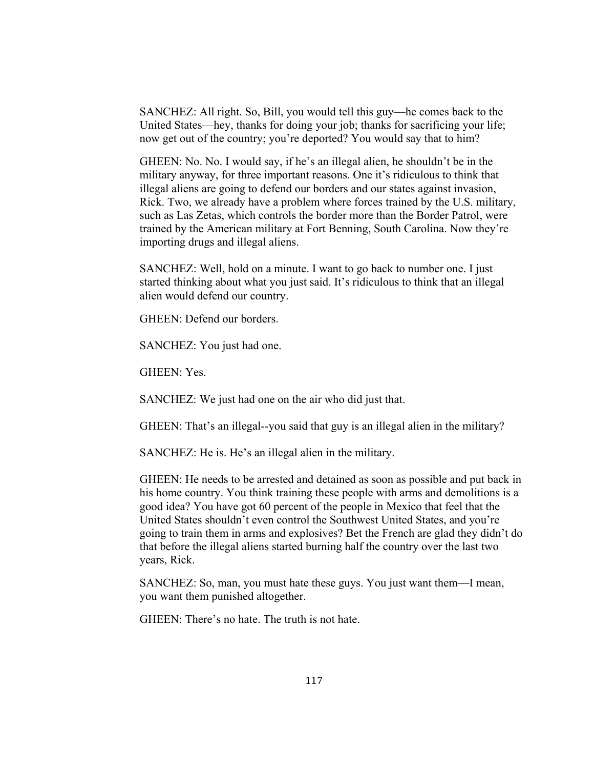SANCHEZ: All right. So, Bill, you would tell this guy—he comes back to the United States—hey, thanks for doing your job; thanks for sacrificing your life; now get out of the country; you're deported? You would say that to him?

GHEEN: No. No. I would say, if he's an illegal alien, he shouldn't be in the military anyway, for three important reasons. One it's ridiculous to think that illegal aliens are going to defend our borders and our states against invasion, Rick. Two, we already have a problem where forces trained by the U.S. military, such as Las Zetas, which controls the border more than the Border Patrol, were trained by the American military at Fort Benning, South Carolina. Now they're importing drugs and illegal aliens.

SANCHEZ: Well, hold on a minute. I want to go back to number one. I just started thinking about what you just said. It's ridiculous to think that an illegal alien would defend our country.

GHEEN: Defend our borders.

SANCHEZ: You just had one.

GHEEN: Yes.

SANCHEZ: We just had one on the air who did just that.

GHEEN: That's an illegal--you said that guy is an illegal alien in the military?

SANCHEZ: He is. He's an illegal alien in the military.

GHEEN: He needs to be arrested and detained as soon as possible and put back in his home country. You think training these people with arms and demolitions is a good idea? You have got 60 percent of the people in Mexico that feel that the United States shouldn't even control the Southwest United States, and you're going to train them in arms and explosives? Bet the French are glad they didn't do that before the illegal aliens started burning half the country over the last two years, Rick.

SANCHEZ: So, man, you must hate these guys. You just want them—I mean, you want them punished altogether.

GHEEN: There's no hate. The truth is not hate.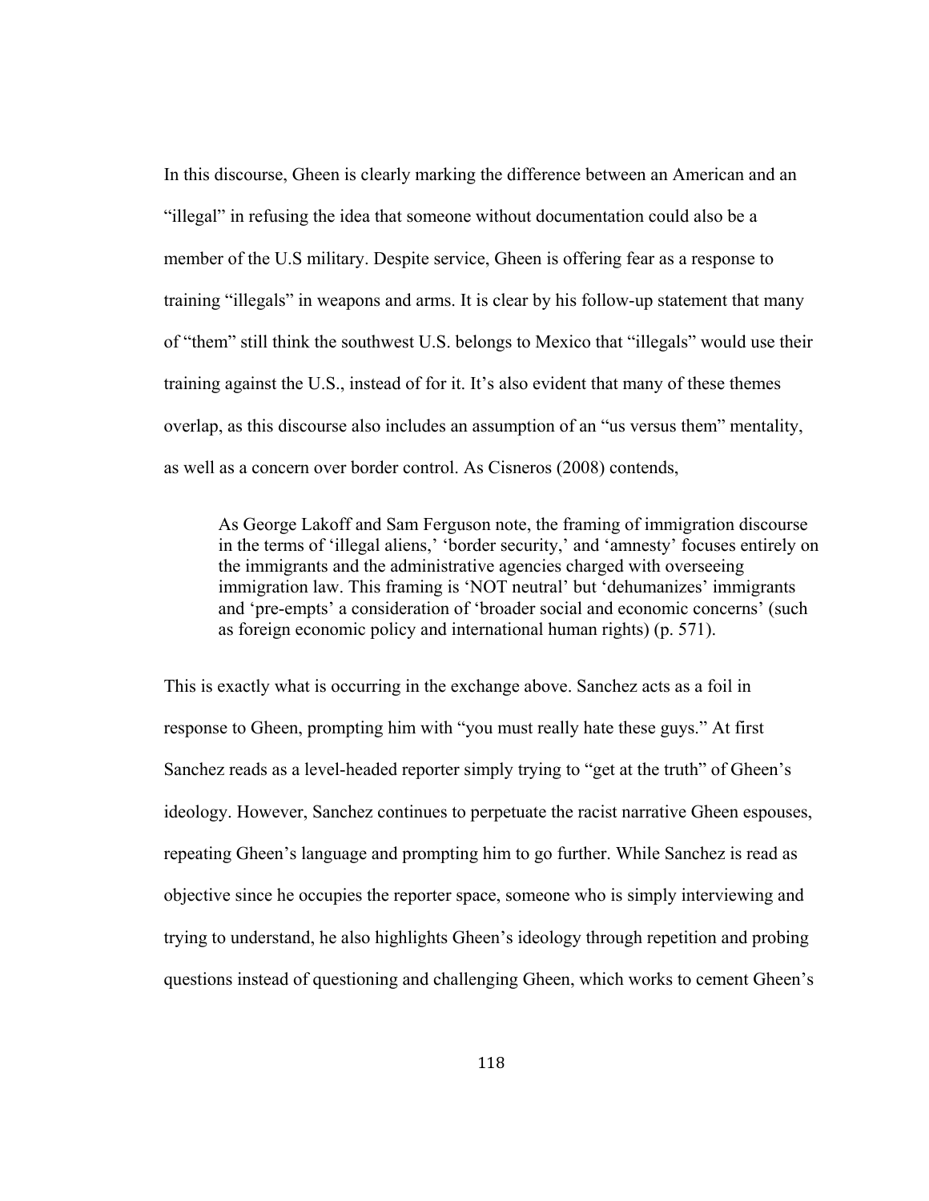In this discourse, Gheen is clearly marking the difference between an American and an "illegal" in refusing the idea that someone without documentation could also be a member of the U.S military. Despite service, Gheen is offering fear as a response to training "illegals" in weapons and arms. It is clear by his follow-up statement that many of "them" still think the southwest U.S. belongs to Mexico that "illegals" would use their training against the U.S., instead of for it. It's also evident that many of these themes overlap, as this discourse also includes an assumption of an "us versus them" mentality, as well as a concern over border control. As Cisneros (2008) contends,

> As George Lakoff and Sam Ferguson note, the framing of immigration discourse in the terms of 'illegal aliens,' 'border security,' and 'amnesty' focuses entirely on the immigrants and the administrative agencies charged with overseeing immigration law. This framing is 'NOT neutral' but 'dehumanizes' immigrants and 'pre-empts' a consideration of 'broader social and economic concerns' (such as foreign economic policy and international human rights) (p. 571).

This is exactly what is occurring in the exchange above. Sanchez acts as a foil in response to Gheen, prompting him with "you must really hate these guys." At first Sanchez reads as a level-headed reporter simply trying to "get at the truth" of Gheen's ideology. However, Sanchez continues to perpetuate the racist narrative Gheen espouses, repeating Gheen's language and prompting him to go further. While Sanchez is read as objective since he occupies the reporter space, someone who is simply interviewing and trying to understand, he also highlights Gheen's ideology through repetition and probing questions instead of questioning and challenging Gheen, which works to cement Gheen's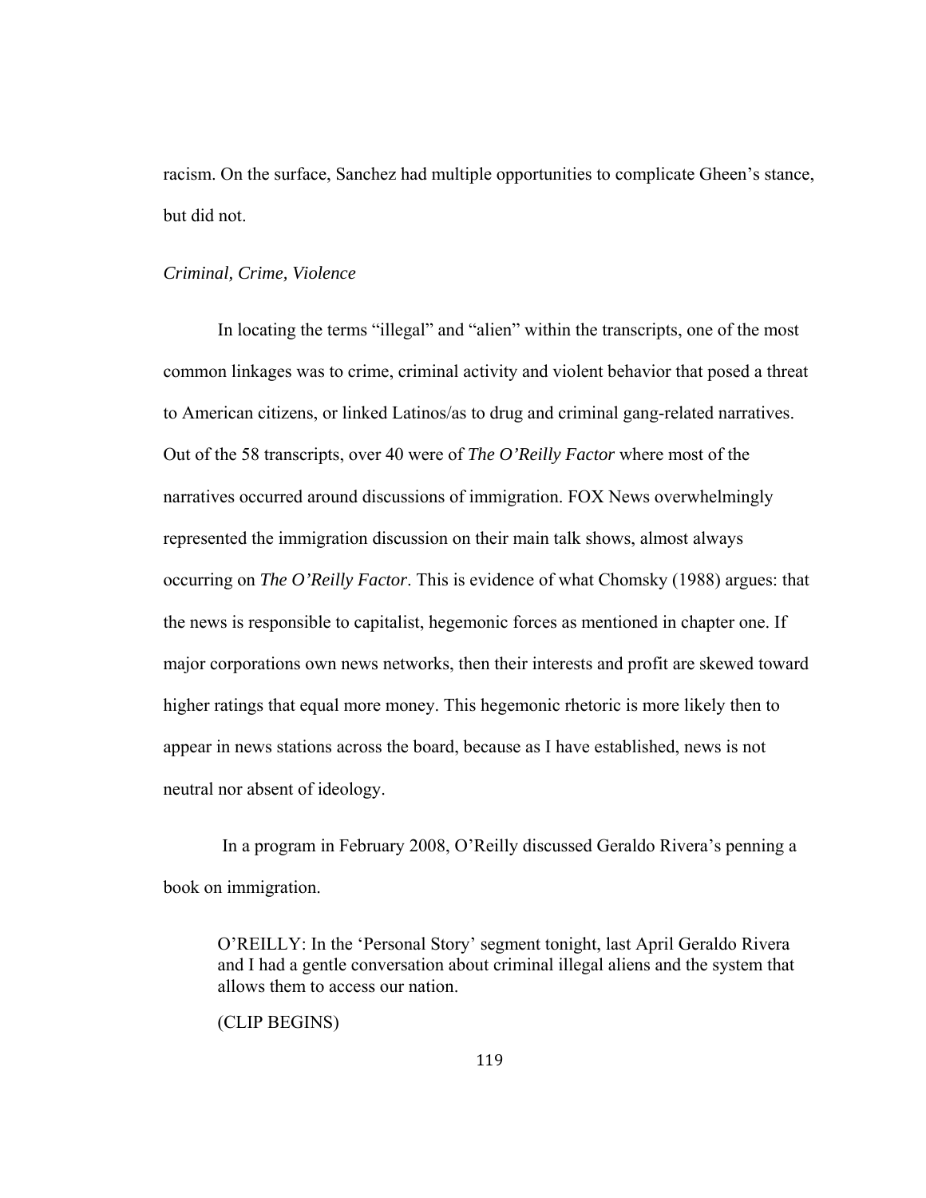racism. On the surface, Sanchez had multiple opportunities to complicate Gheen's stance, but did not.

*Criminal, Crime, Violence*

In locating the terms "illegal" and "alien" within the transcripts, one of the most common linkages was to crime, criminal activity and violent behavior that posed a threat to American citizens, or linked Latinos/as to drug and criminal gang-related narratives. Out of the 58 transcripts, over 40 were of *The O'Reilly Factor* where most of the narratives occurred around discussions of immigration. FOX News overwhelmingly represented the immigration discussion on their main talk shows, almost always occurring on *The O'Reilly Factor*. This is evidence of what Chomsky (1988) argues: that the news is responsible to capitalist, hegemonic forces as mentioned in chapter one. If major corporations own news networks, then their interests and profit are skewed toward higher ratings that equal more money. This hegemonic rhetoric is more likely then to appear in news stations across the board, because as I have established, news is not neutral nor absent of ideology.

In a program in February 2008, O'Reilly discussed Geraldo Rivera's penning a book on immigration.

> O'REILLY: In the 'Personal Story' segment tonight, last April Geraldo Rivera and I had a gentle conversation about criminal illegal aliens and the system that allows them to access our nation.
>
> (CLIP BEGINS)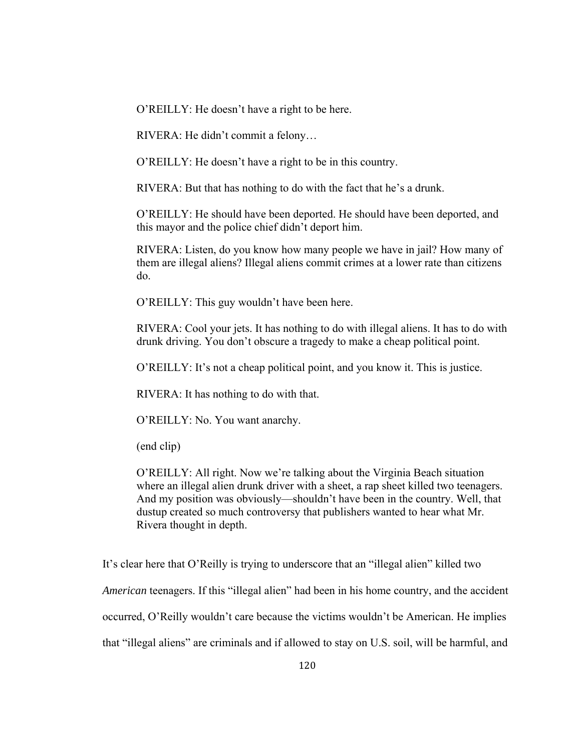> O'REILLY: He doesn't have a right to be here.
>
> RIVERA: He didn't commit a felony…
>
> O'REILLY: He doesn't have a right to be in this country.
>
> RIVERA: But that has nothing to do with the fact that he's a drunk.
>
> O'REILLY: He should have been deported. He should have been deported, and this mayor and the police chief didn't deport him.
>
> RIVERA: Listen, do you know how many people we have in jail? How many of them are illegal aliens? Illegal aliens commit crimes at a lower rate than citizens do.
>
> O'REILLY: This guy wouldn't have been here.
>
> RIVERA: Cool your jets. It has nothing to do with illegal aliens. It has to do with drunk driving. You don't obscure a tragedy to make a cheap political point.
>
> O'REILLY: It's not a cheap political point, and you know it. This is justice.
>
> RIVERA: It has nothing to do with that.
>
> O'REILLY: No. You want anarchy.
>
> (end clip)
>
> O'REILLY: All right. Now we're talking about the Virginia Beach situation where an illegal alien drunk driver with a sheet, a rap sheet killed two teenagers. And my position was obviously—shouldn't have been in the country. Well, that dustup created so much controversy that publishers wanted to hear what Mr. Rivera thought in depth.

It's clear here that O'Reilly is trying to underscore that an "illegal alien" killed two *American* teenagers. If this "illegal alien" had been in his home country, and the accident occurred, O'Reilly wouldn't care because the victims wouldn't be American. He implies that "illegal aliens" are criminals and if allowed to stay on U.S. soil, will be harmful, and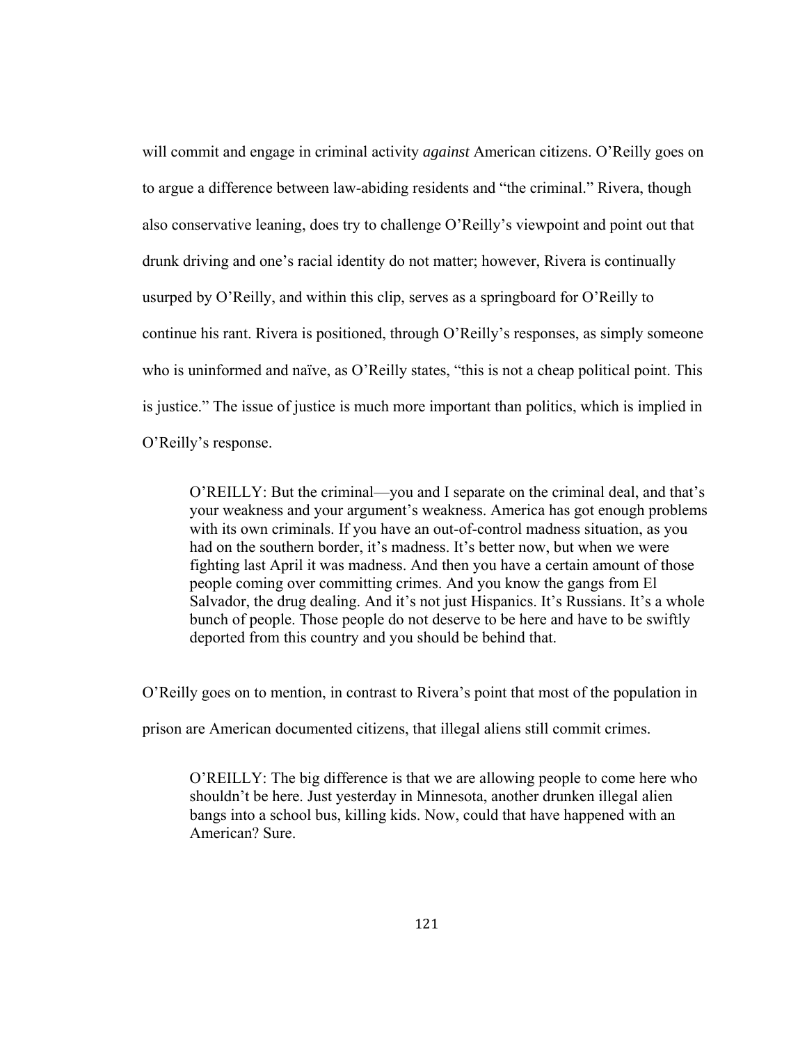will commit and engage in criminal activity *against* American citizens. O'Reilly goes on to argue a difference between law-abiding residents and "the criminal." Rivera, though also conservative leaning, does try to challenge O'Reilly's viewpoint and point out that drunk driving and one's racial identity do not matter; however, Rivera is continually usurped by O'Reilly, and within this clip, serves as a springboard for O'Reilly to continue his rant. Rivera is positioned, through O'Reilly's responses, as simply someone who is uninformed and naïve, as O'Reilly states, "this is not a cheap political point. This is justice." The issue of justice is much more important than politics, which is implied in O'Reilly's response.

> O'REILLY: But the criminal—you and I separate on the criminal deal, and that's your weakness and your argument's weakness. America has got enough problems with its own criminals. If you have an out-of-control madness situation, as you had on the southern border, it's madness. It's better now, but when we were fighting last April it was madness. And then you have a certain amount of those people coming over committing crimes. And you know the gangs from El Salvador, the drug dealing. And it's not just Hispanics. It's Russians. It's a whole bunch of people. Those people do not deserve to be here and have to be swiftly deported from this country and you should be behind that.

O'Reilly goes on to mention, in contrast to Rivera's point that most of the population in prison are American documented citizens, that illegal aliens still commit crimes.

> O'REILLY: The big difference is that we are allowing people to come here who shouldn't be here. Just yesterday in Minnesota, another drunken illegal alien bangs into a school bus, killing kids. Now, could that have happened with an American? Sure.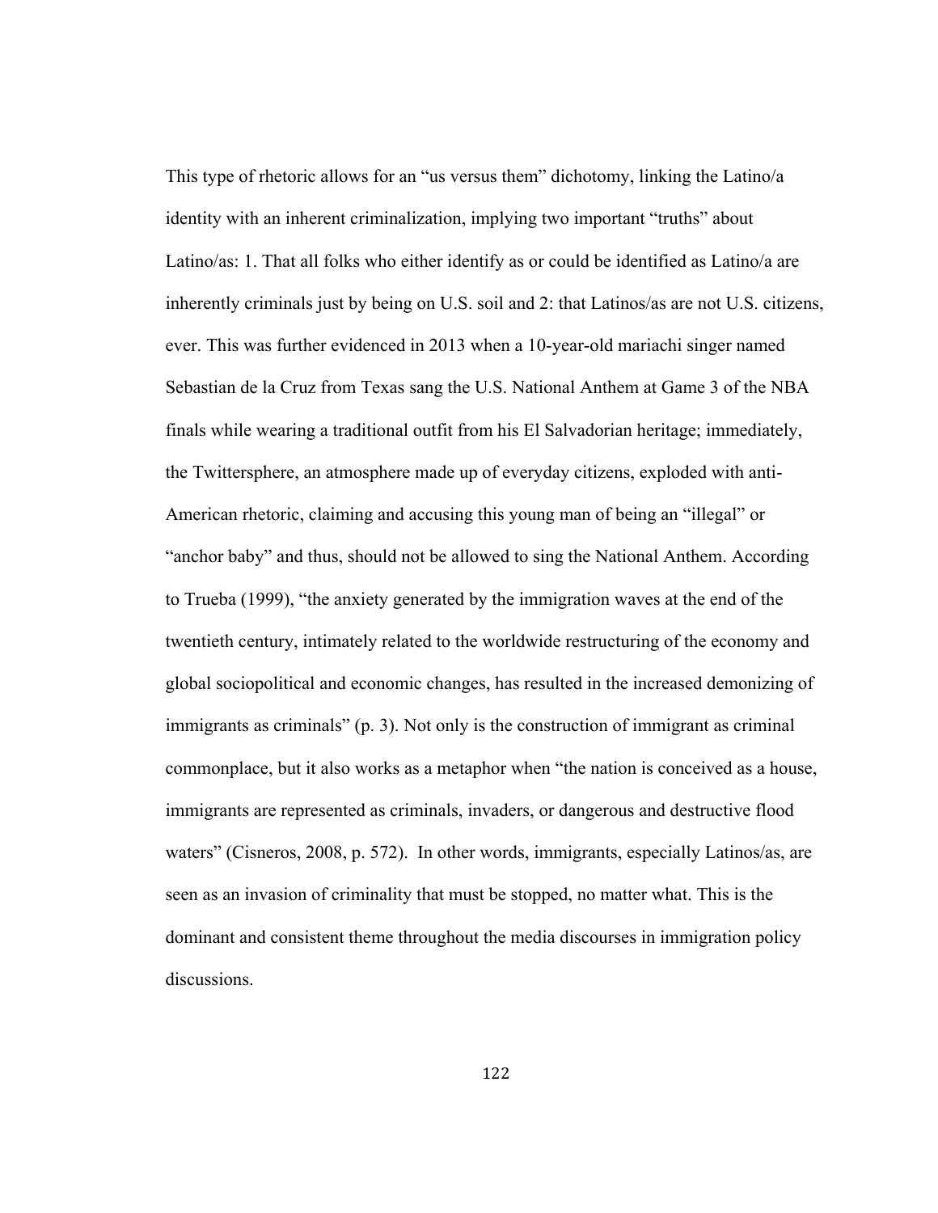This type of rhetoric allows for an "us versus them" dichotomy, linking the Latino/a identity with an inherent criminalization, implying two important "truths" about Latino/as: 1. That all folks who either identify as or could be identified as Latino/a are inherently criminals just by being on U.S. soil and 2: that Latinos/as are not U.S. citizens, ever. This was further evidenced in 2013 when a 10-year-old mariachi singer named Sebastian de la Cruz from Texas sang the U.S. National Anthem at Game 3 of the NBA finals while wearing a traditional outfit from his El Salvadorian heritage; immediately, the Twittersphere, an atmosphere made up of everyday citizens, exploded with anti-American rhetoric, claiming and accusing this young man of being an "illegal" or "anchor baby" and thus, should not be allowed to sing the National Anthem. According to Trueba (1999), "the anxiety generated by the immigration waves at the end of the twentieth century, intimately related to the worldwide restructuring of the economy and global sociopolitical and economic changes, has resulted in the increased demonizing of immigrants as criminals" (p. 3). Not only is the construction of immigrant as criminal commonplace, but it also works as a metaphor when "the nation is conceived as a house, immigrants are represented as criminals, invaders, or dangerous and destructive flood waters" (Cisneros, 2008, p. 572). In other words, immigrants, especially Latinos/as, are seen as an invasion of criminality that must be stopped, no matter what. This is the dominant and consistent theme throughout the media discourses in immigration policy discussions.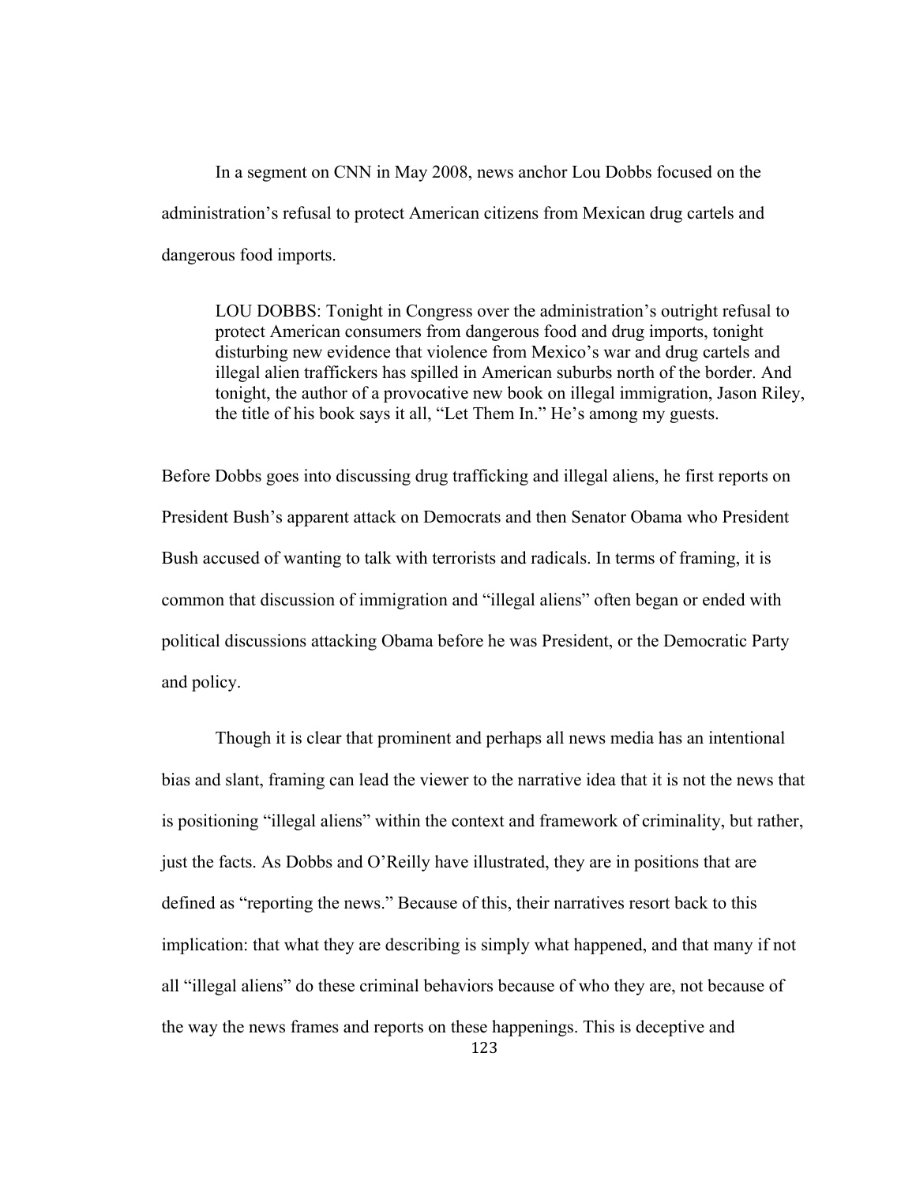In a segment on CNN in May 2008, news anchor Lou Dobbs focused on the administration's refusal to protect American citizens from Mexican drug cartels and dangerous food imports.

> LOU DOBBS: Tonight in Congress over the administration's outright refusal to protect American consumers from dangerous food and drug imports, tonight disturbing new evidence that violence from Mexico's war and drug cartels and illegal alien traffickers has spilled in American suburbs north of the border. And tonight, the author of a provocative new book on illegal immigration, Jason Riley, the title of his book says it all, "Let Them In." He's among my guests.

Before Dobbs goes into discussing drug trafficking and illegal aliens, he first reports on President Bush's apparent attack on Democrats and then Senator Obama who President Bush accused of wanting to talk with terrorists and radicals. In terms of framing, it is common that discussion of immigration and "illegal aliens" often began or ended with political discussions attacking Obama before he was President, or the Democratic Party and policy.

Though it is clear that prominent and perhaps all news media has an intentional bias and slant, framing can lead the viewer to the narrative idea that it is not the news that is positioning "illegal aliens" within the context and framework of criminality, but rather, just the facts. As Dobbs and O'Reilly have illustrated, they are in positions that are defined as "reporting the news." Because of this, their narratives resort back to this implication: that what they are describing is simply what happened, and that many if not all "illegal aliens" do these criminal behaviors because of who they are, not because of the way the news frames and reports on these happenings. This is deceptive and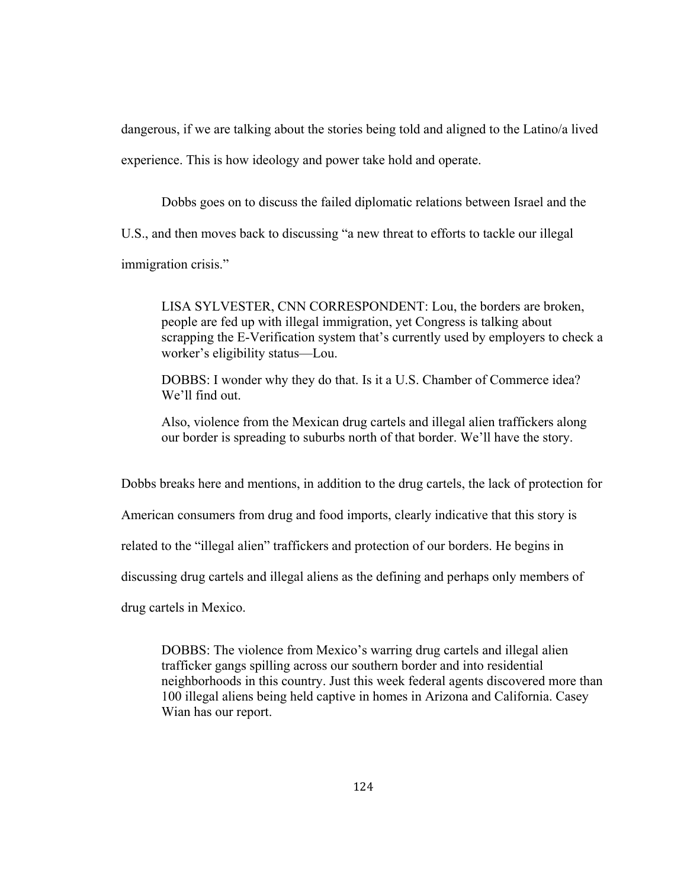dangerous, if we are talking about the stories being told and aligned to the Latino/a lived experience. This is how ideology and power take hold and operate.

Dobbs goes on to discuss the failed diplomatic relations between Israel and the U.S., and then moves back to discussing "a new threat to efforts to tackle our illegal immigration crisis."

> LISA SYLVESTER, CNN CORRESPONDENT: Lou, the borders are broken, people are fed up with illegal immigration, yet Congress is talking about scrapping the E-Verification system that's currently used by employers to check a worker's eligibility status—Lou.
>
> DOBBS: I wonder why they do that. Is it a U.S. Chamber of Commerce idea? We'll find out.
>
> Also, violence from the Mexican drug cartels and illegal alien traffickers along our border is spreading to suburbs north of that border. We'll have the story.

Dobbs breaks here and mentions, in addition to the drug cartels, the lack of protection for American consumers from drug and food imports, clearly indicative that this story is related to the "illegal alien" traffickers and protection of our borders. He begins in discussing drug cartels and illegal aliens as the defining and perhaps only members of drug cartels in Mexico.

> DOBBS: The violence from Mexico's warring drug cartels and illegal alien trafficker gangs spilling across our southern border and into residential neighborhoods in this country. Just this week federal agents discovered more than 100 illegal aliens being held captive in homes in Arizona and California. Casey Wian has our report.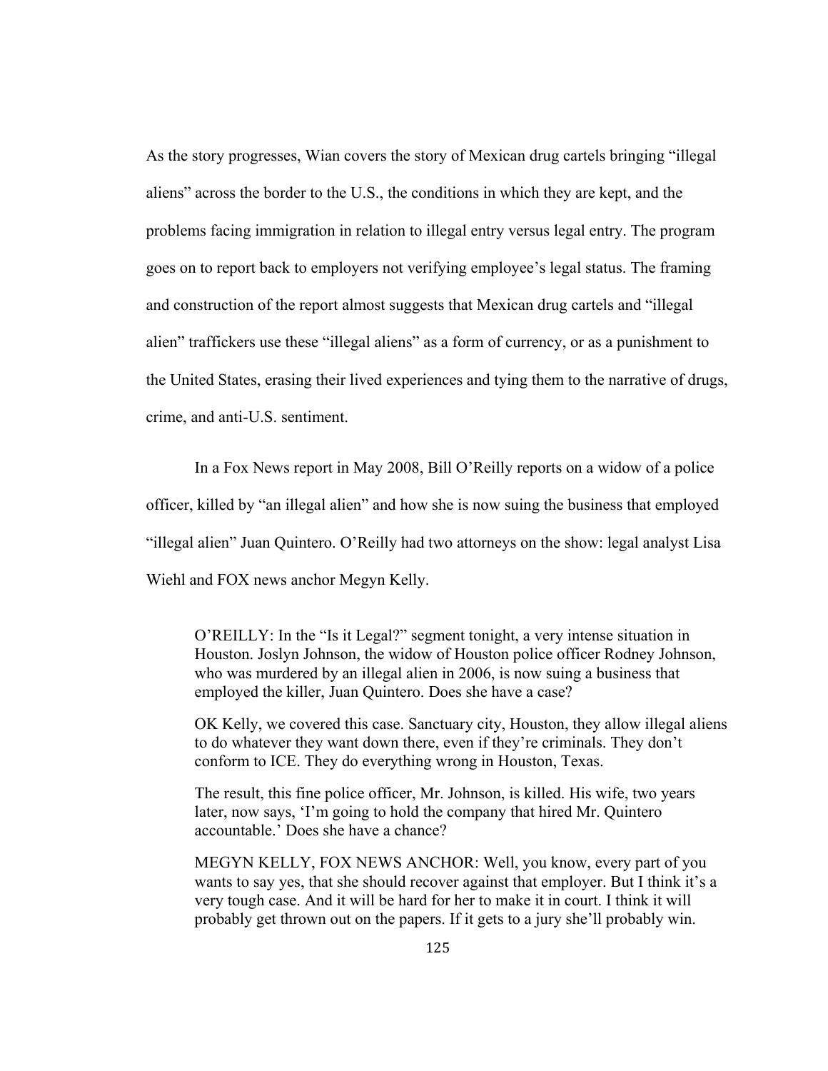As the story progresses, Wian covers the story of Mexican drug cartels bringing “illegal aliens” across the border to the U.S., the conditions in which they are kept, and the problems facing immigration in relation to illegal entry versus legal entry. The program goes on to report back to employers not verifying employee’s legal status. The framing and construction of the report almost suggests that Mexican drug cartels and “illegal alien” traffickers use these “illegal aliens” as a form of currency, or as a punishment to the United States, erasing their lived experiences and tying them to the narrative of drugs, crime, and anti-U.S. sentiment.

In a Fox News report in May 2008, Bill O’Reilly reports on a widow of a police officer, killed by “an illegal alien” and how she is now suing the business that employed “illegal alien” Juan Quintero. O’Reilly had two attorneys on the show: legal analyst Lisa Wiehl and FOX news anchor Megyn Kelly.

> O’REILLY: In the “Is it Legal?” segment tonight, a very intense situation in Houston. Joslyn Johnson, the widow of Houston police officer Rodney Johnson, who was murdered by an illegal alien in 2006, is now suing a business that employed the killer, Juan Quintero. Does she have a case?
>
> OK Kelly, we covered this case. Sanctuary city, Houston, they allow illegal aliens to do whatever they want down there, even if they’re criminals. They don’t conform to ICE. They do everything wrong in Houston, Texas.
>
> The result, this fine police officer, Mr. Johnson, is killed. His wife, two years later, now says, ‘I’m going to hold the company that hired Mr. Quintero accountable.’ Does she have a chance?
>
> MEGYN KELLY, FOX NEWS ANCHOR: Well, you know, every part of you wants to say yes, that she should recover against that employer. But I think it’s a very tough case. And it will be hard for her to make it in court. I think it will probably get thrown out on the papers. If it gets to a jury she’ll probably win.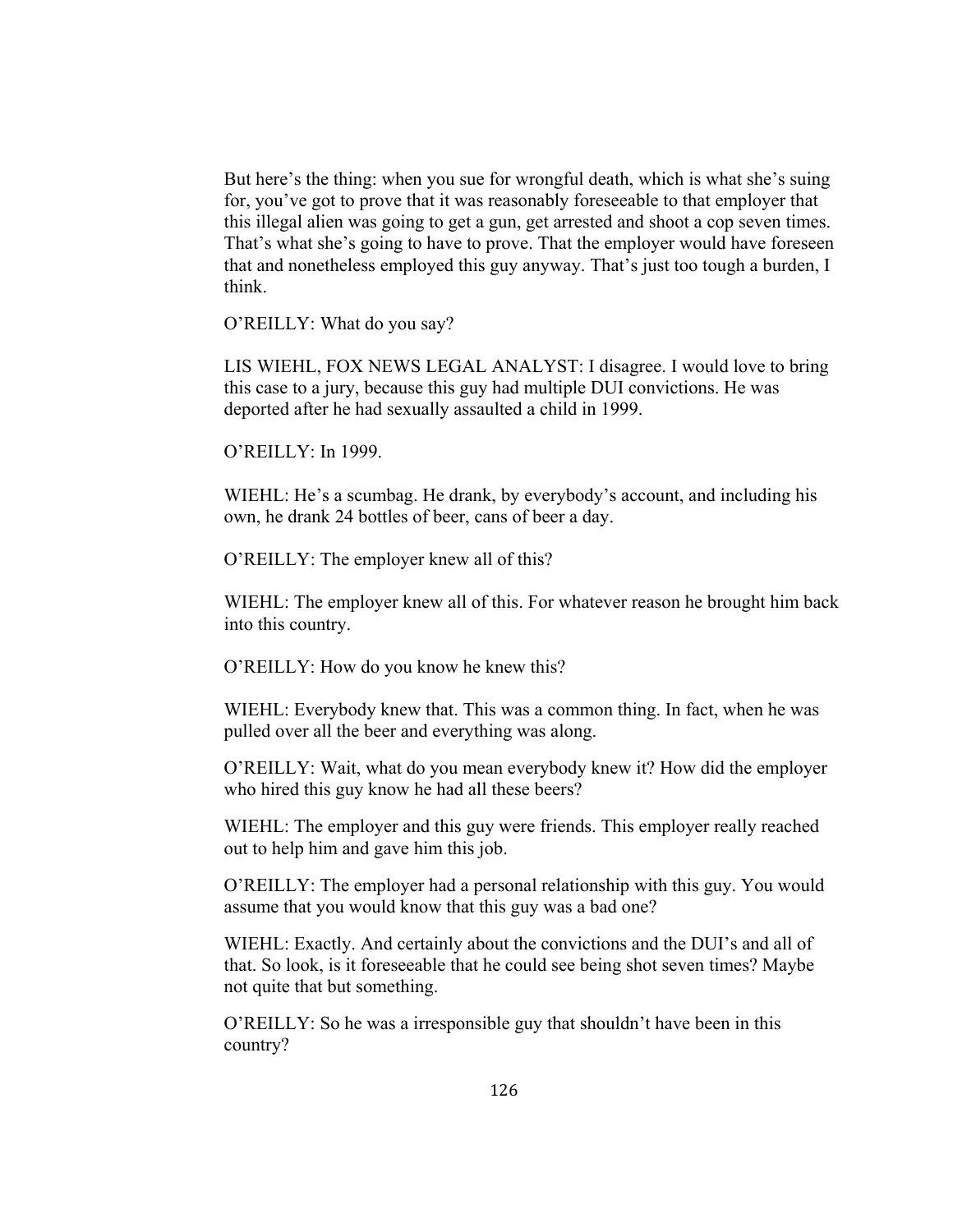But here's the thing: when you sue for wrongful death, which is what she's suing for, you've got to prove that it was reasonably foreseeable to that employer that this illegal alien was going to get a gun, get arrested and shoot a cop seven times. That's what she's going to have to prove. That the employer would have foreseen that and nonetheless employed this guy anyway. That's just too tough a burden, I think.

O'REILLY: What do you say?

LIS WIEHL, FOX NEWS LEGAL ANALYST: I disagree. I would love to bring this case to a jury, because this guy had multiple DUI convictions. He was deported after he had sexually assaulted a child in 1999.

O'REILLY: In 1999.

WIEHL: He's a scumbag. He drank, by everybody's account, and including his own, he drank 24 bottles of beer, cans of beer a day.

O'REILLY: The employer knew all of this?

WIEHL: The employer knew all of this. For whatever reason he brought him back into this country.

O'REILLY: How do you know he knew this?

WIEHL: Everybody knew that. This was a common thing. In fact, when he was pulled over all the beer and everything was along.

O'REILLY: Wait, what do you mean everybody knew it? How did the employer who hired this guy know he had all these beers?

WIEHL: The employer and this guy were friends. This employer really reached out to help him and gave him this job.

O'REILLY: The employer had a personal relationship with this guy. You would assume that you would know that this guy was a bad one?

WIEHL: Exactly. And certainly about the convictions and the DUI's and all of that. So look, is it foreseeable that he could see being shot seven times? Maybe not quite that but something.

O'REILLY: So he was a irresponsible guy that shouldn't have been in this country?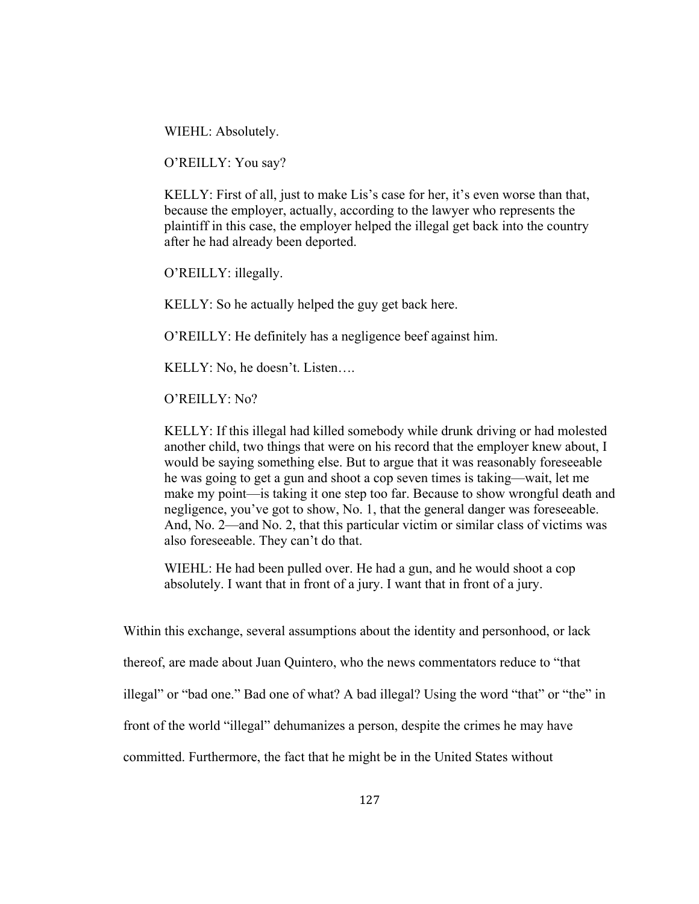> WIEHL: Absolutely.
>
> O'REILLY: You say?
>
> KELLY: First of all, just to make Lis's case for her, it's even worse than that, because the employer, actually, according to the lawyer who represents the plaintiff in this case, the employer helped the illegal get back into the country after he had already been deported.
>
> O'REILLY: illegally.
>
> KELLY: So he actually helped the guy get back here.
>
> O'REILLY: He definitely has a negligence beef against him.
>
> KELLY: No, he doesn't. Listen….
>
> O'REILLY: No?
>
> KELLY: If this illegal had killed somebody while drunk driving or had molested another child, two things that were on his record that the employer knew about, I would be saying something else. But to argue that it was reasonably foreseeable he was going to get a gun and shoot a cop seven times is taking—wait, let me make my point—is taking it one step too far. Because to show wrongful death and negligence, you've got to show, No. 1, that the general danger was foreseeable. And, No. 2—and No. 2, that this particular victim or similar class of victims was also foreseeable. They can't do that.
>
> WIEHL: He had been pulled over. He had a gun, and he would shoot a cop absolutely. I want that in front of a jury. I want that in front of a jury.

Within this exchange, several assumptions about the identity and personhood, or lack thereof, are made about Juan Quintero, who the news commentators reduce to "that illegal" or "bad one." Bad one of what? A bad illegal? Using the word "that" or "the" in front of the world "illegal" dehumanizes a person, despite the crimes he may have committed. Furthermore, the fact that he might be in the United States without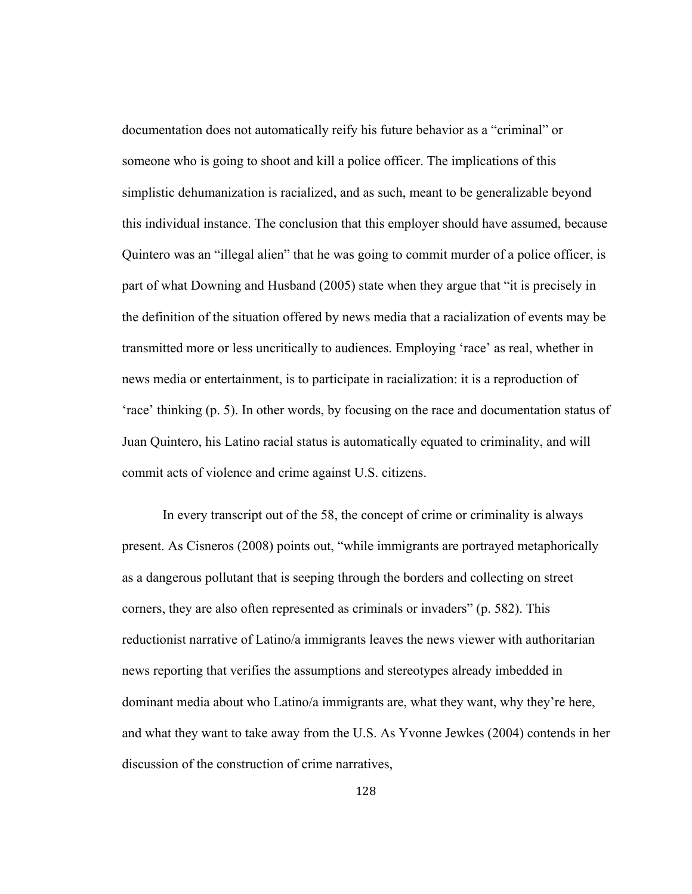documentation does not automatically reify his future behavior as a "criminal" or someone who is going to shoot and kill a police officer. The implications of this simplistic dehumanization is racialized, and as such, meant to be generalizable beyond this individual instance. The conclusion that this employer should have assumed, because Quintero was an "illegal alien" that he was going to commit murder of a police officer, is part of what Downing and Husband (2005) state when they argue that "it is precisely in the definition of the situation offered by news media that a racialization of events may be transmitted more or less uncritically to audiences. Employing 'race' as real, whether in news media or entertainment, is to participate in racialization: it is a reproduction of 'race' thinking (p. 5). In other words, by focusing on the race and documentation status of Juan Quintero, his Latino racial status is automatically equated to criminality, and will commit acts of violence and crime against U.S. citizens.

In every transcript out of the 58, the concept of crime or criminality is always present. As Cisneros (2008) points out, "while immigrants are portrayed metaphorically as a dangerous pollutant that is seeping through the borders and collecting on street corners, they are also often represented as criminals or invaders" (p. 582). This reductionist narrative of Latino/a immigrants leaves the news viewer with authoritarian news reporting that verifies the assumptions and stereotypes already imbedded in dominant media about who Latino/a immigrants are, what they want, why they're here, and what they want to take away from the U.S. As Yvonne Jewkes (2004) contends in her discussion of the construction of crime narratives,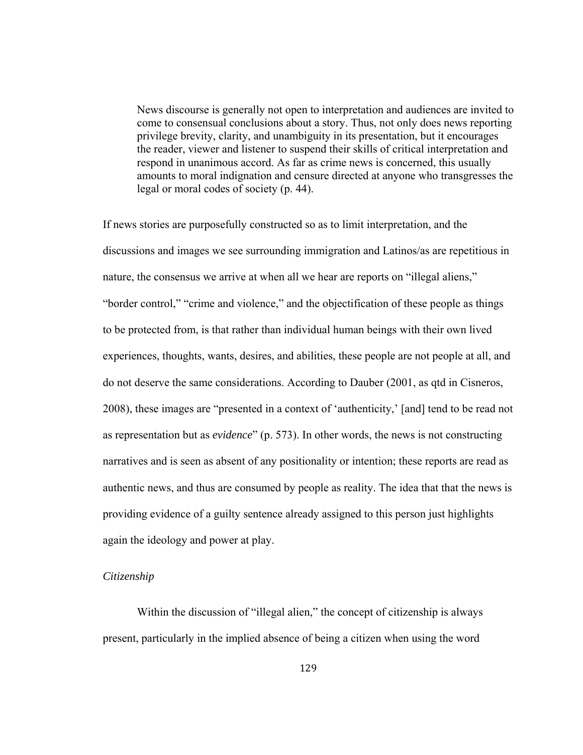> News discourse is generally not open to interpretation and audiences are invited to come to consensual conclusions about a story. Thus, not only does news reporting privilege brevity, clarity, and unambiguity in its presentation, but it encourages the reader, viewer and listener to suspend their skills of critical interpretation and respond in unanimous accord. As far as crime news is concerned, this usually amounts to moral indignation and censure directed at anyone who transgresses the legal or moral codes of society (p. 44).

If news stories are purposefully constructed so as to limit interpretation, and the discussions and images we see surrounding immigration and Latinos/as are repetitious in nature, the consensus we arrive at when all we hear are reports on "illegal aliens," "border control," "crime and violence," and the objectification of these people as things to be protected from, is that rather than individual human beings with their own lived experiences, thoughts, wants, desires, and abilities, these people are not people at all, and do not deserve the same considerations. According to Dauber (2001, as qtd in Cisneros, 2008), these images are "presented in a context of 'authenticity,' [and] tend to be read not as representation but as *evidence*" (p. 573). In other words, the news is not constructing narratives and is seen as absent of any positionality or intention; these reports are read as authentic news, and thus are consumed by people as reality. The idea that that the news is providing evidence of a guilty sentence already assigned to this person just highlights again the ideology and power at play.

*Citizenship*

Within the discussion of "illegal alien," the concept of citizenship is always present, particularly in the implied absence of being a citizen when using the word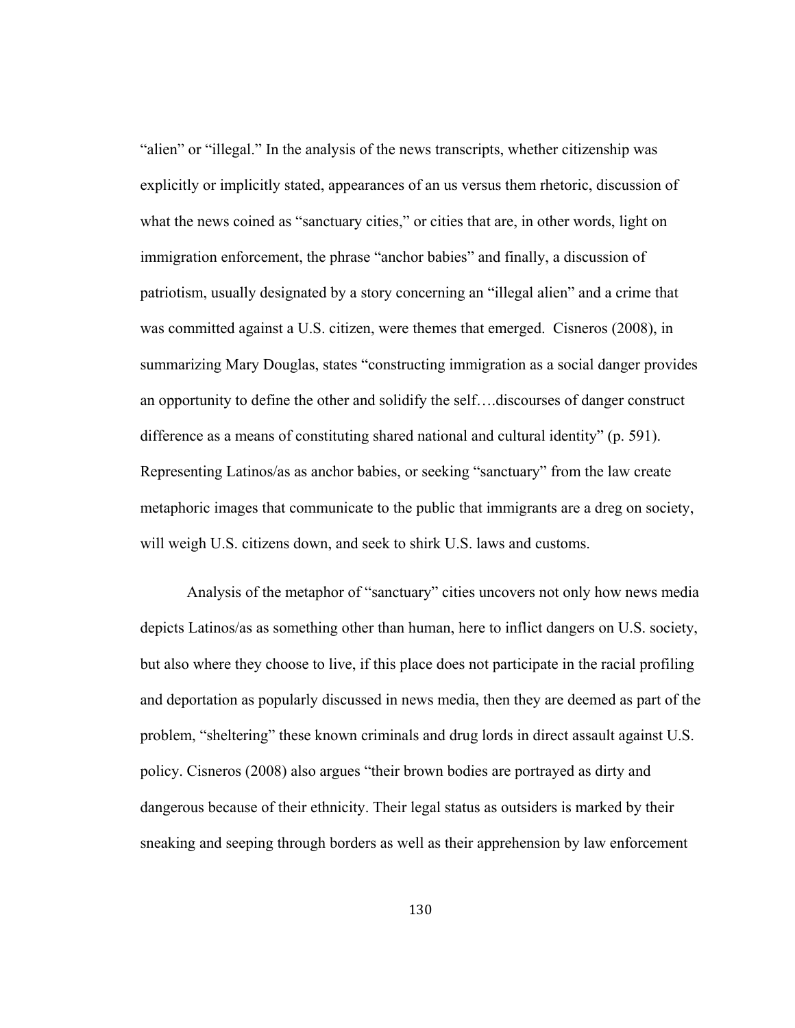"alien" or "illegal." In the analysis of the news transcripts, whether citizenship was explicitly or implicitly stated, appearances of an us versus them rhetoric, discussion of what the news coined as "sanctuary cities," or cities that are, in other words, light on immigration enforcement, the phrase "anchor babies" and finally, a discussion of patriotism, usually designated by a story concerning an "illegal alien" and a crime that was committed against a U.S. citizen, were themes that emerged. Cisneros (2008), in summarizing Mary Douglas, states "constructing immigration as a social danger provides an opportunity to define the other and solidify the self….discourses of danger construct difference as a means of constituting shared national and cultural identity" (p. 591). Representing Latinos/as as anchor babies, or seeking "sanctuary" from the law create metaphoric images that communicate to the public that immigrants are a dreg on society, will weigh U.S. citizens down, and seek to shirk U.S. laws and customs.

Analysis of the metaphor of "sanctuary" cities uncovers not only how news media depicts Latinos/as as something other than human, here to inflict dangers on U.S. society, but also where they choose to live, if this place does not participate in the racial profiling and deportation as popularly discussed in news media, then they are deemed as part of the problem, "sheltering" these known criminals and drug lords in direct assault against U.S. policy. Cisneros (2008) also argues "their brown bodies are portrayed as dirty and dangerous because of their ethnicity. Their legal status as outsiders is marked by their sneaking and seeping through borders as well as their apprehension by law enforcement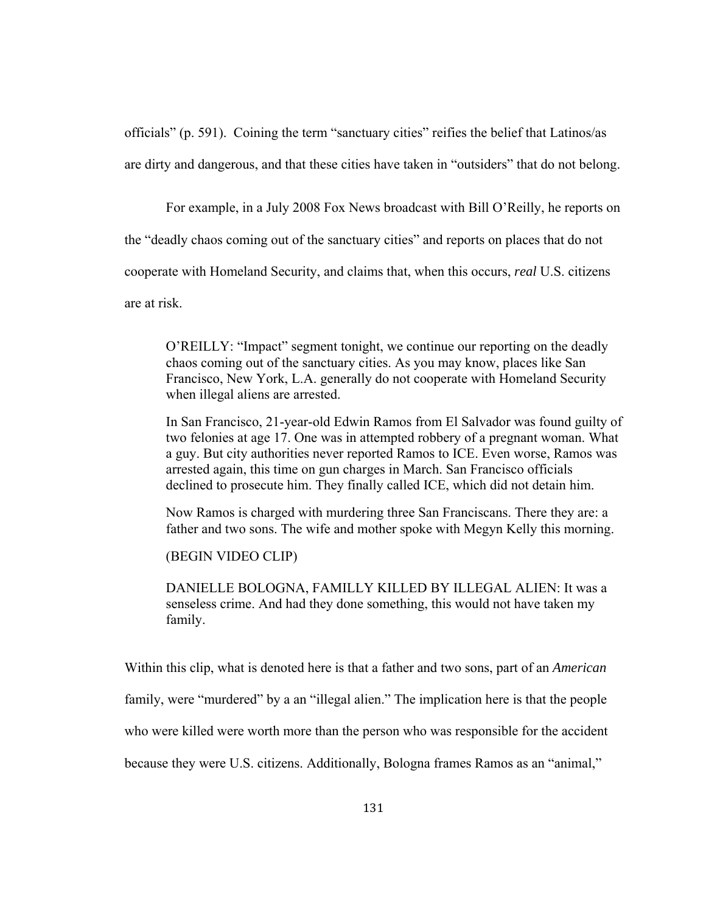officials" (p. 591). Coining the term "sanctuary cities" reifies the belief that Latinos/as are dirty and dangerous, and that these cities have taken in "outsiders" that do not belong.

For example, in a July 2008 Fox News broadcast with Bill O'Reilly, he reports on the "deadly chaos coming out of the sanctuary cities" and reports on places that do not cooperate with Homeland Security, and claims that, when this occurs, *real* U.S. citizens are at risk.

> O'REILLY: "Impact" segment tonight, we continue our reporting on the deadly chaos coming out of the sanctuary cities. As you may know, places like San Francisco, New York, L.A. generally do not cooperate with Homeland Security when illegal aliens are arrested.
>
> In San Francisco, 21-year-old Edwin Ramos from El Salvador was found guilty of two felonies at age 17. One was in attempted robbery of a pregnant woman. What a guy. But city authorities never reported Ramos to ICE. Even worse, Ramos was arrested again, this time on gun charges in March. San Francisco officials declined to prosecute him. They finally called ICE, which did not detain him.
>
> Now Ramos is charged with murdering three San Franciscans. There they are: a father and two sons. The wife and mother spoke with Megyn Kelly this morning.
>
> (BEGIN VIDEO CLIP)
>
> DANIELLE BOLOGNA, FAMILLY KILLED BY ILLEGAL ALIEN: It was a senseless crime. And had they done something, this would not have taken my family.

Within this clip, what is denoted here is that a father and two sons, part of an *American* family, were "murdered" by a an "illegal alien." The implication here is that the people who were killed were worth more than the person who was responsible for the accident because they were U.S. citizens. Additionally, Bologna frames Ramos as an "animal,"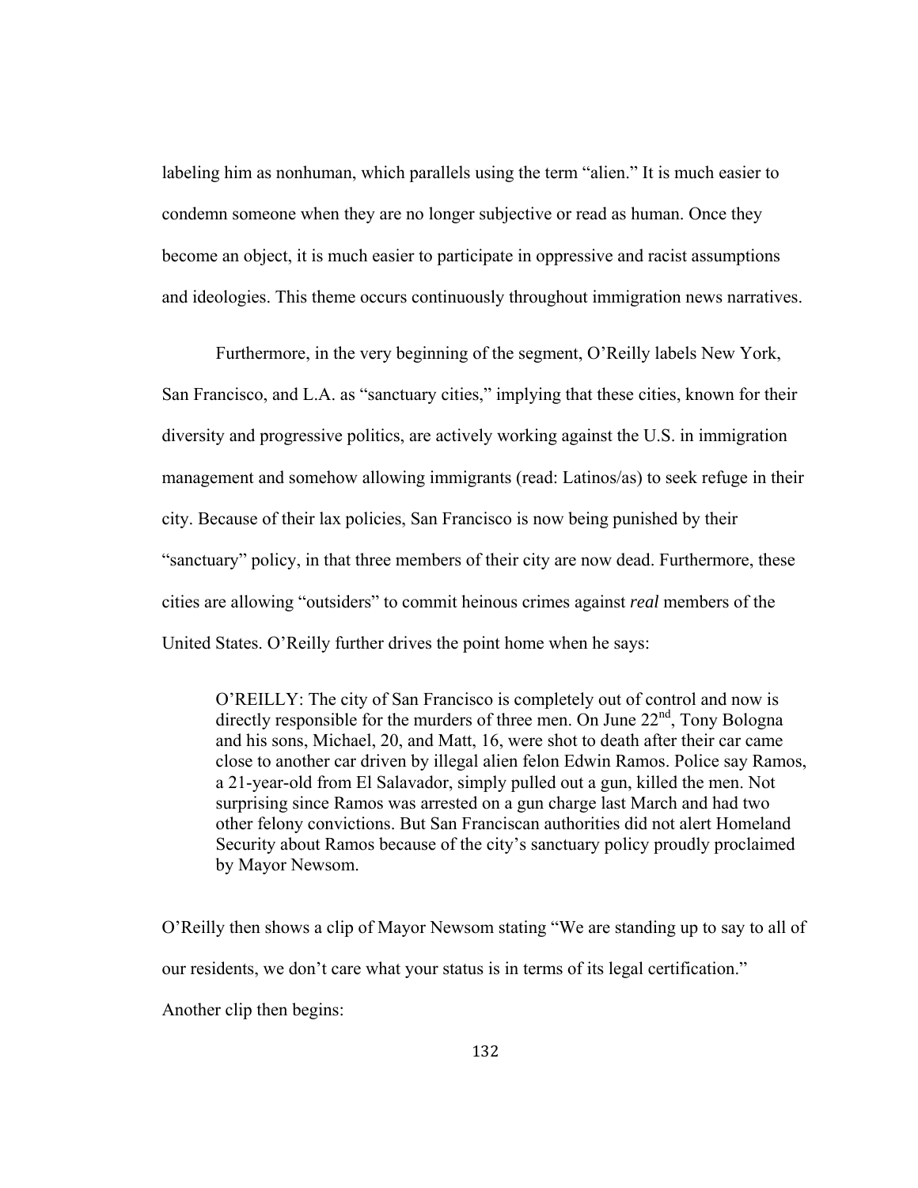labeling him as nonhuman, which parallels using the term "alien." It is much easier to condemn someone when they are no longer subjective or read as human. Once they become an object, it is much easier to participate in oppressive and racist assumptions and ideologies. This theme occurs continuously throughout immigration news narratives.

Furthermore, in the very beginning of the segment, O'Reilly labels New York, San Francisco, and L.A. as "sanctuary cities," implying that these cities, known for their diversity and progressive politics, are actively working against the U.S. in immigration management and somehow allowing immigrants (read: Latinos/as) to seek refuge in their city. Because of their lax policies, San Francisco is now being punished by their "sanctuary" policy, in that three members of their city are now dead. Furthermore, these cities are allowing "outsiders" to commit heinous crimes against *real* members of the United States. O'Reilly further drives the point home when he says:

> O'REILLY: The city of San Francisco is completely out of control and now is directly responsible for the murders of three men. On June 22nd, Tony Bologna and his sons, Michael, 20, and Matt, 16, were shot to death after their car came close to another car driven by illegal alien felon Edwin Ramos. Police say Ramos, a 21-year-old from El Salavador, simply pulled out a gun, killed the men. Not surprising since Ramos was arrested on a gun charge last March and had two other felony convictions. But San Franciscan authorities did not alert Homeland Security about Ramos because of the city's sanctuary policy proudly proclaimed by Mayor Newsom.

O'Reilly then shows a clip of Mayor Newsom stating "We are standing up to say to all of our residents, we don't care what your status is in terms of its legal certification." Another clip then begins: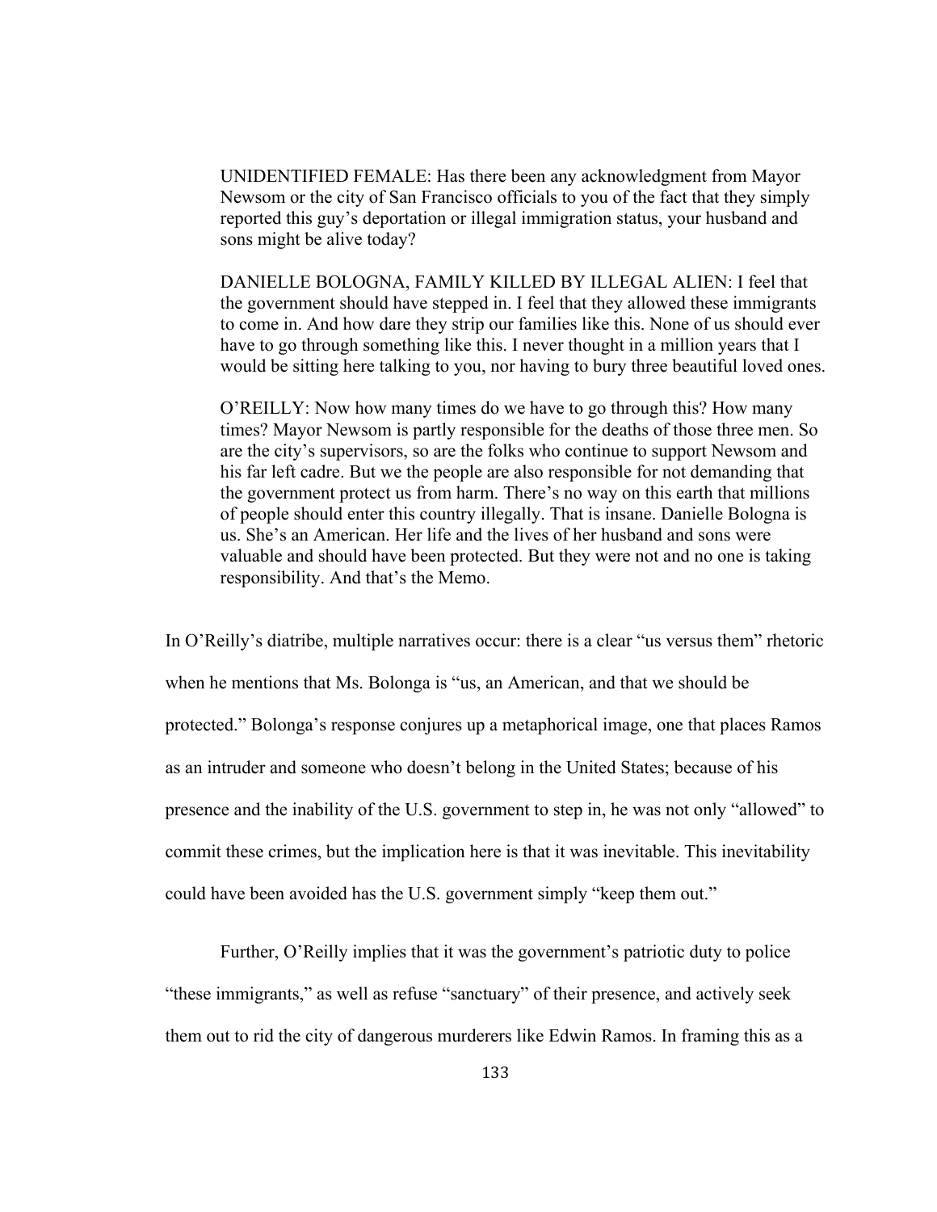> UNIDENTIFIED FEMALE: Has there been any acknowledgment from Mayor Newsom or the city of San Francisco officials to you of the fact that they simply reported this guy's deportation or illegal immigration status, your husband and sons might be alive today?
>
> DANIELLE BOLOGNA, FAMILY KILLED BY ILLEGAL ALIEN: I feel that the government should have stepped in. I feel that they allowed these immigrants to come in. And how dare they strip our families like this. None of us should ever have to go through something like this. I never thought in a million years that I would be sitting here talking to you, nor having to bury three beautiful loved ones.
>
> O'REILLY: Now how many times do we have to go through this? How many times? Mayor Newsom is partly responsible for the deaths of those three men. So are the city's supervisors, so are the folks who continue to support Newsom and his far left cadre. But we the people are also responsible for not demanding that the government protect us from harm. There's no way on this earth that millions of people should enter this country illegally. That is insane. Danielle Bologna is us. She's an American. Her life and the lives of her husband and sons were valuable and should have been protected. But they were not and no one is taking responsibility. And that's the Memo.

In O'Reilly's diatribe, multiple narratives occur: there is a clear "us versus them" rhetoric when he mentions that Ms. Bolonga is "us, an American, and that we should be protected." Bolonga's response conjures up a metaphorical image, one that places Ramos as an intruder and someone who doesn't belong in the United States; because of his presence and the inability of the U.S. government to step in, he was not only "allowed" to commit these crimes, but the implication here is that it was inevitable. This inevitability could have been avoided has the U.S. government simply "keep them out."

Further, O'Reilly implies that it was the government's patriotic duty to police "these immigrants," as well as refuse "sanctuary" of their presence, and actively seek them out to rid the city of dangerous murderers like Edwin Ramos. In framing this as a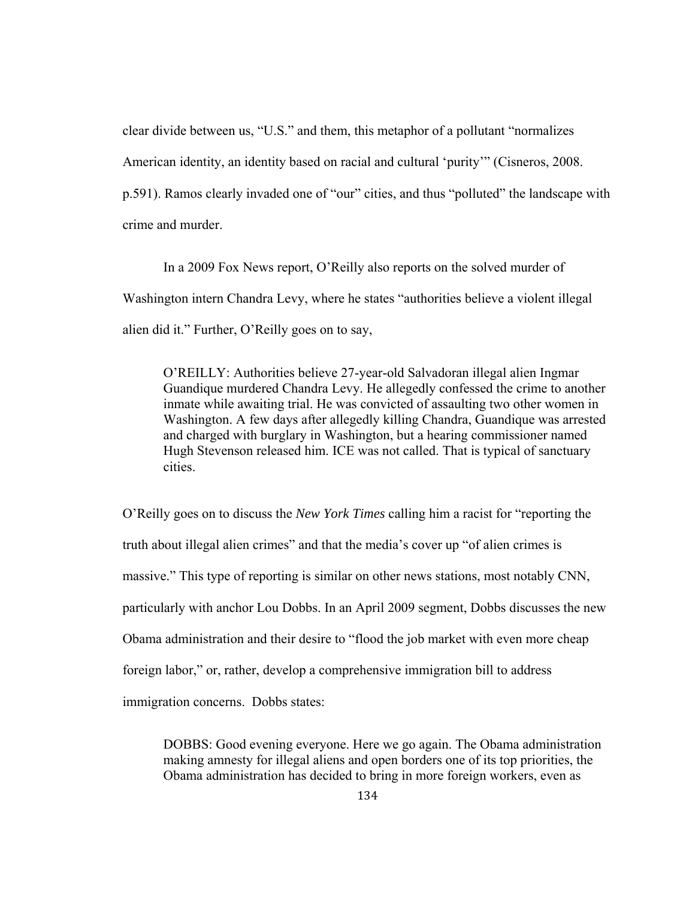clear divide between us, "U.S." and them, this metaphor of a pollutant "normalizes American identity, an identity based on racial and cultural 'purity'" (Cisneros, 2008. p.591). Ramos clearly invaded one of "our" cities, and thus "polluted" the landscape with crime and murder.

In a 2009 Fox News report, O'Reilly also reports on the solved murder of Washington intern Chandra Levy, where he states "authorities believe a violent illegal alien did it." Further, O'Reilly goes on to say,

> O'REILLY: Authorities believe 27-year-old Salvadoran illegal alien Ingmar Guandique murdered Chandra Levy. He allegedly confessed the crime to another inmate while awaiting trial. He was convicted of assaulting two other women in Washington. A few days after allegedly killing Chandra, Guandique was arrested and charged with burglary in Washington, but a hearing commissioner named Hugh Stevenson released him. ICE was not called. That is typical of sanctuary cities.

O'Reilly goes on to discuss the *New York Times* calling him a racist for "reporting the truth about illegal alien crimes" and that the media's cover up "of alien crimes is massive." This type of reporting is similar on other news stations, most notably CNN, particularly with anchor Lou Dobbs. In an April 2009 segment, Dobbs discusses the new Obama administration and their desire to "flood the job market with even more cheap foreign labor," or, rather, develop a comprehensive immigration bill to address immigration concerns. Dobbs states:

> DOBBS: Good evening everyone. Here we go again. The Obama administration making amnesty for illegal aliens and open borders one of its top priorities, the Obama administration has decided to bring in more foreign workers, even as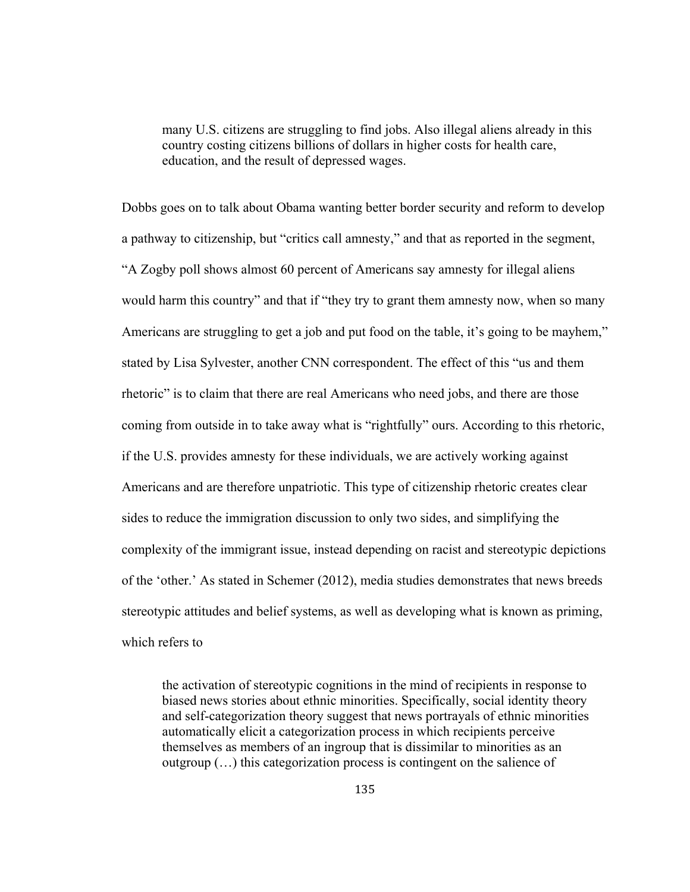> many U.S. citizens are struggling to find jobs. Also illegal aliens already in this country costing citizens billions of dollars in higher costs for health care, education, and the result of depressed wages.

Dobbs goes on to talk about Obama wanting better border security and reform to develop a pathway to citizenship, but "critics call amnesty," and that as reported in the segment, "A Zogby poll shows almost 60 percent of Americans say amnesty for illegal aliens would harm this country" and that if "they try to grant them amnesty now, when so many Americans are struggling to get a job and put food on the table, it's going to be mayhem," stated by Lisa Sylvester, another CNN correspondent. The effect of this "us and them rhetoric" is to claim that there are real Americans who need jobs, and there are those coming from outside in to take away what is "rightfully" ours. According to this rhetoric, if the U.S. provides amnesty for these individuals, we are actively working against Americans and are therefore unpatriotic. This type of citizenship rhetoric creates clear sides to reduce the immigration discussion to only two sides, and simplifying the complexity of the immigrant issue, instead depending on racist and stereotypic depictions of the 'other.' As stated in Schemer (2012), media studies demonstrates that news breeds stereotypic attitudes and belief systems, as well as developing what is known as priming, which refers to

> the activation of stereotypic cognitions in the mind of recipients in response to biased news stories about ethnic minorities. Specifically, social identity theory and self-categorization theory suggest that news portrayals of ethnic minorities automatically elicit a categorization process in which recipients perceive themselves as members of an ingroup that is dissimilar to minorities as an outgroup (…) this categorization process is contingent on the salience of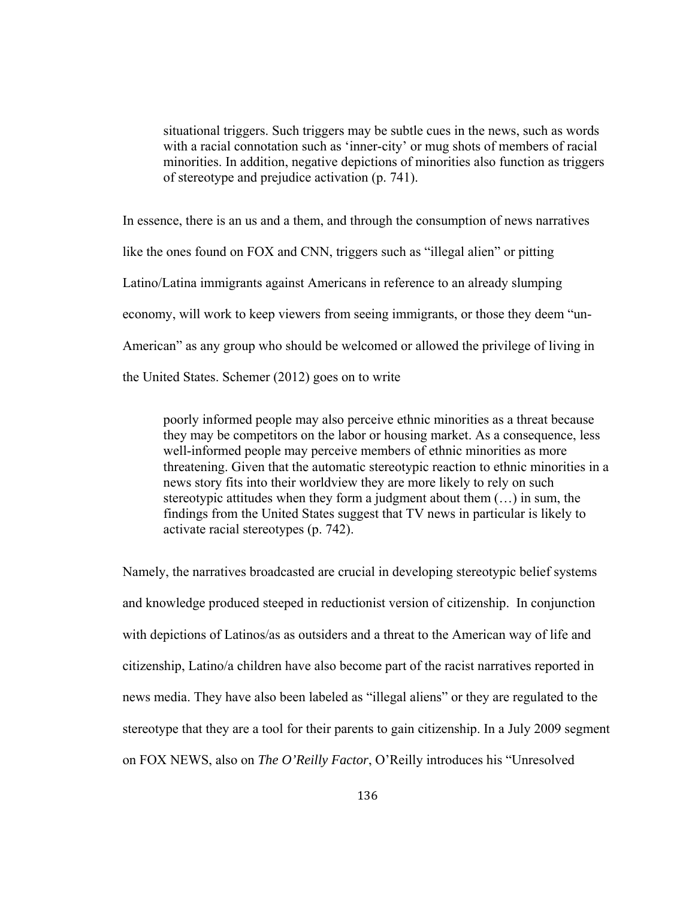> situational triggers. Such triggers may be subtle cues in the news, such as words with a racial connotation such as 'inner-city' or mug shots of members of racial minorities. In addition, negative depictions of minorities also function as triggers of stereotype and prejudice activation (p. 741).

In essence, there is an us and a them, and through the consumption of news narratives like the ones found on FOX and CNN, triggers such as "illegal alien" or pitting Latino/Latina immigrants against Americans in reference to an already slumping economy, will work to keep viewers from seeing immigrants, or those they deem "un-American" as any group who should be welcomed or allowed the privilege of living in the United States. Schemer (2012) goes on to write

> poorly informed people may also perceive ethnic minorities as a threat because they may be competitors on the labor or housing market. As a consequence, less well-informed people may perceive members of ethnic minorities as more threatening. Given that the automatic stereotypic reaction to ethnic minorities in a news story fits into their worldview they are more likely to rely on such stereotypic attitudes when they form a judgment about them (…) in sum, the findings from the United States suggest that TV news in particular is likely to activate racial stereotypes (p. 742).

Namely, the narratives broadcasted are crucial in developing stereotypic belief systems and knowledge produced steeped in reductionist version of citizenship. In conjunction with depictions of Latinos/as as outsiders and a threat to the American way of life and citizenship, Latino/a children have also become part of the racist narratives reported in news media. They have also been labeled as "illegal aliens" or they are regulated to the stereotype that they are a tool for their parents to gain citizenship. In a July 2009 segment on FOX NEWS, also on *The O'Reilly Factor*, O'Reilly introduces his "Unresolved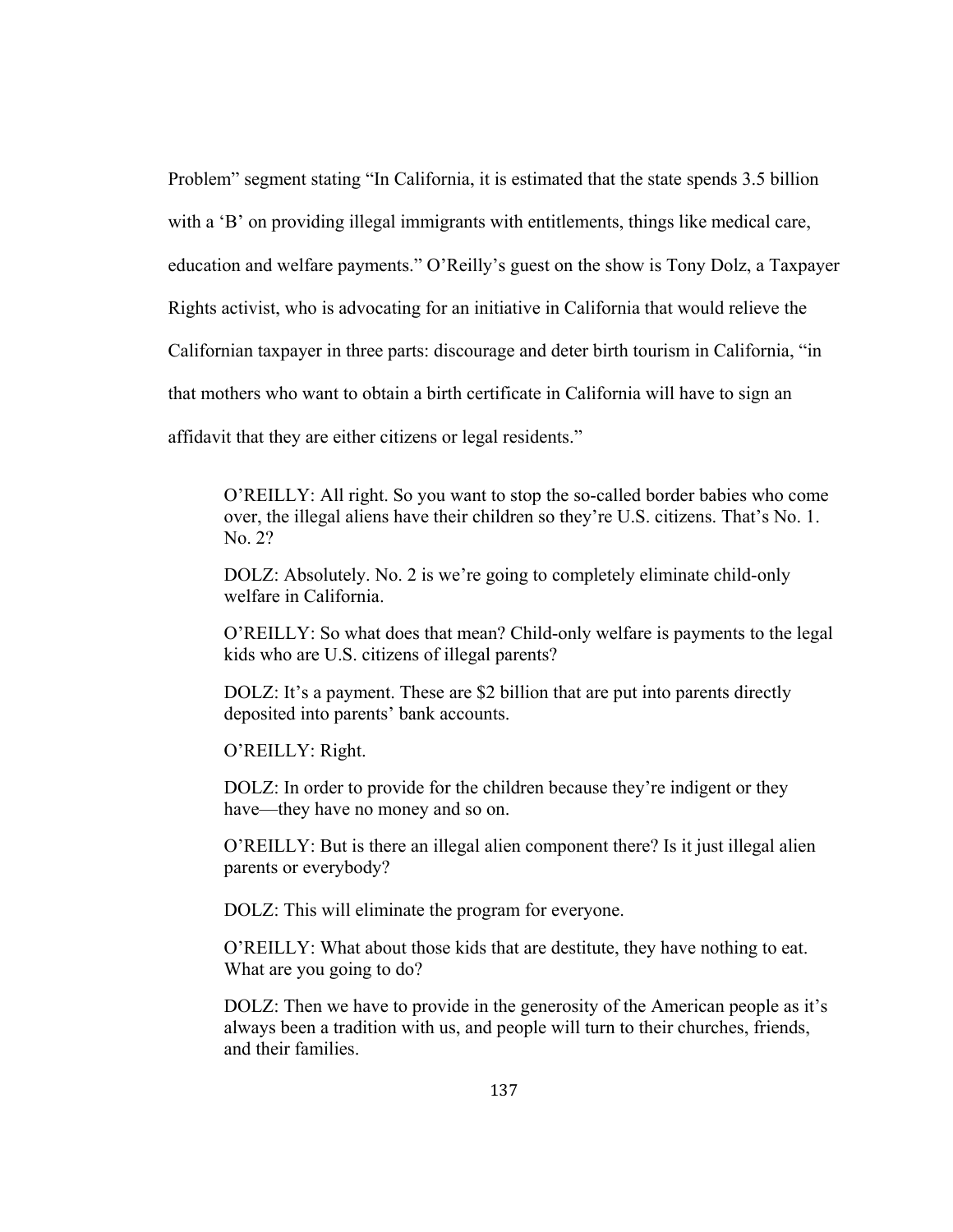Problem" segment stating "In California, it is estimated that the state spends 3.5 billion with a 'B' on providing illegal immigrants with entitlements, things like medical care, education and welfare payments." O'Reilly's guest on the show is Tony Dolz, a Taxpayer Rights activist, who is advocating for an initiative in California that would relieve the Californian taxpayer in three parts: discourage and deter birth tourism in California, "in that mothers who want to obtain a birth certificate in California will have to sign an affidavit that they are either citizens or legal residents."

> O'REILLY: All right. So you want to stop the so-called border babies who come over, the illegal aliens have their children so they're U.S. citizens. That's No. 1. No. 2?
>
> DOLZ: Absolutely. No. 2 is we're going to completely eliminate child-only welfare in California.
>
> O'REILLY: So what does that mean? Child-only welfare is payments to the legal kids who are U.S. citizens of illegal parents?
>
> DOLZ: It's a payment. These are $2 billion that are put into parents directly deposited into parents' bank accounts.
>
> O'REILLY: Right.
>
> DOLZ: In order to provide for the children because they're indigent or they have—they have no money and so on.
>
> O'REILLY: But is there an illegal alien component there? Is it just illegal alien parents or everybody?
>
> DOLZ: This will eliminate the program for everyone.
>
> O'REILLY: What about those kids that are destitute, they have nothing to eat. What are you going to do?
>
> DOLZ: Then we have to provide in the generosity of the American people as it's always been a tradition with us, and people will turn to their churches, friends, and their families.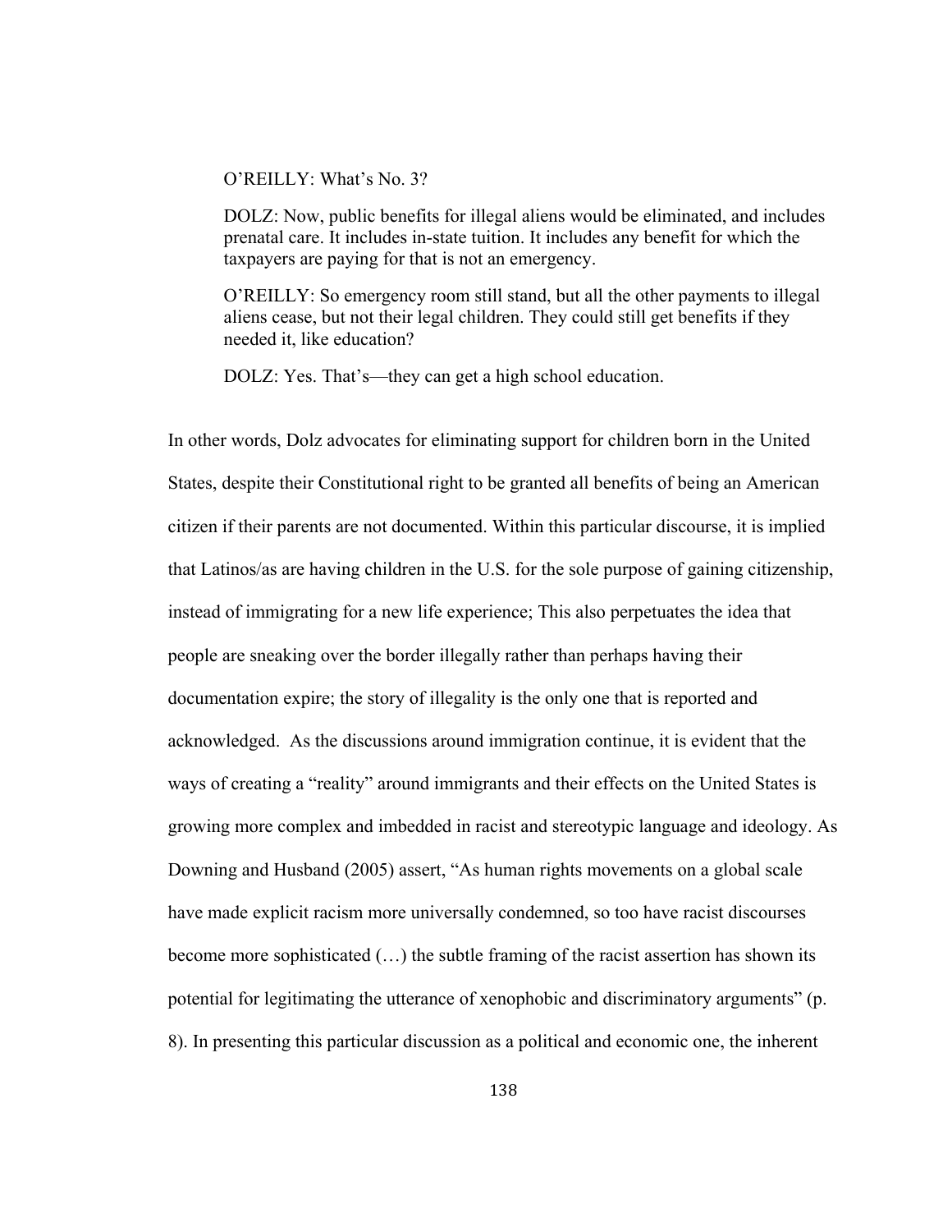> O'REILLY: What's No. 3?
>
> DOLZ: Now, public benefits for illegal aliens would be eliminated, and includes prenatal care. It includes in-state tuition. It includes any benefit for which the taxpayers are paying for that is not an emergency.
>
> O'REILLY: So emergency room still stand, but all the other payments to illegal aliens cease, but not their legal children. They could still get benefits if they needed it, like education?
>
> DOLZ: Yes. That's—they can get a high school education.

In other words, Dolz advocates for eliminating support for children born in the United States, despite their Constitutional right to be granted all benefits of being an American citizen if their parents are not documented. Within this particular discourse, it is implied that Latinos/as are having children in the U.S. for the sole purpose of gaining citizenship, instead of immigrating for a new life experience; This also perpetuates the idea that people are sneaking over the border illegally rather than perhaps having their documentation expire; the story of illegality is the only one that is reported and acknowledged. As the discussions around immigration continue, it is evident that the ways of creating a "reality" around immigrants and their effects on the United States is growing more complex and imbedded in racist and stereotypic language and ideology. As Downing and Husband (2005) assert, "As human rights movements on a global scale have made explicit racism more universally condemned, so too have racist discourses become more sophisticated (…) the subtle framing of the racist assertion has shown its potential for legitimating the utterance of xenophobic and discriminatory arguments" (p. 8). In presenting this particular discussion as a political and economic one, the inherent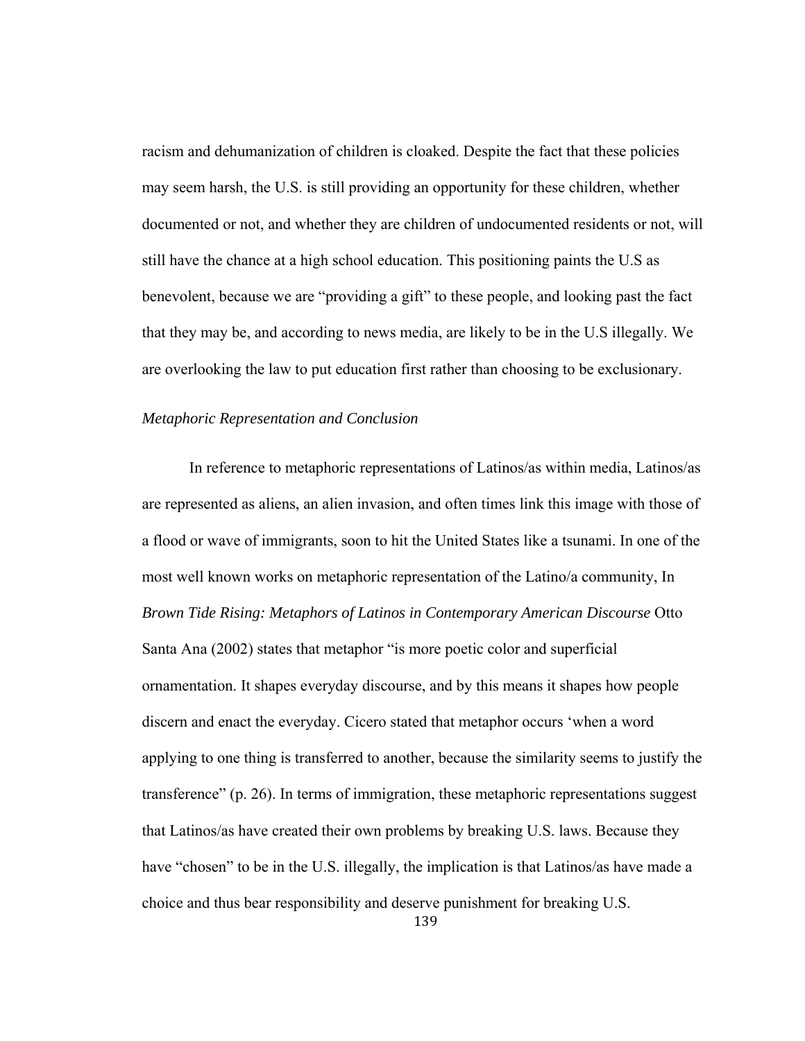racism and dehumanization of children is cloaked. Despite the fact that these policies may seem harsh, the U.S. is still providing an opportunity for these children, whether documented or not, and whether they are children of undocumented residents or not, will still have the chance at a high school education. This positioning paints the U.S as benevolent, because we are "providing a gift" to these people, and looking past the fact that they may be, and according to news media, are likely to be in the U.S illegally. We are overlooking the law to put education first rather than choosing to be exclusionary.

### *Metaphoric Representation and Conclusion*

In reference to metaphoric representations of Latinos/as within media, Latinos/as are represented as aliens, an alien invasion, and often times link this image with those of a flood or wave of immigrants, soon to hit the United States like a tsunami. In one of the most well known works on metaphoric representation of the Latino/a community, In *Brown Tide Rising: Metaphors of Latinos in Contemporary American Discourse* Otto Santa Ana (2002) states that metaphor "is more poetic color and superficial ornamentation. It shapes everyday discourse, and by this means it shapes how people discern and enact the everyday. Cicero stated that metaphor occurs 'when a word applying to one thing is transferred to another, because the similarity seems to justify the transference" (p. 26). In terms of immigration, these metaphoric representations suggest that Latinos/as have created their own problems by breaking U.S. laws. Because they have "chosen" to be in the U.S. illegally, the implication is that Latinos/as have made a choice and thus bear responsibility and deserve punishment for breaking U.S.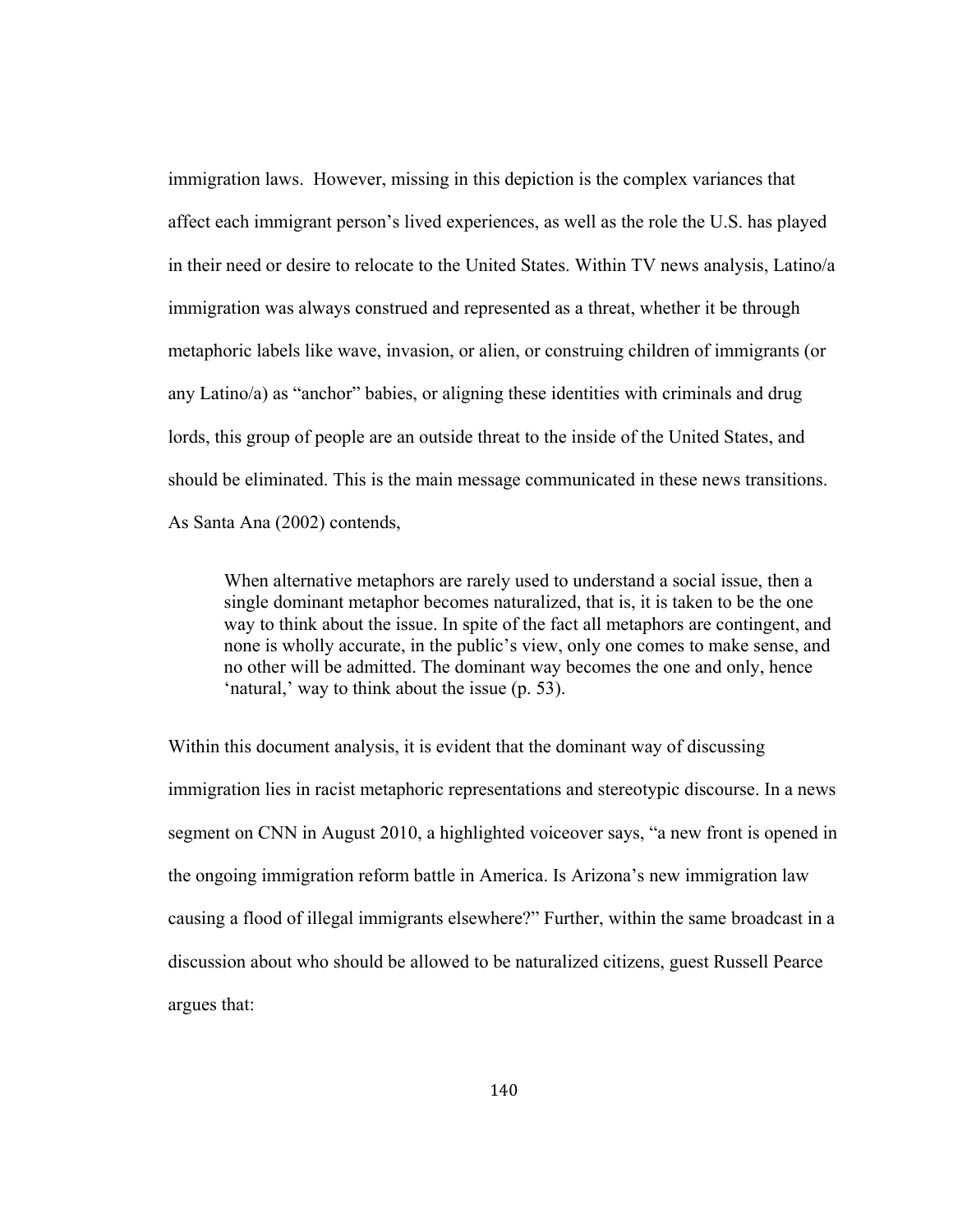immigration laws. However, missing in this depiction is the complex variances that affect each immigrant person's lived experiences, as well as the role the U.S. has played in their need or desire to relocate to the United States. Within TV news analysis, Latino/a immigration was always construed and represented as a threat, whether it be through metaphoric labels like wave, invasion, or alien, or construing children of immigrants (or any Latino/a) as "anchor" babies, or aligning these identities with criminals and drug lords, this group of people are an outside threat to the inside of the United States, and should be eliminated. This is the main message communicated in these news transitions. As Santa Ana (2002) contends,

> When alternative metaphors are rarely used to understand a social issue, then a single dominant metaphor becomes naturalized, that is, it is taken to be the one way to think about the issue. In spite of the fact all metaphors are contingent, and none is wholly accurate, in the public's view, only one comes to make sense, and no other will be admitted. The dominant way becomes the one and only, hence 'natural,' way to think about the issue (p. 53).

Within this document analysis, it is evident that the dominant way of discussing immigration lies in racist metaphoric representations and stereotypic discourse. In a news segment on CNN in August 2010, a highlighted voiceover says, "a new front is opened in the ongoing immigration reform battle in America. Is Arizona's new immigration law causing a flood of illegal immigrants elsewhere?" Further, within the same broadcast in a discussion about who should be allowed to be naturalized citizens, guest Russell Pearce argues that: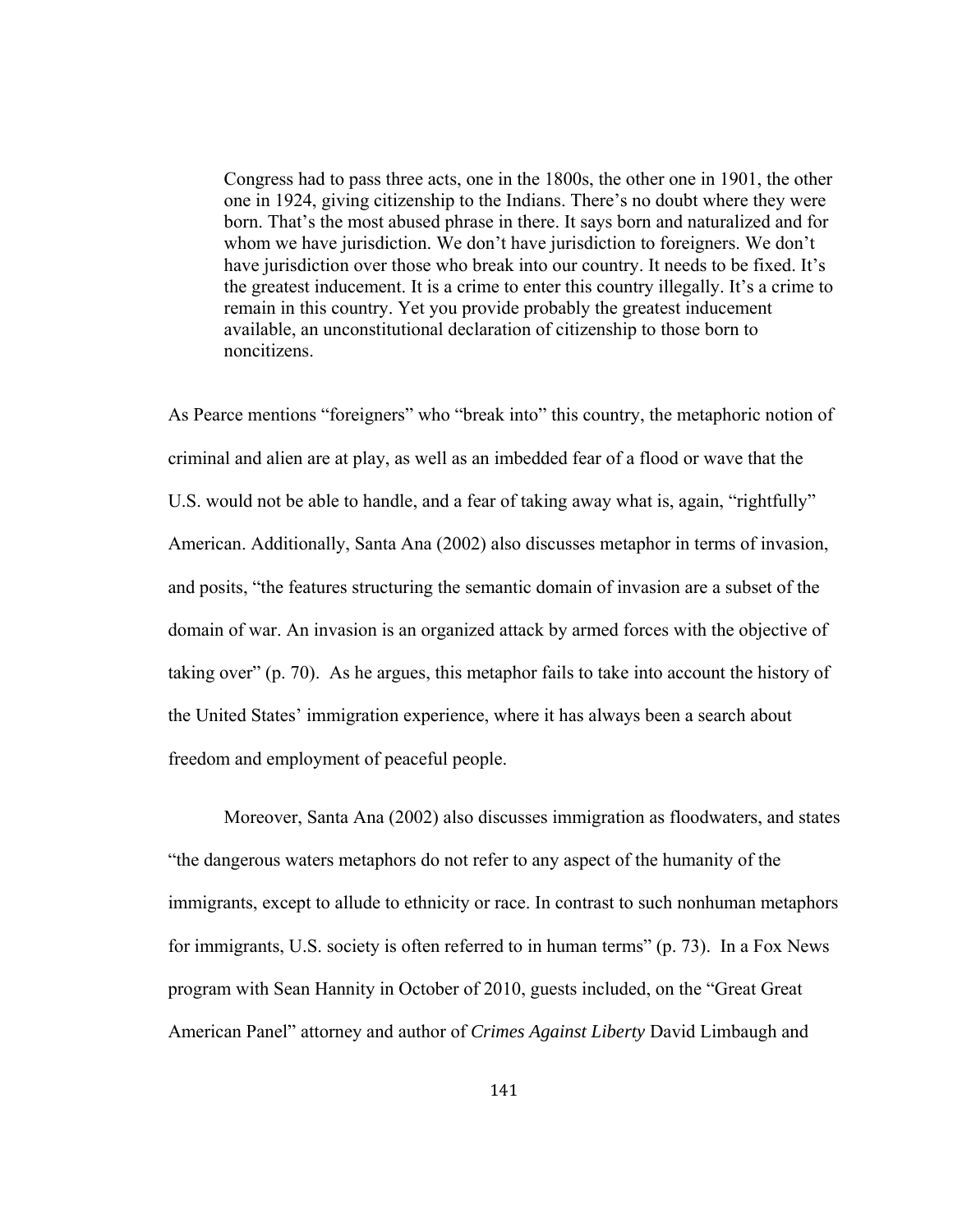> Congress had to pass three acts, one in the 1800s, the other one in 1901, the other one in 1924, giving citizenship to the Indians. There's no doubt where they were born. That's the most abused phrase in there. It says born and naturalized and for whom we have jurisdiction. We don't have jurisdiction to foreigners. We don't have jurisdiction over those who break into our country. It needs to be fixed. It's the greatest inducement. It is a crime to enter this country illegally. It's a crime to remain in this country. Yet you provide probably the greatest inducement available, an unconstitutional declaration of citizenship to those born to noncitizens.

As Pearce mentions "foreigners" who "break into" this country, the metaphoric notion of criminal and alien are at play, as well as an imbedded fear of a flood or wave that the U.S. would not be able to handle, and a fear of taking away what is, again, "rightfully" American. Additionally, Santa Ana (2002) also discusses metaphor in terms of invasion, and posits, "the features structuring the semantic domain of invasion are a subset of the domain of war. An invasion is an organized attack by armed forces with the objective of taking over" (p. 70). As he argues, this metaphor fails to take into account the history of the United States' immigration experience, where it has always been a search about freedom and employment of peaceful people.

Moreover, Santa Ana (2002) also discusses immigration as floodwaters, and states "the dangerous waters metaphors do not refer to any aspect of the humanity of the immigrants, except to allude to ethnicity or race. In contrast to such nonhuman metaphors for immigrants, U.S. society is often referred to in human terms" (p. 73). In a Fox News program with Sean Hannity in October of 2010, guests included, on the "Great Great American Panel" attorney and author of *Crimes Against Liberty* David Limbaugh and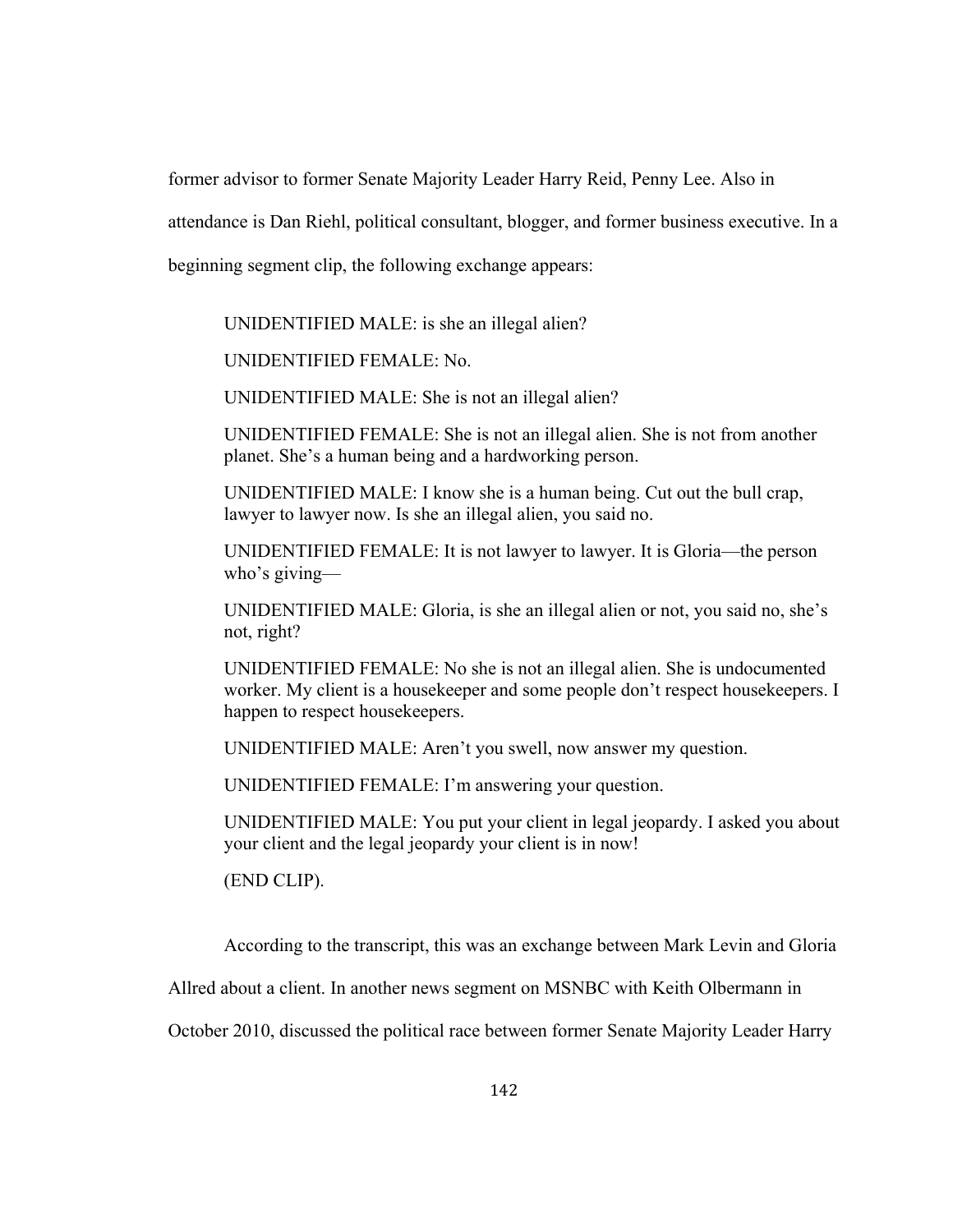former advisor to former Senate Majority Leader Harry Reid, Penny Lee. Also in attendance is Dan Riehl, political consultant, blogger, and former business executive. In a beginning segment clip, the following exchange appears:

> UNIDENTIFIED MALE: is she an illegal alien?
>
> UNIDENTIFIED FEMALE: No.
>
> UNIDENTIFIED MALE: She is not an illegal alien?
>
> UNIDENTIFIED FEMALE: She is not an illegal alien. She is not from another planet. She's a human being and a hardworking person.
>
> UNIDENTIFIED MALE: I know she is a human being. Cut out the bull crap, lawyer to lawyer now. Is she an illegal alien, you said no.
>
> UNIDENTIFIED FEMALE: It is not lawyer to lawyer. It is Gloria—the person who's giving—
>
> UNIDENTIFIED MALE: Gloria, is she an illegal alien or not, you said no, she's not, right?
>
> UNIDENTIFIED FEMALE: No she is not an illegal alien. She is undocumented worker. My client is a housekeeper and some people don't respect housekeepers. I happen to respect housekeepers.
>
> UNIDENTIFIED MALE: Aren't you swell, now answer my question.
>
> UNIDENTIFIED FEMALE: I'm answering your question.
>
> UNIDENTIFIED MALE: You put your client in legal jeopardy. I asked you about your client and the legal jeopardy your client is in now!
>
> (END CLIP).

According to the transcript, this was an exchange between Mark Levin and Gloria Allred about a client. In another news segment on MSNBC with Keith Olbermann in October 2010, discussed the political race between former Senate Majority Leader Harry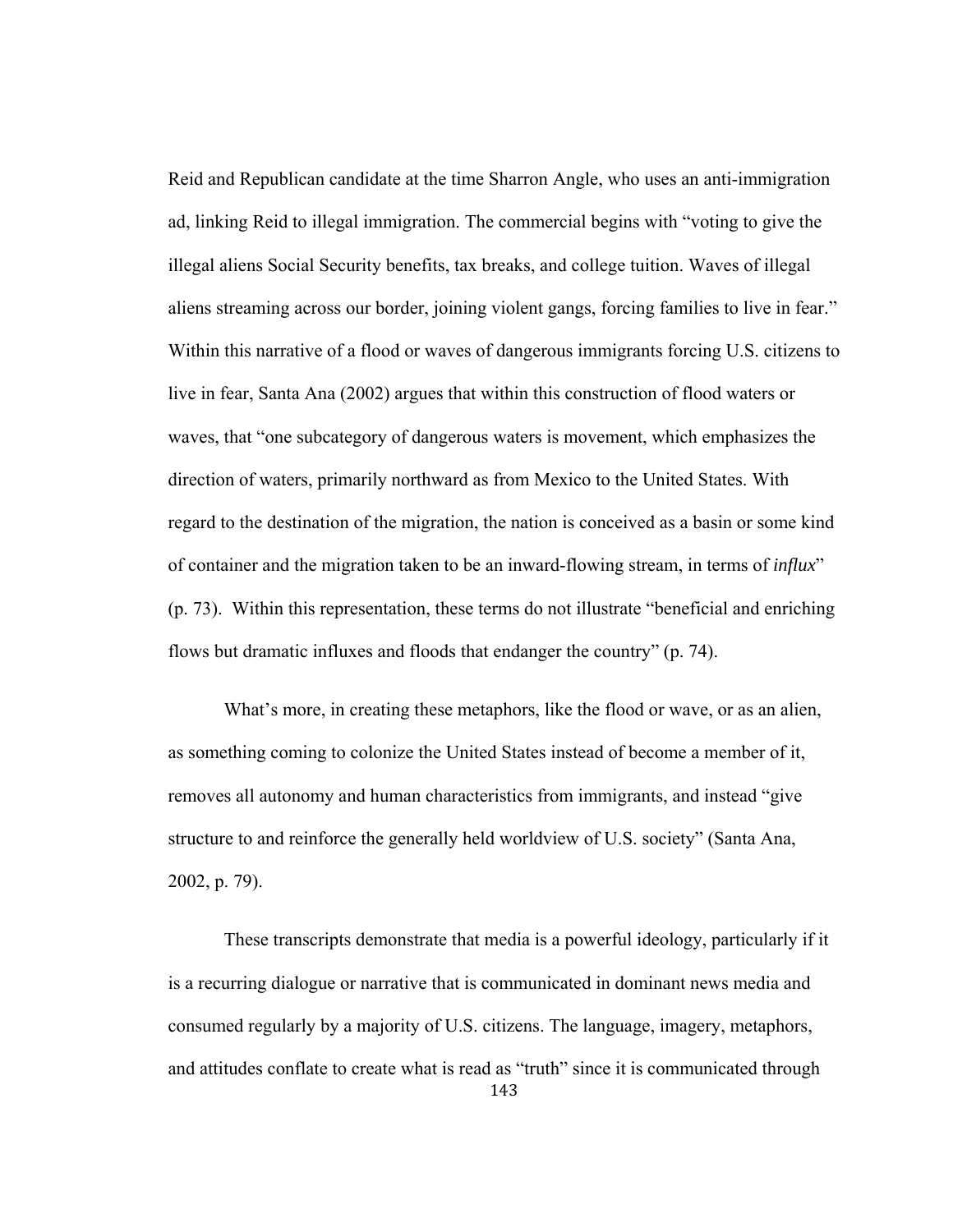Reid and Republican candidate at the time Sharron Angle, who uses an anti-immigration ad, linking Reid to illegal immigration. The commercial begins with "voting to give the illegal aliens Social Security benefits, tax breaks, and college tuition. Waves of illegal aliens streaming across our border, joining violent gangs, forcing families to live in fear." Within this narrative of a flood or waves of dangerous immigrants forcing U.S. citizens to live in fear, Santa Ana (2002) argues that within this construction of flood waters or waves, that "one subcategory of dangerous waters is movement, which emphasizes the direction of waters, primarily northward as from Mexico to the United States. With regard to the destination of the migration, the nation is conceived as a basin or some kind of container and the migration taken to be an inward-flowing stream, in terms of *influx*" (p. 73). Within this representation, these terms do not illustrate "beneficial and enriching flows but dramatic influxes and floods that endanger the country" (p. 74).

What's more, in creating these metaphors, like the flood or wave, or as an alien, as something coming to colonize the United States instead of become a member of it, removes all autonomy and human characteristics from immigrants, and instead "give structure to and reinforce the generally held worldview of U.S. society" (Santa Ana, 2002, p. 79).

These transcripts demonstrate that media is a powerful ideology, particularly if it is a recurring dialogue or narrative that is communicated in dominant news media and consumed regularly by a majority of U.S. citizens. The language, imagery, metaphors, and attitudes conflate to create what is read as "truth" since it is communicated through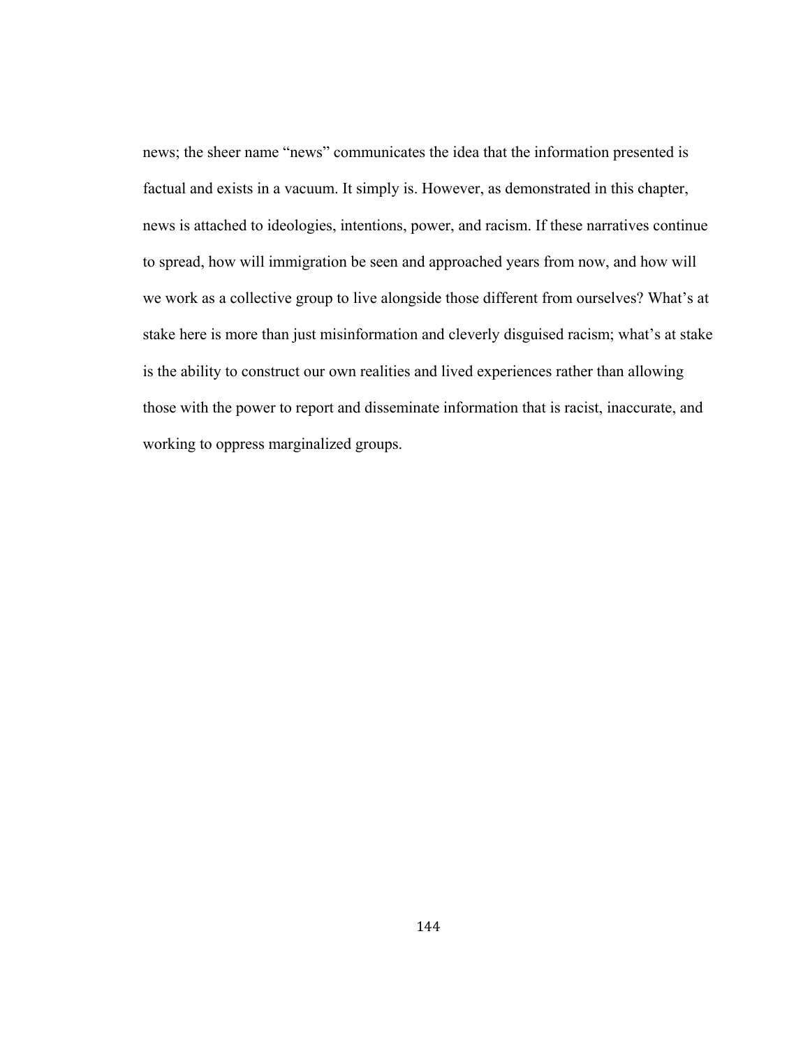news; the sheer name "news" communicates the idea that the information presented is factual and exists in a vacuum. It simply is. However, as demonstrated in this chapter, news is attached to ideologies, intentions, power, and racism. If these narratives continue to spread, how will immigration be seen and approached years from now, and how will we work as a collective group to live alongside those different from ourselves? What's at stake here is more than just misinformation and cleverly disguised racism; what's at stake is the ability to construct our own realities and lived experiences rather than allowing those with the power to report and disseminate information that is racist, inaccurate, and working to oppress marginalized groups.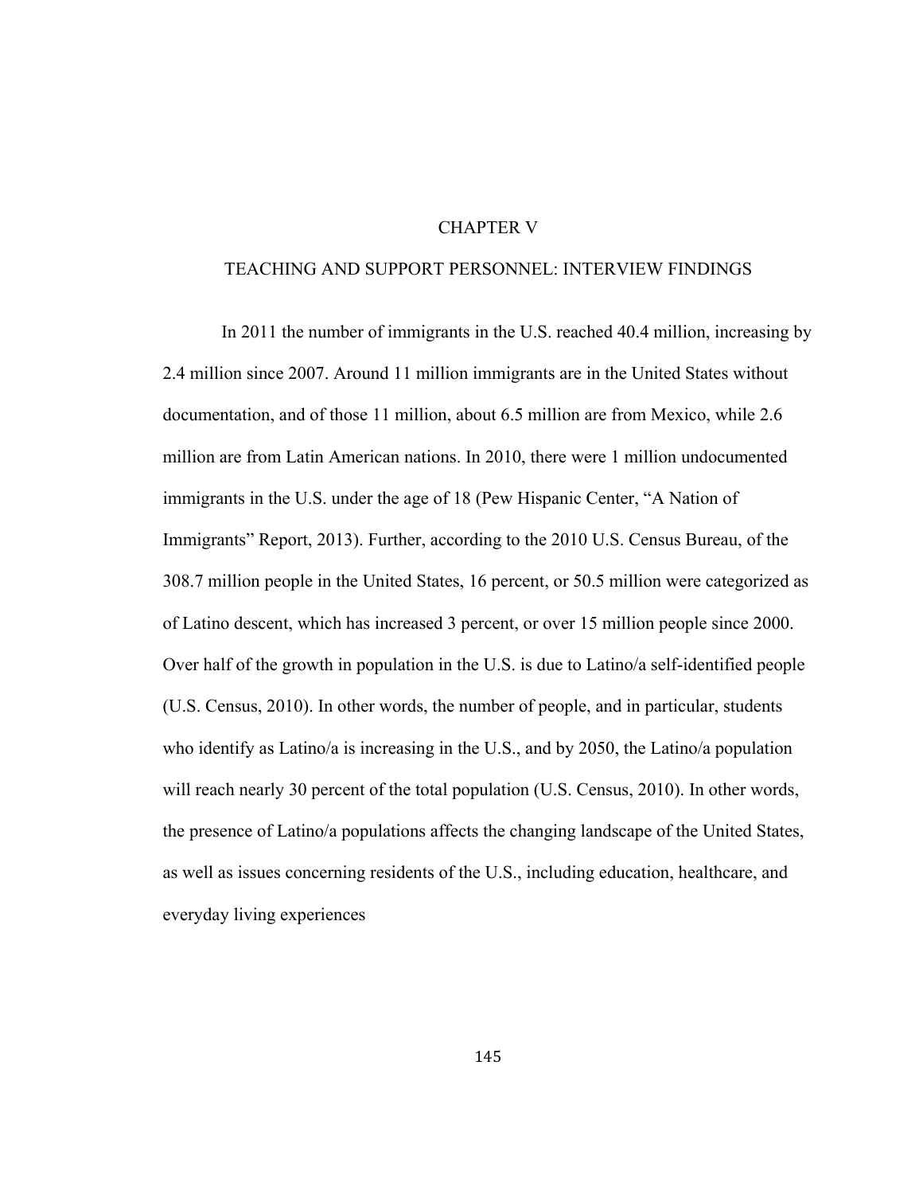# CHAPTER V

## TEACHING AND SUPPORT PERSONNEL: INTERVIEW FINDINGS

In 2011 the number of immigrants in the U.S. reached 40.4 million, increasing by 2.4 million since 2007. Around 11 million immigrants are in the United States without documentation, and of those 11 million, about 6.5 million are from Mexico, while 2.6 million are from Latin American nations. In 2010, there were 1 million undocumented immigrants in the U.S. under the age of 18 (Pew Hispanic Center, "A Nation of Immigrants" Report, 2013). Further, according to the 2010 U.S. Census Bureau, of the 308.7 million people in the United States, 16 percent, or 50.5 million were categorized as of Latino descent, which has increased 3 percent, or over 15 million people since 2000. Over half of the growth in population in the U.S. is due to Latino/a self-identified people (U.S. Census, 2010). In other words, the number of people, and in particular, students who identify as Latino/a is increasing in the U.S., and by 2050, the Latino/a population will reach nearly 30 percent of the total population (U.S. Census, 2010). In other words, the presence of Latino/a populations affects the changing landscape of the United States, as well as issues concerning residents of the U.S., including education, healthcare, and everyday living experiences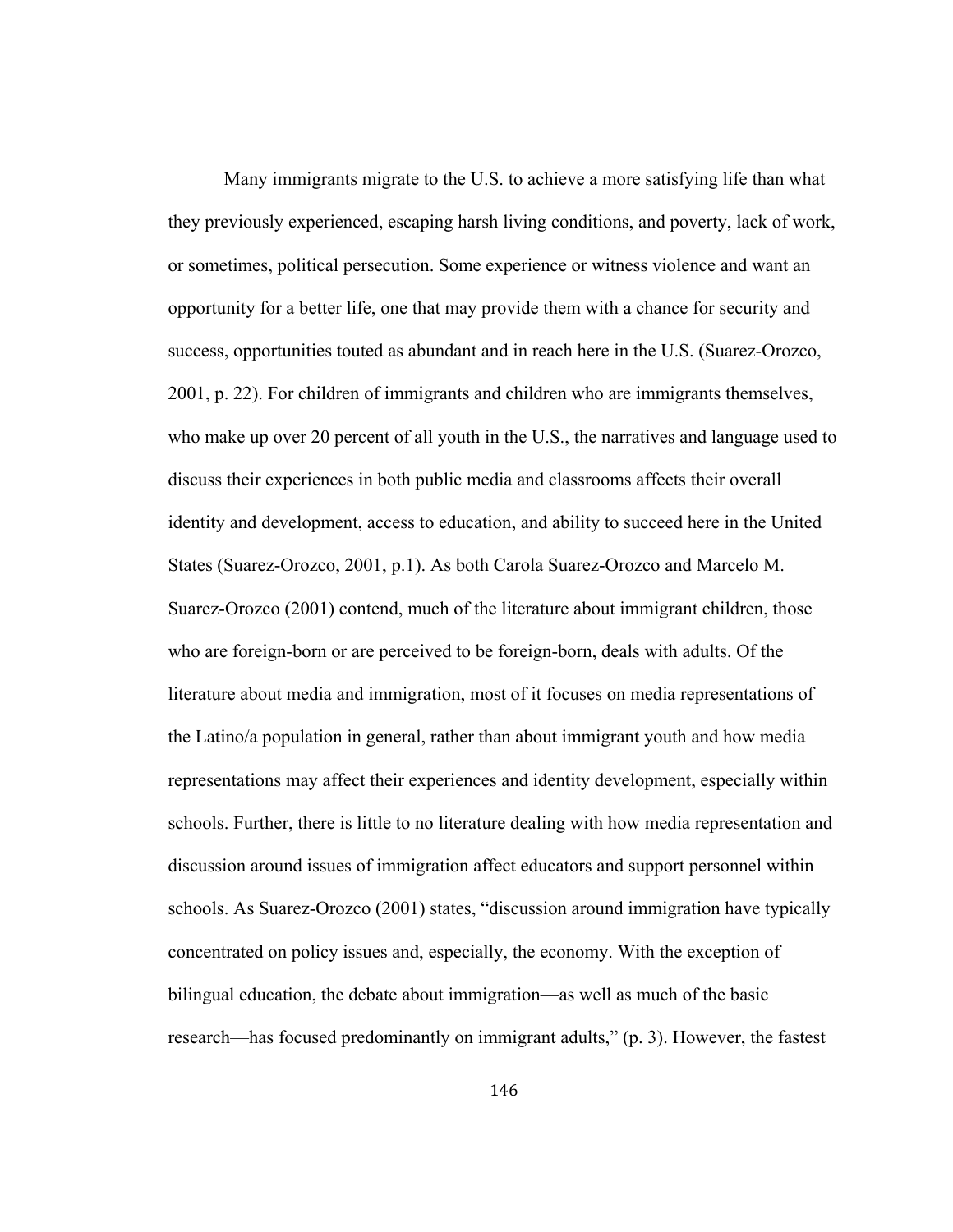Many immigrants migrate to the U.S. to achieve a more satisfying life than what they previously experienced, escaping harsh living conditions, and poverty, lack of work, or sometimes, political persecution. Some experience or witness violence and want an opportunity for a better life, one that may provide them with a chance for security and success, opportunities touted as abundant and in reach here in the U.S. (Suarez-Orozco, 2001, p. 22). For children of immigrants and children who are immigrants themselves, who make up over 20 percent of all youth in the U.S., the narratives and language used to discuss their experiences in both public media and classrooms affects their overall identity and development, access to education, and ability to succeed here in the United States (Suarez-Orozco, 2001, p.1). As both Carola Suarez-Orozco and Marcelo M. Suarez-Orozco (2001) contend, much of the literature about immigrant children, those who are foreign-born or are perceived to be foreign-born, deals with adults. Of the literature about media and immigration, most of it focuses on media representations of the Latino/a population in general, rather than about immigrant youth and how media representations may affect their experiences and identity development, especially within schools. Further, there is little to no literature dealing with how media representation and discussion around issues of immigration affect educators and support personnel within schools. As Suarez-Orozco (2001) states, "discussion around immigration have typically concentrated on policy issues and, especially, the economy. With the exception of bilingual education, the debate about immigration—as well as much of the basic research—has focused predominantly on immigrant adults," (p. 3). However, the fastest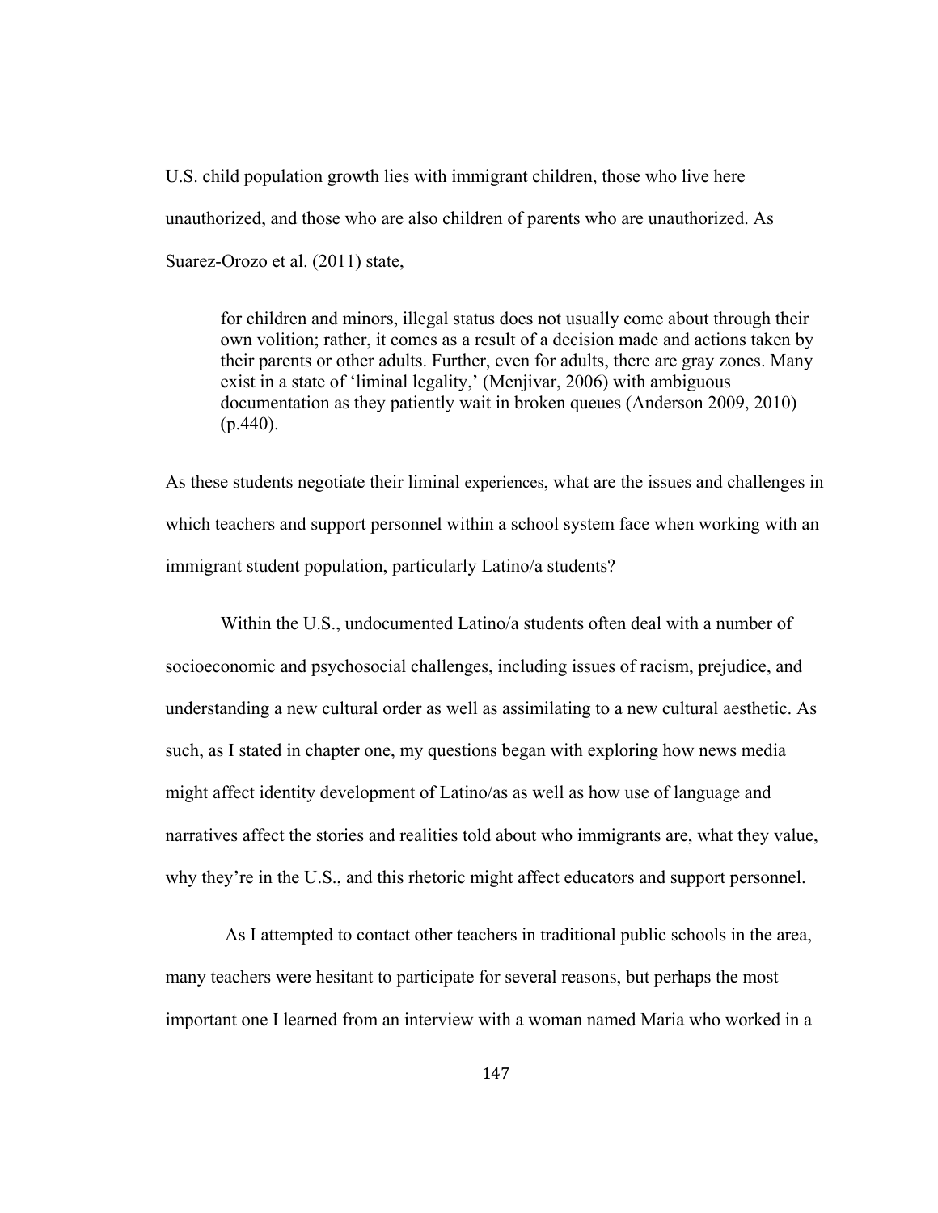U.S. child population growth lies with immigrant children, those who live here unauthorized, and those who are also children of parents who are unauthorized. As Suarez-Orozo et al. (2011) state,

> for children and minors, illegal status does not usually come about through their own volition; rather, it comes as a result of a decision made and actions taken by their parents or other adults. Further, even for adults, there are gray zones. Many exist in a state of 'liminal legality,' (Menjivar, 2006) with ambiguous documentation as they patiently wait in broken queues (Anderson 2009, 2010) (p.440).

As these students negotiate their liminal experiences, what are the issues and challenges in which teachers and support personnel within a school system face when working with an immigrant student population, particularly Latino/a students?

Within the U.S., undocumented Latino/a students often deal with a number of socioeconomic and psychosocial challenges, including issues of racism, prejudice, and understanding a new cultural order as well as assimilating to a new cultural aesthetic. As such, as I stated in chapter one, my questions began with exploring how news media might affect identity development of Latino/as as well as how use of language and narratives affect the stories and realities told about who immigrants are, what they value, why they're in the U.S., and this rhetoric might affect educators and support personnel.

As I attempted to contact other teachers in traditional public schools in the area, many teachers were hesitant to participate for several reasons, but perhaps the most important one I learned from an interview with a woman named Maria who worked in a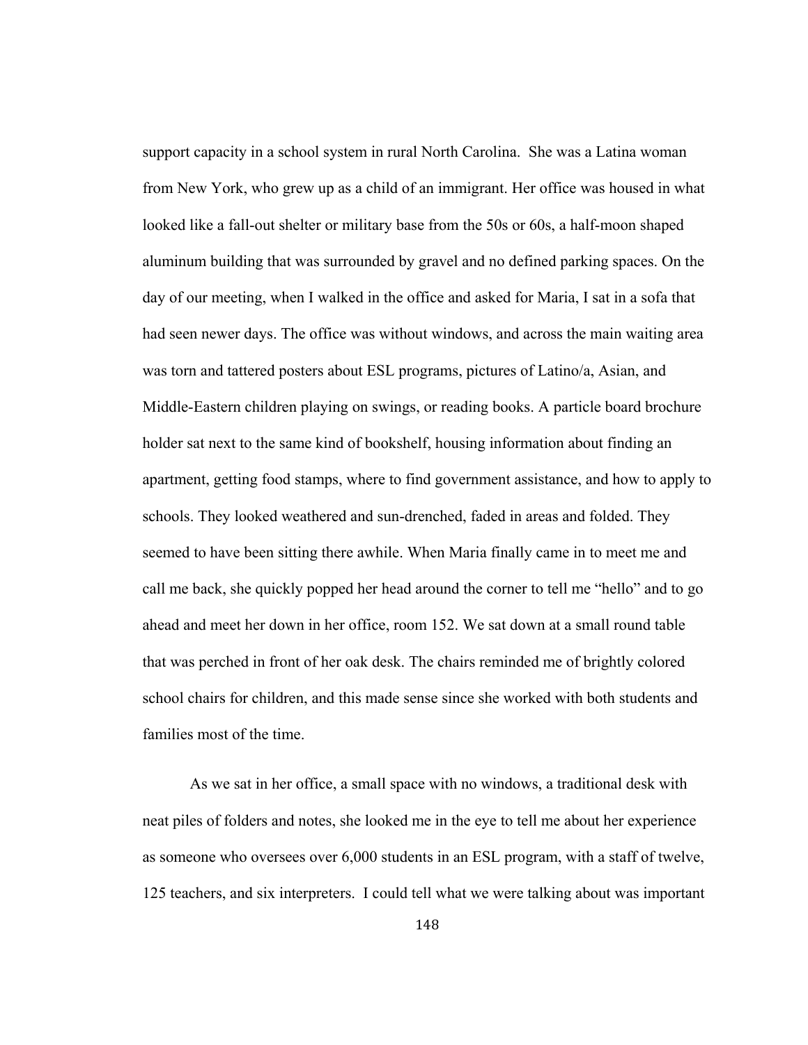support capacity in a school system in rural North Carolina. She was a Latina woman from New York, who grew up as a child of an immigrant. Her office was housed in what looked like a fall-out shelter or military base from the 50s or 60s, a half-moon shaped aluminum building that was surrounded by gravel and no defined parking spaces. On the day of our meeting, when I walked in the office and asked for Maria, I sat in a sofa that had seen newer days. The office was without windows, and across the main waiting area was torn and tattered posters about ESL programs, pictures of Latino/a, Asian, and Middle-Eastern children playing on swings, or reading books. A particle board brochure holder sat next to the same kind of bookshelf, housing information about finding an apartment, getting food stamps, where to find government assistance, and how to apply to schools. They looked weathered and sun-drenched, faded in areas and folded. They seemed to have been sitting there awhile. When Maria finally came in to meet me and call me back, she quickly popped her head around the corner to tell me "hello" and to go ahead and meet her down in her office, room 152. We sat down at a small round table that was perched in front of her oak desk. The chairs reminded me of brightly colored school chairs for children, and this made sense since she worked with both students and families most of the time.

As we sat in her office, a small space with no windows, a traditional desk with neat piles of folders and notes, she looked me in the eye to tell me about her experience as someone who oversees over 6,000 students in an ESL program, with a staff of twelve, 125 teachers, and six interpreters. I could tell what we were talking about was important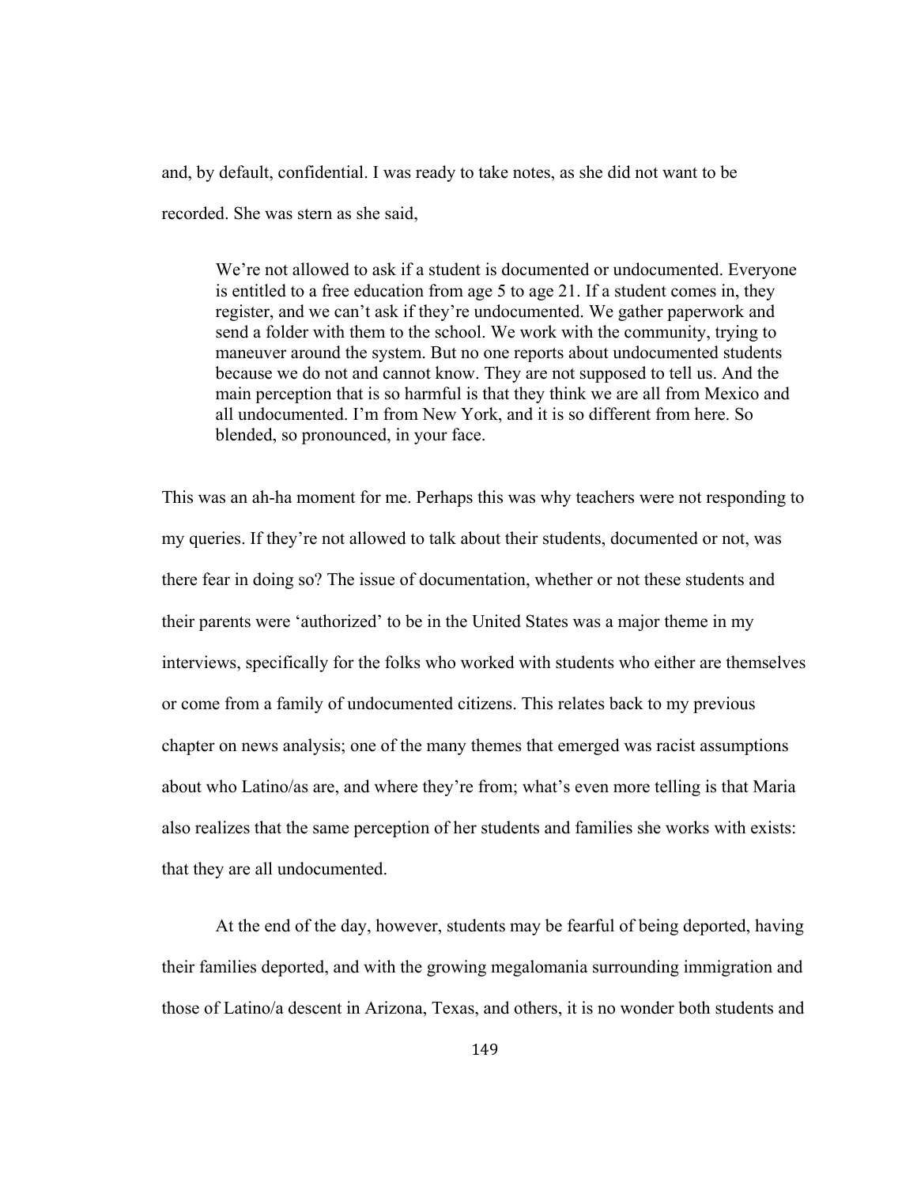and, by default, confidential. I was ready to take notes, as she did not want to be recorded. She was stern as she said,

> We're not allowed to ask if a student is documented or undocumented. Everyone is entitled to a free education from age 5 to age 21. If a student comes in, they register, and we can't ask if they're undocumented. We gather paperwork and send a folder with them to the school. We work with the community, trying to maneuver around the system. But no one reports about undocumented students because we do not and cannot know. They are not supposed to tell us. And the main perception that is so harmful is that they think we are all from Mexico and all undocumented. I'm from New York, and it is so different from here. So blended, so pronounced, in your face.

This was an ah-ha moment for me. Perhaps this was why teachers were not responding to my queries. If they're not allowed to talk about their students, documented or not, was there fear in doing so? The issue of documentation, whether or not these students and their parents were 'authorized' to be in the United States was a major theme in my interviews, specifically for the folks who worked with students who either are themselves or come from a family of undocumented citizens. This relates back to my previous chapter on news analysis; one of the many themes that emerged was racist assumptions about who Latino/as are, and where they're from; what's even more telling is that Maria also realizes that the same perception of her students and families she works with exists: that they are all undocumented.

At the end of the day, however, students may be fearful of being deported, having their families deported, and with the growing megalomania surrounding immigration and those of Latino/a descent in Arizona, Texas, and others, it is no wonder both students and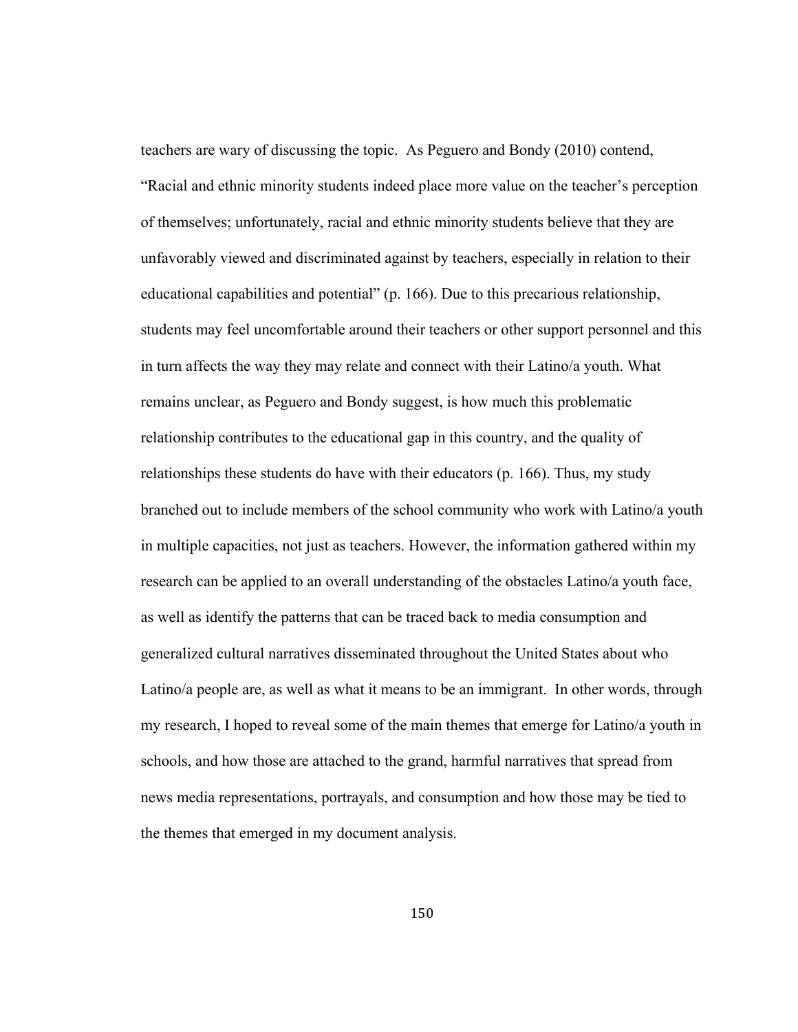teachers are wary of discussing the topic. As Peguero and Bondy (2010) contend, "Racial and ethnic minority students indeed place more value on the teacher's perception of themselves; unfortunately, racial and ethnic minority students believe that they are unfavorably viewed and discriminated against by teachers, especially in relation to their educational capabilities and potential" (p. 166). Due to this precarious relationship, students may feel uncomfortable around their teachers or other support personnel and this in turn affects the way they may relate and connect with their Latino/a youth. What remains unclear, as Peguero and Bondy suggest, is how much this problematic relationship contributes to the educational gap in this country, and the quality of relationships these students do have with their educators (p. 166). Thus, my study branched out to include members of the school community who work with Latino/a youth in multiple capacities, not just as teachers. However, the information gathered within my research can be applied to an overall understanding of the obstacles Latino/a youth face, as well as identify the patterns that can be traced back to media consumption and generalized cultural narratives disseminated throughout the United States about who Latino/a people are, as well as what it means to be an immigrant. In other words, through my research, I hoped to reveal some of the main themes that emerge for Latino/a youth in schools, and how those are attached to the grand, harmful narratives that spread from news media representations, portrayals, and consumption and how those may be tied to the themes that emerged in my document analysis.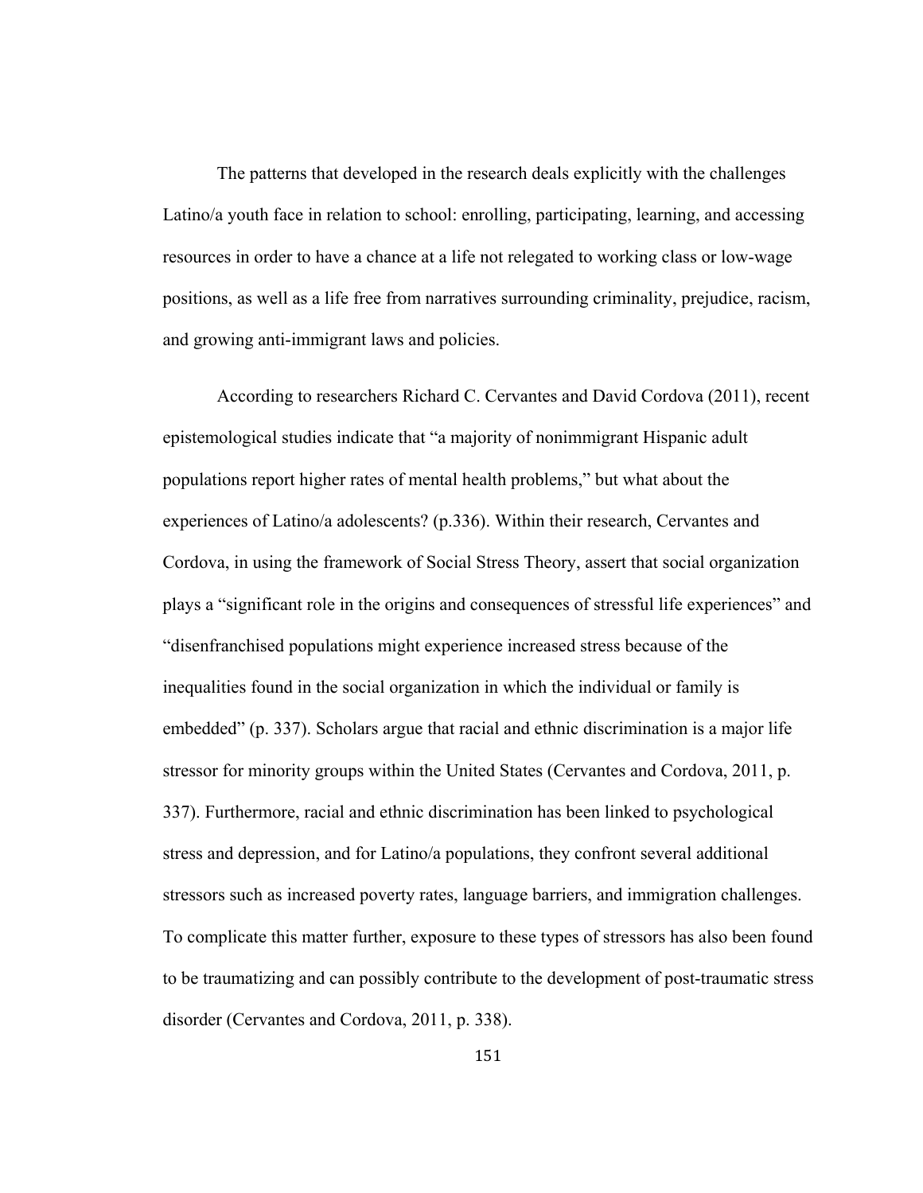The patterns that developed in the research deals explicitly with the challenges Latino/a youth face in relation to school: enrolling, participating, learning, and accessing resources in order to have a chance at a life not relegated to working class or low-wage positions, as well as a life free from narratives surrounding criminality, prejudice, racism, and growing anti-immigrant laws and policies.

According to researchers Richard C. Cervantes and David Cordova (2011), recent epistemological studies indicate that "a majority of nonimmigrant Hispanic adult populations report higher rates of mental health problems," but what about the experiences of Latino/a adolescents? (p.336). Within their research, Cervantes and Cordova, in using the framework of Social Stress Theory, assert that social organization plays a "significant role in the origins and consequences of stressful life experiences" and "disenfranchised populations might experience increased stress because of the inequalities found in the social organization in which the individual or family is embedded" (p. 337). Scholars argue that racial and ethnic discrimination is a major life stressor for minority groups within the United States (Cervantes and Cordova, 2011, p. 337). Furthermore, racial and ethnic discrimination has been linked to psychological stress and depression, and for Latino/a populations, they confront several additional stressors such as increased poverty rates, language barriers, and immigration challenges. To complicate this matter further, exposure to these types of stressors has also been found to be traumatizing and can possibly contribute to the development of post-traumatic stress disorder (Cervantes and Cordova, 2011, p. 338).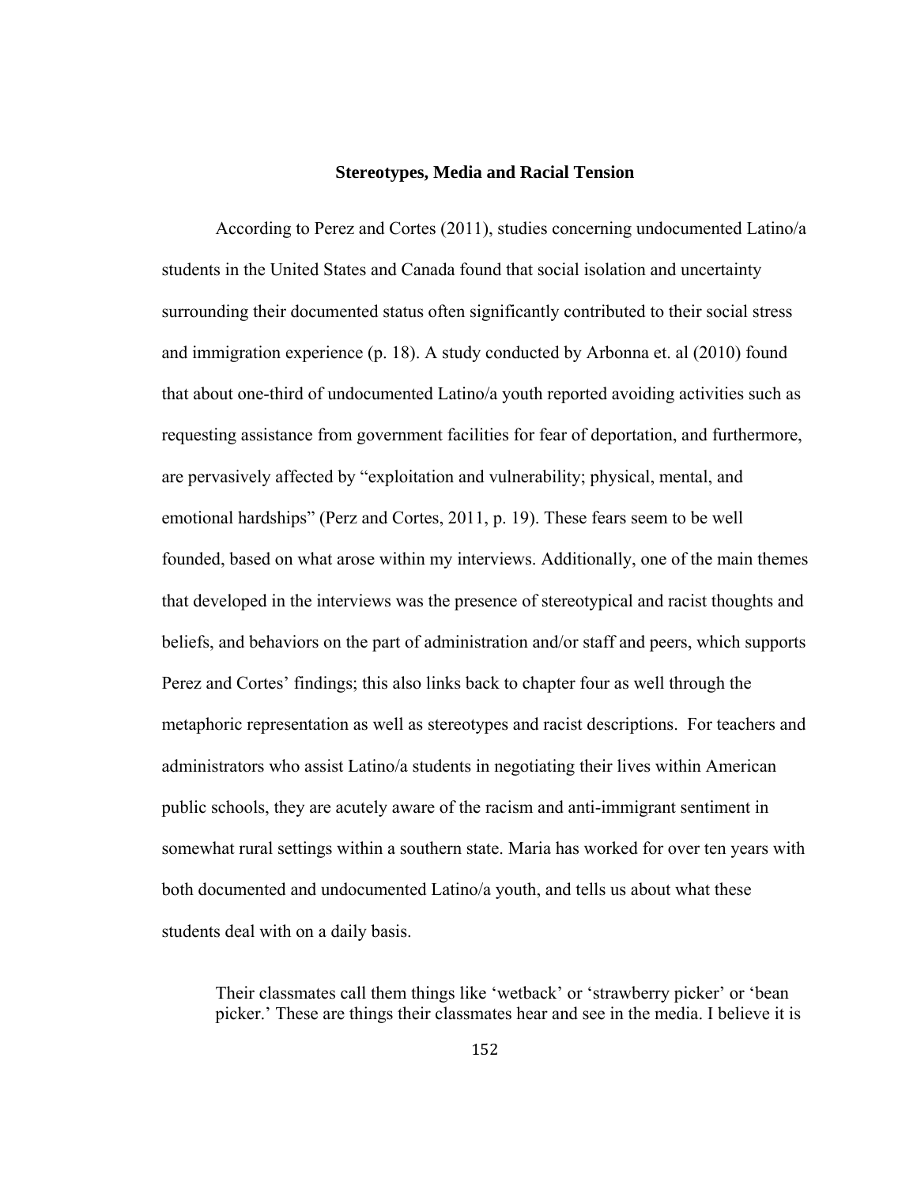## Stereotypes, Media and Racial Tension

According to Perez and Cortes (2011), studies concerning undocumented Latino/a students in the United States and Canada found that social isolation and uncertainty surrounding their documented status often significantly contributed to their social stress and immigration experience (p. 18). A study conducted by Arbonna et. al (2010) found that about one-third of undocumented Latino/a youth reported avoiding activities such as requesting assistance from government facilities for fear of deportation, and furthermore, are pervasively affected by "exploitation and vulnerability; physical, mental, and emotional hardships" (Perz and Cortes, 2011, p. 19). These fears seem to be well founded, based on what arose within my interviews. Additionally, one of the main themes that developed in the interviews was the presence of stereotypical and racist thoughts and beliefs, and behaviors on the part of administration and/or staff and peers, which supports Perez and Cortes' findings; this also links back to chapter four as well through the metaphoric representation as well as stereotypes and racist descriptions. For teachers and administrators who assist Latino/a students in negotiating their lives within American public schools, they are acutely aware of the racism and anti-immigrant sentiment in somewhat rural settings within a southern state. Maria has worked for over ten years with both documented and undocumented Latino/a youth, and tells us about what these students deal with on a daily basis.

> Their classmates call them things like 'wetback' or 'strawberry picker' or 'bean picker.' These are things their classmates hear and see in the media. I believe it is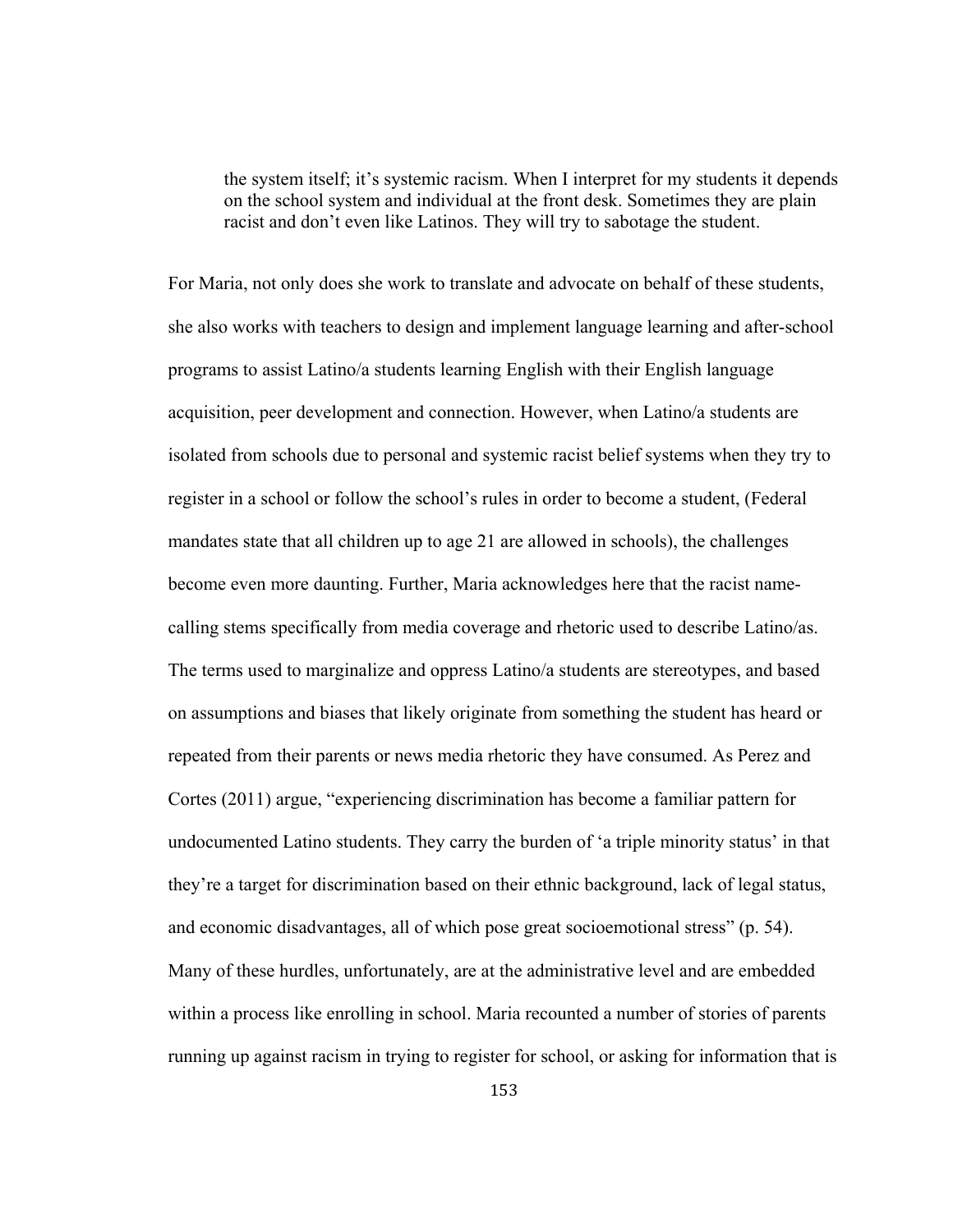> the system itself; it's systemic racism. When I interpret for my students it depends on the school system and individual at the front desk. Sometimes they are plain racist and don't even like Latinos. They will try to sabotage the student.

For Maria, not only does she work to translate and advocate on behalf of these students, she also works with teachers to design and implement language learning and after-school programs to assist Latino/a students learning English with their English language acquisition, peer development and connection. However, when Latino/a students are isolated from schools due to personal and systemic racist belief systems when they try to register in a school or follow the school's rules in order to become a student, (Federal mandates state that all children up to age 21 are allowed in schools), the challenges become even more daunting. Further, Maria acknowledges here that the racist name-calling stems specifically from media coverage and rhetoric used to describe Latino/as. The terms used to marginalize and oppress Latino/a students are stereotypes, and based on assumptions and biases that likely originate from something the student has heard or repeated from their parents or news media rhetoric they have consumed. As Perez and Cortes (2011) argue, "experiencing discrimination has become a familiar pattern for undocumented Latino students. They carry the burden of 'a triple minority status' in that they're a target for discrimination based on their ethnic background, lack of legal status, and economic disadvantages, all of which pose great socioemotional stress" (p. 54). Many of these hurdles, unfortunately, are at the administrative level and are embedded within a process like enrolling in school. Maria recounted a number of stories of parents running up against racism in trying to register for school, or asking for information that is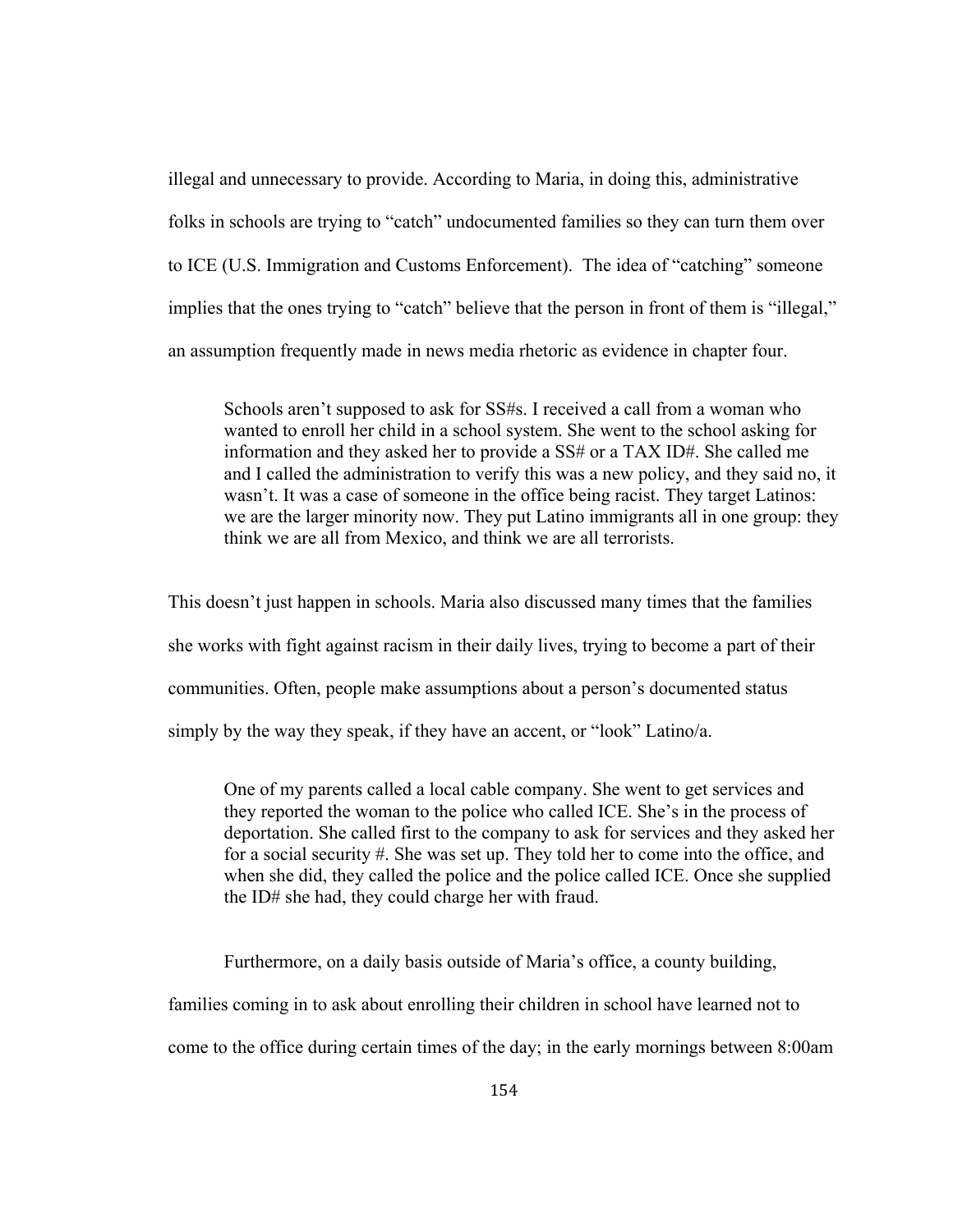illegal and unnecessary to provide. According to Maria, in doing this, administrative folks in schools are trying to "catch" undocumented families so they can turn them over to ICE (U.S. Immigration and Customs Enforcement). The idea of "catching" someone implies that the ones trying to "catch" believe that the person in front of them is "illegal," an assumption frequently made in news media rhetoric as evidence in chapter four.

> Schools aren't supposed to ask for SS#s. I received a call from a woman who wanted to enroll her child in a school system. She went to the school asking for information and they asked her to provide a SS# or a TAX ID#. She called me and I called the administration to verify this was a new policy, and they said no, it wasn't. It was a case of someone in the office being racist. They target Latinos: we are the larger minority now. They put Latino immigrants all in one group: they think we are all from Mexico, and think we are all terrorists.

This doesn't just happen in schools. Maria also discussed many times that the families she works with fight against racism in their daily lives, trying to become a part of their communities. Often, people make assumptions about a person's documented status simply by the way they speak, if they have an accent, or "look" Latino/a.

> One of my parents called a local cable company. She went to get services and they reported the woman to the police who called ICE. She's in the process of deportation. She called first to the company to ask for services and they asked her for a social security #. She was set up. They told her to come into the office, and when she did, they called the police and the police called ICE. Once she supplied the ID# she had, they could charge her with fraud.

Furthermore, on a daily basis outside of Maria's office, a county building, families coming in to ask about enrolling their children in school have learned not to come to the office during certain times of the day; in the early mornings between 8:00am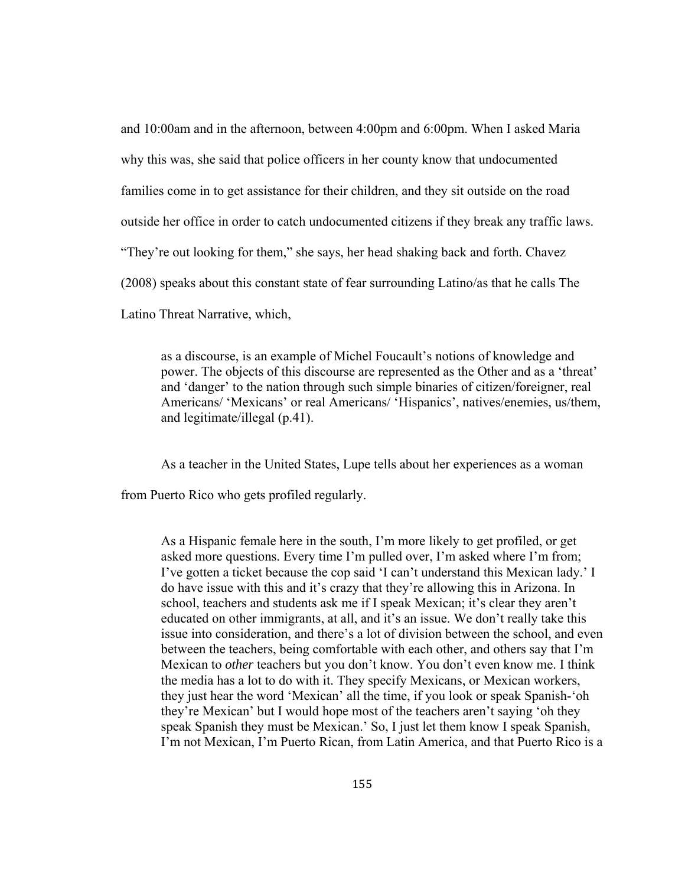and 10:00am and in the afternoon, between 4:00pm and 6:00pm. When I asked Maria why this was, she said that police officers in her county know that undocumented families come in to get assistance for their children, and they sit outside on the road outside her office in order to catch undocumented citizens if they break any traffic laws. "They're out looking for them," she says, her head shaking back and forth. Chavez (2008) speaks about this constant state of fear surrounding Latino/as that he calls The Latino Threat Narrative, which,

> as a discourse, is an example of Michel Foucault's notions of knowledge and power. The objects of this discourse are represented as the Other and as a 'threat' and 'danger' to the nation through such simple binaries of citizen/foreigner, real Americans/ 'Mexicans' or real Americans/ 'Hispanics', natives/enemies, us/them, and legitimate/illegal (p.41).

As a teacher in the United States, Lupe tells about her experiences as a woman from Puerto Rico who gets profiled regularly.

> As a Hispanic female here in the south, I'm more likely to get profiled, or get asked more questions. Every time I'm pulled over, I'm asked where I'm from; I've gotten a ticket because the cop said 'I can't understand this Mexican lady.' I do have issue with this and it's crazy that they're allowing this in Arizona. In school, teachers and students ask me if I speak Mexican; it's clear they aren't educated on other immigrants, at all, and it's an issue. We don't really take this issue into consideration, and there's a lot of division between the school, and even between the teachers, being comfortable with each other, and others say that I'm Mexican to *other* teachers but you don't know. You don't even know me. I think the media has a lot to do with it. They specify Mexicans, or Mexican workers, they just hear the word 'Mexican' all the time, if you look or speak Spanish-'oh they're Mexican' but I would hope most of the teachers aren't saying 'oh they speak Spanish they must be Mexican.' So, I just let them know I speak Spanish, I'm not Mexican, I'm Puerto Rican, from Latin America, and that Puerto Rico is a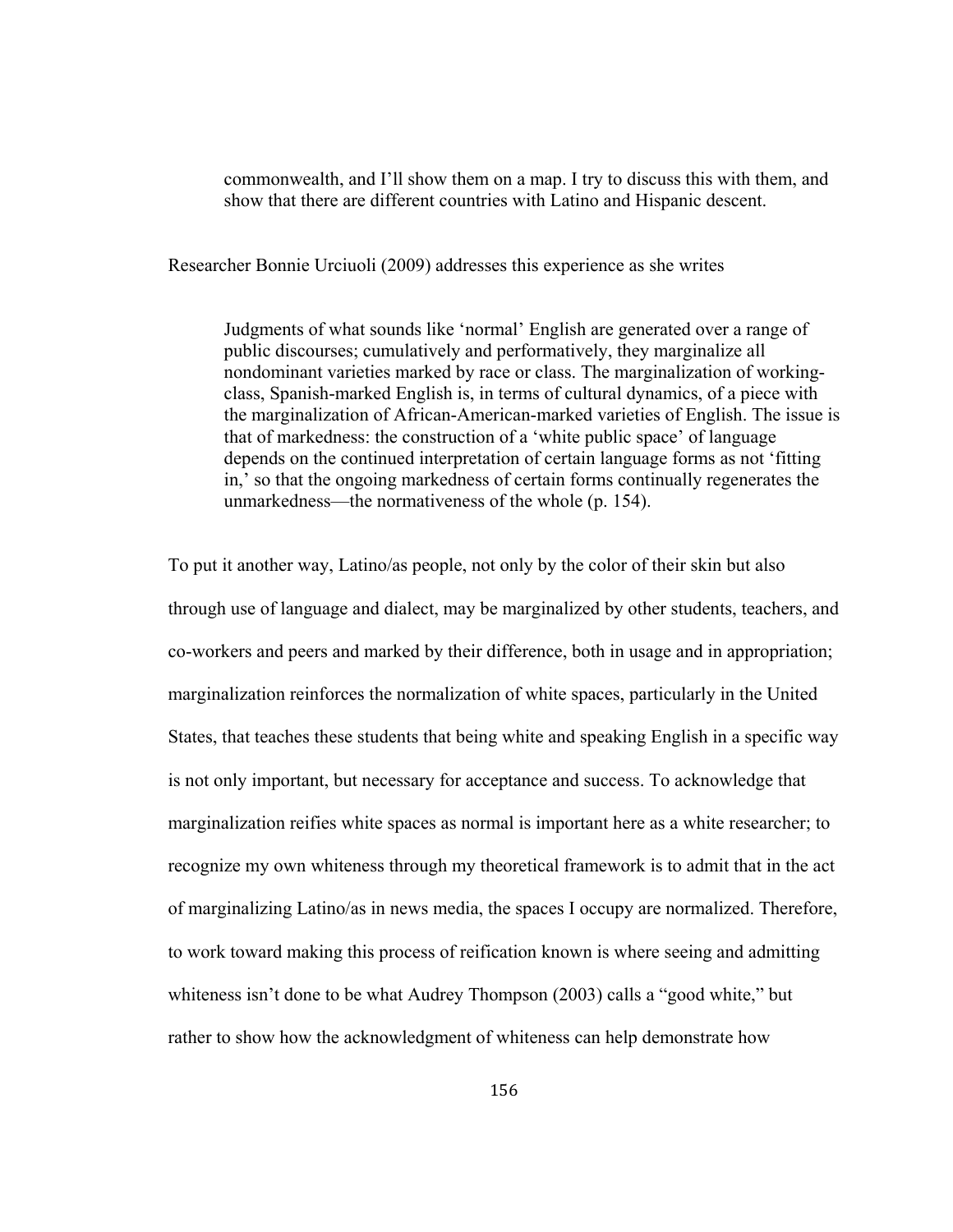> commonwealth, and I'll show them on a map. I try to discuss this with them, and show that there are different countries with Latino and Hispanic descent.

Researcher Bonnie Urciuoli (2009) addresses this experience as she writes

> Judgments of what sounds like 'normal' English are generated over a range of public discourses; cumulatively and performatively, they marginalize all nondominant varieties marked by race or class. The marginalization of working-class, Spanish-marked English is, in terms of cultural dynamics, of a piece with the marginalization of African-American-marked varieties of English. The issue is that of markedness: the construction of a 'white public space' of language depends on the continued interpretation of certain language forms as not 'fitting in,' so that the ongoing markedness of certain forms continually regenerates the unmarkedness—the normativeness of the whole (p. 154).

To put it another way, Latino/as people, not only by the color of their skin but also through use of language and dialect, may be marginalized by other students, teachers, and co-workers and peers and marked by their difference, both in usage and in appropriation; marginalization reinforces the normalization of white spaces, particularly in the United States, that teaches these students that being white and speaking English in a specific way is not only important, but necessary for acceptance and success. To acknowledge that marginalization reifies white spaces as normal is important here as a white researcher; to recognize my own whiteness through my theoretical framework is to admit that in the act of marginalizing Latino/as in news media, the spaces I occupy are normalized. Therefore, to work toward making this process of reification known is where seeing and admitting whiteness isn't done to be what Audrey Thompson (2003) calls a "good white," but rather to show how the acknowledgment of whiteness can help demonstrate how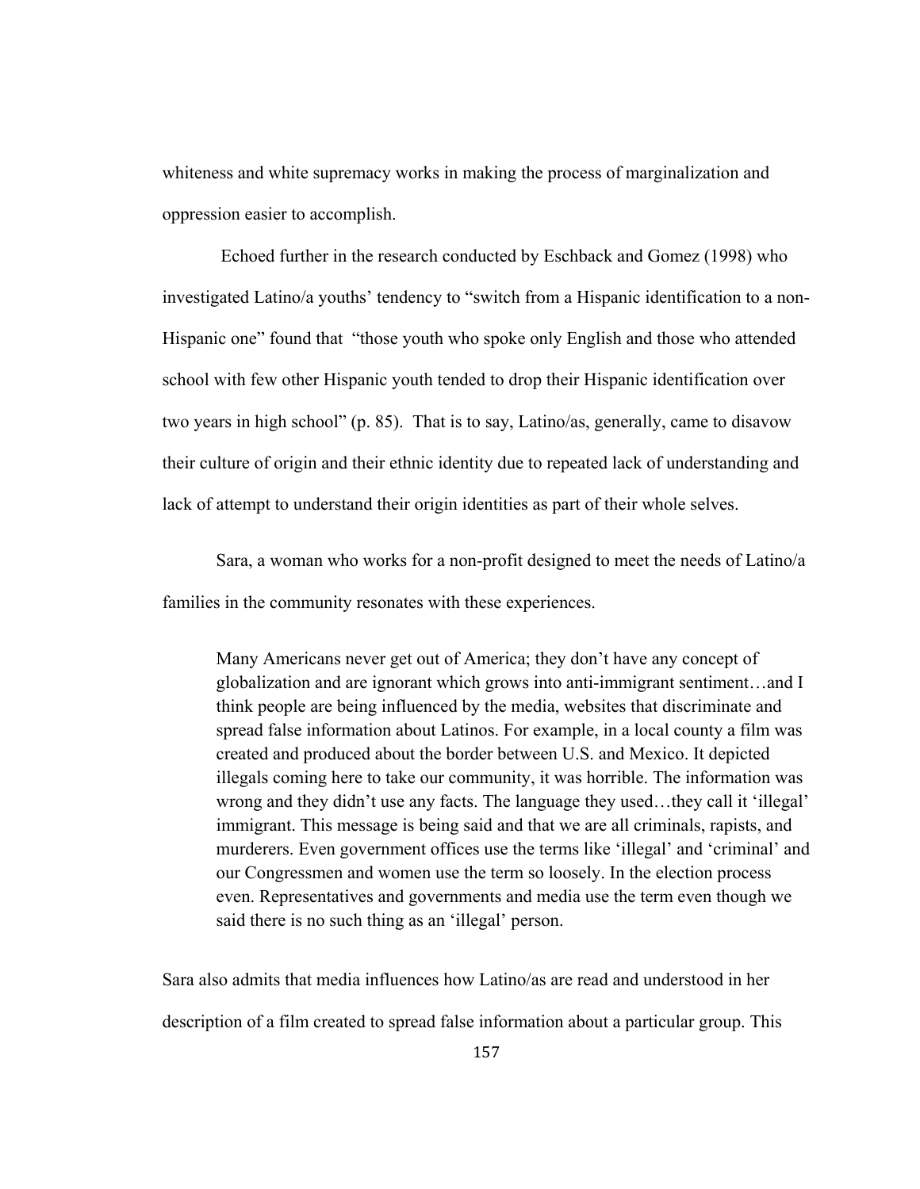whiteness and white supremacy works in making the process of marginalization and oppression easier to accomplish.

Echoed further in the research conducted by Eschback and Gomez (1998) who investigated Latino/a youths' tendency to "switch from a Hispanic identification to a non-Hispanic one" found that "those youth who spoke only English and those who attended school with few other Hispanic youth tended to drop their Hispanic identification over two years in high school" (p. 85). That is to say, Latino/as, generally, came to disavow their culture of origin and their ethnic identity due to repeated lack of understanding and lack of attempt to understand their origin identities as part of their whole selves.

Sara, a woman who works for a non-profit designed to meet the needs of Latino/a families in the community resonates with these experiences.

> Many Americans never get out of America; they don't have any concept of globalization and are ignorant which grows into anti-immigrant sentiment…and I think people are being influenced by the media, websites that discriminate and spread false information about Latinos. For example, in a local county a film was created and produced about the border between U.S. and Mexico. It depicted illegals coming here to take our community, it was horrible. The information was wrong and they didn't use any facts. The language they used…they call it 'illegal' immigrant. This message is being said and that we are all criminals, rapists, and murderers. Even government offices use the terms like 'illegal' and 'criminal' and our Congressmen and women use the term so loosely. In the election process even. Representatives and governments and media use the term even though we said there is no such thing as an 'illegal' person.

Sara also admits that media influences how Latino/as are read and understood in her description of a film created to spread false information about a particular group. This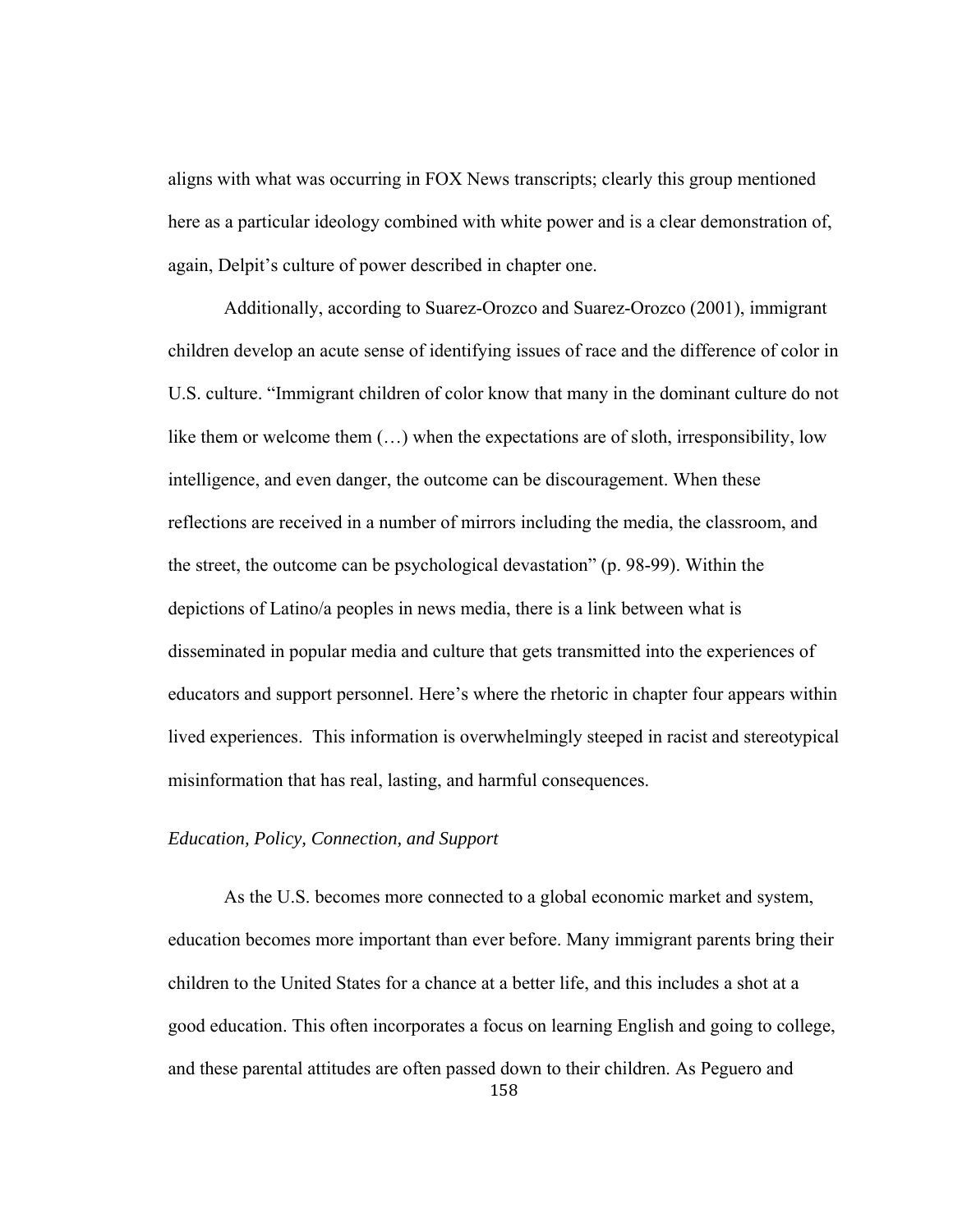aligns with what was occurring in FOX News transcripts; clearly this group mentioned here as a particular ideology combined with white power and is a clear demonstration of, again, Delpit's culture of power described in chapter one.

Additionally, according to Suarez-Orozco and Suarez-Orozco (2001), immigrant children develop an acute sense of identifying issues of race and the difference of color in U.S. culture. "Immigrant children of color know that many in the dominant culture do not like them or welcome them (…) when the expectations are of sloth, irresponsibility, low intelligence, and even danger, the outcome can be discouragement. When these reflections are received in a number of mirrors including the media, the classroom, and the street, the outcome can be psychological devastation" (p. 98-99). Within the depictions of Latino/a peoples in news media, there is a link between what is disseminated in popular media and culture that gets transmitted into the experiences of educators and support personnel. Here's where the rhetoric in chapter four appears within lived experiences. This information is overwhelmingly steeped in racist and stereotypical misinformation that has real, lasting, and harmful consequences.

*Education, Policy, Connection, and Support*

As the U.S. becomes more connected to a global economic market and system, education becomes more important than ever before. Many immigrant parents bring their children to the United States for a chance at a better life, and this includes a shot at a good education. This often incorporates a focus on learning English and going to college, and these parental attitudes are often passed down to their children. As Peguero and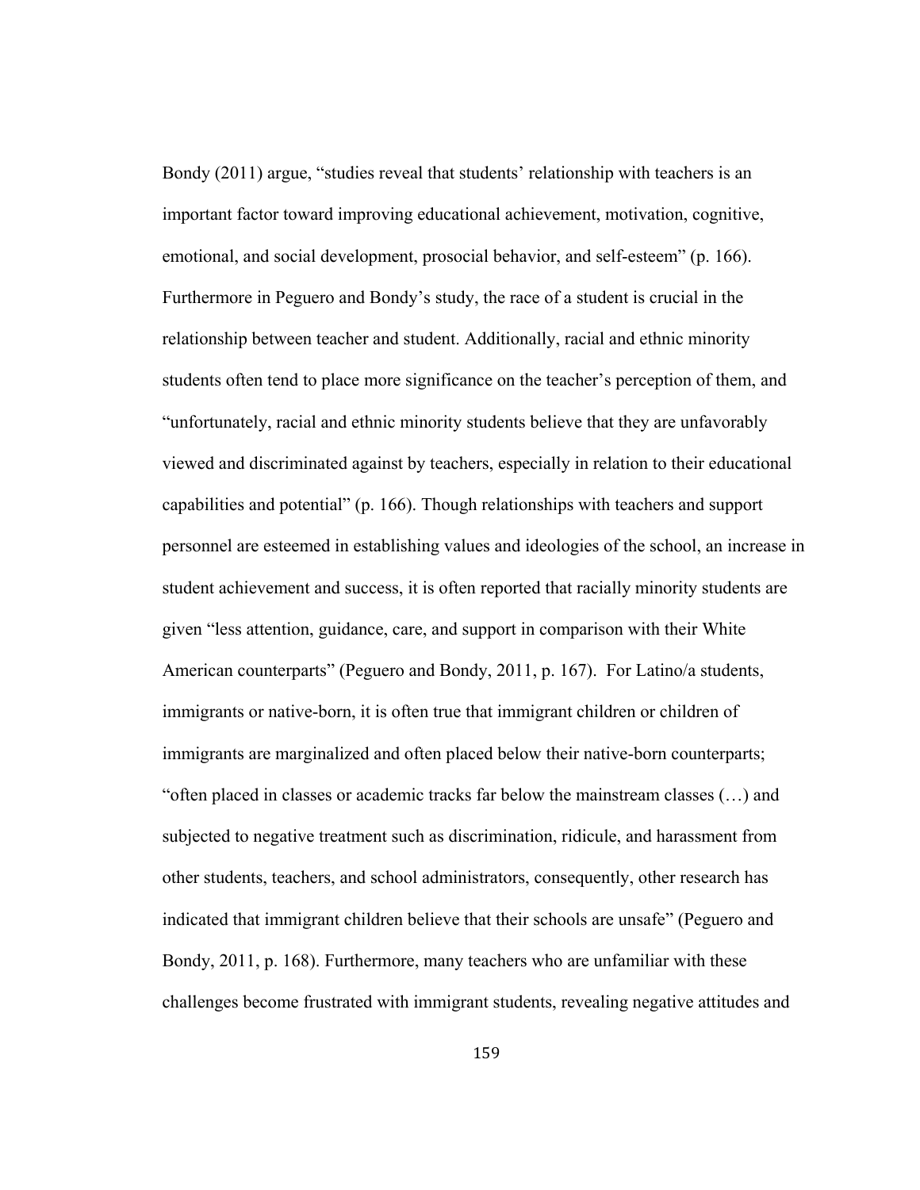Bondy (2011) argue, “studies reveal that students’ relationship with teachers is an important factor toward improving educational achievement, motivation, cognitive, emotional, and social development, prosocial behavior, and self-esteem” (p. 166). Furthermore in Peguero and Bondy’s study, the race of a student is crucial in the relationship between teacher and student. Additionally, racial and ethnic minority students often tend to place more significance on the teacher’s perception of them, and “unfortunately, racial and ethnic minority students believe that they are unfavorably viewed and discriminated against by teachers, especially in relation to their educational capabilities and potential” (p. 166). Though relationships with teachers and support personnel are esteemed in establishing values and ideologies of the school, an increase in student achievement and success, it is often reported that racially minority students are given “less attention, guidance, care, and support in comparison with their White American counterparts” (Peguero and Bondy, 2011, p. 167). For Latino/a students, immigrants or native-born, it is often true that immigrant children or children of immigrants are marginalized and often placed below their native-born counterparts; “often placed in classes or academic tracks far below the mainstream classes (…) and subjected to negative treatment such as discrimination, ridicule, and harassment from other students, teachers, and school administrators, consequently, other research has indicated that immigrant children believe that their schools are unsafe” (Peguero and Bondy, 2011, p. 168). Furthermore, many teachers who are unfamiliar with these challenges become frustrated with immigrant students, revealing negative attitudes and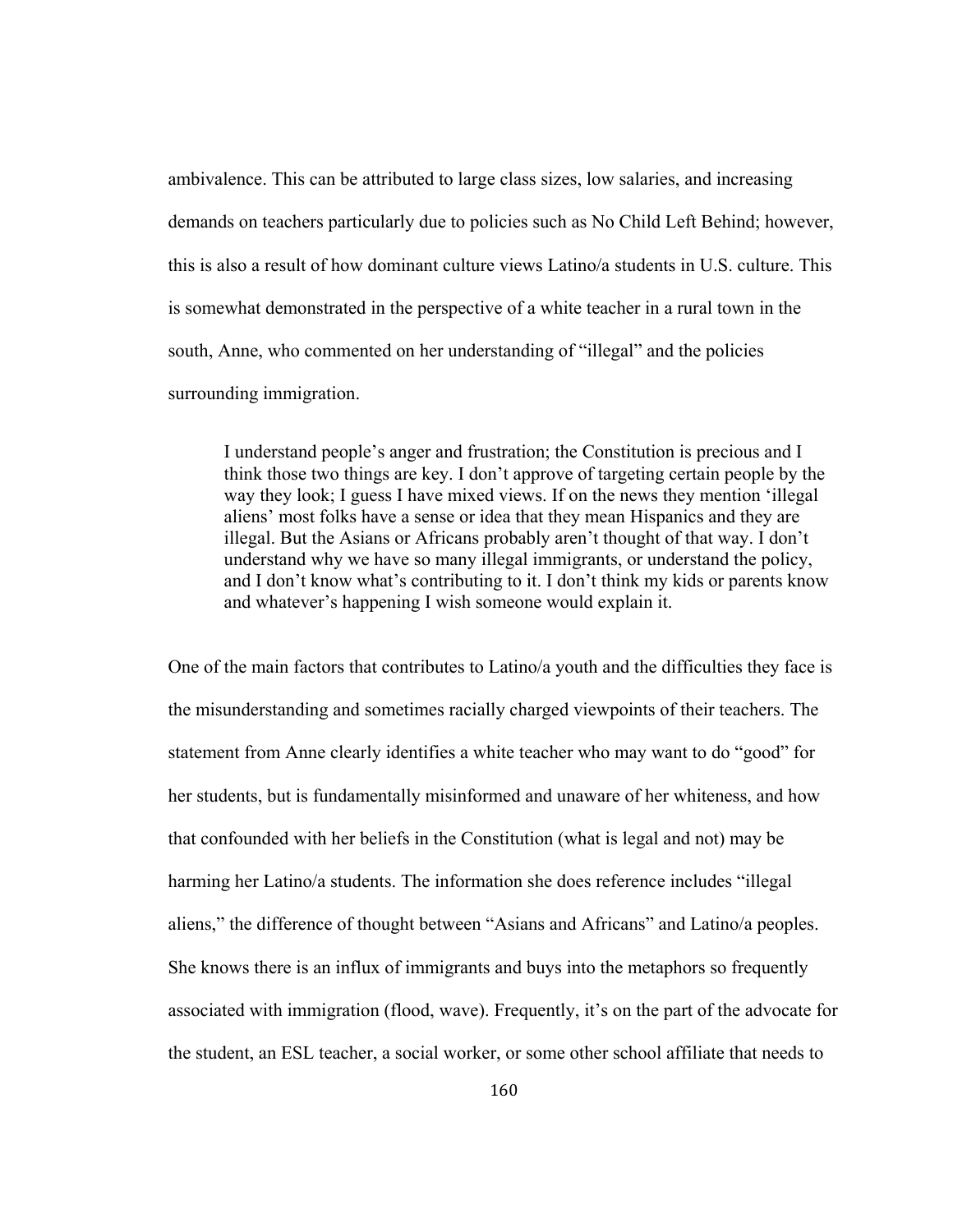ambivalence. This can be attributed to large class sizes, low salaries, and increasing demands on teachers particularly due to policies such as No Child Left Behind; however, this is also a result of how dominant culture views Latino/a students in U.S. culture. This is somewhat demonstrated in the perspective of a white teacher in a rural town in the south, Anne, who commented on her understanding of "illegal" and the policies surrounding immigration.

> I understand people's anger and frustration; the Constitution is precious and I think those two things are key. I don't approve of targeting certain people by the way they look; I guess I have mixed views. If on the news they mention 'illegal aliens' most folks have a sense or idea that they mean Hispanics and they are illegal. But the Asians or Africans probably aren't thought of that way. I don't understand why we have so many illegal immigrants, or understand the policy, and I don't know what's contributing to it. I don't think my kids or parents know and whatever's happening I wish someone would explain it.

One of the main factors that contributes to Latino/a youth and the difficulties they face is the misunderstanding and sometimes racially charged viewpoints of their teachers. The statement from Anne clearly identifies a white teacher who may want to do "good" for her students, but is fundamentally misinformed and unaware of her whiteness, and how that confounded with her beliefs in the Constitution (what is legal and not) may be harming her Latino/a students. The information she does reference includes "illegal aliens," the difference of thought between "Asians and Africans" and Latino/a peoples. She knows there is an influx of immigrants and buys into the metaphors so frequently associated with immigration (flood, wave). Frequently, it's on the part of the advocate for the student, an ESL teacher, a social worker, or some other school affiliate that needs to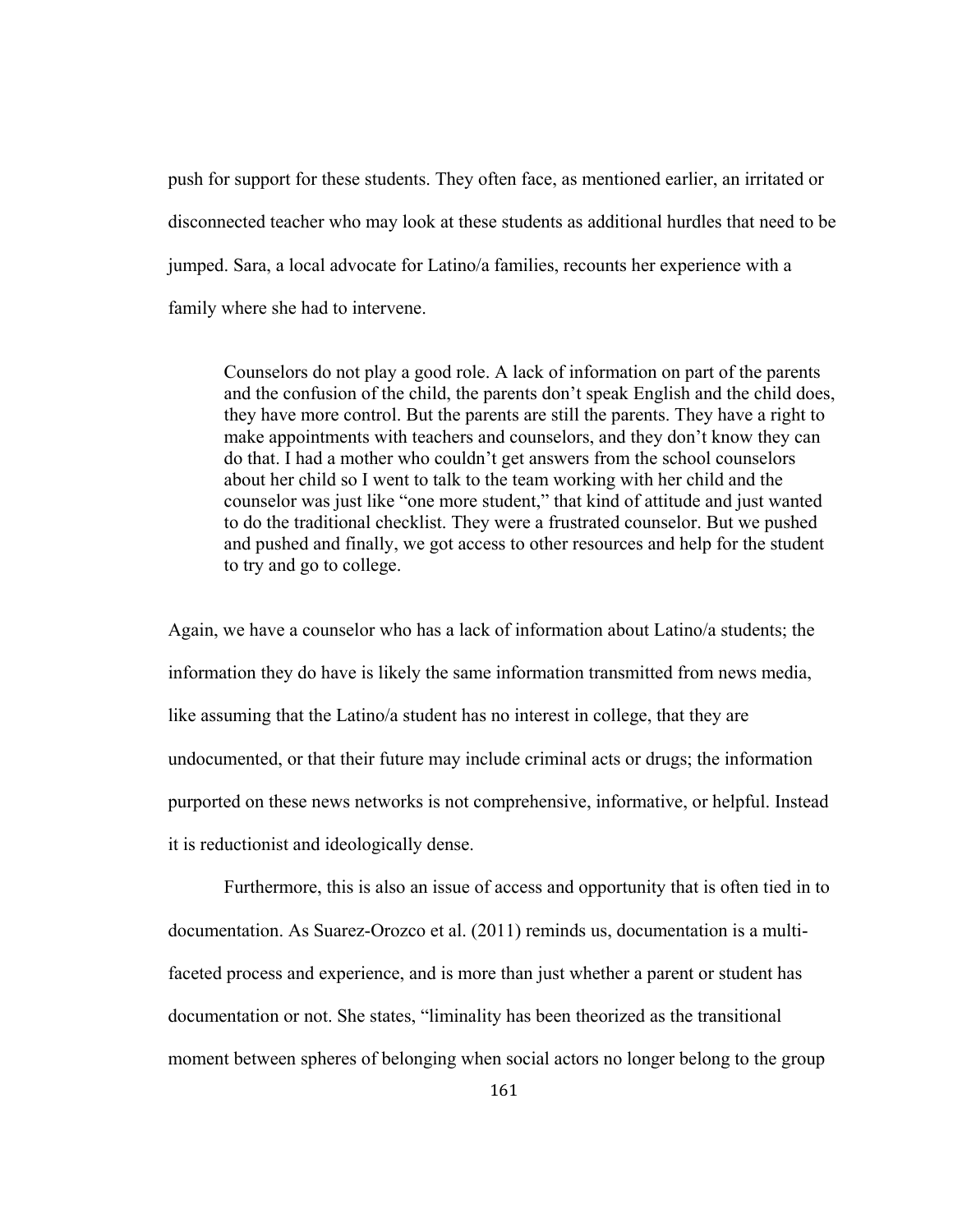push for support for these students. They often face, as mentioned earlier, an irritated or disconnected teacher who may look at these students as additional hurdles that need to be jumped. Sara, a local advocate for Latino/a families, recounts her experience with a family where she had to intervene.

> Counselors do not play a good role. A lack of information on part of the parents and the confusion of the child, the parents don't speak English and the child does, they have more control. But the parents are still the parents. They have a right to make appointments with teachers and counselors, and they don't know they can do that. I had a mother who couldn't get answers from the school counselors about her child so I went to talk to the team working with her child and the counselor was just like "one more student," that kind of attitude and just wanted to do the traditional checklist. They were a frustrated counselor. But we pushed and pushed and finally, we got access to other resources and help for the student to try and go to college.

Again, we have a counselor who has a lack of information about Latino/a students; the information they do have is likely the same information transmitted from news media, like assuming that the Latino/a student has no interest in college, that they are undocumented, or that their future may include criminal acts or drugs; the information purported on these news networks is not comprehensive, informative, or helpful. Instead it is reductionist and ideologically dense.

Furthermore, this is also an issue of access and opportunity that is often tied in to documentation. As Suarez-Orozco et al. (2011) reminds us, documentation is a multi-faceted process and experience, and is more than just whether a parent or student has documentation or not. She states, "liminality has been theorized as the transitional moment between spheres of belonging when social actors no longer belong to the group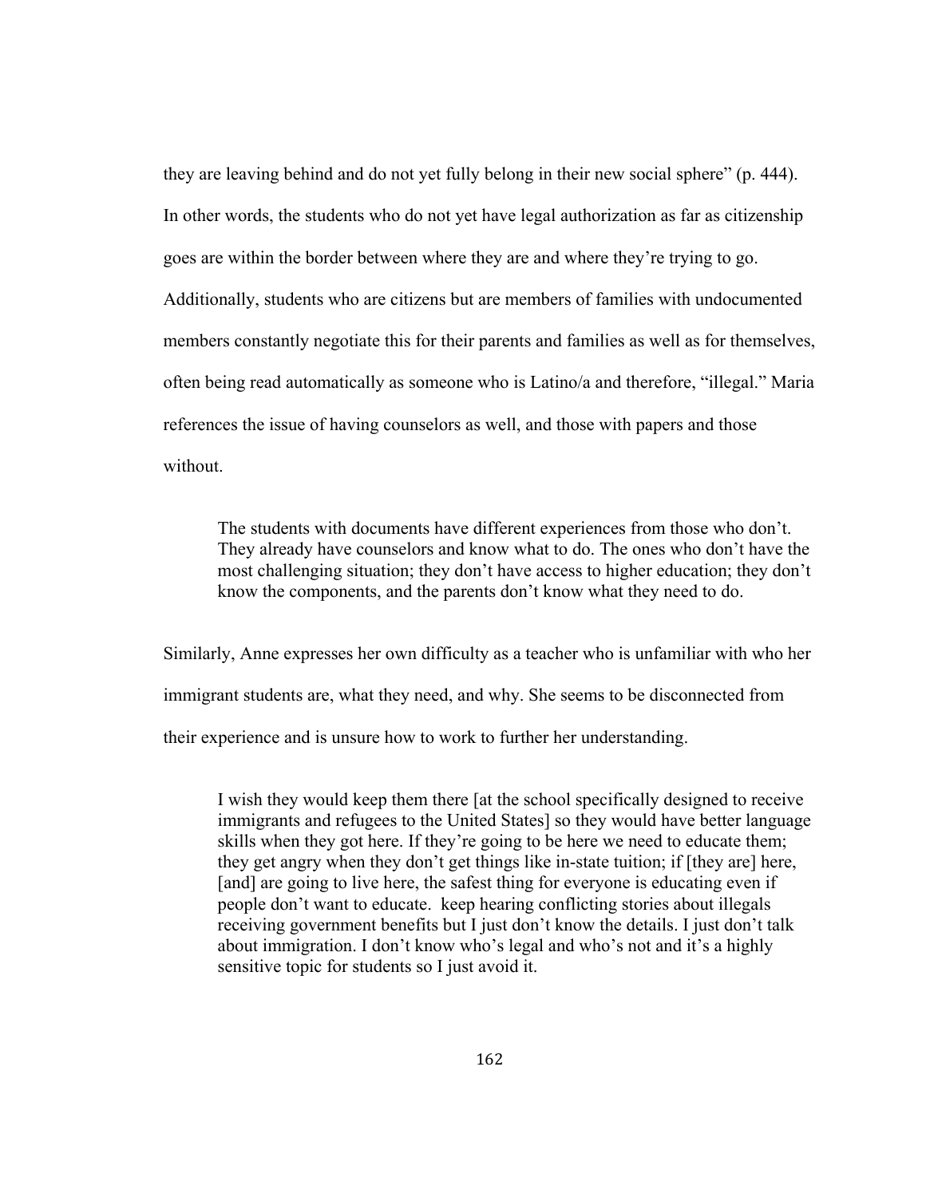they are leaving behind and do not yet fully belong in their new social sphere" (p. 444). In other words, the students who do not yet have legal authorization as far as citizenship goes are within the border between where they are and where they're trying to go. Additionally, students who are citizens but are members of families with undocumented members constantly negotiate this for their parents and families as well as for themselves, often being read automatically as someone who is Latino/a and therefore, "illegal." Maria references the issue of having counselors as well, and those with papers and those without.

> The students with documents have different experiences from those who don't. They already have counselors and know what to do. The ones who don't have the most challenging situation; they don't have access to higher education; they don't know the components, and the parents don't know what they need to do.

Similarly, Anne expresses her own difficulty as a teacher who is unfamiliar with who her immigrant students are, what they need, and why. She seems to be disconnected from their experience and is unsure how to work to further her understanding.

> I wish they would keep them there [at the school specifically designed to receive immigrants and refugees to the United States] so they would have better language skills when they got here. If they're going to be here we need to educate them; they get angry when they don't get things like in-state tuition; if [they are] here, [and] are going to live here, the safest thing for everyone is educating even if people don't want to educate. keep hearing conflicting stories about illegals receiving government benefits but I just don't know the details. I just don't talk about immigration. I don't know who's legal and who's not and it's a highly sensitive topic for students so I just avoid it.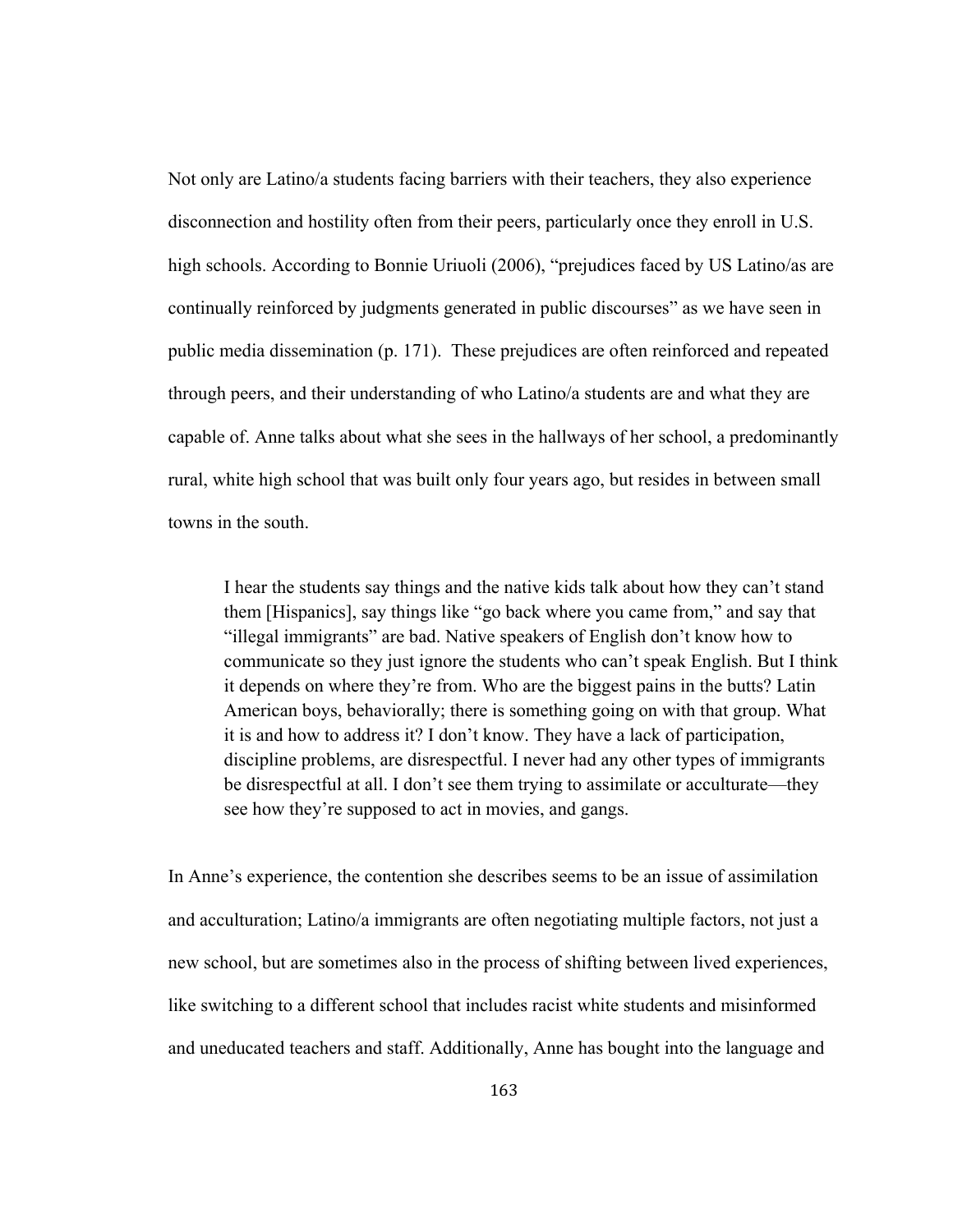Not only are Latino/a students facing barriers with their teachers, they also experience disconnection and hostility often from their peers, particularly once they enroll in U.S. high schools. According to Bonnie Uriuoli (2006), "prejudices faced by US Latino/as are continually reinforced by judgments generated in public discourses" as we have seen in public media dissemination (p. 171). These prejudices are often reinforced and repeated through peers, and their understanding of who Latino/a students are and what they are capable of. Anne talks about what she sees in the hallways of her school, a predominantly rural, white high school that was built only four years ago, but resides in between small towns in the south.

> I hear the students say things and the native kids talk about how they can't stand them [Hispanics], say things like "go back where you came from," and say that "illegal immigrants" are bad. Native speakers of English don't know how to communicate so they just ignore the students who can't speak English. But I think it depends on where they're from. Who are the biggest pains in the butts? Latin American boys, behaviorally; there is something going on with that group. What it is and how to address it? I don't know. They have a lack of participation, discipline problems, are disrespectful. I never had any other types of immigrants be disrespectful at all. I don't see them trying to assimilate or acculturate—they see how they're supposed to act in movies, and gangs.

In Anne's experience, the contention she describes seems to be an issue of assimilation and acculturation; Latino/a immigrants are often negotiating multiple factors, not just a new school, but are sometimes also in the process of shifting between lived experiences, like switching to a different school that includes racist white students and misinformed and uneducated teachers and staff. Additionally, Anne has bought into the language and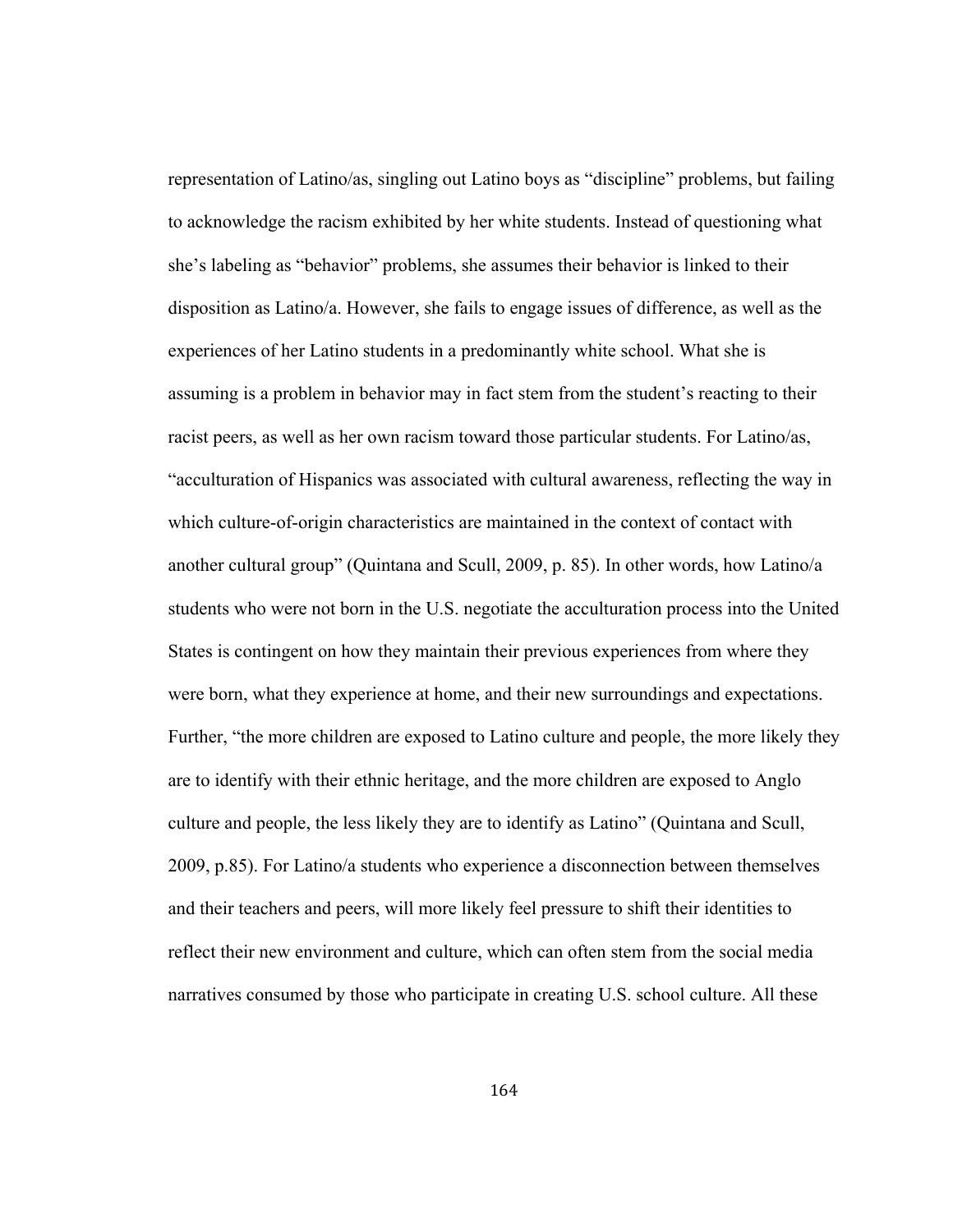representation of Latino/as, singling out Latino boys as "discipline" problems, but failing to acknowledge the racism exhibited by her white students. Instead of questioning what she's labeling as "behavior" problems, she assumes their behavior is linked to their disposition as Latino/a. However, she fails to engage issues of difference, as well as the experiences of her Latino students in a predominantly white school. What she is assuming is a problem in behavior may in fact stem from the student's reacting to their racist peers, as well as her own racism toward those particular students. For Latino/as, "acculturation of Hispanics was associated with cultural awareness, reflecting the way in which culture-of-origin characteristics are maintained in the context of contact with another cultural group" (Quintana and Scull, 2009, p. 85). In other words, how Latino/a students who were not born in the U.S. negotiate the acculturation process into the United States is contingent on how they maintain their previous experiences from where they were born, what they experience at home, and their new surroundings and expectations. Further, "the more children are exposed to Latino culture and people, the more likely they are to identify with their ethnic heritage, and the more children are exposed to Anglo culture and people, the less likely they are to identify as Latino" (Quintana and Scull, 2009, p.85). For Latino/a students who experience a disconnection between themselves and their teachers and peers, will more likely feel pressure to shift their identities to reflect their new environment and culture, which can often stem from the social media narratives consumed by those who participate in creating U.S. school culture. All these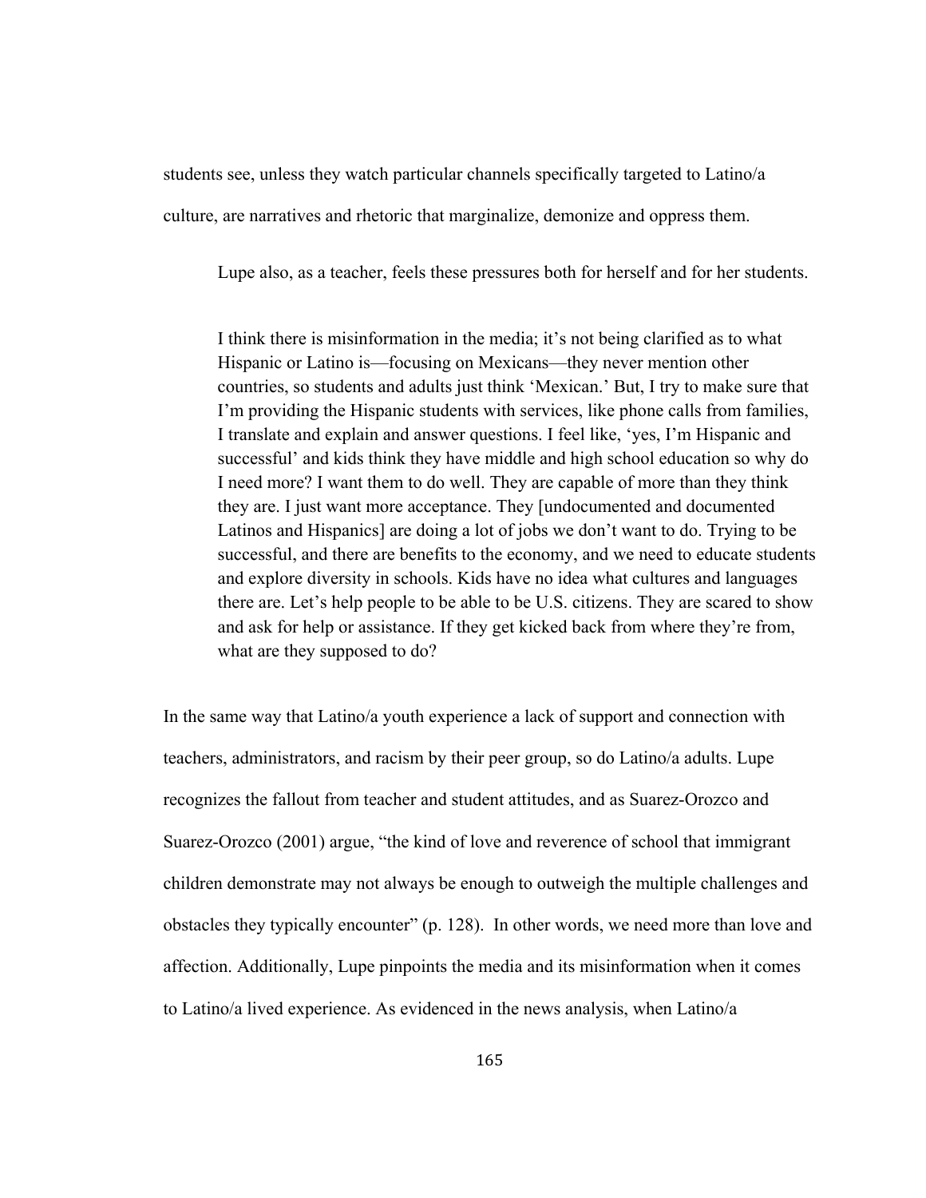students see, unless they watch particular channels specifically targeted to Latino/a culture, are narratives and rhetoric that marginalize, demonize and oppress them.

Lupe also, as a teacher, feels these pressures both for herself and for her students.

> I think there is misinformation in the media; it's not being clarified as to what Hispanic or Latino is—focusing on Mexicans—they never mention other countries, so students and adults just think 'Mexican.' But, I try to make sure that I'm providing the Hispanic students with services, like phone calls from families, I translate and explain and answer questions. I feel like, 'yes, I'm Hispanic and successful' and kids think they have middle and high school education so why do I need more? I want them to do well. They are capable of more than they think they are. I just want more acceptance. They [undocumented and documented Latinos and Hispanics] are doing a lot of jobs we don't want to do. Trying to be successful, and there are benefits to the economy, and we need to educate students and explore diversity in schools. Kids have no idea what cultures and languages there are. Let's help people to be able to be U.S. citizens. They are scared to show and ask for help or assistance. If they get kicked back from where they're from, what are they supposed to do?

In the same way that Latino/a youth experience a lack of support and connection with teachers, administrators, and racism by their peer group, so do Latino/a adults. Lupe recognizes the fallout from teacher and student attitudes, and as Suarez-Orozco and Suarez-Orozco (2001) argue, "the kind of love and reverence of school that immigrant children demonstrate may not always be enough to outweigh the multiple challenges and obstacles they typically encounter" (p. 128). In other words, we need more than love and affection. Additionally, Lupe pinpoints the media and its misinformation when it comes to Latino/a lived experience. As evidenced in the news analysis, when Latino/a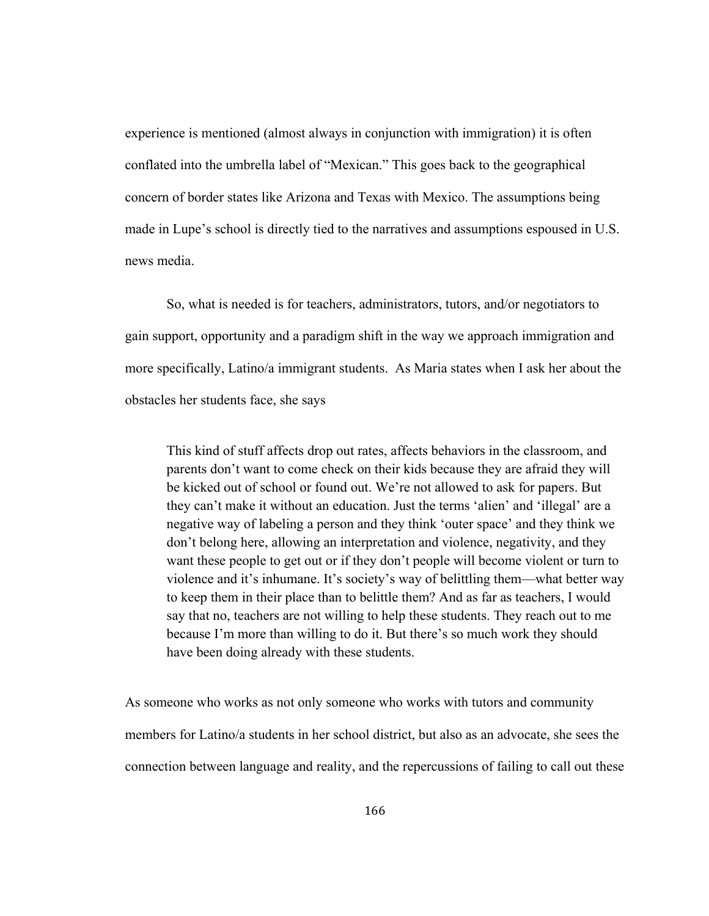experience is mentioned (almost always in conjunction with immigration) it is often conflated into the umbrella label of "Mexican." This goes back to the geographical concern of border states like Arizona and Texas with Mexico. The assumptions being made in Lupe's school is directly tied to the narratives and assumptions espoused in U.S. news media.

So, what is needed is for teachers, administrators, tutors, and/or negotiators to gain support, opportunity and a paradigm shift in the way we approach immigration and more specifically, Latino/a immigrant students. As Maria states when I ask her about the obstacles her students face, she says

> This kind of stuff affects drop out rates, affects behaviors in the classroom, and parents don't want to come check on their kids because they are afraid they will be kicked out of school or found out. We're not allowed to ask for papers. But they can't make it without an education. Just the terms 'alien' and 'illegal' are a negative way of labeling a person and they think 'outer space' and they think we don't belong here, allowing an interpretation and violence, negativity, and they want these people to get out or if they don't people will become violent or turn to violence and it's inhumane. It's society's way of belittling them—what better way to keep them in their place than to belittle them? And as far as teachers, I would say that no, teachers are not willing to help these students. They reach out to me because I'm more than willing to do it. But there's so much work they should have been doing already with these students.

As someone who works as not only someone who works with tutors and community members for Latino/a students in her school district, but also as an advocate, she sees the connection between language and reality, and the repercussions of failing to call out these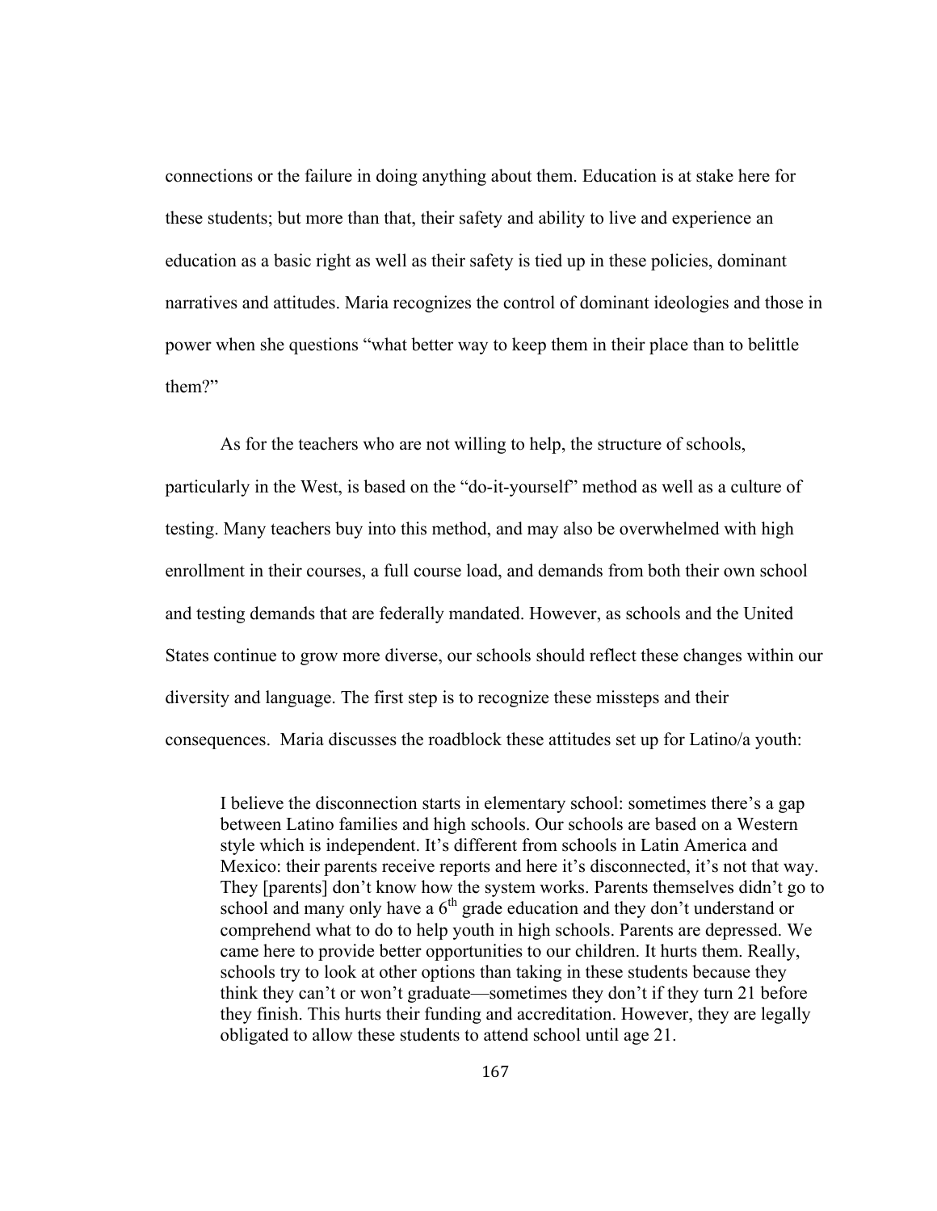connections or the failure in doing anything about them. Education is at stake here for these students; but more than that, their safety and ability to live and experience an education as a basic right as well as their safety is tied up in these policies, dominant narratives and attitudes. Maria recognizes the control of dominant ideologies and those in power when she questions "what better way to keep them in their place than to belittle them?"

As for the teachers who are not willing to help, the structure of schools, particularly in the West, is based on the "do-it-yourself" method as well as a culture of testing. Many teachers buy into this method, and may also be overwhelmed with high enrollment in their courses, a full course load, and demands from both their own school and testing demands that are federally mandated. However, as schools and the United States continue to grow more diverse, our schools should reflect these changes within our diversity and language. The first step is to recognize these missteps and their consequences. Maria discusses the roadblock these attitudes set up for Latino/a youth:

> I believe the disconnection starts in elementary school: sometimes there's a gap between Latino families and high schools. Our schools are based on a Western style which is independent. It's different from schools in Latin America and Mexico: their parents receive reports and here it's disconnected, it's not that way. They [parents] don't know how the system works. Parents themselves didn't go to school and many only have a 6th grade education and they don't understand or comprehend what to do to help youth in high schools. Parents are depressed. We came here to provide better opportunities to our children. It hurts them. Really, schools try to look at other options than taking in these students because they think they can't or won't graduate—sometimes they don't if they turn 21 before they finish. This hurts their funding and accreditation. However, they are legally obligated to allow these students to attend school until age 21.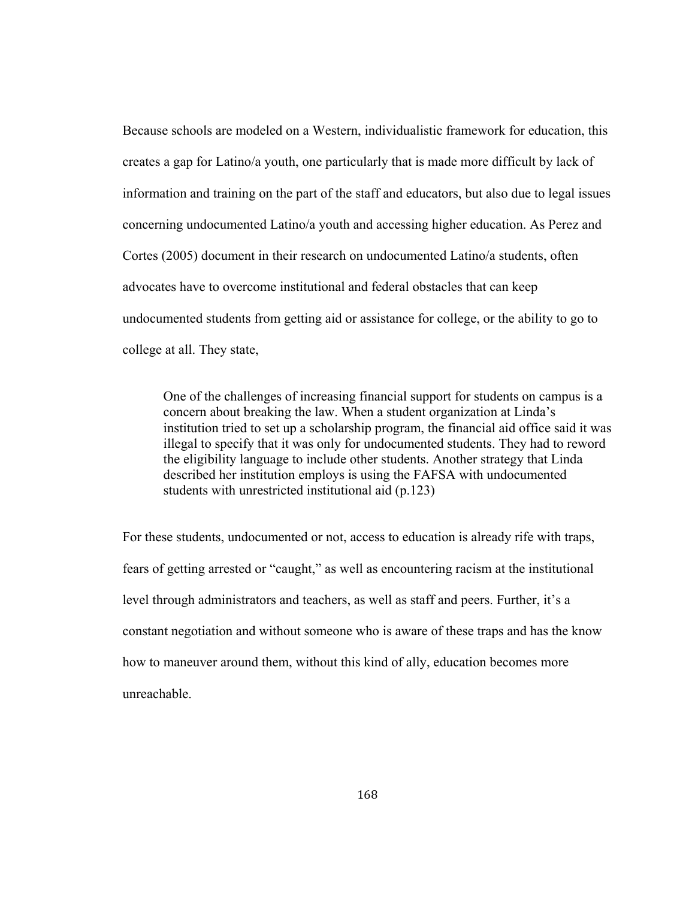Because schools are modeled on a Western, individualistic framework for education, this creates a gap for Latino/a youth, one particularly that is made more difficult by lack of information and training on the part of the staff and educators, but also due to legal issues concerning undocumented Latino/a youth and accessing higher education. As Perez and Cortes (2005) document in their research on undocumented Latino/a students, often advocates have to overcome institutional and federal obstacles that can keep undocumented students from getting aid or assistance for college, or the ability to go to college at all. They state,

> One of the challenges of increasing financial support for students on campus is a concern about breaking the law. When a student organization at Linda's institution tried to set up a scholarship program, the financial aid office said it was illegal to specify that it was only for undocumented students. They had to reword the eligibility language to include other students. Another strategy that Linda described her institution employs is using the FAFSA with undocumented students with unrestricted institutional aid (p.123)

For these students, undocumented or not, access to education is already rife with traps, fears of getting arrested or "caught," as well as encountering racism at the institutional level through administrators and teachers, as well as staff and peers. Further, it's a constant negotiation and without someone who is aware of these traps and has the know how to maneuver around them, without this kind of ally, education becomes more unreachable.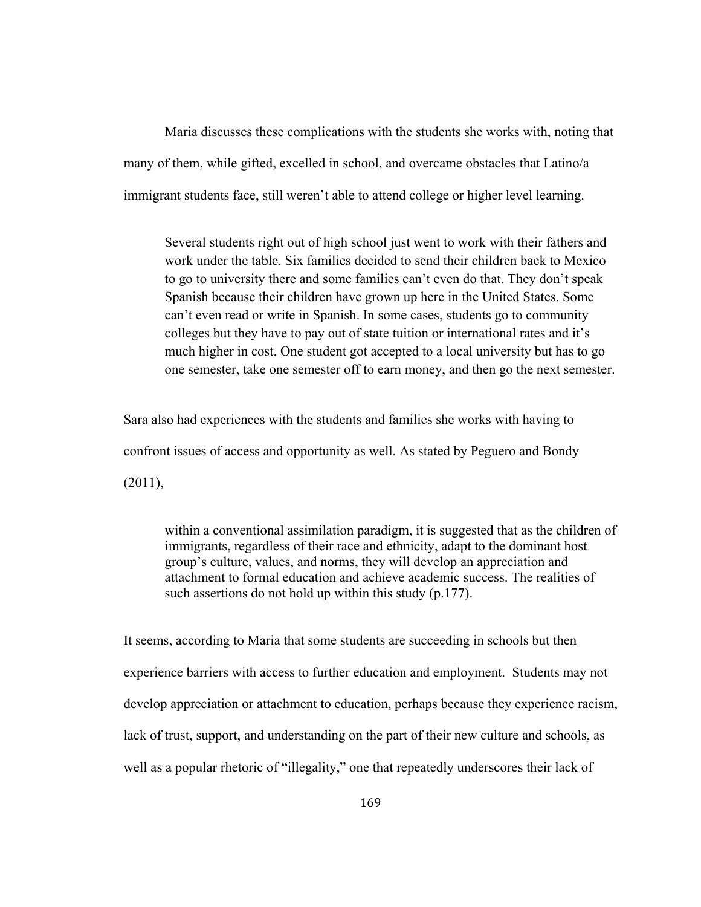Maria discusses these complications with the students she works with, noting that many of them, while gifted, excelled in school, and overcame obstacles that Latino/a immigrant students face, still weren't able to attend college or higher level learning.

> Several students right out of high school just went to work with their fathers and work under the table. Six families decided to send their children back to Mexico to go to university there and some families can't even do that. They don't speak Spanish because their children have grown up here in the United States. Some can't even read or write in Spanish. In some cases, students go to community colleges but they have to pay out of state tuition or international rates and it's much higher in cost. One student got accepted to a local university but has to go one semester, take one semester off to earn money, and then go the next semester.

Sara also had experiences with the students and families she works with having to confront issues of access and opportunity as well. As stated by Peguero and Bondy (2011),

> within a conventional assimilation paradigm, it is suggested that as the children of immigrants, regardless of their race and ethnicity, adapt to the dominant host group's culture, values, and norms, they will develop an appreciation and attachment to formal education and achieve academic success. The realities of such assertions do not hold up within this study (p.177).

It seems, according to Maria that some students are succeeding in schools but then experience barriers with access to further education and employment. Students may not develop appreciation or attachment to education, perhaps because they experience racism, lack of trust, support, and understanding on the part of their new culture and schools, as well as a popular rhetoric of "illegality," one that repeatedly underscores their lack of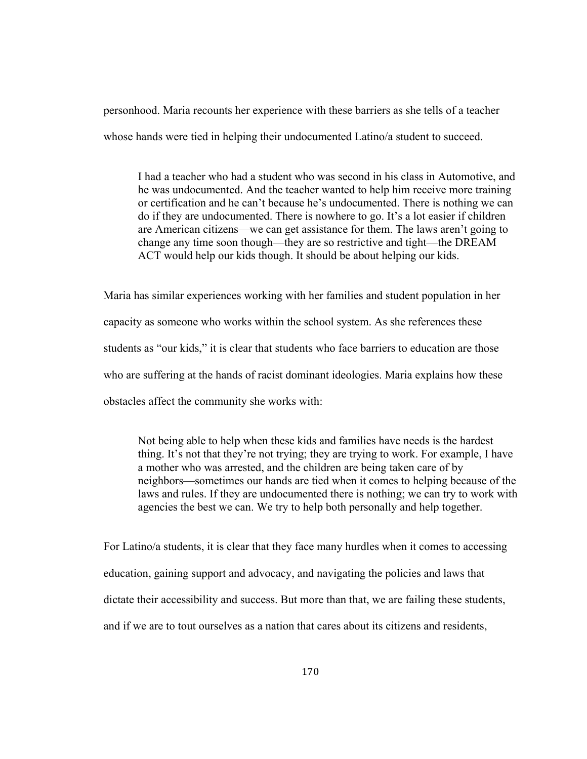personhood. Maria recounts her experience with these barriers as she tells of a teacher whose hands were tied in helping their undocumented Latino/a student to succeed.

> I had a teacher who had a student who was second in his class in Automotive, and he was undocumented. And the teacher wanted to help him receive more training or certification and he can't because he's undocumented. There is nothing we can do if they are undocumented. There is nowhere to go. It's a lot easier if children are American citizens—we can get assistance for them. The laws aren't going to change any time soon though—they are so restrictive and tight—the DREAM ACT would help our kids though. It should be about helping our kids.

Maria has similar experiences working with her families and student population in her capacity as someone who works within the school system. As she references these students as "our kids," it is clear that students who face barriers to education are those who are suffering at the hands of racist dominant ideologies. Maria explains how these obstacles affect the community she works with:

> Not being able to help when these kids and families have needs is the hardest thing. It's not that they're not trying; they are trying to work. For example, I have a mother who was arrested, and the children are being taken care of by neighbors—sometimes our hands are tied when it comes to helping because of the laws and rules. If they are undocumented there is nothing; we can try to work with agencies the best we can. We try to help both personally and help together.

For Latino/a students, it is clear that they face many hurdles when it comes to accessing education, gaining support and advocacy, and navigating the policies and laws that dictate their accessibility and success. But more than that, we are failing these students, and if we are to tout ourselves as a nation that cares about its citizens and residents,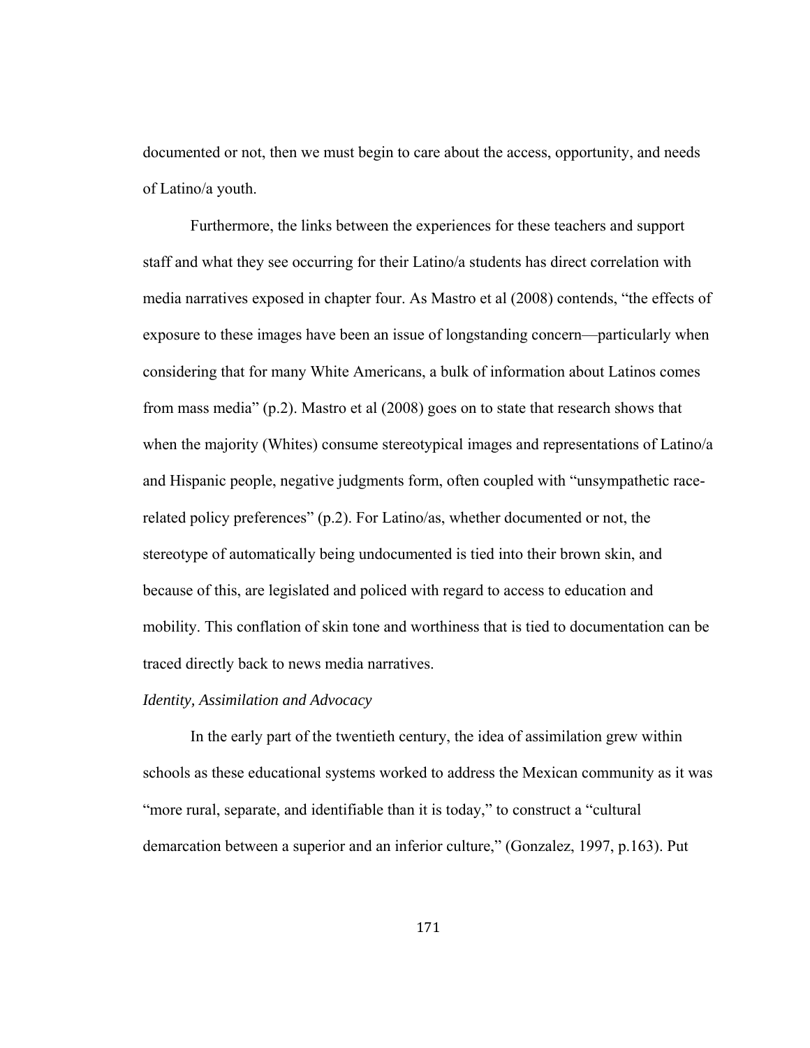documented or not, then we must begin to care about the access, opportunity, and needs of Latino/a youth.

Furthermore, the links between the experiences for these teachers and support staff and what they see occurring for their Latino/a students has direct correlation with media narratives exposed in chapter four. As Mastro et al (2008) contends, "the effects of exposure to these images have been an issue of longstanding concern—particularly when considering that for many White Americans, a bulk of information about Latinos comes from mass media" (p.2). Mastro et al (2008) goes on to state that research shows that when the majority (Whites) consume stereotypical images and representations of Latino/a and Hispanic people, negative judgments form, often coupled with "unsympathetic race-related policy preferences" (p.2). For Latino/as, whether documented or not, the stereotype of automatically being undocumented is tied into their brown skin, and because of this, are legislated and policed with regard to access to education and mobility. This conflation of skin tone and worthiness that is tied to documentation can be traced directly back to news media narratives.

*Identity, Assimilation and Advocacy*

In the early part of the twentieth century, the idea of assimilation grew within schools as these educational systems worked to address the Mexican community as it was "more rural, separate, and identifiable than it is today," to construct a "cultural demarcation between a superior and an inferior culture," (Gonzalez, 1997, p.163). Put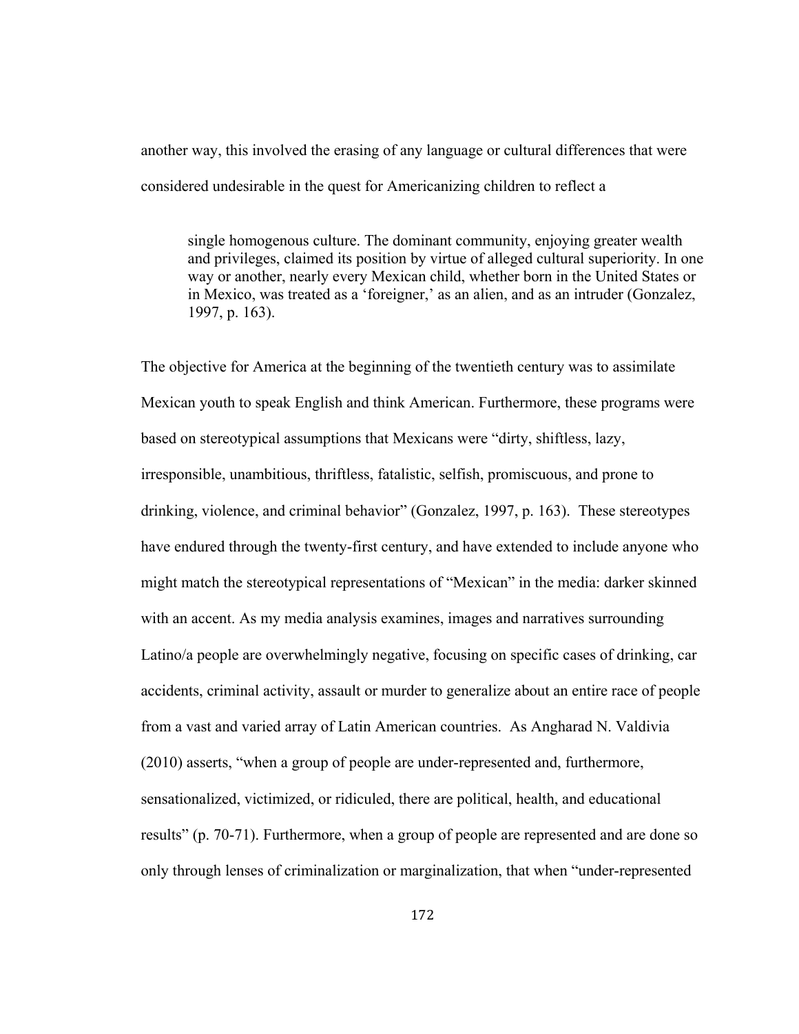another way, this involved the erasing of any language or cultural differences that were considered undesirable in the quest for Americanizing children to reflect a

> single homogenous culture. The dominant community, enjoying greater wealth and privileges, claimed its position by virtue of alleged cultural superiority. In one way or another, nearly every Mexican child, whether born in the United States or in Mexico, was treated as a 'foreigner,' as an alien, and as an intruder (Gonzalez, 1997, p. 163).

The objective for America at the beginning of the twentieth century was to assimilate Mexican youth to speak English and think American. Furthermore, these programs were based on stereotypical assumptions that Mexicans were "dirty, shiftless, lazy, irresponsible, unambitious, thriftless, fatalistic, selfish, promiscuous, and prone to drinking, violence, and criminal behavior" (Gonzalez, 1997, p. 163). These stereotypes have endured through the twenty-first century, and have extended to include anyone who might match the stereotypical representations of "Mexican" in the media: darker skinned with an accent. As my media analysis examines, images and narratives surrounding Latino/a people are overwhelmingly negative, focusing on specific cases of drinking, car accidents, criminal activity, assault or murder to generalize about an entire race of people from a vast and varied array of Latin American countries. As Angharad N. Valdivia (2010) asserts, "when a group of people are under-represented and, furthermore, sensationalized, victimized, or ridiculed, there are political, health, and educational results" (p. 70-71). Furthermore, when a group of people are represented and are done so only through lenses of criminalization or marginalization, that when "under-represented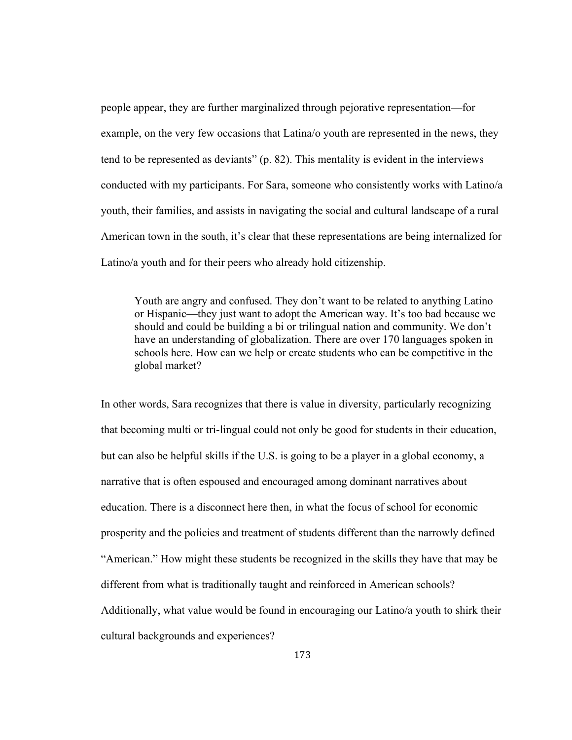people appear, they are further marginalized through pejorative representation—for example, on the very few occasions that Latina/o youth are represented in the news, they tend to be represented as deviants" (p. 82). This mentality is evident in the interviews conducted with my participants. For Sara, someone who consistently works with Latino/a youth, their families, and assists in navigating the social and cultural landscape of a rural American town in the south, it's clear that these representations are being internalized for Latino/a youth and for their peers who already hold citizenship.

> Youth are angry and confused. They don't want to be related to anything Latino or Hispanic—they just want to adopt the American way. It's too bad because we should and could be building a bi or trilingual nation and community. We don't have an understanding of globalization. There are over 170 languages spoken in schools here. How can we help or create students who can be competitive in the global market?

In other words, Sara recognizes that there is value in diversity, particularly recognizing that becoming multi or tri-lingual could not only be good for students in their education, but can also be helpful skills if the U.S. is going to be a player in a global economy, a narrative that is often espoused and encouraged among dominant narratives about education. There is a disconnect here then, in what the focus of school for economic prosperity and the policies and treatment of students different than the narrowly defined "American." How might these students be recognized in the skills they have that may be different from what is traditionally taught and reinforced in American schools? Additionally, what value would be found in encouraging our Latino/a youth to shirk their cultural backgrounds and experiences?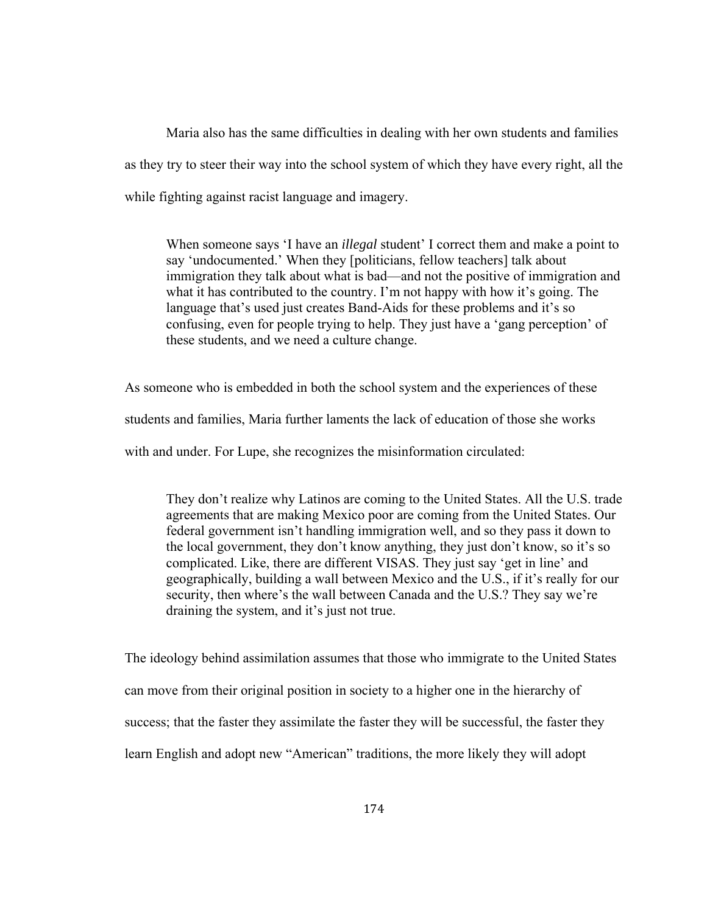Maria also has the same difficulties in dealing with her own students and families as they try to steer their way into the school system of which they have every right, all the while fighting against racist language and imagery.

> When someone says 'I have an *illegal* student' I correct them and make a point to say 'undocumented.' When they [politicians, fellow teachers] talk about immigration they talk about what is bad—and not the positive of immigration and what it has contributed to the country. I'm not happy with how it's going. The language that's used just creates Band-Aids for these problems and it's so confusing, even for people trying to help. They just have a 'gang perception' of these students, and we need a culture change.

As someone who is embedded in both the school system and the experiences of these students and families, Maria further laments the lack of education of those she works with and under. For Lupe, she recognizes the misinformation circulated:

> They don't realize why Latinos are coming to the United States. All the U.S. trade agreements that are making Mexico poor are coming from the United States. Our federal government isn't handling immigration well, and so they pass it down to the local government, they don't know anything, they just don't know, so it's so complicated. Like, there are different VISAS. They just say 'get in line' and geographically, building a wall between Mexico and the U.S., if it's really for our security, then where's the wall between Canada and the U.S.? They say we're draining the system, and it's just not true.

The ideology behind assimilation assumes that those who immigrate to the United States can move from their original position in society to a higher one in the hierarchy of success; that the faster they assimilate the faster they will be successful, the faster they learn English and adopt new "American" traditions, the more likely they will adopt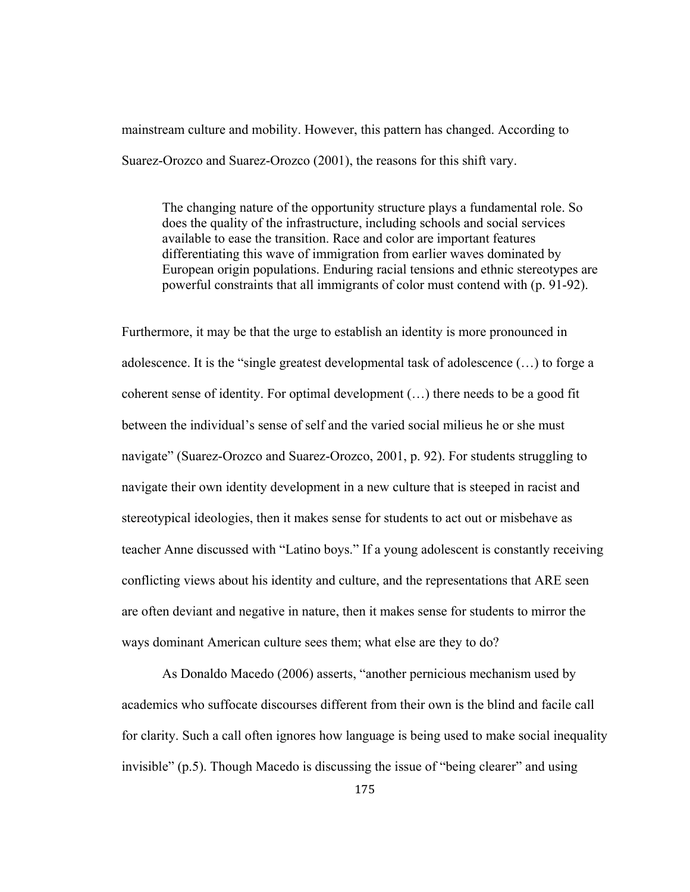mainstream culture and mobility. However, this pattern has changed. According to Suarez-Orozco and Suarez-Orozco (2001), the reasons for this shift vary.

> The changing nature of the opportunity structure plays a fundamental role. So does the quality of the infrastructure, including schools and social services available to ease the transition. Race and color are important features differentiating this wave of immigration from earlier waves dominated by European origin populations. Enduring racial tensions and ethnic stereotypes are powerful constraints that all immigrants of color must contend with (p. 91-92).

Furthermore, it may be that the urge to establish an identity is more pronounced in adolescence. It is the "single greatest developmental task of adolescence (…) to forge a coherent sense of identity. For optimal development (…) there needs to be a good fit between the individual's sense of self and the varied social milieus he or she must navigate" (Suarez-Orozco and Suarez-Orozco, 2001, p. 92). For students struggling to navigate their own identity development in a new culture that is steeped in racist and stereotypical ideologies, then it makes sense for students to act out or misbehave as teacher Anne discussed with "Latino boys." If a young adolescent is constantly receiving conflicting views about his identity and culture, and the representations that ARE seen are often deviant and negative in nature, then it makes sense for students to mirror the ways dominant American culture sees them; what else are they to do?

As Donaldo Macedo (2006) asserts, "another pernicious mechanism used by academics who suffocate discourses different from their own is the blind and facile call for clarity. Such a call often ignores how language is being used to make social inequality invisible" (p.5). Though Macedo is discussing the issue of "being clearer" and using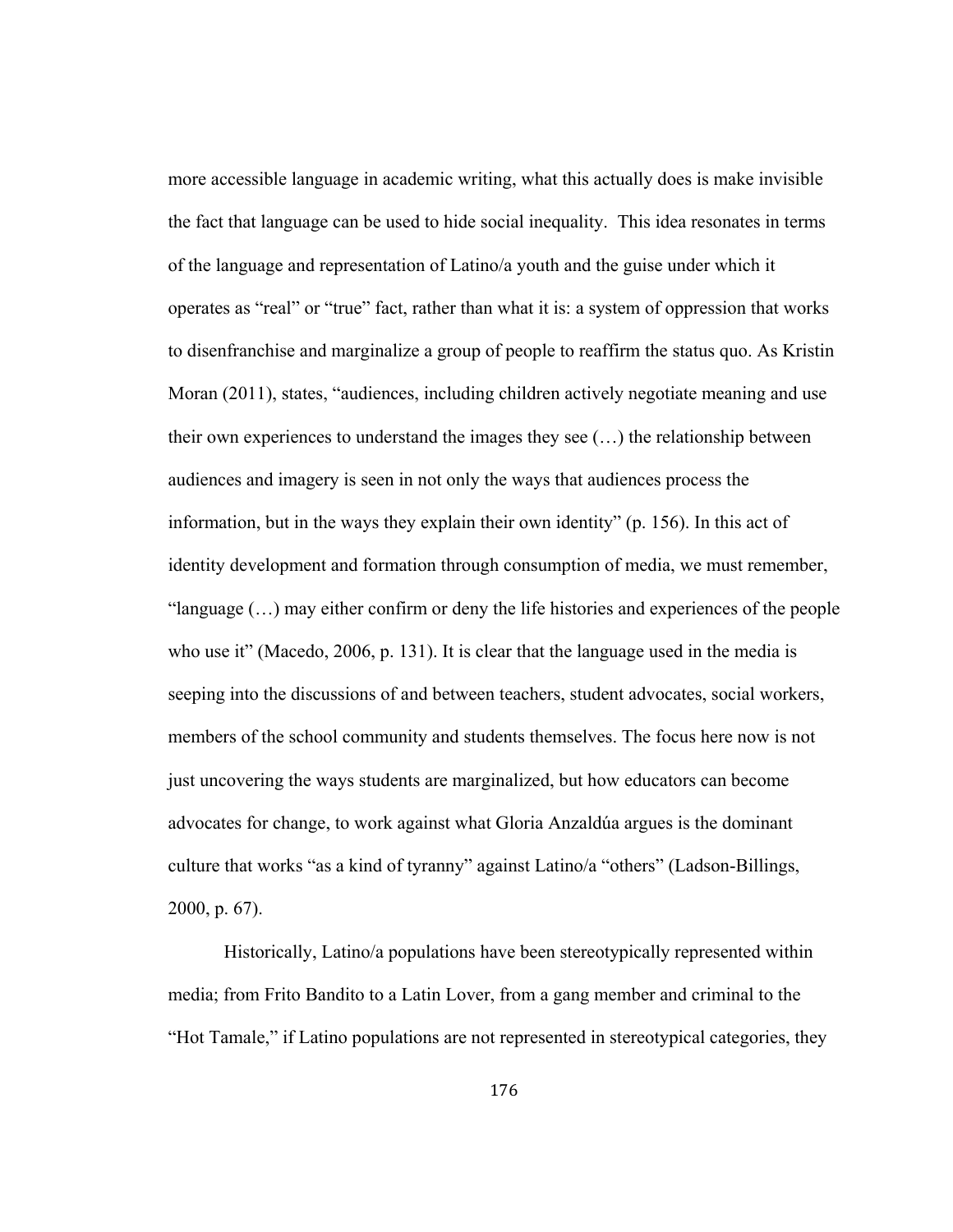more accessible language in academic writing, what this actually does is make invisible the fact that language can be used to hide social inequality. This idea resonates in terms of the language and representation of Latino/a youth and the guise under which it operates as "real" or "true" fact, rather than what it is: a system of oppression that works to disenfranchise and marginalize a group of people to reaffirm the status quo. As Kristin Moran (2011), states, "audiences, including children actively negotiate meaning and use their own experiences to understand the images they see (…) the relationship between audiences and imagery is seen in not only the ways that audiences process the information, but in the ways they explain their own identity" (p. 156). In this act of identity development and formation through consumption of media, we must remember, "language (…) may either confirm or deny the life histories and experiences of the people who use it" (Macedo, 2006, p. 131). It is clear that the language used in the media is seeping into the discussions of and between teachers, student advocates, social workers, members of the school community and students themselves. The focus here now is not just uncovering the ways students are marginalized, but how educators can become advocates for change, to work against what Gloria Anzaldúa argues is the dominant culture that works "as a kind of tyranny" against Latino/a "others" (Ladson-Billings, 2000, p. 67).

Historically, Latino/a populations have been stereotypically represented within media; from Frito Bandito to a Latin Lover, from a gang member and criminal to the "Hot Tamale," if Latino populations are not represented in stereotypical categories, they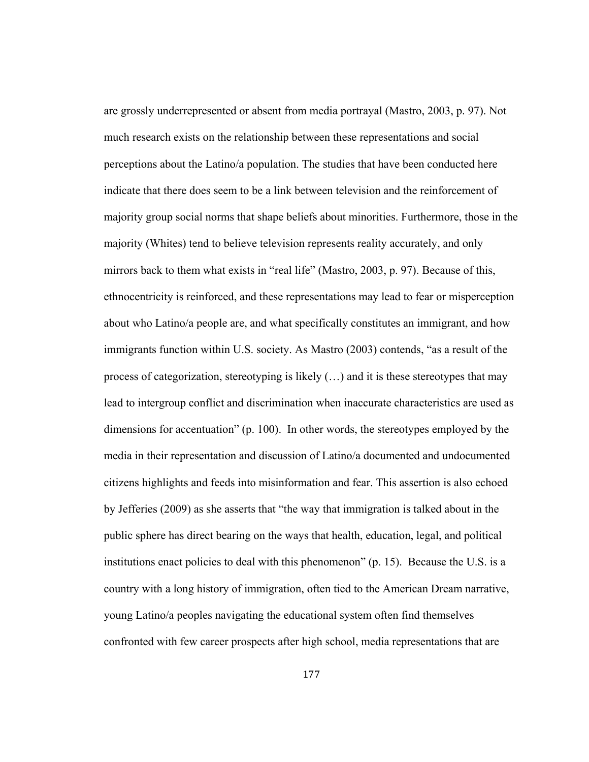are grossly underrepresented or absent from media portrayal (Mastro, 2003, p. 97). Not much research exists on the relationship between these representations and social perceptions about the Latino/a population. The studies that have been conducted here indicate that there does seem to be a link between television and the reinforcement of majority group social norms that shape beliefs about minorities. Furthermore, those in the majority (Whites) tend to believe television represents reality accurately, and only mirrors back to them what exists in "real life" (Mastro, 2003, p. 97). Because of this, ethnocentricity is reinforced, and these representations may lead to fear or misperception about who Latino/a people are, and what specifically constitutes an immigrant, and how immigrants function within U.S. society. As Mastro (2003) contends, "as a result of the process of categorization, stereotyping is likely (…) and it is these stereotypes that may lead to intergroup conflict and discrimination when inaccurate characteristics are used as dimensions for accentuation" (p. 100). In other words, the stereotypes employed by the media in their representation and discussion of Latino/a documented and undocumented citizens highlights and feeds into misinformation and fear. This assertion is also echoed by Jefferies (2009) as she asserts that "the way that immigration is talked about in the public sphere has direct bearing on the ways that health, education, legal, and political institutions enact policies to deal with this phenomenon" (p. 15). Because the U.S. is a country with a long history of immigration, often tied to the American Dream narrative, young Latino/a peoples navigating the educational system often find themselves confronted with few career prospects after high school, media representations that are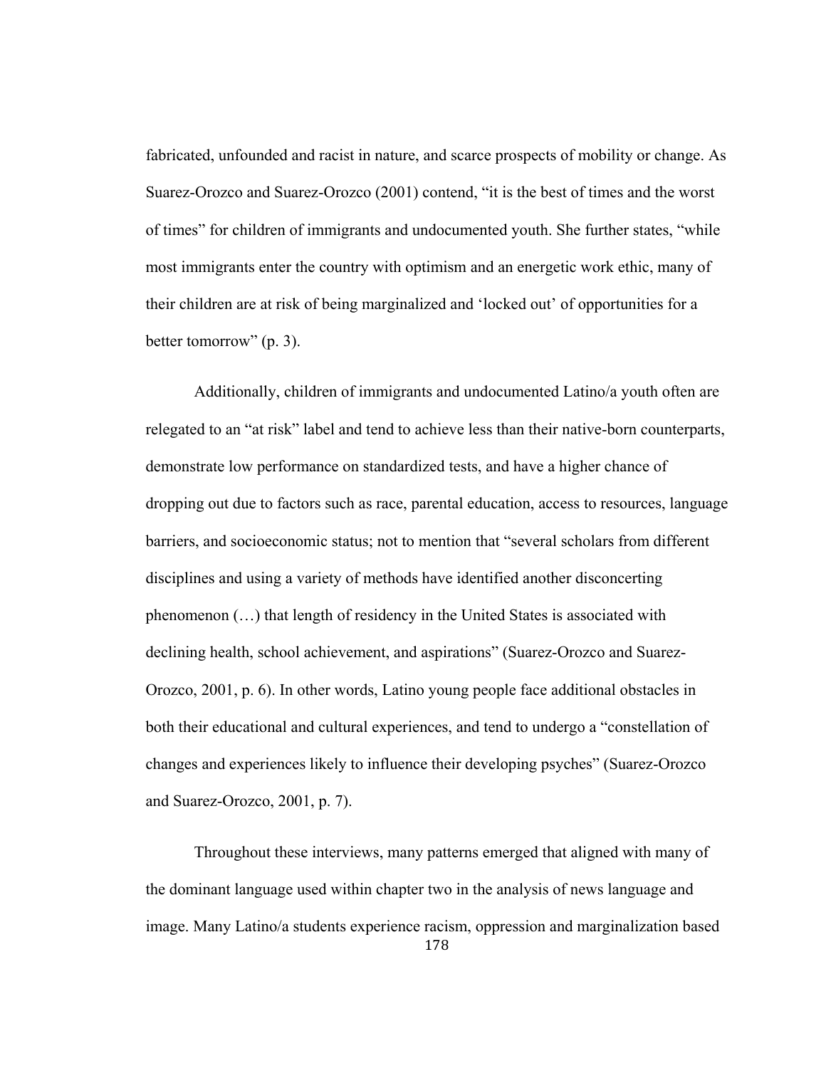fabricated, unfounded and racist in nature, and scarce prospects of mobility or change. As Suarez-Orozco and Suarez-Orozco (2001) contend, "it is the best of times and the worst of times" for children of immigrants and undocumented youth. She further states, "while most immigrants enter the country with optimism and an energetic work ethic, many of their children are at risk of being marginalized and 'locked out' of opportunities for a better tomorrow" (p. 3).

Additionally, children of immigrants and undocumented Latino/a youth often are relegated to an "at risk" label and tend to achieve less than their native-born counterparts, demonstrate low performance on standardized tests, and have a higher chance of dropping out due to factors such as race, parental education, access to resources, language barriers, and socioeconomic status; not to mention that "several scholars from different disciplines and using a variety of methods have identified another disconcerting phenomenon (…) that length of residency in the United States is associated with declining health, school achievement, and aspirations" (Suarez-Orozco and Suarez-Orozco, 2001, p. 6). In other words, Latino young people face additional obstacles in both their educational and cultural experiences, and tend to undergo a "constellation of changes and experiences likely to influence their developing psyches" (Suarez-Orozco and Suarez-Orozco, 2001, p. 7).

Throughout these interviews, many patterns emerged that aligned with many of the dominant language used within chapter two in the analysis of news language and image. Many Latino/a students experience racism, oppression and marginalization based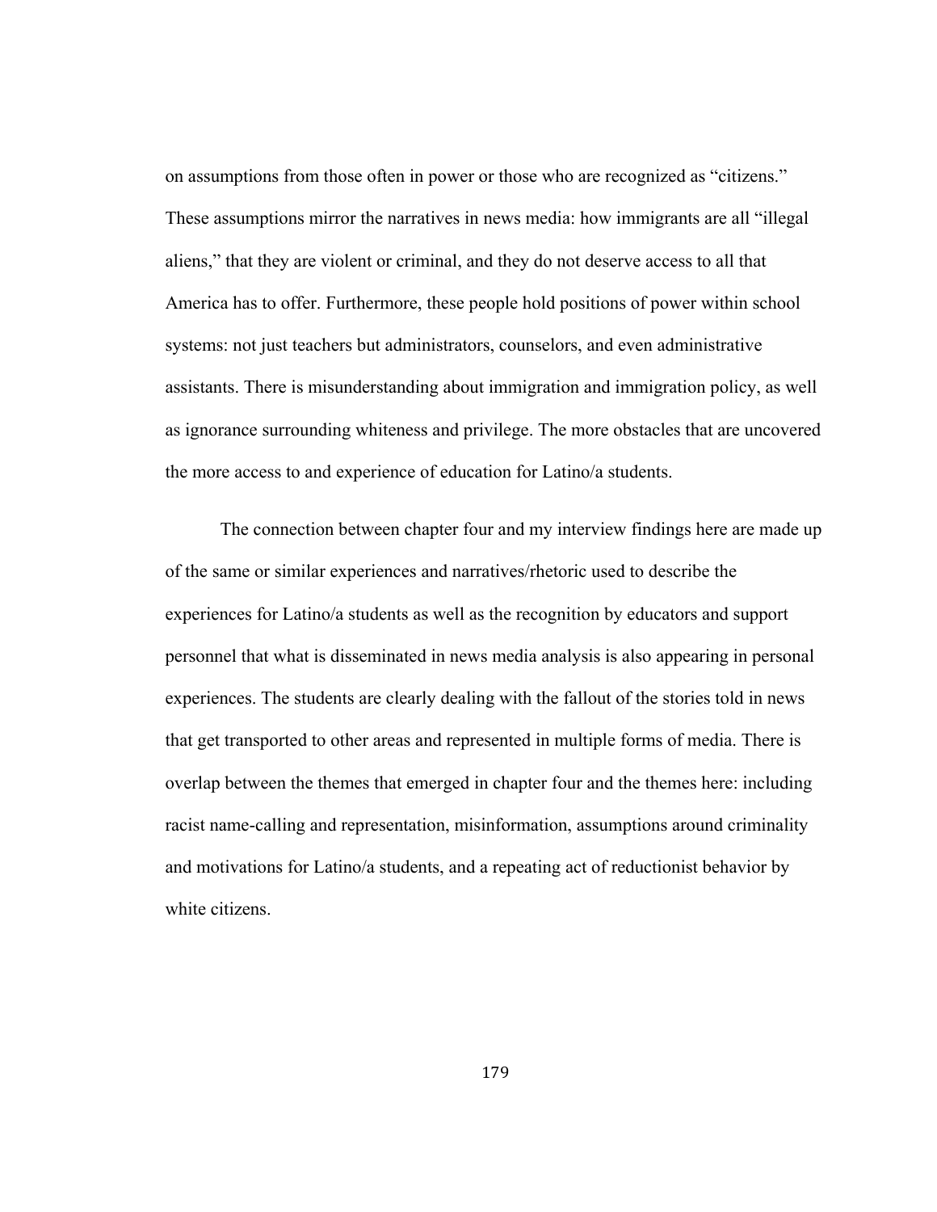on assumptions from those often in power or those who are recognized as "citizens." These assumptions mirror the narratives in news media: how immigrants are all "illegal aliens," that they are violent or criminal, and they do not deserve access to all that America has to offer. Furthermore, these people hold positions of power within school systems: not just teachers but administrators, counselors, and even administrative assistants. There is misunderstanding about immigration and immigration policy, as well as ignorance surrounding whiteness and privilege. The more obstacles that are uncovered the more access to and experience of education for Latino/a students.

The connection between chapter four and my interview findings here are made up of the same or similar experiences and narratives/rhetoric used to describe the experiences for Latino/a students as well as the recognition by educators and support personnel that what is disseminated in news media analysis is also appearing in personal experiences. The students are clearly dealing with the fallout of the stories told in news that get transported to other areas and represented in multiple forms of media. There is overlap between the themes that emerged in chapter four and the themes here: including racist name-calling and representation, misinformation, assumptions around criminality and motivations for Latino/a students, and a repeating act of reductionist behavior by white citizens.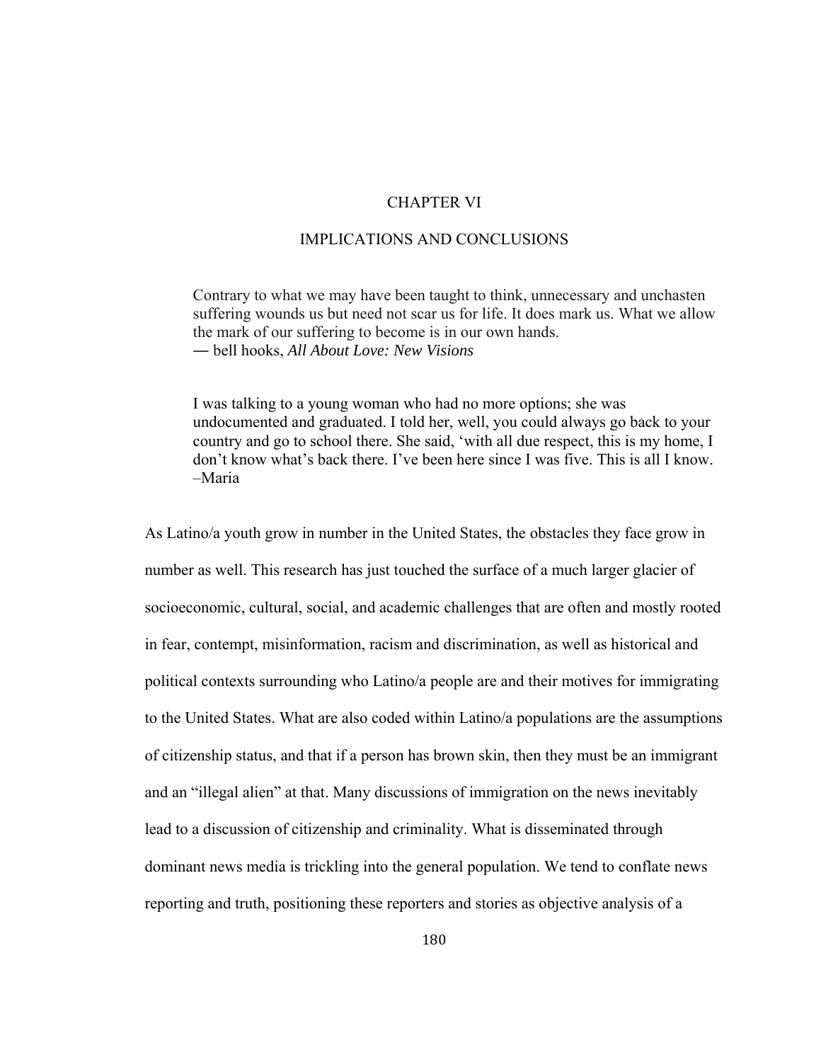# CHAPTER VI

# IMPLICATIONS AND CONCLUSIONS

> Contrary to what we may have been taught to think, unnecessary and unchasten suffering wounds us but need not scar us for life. It does mark us. What we allow the mark of our suffering to become is in our own hands.
> ― bell hooks, *All About Love: New Visions*

> I was talking to a young woman who had no more options; she was undocumented and graduated. I told her, well, you could always go back to your country and go to school there. She said, 'with all due respect, this is my home, I don't know what's back there. I've been here since I was five. This is all I know.
> –Maria

As Latino/a youth grow in number in the United States, the obstacles they face grow in number as well. This research has just touched the surface of a much larger glacier of socioeconomic, cultural, social, and academic challenges that are often and mostly rooted in fear, contempt, misinformation, racism and discrimination, as well as historical and political contexts surrounding who Latino/a people are and their motives for immigrating to the United States. What are also coded within Latino/a populations are the assumptions of citizenship status, and that if a person has brown skin, then they must be an immigrant and an "illegal alien" at that. Many discussions of immigration on the news inevitably lead to a discussion of citizenship and criminality. What is disseminated through dominant news media is trickling into the general population. We tend to conflate news reporting and truth, positioning these reporters and stories as objective analysis of a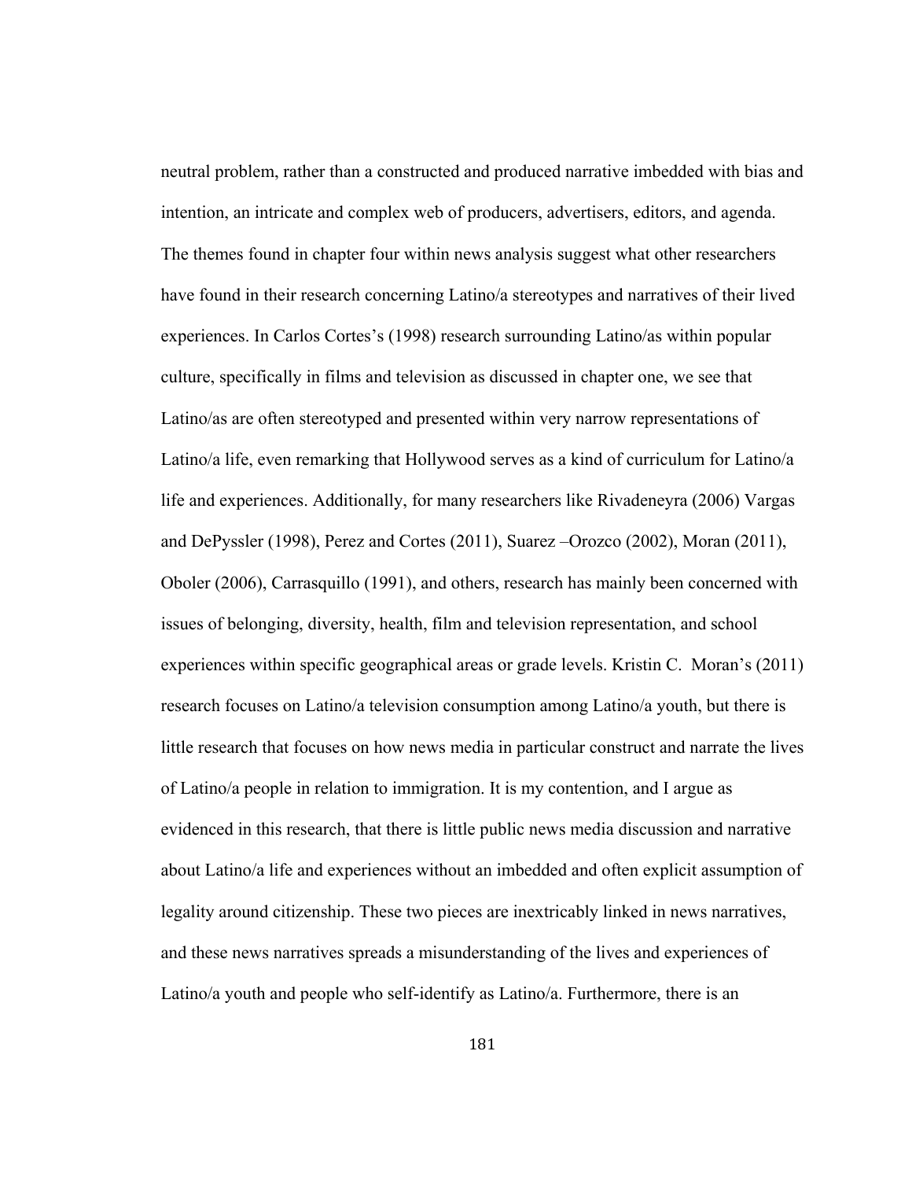neutral problem, rather than a constructed and produced narrative imbedded with bias and intention, an intricate and complex web of producers, advertisers, editors, and agenda. The themes found in chapter four within news analysis suggest what other researchers have found in their research concerning Latino/a stereotypes and narratives of their lived experiences. In Carlos Cortes's (1998) research surrounding Latino/as within popular culture, specifically in films and television as discussed in chapter one, we see that Latino/as are often stereotyped and presented within very narrow representations of Latino/a life, even remarking that Hollywood serves as a kind of curriculum for Latino/a life and experiences. Additionally, for many researchers like Rivadeneyra (2006) Vargas and DePyssler (1998), Perez and Cortes (2011), Suarez –Orozco (2002), Moran (2011), Oboler (2006), Carrasquillo (1991), and others, research has mainly been concerned with issues of belonging, diversity, health, film and television representation, and school experiences within specific geographical areas or grade levels. Kristin C. Moran's (2011) research focuses on Latino/a television consumption among Latino/a youth, but there is little research that focuses on how news media in particular construct and narrate the lives of Latino/a people in relation to immigration. It is my contention, and I argue as evidenced in this research, that there is little public news media discussion and narrative about Latino/a life and experiences without an imbedded and often explicit assumption of legality around citizenship. These two pieces are inextricably linked in news narratives, and these news narratives spreads a misunderstanding of the lives and experiences of Latino/a youth and people who self-identify as Latino/a. Furthermore, there is an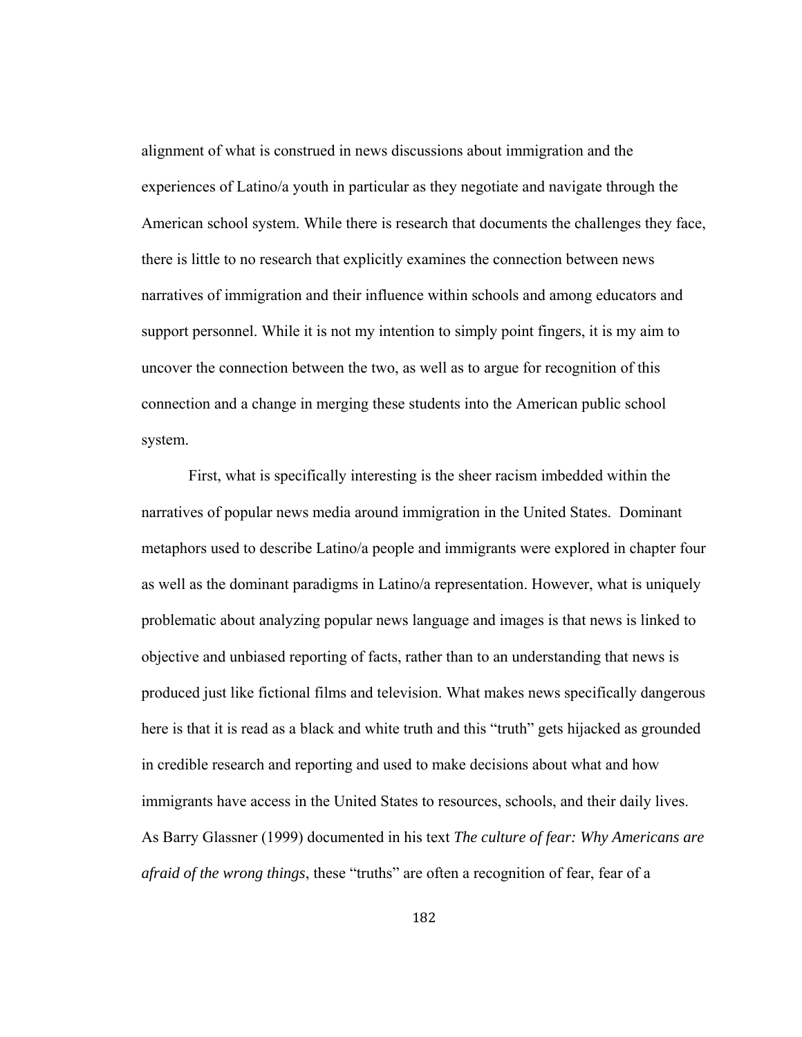alignment of what is construed in news discussions about immigration and the experiences of Latino/a youth in particular as they negotiate and navigate through the American school system. While there is research that documents the challenges they face, there is little to no research that explicitly examines the connection between news narratives of immigration and their influence within schools and among educators and support personnel. While it is not my intention to simply point fingers, it is my aim to uncover the connection between the two, as well as to argue for recognition of this connection and a change in merging these students into the American public school system.

First, what is specifically interesting is the sheer racism imbedded within the narratives of popular news media around immigration in the United States. Dominant metaphors used to describe Latino/a people and immigrants were explored in chapter four as well as the dominant paradigms in Latino/a representation. However, what is uniquely problematic about analyzing popular news language and images is that news is linked to objective and unbiased reporting of facts, rather than to an understanding that news is produced just like fictional films and television. What makes news specifically dangerous here is that it is read as a black and white truth and this "truth" gets hijacked as grounded in credible research and reporting and used to make decisions about what and how immigrants have access in the United States to resources, schools, and their daily lives. As Barry Glassner (1999) documented in his text *The culture of fear: Why Americans are afraid of the wrong things*, these "truths" are often a recognition of fear, fear of a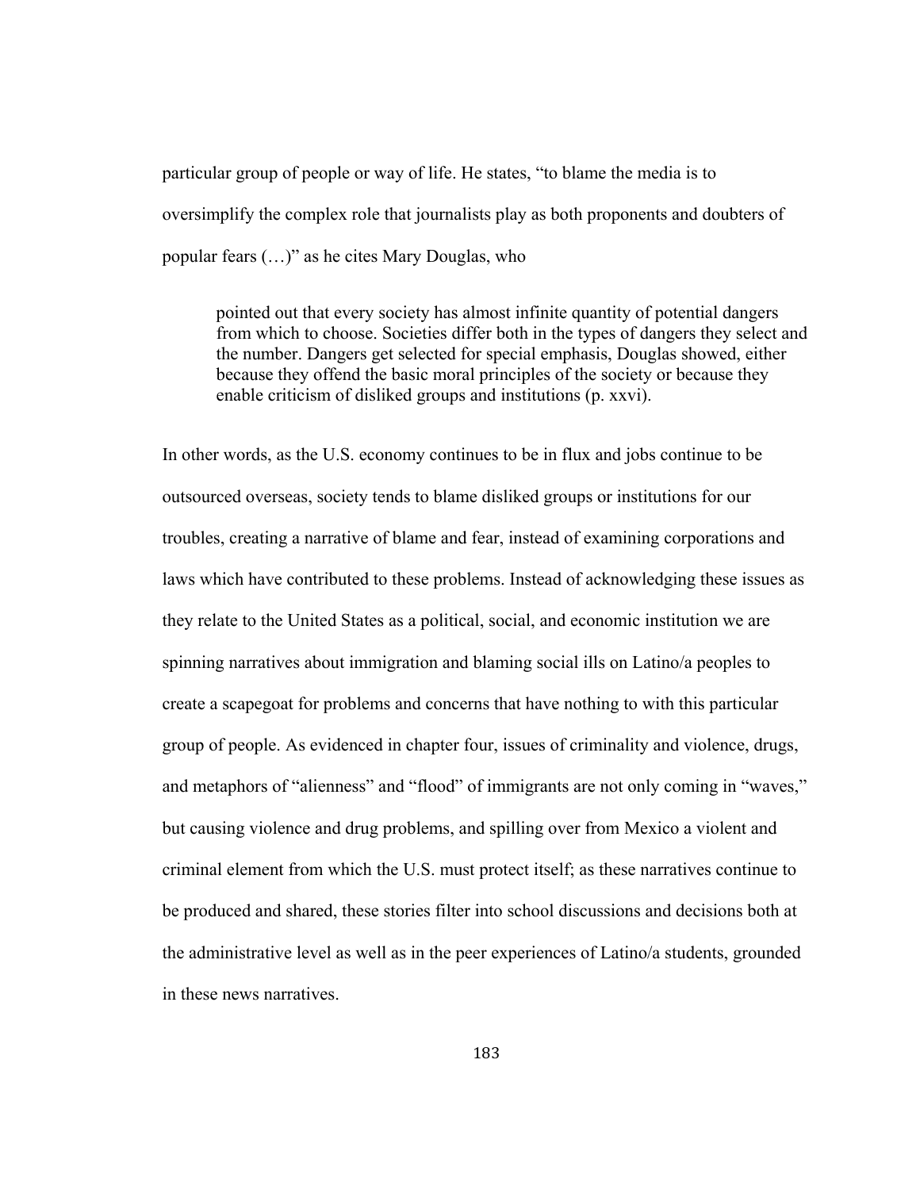particular group of people or way of life. He states, "to blame the media is to oversimplify the complex role that journalists play as both proponents and doubters of popular fears (…)" as he cites Mary Douglas, who

> pointed out that every society has almost infinite quantity of potential dangers from which to choose. Societies differ both in the types of dangers they select and the number. Dangers get selected for special emphasis, Douglas showed, either because they offend the basic moral principles of the society or because they enable criticism of disliked groups and institutions (p. xxvi).

In other words, as the U.S. economy continues to be in flux and jobs continue to be outsourced overseas, society tends to blame disliked groups or institutions for our troubles, creating a narrative of blame and fear, instead of examining corporations and laws which have contributed to these problems. Instead of acknowledging these issues as they relate to the United States as a political, social, and economic institution we are spinning narratives about immigration and blaming social ills on Latino/a peoples to create a scapegoat for problems and concerns that have nothing to with this particular group of people. As evidenced in chapter four, issues of criminality and violence, drugs, and metaphors of "alienness" and "flood" of immigrants are not only coming in "waves," but causing violence and drug problems, and spilling over from Mexico a violent and criminal element from which the U.S. must protect itself; as these narratives continue to be produced and shared, these stories filter into school discussions and decisions both at the administrative level as well as in the peer experiences of Latino/a students, grounded in these news narratives.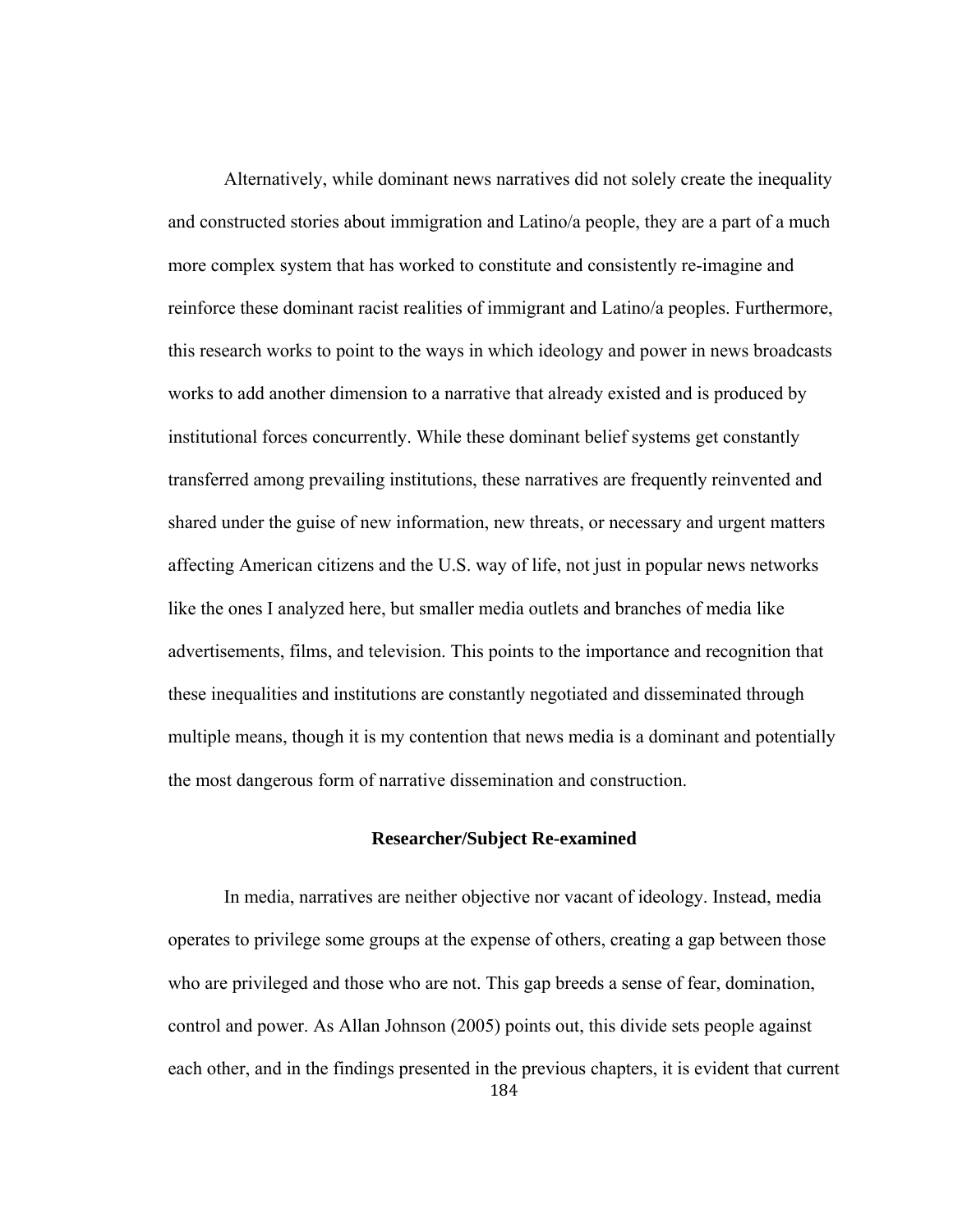Alternatively, while dominant news narratives did not solely create the inequality and constructed stories about immigration and Latino/a people, they are a part of a much more complex system that has worked to constitute and consistently re-imagine and reinforce these dominant racist realities of immigrant and Latino/a peoples. Furthermore, this research works to point to the ways in which ideology and power in news broadcasts works to add another dimension to a narrative that already existed and is produced by institutional forces concurrently. While these dominant belief systems get constantly transferred among prevailing institutions, these narratives are frequently reinvented and shared under the guise of new information, new threats, or necessary and urgent matters affecting American citizens and the U.S. way of life, not just in popular news networks like the ones I analyzed here, but smaller media outlets and branches of media like advertisements, films, and television. This points to the importance and recognition that these inequalities and institutions are constantly negotiated and disseminated through multiple means, though it is my contention that news media is a dominant and potentially the most dangerous form of narrative dissemination and construction.

### Researcher/Subject Re-examined

In media, narratives are neither objective nor vacant of ideology. Instead, media operates to privilege some groups at the expense of others, creating a gap between those who are privileged and those who are not. This gap breeds a sense of fear, domination, control and power. As Allan Johnson (2005) points out, this divide sets people against each other, and in the findings presented in the previous chapters, it is evident that current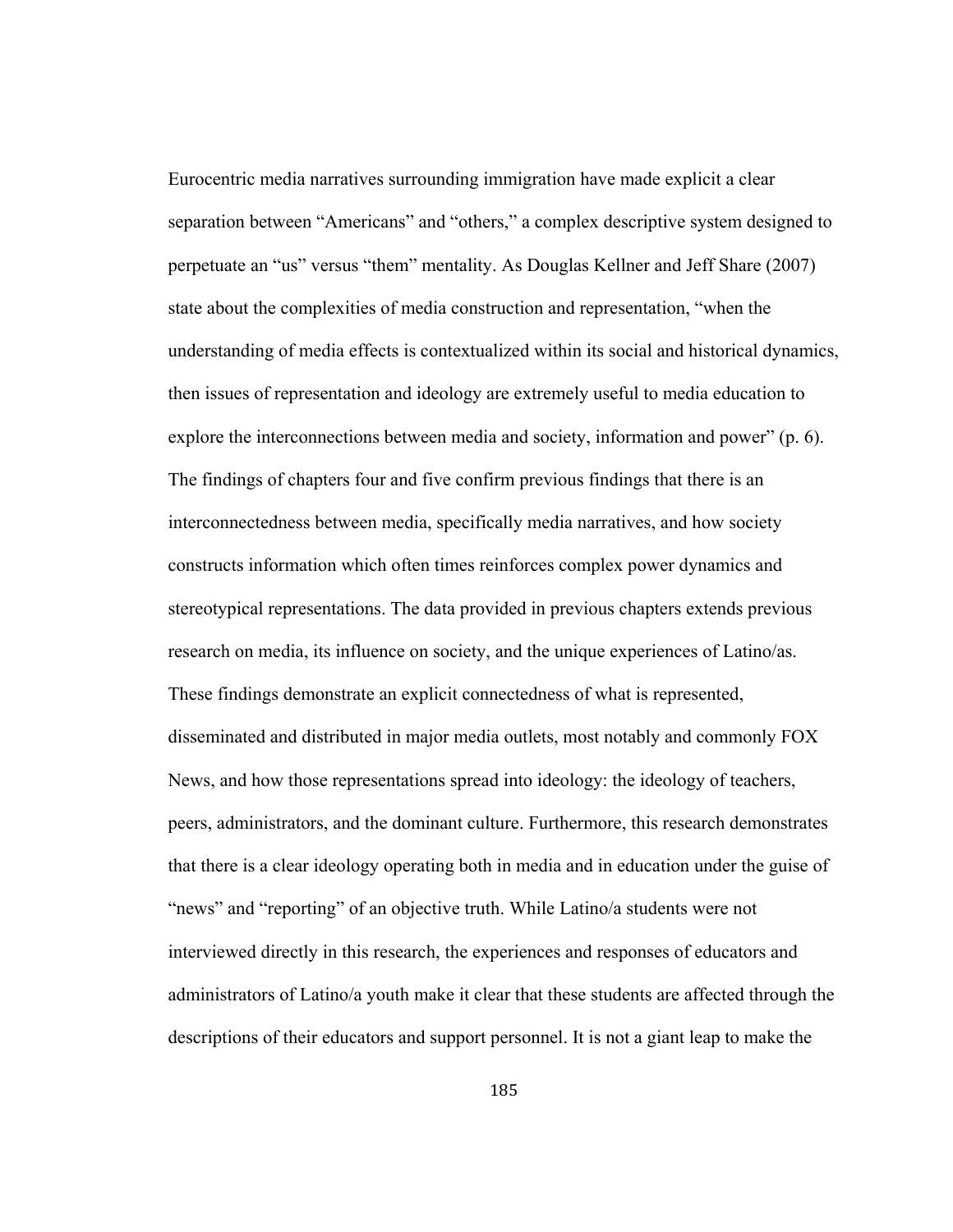Eurocentric media narratives surrounding immigration have made explicit a clear separation between "Americans" and "others," a complex descriptive system designed to perpetuate an "us" versus "them" mentality. As Douglas Kellner and Jeff Share (2007) state about the complexities of media construction and representation, "when the understanding of media effects is contextualized within its social and historical dynamics, then issues of representation and ideology are extremely useful to media education to explore the interconnections between media and society, information and power" (p. 6). The findings of chapters four and five confirm previous findings that there is an interconnectedness between media, specifically media narratives, and how society constructs information which often times reinforces complex power dynamics and stereotypical representations. The data provided in previous chapters extends previous research on media, its influence on society, and the unique experiences of Latino/as. These findings demonstrate an explicit connectedness of what is represented, disseminated and distributed in major media outlets, most notably and commonly FOX News, and how those representations spread into ideology: the ideology of teachers, peers, administrators, and the dominant culture. Furthermore, this research demonstrates that there is a clear ideology operating both in media and in education under the guise of "news" and "reporting" of an objective truth. While Latino/a students were not interviewed directly in this research, the experiences and responses of educators and administrators of Latino/a youth make it clear that these students are affected through the descriptions of their educators and support personnel. It is not a giant leap to make the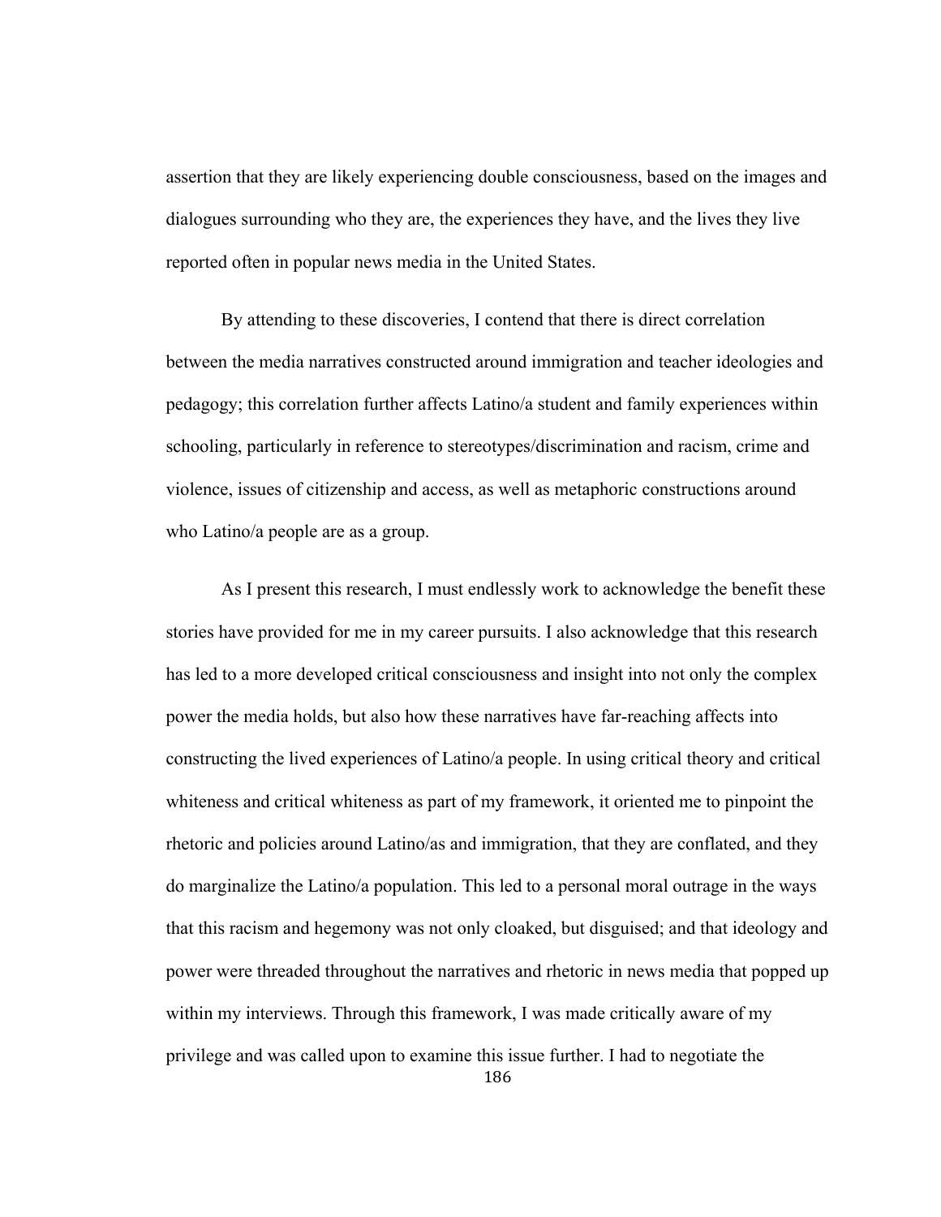assertion that they are likely experiencing double consciousness, based on the images and dialogues surrounding who they are, the experiences they have, and the lives they live reported often in popular news media in the United States.

By attending to these discoveries, I contend that there is direct correlation between the media narratives constructed around immigration and teacher ideologies and pedagogy; this correlation further affects Latino/a student and family experiences within schooling, particularly in reference to stereotypes/discrimination and racism, crime and violence, issues of citizenship and access, as well as metaphoric constructions around who Latino/a people are as a group.

As I present this research, I must endlessly work to acknowledge the benefit these stories have provided for me in my career pursuits. I also acknowledge that this research has led to a more developed critical consciousness and insight into not only the complex power the media holds, but also how these narratives have far-reaching affects into constructing the lived experiences of Latino/a people. In using critical theory and critical whiteness and critical whiteness as part of my framework, it oriented me to pinpoint the rhetoric and policies around Latino/as and immigration, that they are conflated, and they do marginalize the Latino/a population. This led to a personal moral outrage in the ways that this racism and hegemony was not only cloaked, but disguised; and that ideology and power were threaded throughout the narratives and rhetoric in news media that popped up within my interviews. Through this framework, I was made critically aware of my privilege and was called upon to examine this issue further. I had to negotiate the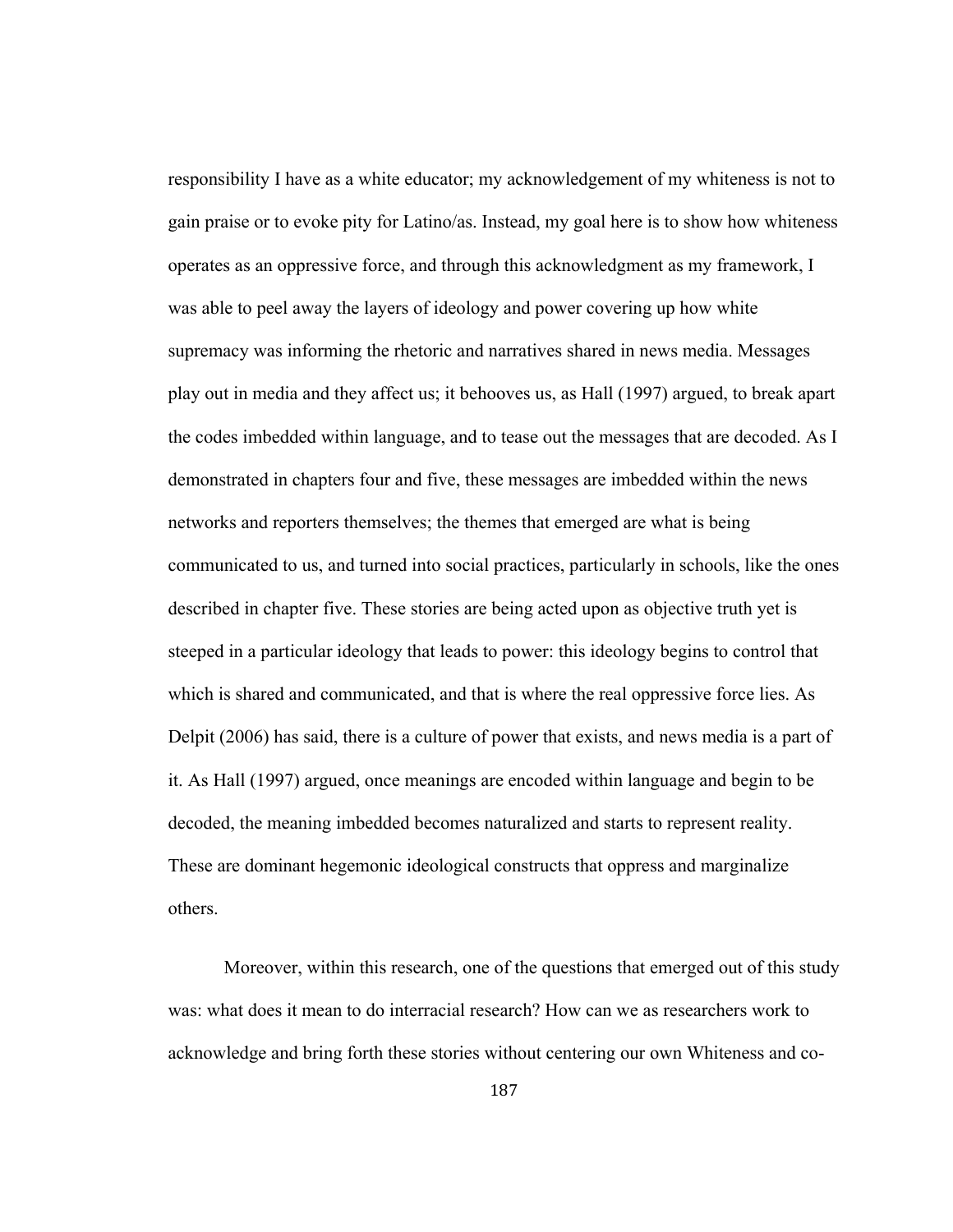responsibility I have as a white educator; my acknowledgement of my whiteness is not to gain praise or to evoke pity for Latino/as. Instead, my goal here is to show how whiteness operates as an oppressive force, and through this acknowledgment as my framework, I was able to peel away the layers of ideology and power covering up how white supremacy was informing the rhetoric and narratives shared in news media. Messages play out in media and they affect us; it behooves us, as Hall (1997) argued, to break apart the codes imbedded within language, and to tease out the messages that are decoded. As I demonstrated in chapters four and five, these messages are imbedded within the news networks and reporters themselves; the themes that emerged are what is being communicated to us, and turned into social practices, particularly in schools, like the ones described in chapter five. These stories are being acted upon as objective truth yet is steeped in a particular ideology that leads to power: this ideology begins to control that which is shared and communicated, and that is where the real oppressive force lies. As Delpit (2006) has said, there is a culture of power that exists, and news media is a part of it. As Hall (1997) argued, once meanings are encoded within language and begin to be decoded, the meaning imbedded becomes naturalized and starts to represent reality. These are dominant hegemonic ideological constructs that oppress and marginalize others.

Moreover, within this research, one of the questions that emerged out of this study was: what does it mean to do interracial research? How can we as researchers work to acknowledge and bring forth these stories without centering our own Whiteness and co-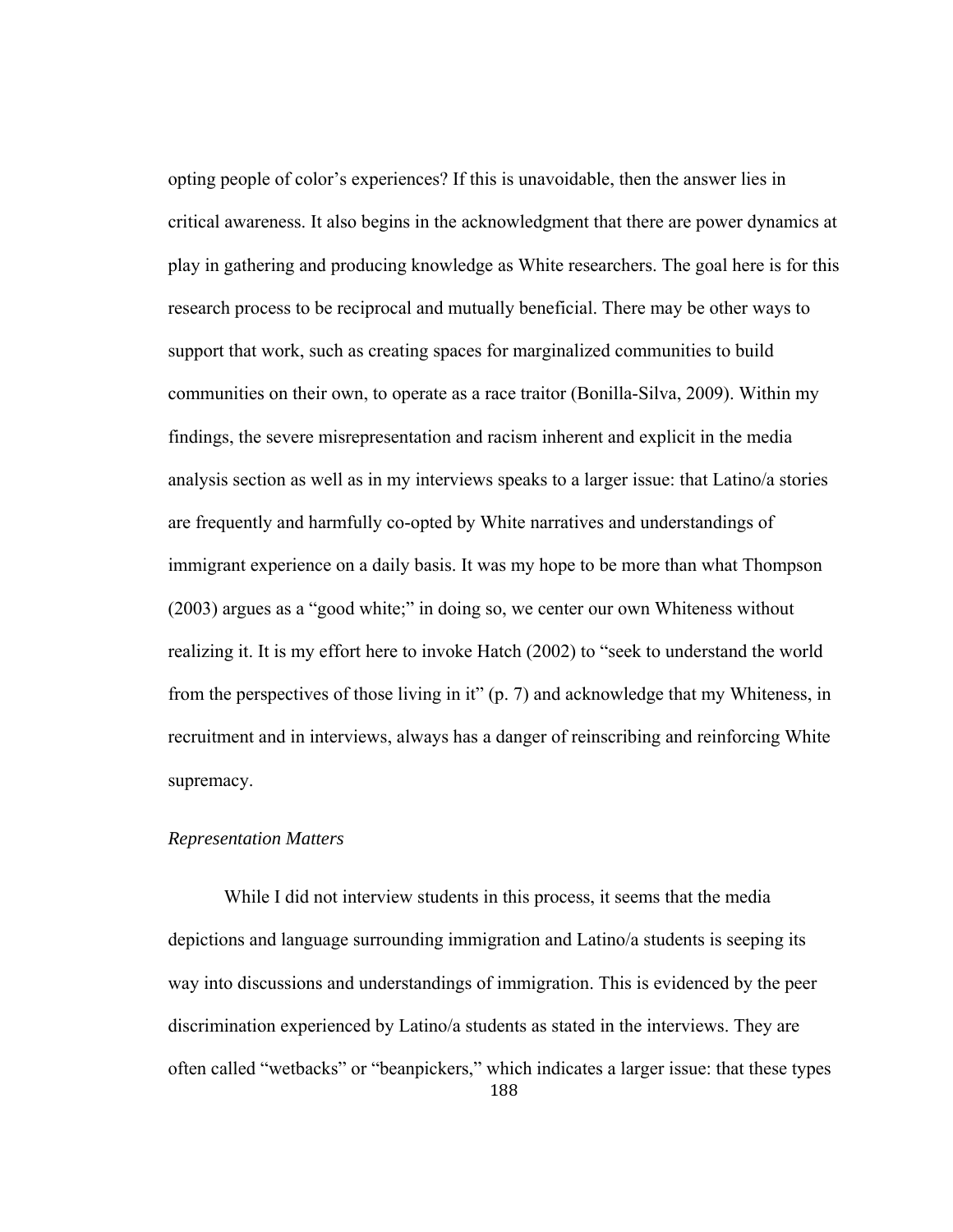opting people of color's experiences? If this is unavoidable, then the answer lies in critical awareness. It also begins in the acknowledgment that there are power dynamics at play in gathering and producing knowledge as White researchers. The goal here is for this research process to be reciprocal and mutually beneficial. There may be other ways to support that work, such as creating spaces for marginalized communities to build communities on their own, to operate as a race traitor (Bonilla-Silva, 2009). Within my findings, the severe misrepresentation and racism inherent and explicit in the media analysis section as well as in my interviews speaks to a larger issue: that Latino/a stories are frequently and harmfully co-opted by White narratives and understandings of immigrant experience on a daily basis. It was my hope to be more than what Thompson (2003) argues as a "good white;" in doing so, we center our own Whiteness without realizing it. It is my effort here to invoke Hatch (2002) to "seek to understand the world from the perspectives of those living in it" (p. 7) and acknowledge that my Whiteness, in recruitment and in interviews, always has a danger of reinscribing and reinforcing White supremacy.

*Representation Matters*

While I did not interview students in this process, it seems that the media depictions and language surrounding immigration and Latino/a students is seeping its way into discussions and understandings of immigration. This is evidenced by the peer discrimination experienced by Latino/a students as stated in the interviews. They are often called "wetbacks" or "beanpickers," which indicates a larger issue: that these types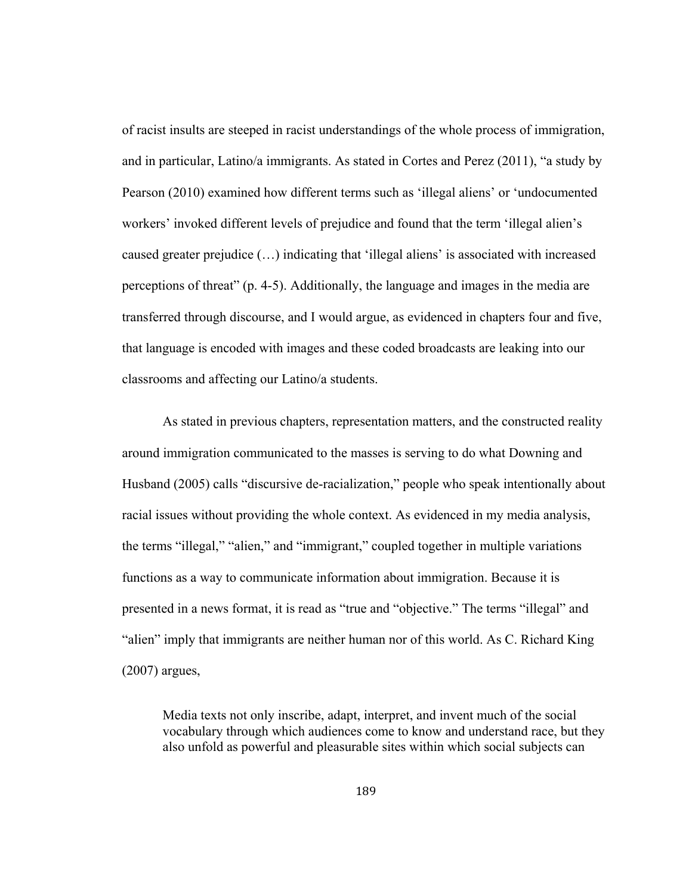of racist insults are steeped in racist understandings of the whole process of immigration, and in particular, Latino/a immigrants. As stated in Cortes and Perez (2011), "a study by Pearson (2010) examined how different terms such as 'illegal aliens' or 'undocumented workers' invoked different levels of prejudice and found that the term 'illegal alien's caused greater prejudice (…) indicating that 'illegal aliens' is associated with increased perceptions of threat" (p. 4-5). Additionally, the language and images in the media are transferred through discourse, and I would argue, as evidenced in chapters four and five, that language is encoded with images and these coded broadcasts are leaking into our classrooms and affecting our Latino/a students.

As stated in previous chapters, representation matters, and the constructed reality around immigration communicated to the masses is serving to do what Downing and Husband (2005) calls "discursive de-racialization," people who speak intentionally about racial issues without providing the whole context. As evidenced in my media analysis, the terms "illegal," "alien," and "immigrant," coupled together in multiple variations functions as a way to communicate information about immigration. Because it is presented in a news format, it is read as "true and "objective." The terms "illegal" and "alien" imply that immigrants are neither human nor of this world. As C. Richard King (2007) argues,

> Media texts not only inscribe, adapt, interpret, and invent much of the social vocabulary through which audiences come to know and understand race, but they also unfold as powerful and pleasurable sites within which social subjects can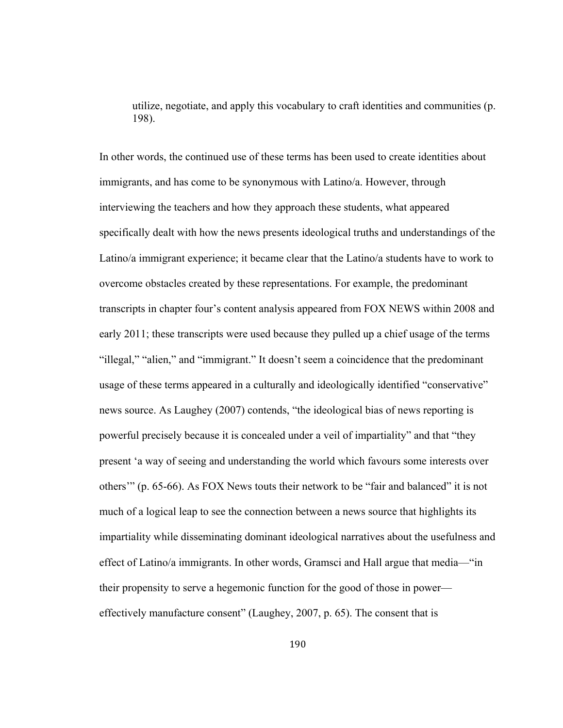> utilize, negotiate, and apply this vocabulary to craft identities and communities (p. 198).

In other words, the continued use of these terms has been used to create identities about immigrants, and has come to be synonymous with Latino/a. However, through interviewing the teachers and how they approach these students, what appeared specifically dealt with how the news presents ideological truths and understandings of the Latino/a immigrant experience; it became clear that the Latino/a students have to work to overcome obstacles created by these representations. For example, the predominant transcripts in chapter four's content analysis appeared from FOX NEWS within 2008 and early 2011; these transcripts were used because they pulled up a chief usage of the terms "illegal," "alien," and "immigrant." It doesn't seem a coincidence that the predominant usage of these terms appeared in a culturally and ideologically identified "conservative" news source. As Laughey (2007) contends, "the ideological bias of news reporting is powerful precisely because it is concealed under a veil of impartiality" and that "they present 'a way of seeing and understanding the world which favours some interests over others'" (p. 65-66). As FOX News touts their network to be "fair and balanced" it is not much of a logical leap to see the connection between a news source that highlights its impartiality while disseminating dominant ideological narratives about the usefulness and effect of Latino/a immigrants. In other words, Gramsci and Hall argue that media—"in their propensity to serve a hegemonic function for the good of those in power—effectively manufacture consent" (Laughey, 2007, p. 65). The consent that is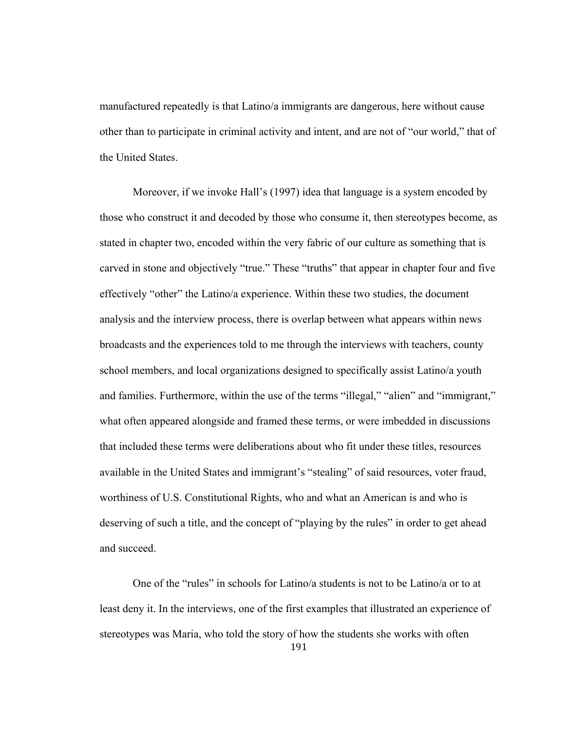manufactured repeatedly is that Latino/a immigrants are dangerous, here without cause other than to participate in criminal activity and intent, and are not of "our world," that of the United States.

Moreover, if we invoke Hall's (1997) idea that language is a system encoded by those who construct it and decoded by those who consume it, then stereotypes become, as stated in chapter two, encoded within the very fabric of our culture as something that is carved in stone and objectively "true." These "truths" that appear in chapter four and five effectively "other" the Latino/a experience. Within these two studies, the document analysis and the interview process, there is overlap between what appears within news broadcasts and the experiences told to me through the interviews with teachers, county school members, and local organizations designed to specifically assist Latino/a youth and families. Furthermore, within the use of the terms "illegal," "alien" and "immigrant," what often appeared alongside and framed these terms, or were imbedded in discussions that included these terms were deliberations about who fit under these titles, resources available in the United States and immigrant's "stealing" of said resources, voter fraud, worthiness of U.S. Constitutional Rights, who and what an American is and who is deserving of such a title, and the concept of "playing by the rules" in order to get ahead and succeed.

One of the "rules" in schools for Latino/a students is not to be Latino/a or to at least deny it. In the interviews, one of the first examples that illustrated an experience of stereotypes was Maria, who told the story of how the students she works with often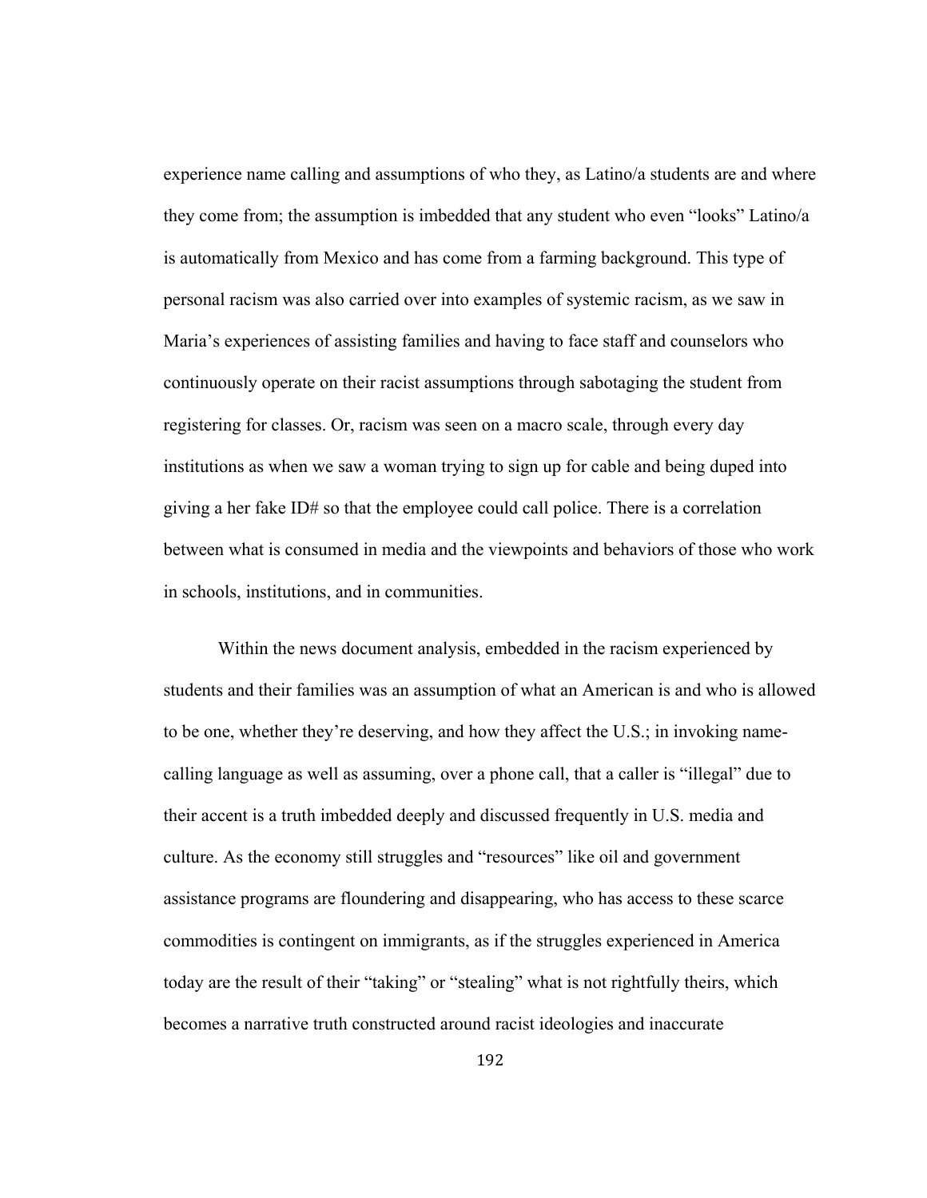experience name calling and assumptions of who they, as Latino/a students are and where they come from; the assumption is imbedded that any student who even "looks" Latino/a is automatically from Mexico and has come from a farming background. This type of personal racism was also carried over into examples of systemic racism, as we saw in Maria's experiences of assisting families and having to face staff and counselors who continuously operate on their racist assumptions through sabotaging the student from registering for classes. Or, racism was seen on a macro scale, through every day institutions as when we saw a woman trying to sign up for cable and being duped into giving a her fake ID# so that the employee could call police. There is a correlation between what is consumed in media and the viewpoints and behaviors of those who work in schools, institutions, and in communities.

Within the news document analysis, embedded in the racism experienced by students and their families was an assumption of what an American is and who is allowed to be one, whether they're deserving, and how they affect the U.S.; in invoking name-calling language as well as assuming, over a phone call, that a caller is "illegal" due to their accent is a truth imbedded deeply and discussed frequently in U.S. media and culture. As the economy still struggles and "resources" like oil and government assistance programs are floundering and disappearing, who has access to these scarce commodities is contingent on immigrants, as if the struggles experienced in America today are the result of their "taking" or "stealing" what is not rightfully theirs, which becomes a narrative truth constructed around racist ideologies and inaccurate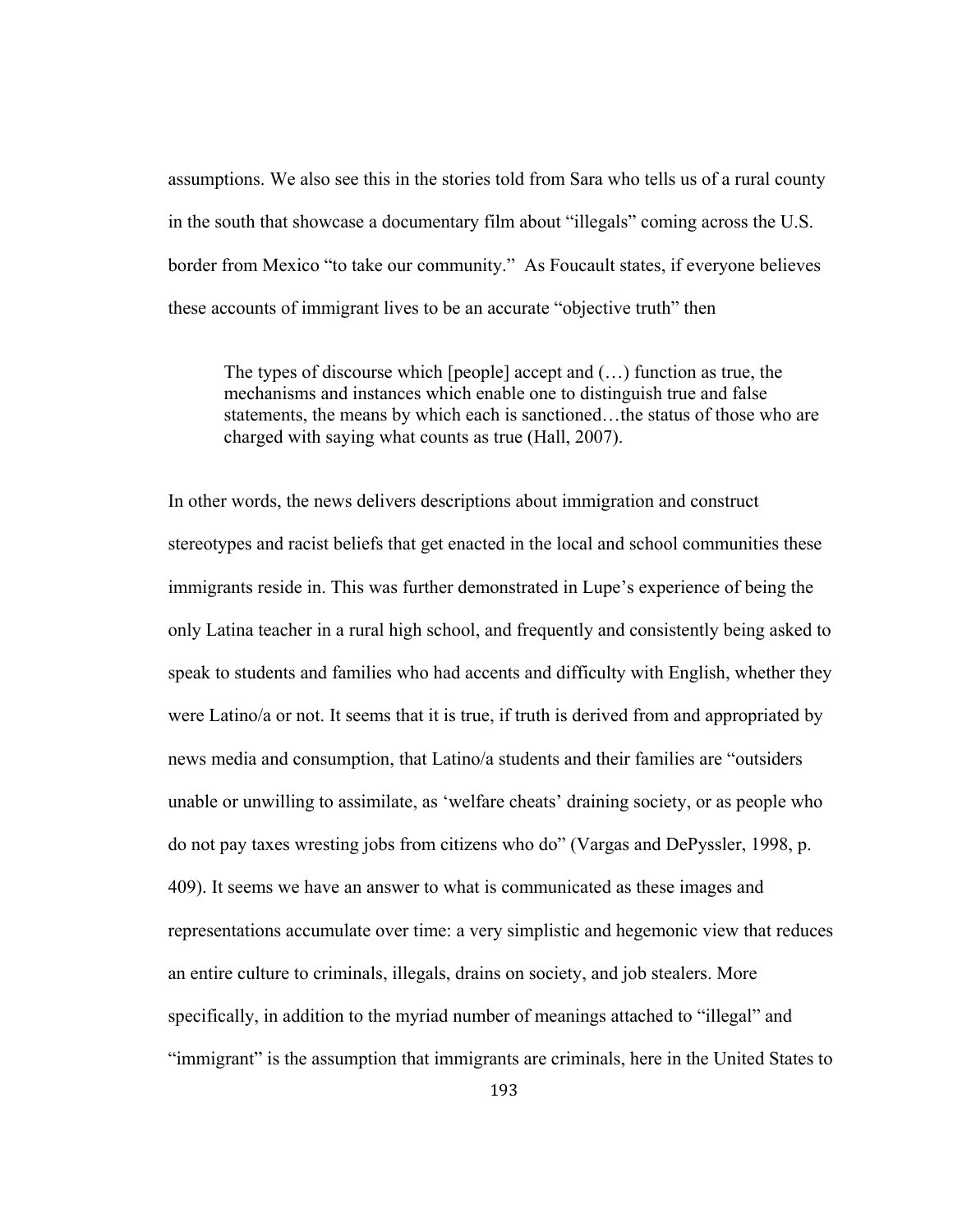assumptions. We also see this in the stories told from Sara who tells us of a rural county in the south that showcase a documentary film about "illegals" coming across the U.S. border from Mexico "to take our community." As Foucault states, if everyone believes these accounts of immigrant lives to be an accurate "objective truth" then

> The types of discourse which [people] accept and (…) function as true, the mechanisms and instances which enable one to distinguish true and false statements, the means by which each is sanctioned…the status of those who are charged with saying what counts as true (Hall, 2007).

In other words, the news delivers descriptions about immigration and construct stereotypes and racist beliefs that get enacted in the local and school communities these immigrants reside in. This was further demonstrated in Lupe's experience of being the only Latina teacher in a rural high school, and frequently and consistently being asked to speak to students and families who had accents and difficulty with English, whether they were Latino/a or not. It seems that it is true, if truth is derived from and appropriated by news media and consumption, that Latino/a students and their families are "outsiders unable or unwilling to assimilate, as 'welfare cheats' draining society, or as people who do not pay taxes wresting jobs from citizens who do" (Vargas and DePyssler, 1998, p. 409). It seems we have an answer to what is communicated as these images and representations accumulate over time: a very simplistic and hegemonic view that reduces an entire culture to criminals, illegals, drains on society, and job stealers. More specifically, in addition to the myriad number of meanings attached to "illegal" and "immigrant" is the assumption that immigrants are criminals, here in the United States to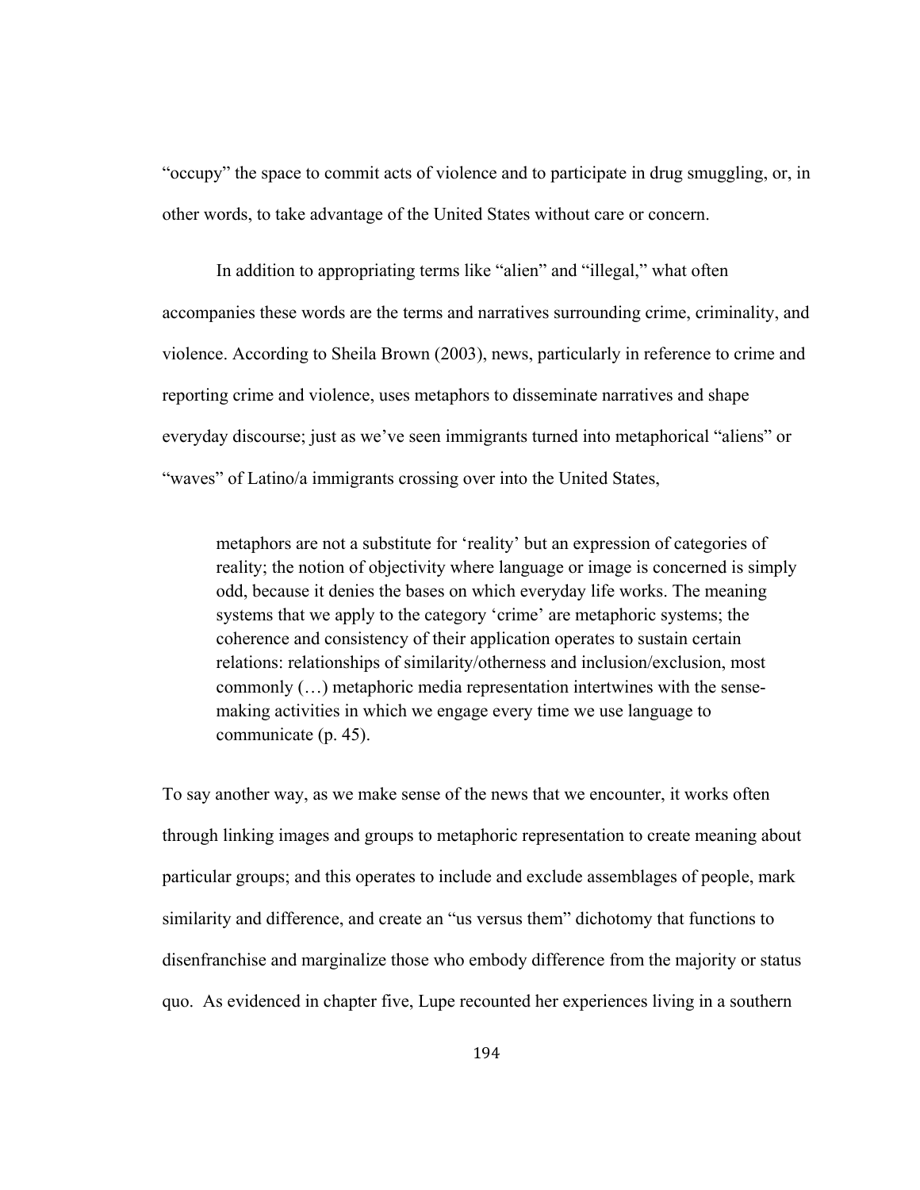"occupy" the space to commit acts of violence and to participate in drug smuggling, or, in other words, to take advantage of the United States without care or concern.

In addition to appropriating terms like "alien" and "illegal," what often accompanies these words are the terms and narratives surrounding crime, criminality, and violence. According to Sheila Brown (2003), news, particularly in reference to crime and reporting crime and violence, uses metaphors to disseminate narratives and shape everyday discourse; just as we've seen immigrants turned into metaphorical "aliens" or "waves" of Latino/a immigrants crossing over into the United States,

> metaphors are not a substitute for 'reality' but an expression of categories of reality; the notion of objectivity where language or image is concerned is simply odd, because it denies the bases on which everyday life works. The meaning systems that we apply to the category 'crime' are metaphoric systems; the coherence and consistency of their application operates to sustain certain relations: relationships of similarity/otherness and inclusion/exclusion, most commonly (…) metaphoric media representation intertwines with the sense-making activities in which we engage every time we use language to communicate (p. 45).

To say another way, as we make sense of the news that we encounter, it works often through linking images and groups to metaphoric representation to create meaning about particular groups; and this operates to include and exclude assemblages of people, mark similarity and difference, and create an "us versus them" dichotomy that functions to disenfranchise and marginalize those who embody difference from the majority or status quo. As evidenced in chapter five, Lupe recounted her experiences living in a southern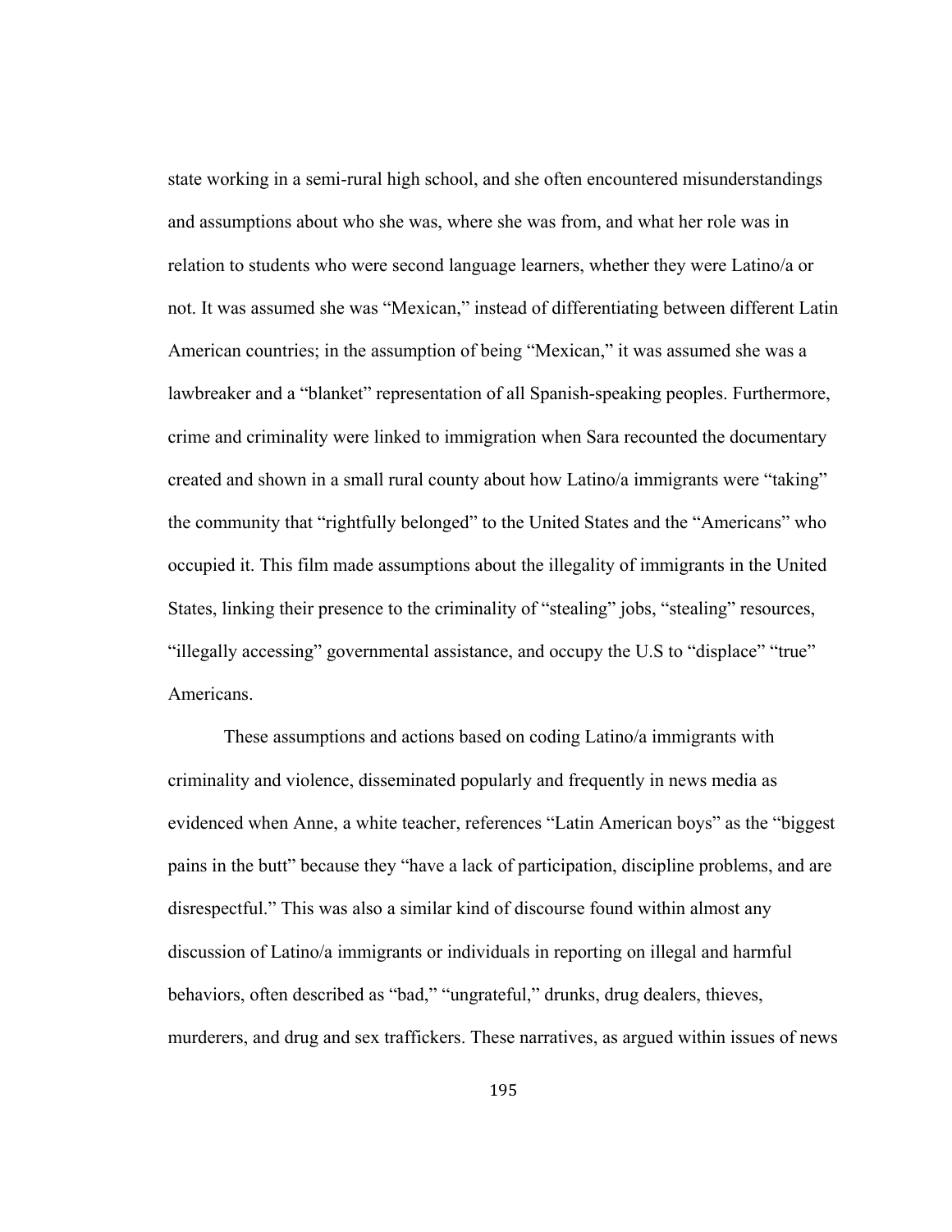state working in a semi-rural high school, and she often encountered misunderstandings and assumptions about who she was, where she was from, and what her role was in relation to students who were second language learners, whether they were Latino/a or not. It was assumed she was "Mexican," instead of differentiating between different Latin American countries; in the assumption of being "Mexican," it was assumed she was a lawbreaker and a "blanket" representation of all Spanish-speaking peoples. Furthermore, crime and criminality were linked to immigration when Sara recounted the documentary created and shown in a small rural county about how Latino/a immigrants were "taking" the community that "rightfully belonged" to the United States and the "Americans" who occupied it. This film made assumptions about the illegality of immigrants in the United States, linking their presence to the criminality of "stealing" jobs, "stealing" resources, "illegally accessing" governmental assistance, and occupy the U.S to "displace" "true" Americans.

These assumptions and actions based on coding Latino/a immigrants with criminality and violence, disseminated popularly and frequently in news media as evidenced when Anne, a white teacher, references "Latin American boys" as the "biggest pains in the butt" because they "have a lack of participation, discipline problems, and are disrespectful." This was also a similar kind of discourse found within almost any discussion of Latino/a immigrants or individuals in reporting on illegal and harmful behaviors, often described as "bad," "ungrateful," drunks, drug dealers, thieves, murderers, and drug and sex traffickers. These narratives, as argued within issues of news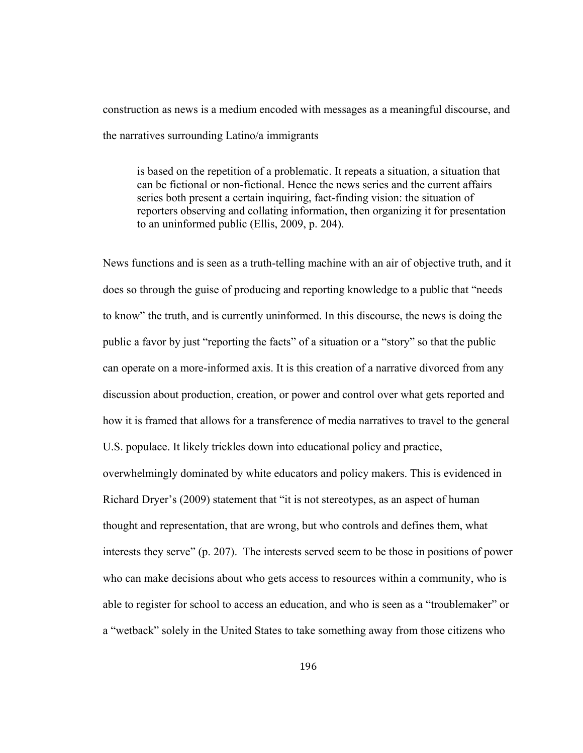construction as news is a medium encoded with messages as a meaningful discourse, and the narratives surrounding Latino/a immigrants

> is based on the repetition of a problematic. It repeats a situation, a situation that can be fictional or non-fictional. Hence the news series and the current affairs series both present a certain inquiring, fact-finding vision: the situation of reporters observing and collating information, then organizing it for presentation to an uninformed public (Ellis, 2009, p. 204).

News functions and is seen as a truth-telling machine with an air of objective truth, and it does so through the guise of producing and reporting knowledge to a public that "needs to know" the truth, and is currently uninformed. In this discourse, the news is doing the public a favor by just "reporting the facts" of a situation or a "story" so that the public can operate on a more-informed axis. It is this creation of a narrative divorced from any discussion about production, creation, or power and control over what gets reported and how it is framed that allows for a transference of media narratives to travel to the general U.S. populace. It likely trickles down into educational policy and practice, overwhelmingly dominated by white educators and policy makers. This is evidenced in Richard Dryer's (2009) statement that "it is not stereotypes, as an aspect of human thought and representation, that are wrong, but who controls and defines them, what interests they serve" (p. 207). The interests served seem to be those in positions of power who can make decisions about who gets access to resources within a community, who is able to register for school to access an education, and who is seen as a "troublemaker" or a "wetback" solely in the United States to take something away from those citizens who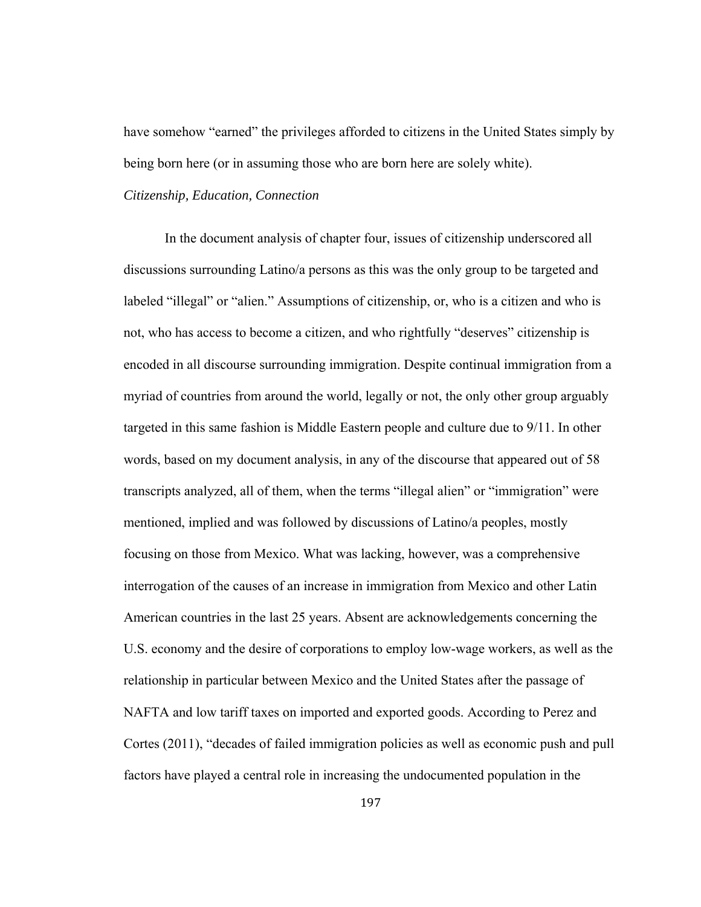have somehow "earned" the privileges afforded to citizens in the United States simply by being born here (or in assuming those who are born here are solely white).

*Citizenship, Education, Connection*

In the document analysis of chapter four, issues of citizenship underscored all discussions surrounding Latino/a persons as this was the only group to be targeted and labeled "illegal" or "alien." Assumptions of citizenship, or, who is a citizen and who is not, who has access to become a citizen, and who rightfully "deserves" citizenship is encoded in all discourse surrounding immigration. Despite continual immigration from a myriad of countries from around the world, legally or not, the only other group arguably targeted in this same fashion is Middle Eastern people and culture due to 9/11. In other words, based on my document analysis, in any of the discourse that appeared out of 58 transcripts analyzed, all of them, when the terms "illegal alien" or "immigration" were mentioned, implied and was followed by discussions of Latino/a peoples, mostly focusing on those from Mexico. What was lacking, however, was a comprehensive interrogation of the causes of an increase in immigration from Mexico and other Latin American countries in the last 25 years. Absent are acknowledgements concerning the U.S. economy and the desire of corporations to employ low-wage workers, as well as the relationship in particular between Mexico and the United States after the passage of NAFTA and low tariff taxes on imported and exported goods. According to Perez and Cortes (2011), "decades of failed immigration policies as well as economic push and pull factors have played a central role in increasing the undocumented population in the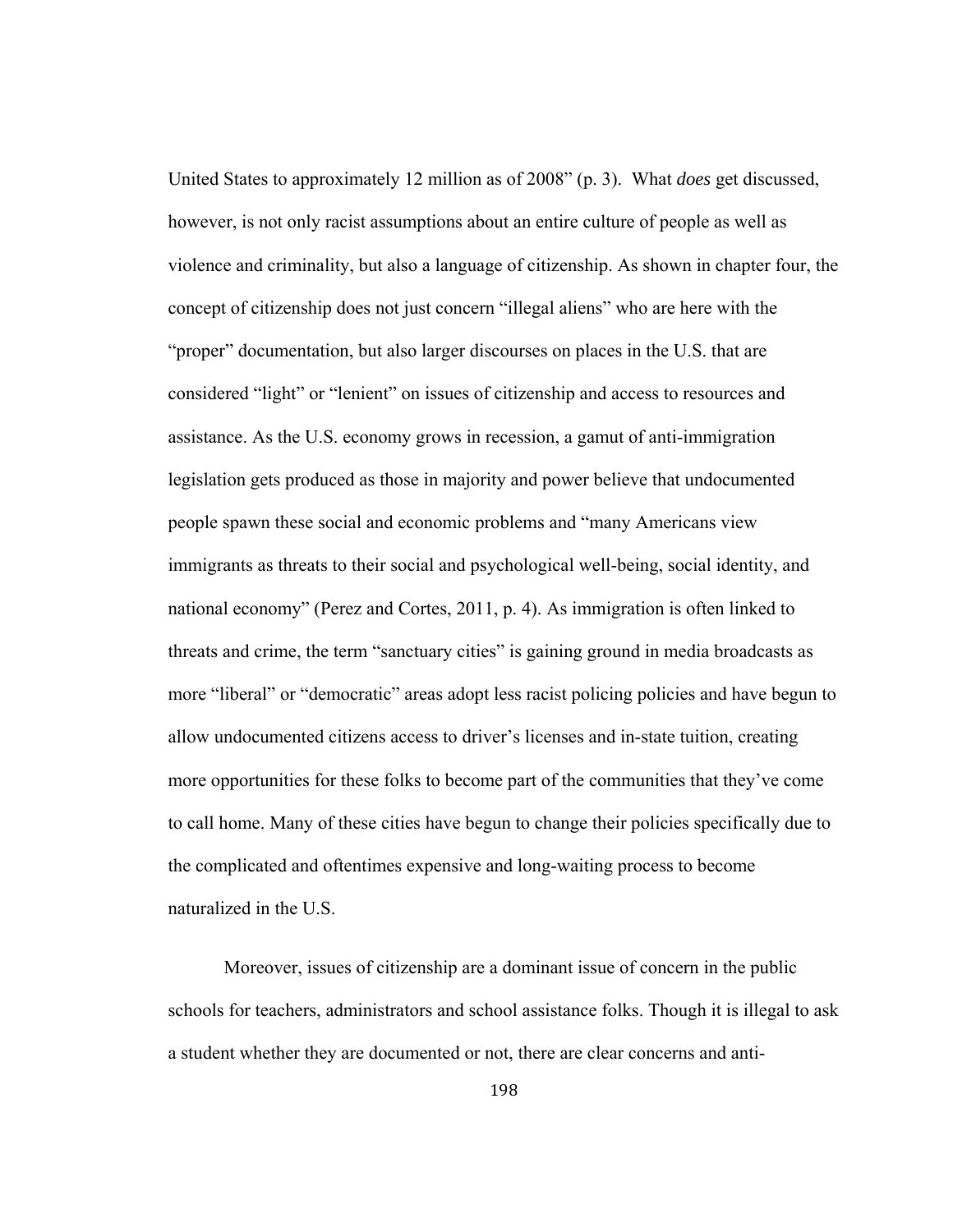United States to approximately 12 million as of 2008" (p. 3). What *does* get discussed, however, is not only racist assumptions about an entire culture of people as well as violence and criminality, but also a language of citizenship. As shown in chapter four, the concept of citizenship does not just concern "illegal aliens" who are here with the "proper" documentation, but also larger discourses on places in the U.S. that are considered "light" or "lenient" on issues of citizenship and access to resources and assistance. As the U.S. economy grows in recession, a gamut of anti-immigration legislation gets produced as those in majority and power believe that undocumented people spawn these social and economic problems and "many Americans view immigrants as threats to their social and psychological well-being, social identity, and national economy" (Perez and Cortes, 2011, p. 4). As immigration is often linked to threats and crime, the term "sanctuary cities" is gaining ground in media broadcasts as more "liberal" or "democratic" areas adopt less racist policing policies and have begun to allow undocumented citizens access to driver's licenses and in-state tuition, creating more opportunities for these folks to become part of the communities that they've come to call home. Many of these cities have begun to change their policies specifically due to the complicated and oftentimes expensive and long-waiting process to become naturalized in the U.S.

Moreover, issues of citizenship are a dominant issue of concern in the public schools for teachers, administrators and school assistance folks. Though it is illegal to ask a student whether they are documented or not, there are clear concerns and anti-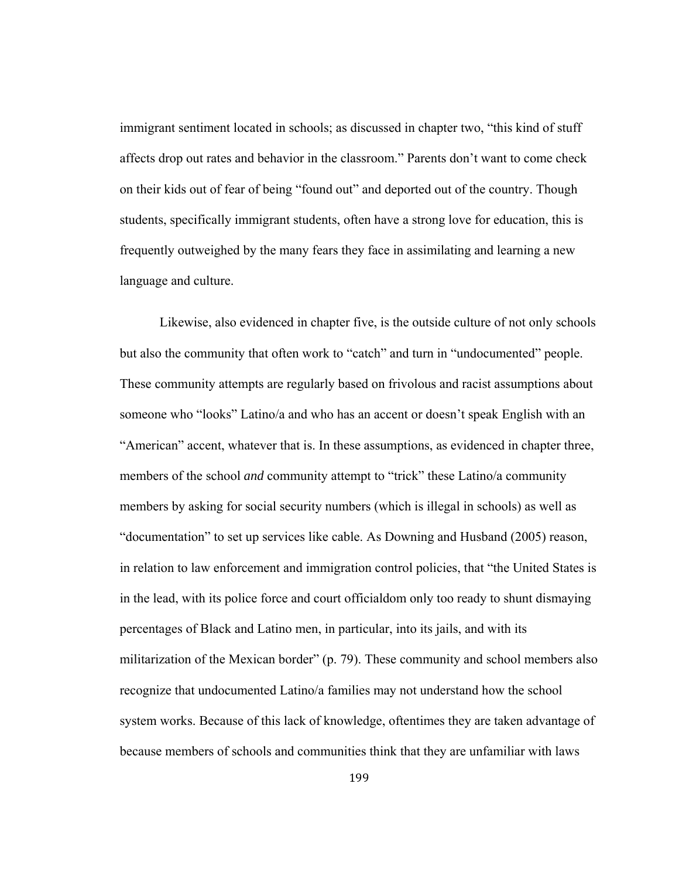immigrant sentiment located in schools; as discussed in chapter two, “this kind of stuff affects drop out rates and behavior in the classroom.” Parents don’t want to come check on their kids out of fear of being “found out” and deported out of the country. Though students, specifically immigrant students, often have a strong love for education, this is frequently outweighed by the many fears they face in assimilating and learning a new language and culture.

Likewise, also evidenced in chapter five, is the outside culture of not only schools but also the community that often work to “catch” and turn in “undocumented” people. These community attempts are regularly based on frivolous and racist assumptions about someone who “looks” Latino/a and who has an accent or doesn’t speak English with an “American” accent, whatever that is. In these assumptions, as evidenced in chapter three, members of the school *and* community attempt to “trick” these Latino/a community members by asking for social security numbers (which is illegal in schools) as well as “documentation” to set up services like cable. As Downing and Husband (2005) reason, in relation to law enforcement and immigration control policies, that “the United States is in the lead, with its police force and court officialdom only too ready to shunt dismaying percentages of Black and Latino men, in particular, into its jails, and with its militarization of the Mexican border” (p. 79). These community and school members also recognize that undocumented Latino/a families may not understand how the school system works. Because of this lack of knowledge, oftentimes they are taken advantage of because members of schools and communities think that they are unfamiliar with laws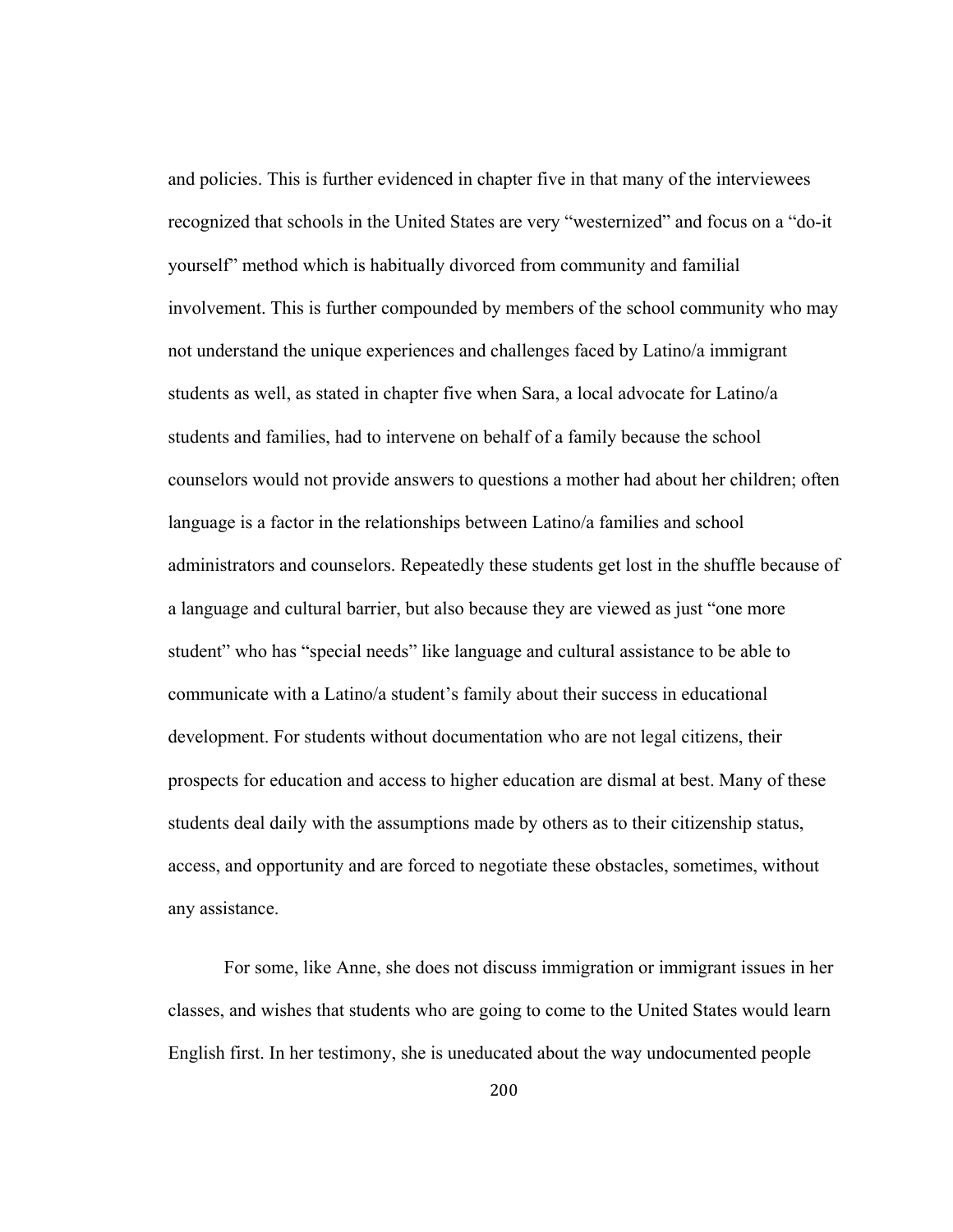and policies. This is further evidenced in chapter five in that many of the interviewees recognized that schools in the United States are very "westernized" and focus on a "do-it yourself" method which is habitually divorced from community and familial involvement. This is further compounded by members of the school community who may not understand the unique experiences and challenges faced by Latino/a immigrant students as well, as stated in chapter five when Sara, a local advocate for Latino/a students and families, had to intervene on behalf of a family because the school counselors would not provide answers to questions a mother had about her children; often language is a factor in the relationships between Latino/a families and school administrators and counselors. Repeatedly these students get lost in the shuffle because of a language and cultural barrier, but also because they are viewed as just "one more student" who has "special needs" like language and cultural assistance to be able to communicate with a Latino/a student's family about their success in educational development. For students without documentation who are not legal citizens, their prospects for education and access to higher education are dismal at best. Many of these students deal daily with the assumptions made by others as to their citizenship status, access, and opportunity and are forced to negotiate these obstacles, sometimes, without any assistance.

For some, like Anne, she does not discuss immigration or immigrant issues in her classes, and wishes that students who are going to come to the United States would learn English first. In her testimony, she is uneducated about the way undocumented people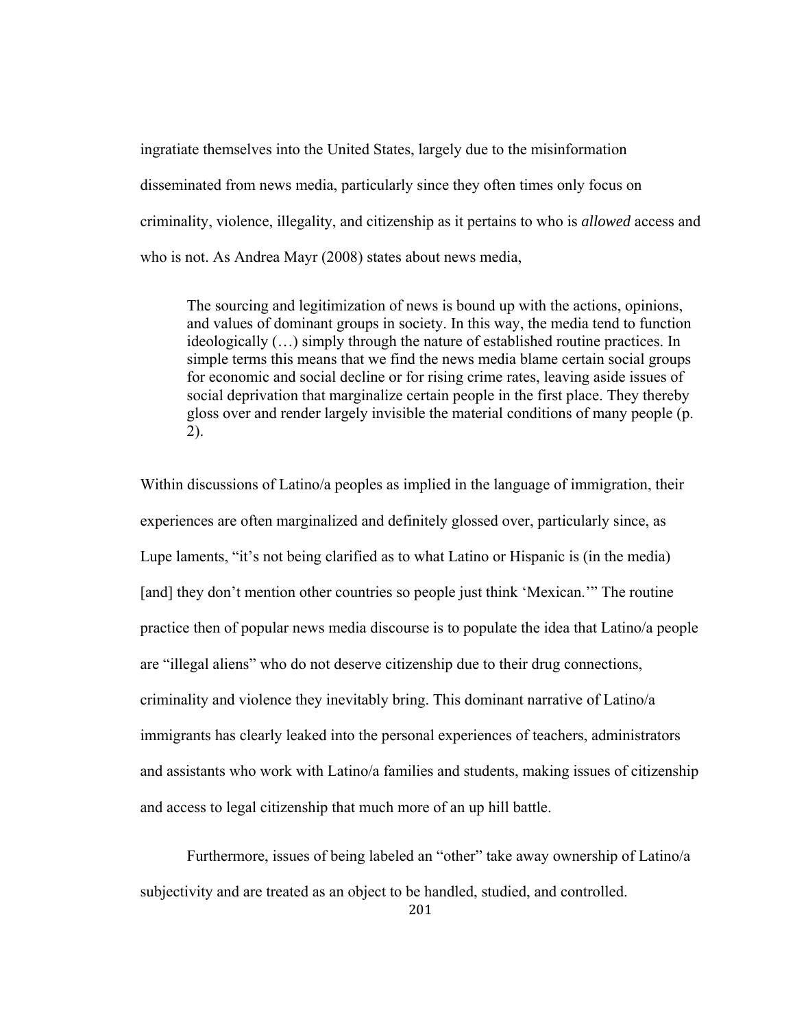ingratiate themselves into the United States, largely due to the misinformation disseminated from news media, particularly since they often times only focus on criminality, violence, illegality, and citizenship as it pertains to who is *allowed* access and who is not. As Andrea Mayr (2008) states about news media,

> The sourcing and legitimization of news is bound up with the actions, opinions, and values of dominant groups in society. In this way, the media tend to function ideologically (…) simply through the nature of established routine practices. In simple terms this means that we find the news media blame certain social groups for economic and social decline or for rising crime rates, leaving aside issues of social deprivation that marginalize certain people in the first place. They thereby gloss over and render largely invisible the material conditions of many people (p. 2).

Within discussions of Latino/a peoples as implied in the language of immigration, their experiences are often marginalized and definitely glossed over, particularly since, as Lupe laments, "it's not being clarified as to what Latino or Hispanic is (in the media) [and] they don't mention other countries so people just think 'Mexican.'" The routine practice then of popular news media discourse is to populate the idea that Latino/a people are "illegal aliens" who do not deserve citizenship due to their drug connections, criminality and violence they inevitably bring. This dominant narrative of Latino/a immigrants has clearly leaked into the personal experiences of teachers, administrators and assistants who work with Latino/a families and students, making issues of citizenship and access to legal citizenship that much more of an up hill battle.

Furthermore, issues of being labeled an "other" take away ownership of Latino/a subjectivity and are treated as an object to be handled, studied, and controlled.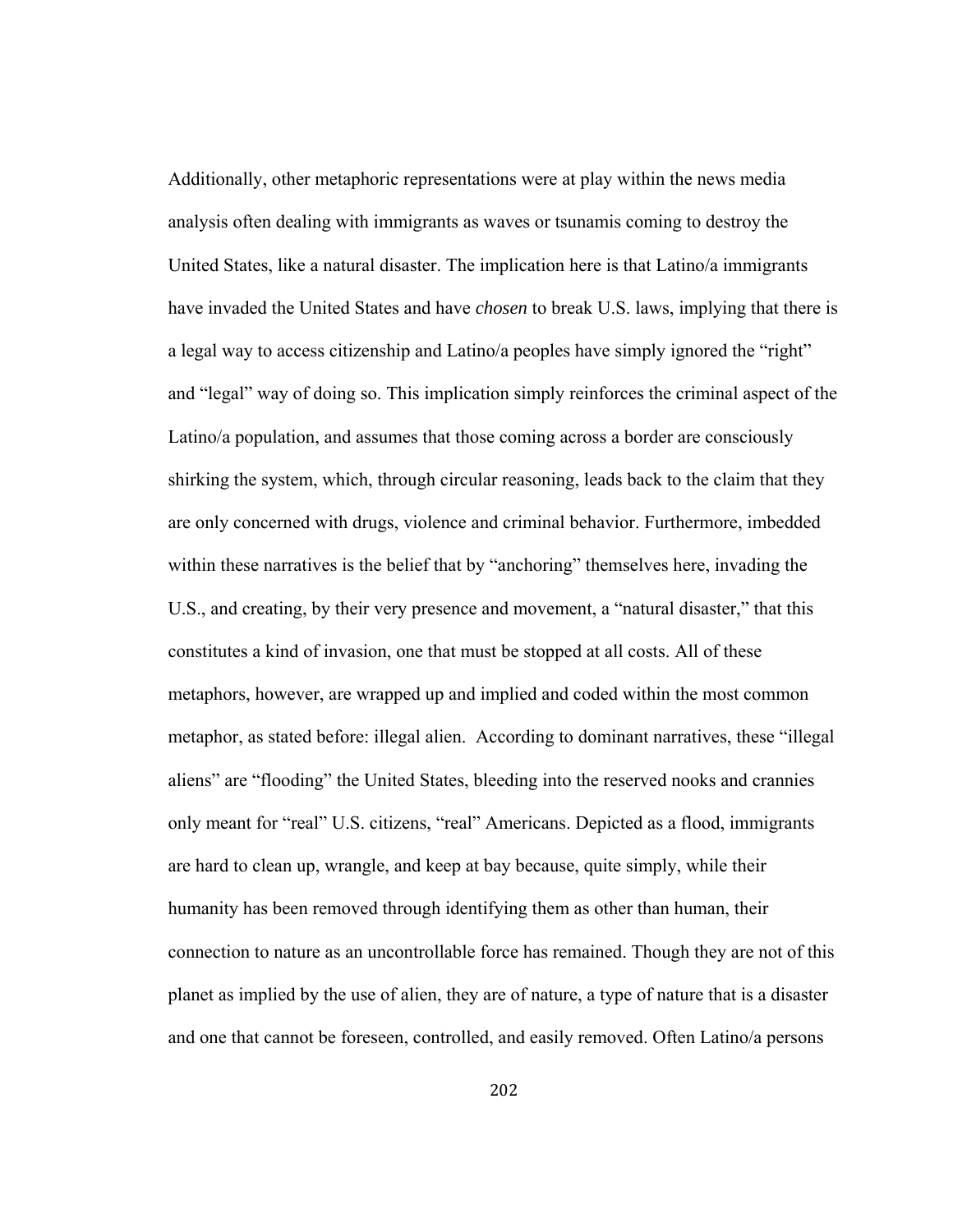Additionally, other metaphoric representations were at play within the news media analysis often dealing with immigrants as waves or tsunamis coming to destroy the United States, like a natural disaster. The implication here is that Latino/a immigrants have invaded the United States and have *chosen* to break U.S. laws, implying that there is a legal way to access citizenship and Latino/a peoples have simply ignored the "right" and "legal" way of doing so. This implication simply reinforces the criminal aspect of the Latino/a population, and assumes that those coming across a border are consciously shirking the system, which, through circular reasoning, leads back to the claim that they are only concerned with drugs, violence and criminal behavior. Furthermore, imbedded within these narratives is the belief that by "anchoring" themselves here, invading the U.S., and creating, by their very presence and movement, a "natural disaster," that this constitutes a kind of invasion, one that must be stopped at all costs. All of these metaphors, however, are wrapped up and implied and coded within the most common metaphor, as stated before: illegal alien. According to dominant narratives, these "illegal aliens" are "flooding" the United States, bleeding into the reserved nooks and crannies only meant for "real" U.S. citizens, "real" Americans. Depicted as a flood, immigrants are hard to clean up, wrangle, and keep at bay because, quite simply, while their humanity has been removed through identifying them as other than human, their connection to nature as an uncontrollable force has remained. Though they are not of this planet as implied by the use of alien, they are of nature, a type of nature that is a disaster and one that cannot be foreseen, controlled, and easily removed. Often Latino/a persons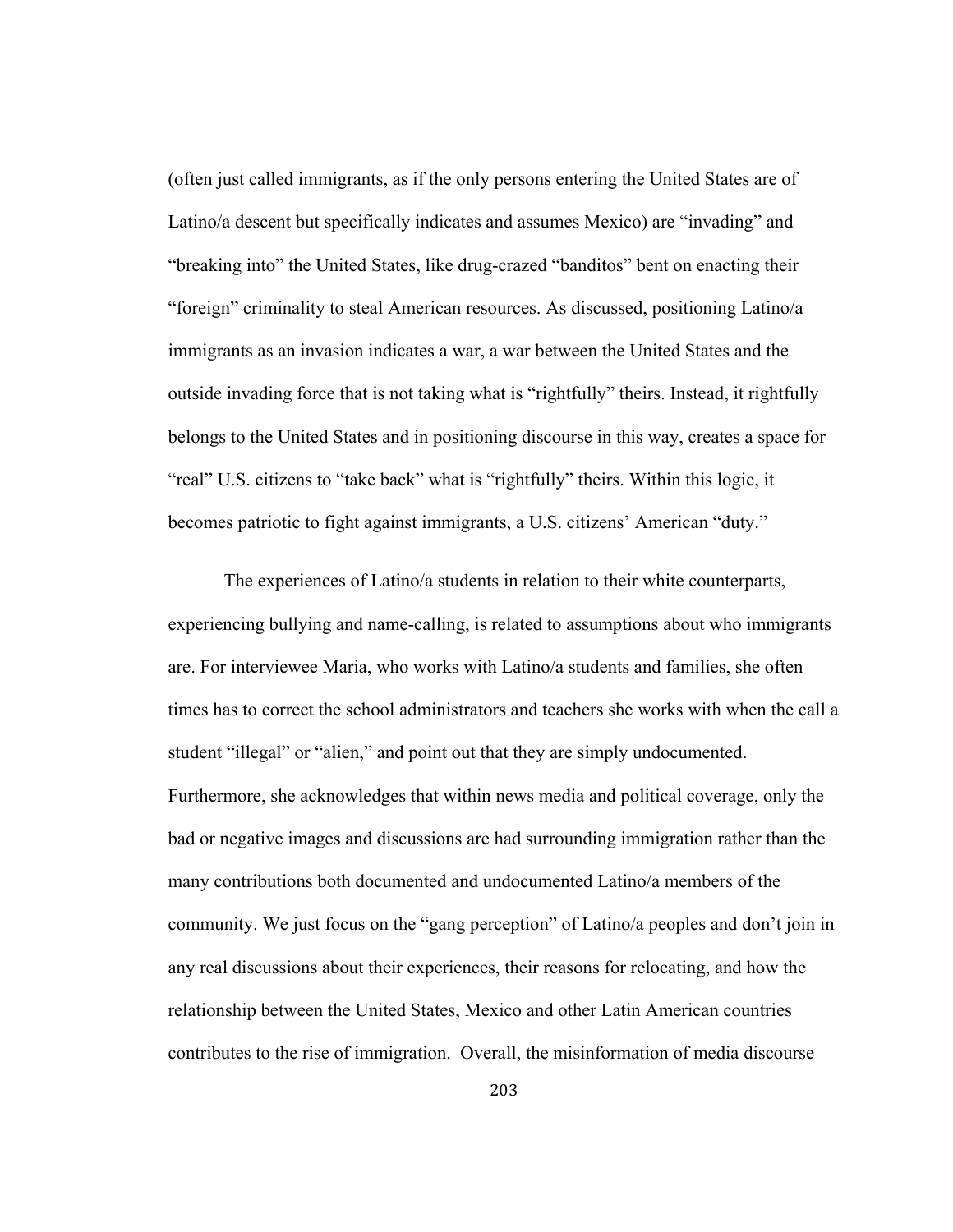(often just called immigrants, as if the only persons entering the United States are of Latino/a descent but specifically indicates and assumes Mexico) are "invading" and "breaking into" the United States, like drug-crazed "banditos" bent on enacting their "foreign" criminality to steal American resources. As discussed, positioning Latino/a immigrants as an invasion indicates a war, a war between the United States and the outside invading force that is not taking what is "rightfully" theirs. Instead, it rightfully belongs to the United States and in positioning discourse in this way, creates a space for "real" U.S. citizens to "take back" what is "rightfully" theirs. Within this logic, it becomes patriotic to fight against immigrants, a U.S. citizens' American "duty."

The experiences of Latino/a students in relation to their white counterparts, experiencing bullying and name-calling, is related to assumptions about who immigrants are. For interviewee Maria, who works with Latino/a students and families, she often times has to correct the school administrators and teachers she works with when the call a student "illegal" or "alien," and point out that they are simply undocumented. Furthermore, she acknowledges that within news media and political coverage, only the bad or negative images and discussions are had surrounding immigration rather than the many contributions both documented and undocumented Latino/a members of the community. We just focus on the "gang perception" of Latino/a peoples and don't join in any real discussions about their experiences, their reasons for relocating, and how the relationship between the United States, Mexico and other Latin American countries contributes to the rise of immigration. Overall, the misinformation of media discourse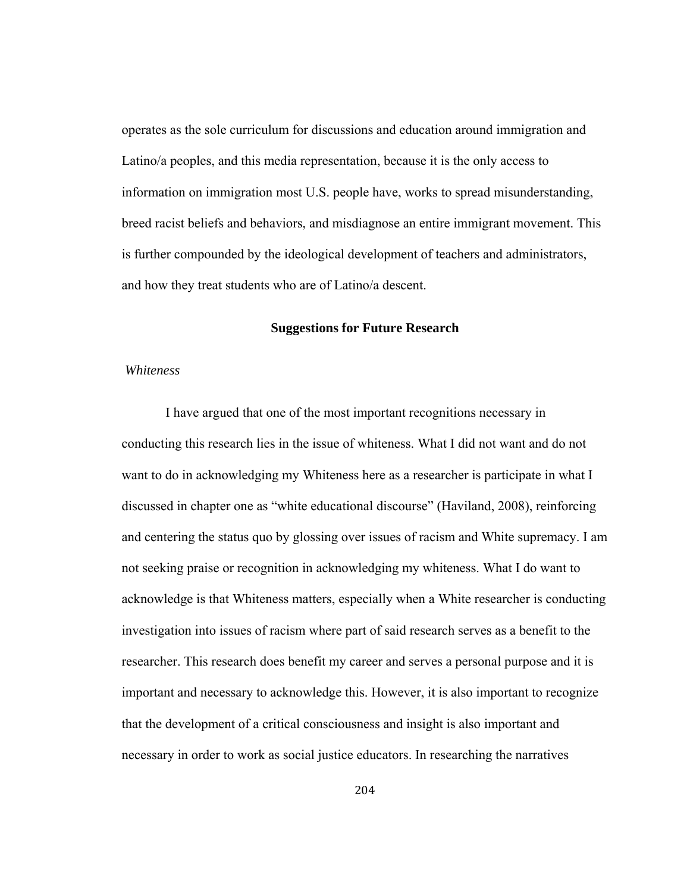operates as the sole curriculum for discussions and education around immigration and Latino/a peoples, and this media representation, because it is the only access to information on immigration most U.S. people have, works to spread misunderstanding, breed racist beliefs and behaviors, and misdiagnose an entire immigrant movement. This is further compounded by the ideological development of teachers and administrators, and how they treat students who are of Latino/a descent.

## Suggestions for Future Research

### *Whiteness*

I have argued that one of the most important recognitions necessary in conducting this research lies in the issue of whiteness. What I did not want and do not want to do in acknowledging my Whiteness here as a researcher is participate in what I discussed in chapter one as "white educational discourse" (Haviland, 2008), reinforcing and centering the status quo by glossing over issues of racism and White supremacy. I am not seeking praise or recognition in acknowledging my whiteness. What I do want to acknowledge is that Whiteness matters, especially when a White researcher is conducting investigation into issues of racism where part of said research serves as a benefit to the researcher. This research does benefit my career and serves a personal purpose and it is important and necessary to acknowledge this. However, it is also important to recognize that the development of a critical consciousness and insight is also important and necessary in order to work as social justice educators. In researching the narratives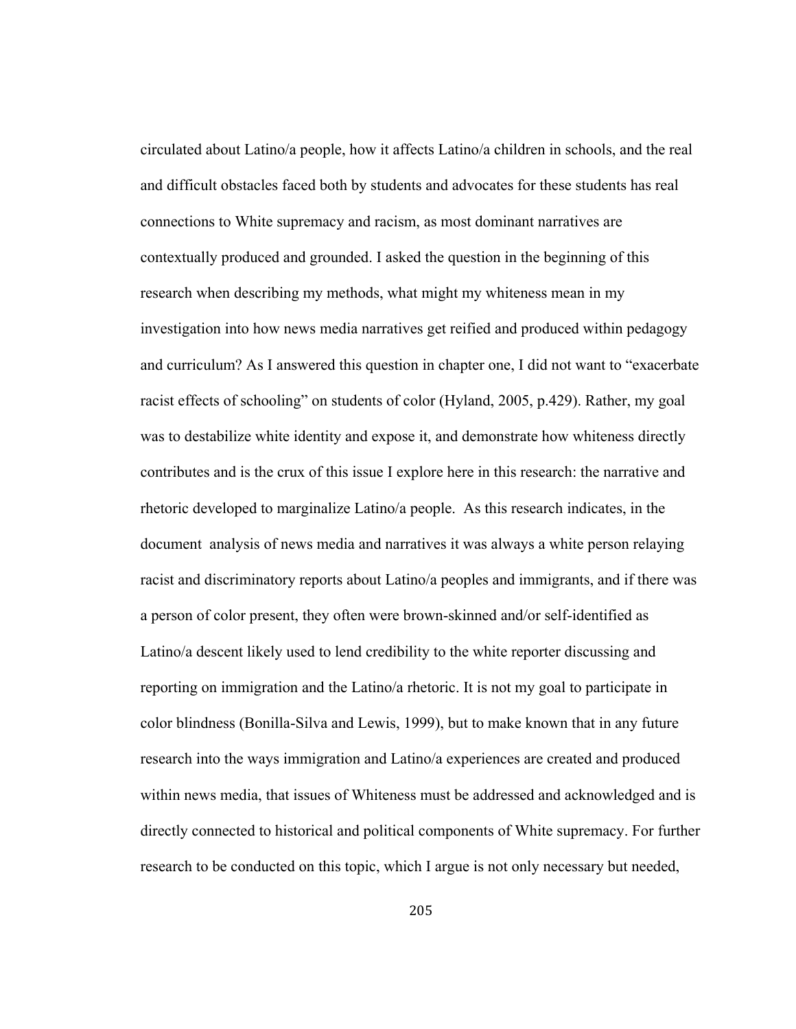circulated about Latino/a people, how it affects Latino/a children in schools, and the real and difficult obstacles faced both by students and advocates for these students has real connections to White supremacy and racism, as most dominant narratives are contextually produced and grounded. I asked the question in the beginning of this research when describing my methods, what might my whiteness mean in my investigation into how news media narratives get reified and produced within pedagogy and curriculum? As I answered this question in chapter one, I did not want to "exacerbate racist effects of schooling" on students of color (Hyland, 2005, p.429). Rather, my goal was to destabilize white identity and expose it, and demonstrate how whiteness directly contributes and is the crux of this issue I explore here in this research: the narrative and rhetoric developed to marginalize Latino/a people. As this research indicates, in the document analysis of news media and narratives it was always a white person relaying racist and discriminatory reports about Latino/a peoples and immigrants, and if there was a person of color present, they often were brown-skinned and/or self-identified as Latino/a descent likely used to lend credibility to the white reporter discussing and reporting on immigration and the Latino/a rhetoric. It is not my goal to participate in color blindness (Bonilla-Silva and Lewis, 1999), but to make known that in any future research into the ways immigration and Latino/a experiences are created and produced within news media, that issues of Whiteness must be addressed and acknowledged and is directly connected to historical and political components of White supremacy. For further research to be conducted on this topic, which I argue is not only necessary but needed,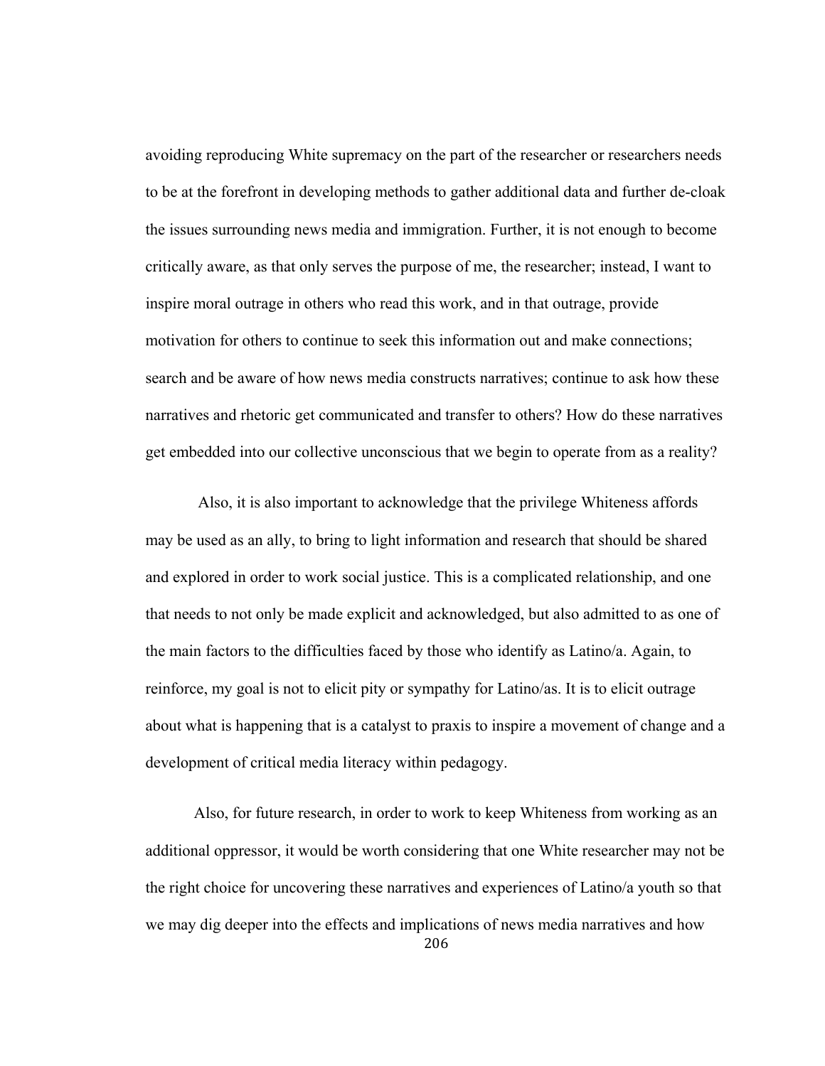avoiding reproducing White supremacy on the part of the researcher or researchers needs to be at the forefront in developing methods to gather additional data and further de-cloak the issues surrounding news media and immigration. Further, it is not enough to become critically aware, as that only serves the purpose of me, the researcher; instead, I want to inspire moral outrage in others who read this work, and in that outrage, provide motivation for others to continue to seek this information out and make connections; search and be aware of how news media constructs narratives; continue to ask how these narratives and rhetoric get communicated and transfer to others? How do these narratives get embedded into our collective unconscious that we begin to operate from as a reality?

Also, it is also important to acknowledge that the privilege Whiteness affords may be used as an ally, to bring to light information and research that should be shared and explored in order to work social justice. This is a complicated relationship, and one that needs to not only be made explicit and acknowledged, but also admitted to as one of the main factors to the difficulties faced by those who identify as Latino/a. Again, to reinforce, my goal is not to elicit pity or sympathy for Latino/as. It is to elicit outrage about what is happening that is a catalyst to praxis to inspire a movement of change and a development of critical media literacy within pedagogy.

Also, for future research, in order to work to keep Whiteness from working as an additional oppressor, it would be worth considering that one White researcher may not be the right choice for uncovering these narratives and experiences of Latino/a youth so that we may dig deeper into the effects and implications of news media narratives and how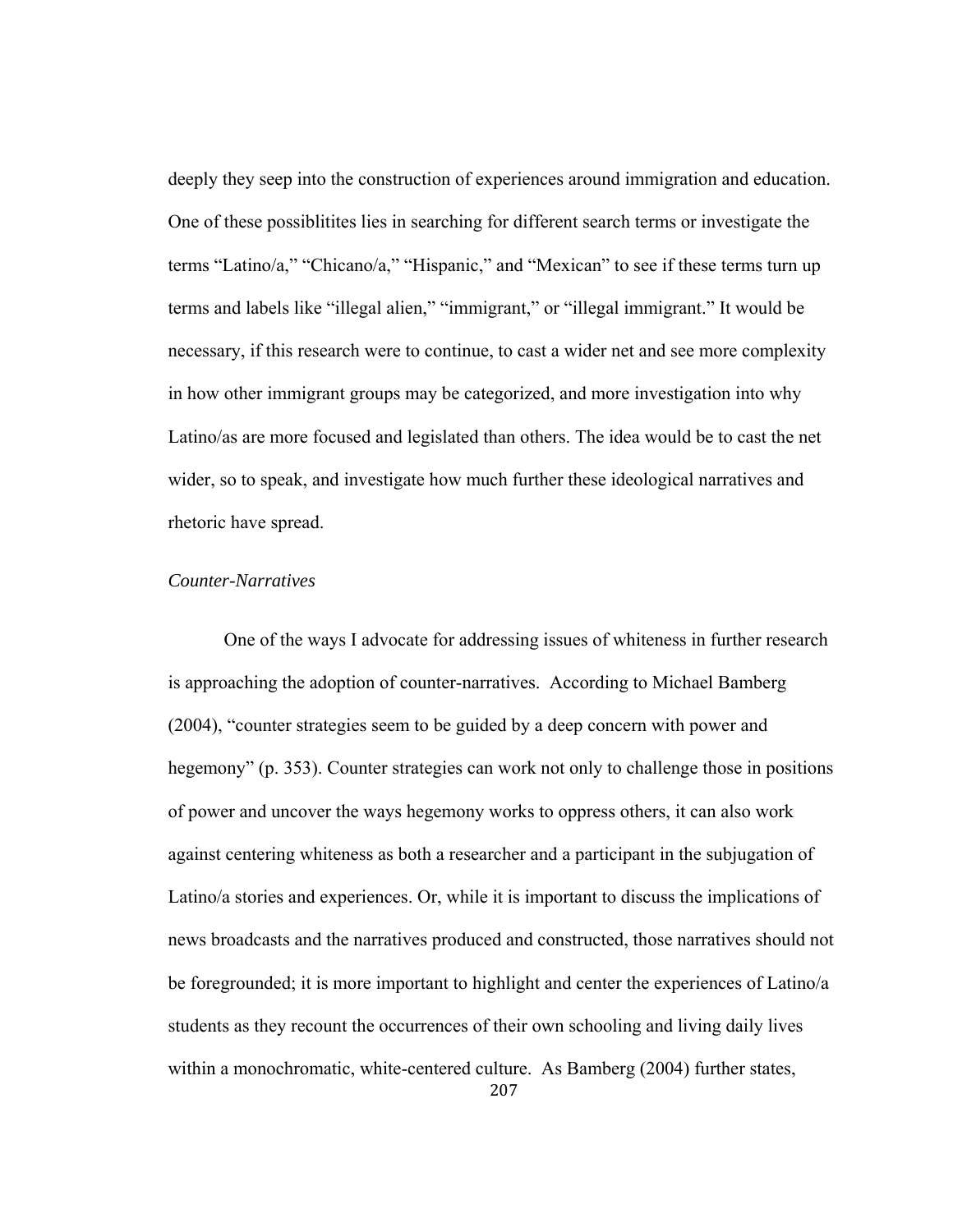deeply they seep into the construction of experiences around immigration and education. One of these possiblitites lies in searching for different search terms or investigate the terms "Latino/a," "Chicano/a," "Hispanic," and "Mexican" to see if these terms turn up terms and labels like "illegal alien," "immigrant," or "illegal immigrant." It would be necessary, if this research were to continue, to cast a wider net and see more complexity in how other immigrant groups may be categorized, and more investigation into why Latino/as are more focused and legislated than others. The idea would be to cast the net wider, so to speak, and investigate how much further these ideological narratives and rhetoric have spread.

*Counter-Narratives*

One of the ways I advocate for addressing issues of whiteness in further research is approaching the adoption of counter-narratives. According to Michael Bamberg (2004), "counter strategies seem to be guided by a deep concern with power and hegemony" (p. 353). Counter strategies can work not only to challenge those in positions of power and uncover the ways hegemony works to oppress others, it can also work against centering whiteness as both a researcher and a participant in the subjugation of Latino/a stories and experiences. Or, while it is important to discuss the implications of news broadcasts and the narratives produced and constructed, those narratives should not be foregrounded; it is more important to highlight and center the experiences of Latino/a students as they recount the occurrences of their own schooling and living daily lives within a monochromatic, white-centered culture. As Bamberg (2004) further states,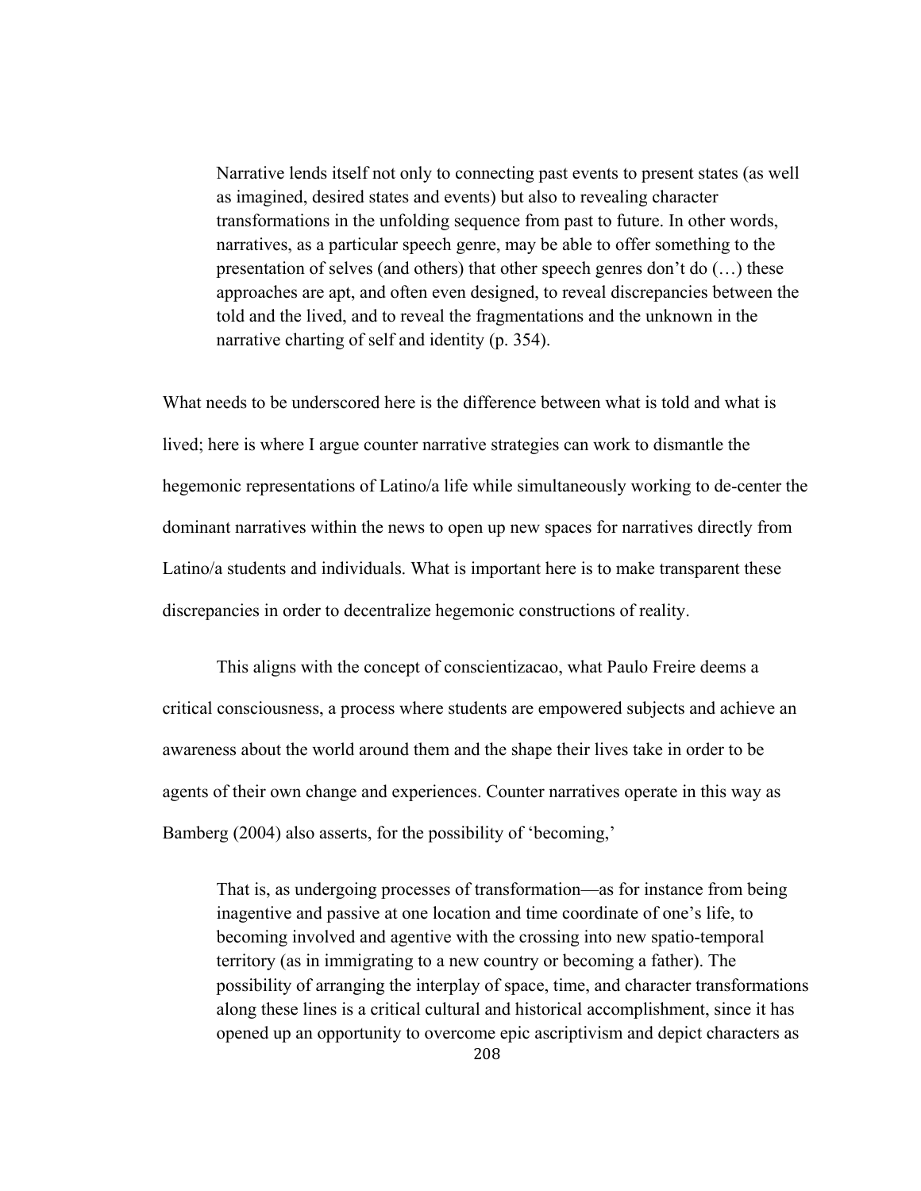> Narrative lends itself not only to connecting past events to present states (as well as imagined, desired states and events) but also to revealing character transformations in the unfolding sequence from past to future. In other words, narratives, as a particular speech genre, may be able to offer something to the presentation of selves (and others) that other speech genres don't do (…) these approaches are apt, and often even designed, to reveal discrepancies between the told and the lived, and to reveal the fragmentations and the unknown in the narrative charting of self and identity (p. 354).

What needs to be underscored here is the difference between what is told and what is lived; here is where I argue counter narrative strategies can work to dismantle the hegemonic representations of Latino/a life while simultaneously working to de-center the dominant narratives within the news to open up new spaces for narratives directly from Latino/a students and individuals. What is important here is to make transparent these discrepancies in order to decentralize hegemonic constructions of reality.

This aligns with the concept of conscientizacao, what Paulo Freire deems a critical consciousness, a process where students are empowered subjects and achieve an awareness about the world around them and the shape their lives take in order to be agents of their own change and experiences. Counter narratives operate in this way as Bamberg (2004) also asserts, for the possibility of 'becoming,'

> That is, as undergoing processes of transformation—as for instance from being inagentive and passive at one location and time coordinate of one's life, to becoming involved and agentive with the crossing into new spatio-temporal territory (as in immigrating to a new country or becoming a father). The possibility of arranging the interplay of space, time, and character transformations along these lines is a critical cultural and historical accomplishment, since it has opened up an opportunity to overcome epic ascriptivism and depict characters as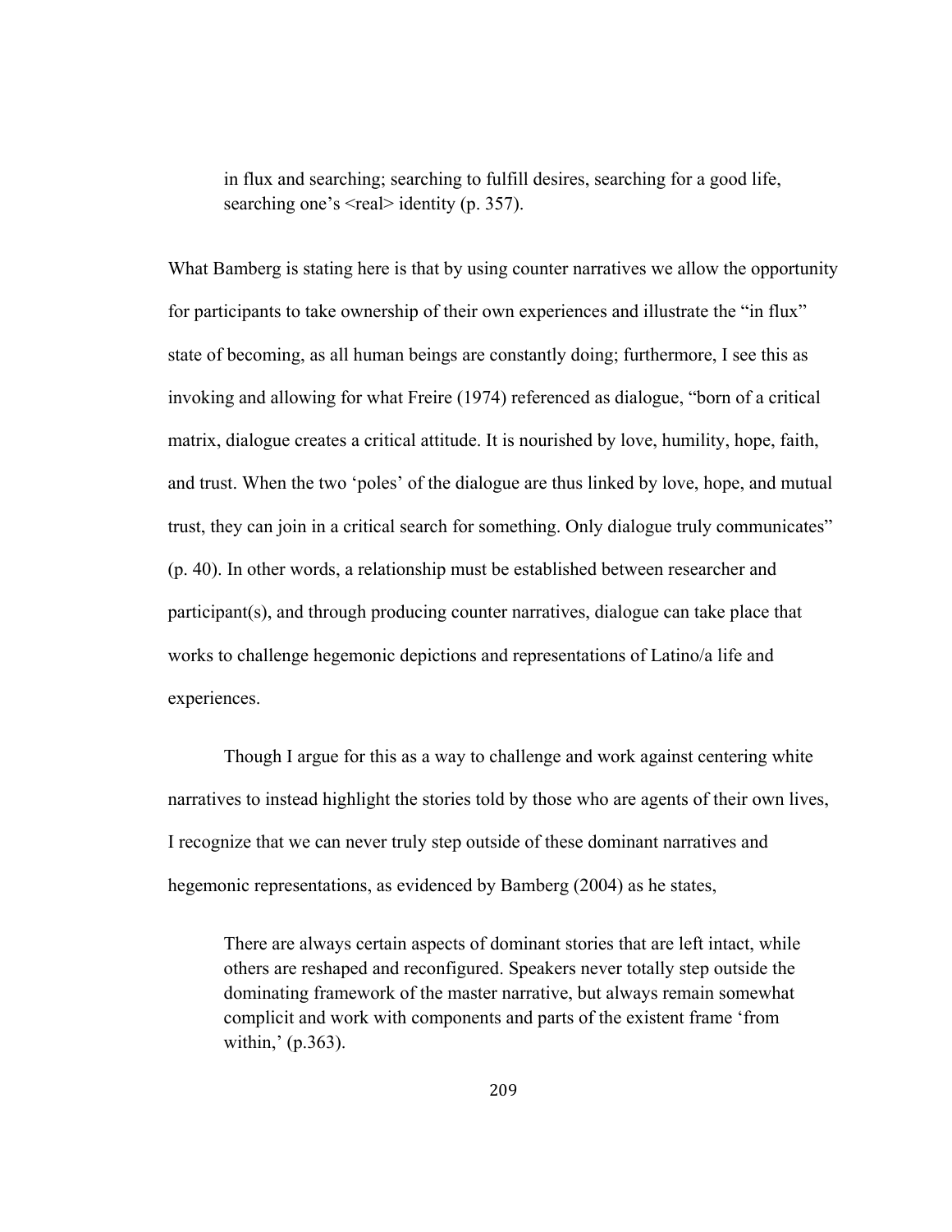> in flux and searching; searching to fulfill desires, searching for a good life, searching one's <real> identity (p. 357).

What Bamberg is stating here is that by using counter narratives we allow the opportunity for participants to take ownership of their own experiences and illustrate the "in flux" state of becoming, as all human beings are constantly doing; furthermore, I see this as invoking and allowing for what Freire (1974) referenced as dialogue, "born of a critical matrix, dialogue creates a critical attitude. It is nourished by love, humility, hope, faith, and trust. When the two 'poles' of the dialogue are thus linked by love, hope, and mutual trust, they can join in a critical search for something. Only dialogue truly communicates" (p. 40). In other words, a relationship must be established between researcher and participant(s), and through producing counter narratives, dialogue can take place that works to challenge hegemonic depictions and representations of Latino/a life and experiences.

Though I argue for this as a way to challenge and work against centering white narratives to instead highlight the stories told by those who are agents of their own lives, I recognize that we can never truly step outside of these dominant narratives and hegemonic representations, as evidenced by Bamberg (2004) as he states,

> There are always certain aspects of dominant stories that are left intact, while others are reshaped and reconfigured. Speakers never totally step outside the dominating framework of the master narrative, but always remain somewhat complicit and work with components and parts of the existent frame 'from within,' (p.363).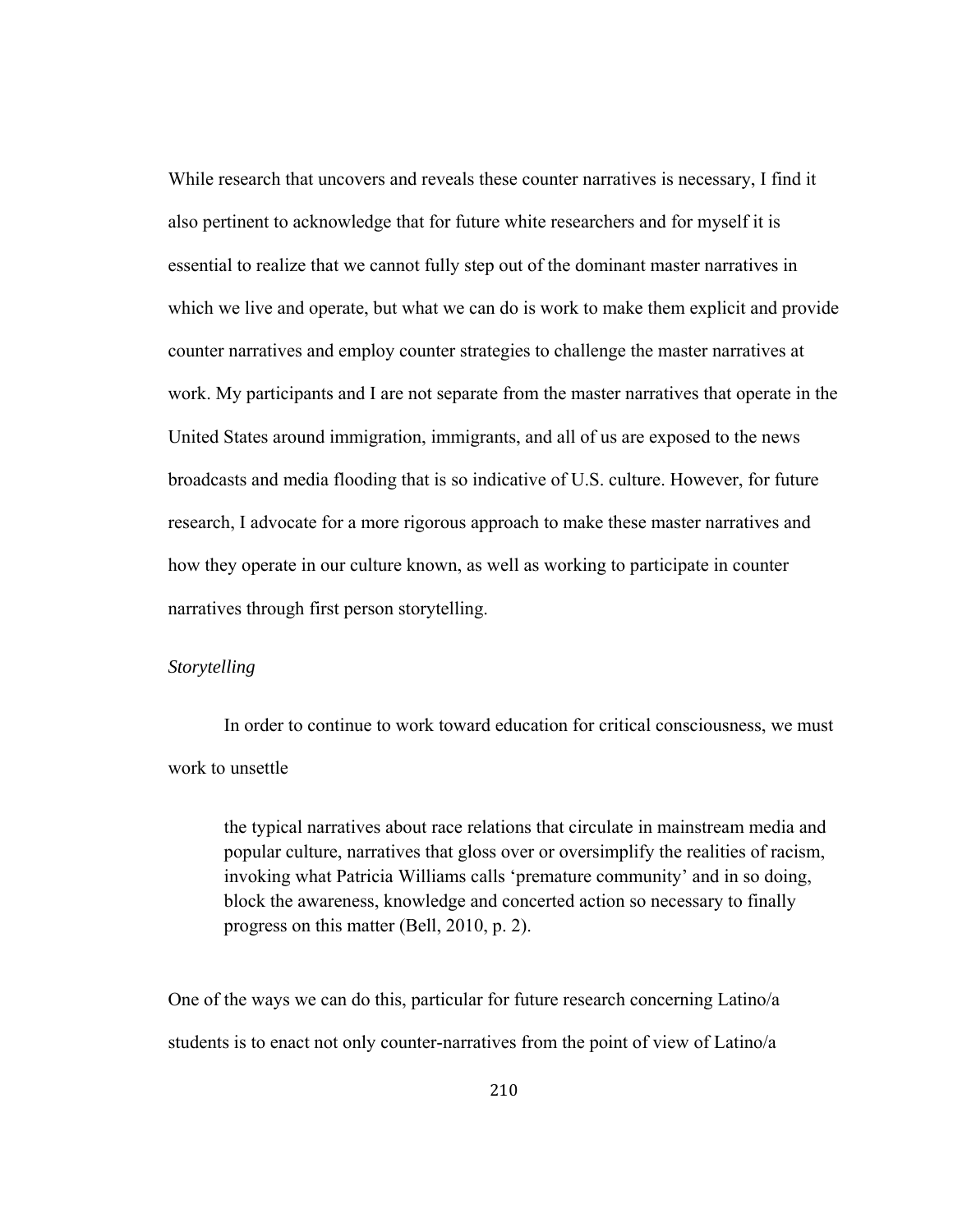While research that uncovers and reveals these counter narratives is necessary, I find it also pertinent to acknowledge that for future white researchers and for myself it is essential to realize that we cannot fully step out of the dominant master narratives in which we live and operate, but what we can do is work to make them explicit and provide counter narratives and employ counter strategies to challenge the master narratives at work. My participants and I are not separate from the master narratives that operate in the United States around immigration, immigrants, and all of us are exposed to the news broadcasts and media flooding that is so indicative of U.S. culture. However, for future research, I advocate for a more rigorous approach to make these master narratives and how they operate in our culture known, as well as working to participate in counter narratives through first person storytelling.

*Storytelling*

In order to continue to work toward education for critical consciousness, we must work to unsettle

> the typical narratives about race relations that circulate in mainstream media and popular culture, narratives that gloss over or oversimplify the realities of racism, invoking what Patricia Williams calls 'premature community' and in so doing, block the awareness, knowledge and concerted action so necessary to finally progress on this matter (Bell, 2010, p. 2).

One of the ways we can do this, particular for future research concerning Latino/a students is to enact not only counter-narratives from the point of view of Latino/a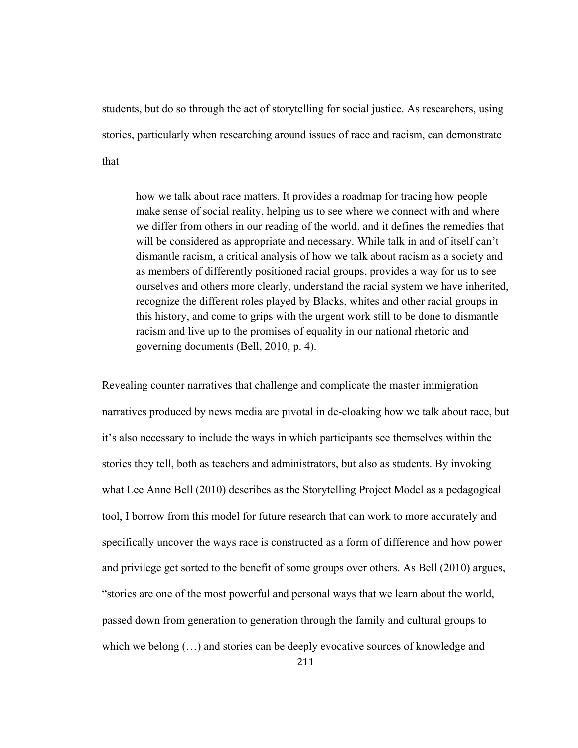students, but do so through the act of storytelling for social justice. As researchers, using stories, particularly when researching around issues of race and racism, can demonstrate that

> how we talk about race matters. It provides a roadmap for tracing how people make sense of social reality, helping us to see where we connect with and where we differ from others in our reading of the world, and it defines the remedies that will be considered as appropriate and necessary. While talk in and of itself can't dismantle racism, a critical analysis of how we talk about racism as a society and as members of differently positioned racial groups, provides a way for us to see ourselves and others more clearly, understand the racial system we have inherited, recognize the different roles played by Blacks, whites and other racial groups in this history, and come to grips with the urgent work still to be done to dismantle racism and live up to the promises of equality in our national rhetoric and governing documents (Bell, 2010, p. 4).

Revealing counter narratives that challenge and complicate the master immigration narratives produced by news media are pivotal in de-cloaking how we talk about race, but it's also necessary to include the ways in which participants see themselves within the stories they tell, both as teachers and administrators, but also as students. By invoking what Lee Anne Bell (2010) describes as the Storytelling Project Model as a pedagogical tool, I borrow from this model for future research that can work to more accurately and specifically uncover the ways race is constructed as a form of difference and how power and privilege get sorted to the benefit of some groups over others. As Bell (2010) argues, "stories are one of the most powerful and personal ways that we learn about the world, passed down from generation to generation through the family and cultural groups to which we belong (…) and stories can be deeply evocative sources of knowledge and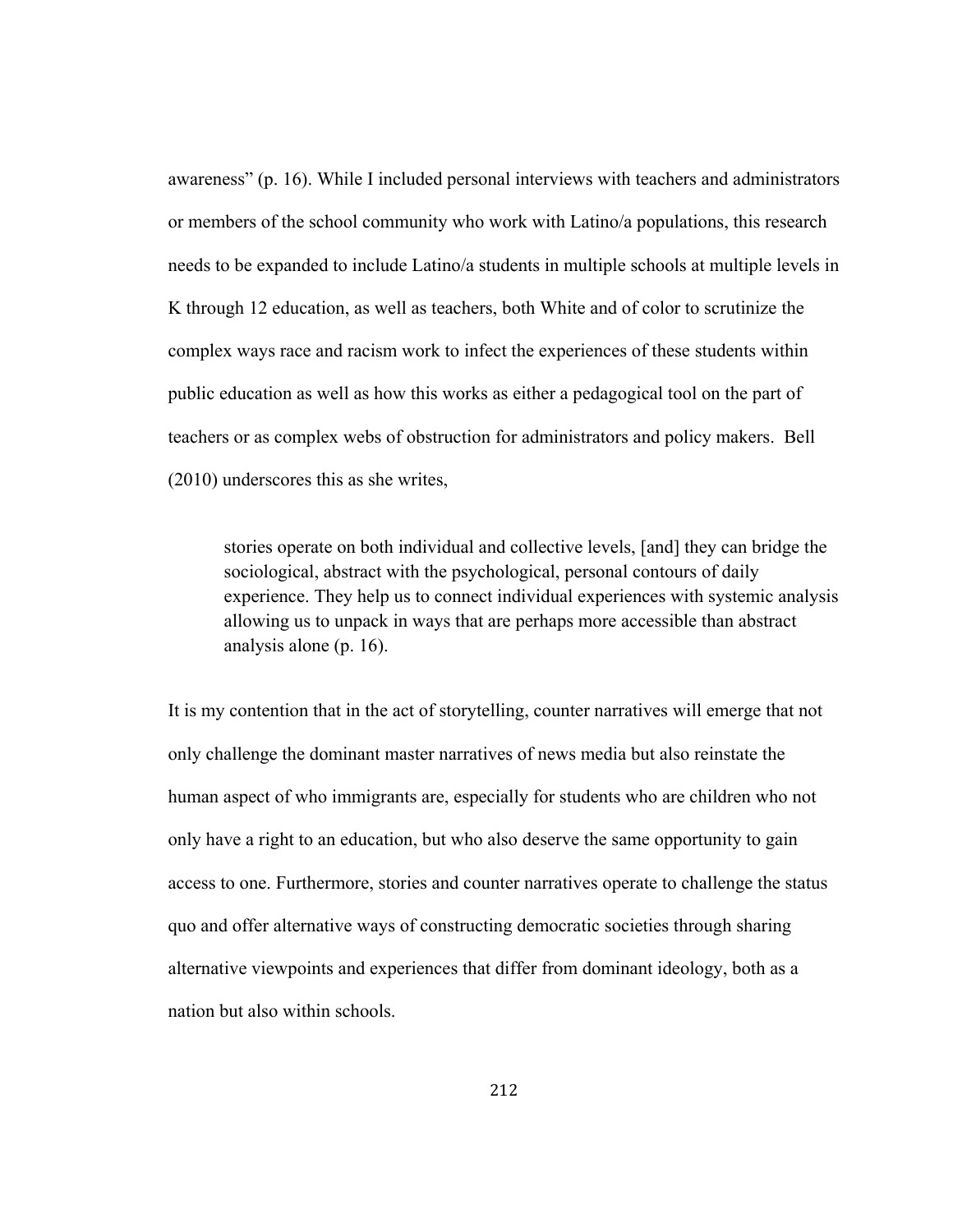awareness" (p. 16). While I included personal interviews with teachers and administrators or members of the school community who work with Latino/a populations, this research needs to be expanded to include Latino/a students in multiple schools at multiple levels in K through 12 education, as well as teachers, both White and of color to scrutinize the complex ways race and racism work to infect the experiences of these students within public education as well as how this works as either a pedagogical tool on the part of teachers or as complex webs of obstruction for administrators and policy makers. Bell (2010) underscores this as she writes,

> stories operate on both individual and collective levels, [and] they can bridge the sociological, abstract with the psychological, personal contours of daily experience. They help us to connect individual experiences with systemic analysis allowing us to unpack in ways that are perhaps more accessible than abstract analysis alone (p. 16).

It is my contention that in the act of storytelling, counter narratives will emerge that not only challenge the dominant master narratives of news media but also reinstate the human aspect of who immigrants are, especially for students who are children who not only have a right to an education, but who also deserve the same opportunity to gain access to one. Furthermore, stories and counter narratives operate to challenge the status quo and offer alternative ways of constructing democratic societies through sharing alternative viewpoints and experiences that differ from dominant ideology, both as a nation but also within schools.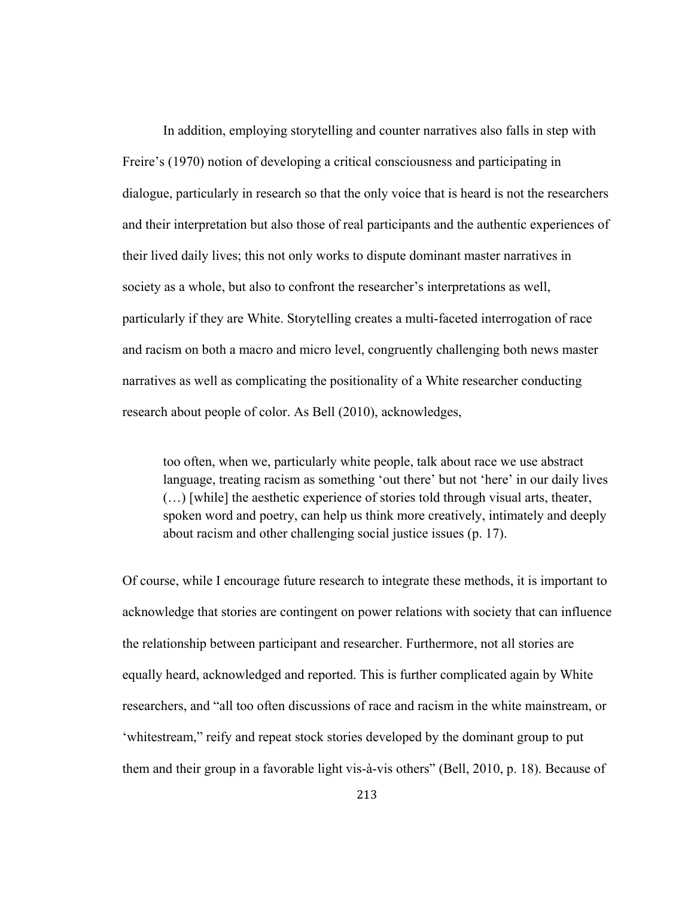In addition, employing storytelling and counter narratives also falls in step with Freire's (1970) notion of developing a critical consciousness and participating in dialogue, particularly in research so that the only voice that is heard is not the researchers and their interpretation but also those of real participants and the authentic experiences of their lived daily lives; this not only works to dispute dominant master narratives in society as a whole, but also to confront the researcher's interpretations as well, particularly if they are White. Storytelling creates a multi-faceted interrogation of race and racism on both a macro and micro level, congruently challenging both news master narratives as well as complicating the positionality of a White researcher conducting research about people of color. As Bell (2010), acknowledges,

> too often, when we, particularly white people, talk about race we use abstract language, treating racism as something 'out there' but not 'here' in our daily lives (…) [while] the aesthetic experience of stories told through visual arts, theater, spoken word and poetry, can help us think more creatively, intimately and deeply about racism and other challenging social justice issues (p. 17).

Of course, while I encourage future research to integrate these methods, it is important to acknowledge that stories are contingent on power relations with society that can influence the relationship between participant and researcher. Furthermore, not all stories are equally heard, acknowledged and reported. This is further complicated again by White researchers, and "all too often discussions of race and racism in the white mainstream, or 'whitestream," reify and repeat stock stories developed by the dominant group to put them and their group in a favorable light vis-à-vis others" (Bell, 2010, p. 18). Because of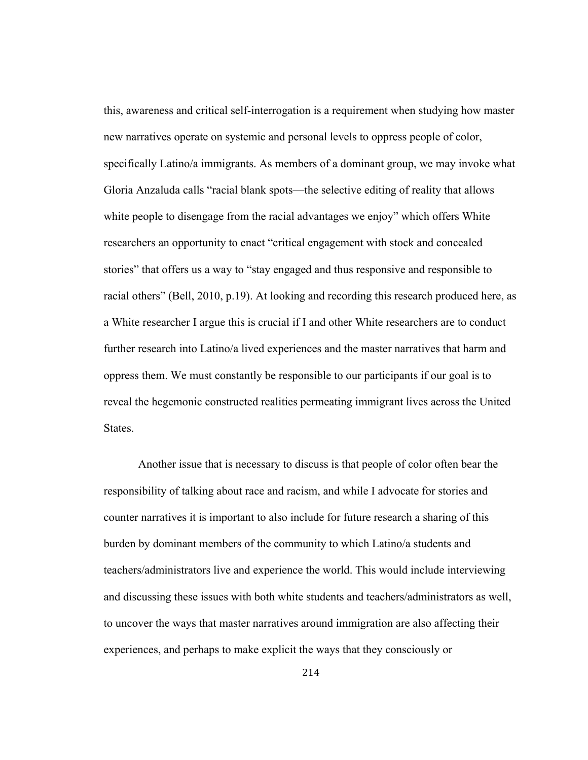this, awareness and critical self-interrogation is a requirement when studying how master new narratives operate on systemic and personal levels to oppress people of color, specifically Latino/a immigrants. As members of a dominant group, we may invoke what Gloria Anzaluda calls "racial blank spots—the selective editing of reality that allows white people to disengage from the racial advantages we enjoy" which offers White researchers an opportunity to enact "critical engagement with stock and concealed stories" that offers us a way to "stay engaged and thus responsive and responsible to racial others" (Bell, 2010, p.19). At looking and recording this research produced here, as a White researcher I argue this is crucial if I and other White researchers are to conduct further research into Latino/a lived experiences and the master narratives that harm and oppress them. We must constantly be responsible to our participants if our goal is to reveal the hegemonic constructed realities permeating immigrant lives across the United States.

Another issue that is necessary to discuss is that people of color often bear the responsibility of talking about race and racism, and while I advocate for stories and counter narratives it is important to also include for future research a sharing of this burden by dominant members of the community to which Latino/a students and teachers/administrators live and experience the world. This would include interviewing and discussing these issues with both white students and teachers/administrators as well, to uncover the ways that master narratives around immigration are also affecting their experiences, and perhaps to make explicit the ways that they consciously or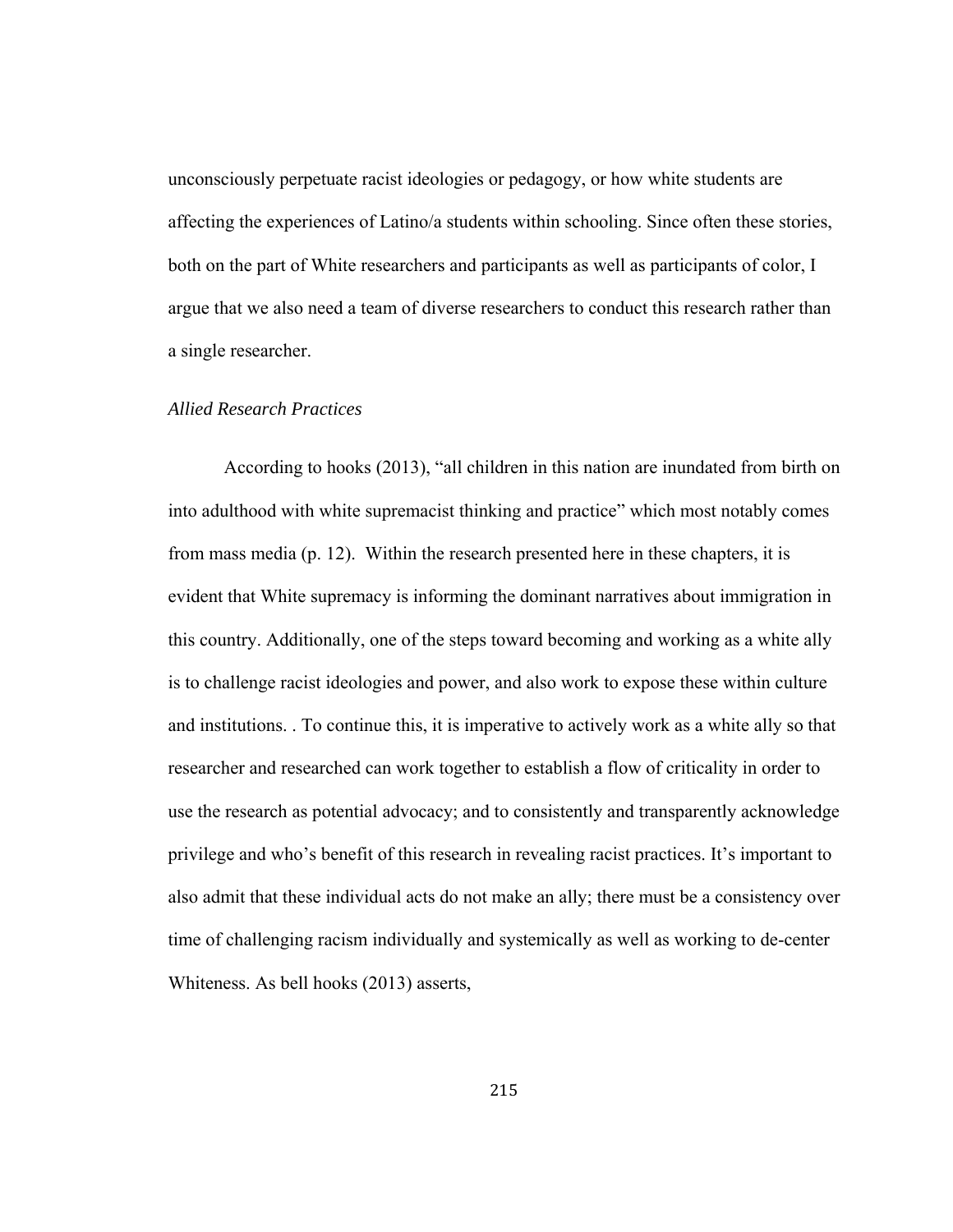unconsciously perpetuate racist ideologies or pedagogy, or how white students are affecting the experiences of Latino/a students within schooling. Since often these stories, both on the part of White researchers and participants as well as participants of color, I argue that we also need a team of diverse researchers to conduct this research rather than a single researcher.

### *Allied Research Practices*

According to hooks (2013), "all children in this nation are inundated from birth on into adulthood with white supremacist thinking and practice" which most notably comes from mass media (p. 12). Within the research presented here in these chapters, it is evident that White supremacy is informing the dominant narratives about immigration in this country. Additionally, one of the steps toward becoming and working as a white ally is to challenge racist ideologies and power, and also work to expose these within culture and institutions. . To continue this, it is imperative to actively work as a white ally so that researcher and researched can work together to establish a flow of criticality in order to use the research as potential advocacy; and to consistently and transparently acknowledge privilege and who's benefit of this research in revealing racist practices. It's important to also admit that these individual acts do not make an ally; there must be a consistency over time of challenging racism individually and systemically as well as working to de-center Whiteness. As bell hooks (2013) asserts,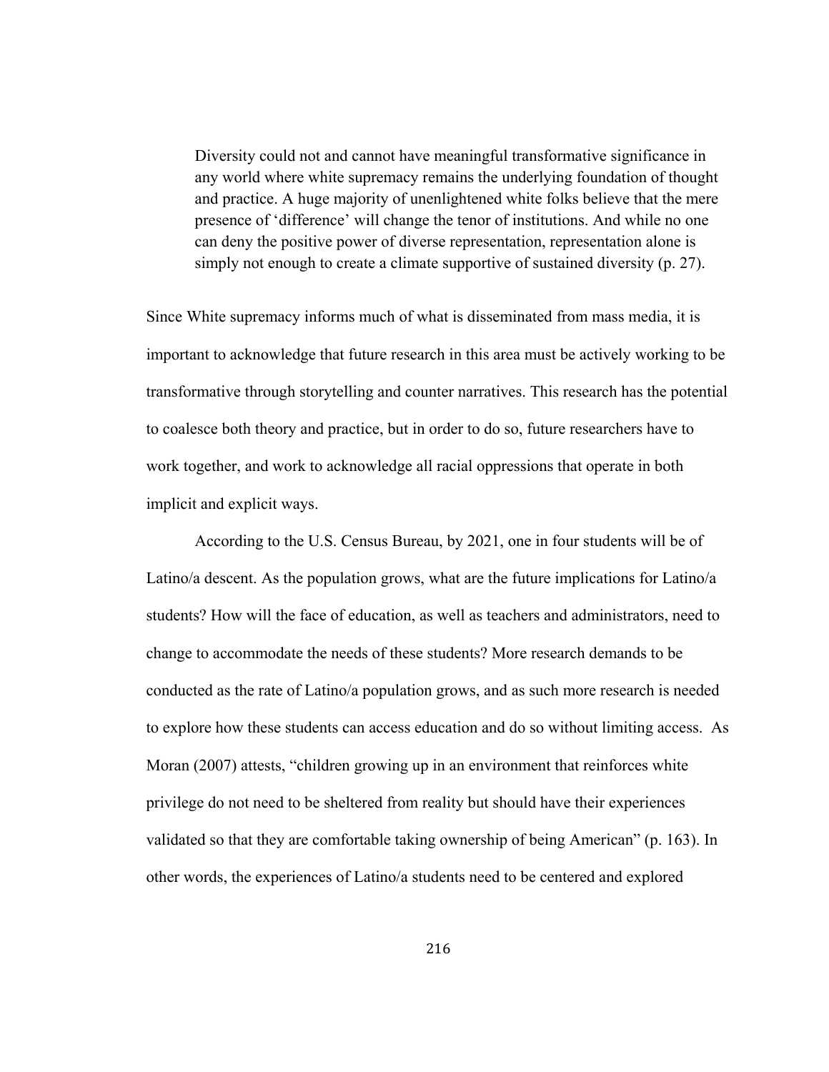> Diversity could not and cannot have meaningful transformative significance in any world where white supremacy remains the underlying foundation of thought and practice. A huge majority of unenlightened white folks believe that the mere presence of 'difference' will change the tenor of institutions. And while no one can deny the positive power of diverse representation, representation alone is simply not enough to create a climate supportive of sustained diversity (p. 27).

Since White supremacy informs much of what is disseminated from mass media, it is important to acknowledge that future research in this area must be actively working to be transformative through storytelling and counter narratives. This research has the potential to coalesce both theory and practice, but in order to do so, future researchers have to work together, and work to acknowledge all racial oppressions that operate in both implicit and explicit ways.

According to the U.S. Census Bureau, by 2021, one in four students will be of Latino/a descent. As the population grows, what are the future implications for Latino/a students? How will the face of education, as well as teachers and administrators, need to change to accommodate the needs of these students? More research demands to be conducted as the rate of Latino/a population grows, and as such more research is needed to explore how these students can access education and do so without limiting access. As Moran (2007) attests, "children growing up in an environment that reinforces white privilege do not need to be sheltered from reality but should have their experiences validated so that they are comfortable taking ownership of being American" (p. 163). In other words, the experiences of Latino/a students need to be centered and explored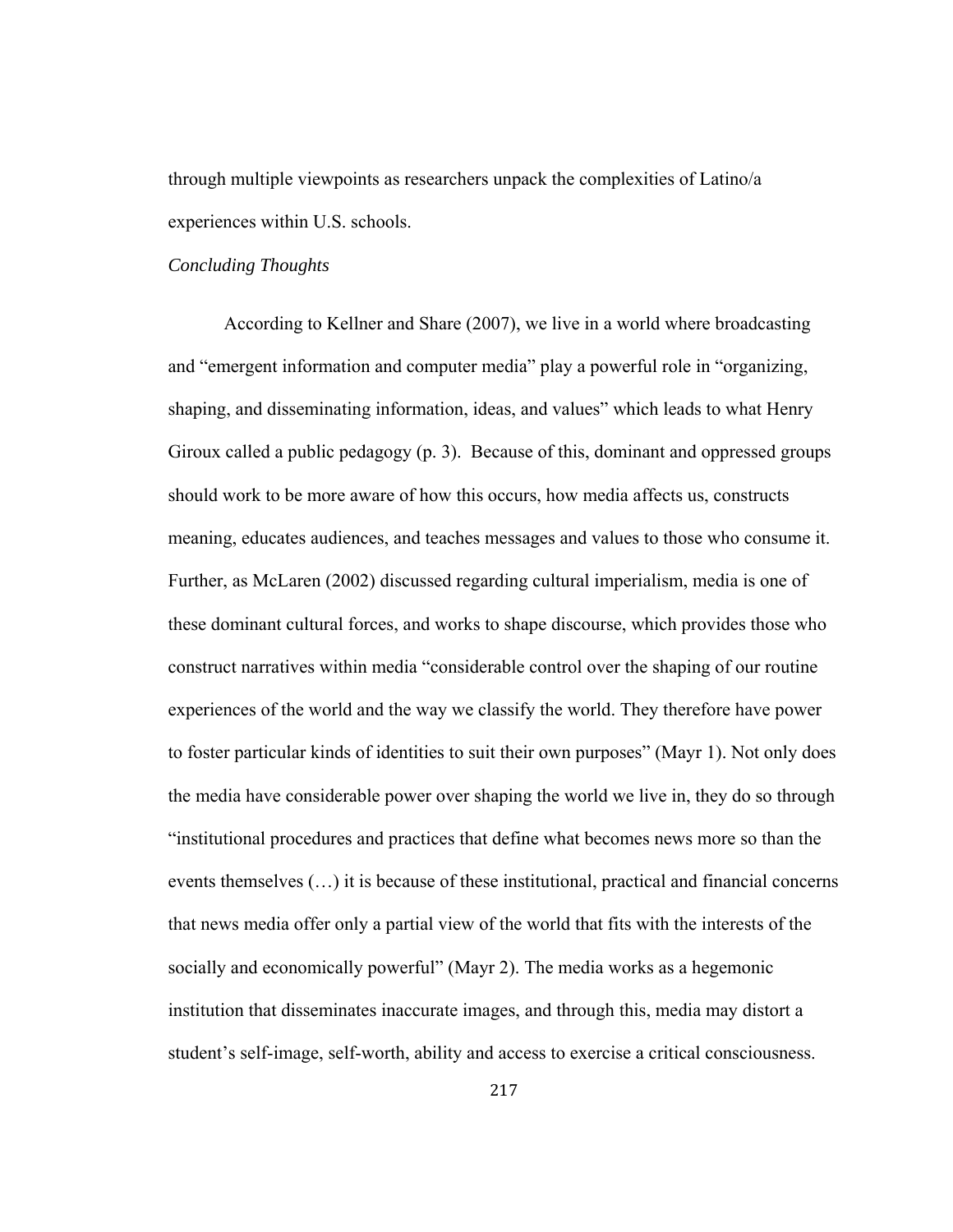through multiple viewpoints as researchers unpack the complexities of Latino/a experiences within U.S. schools.

*Concluding Thoughts*

According to Kellner and Share (2007), we live in a world where broadcasting and "emergent information and computer media" play a powerful role in "organizing, shaping, and disseminating information, ideas, and values" which leads to what Henry Giroux called a public pedagogy (p. 3). Because of this, dominant and oppressed groups should work to be more aware of how this occurs, how media affects us, constructs meaning, educates audiences, and teaches messages and values to those who consume it. Further, as McLaren (2002) discussed regarding cultural imperialism, media is one of these dominant cultural forces, and works to shape discourse, which provides those who construct narratives within media "considerable control over the shaping of our routine experiences of the world and the way we classify the world. They therefore have power to foster particular kinds of identities to suit their own purposes" (Mayr 1). Not only does the media have considerable power over shaping the world we live in, they do so through "institutional procedures and practices that define what becomes news more so than the events themselves (…) it is because of these institutional, practical and financial concerns that news media offer only a partial view of the world that fits with the interests of the socially and economically powerful" (Mayr 2). The media works as a hegemonic institution that disseminates inaccurate images, and through this, media may distort a student's self-image, self-worth, ability and access to exercise a critical consciousness.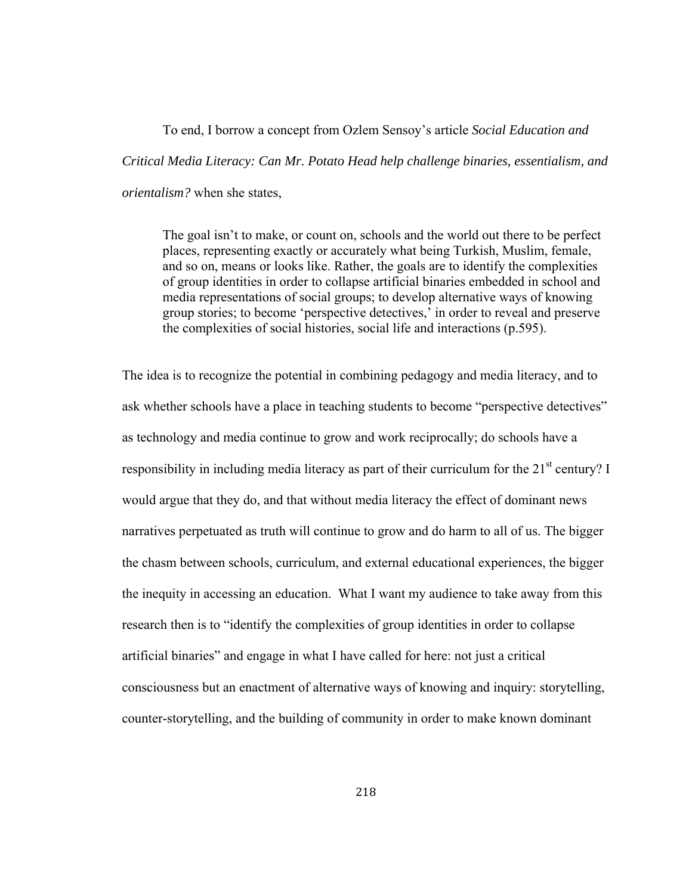To end, I borrow a concept from Ozlem Sensoy's article *Social Education and Critical Media Literacy: Can Mr. Potato Head help challenge binaries, essentialism, and orientalism?* when she states,

> The goal isn't to make, or count on, schools and the world out there to be perfect places, representing exactly or accurately what being Turkish, Muslim, female, and so on, means or looks like. Rather, the goals are to identify the complexities of group identities in order to collapse artificial binaries embedded in school and media representations of social groups; to develop alternative ways of knowing group stories; to become 'perspective detectives,' in order to reveal and preserve the complexities of social histories, social life and interactions (p.595).

The idea is to recognize the potential in combining pedagogy and media literacy, and to ask whether schools have a place in teaching students to become "perspective detectives" as technology and media continue to grow and work reciprocally; do schools have a responsibility in including media literacy as part of their curriculum for the 21st century? I would argue that they do, and that without media literacy the effect of dominant news narratives perpetuated as truth will continue to grow and do harm to all of us. The bigger the chasm between schools, curriculum, and external educational experiences, the bigger the inequity in accessing an education. What I want my audience to take away from this research then is to "identify the complexities of group identities in order to collapse artificial binaries" and engage in what I have called for here: not just a critical consciousness but an enactment of alternative ways of knowing and inquiry: storytelling, counter-storytelling, and the building of community in order to make known dominant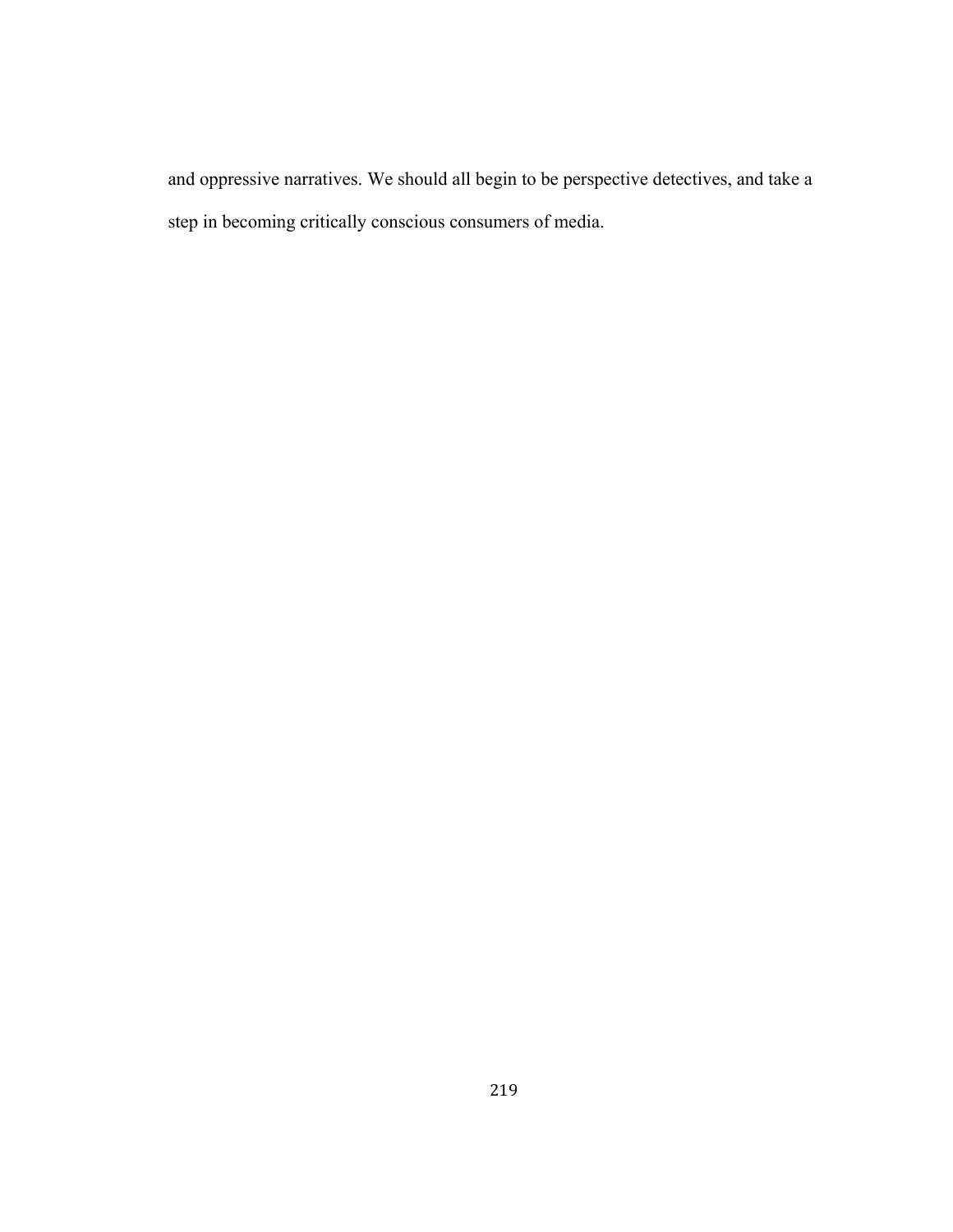and oppressive narratives. We should all begin to be perspective detectives, and take a step in becoming critically conscious consumers of media.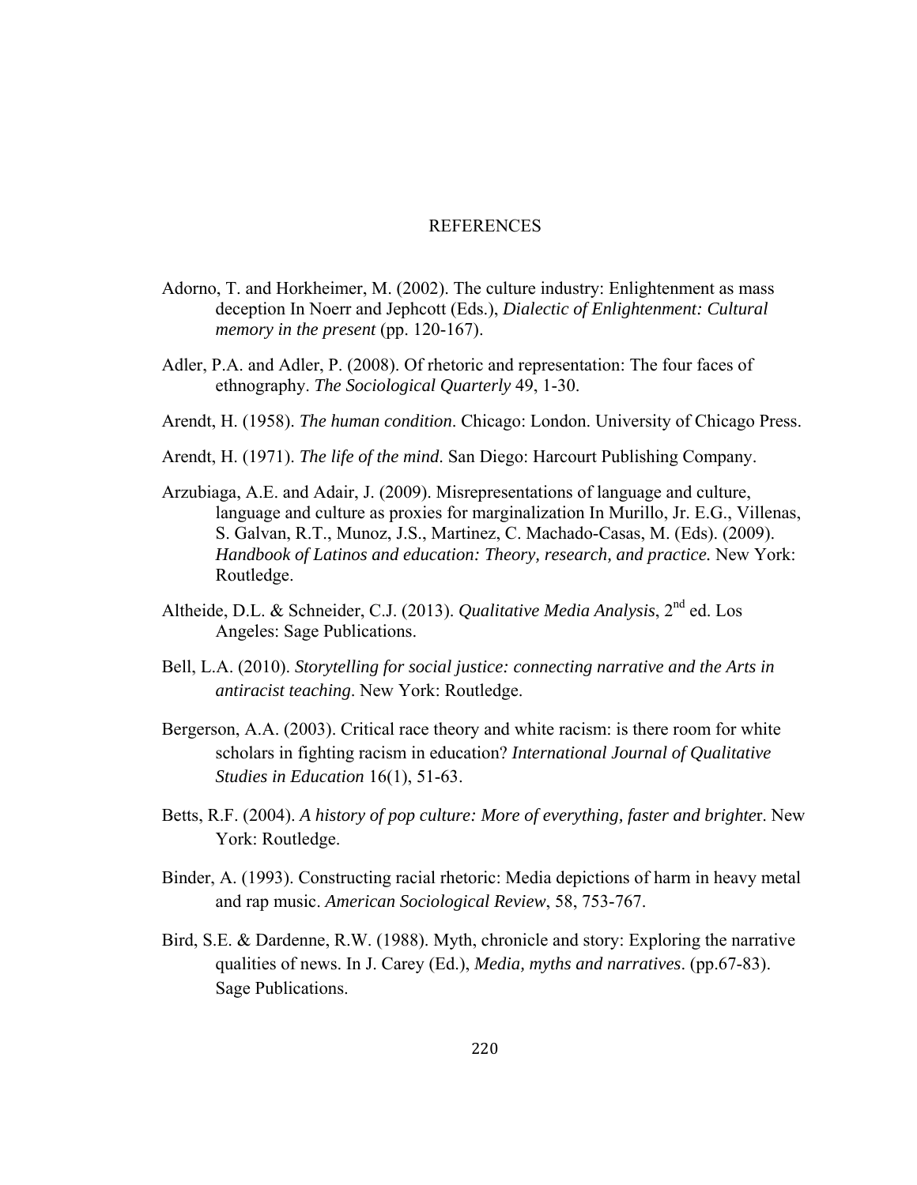# REFERENCES

Adorno, T. and Horkheimer, M. (2002). The culture industry: Enlightenment as mass deception In Noerr and Jephcott (Eds.), *Dialectic of Enlightenment: Cultural memory in the present* (pp. 120-167).

Adler, P.A. and Adler, P. (2008). Of rhetoric and representation: The four faces of ethnography. *The Sociological Quarterly* 49, 1-30.

Arendt, H. (1958). *The human condition*. Chicago: London. University of Chicago Press.

Arendt, H. (1971). *The life of the mind*. San Diego: Harcourt Publishing Company.

Arzubiaga, A.E. and Adair, J. (2009). Misrepresentations of language and culture, language and culture as proxies for marginalization In Murillo, Jr. E.G., Villenas, S. Galvan, R.T., Munoz, J.S., Martinez, C. Machado-Casas, M. (Eds). (2009). *Handbook of Latinos and education: Theory, research, and practice.* New York: Routledge.

Altheide, D.L. & Schneider, C.J. (2013). *Qualitative Media Analysis*, 2nd ed. Los Angeles: Sage Publications.

Bell, L.A. (2010). *Storytelling for social justice: connecting narrative and the Arts in antiracist teaching*. New York: Routledge.

Bergerson, A.A. (2003). Critical race theory and white racism: is there room for white scholars in fighting racism in education? *International Journal of Qualitative Studies in Education* 16(1), 51-63.

Betts, R.F. (2004). *A history of pop culture: More of everything, faster and brighter*. New York: Routledge.

Binder, A. (1993). Constructing racial rhetoric: Media depictions of harm in heavy metal and rap music. *American Sociological Review*, 58, 753-767.

Bird, S.E. & Dardenne, R.W. (1988). Myth, chronicle and story: Exploring the narrative qualities of news. In J. Carey (Ed.), *Media, myths and narratives*. (pp.67-83). Sage Publications.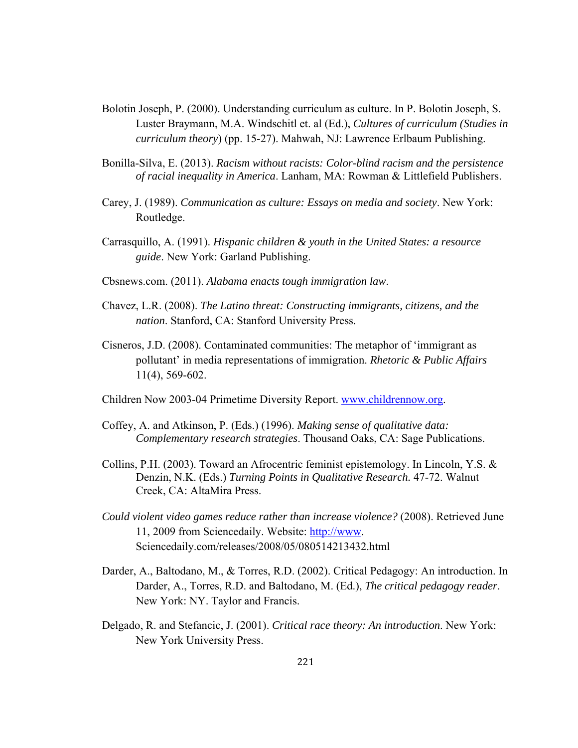Bolotin Joseph, P. (2000). Understanding curriculum as culture. In P. Bolotin Joseph, S. Luster Braymann, M.A. Windschitl et. al (Ed.), *Cultures of curriculum (Studies in curriculum theory)* (pp. 15-27). Mahwah, NJ: Lawrence Erlbaum Publishing.

Bonilla-Silva, E. (2013). *Racism without racists: Color-blind racism and the persistence of racial inequality in America*. Lanham, MA: Rowman & Littlefield Publishers.

Carey, J. (1989). *Communication as culture: Essays on media and society*. New York: Routledge.

Carrasquillo, A. (1991). *Hispanic children & youth in the United States: a resource guide*. New York: Garland Publishing.

Cbsnews.com. (2011). *Alabama enacts tough immigration law*.

Chavez, L.R. (2008). *The Latino threat: Constructing immigrants, citizens, and the nation*. Stanford, CA: Stanford University Press.

Cisneros, J.D. (2008). Contaminated communities: The metaphor of 'immigrant as pollutant' in media representations of immigration. *Rhetoric & Public Affairs* 11(4), 569-602.

Children Now 2003-04 Primetime Diversity Report. www.childrennow.org.

Coffey, A. and Atkinson, P. (Eds.) (1996). *Making sense of qualitative data: Complementary research strategies*. Thousand Oaks, CA: Sage Publications.

Collins, P.H. (2003). Toward an Afrocentric feminist epistemology. In Lincoln, Y.S. & Denzin, N.K. (Eds.) *Turning Points in Qualitative Research*. 47-72. Walnut Creek, CA: AltaMira Press.

*Could violent video games reduce rather than increase violence?* (2008). Retrieved June 11, 2009 from Sciencedaily. Website: http://www. Sciencedaily.com/releases/2008/05/080514213432.html

Darder, A., Baltodano, M., & Torres, R.D. (2002). Critical Pedagogy: An introduction. In Darder, A., Torres, R.D. and Baltodano, M. (Ed.), *The critical pedagogy reader*. New York: NY. Taylor and Francis.

Delgado, R. and Stefancic, J. (2001). *Critical race theory: An introduction*. New York: New York University Press.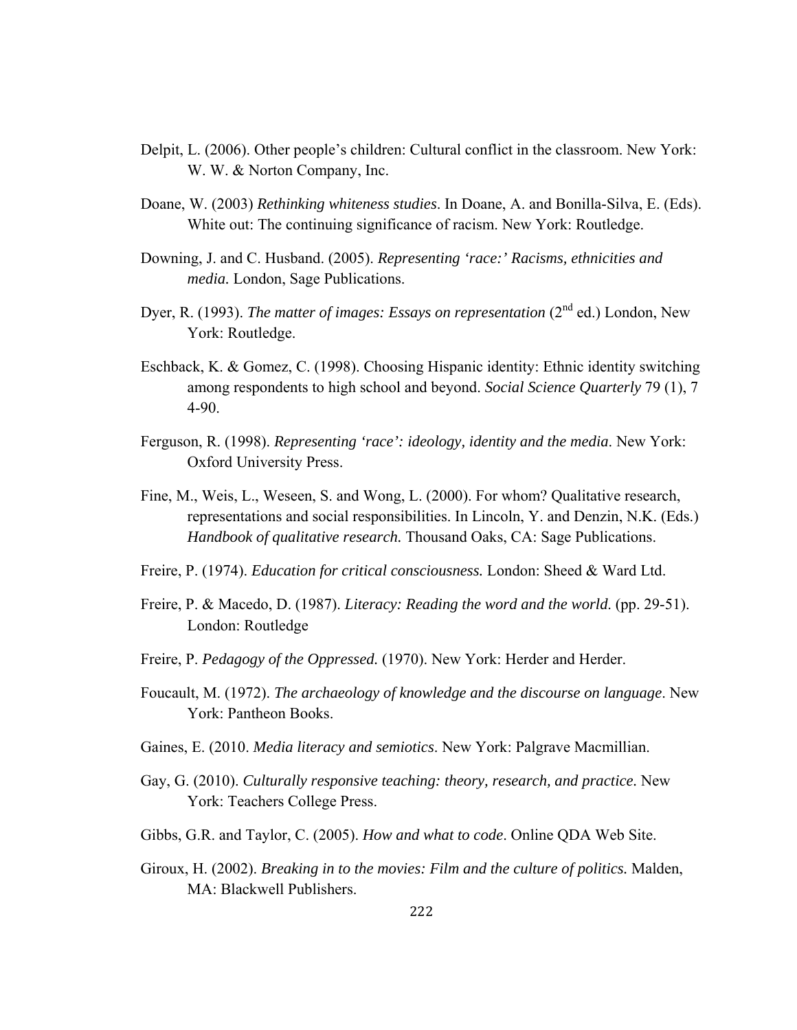Delpit, L. (2006). Other people's children: Cultural conflict in the classroom. New York: W. W. & Norton Company, Inc.

Doane, W. (2003) *Rethinking whiteness studies*. In Doane, A. and Bonilla-Silva, E. (Eds). White out: The continuing significance of racism. New York: Routledge.

Downing, J. and C. Husband. (2005). *Representing 'race:' Racisms, ethnicities and media.* London, Sage Publications.

Dyer, R. (1993). *The matter of images: Essays on representation* (2nd ed.) London, New York: Routledge.

Eschback, K. & Gomez, C. (1998). Choosing Hispanic identity: Ethnic identity switching among respondents to high school and beyond. *Social Science Quarterly* 79 (1), 7 4-90.

Ferguson, R. (1998). *Representing 'race': ideology, identity and the media*. New York: Oxford University Press.

Fine, M., Weis, L., Weseen, S. and Wong, L. (2000). For whom? Qualitative research, representations and social responsibilities. In Lincoln, Y. and Denzin, N.K. (Eds.) *Handbook of qualitative research.* Thousand Oaks, CA: Sage Publications.

Freire, P. (1974). *Education for critical consciousness.* London: Sheed & Ward Ltd.

Freire, P. & Macedo, D. (1987). *Literacy: Reading the word and the world.* (pp. 29-51). London: Routledge

Freire, P. *Pedagogy of the Oppressed.* (1970). New York: Herder and Herder.

Foucault, M. (1972). *The archaeology of knowledge and the discourse on language*. New York: Pantheon Books.

Gaines, E. (2010. *Media literacy and semiotics*. New York: Palgrave Macmillian.

Gay, G. (2010). *Culturally responsive teaching: theory, research, and practice.* New York: Teachers College Press.

Gibbs, G.R. and Taylor, C. (2005). *How and what to code*. Online QDA Web Site.

Giroux, H. (2002). *Breaking in to the movies: Film and the culture of politics.* Malden, MA: Blackwell Publishers.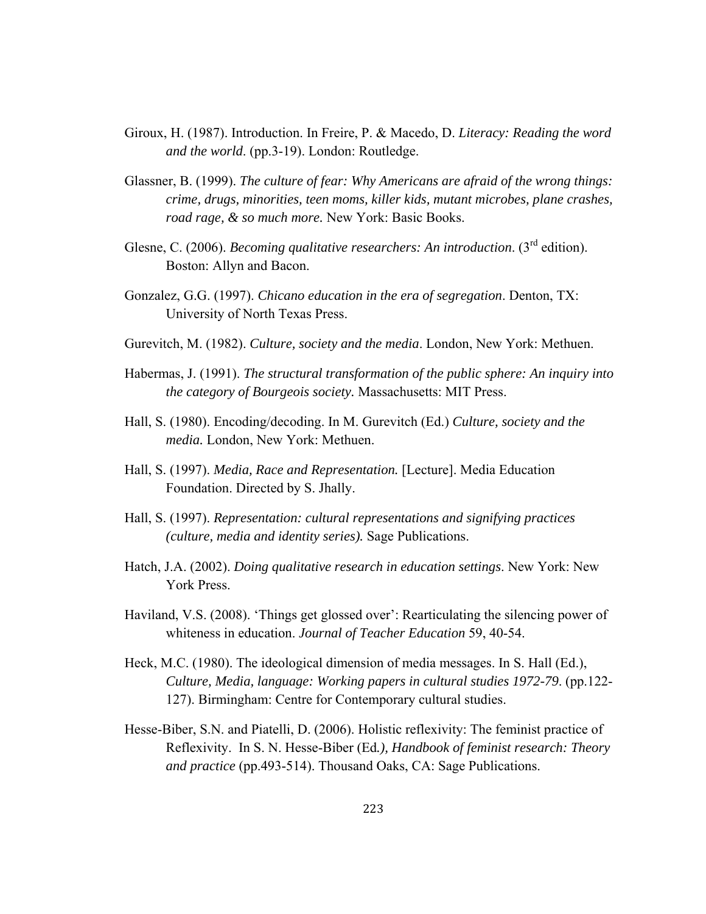Giroux, H. (1987). Introduction. In Freire, P. & Macedo, D. *Literacy: Reading the word and the world*. (pp.3-19). London: Routledge.

Glassner, B. (1999). *The culture of fear: Why Americans are afraid of the wrong things: crime, drugs, minorities, teen moms, killer kids, mutant microbes, plane crashes, road rage, & so much more.* New York: Basic Books.

Glesne, C. (2006). *Becoming qualitative researchers: An introduction*. (3rd edition). Boston: Allyn and Bacon.

Gonzalez, G.G. (1997). *Chicano education in the era of segregation*. Denton, TX: University of North Texas Press.

Gurevitch, M. (1982). *Culture, society and the media*. London, New York: Methuen.

Habermas, J. (1991). *The structural transformation of the public sphere: An inquiry into the category of Bourgeois society.* Massachusetts: MIT Press.

Hall, S. (1980). Encoding/decoding. In M. Gurevitch (Ed.) *Culture, society and the media.* London, New York: Methuen.

Hall, S. (1997). *Media, Race and Representation.* [Lecture]. Media Education Foundation. Directed by S. Jhally.

Hall, S. (1997). *Representation: cultural representations and signifying practices (culture, media and identity series).* Sage Publications.

Hatch, J.A. (2002). *Doing qualitative research in education settings*. New York: New York Press.

Haviland, V.S. (2008). 'Things get glossed over': Rearticulating the silencing power of whiteness in education. *Journal of Teacher Education* 59, 40-54.

Heck, M.C. (1980). The ideological dimension of media messages. In S. Hall (Ed.), *Culture, Media, language: Working papers in cultural studies 1972-79*. (pp.122-127). Birmingham: Centre for Contemporary cultural studies.

Hesse-Biber, S.N. and Piatelli, D. (2006). Holistic reflexivity: The feminist practice of Reflexivity. In S. N. Hesse-Biber (Ed*.), Handbook of feminist research: Theory and practice* (pp.493-514). Thousand Oaks, CA: Sage Publications.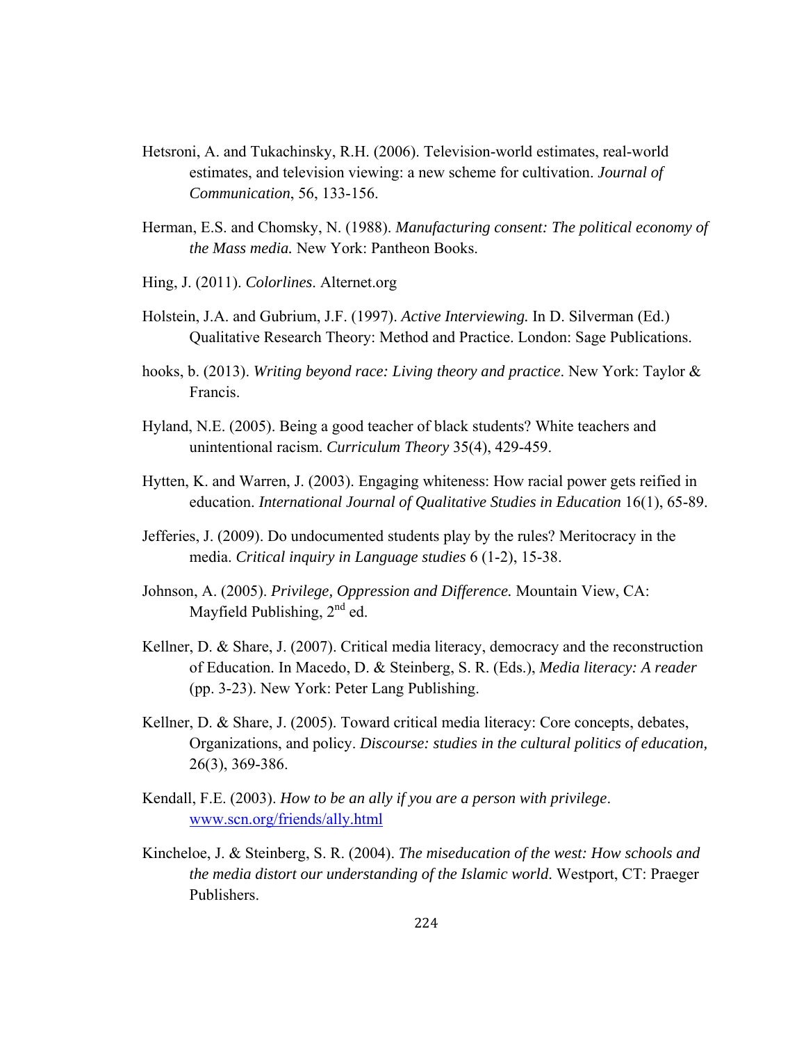Hetsroni, A. and Tukachinsky, R.H. (2006). Television-world estimates, real-world estimates, and television viewing: a new scheme for cultivation. *Journal of Communication*, 56, 133-156.

Herman, E.S. and Chomsky, N. (1988). *Manufacturing consent: The political economy of the Mass media.* New York: Pantheon Books.

Hing, J. (2011). *Colorlines*. Alternet.org

Holstein, J.A. and Gubrium, J.F. (1997). *Active Interviewing.* In D. Silverman (Ed.) Qualitative Research Theory: Method and Practice. London: Sage Publications.

hooks, b. (2013). *Writing beyond race: Living theory and practice*. New York: Taylor & Francis.

Hyland, N.E. (2005). Being a good teacher of black students? White teachers and unintentional racism. *Curriculum Theory* 35(4), 429-459.

Hytten, K. and Warren, J. (2003). Engaging whiteness: How racial power gets reified in education. *International Journal of Qualitative Studies in Education* 16(1), 65-89.

Jefferies, J. (2009). Do undocumented students play by the rules? Meritocracy in the media. *Critical inquiry in Language studies* 6 (1-2), 15-38.

Johnson, A. (2005). *Privilege, Oppression and Difference.* Mountain View, CA: Mayfield Publishing, 2nd ed.

Kellner, D. & Share, J. (2007). Critical media literacy, democracy and the reconstruction of Education. In Macedo, D. & Steinberg, S. R. (Eds.), *Media literacy: A reader* (pp. 3-23). New York: Peter Lang Publishing.

Kellner, D. & Share, J. (2005). Toward critical media literacy: Core concepts, debates, Organizations, and policy. *Discourse: studies in the cultural politics of education,* 26(3), 369-386.

Kendall, F.E. (2003). *How to be an ally if you are a person with privilege*. www.scn.org/friends/ally.html

Kincheloe, J. & Steinberg, S. R. (2004). *The miseducation of the west: How schools and the media distort our understanding of the Islamic world*. Westport, CT: Praeger Publishers.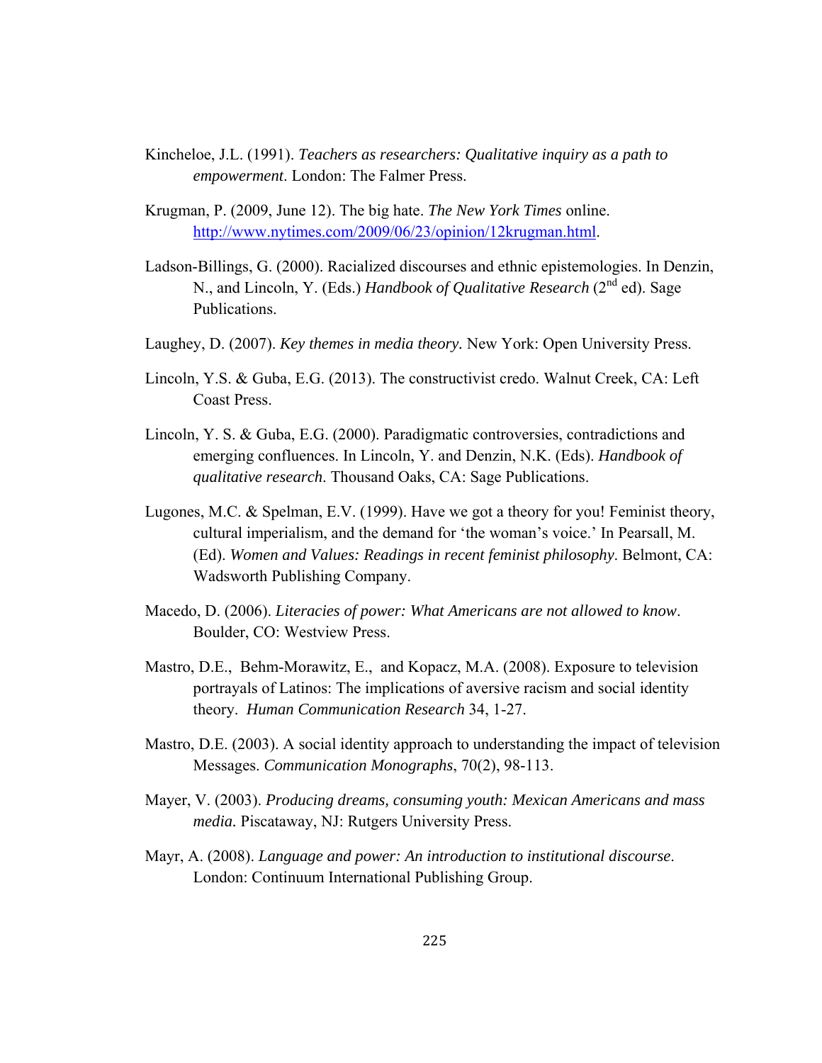Kincheloe, J.L. (1991). *Teachers as researchers: Qualitative inquiry as a path to empowerment*. London: The Falmer Press.

Krugman, P. (2009, June 12). The big hate. *The New York Times* online. http://www.nytimes.com/2009/06/23/opinion/12krugman.html.

Ladson-Billings, G. (2000). Racialized discourses and ethnic epistemologies. In Denzin, N., and Lincoln, Y. (Eds.) *Handbook of Qualitative Research* (2nd ed). Sage Publications.

Laughey, D. (2007). *Key themes in media theory.* New York: Open University Press.

Lincoln, Y.S. & Guba, E.G. (2013). The constructivist credo. Walnut Creek, CA: Left Coast Press.

Lincoln, Y. S. & Guba, E.G. (2000). Paradigmatic controversies, contradictions and emerging confluences. In Lincoln, Y. and Denzin, N.K. (Eds). *Handbook of qualitative research*. Thousand Oaks, CA: Sage Publications.

Lugones, M.C. & Spelman, E.V. (1999). Have we got a theory for you! Feminist theory, cultural imperialism, and the demand for 'the woman's voice.' In Pearsall, M. (Ed). *Women and Values: Readings in recent feminist philosophy*. Belmont, CA: Wadsworth Publishing Company.

Macedo, D. (2006). *Literacies of power: What Americans are not allowed to know*. Boulder, CO: Westview Press.

Mastro, D.E., Behm-Morawitz, E., and Kopacz, M.A. (2008). Exposure to television portrayals of Latinos: The implications of aversive racism and social identity theory. *Human Communication Research* 34, 1-27.

Mastro, D.E. (2003). A social identity approach to understanding the impact of television Messages. *Communication Monographs*, 70(2), 98-113.

Mayer, V. (2003). *Producing dreams, consuming youth: Mexican Americans and mass media.* Piscataway, NJ: Rutgers University Press.

Mayr, A. (2008). *Language and power: An introduction to institutional discourse*. London: Continuum International Publishing Group.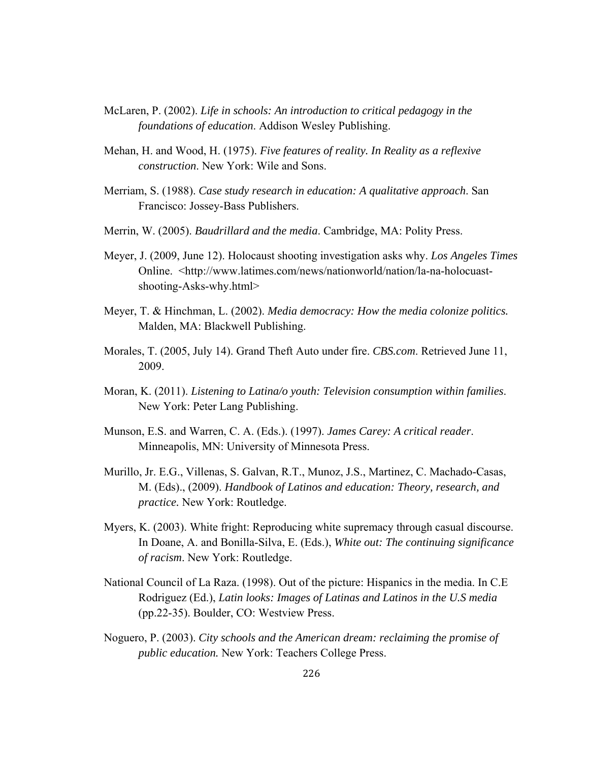McLaren, P. (2002). *Life in schools: An introduction to critical pedagogy in the foundations of education*. Addison Wesley Publishing.

Mehan, H. and Wood, H. (1975). *Five features of reality. In Reality as a reflexive construction*. New York: Wile and Sons.

Merriam, S. (1988). *Case study research in education: A qualitative approach*. San Francisco: Jossey-Bass Publishers.

Merrin, W. (2005). *Baudrillard and the media*. Cambridge, MA: Polity Press.

Meyer, J. (2009, June 12). Holocaust shooting investigation asks why. *Los Angeles Times* Online. <http://www.latimes.com/news/nationworld/nation/la-na-holocuast-shooting-Asks-why.html>

Meyer, T. & Hinchman, L. (2002). *Media democracy: How the media colonize politics.* Malden, MA: Blackwell Publishing.

Morales, T. (2005, July 14). Grand Theft Auto under fire. *CBS.com*. Retrieved June 11, 2009.

Moran, K. (2011). *Listening to Latina/o youth: Television consumption within families*. New York: Peter Lang Publishing.

Munson, E.S. and Warren, C. A. (Eds.). (1997). *James Carey: A critical reader*. Minneapolis, MN: University of Minnesota Press.

Murillo, Jr. E.G., Villenas, S. Galvan, R.T., Munoz, J.S., Martinez, C. Machado-Casas, M. (Eds)., (2009). *Handbook of Latinos and education: Theory, research, and practice.* New York: Routledge.

Myers, K. (2003). White fright: Reproducing white supremacy through casual discourse. In Doane, A. and Bonilla-Silva, E. (Eds.), *White out: The continuing significance of racism*. New York: Routledge.

National Council of La Raza. (1998). Out of the picture: Hispanics in the media. In C.E Rodriguez (Ed.), *Latin looks: Images of Latinas and Latinos in the U.S media* (pp.22-35). Boulder, CO: Westview Press.

Noguero, P. (2003). *City schools and the American dream: reclaiming the promise of public education.* New York: Teachers College Press.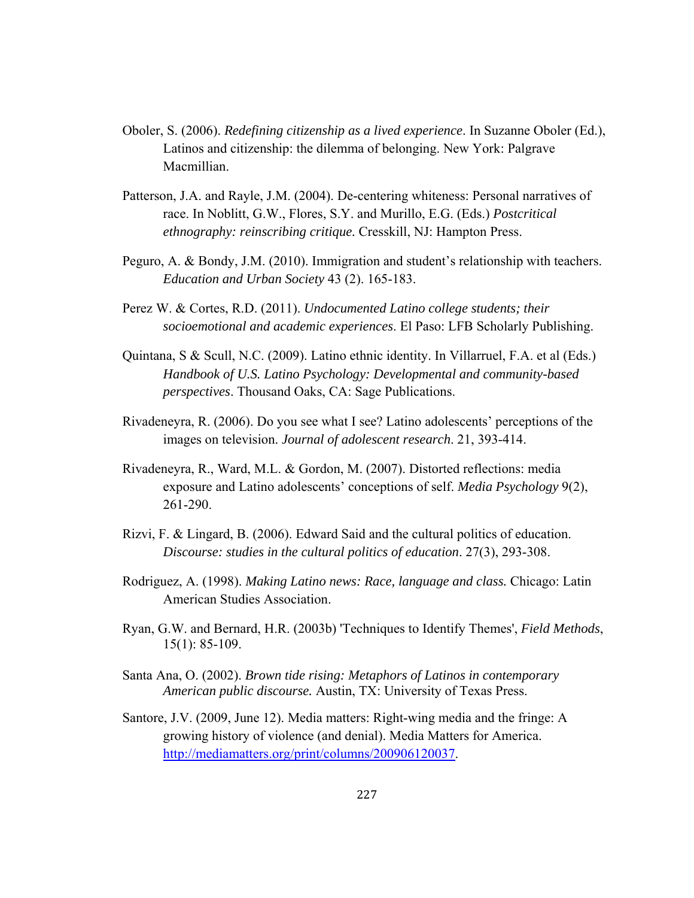Oboler, S. (2006). *Redefining citizenship as a lived experience*. In Suzanne Oboler (Ed.), Latinos and citizenship: the dilemma of belonging. New York: Palgrave Macmillian.

Patterson, J.A. and Rayle, J.M. (2004). De-centering whiteness: Personal narratives of race. In Noblitt, G.W., Flores, S.Y. and Murillo, E.G. (Eds.) *Postcritical ethnography: reinscribing critique.* Cresskill, NJ: Hampton Press.

Peguro, A. & Bondy, J.M. (2010). Immigration and student's relationship with teachers. *Education and Urban Society* 43 (2). 165-183.

Perez W. & Cortes, R.D. (2011). *Undocumented Latino college students; their socioemotional and academic experiences*. El Paso: LFB Scholarly Publishing.

Quintana, S & Scull, N.C. (2009). Latino ethnic identity. In Villarruel, F.A. et al (Eds.) *Handbook of U.S. Latino Psychology: Developmental and community-based perspectives*. Thousand Oaks, CA: Sage Publications.

Rivadeneyra, R. (2006). Do you see what I see? Latino adolescents' perceptions of the images on television. *Journal of adolescent research*. 21, 393-414.

Rivadeneyra, R., Ward, M.L. & Gordon, M. (2007). Distorted reflections: media exposure and Latino adolescents' conceptions of self. *Media Psychology* 9(2), 261-290.

Rizvi, F. & Lingard, B. (2006). Edward Said and the cultural politics of education. *Discourse: studies in the cultural politics of education*. 27(3), 293-308.

Rodriguez, A. (1998). *Making Latino news: Race, language and class.* Chicago: Latin American Studies Association.

Ryan, G.W. and Bernard, H.R. (2003b) 'Techniques to Identify Themes', *Field Methods*, 15(1): 85-109.

Santa Ana, O. (2002). *Brown tide rising: Metaphors of Latinos in contemporary American public discourse.* Austin, TX: University of Texas Press.

Santore, J.V. (2009, June 12). Media matters: Right-wing media and the fringe: A growing history of violence (and denial). Media Matters for America. http://mediamatters.org/print/columns/200906120037.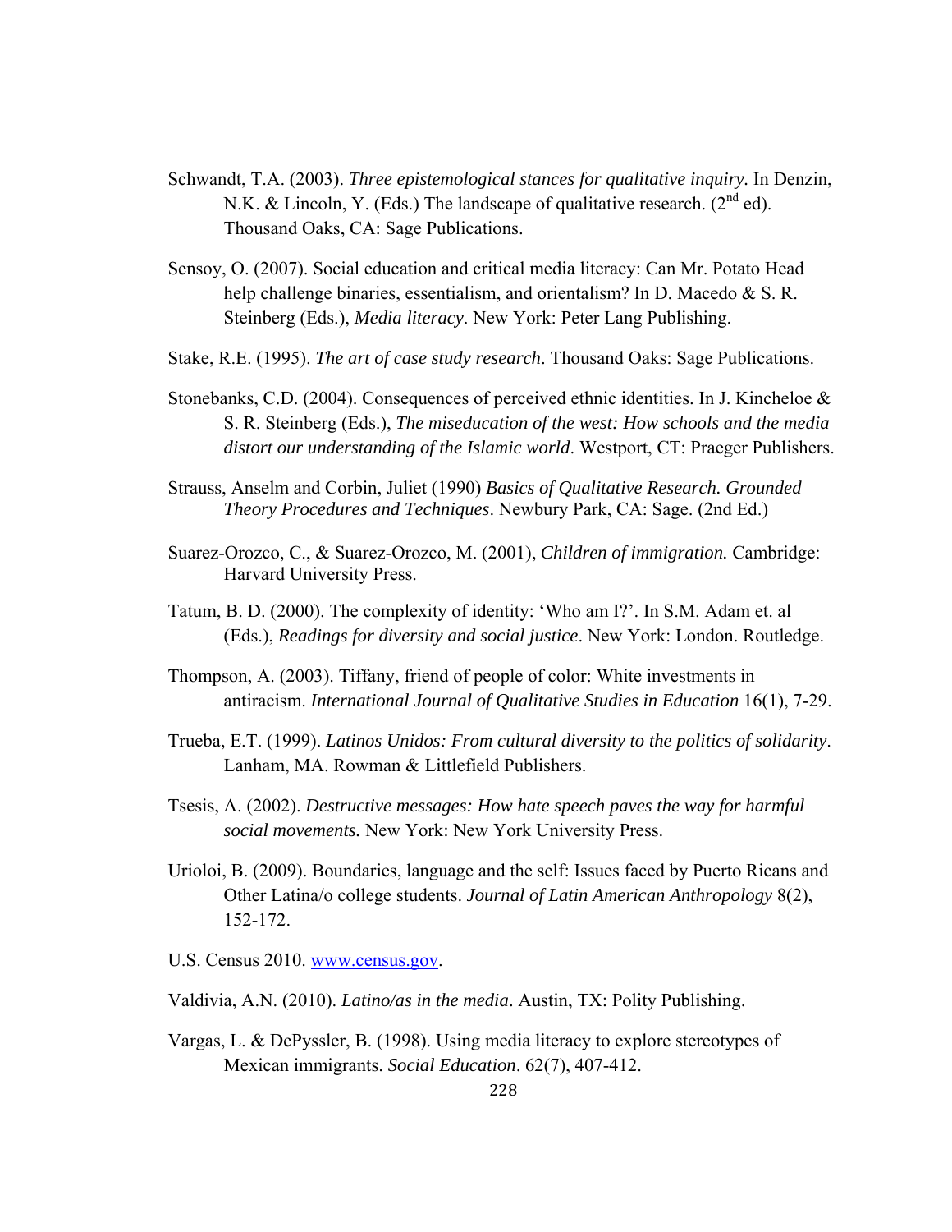Schwandt, T.A. (2003). *Three epistemological stances for qualitative inquiry.* In Denzin, N.K. & Lincoln, Y. (Eds.) The landscape of qualitative research. (2nd ed). Thousand Oaks, CA: Sage Publications.

Sensoy, O. (2007). Social education and critical media literacy: Can Mr. Potato Head help challenge binaries, essentialism, and orientalism? In D. Macedo & S. R. Steinberg (Eds.), *Media literacy*. New York: Peter Lang Publishing.

Stake, R.E. (1995). *The art of case study research*. Thousand Oaks: Sage Publications.

Stonebanks, C.D. (2004). Consequences of perceived ethnic identities. In J. Kincheloe & S. R. Steinberg (Eds.), *The miseducation of the west: How schools and the media distort our understanding of the Islamic world*. Westport, CT: Praeger Publishers.

Strauss, Anselm and Corbin, Juliet (1990) *Basics of Qualitative Research. Grounded Theory Procedures and Techniques*. Newbury Park, CA: Sage. (2nd Ed.)

Suarez-Orozco, C., & Suarez-Orozco, M. (2001), *Children of immigration.* Cambridge: Harvard University Press.

Tatum, B. D. (2000). The complexity of identity: 'Who am I?'. In S.M. Adam et. al (Eds.), *Readings for diversity and social justice*. New York: London. Routledge.

Thompson, A. (2003). Tiffany, friend of people of color: White investments in antiracism. *International Journal of Qualitative Studies in Education* 16(1), 7-29.

Trueba, E.T. (1999). *Latinos Unidos: From cultural diversity to the politics of solidarity*. Lanham, MA. Rowman & Littlefield Publishers.

Tsesis, A. (2002). *Destructive messages: How hate speech paves the way for harmful social movements.* New York: New York University Press.

Urioloi, B. (2009). Boundaries, language and the self: Issues faced by Puerto Ricans and Other Latina/o college students. *Journal of Latin American Anthropology* 8(2), 152-172.

U.S. Census 2010. www.census.gov.

Valdivia, A.N. (2010). *Latino/as in the media*. Austin, TX: Polity Publishing.

Vargas, L. & DePyssler, B. (1998). Using media literacy to explore stereotypes of Mexican immigrants. *Social Education*. 62(7), 407-412.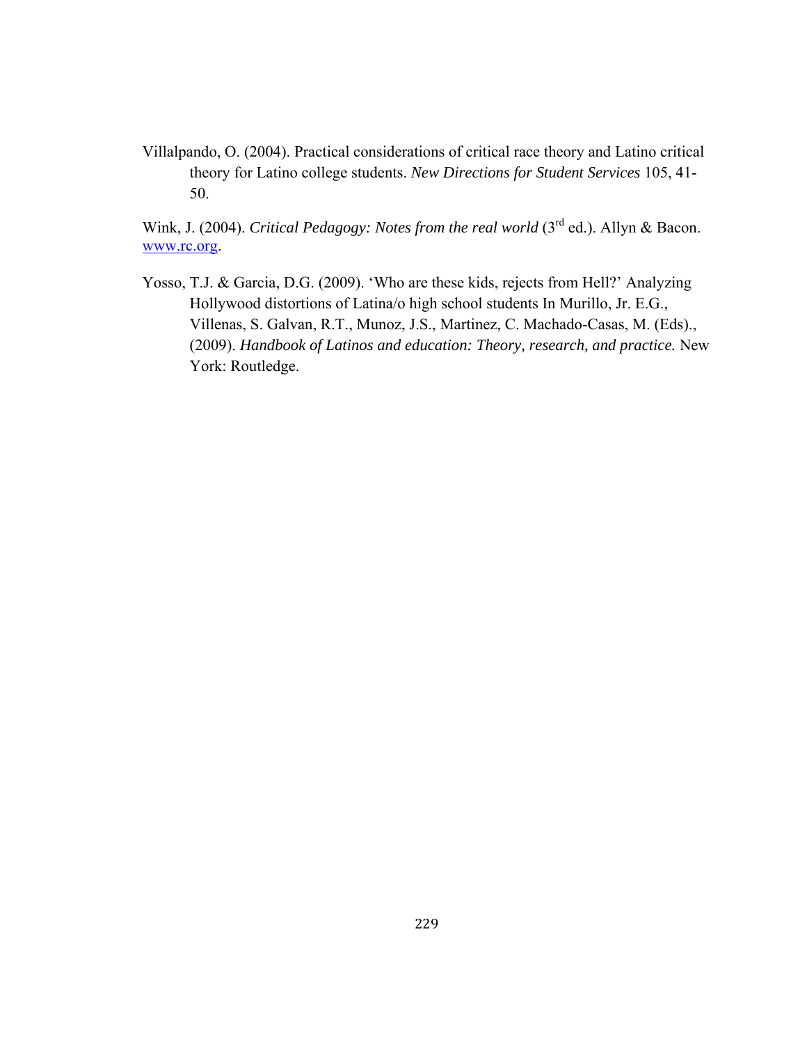Villalpando, O. (2004). Practical considerations of critical race theory and Latino critical theory for Latino college students. *New Directions for Student Services* 105, 41-50.

Wink, J. (2004). *Critical Pedagogy: Notes from the real world* (3rd ed.). Allyn & Bacon. www.rc.org.

Yosso, T.J. & Garcia, D.G. (2009). 'Who are these kids, rejects from Hell?' Analyzing Hollywood distortions of Latina/o high school students In Murillo, Jr. E.G., Villenas, S. Galvan, R.T., Munoz, J.S., Martinez, C. Machado-Casas, M. (Eds)., (2009). *Handbook of Latinos and education: Theory, research, and practice.* New York: Routledge.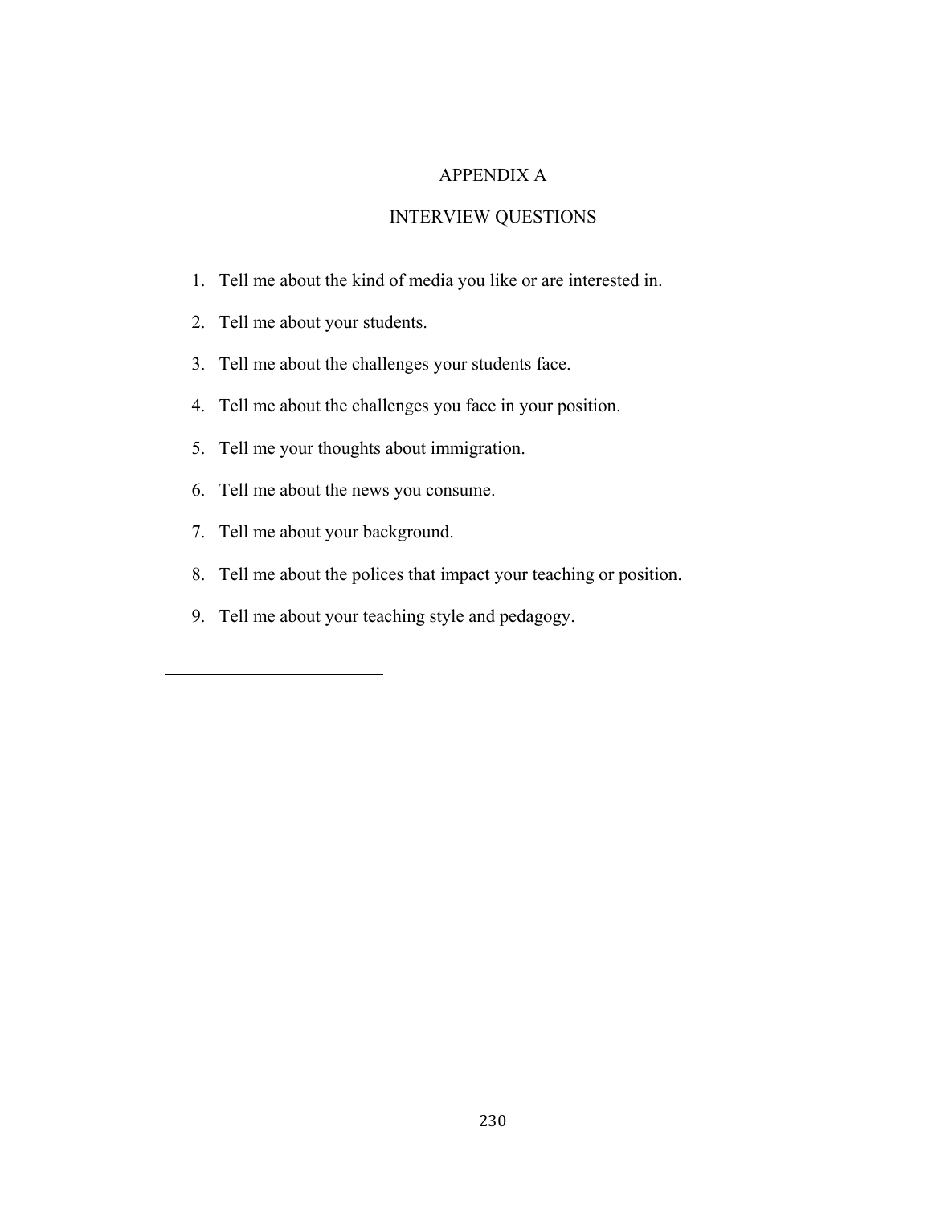# APPENDIX A

## INTERVIEW QUESTIONS

1. Tell me about the kind of media you like or are interested in.
2. Tell me about your students.
3. Tell me about the challenges your students face.
4. Tell me about the challenges you face in your position.
5. Tell me your thoughts about immigration.
6. Tell me about the news you consume.
7. Tell me about your background.
8. Tell me about the polices that impact your teaching or position.
9. Tell me about your teaching style and pedagogy.